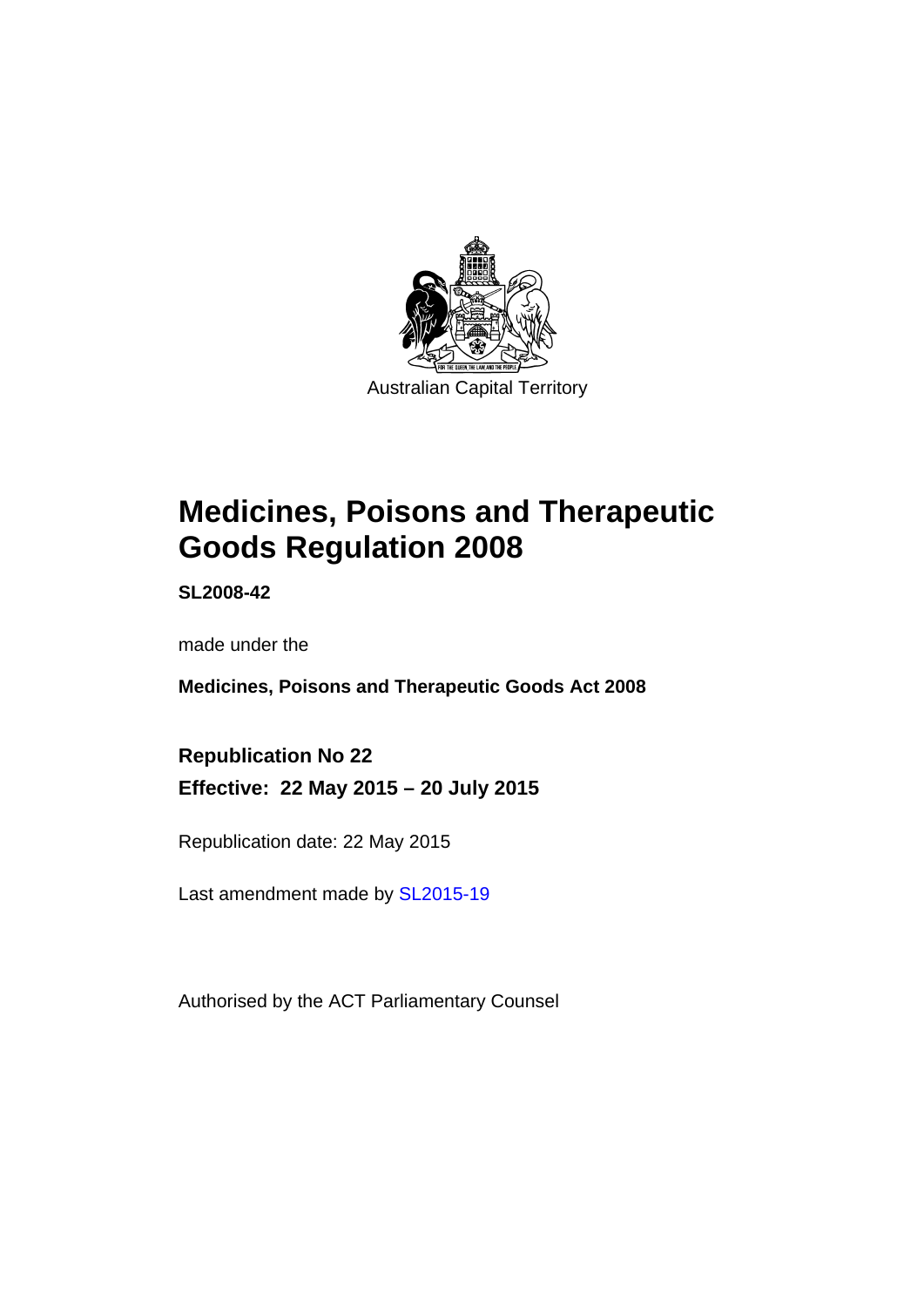Australian Capital Territory

# Medicines, Poisons and Therapeutic Goods Regulation 2008

**SL2008-42**

made under the

**Medicines, Poisons and Therapeutic Goods Act 2008**

**Republication No 22**

**Effective: 22 May 2015 – 20 July 2015**

Republication date: 22 May 2015

Last amendment made by SL2015-19

Authorised by the ACT Parliamentary Counsel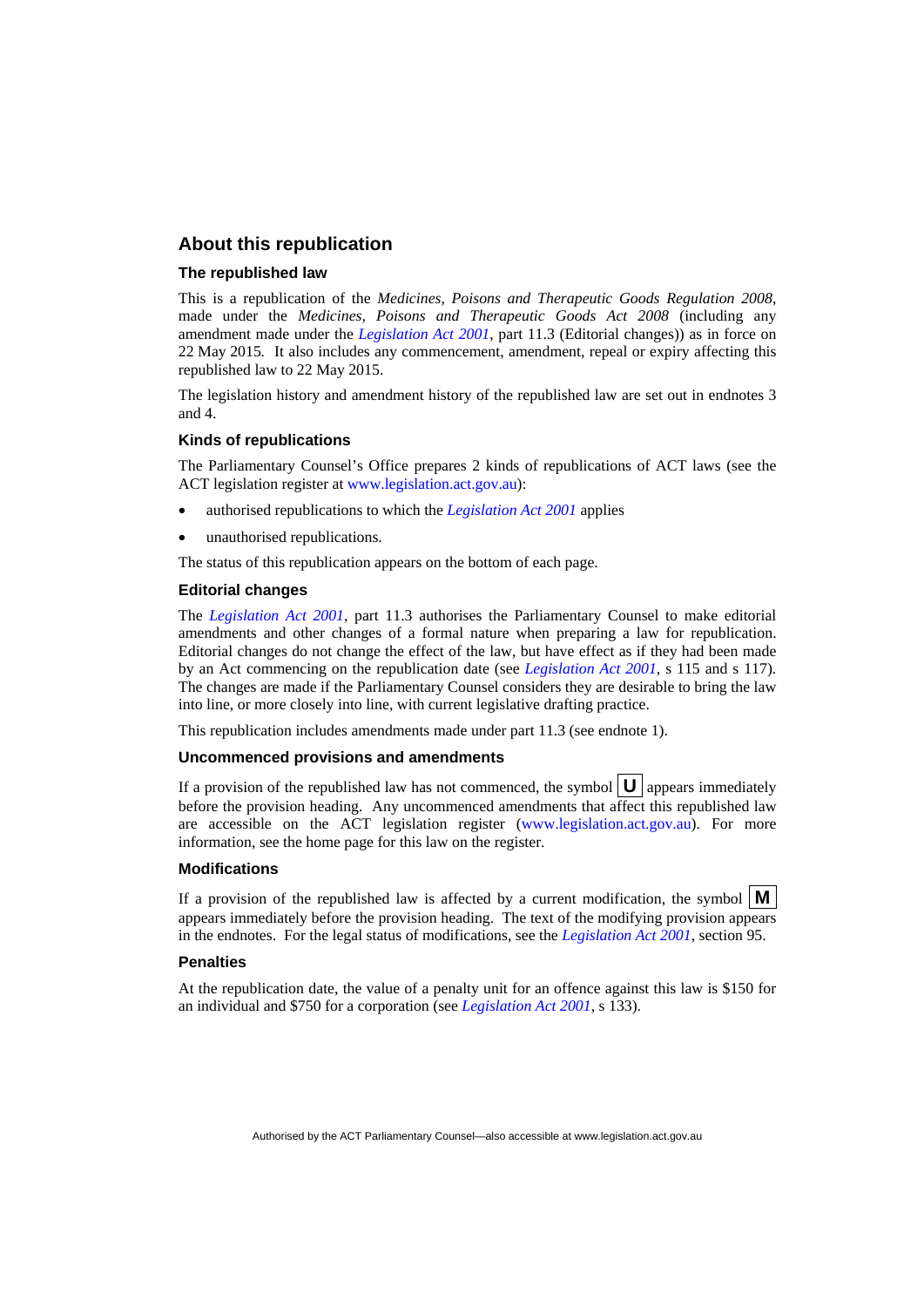## About this republication

### The republished law

This is a republication of the *Medicines, Poisons and Therapeutic Goods Regulation 2008*, made under the *Medicines, Poisons and Therapeutic Goods Act 2008* (including any amendment made under the *Legislation Act 2001*, part 11.3 (Editorial changes)) as in force on 22 May 2015*.* It also includes any commencement, amendment, repeal or expiry affecting this republished law to 22 May 2015.

The legislation history and amendment history of the republished law are set out in endnotes 3 and 4.

### Kinds of republications

The Parliamentary Counsel's Office prepares 2 kinds of republications of ACT laws (see the ACT legislation register at www.legislation.act.gov.au):

- authorised republications to which the *Legislation Act 2001* applies
- unauthorised republications.

The status of this republication appears on the bottom of each page.

### Editorial changes

The *Legislation Act 2001*, part 11.3 authorises the Parliamentary Counsel to make editorial amendments and other changes of a formal nature when preparing a law for republication. Editorial changes do not change the effect of the law, but have effect as if they had been made by an Act commencing on the republication date (see *Legislation Act 2001*, s 115 and s 117). The changes are made if the Parliamentary Counsel considers they are desirable to bring the law into line, or more closely into line, with current legislative drafting practice.

This republication includes amendments made under part 11.3 (see endnote 1).

### Uncommenced provisions and amendments

If a provision of the republished law has not commenced, the symbol **U** appears immediately before the provision heading. Any uncommenced amendments that affect this republished law are accessible on the ACT legislation register (www.legislation.act.gov.au). For more information, see the home page for this law on the register.

### Modifications

If a provision of the republished law is affected by a current modification, the symbol **M** appears immediately before the provision heading. The text of the modifying provision appears in the endnotes. For the legal status of modifications, see the *Legislation Act 2001*, section 95.

### Penalties

At the republication date, the value of a penalty unit for an offence against this law is $150 for an individual and $750 for a corporation (see *Legislation Act 2001*, s 133).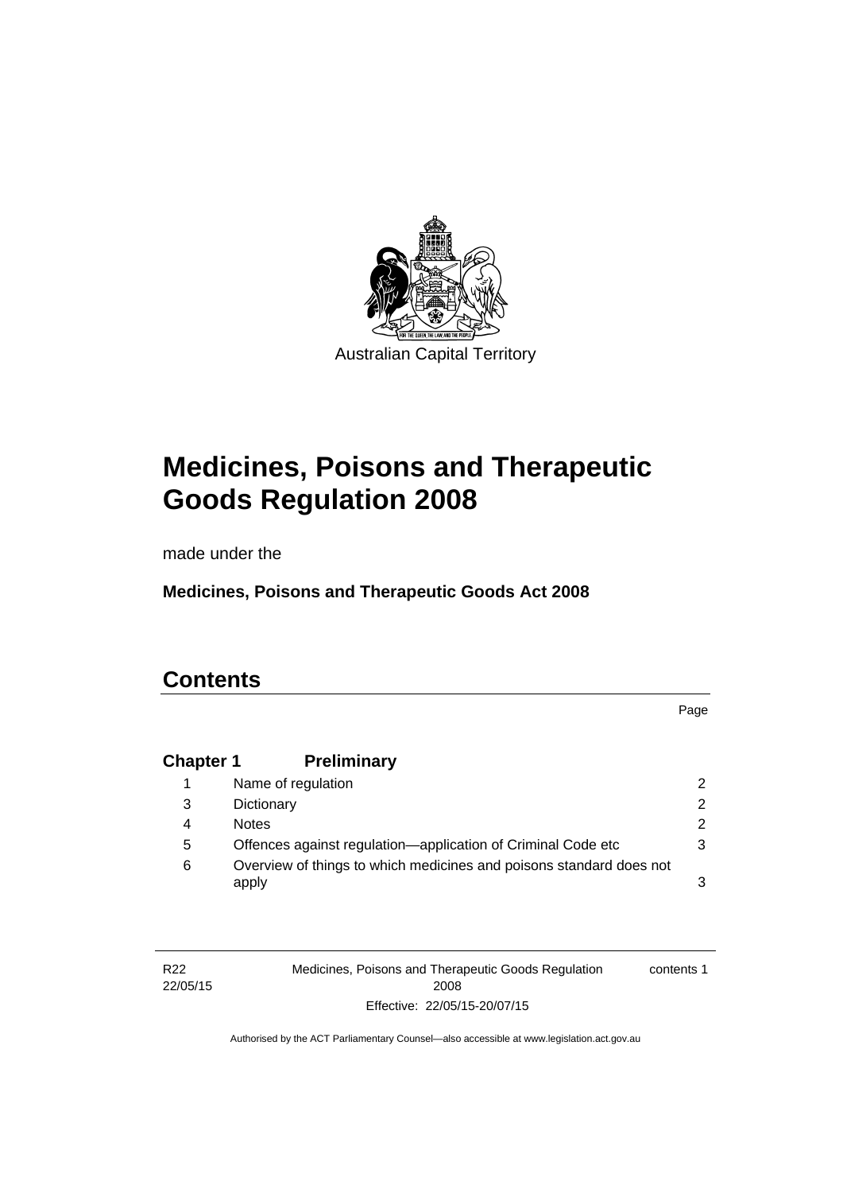Australian Capital Territory

# Medicines, Poisons and Therapeutic Goods Regulation 2008

made under the

**Medicines, Poisons and Therapeutic Goods Act 2008**

## Contents

| | | Page |
|---|---|---|
| **Chapter 1** | **Preliminary** | |
| 1 | Name of regulation | 2 |
| 3 | Dictionary | 2 |
| 4 | Notes | 2 |
| 5 | Offences against regulation—application of Criminal Code etc | 3 |
| 6 | Overview of things to which medicines and poisons standard does not apply | 3 |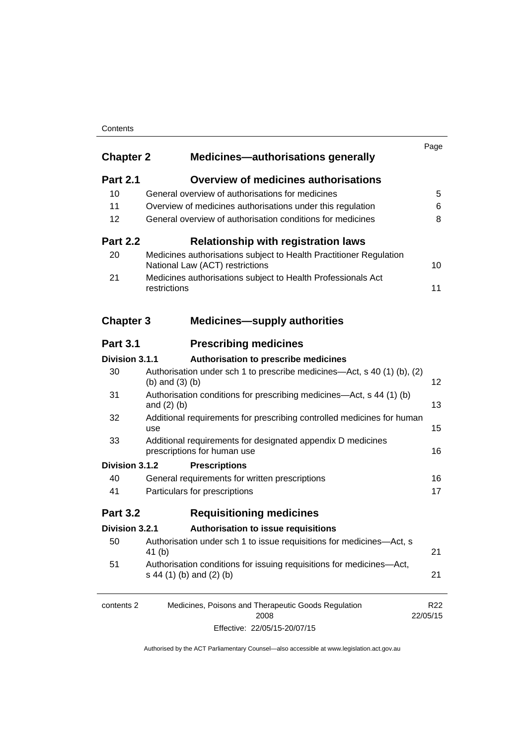| | | Page |
|---|---|---|
| **Chapter 2** | **Medicines—authorisations generally** | |
| **Part 2.1** | **Overview of medicines authorisations** | |
| 10 | General overview of authorisations for medicines | 5 |
| 11 | Overview of medicines authorisations under this regulation | 6 |
| 12 | General overview of authorisation conditions for medicines | 8 |
| **Part 2.2** | **Relationship with registration laws** | |
| 20 | Medicines authorisations subject to Health Practitioner Regulation National Law (ACT) restrictions | 10 |
| 21 | Medicines authorisations subject to Health Professionals Act restrictions | 11 |
| **Chapter 3** | **Medicines—supply authorities** | |
| **Part 3.1** | **Prescribing medicines** | |
| **Division 3.1.1** | **Authorisation to prescribe medicines** | |
| 30 | Authorisation under sch 1 to prescribe medicines—Act, s 40 (1) (b), (2) (b) and (3) (b) | 12 |
| 31 | Authorisation conditions for prescribing medicines—Act, s 44 (1) (b) and (2) (b) | 13 |
| 32 | Additional requirements for prescribing controlled medicines for human use | 15 |
| 33 | Additional requirements for designated appendix D medicines prescriptions for human use | 16 |
| **Division 3.1.2** | **Prescriptions** | |
| 40 | General requirements for written prescriptions | 16 |
| 41 | Particulars for prescriptions | 17 |
| **Part 3.2** | **Requisitioning medicines** | |
| **Division 3.2.1** | **Authorisation to issue requisitions** | |
| 50 | Authorisation under sch 1 to issue requisitions for medicines—Act, s 41 (b) | 21 |
| 51 | Authorisation conditions for issuing requisitions for medicines—Act, s 44 (1) (b) and (2) (b) | 21 |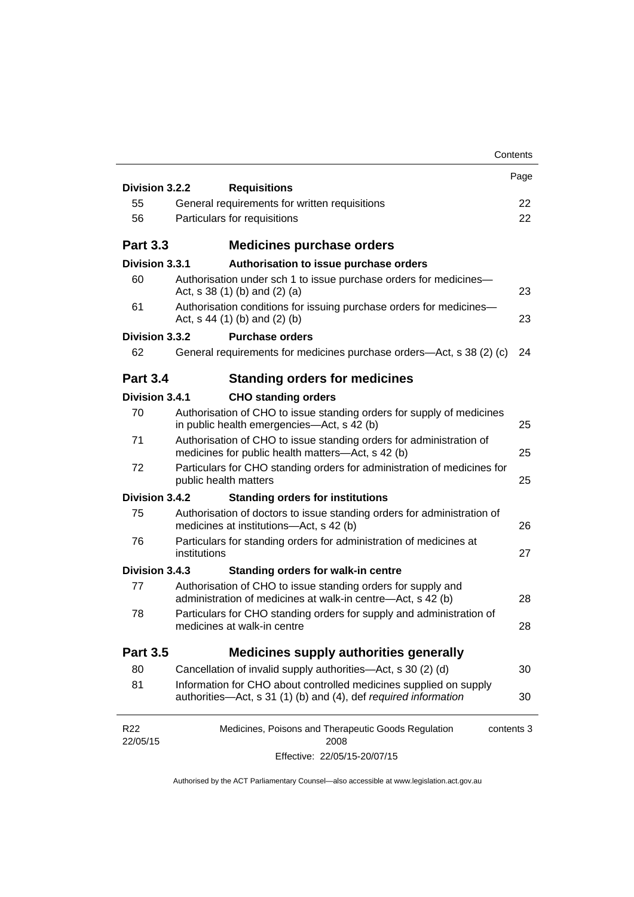| | | Page |
|---|---|---|
| **Division 3.2.2** | **Requisitions** | |
| 55 | General requirements for written requisitions | 22 |
| 56 | Particulars for requisitions | 22 |
| **Part 3.3** | **Medicines purchase orders** | |
| **Division 3.3.1** | **Authorisation to issue purchase orders** | |
| 60 | Authorisation under sch 1 to issue purchase orders for medicines—Act, s 38 (1) (b) and (2) (a) | 23 |
| 61 | Authorisation conditions for issuing purchase orders for medicines—Act, s 44 (1) (b) and (2) (b) | 23 |
| **Division 3.3.2** | **Purchase orders** | |
| 62 | General requirements for medicines purchase orders—Act, s 38 (2) (c) | 24 |
| **Part 3.4** | **Standing orders for medicines** | |
| **Division 3.4.1** | **CHO standing orders** | |
| 70 | Authorisation of CHO to issue standing orders for supply of medicines in public health emergencies—Act, s 42 (b) | 25 |
| 71 | Authorisation of CHO to issue standing orders for administration of medicines for public health matters—Act, s 42 (b) | 25 |
| 72 | Particulars for CHO standing orders for administration of medicines for public health matters | 25 |
| **Division 3.4.2** | **Standing orders for institutions** | |
| 75 | Authorisation of doctors to issue standing orders for administration of medicines at institutions—Act, s 42 (b) | 26 |
| 76 | Particulars for standing orders for administration of medicines at institutions | 27 |
| **Division 3.4.3** | **Standing orders for walk-in centre** | |
| 77 | Authorisation of CHO to issue standing orders for supply and administration of medicines at walk-in centre—Act, s 42 (b) | 28 |
| 78 | Particulars for CHO standing orders for supply and administration of medicines at walk-in centre | 28 |
| **Part 3.5** | **Medicines supply authorities generally** | |
| 80 | Cancellation of invalid supply authorities—Act, s 30 (2) (d) | 30 |
| 81 | Information for CHO about controlled medicines supplied on supply authorities—Act, s 31 (1) (b) and (4), def *required information* | 30 |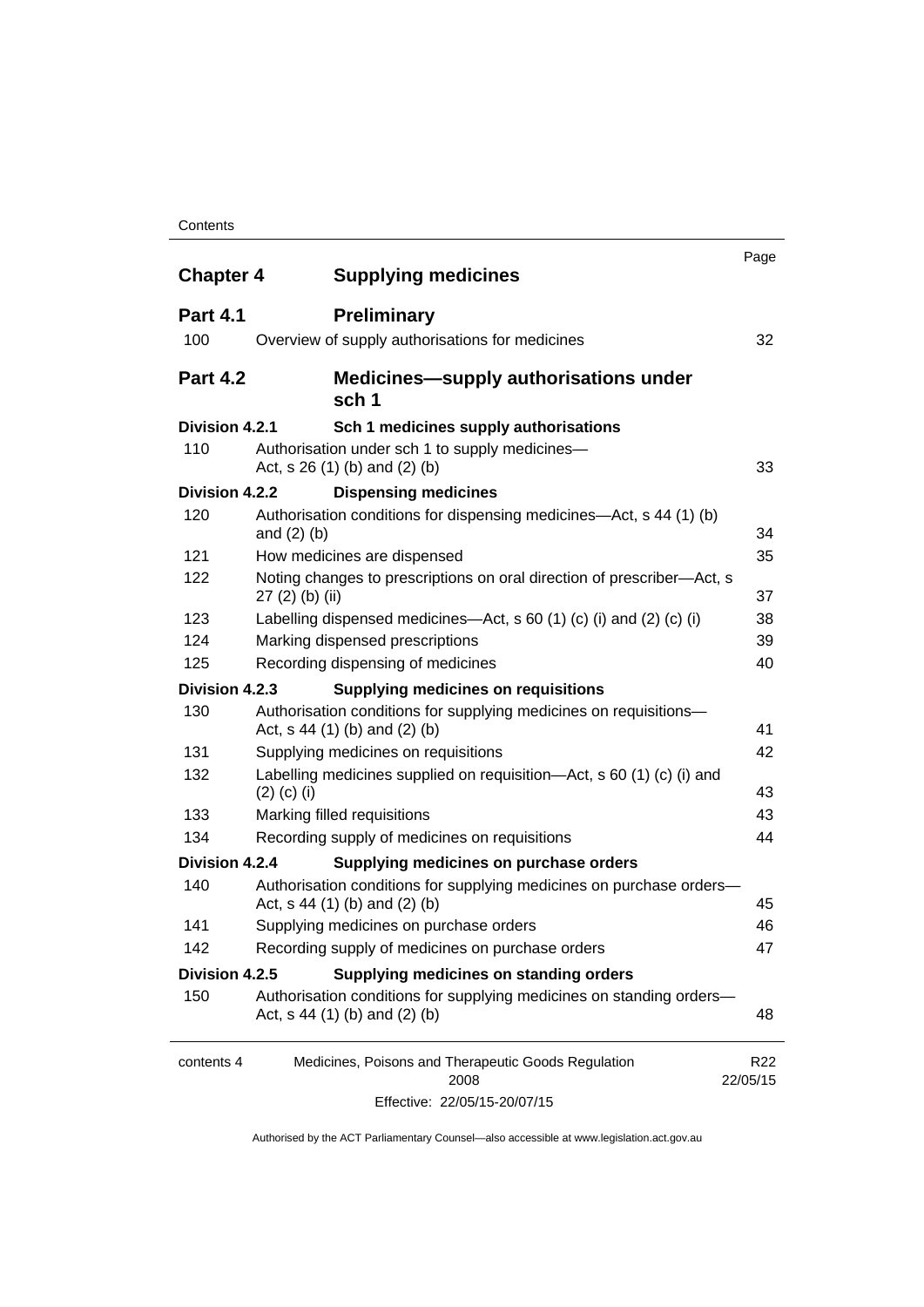| | | Page |
|---|---|---|
| **Chapter 4** | **Supplying medicines** | |
| **Part 4.1** | **Preliminary** | |
| 100 | Overview of supply authorisations for medicines | 32 |
| **Part 4.2** | **Medicines—supply authorisations under sch 1** | |
| **Division 4.2.1** | **Sch 1 medicines supply authorisations** | |
| 110 | Authorisation under sch 1 to supply medicines—Act, s 26 (1) (b) and (2) (b) | 33 |
| **Division 4.2.2** | **Dispensing medicines** | |
| 120 | Authorisation conditions for dispensing medicines—Act, s 44 (1) (b) and (2) (b) | 34 |
| 121 | How medicines are dispensed | 35 |
| 122 | Noting changes to prescriptions on oral direction of prescriber—Act, s 27 (2) (b) (ii) | 37 |
| 123 | Labelling dispensed medicines—Act, s 60 (1) (c) (i) and (2) (c) (i) | 38 |
| 124 | Marking dispensed prescriptions | 39 |
| 125 | Recording dispensing of medicines | 40 |
| **Division 4.2.3** | **Supplying medicines on requisitions** | |
| 130 | Authorisation conditions for supplying medicines on requisitions—Act, s 44 (1) (b) and (2) (b) | 41 |
| 131 | Supplying medicines on requisitions | 42 |
| 132 | Labelling medicines supplied on requisition—Act, s 60 (1) (c) (i) and (2) (c) (i) | 43 |
| 133 | Marking filled requisitions | 43 |
| 134 | Recording supply of medicines on requisitions | 44 |
| **Division 4.2.4** | **Supplying medicines on purchase orders** | |
| 140 | Authorisation conditions for supplying medicines on purchase orders—Act, s 44 (1) (b) and (2) (b) | 45 |
| 141 | Supplying medicines on purchase orders | 46 |
| 142 | Recording supply of medicines on purchase orders | 47 |
| **Division 4.2.5** | **Supplying medicines on standing orders** | |
| 150 | Authorisation conditions for supplying medicines on standing orders—Act, s 44 (1) (b) and (2) (b) | 48 |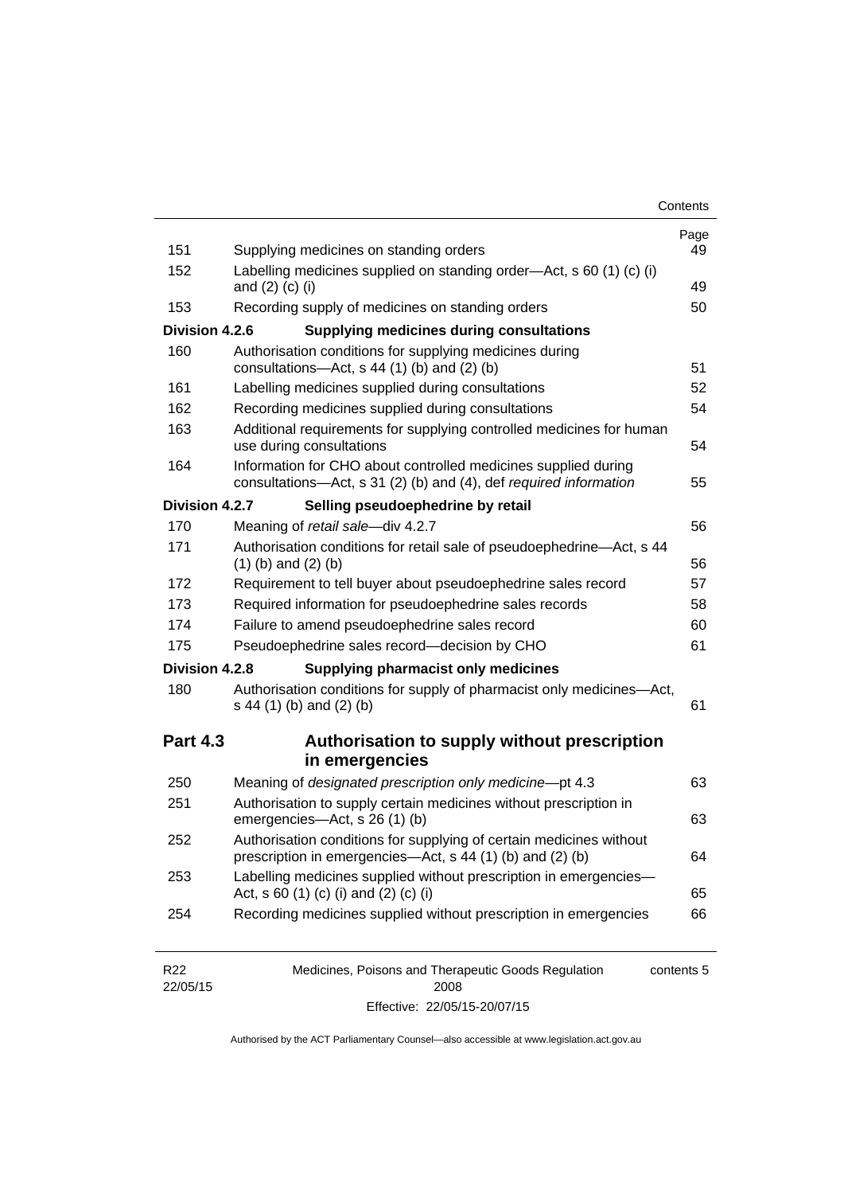| | | Page |
|---|---|---|
| 151 | Supplying medicines on standing orders | 49 |
| 152 | Labelling medicines supplied on standing order—Act, s 60 (1) (c) (i) and (2) (c) (i) | 49 |
| 153 | Recording supply of medicines on standing orders | 50 |
| **Division 4.2.6** | **Supplying medicines during consultations** | |
| 160 | Authorisation conditions for supplying medicines during consultations—Act, s 44 (1) (b) and (2) (b) | 51 |
| 161 | Labelling medicines supplied during consultations | 52 |
| 162 | Recording medicines supplied during consultations | 54 |
| 163 | Additional requirements for supplying controlled medicines for human use during consultations | 54 |
| 164 | Information for CHO about controlled medicines supplied during consultations—Act, s 31 (2) (b) and (4), def *required information* | 55 |
| **Division 4.2.7** | **Selling pseudoephedrine by retail** | |
| 170 | Meaning of *retail sale*—div 4.2.7 | 56 |
| 171 | Authorisation conditions for retail sale of pseudoephedrine—Act, s 44 (1) (b) and (2) (b) | 56 |
| 172 | Requirement to tell buyer about pseudoephedrine sales record | 57 |
| 173 | Required information for pseudoephedrine sales records | 58 |
| 174 | Failure to amend pseudoephedrine sales record | 60 |
| 175 | Pseudoephedrine sales record—decision by CHO | 61 |
| **Division 4.2.8** | **Supplying pharmacist only medicines** | |
| 180 | Authorisation conditions for supply of pharmacist only medicines—Act, s 44 (1) (b) and (2) (b) | 61 |

## Part 4.3 Authorisation to supply without prescription in emergencies

| | | |
|---|---|---|
| 250 | Meaning of *designated prescription only medicine*—pt 4.3 | 63 |
| 251 | Authorisation to supply certain medicines without prescription in emergencies—Act, s 26 (1) (b) | 63 |
| 252 | Authorisation conditions for supplying of certain medicines without prescription in emergencies—Act, s 44 (1) (b) and (2) (b) | 64 |
| 253 | Labelling medicines supplied without prescription in emergencies—Act, s 60 (1) (c) (i) and (2) (c) (i) | 65 |
| 254 | Recording medicines supplied without prescription in emergencies | 66 |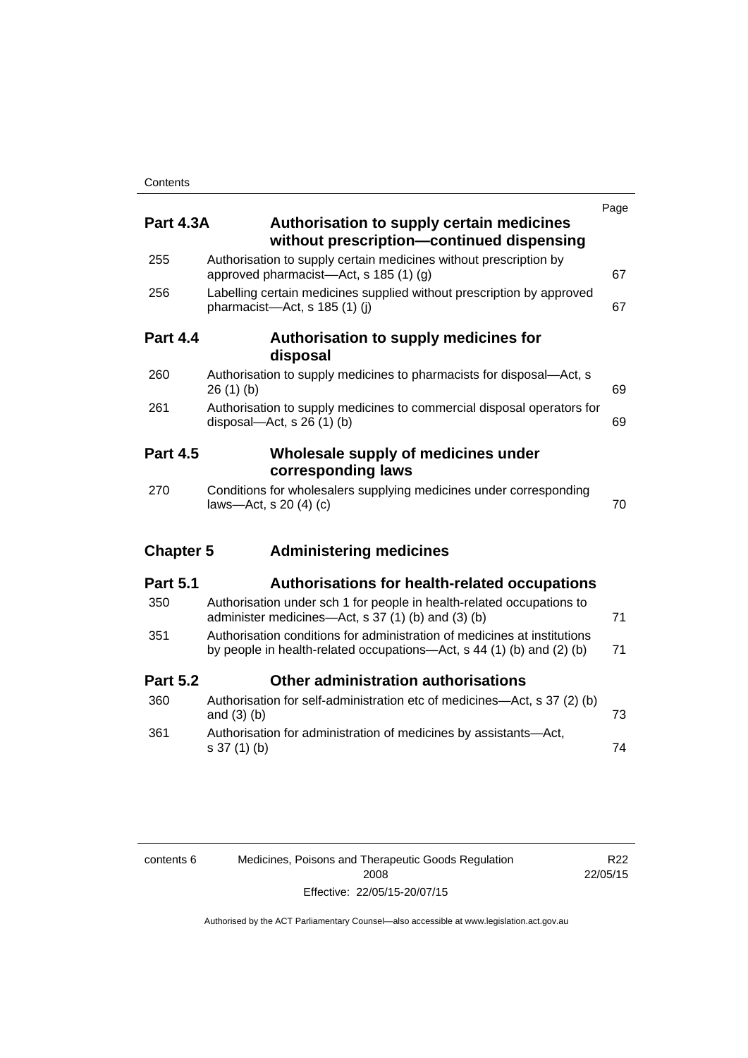| | | Page |
|---|---|---|
| **Part 4.3A** | **Authorisation to supply certain medicines without prescription—continued dispensing** | |
| 255 | Authorisation to supply certain medicines without prescription by approved pharmacist—Act, s 185 (1) (g) | 67 |
| 256 | Labelling certain medicines supplied without prescription by approved pharmacist—Act, s 185 (1) (j) | 67 |
| **Part 4.4** | **Authorisation to supply medicines for disposal** | |
| 260 | Authorisation to supply medicines to pharmacists for disposal—Act, s 26 (1) (b) | 69 |
| 261 | Authorisation to supply medicines to commercial disposal operators for disposal—Act, s 26 (1) (b) | 69 |
| **Part 4.5** | **Wholesale supply of medicines under corresponding laws** | |
| 270 | Conditions for wholesalers supplying medicines under corresponding laws—Act, s 20 (4) (c) | 70 |
| **Chapter 5** | **Administering medicines** | |
| **Part 5.1** | **Authorisations for health-related occupations** | |
| 350 | Authorisation under sch 1 for people in health-related occupations to administer medicines—Act, s 37 (1) (b) and (3) (b) | 71 |
| 351 | Authorisation conditions for administration of medicines at institutions by people in health-related occupations—Act, s 44 (1) (b) and (2) (b) | 71 |
| **Part 5.2** | **Other administration authorisations** | |
| 360 | Authorisation for self-administration etc of medicines—Act, s 37 (2) (b) and (3) (b) | 73 |
| 361 | Authorisation for administration of medicines by assistants—Act, s 37 (1) (b) | 74 |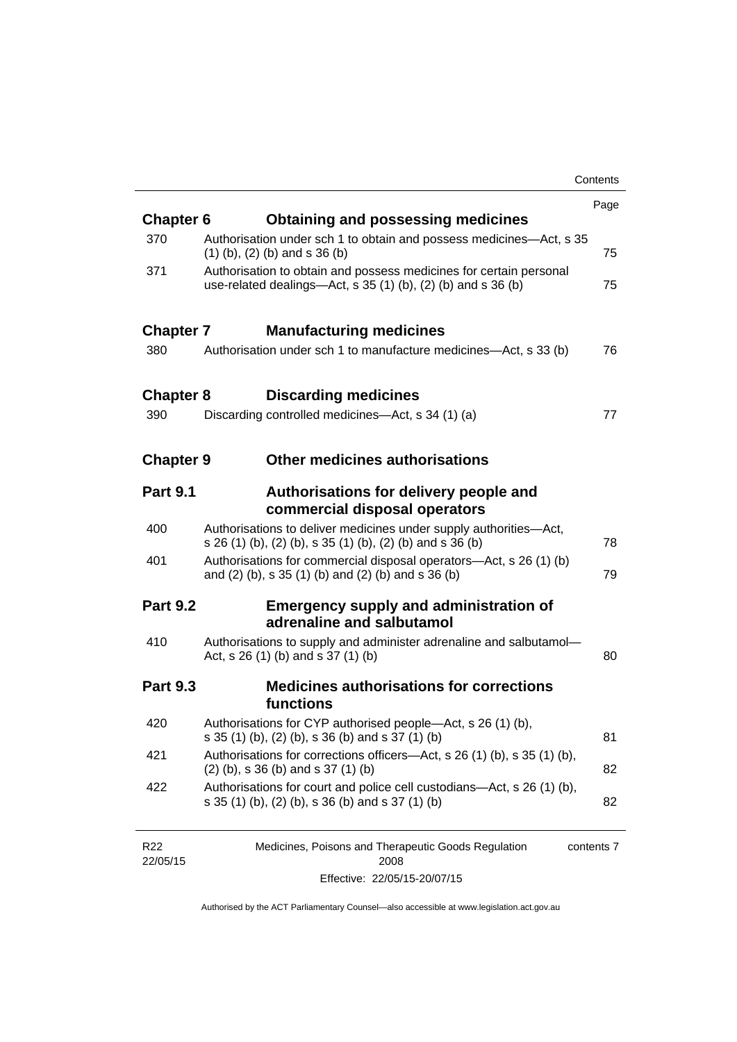| | | Page |
|---|---|---|
| **Chapter 6** | **Obtaining and possessing medicines** | |
| 370 | Authorisation under sch 1 to obtain and possess medicines—Act, s 35 (1) (b), (2) (b) and s 36 (b) | 75 |
| 371 | Authorisation to obtain and possess medicines for certain personal use-related dealings—Act, s 35 (1) (b), (2) (b) and s 36 (b) | 75 |
| **Chapter 7** | **Manufacturing medicines** | |
| 380 | Authorisation under sch 1 to manufacture medicines—Act, s 33 (b) | 76 |
| **Chapter 8** | **Discarding medicines** | |
| 390 | Discarding controlled medicines—Act, s 34 (1) (a) | 77 |
| **Chapter 9** | **Other medicines authorisations** | |
| **Part 9.1** | **Authorisations for delivery people and commercial disposal operators** | |
| 400 | Authorisations to deliver medicines under supply authorities—Act, s 26 (1) (b), (2) (b), s 35 (1) (b), (2) (b) and s 36 (b) | 78 |
| 401 | Authorisations for commercial disposal operators—Act, s 26 (1) (b) and (2) (b), s 35 (1) (b) and (2) (b) and s 36 (b) | 79 |
| **Part 9.2** | **Emergency supply and administration of adrenaline and salbutamol** | |
| 410 | Authorisations to supply and administer adrenaline and salbutamol—Act, s 26 (1) (b) and s 37 (1) (b) | 80 |
| **Part 9.3** | **Medicines authorisations for corrections functions** | |
| 420 | Authorisations for CYP authorised people—Act, s 26 (1) (b), s 35 (1) (b), (2) (b), s 36 (b) and s 37 (1) (b) | 81 |
| 421 | Authorisations for corrections officers—Act, s 26 (1) (b), s 35 (1) (b), (2) (b), s 36 (b) and s 37 (1) (b) | 82 |
| 422 | Authorisations for court and police cell custodians—Act, s 26 (1) (b), s 35 (1) (b), (2) (b), s 36 (b) and s 37 (1) (b) | 82 |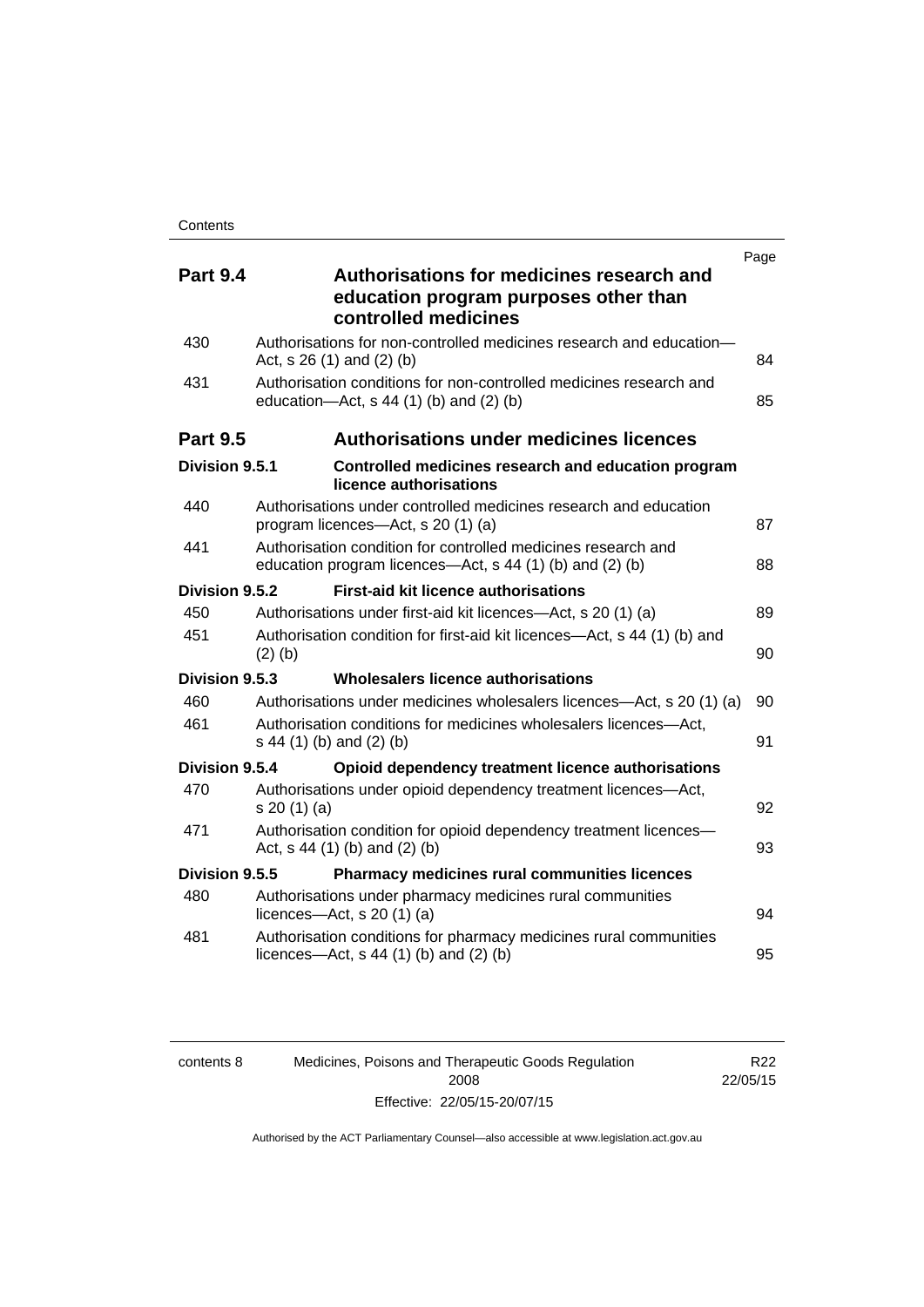| | | Page |
|---|---|---|
| **Part 9.4** | **Authorisations for medicines research and education program purposes other than controlled medicines** | |
| 430 | Authorisations for non-controlled medicines research and education—Act, s 26 (1) and (2) (b) | 84 |
| 431 | Authorisation conditions for non-controlled medicines research and education—Act, s 44 (1) (b) and (2) (b) | 85 |
| **Part 9.5** | **Authorisations under medicines licences** | |
| **Division 9.5.1** | **Controlled medicines research and education program licence authorisations** | |
| 440 | Authorisations under controlled medicines research and education program licences—Act, s 20 (1) (a) | 87 |
| 441 | Authorisation condition for controlled medicines research and education program licences—Act, s 44 (1) (b) and (2) (b) | 88 |
| **Division 9.5.2** | **First-aid kit licence authorisations** | |
| 450 | Authorisations under first-aid kit licences—Act, s 20 (1) (a) | 89 |
| 451 | Authorisation condition for first-aid kit licences—Act, s 44 (1) (b) and (2) (b) | 90 |
| **Division 9.5.3** | **Wholesalers licence authorisations** | |
| 460 | Authorisations under medicines wholesalers licences—Act, s 20 (1) (a) | 90 |
| 461 | Authorisation conditions for medicines wholesalers licences—Act, s 44 (1) (b) and (2) (b) | 91 |
| **Division 9.5.4** | **Opioid dependency treatment licence authorisations** | |
| 470 | Authorisations under opioid dependency treatment licences—Act, s 20 (1) (a) | 92 |
| 471 | Authorisation condition for opioid dependency treatment licences—Act, s 44 (1) (b) and (2) (b) | 93 |
| **Division 9.5.5** | **Pharmacy medicines rural communities licences** | |
| 480 | Authorisations under pharmacy medicines rural communities licences—Act, s 20 (1) (a) | 94 |
| 481 | Authorisation conditions for pharmacy medicines rural communities licences—Act, s 44 (1) (b) and (2) (b) | 95 |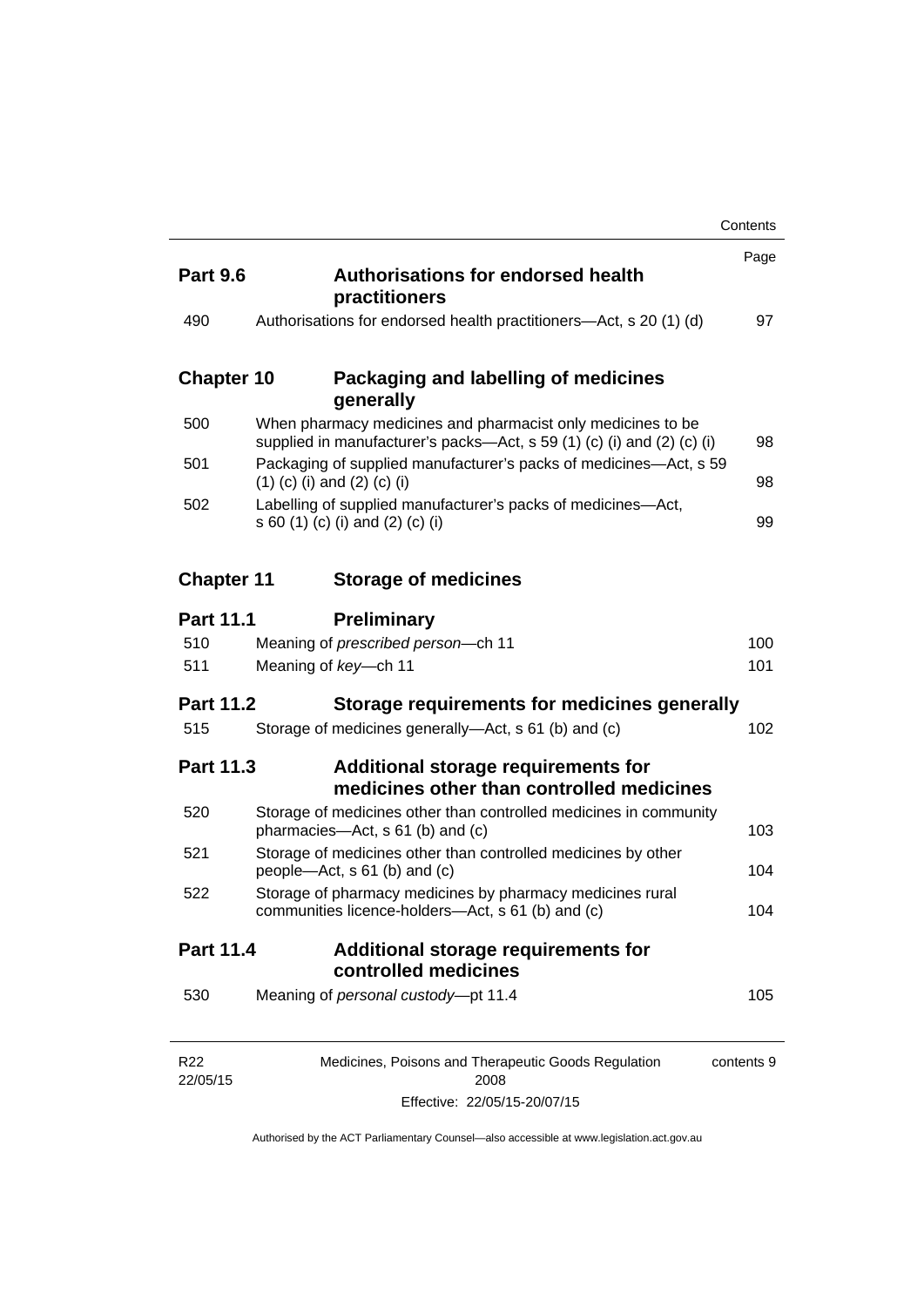| | | Page |
|---|---|---|
| **Part 9.6** | **Authorisations for endorsed health practitioners** | |
| 490 | Authorisations for endorsed health practitioners—Act, s 20 (1) (d) | 97 |
| **Chapter 10** | **Packaging and labelling of medicines generally** | |
| 500 | When pharmacy medicines and pharmacist only medicines to be supplied in manufacturer's packs—Act, s 59 (1) (c) (i) and (2) (c) (i) | 98 |
| 501 | Packaging of supplied manufacturer's packs of medicines—Act, s 59 (1) (c) (i) and (2) (c) (i) | 98 |
| 502 | Labelling of supplied manufacturer's packs of medicines—Act, s 60 (1) (c) (i) and (2) (c) (i) | 99 |
| **Chapter 11** | **Storage of medicines** | |
| **Part 11.1** | **Preliminary** | |
| 510 | Meaning of *prescribed person*—ch 11 | 100 |
| 511 | Meaning of *key*—ch 11 | 101 |
| **Part 11.2** | **Storage requirements for medicines generally** | |
| 515 | Storage of medicines generally—Act, s 61 (b) and (c) | 102 |
| **Part 11.3** | **Additional storage requirements for medicines other than controlled medicines** | |
| 520 | Storage of medicines other than controlled medicines in community pharmacies—Act, s 61 (b) and (c) | 103 |
| 521 | Storage of medicines other than controlled medicines by other people—Act, s 61 (b) and (c) | 104 |
| 522 | Storage of pharmacy medicines by pharmacy medicines rural communities licence-holders—Act, s 61 (b) and (c) | 104 |
| **Part 11.4** | **Additional storage requirements for controlled medicines** | |
| 530 | Meaning of *personal custody*—pt 11.4 | 105 |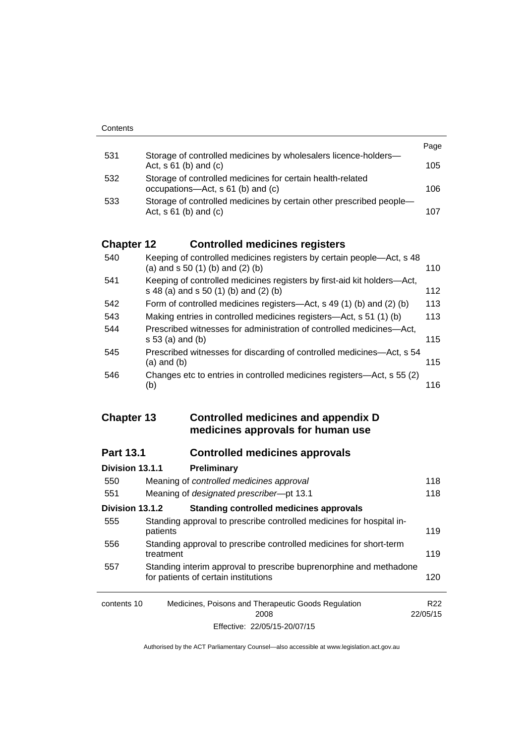| | | Page |
|---|---|---|
| 531 | Storage of controlled medicines by wholesalers licence-holders—Act, s 61 (b) and (c) | 105 |
| 532 | Storage of controlled medicines for certain health-related occupations—Act, s 61 (b) and (c) | 106 |
| 533 | Storage of controlled medicines by certain other prescribed people—Act, s 61 (b) and (c) | 107 |

## Chapter 12 Controlled medicines registers

| | | |
|---|---|---|
| 540 | Keeping of controlled medicines registers by certain people—Act, s 48 (a) and s 50 (1) (b) and (2) (b) | 110 |
| 541 | Keeping of controlled medicines registers by first-aid kit holders—Act, s 48 (a) and s 50 (1) (b) and (2) (b) | 112 |
| 542 | Form of controlled medicines registers—Act, s 49 (1) (b) and (2) (b) | 113 |
| 543 | Making entries in controlled medicines registers—Act, s 51 (1) (b) | 113 |
| 544 | Prescribed witnesses for administration of controlled medicines—Act, s 53 (a) and (b) | 115 |
| 545 | Prescribed witnesses for discarding of controlled medicines—Act, s 54 (a) and (b) | 115 |
| 546 | Changes etc to entries in controlled medicines registers—Act, s 55 (2) (b) | 116 |

## Chapter 13 Controlled medicines and appendix D medicines approvals for human use

### Part 13.1 Controlled medicines approvals

#### Division 13.1.1 Preliminary

| | | |
|---|---|---|
| 550 | Meaning of *controlled medicines approval* | 118 |
| 551 | Meaning of *designated prescriber*—pt 13.1 | 118 |

#### Division 13.1.2 Standing controlled medicines approvals

| | | |
|---|---|---|
| 555 | Standing approval to prescribe controlled medicines for hospital in-patients | 119 |
| 556 | Standing approval to prescribe controlled medicines for short-term treatment | 119 |
| 557 | Standing interim approval to prescribe buprenorphine and methadone for patients of certain institutions | 120 |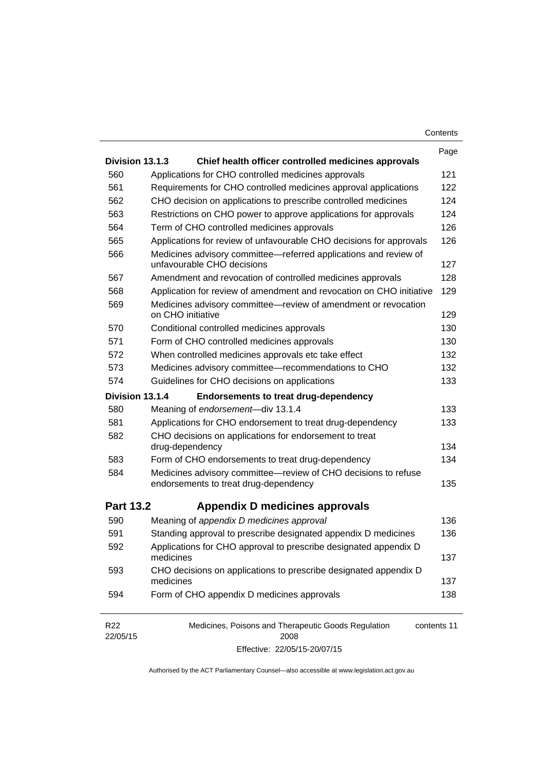| | | Page |
|---|---|---|
| **Division 13.1.3** | **Chief health officer controlled medicines approvals** | |
| 560 | Applications for CHO controlled medicines approvals | 121 |
| 561 | Requirements for CHO controlled medicines approval applications | 122 |
| 562 | CHO decision on applications to prescribe controlled medicines | 124 |
| 563 | Restrictions on CHO power to approve applications for approvals | 124 |
| 564 | Term of CHO controlled medicines approvals | 126 |
| 565 | Applications for review of unfavourable CHO decisions for approvals | 126 |
| 566 | Medicines advisory committee—referred applications and review of unfavourable CHO decisions | 127 |
| 567 | Amendment and revocation of controlled medicines approvals | 128 |
| 568 | Application for review of amendment and revocation on CHO initiative | 129 |
| 569 | Medicines advisory committee—review of amendment or revocation on CHO initiative | 129 |
| 570 | Conditional controlled medicines approvals | 130 |
| 571 | Form of CHO controlled medicines approvals | 130 |
| 572 | When controlled medicines approvals etc take effect | 132 |
| 573 | Medicines advisory committee—recommendations to CHO | 132 |
| 574 | Guidelines for CHO decisions on applications | 133 |
| **Division 13.1.4** | **Endorsements to treat drug-dependency** | |
| 580 | Meaning of *endorsement*—div 13.1.4 | 133 |
| 581 | Applications for CHO endorsement to treat drug-dependency | 133 |
| 582 | CHO decisions on applications for endorsement to treat drug-dependency | 134 |
| 583 | Form of CHO endorsements to treat drug-dependency | 134 |
| 584 | Medicines advisory committee—review of CHO decisions to refuse endorsements to treat drug-dependency | 135 |
| **Part 13.2** | **Appendix D medicines approvals** | |
| 590 | Meaning of *appendix D medicines approval* | 136 |
| 591 | Standing approval to prescribe designated appendix D medicines | 136 |
| 592 | Applications for CHO approval to prescribe designated appendix D medicines | 137 |
| 593 | CHO decisions on applications to prescribe designated appendix D medicines | 137 |
| 594 | Form of CHO appendix D medicines approvals | 138 |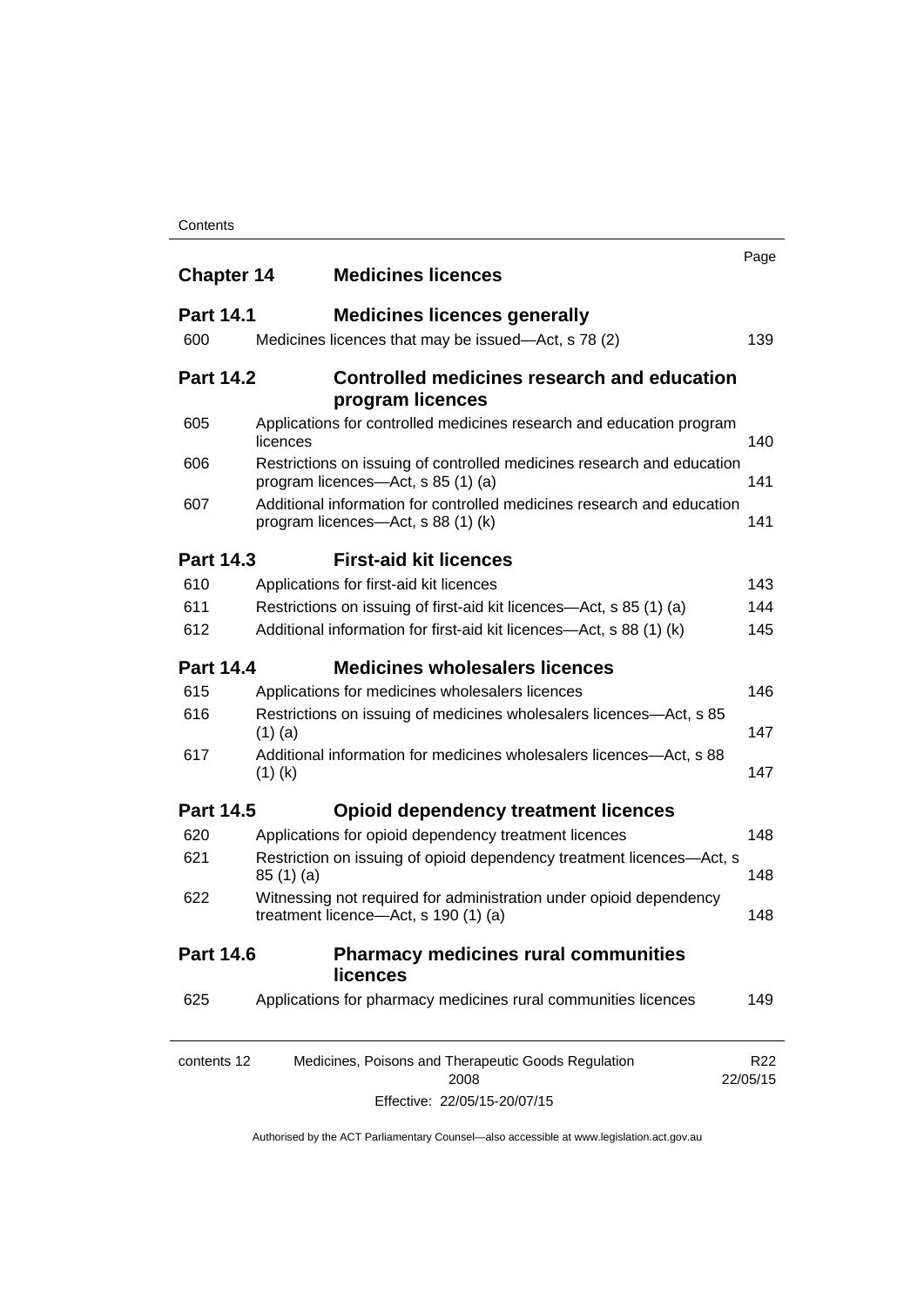| | | Page |
|---|---|---|
| **Chapter 14** | **Medicines licences** | |
| **Part 14.1** | **Medicines licences generally** | |
| 600 | Medicines licences that may be issued—Act, s 78 (2) | 139 |
| **Part 14.2** | **Controlled medicines research and education program licences** | |
| 605 | Applications for controlled medicines research and education program licences | 140 |
| 606 | Restrictions on issuing of controlled medicines research and education program licences—Act, s 85 (1) (a) | 141 |
| 607 | Additional information for controlled medicines research and education program licences—Act, s 88 (1) (k) | 141 |
| **Part 14.3** | **First-aid kit licences** | |
| 610 | Applications for first-aid kit licences | 143 |
| 611 | Restrictions on issuing of first-aid kit licences—Act, s 85 (1) (a) | 144 |
| 612 | Additional information for first-aid kit licences—Act, s 88 (1) (k) | 145 |
| **Part 14.4** | **Medicines wholesalers licences** | |
| 615 | Applications for medicines wholesalers licences | 146 |
| 616 | Restrictions on issuing of medicines wholesalers licences—Act, s 85 (1) (a) | 147 |
| 617 | Additional information for medicines wholesalers licences—Act, s 88 (1) (k) | 147 |
| **Part 14.5** | **Opioid dependency treatment licences** | |
| 620 | Applications for opioid dependency treatment licences | 148 |
| 621 | Restriction on issuing of opioid dependency treatment licences—Act, s 85 (1) (a) | 148 |
| 622 | Witnessing not required for administration under opioid dependency treatment licence—Act, s 190 (1) (a) | 148 |
| **Part 14.6** | **Pharmacy medicines rural communities licences** | |
| 625 | Applications for pharmacy medicines rural communities licences | 149 |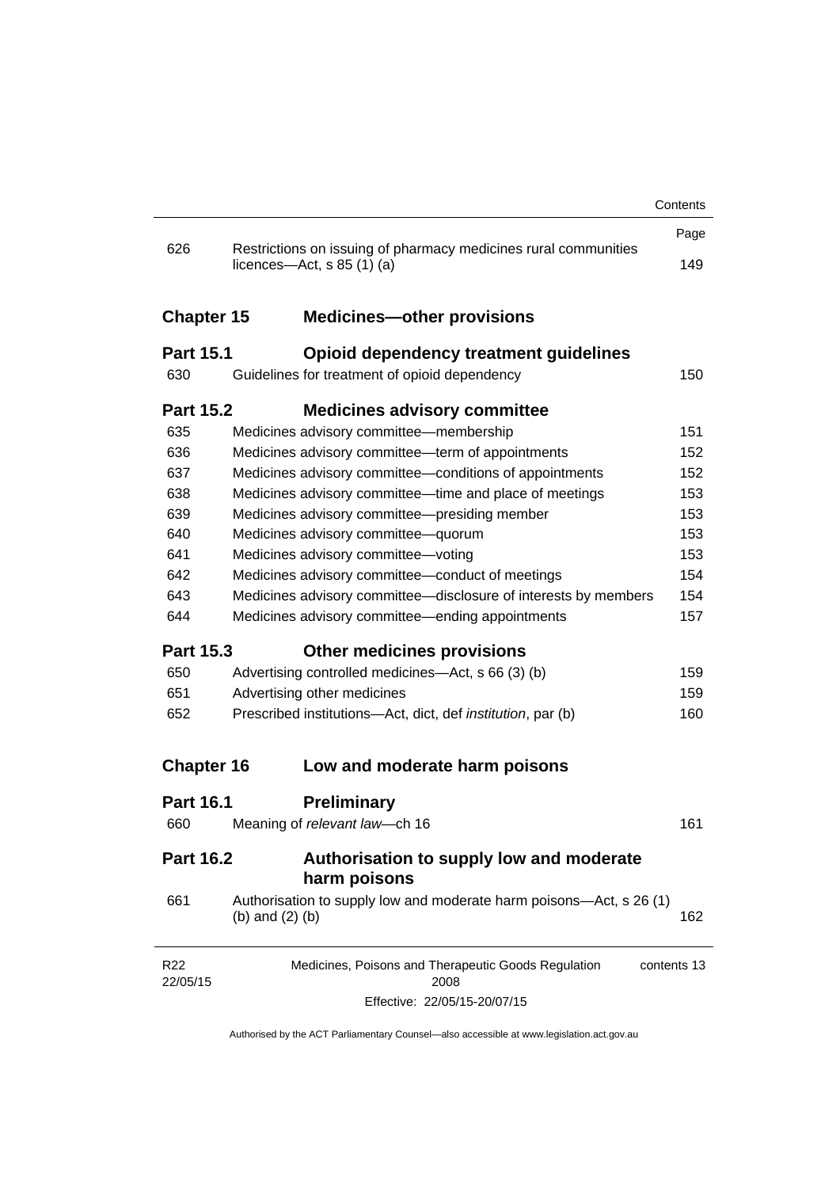| | | Page |
|---|---|---|
| 626 | Restrictions on issuing of pharmacy medicines rural communities licences—Act, s 85 (1) (a) | 149 |

**Chapter 15 Medicines—other provisions**

**Part 15.1 Opioid dependency treatment guidelines**

| | | |
|---|---|---|
| 630 | Guidelines for treatment of opioid dependency | 150 |

**Part 15.2 Medicines advisory committee**

| | | |
|---|---|---|
| 635 | Medicines advisory committee—membership | 151 |
| 636 | Medicines advisory committee—term of appointments | 152 |
| 637 | Medicines advisory committee—conditions of appointments | 152 |
| 638 | Medicines advisory committee—time and place of meetings | 153 |
| 639 | Medicines advisory committee—presiding member | 153 |
| 640 | Medicines advisory committee—quorum | 153 |
| 641 | Medicines advisory committee—voting | 153 |
| 642 | Medicines advisory committee—conduct of meetings | 154 |
| 643 | Medicines advisory committee—disclosure of interests by members | 154 |
| 644 | Medicines advisory committee—ending appointments | 157 |

**Part 15.3 Other medicines provisions**

| | | |
|---|---|---|
| 650 | Advertising controlled medicines—Act, s 66 (3) (b) | 159 |
| 651 | Advertising other medicines | 159 |
| 652 | Prescribed institutions—Act, dict, def *institution*, par (b) | 160 |

**Chapter 16 Low and moderate harm poisons**

**Part 16.1 Preliminary**

| | | |
|---|---|---|
| 660 | Meaning of *relevant law*—ch 16 | 161 |

**Part 16.2 Authorisation to supply low and moderate harm poisons**

| | | |
|---|---|---|
| 661 | Authorisation to supply low and moderate harm poisons—Act, s 26 (1) (b) and (2) (b) | 162 |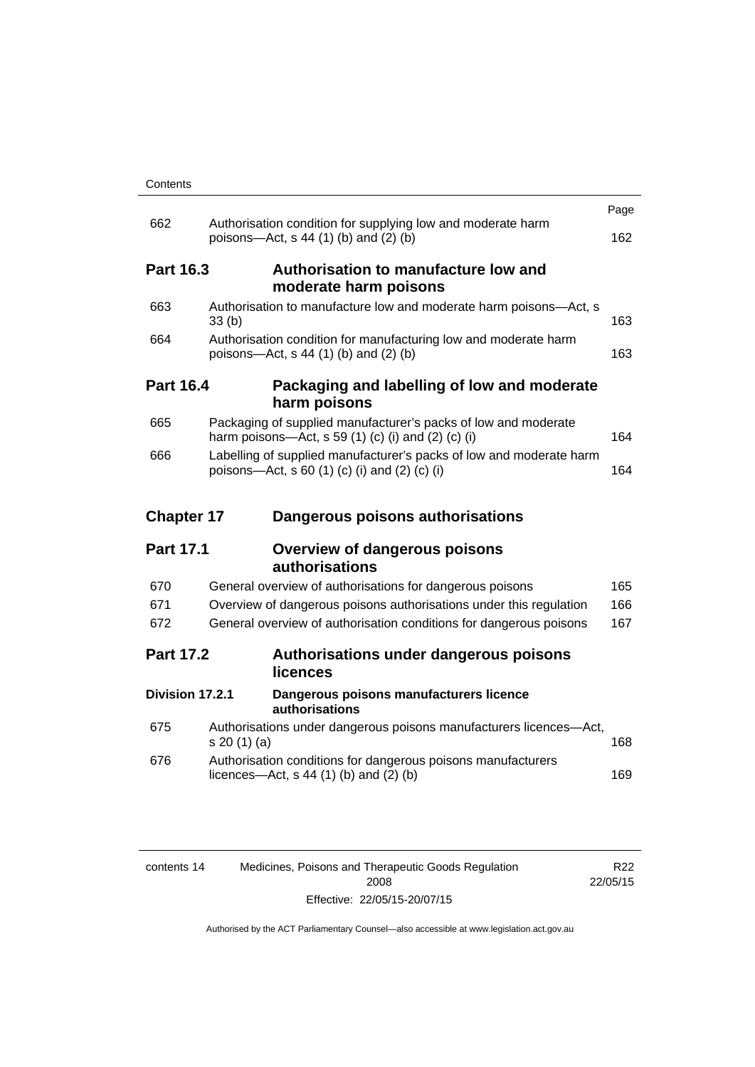| | | Page |
|---|---|---|
| 662 | Authorisation condition for supplying low and moderate harm poisons—Act, s 44 (1) (b) and (2) (b) | 162 |

**Part 16.3 Authorisation to manufacture low and moderate harm poisons**

| | | |
|---|---|---|
| 663 | Authorisation to manufacture low and moderate harm poisons—Act, s 33 (b) | 163 |
| 664 | Authorisation condition for manufacturing low and moderate harm poisons—Act, s 44 (1) (b) and (2) (b) | 163 |

**Part 16.4 Packaging and labelling of low and moderate harm poisons**

| | | |
|---|---|---|
| 665 | Packaging of supplied manufacturer's packs of low and moderate harm poisons—Act, s 59 (1) (c) (i) and (2) (c) (i) | 164 |
| 666 | Labelling of supplied manufacturer's packs of low and moderate harm poisons—Act, s 60 (1) (c) (i) and (2) (c) (i) | 164 |

**Chapter 17 Dangerous poisons authorisations**

**Part 17.1 Overview of dangerous poisons authorisations**

| | | |
|---|---|---|
| 670 | General overview of authorisations for dangerous poisons | 165 |
| 671 | Overview of dangerous poisons authorisations under this regulation | 166 |
| 672 | General overview of authorisation conditions for dangerous poisons | 167 |

**Part 17.2 Authorisations under dangerous poisons licences**

**Division 17.2.1 Dangerous poisons manufacturers licence authorisations**

| | | |
|---|---|---|
| 675 | Authorisations under dangerous poisons manufacturers licences—Act, s 20 (1) (a) | 168 |
| 676 | Authorisation conditions for dangerous poisons manufacturers licences—Act, s 44 (1) (b) and (2) (b) | 169 |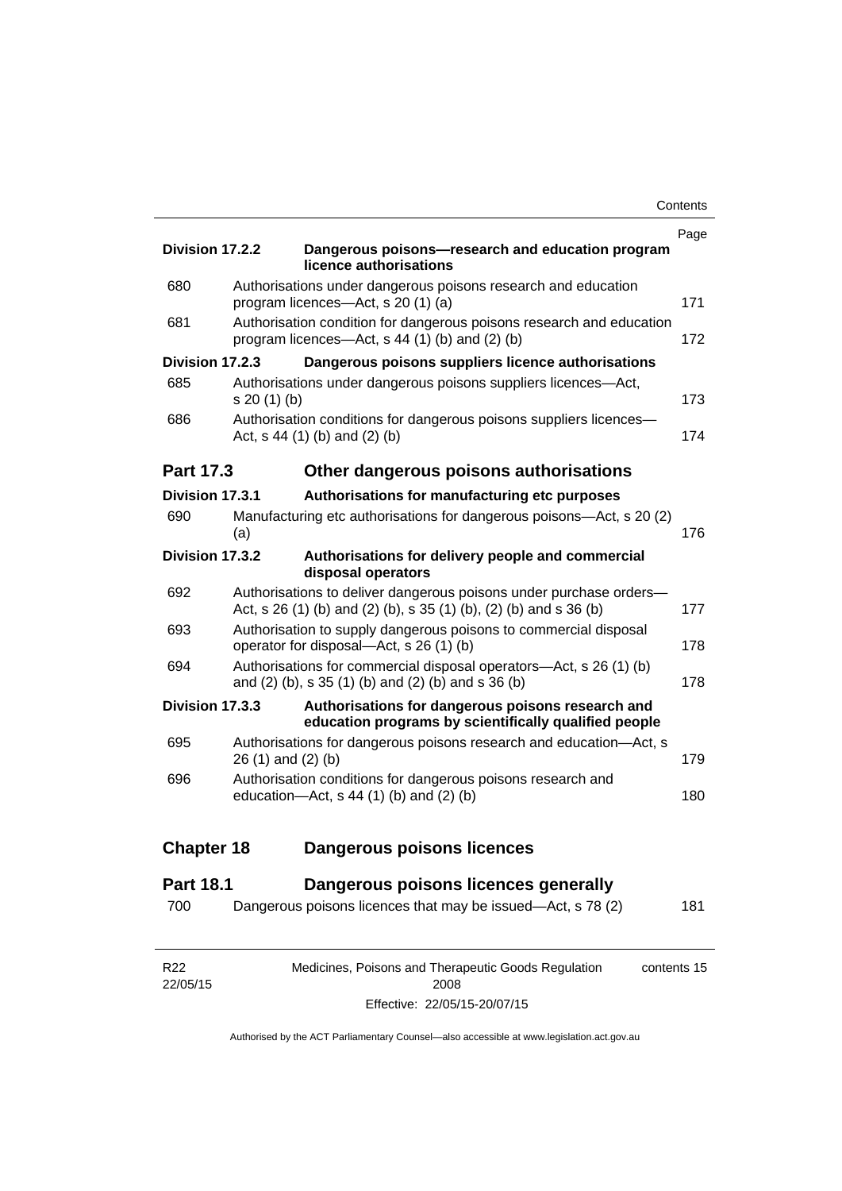| | | Page |
|---|---|---|
| **Division 17.2.2** | **Dangerous poisons—research and education program licence authorisations** | |
| 680 | Authorisations under dangerous poisons research and education program licences—Act, s 20 (1) (a) | 171 |
| 681 | Authorisation condition for dangerous poisons research and education program licences—Act, s 44 (1) (b) and (2) (b) | 172 |
| **Division 17.2.3** | **Dangerous poisons suppliers licence authorisations** | |
| 685 | Authorisations under dangerous poisons suppliers licences—Act, s 20 (1) (b) | 173 |
| 686 | Authorisation conditions for dangerous poisons suppliers licences—Act, s 44 (1) (b) and (2) (b) | 174 |
| **Part 17.3** | **Other dangerous poisons authorisations** | |
| **Division 17.3.1** | **Authorisations for manufacturing etc purposes** | |
| 690 | Manufacturing etc authorisations for dangerous poisons—Act, s 20 (2) (a) | 176 |
| **Division 17.3.2** | **Authorisations for delivery people and commercial disposal operators** | |
| 692 | Authorisations to deliver dangerous poisons under purchase orders—Act, s 26 (1) (b) and (2) (b), s 35 (1) (b), (2) (b) and s 36 (b) | 177 |
| 693 | Authorisation to supply dangerous poisons to commercial disposal operator for disposal—Act, s 26 (1) (b) | 178 |
| 694 | Authorisations for commercial disposal operators—Act, s 26 (1) (b) and (2) (b), s 35 (1) (b) and (2) (b) and s 36 (b) | 178 |
| **Division 17.3.3** | **Authorisations for dangerous poisons research and education programs by scientifically qualified people** | |
| 695 | Authorisations for dangerous poisons research and education—Act, s 26 (1) and (2) (b) | 179 |
| 696 | Authorisation conditions for dangerous poisons research and education—Act, s 44 (1) (b) and (2) (b) | 180 |
| **Chapter 18** | **Dangerous poisons licences** | |
| **Part 18.1** | **Dangerous poisons licences generally** | |
| 700 | Dangerous poisons licences that may be issued—Act, s 78 (2) | 181 |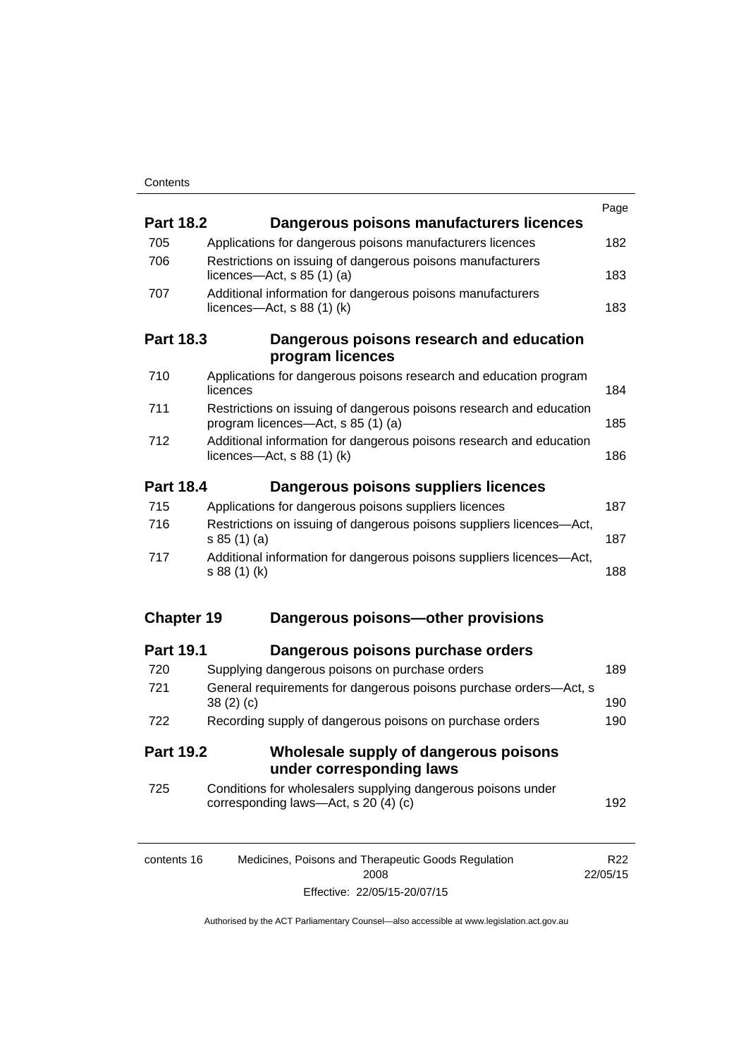| | | Page |
|---|---|---|
| **Part 18.2** | **Dangerous poisons manufacturers licences** | |
| 705 | Applications for dangerous poisons manufacturers licences | 182 |
| 706 | Restrictions on issuing of dangerous poisons manufacturers licences—Act, s 85 (1) (a) | 183 |
| 707 | Additional information for dangerous poisons manufacturers licences—Act, s 88 (1) (k) | 183 |
| **Part 18.3** | **Dangerous poisons research and education program licences** | |
| 710 | Applications for dangerous poisons research and education program licences | 184 |
| 711 | Restrictions on issuing of dangerous poisons research and education program licences—Act, s 85 (1) (a) | 185 |
| 712 | Additional information for dangerous poisons research and education licences—Act, s 88 (1) (k) | 186 |
| **Part 18.4** | **Dangerous poisons suppliers licences** | |
| 715 | Applications for dangerous poisons suppliers licences | 187 |
| 716 | Restrictions on issuing of dangerous poisons suppliers licences—Act, s 85 (1) (a) | 187 |
| 717 | Additional information for dangerous poisons suppliers licences—Act, s 88 (1) (k) | 188 |
| **Chapter 19** | **Dangerous poisons—other provisions** | |
| **Part 19.1** | **Dangerous poisons purchase orders** | |
| 720 | Supplying dangerous poisons on purchase orders | 189 |
| 721 | General requirements for dangerous poisons purchase orders—Act, s 38 (2) (c) | 190 |
| 722 | Recording supply of dangerous poisons on purchase orders | 190 |
| **Part 19.2** | **Wholesale supply of dangerous poisons under corresponding laws** | |
| 725 | Conditions for wholesalers supplying dangerous poisons under corresponding laws—Act, s 20 (4) (c) | 192 |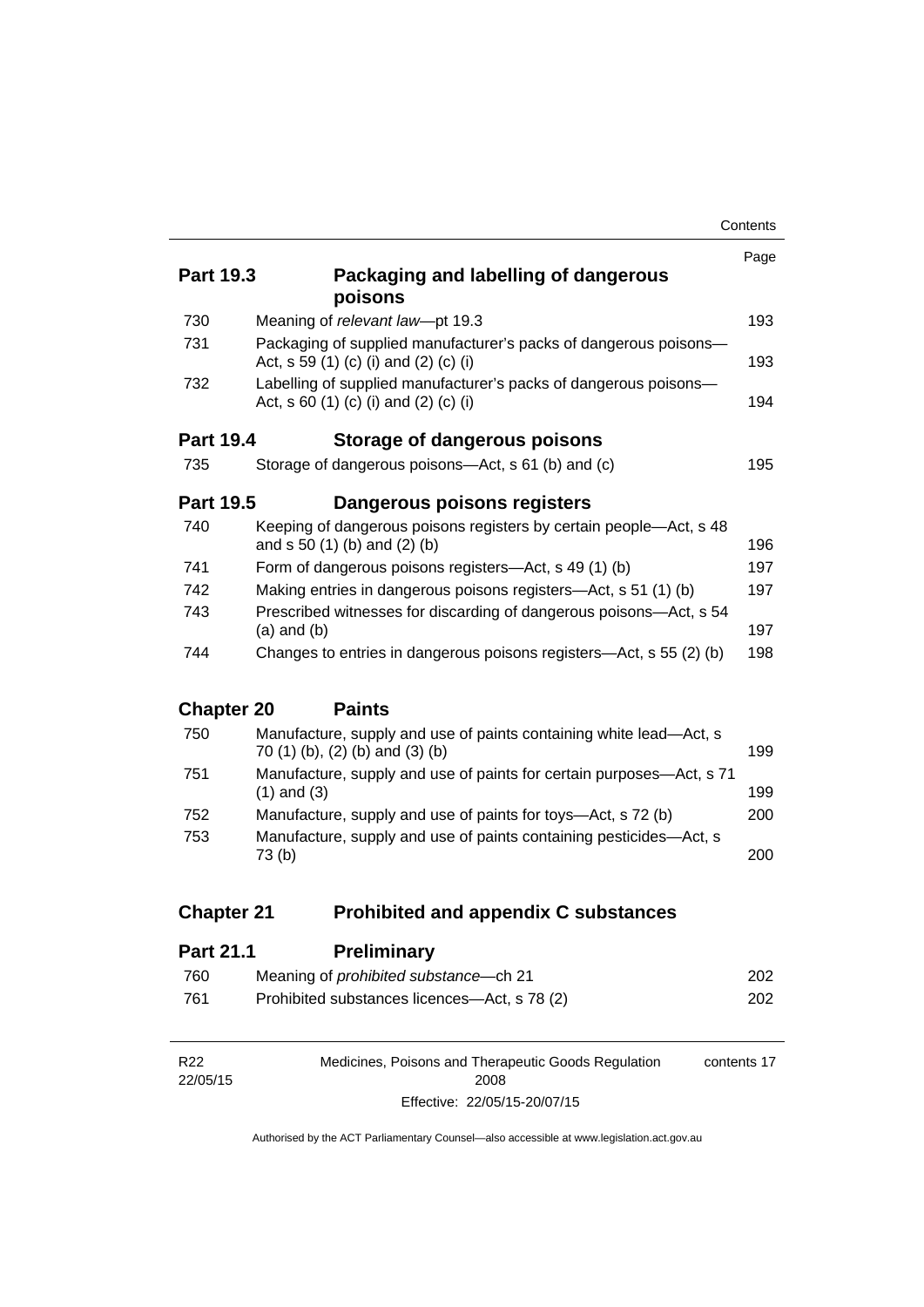| | | Page |
|---|---|---|
| **Part 19.3** | **Packaging and labelling of dangerous poisons** | |
| 730 | Meaning of *relevant law*—pt 19.3 | 193 |
| 731 | Packaging of supplied manufacturer's packs of dangerous poisons—Act, s 59 (1) (c) (i) and (2) (c) (i) | 193 |
| 732 | Labelling of supplied manufacturer's packs of dangerous poisons—Act, s 60 (1) (c) (i) and (2) (c) (i) | 194 |
| **Part 19.4** | **Storage of dangerous poisons** | |
| 735 | Storage of dangerous poisons—Act, s 61 (b) and (c) | 195 |
| **Part 19.5** | **Dangerous poisons registers** | |
| 740 | Keeping of dangerous poisons registers by certain people—Act, s 48 and s 50 (1) (b) and (2) (b) | 196 |
| 741 | Form of dangerous poisons registers—Act, s 49 (1) (b) | 197 |
| 742 | Making entries in dangerous poisons registers—Act, s 51 (1) (b) | 197 |
| 743 | Prescribed witnesses for discarding of dangerous poisons—Act, s 54 (a) and (b) | 197 |
| 744 | Changes to entries in dangerous poisons registers—Act, s 55 (2) (b) | 198 |
| **Chapter 20** | **Paints** | |
| 750 | Manufacture, supply and use of paints containing white lead—Act, s 70 (1) (b), (2) (b) and (3) (b) | 199 |
| 751 | Manufacture, supply and use of paints for certain purposes—Act, s 71 (1) and (3) | 199 |
| 752 | Manufacture, supply and use of paints for toys—Act, s 72 (b) | 200 |
| 753 | Manufacture, supply and use of paints containing pesticides—Act, s 73 (b) | 200 |
| **Chapter 21** | **Prohibited and appendix C substances** | |
| **Part 21.1** | **Preliminary** | |
| 760 | Meaning of *prohibited substance*—ch 21 | 202 |
| 761 | Prohibited substances licences—Act, s 78 (2) | 202 |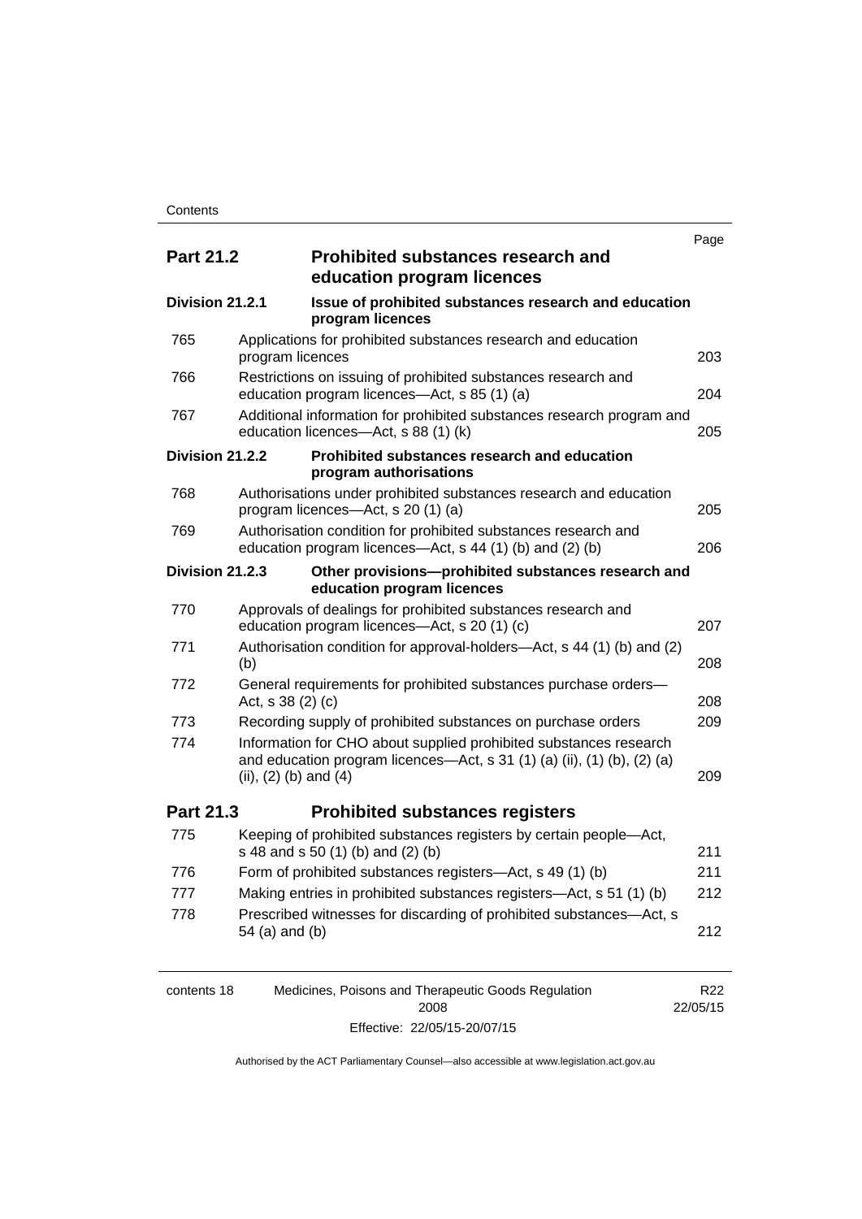| | | Page |
|---|---|---|
| **Part 21.2** | **Prohibited substances research and education program licences** | |
| **Division 21.2.1** | **Issue of prohibited substances research and education program licences** | |
| 765 | Applications for prohibited substances research and education program licences | 203 |
| 766 | Restrictions on issuing of prohibited substances research and education program licences—Act, s 85 (1) (a) | 204 |
| 767 | Additional information for prohibited substances research program and education licences—Act, s 88 (1) (k) | 205 |
| **Division 21.2.2** | **Prohibited substances research and education program authorisations** | |
| 768 | Authorisations under prohibited substances research and education program licences—Act, s 20 (1) (a) | 205 |
| 769 | Authorisation condition for prohibited substances research and education program licences—Act, s 44 (1) (b) and (2) (b) | 206 |
| **Division 21.2.3** | **Other provisions—prohibited substances research and education program licences** | |
| 770 | Approvals of dealings for prohibited substances research and education program licences—Act, s 20 (1) (c) | 207 |
| 771 | Authorisation condition for approval-holders—Act, s 44 (1) (b) and (2) (b) | 208 |
| 772 | General requirements for prohibited substances purchase orders—Act, s 38 (2) (c) | 208 |
| 773 | Recording supply of prohibited substances on purchase orders | 209 |
| 774 | Information for CHO about supplied prohibited substances research and education program licences—Act, s 31 (1) (a) (ii), (1) (b), (2) (a) (ii), (2) (b) and (4) | 209 |
| **Part 21.3** | **Prohibited substances registers** | |
| 775 | Keeping of prohibited substances registers by certain people—Act, s 48 and s 50 (1) (b) and (2) (b) | 211 |
| 776 | Form of prohibited substances registers—Act, s 49 (1) (b) | 211 |
| 777 | Making entries in prohibited substances registers—Act, s 51 (1) (b) | 212 |
| 778 | Prescribed witnesses for discarding of prohibited substances—Act, s 54 (a) and (b) | 212 |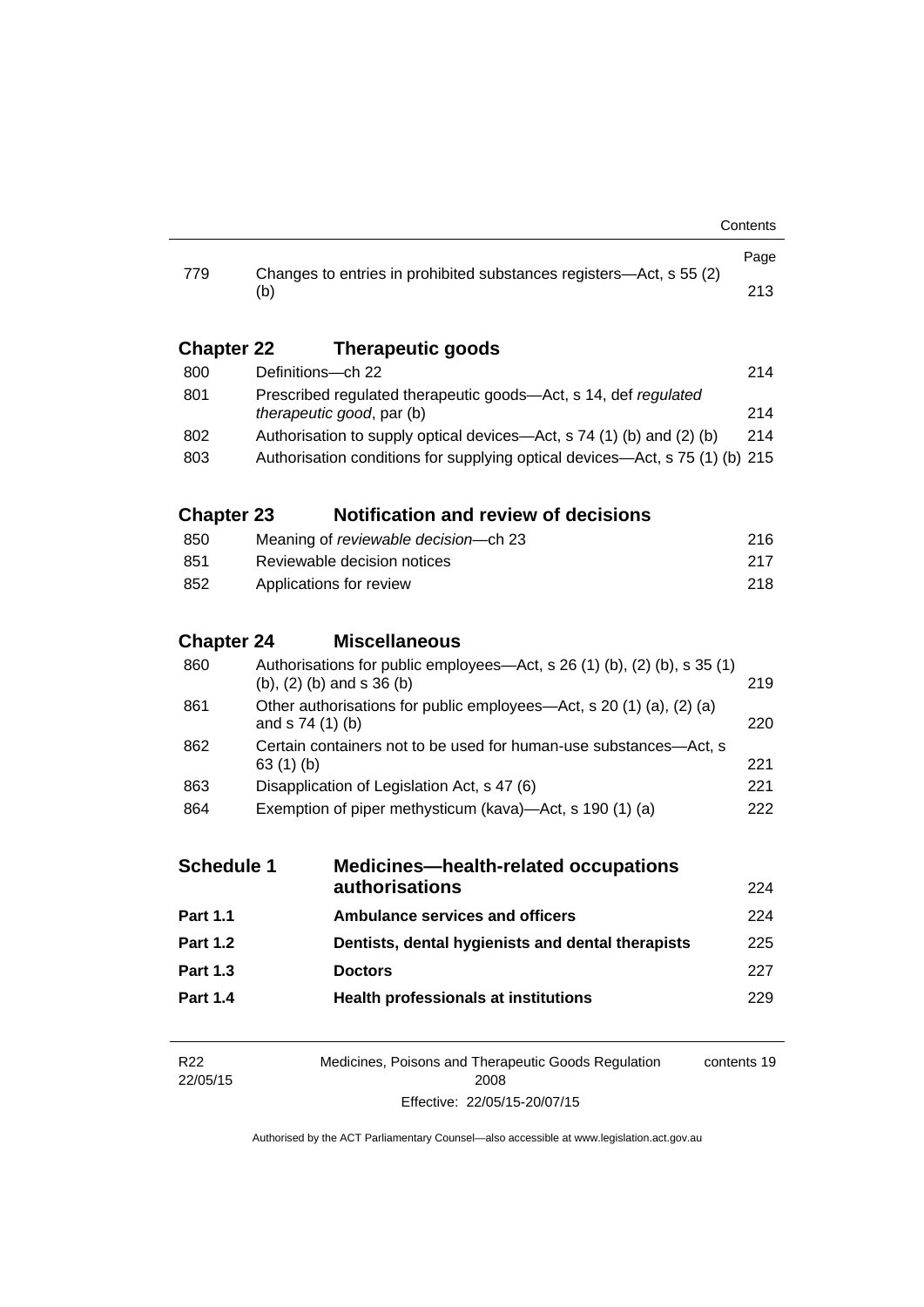| | | Page |
|---|---|---|
| 779 | Changes to entries in prohibited substances registers—Act, s 55 (2) (b) | 213 |

## Chapter 22 Therapeutic goods

| | | |
|---|---|---|
| 800 | Definitions—ch 22 | 214 |
| 801 | Prescribed regulated therapeutic goods—Act, s 14, def *regulated therapeutic good*, par (b) | 214 |
| 802 | Authorisation to supply optical devices—Act, s 74 (1) (b) and (2) (b) | 214 |
| 803 | Authorisation conditions for supplying optical devices—Act, s 75 (1) (b) | 215 |

## Chapter 23 Notification and review of decisions

| | | |
|---|---|---|
| 850 | Meaning of *reviewable decision*—ch 23 | 216 |
| 851 | Reviewable decision notices | 217 |
| 852 | Applications for review | 218 |

## Chapter 24 Miscellaneous

| | | |
|---|---|---|
| 860 | Authorisations for public employees—Act, s 26 (1) (b), (2) (b), s 35 (1) (b), (2) (b) and s 36 (b) | 219 |
| 861 | Other authorisations for public employees—Act, s 20 (1) (a), (2) (a) and s 74 (1) (b) | 220 |
| 862 | Certain containers not to be used for human-use substances—Act, s 63 (1) (b) | 221 |
| 863 | Disapplication of Legislation Act, s 47 (6) | 221 |
| 864 | Exemption of piper methysticum (kava)—Act, s 190 (1) (a) | 222 |

## Schedule 1 Medicines—health-related occupations authorisations — 224

| | | |
|---|---|---|
| **Part 1.1** | **Ambulance services and officers** | 224 |
| **Part 1.2** | **Dentists, dental hygienists and dental therapists** | 225 |
| **Part 1.3** | **Doctors** | 227 |
| **Part 1.4** | **Health professionals at institutions** | 229 |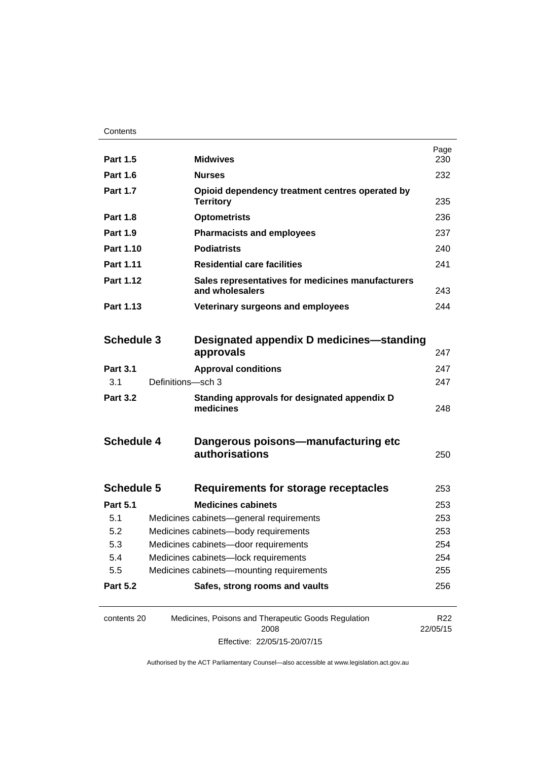| | | Page |
|---|---|---|
| **Part 1.5** | **Midwives** | 230 |
| **Part 1.6** | **Nurses** | 232 |
| **Part 1.7** | **Opioid dependency treatment centres operated by Territory** | 235 |
| **Part 1.8** | **Optometrists** | 236 |
| **Part 1.9** | **Pharmacists and employees** | 237 |
| **Part 1.10** | **Podiatrists** | 240 |
| **Part 1.11** | **Residential care facilities** | 241 |
| **Part 1.12** | **Sales representatives for medicines manufacturers and wholesalers** | 243 |
| **Part 1.13** | **Veterinary surgeons and employees** | 244 |
| **Schedule 3** | **Designated appendix D medicines—standing approvals** | 247 |
| **Part 3.1** | **Approval conditions** | 247 |
| 3.1 | Definitions—sch 3 | 247 |
| **Part 3.2** | **Standing approvals for designated appendix D medicines** | 248 |
| **Schedule 4** | **Dangerous poisons—manufacturing etc authorisations** | 250 |
| **Schedule 5** | **Requirements for storage receptacles** | 253 |
| **Part 5.1** | **Medicines cabinets** | 253 |
| 5.1 | Medicines cabinets—general requirements | 253 |
| 5.2 | Medicines cabinets—body requirements | 253 |
| 5.3 | Medicines cabinets—door requirements | 254 |
| 5.4 | Medicines cabinets—lock requirements | 254 |
| 5.5 | Medicines cabinets—mounting requirements | 255 |
| **Part 5.2** | **Safes, strong rooms and vaults** | 256 |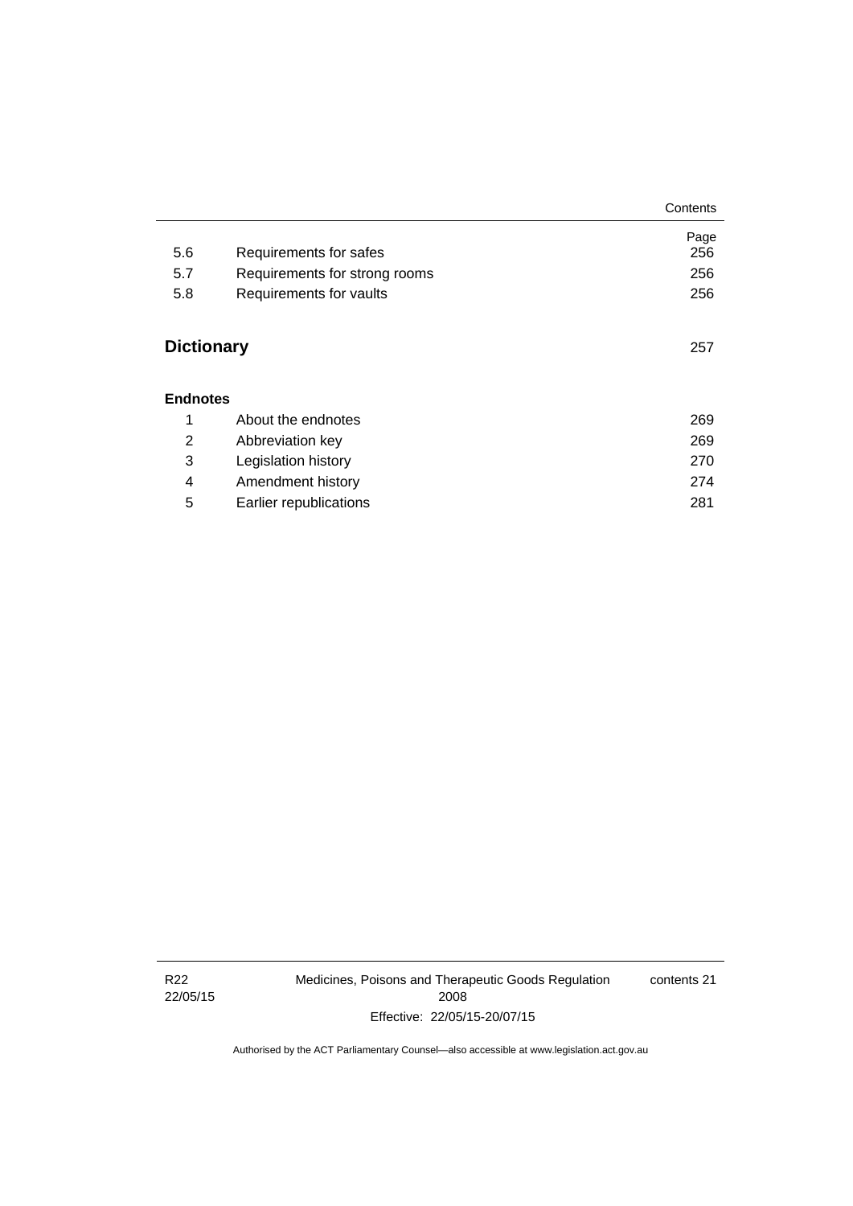| | | Page |
|---|---|---|
| 5.6 | Requirements for safes | 256 |
| 5.7 | Requirements for strong rooms | 256 |
| 5.8 | Requirements for vaults | 256 |

## Dictionary 257

**Endnotes**

| | | |
|---|---|---|
| 1 | About the endnotes | 269 |
| 2 | Abbreviation key | 269 |
| 3 | Legislation history | 270 |
| 4 | Amendment history | 274 |
| 5 | Earlier republications | 281 |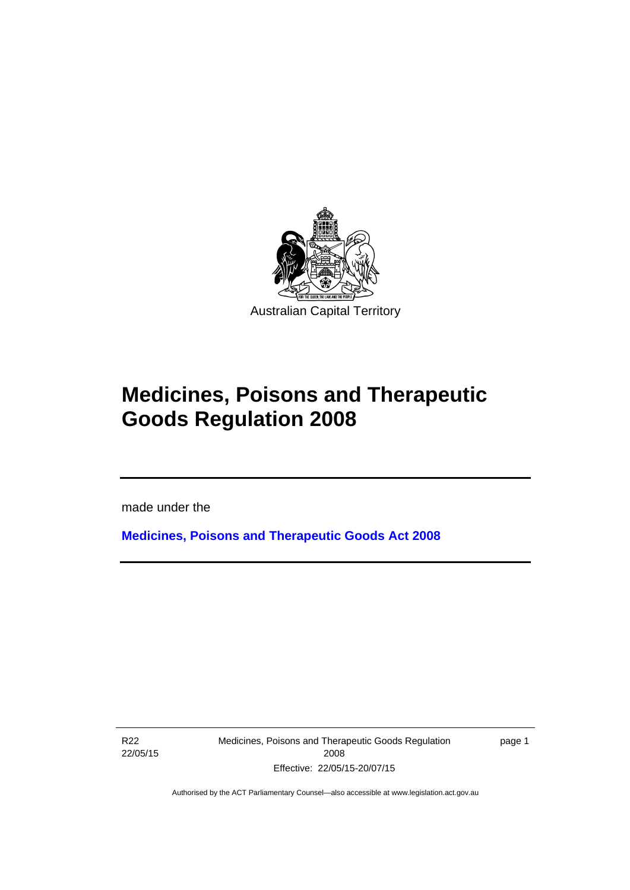Australian Capital Territory

# Medicines, Poisons and Therapeutic Goods Regulation 2008

made under the

**Medicines, Poisons and Therapeutic Goods Act 2008**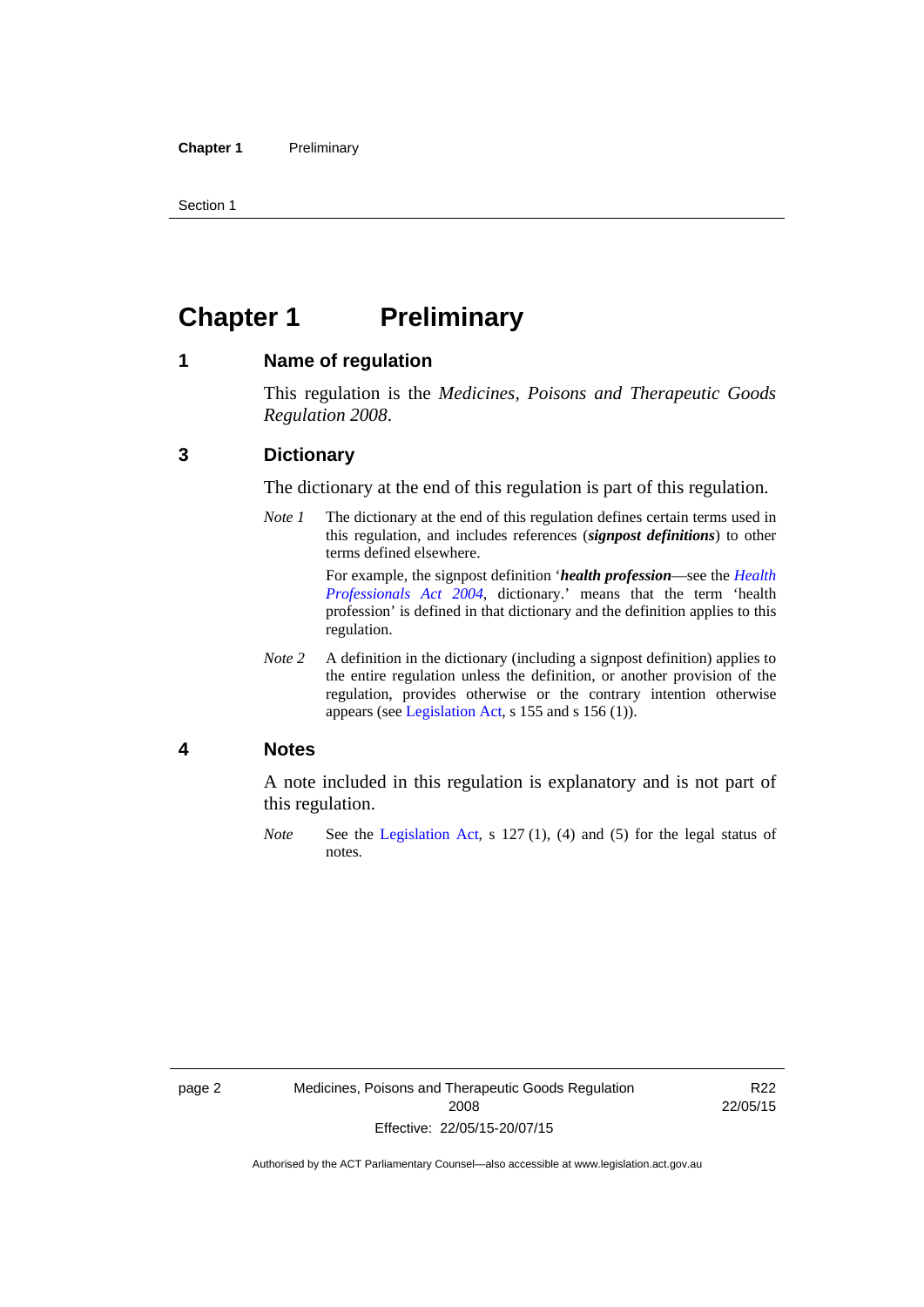# Chapter 1 Preliminary

## 1 Name of regulation

This regulation is the *Medicines, Poisons and Therapeutic Goods Regulation 2008*.

## 3 Dictionary

The dictionary at the end of this regulation is part of this regulation.

*Note 1* The dictionary at the end of this regulation defines certain terms used in this regulation, and includes references (***signpost definitions***) to other terms defined elsewhere.

For example, the signpost definition '***health profession***—see the *Health Professionals Act 2004*, dictionary.' means that the term 'health profession' is defined in that dictionary and the definition applies to this regulation.

*Note 2* A definition in the dictionary (including a signpost definition) applies to the entire regulation unless the definition, or another provision of the regulation, provides otherwise or the contrary intention otherwise appears (see Legislation Act, s 155 and s 156 (1)).

## 4 Notes

A note included in this regulation is explanatory and is not part of this regulation.

*Note* See the Legislation Act, s 127 (1), (4) and (5) for the legal status of notes.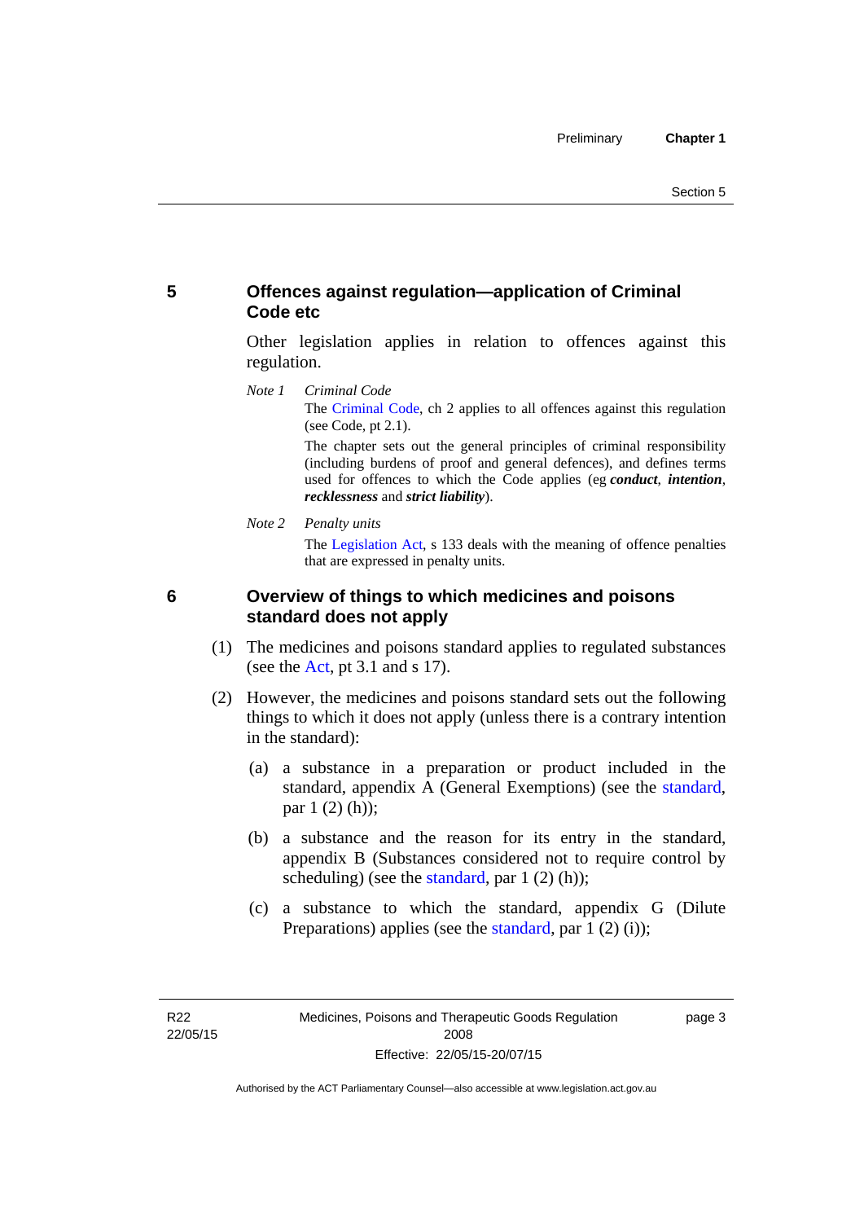## 5 Offences against regulation—application of Criminal Code etc

Other legislation applies in relation to offences against this regulation.

*Note 1* *Criminal Code*

The Criminal Code, ch 2 applies to all offences against this regulation (see Code, pt 2.1).

The chapter sets out the general principles of criminal responsibility (including burdens of proof and general defences), and defines terms used for offences to which the Code applies (eg ***conduct***, ***intention***, ***recklessness*** and ***strict liability***).

*Note 2* *Penalty units*

The Legislation Act, s 133 deals with the meaning of offence penalties that are expressed in penalty units.

## 6 Overview of things to which medicines and poisons standard does not apply

(1) The medicines and poisons standard applies to regulated substances (see the Act, pt 3.1 and s 17).

(2) However, the medicines and poisons standard sets out the following things to which it does not apply (unless there is a contrary intention in the standard):

(a) a substance in a preparation or product included in the standard, appendix A (General Exemptions) (see the standard, par 1 (2) (h));

(b) a substance and the reason for its entry in the standard, appendix B (Substances considered not to require control by scheduling) (see the standard, par 1 (2) (h));

(c) a substance to which the standard, appendix G (Dilute Preparations) applies (see the standard, par 1 (2) (i));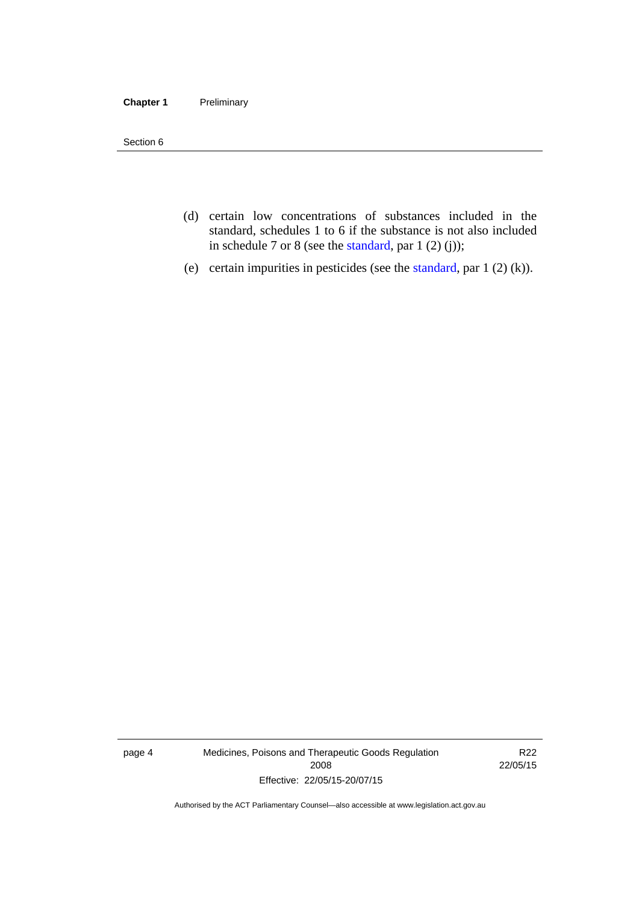(d) certain low concentrations of substances included in the standard, schedules 1 to 6 if the substance is not also included in schedule 7 or 8 (see the standard, par 1 (2) (j));

(e) certain impurities in pesticides (see the standard, par 1 (2) (k)).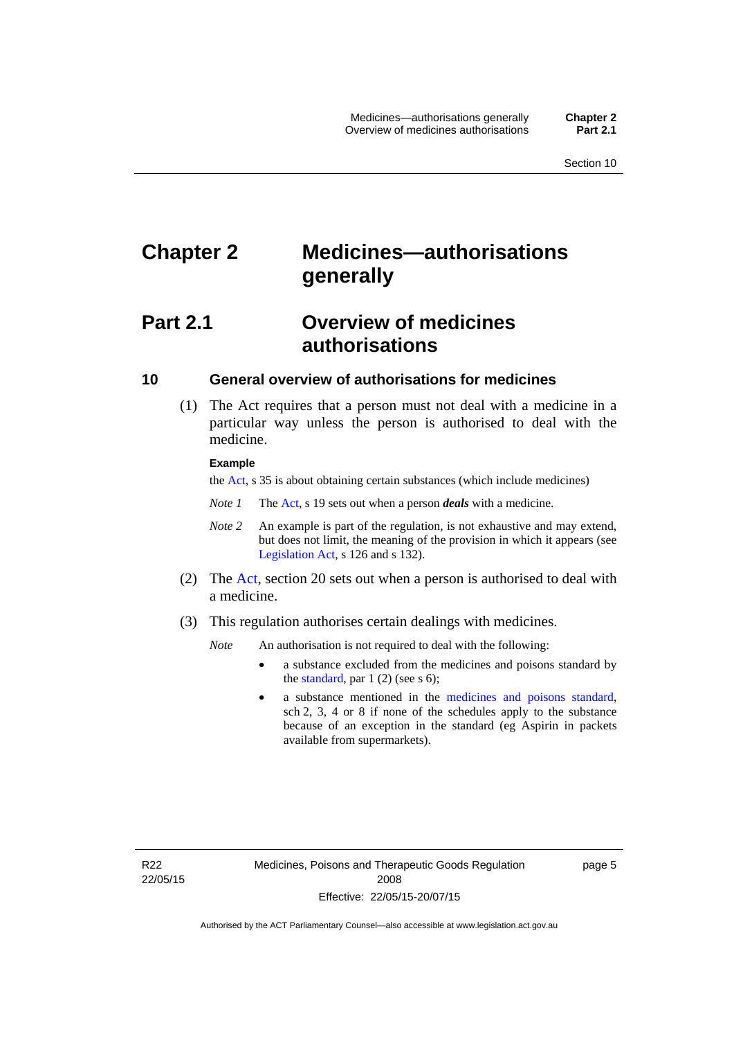# Chapter 2 Medicines—authorisations generally

## Part 2.1 Overview of medicines authorisations

### 10 General overview of authorisations for medicines

(1) The Act requires that a person must not deal with a medicine in a particular way unless the person is authorised to deal with the medicine.

**Example**

the Act, s 35 is about obtaining certain substances (which include medicines)

*Note 1* The Act, s 19 sets out when a person ***deals*** with a medicine.

*Note 2* An example is part of the regulation, is not exhaustive and may extend, but does not limit, the meaning of the provision in which it appears (see Legislation Act, s 126 and s 132).

(2) The Act, section 20 sets out when a person is authorised to deal with a medicine.

(3) This regulation authorises certain dealings with medicines.

*Note* An authorisation is not required to deal with the following:

- a substance excluded from the medicines and poisons standard by the standard, par 1 (2) (see s 6);
- a substance mentioned in the medicines and poisons standard, sch 2, 3, 4 or 8 if none of the schedules apply to the substance because of an exception in the standard (eg Aspirin in packets available from supermarkets).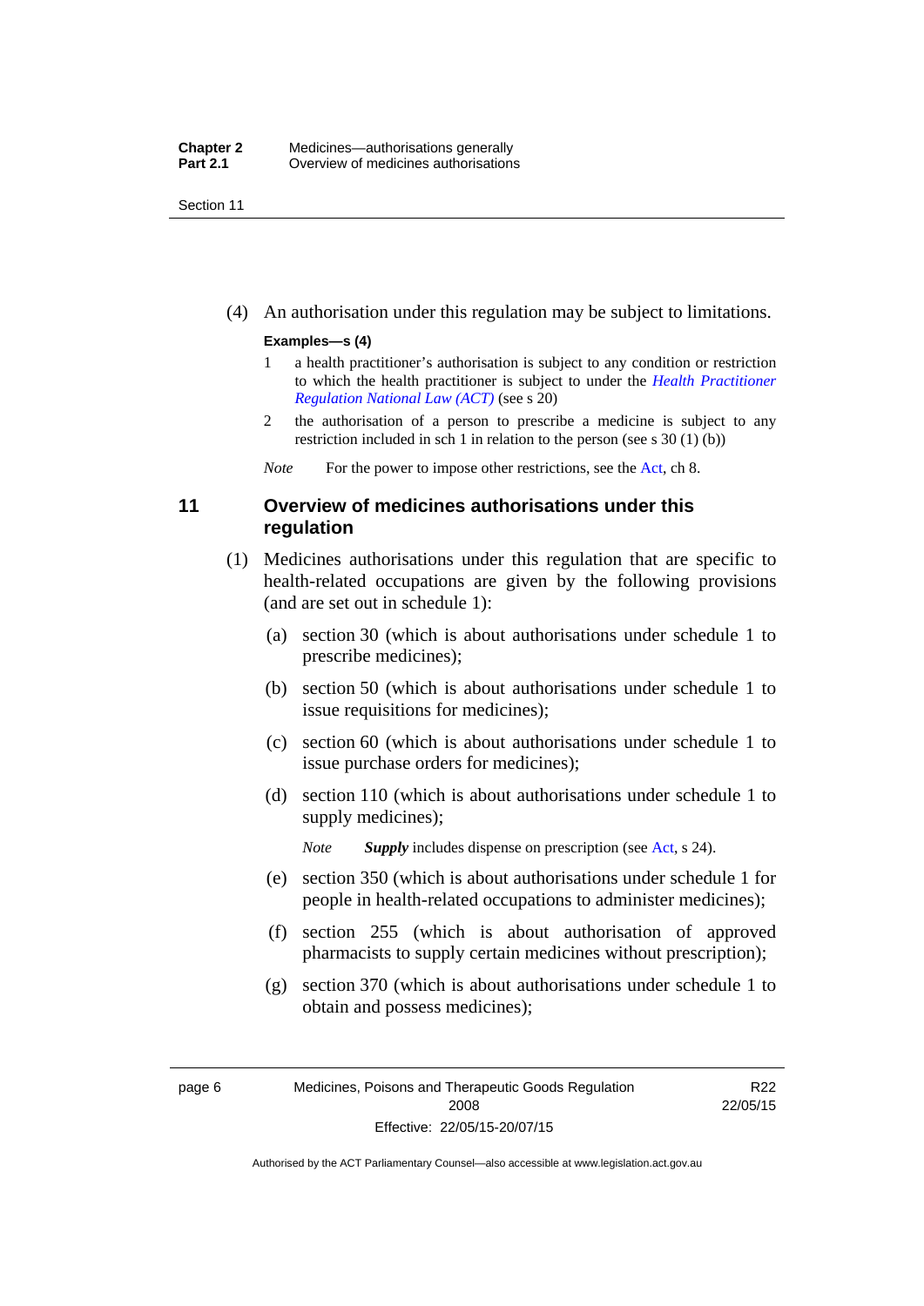(4) An authorisation under this regulation may be subject to limitations.

**Examples—s (4)**

1 a health practitioner's authorisation is subject to any condition or restriction to which the health practitioner is subject to under the *Health Practitioner Regulation National Law (ACT)* (see s 20)

2 the authorisation of a person to prescribe a medicine is subject to any restriction included in sch 1 in relation to the person (see s 30 (1) (b))

*Note* For the power to impose other restrictions, see the Act, ch 8.

## 11 Overview of medicines authorisations under this regulation

(1) Medicines authorisations under this regulation that are specific to health-related occupations are given by the following provisions (and are set out in schedule 1):

(a) section 30 (which is about authorisations under schedule 1 to prescribe medicines);

(b) section 50 (which is about authorisations under schedule 1 to issue requisitions for medicines);

(c) section 60 (which is about authorisations under schedule 1 to issue purchase orders for medicines);

(d) section 110 (which is about authorisations under schedule 1 to supply medicines);

*Note* ***Supply*** includes dispense on prescription (see Act, s 24).

(e) section 350 (which is about authorisations under schedule 1 for people in health-related occupations to administer medicines);

(f) section 255 (which is about authorisation of approved pharmacists to supply certain medicines without prescription);

(g) section 370 (which is about authorisations under schedule 1 to obtain and possess medicines);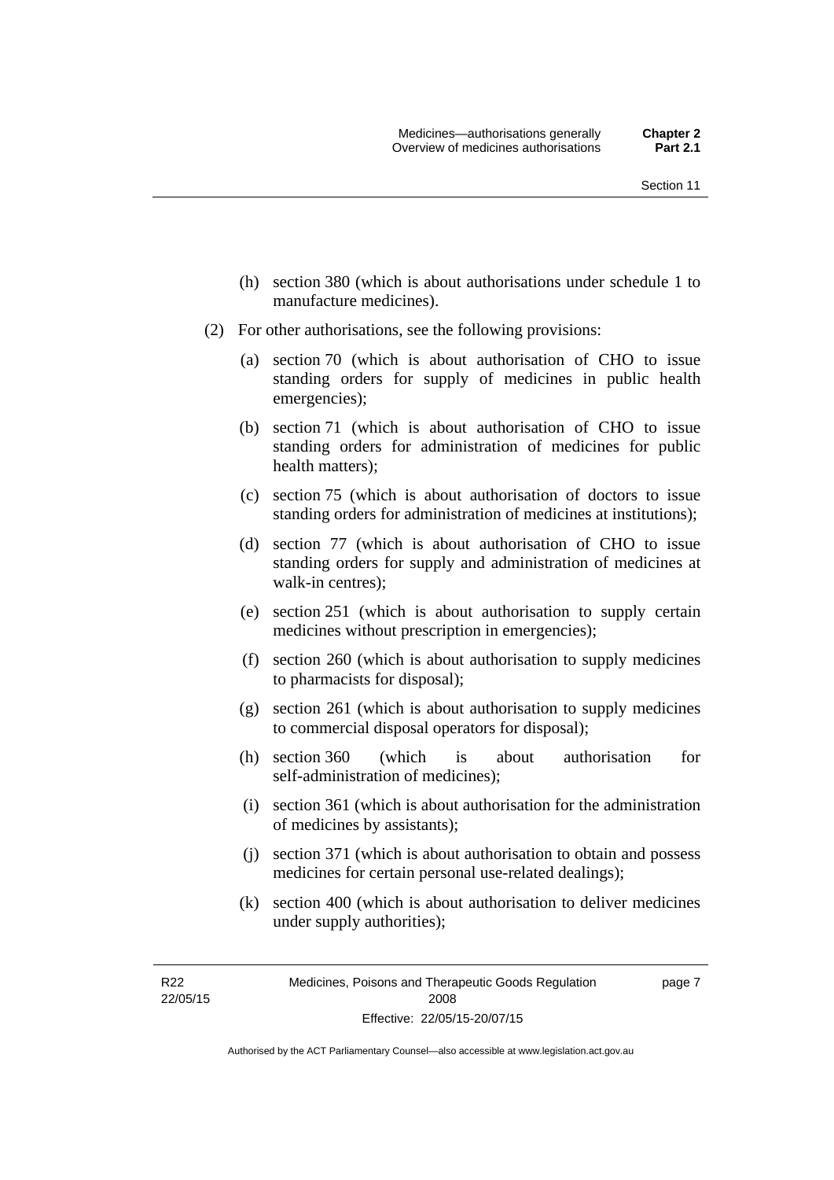(h) section 380 (which is about authorisations under schedule 1 to manufacture medicines).

(2) For other authorisations, see the following provisions:

(a) section 70 (which is about authorisation of CHO to issue standing orders for supply of medicines in public health emergencies);

(b) section 71 (which is about authorisation of CHO to issue standing orders for administration of medicines for public health matters);

(c) section 75 (which is about authorisation of doctors to issue standing orders for administration of medicines at institutions);

(d) section 77 (which is about authorisation of CHO to issue standing orders for supply and administration of medicines at walk-in centres);

(e) section 251 (which is about authorisation to supply certain medicines without prescription in emergencies);

(f) section 260 (which is about authorisation to supply medicines to pharmacists for disposal);

(g) section 261 (which is about authorisation to supply medicines to commercial disposal operators for disposal);

(h) section 360 (which is about authorisation for self-administration of medicines);

(i) section 361 (which is about authorisation for the administration of medicines by assistants);

(j) section 371 (which is about authorisation to obtain and possess medicines for certain personal use-related dealings);

(k) section 400 (which is about authorisation to deliver medicines under supply authorities);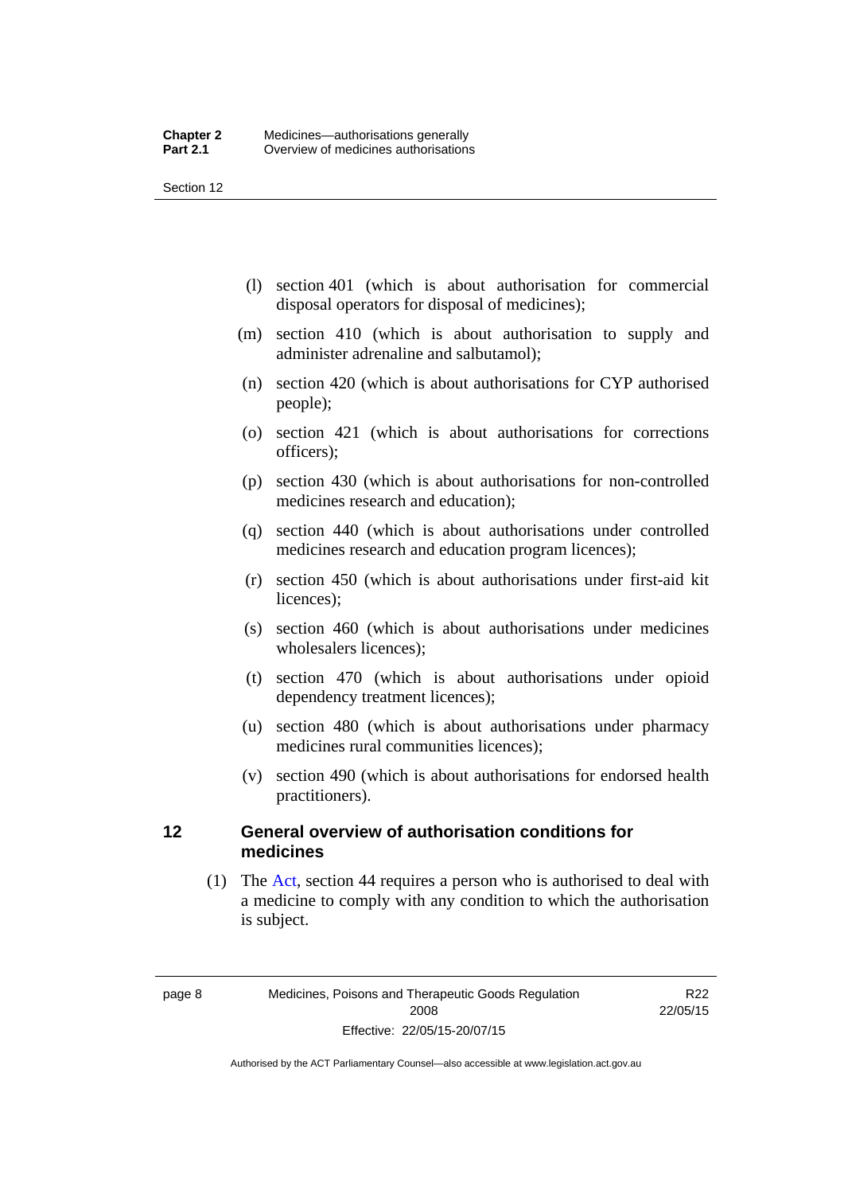(l) section 401 (which is about authorisation for commercial disposal operators for disposal of medicines);

(m) section 410 (which is about authorisation to supply and administer adrenaline and salbutamol);

(n) section 420 (which is about authorisations for CYP authorised people);

(o) section 421 (which is about authorisations for corrections officers);

(p) section 430 (which is about authorisations for non-controlled medicines research and education);

(q) section 440 (which is about authorisations under controlled medicines research and education program licences);

(r) section 450 (which is about authorisations under first-aid kit licences);

(s) section 460 (which is about authorisations under medicines wholesalers licences);

(t) section 470 (which is about authorisations under opioid dependency treatment licences);

(u) section 480 (which is about authorisations under pharmacy medicines rural communities licences);

(v) section 490 (which is about authorisations for endorsed health practitioners).

## 12 General overview of authorisation conditions for medicines

(1) The Act, section 44 requires a person who is authorised to deal with a medicine to comply with any condition to which the authorisation is subject.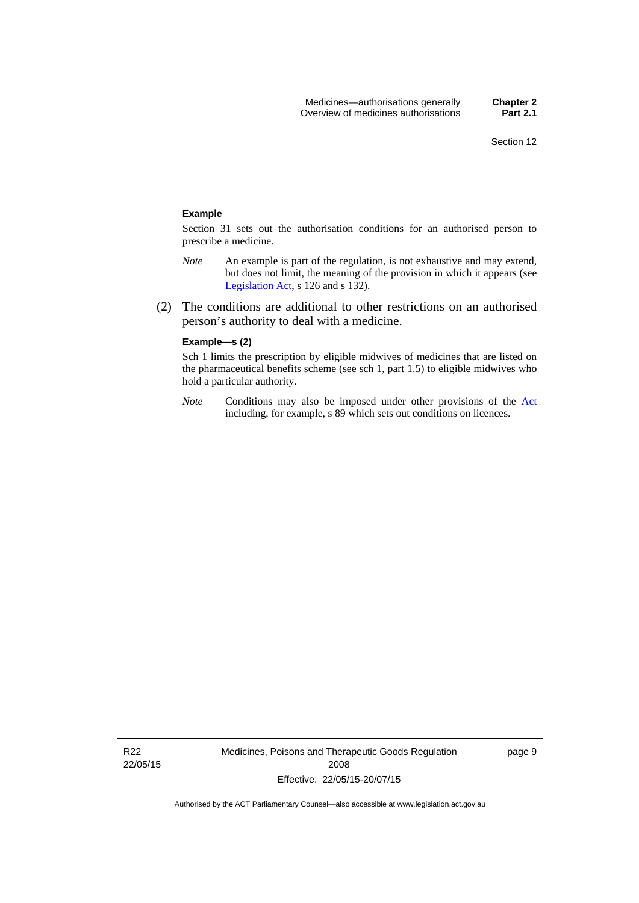**Example**

Section 31 sets out the authorisation conditions for an authorised person to prescribe a medicine.

*Note* An example is part of the regulation, is not exhaustive and may extend, but does not limit, the meaning of the provision in which it appears (see Legislation Act, s 126 and s 132).

(2) The conditions are additional to other restrictions on an authorised person's authority to deal with a medicine.

**Example—s (2)**

Sch 1 limits the prescription by eligible midwives of medicines that are listed on the pharmaceutical benefits scheme (see sch 1, part 1.5) to eligible midwives who hold a particular authority.

*Note* Conditions may also be imposed under other provisions of the Act including, for example, s 89 which sets out conditions on licences.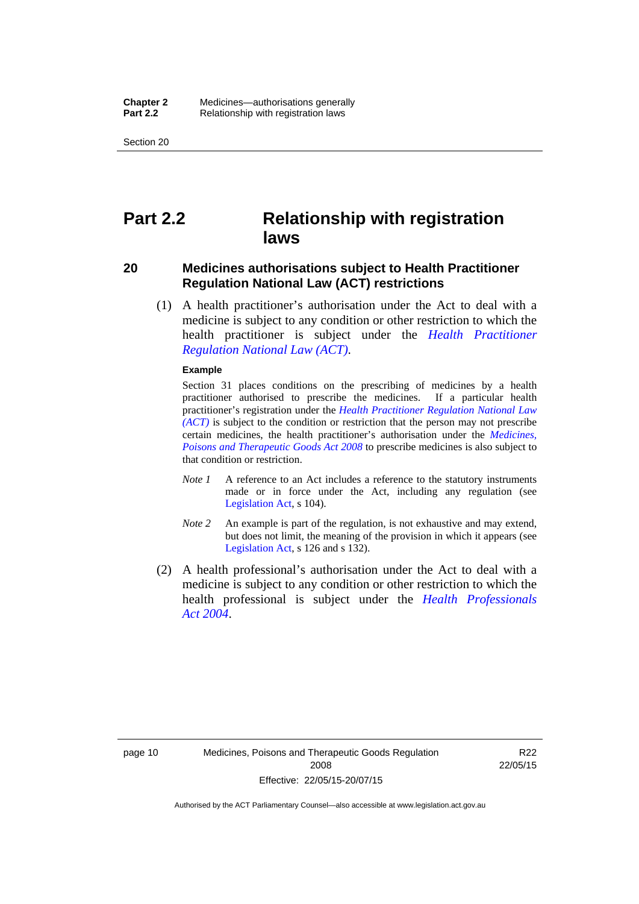# Part 2.2 Relationship with registration laws

## 20 Medicines authorisations subject to Health Practitioner Regulation National Law (ACT) restrictions

(1) A health practitioner's authorisation under the Act to deal with a medicine is subject to any condition or other restriction to which the health practitioner is subject under the *Health Practitioner Regulation National Law (ACT)*.

**Example**

Section 31 places conditions on the prescribing of medicines by a health practitioner authorised to prescribe the medicines. If a particular health practitioner's registration under the *Health Practitioner Regulation National Law (ACT)* is subject to the condition or restriction that the person may not prescribe certain medicines, the health practitioner's authorisation under the *Medicines, Poisons and Therapeutic Goods Act 2008* to prescribe medicines is also subject to that condition or restriction.

*Note 1* A reference to an Act includes a reference to the statutory instruments made or in force under the Act, including any regulation (see Legislation Act, s 104).

*Note 2* An example is part of the regulation, is not exhaustive and may extend, but does not limit, the meaning of the provision in which it appears (see Legislation Act, s 126 and s 132).

(2) A health professional's authorisation under the Act to deal with a medicine is subject to any condition or other restriction to which the health professional is subject under the *Health Professionals Act 2004*.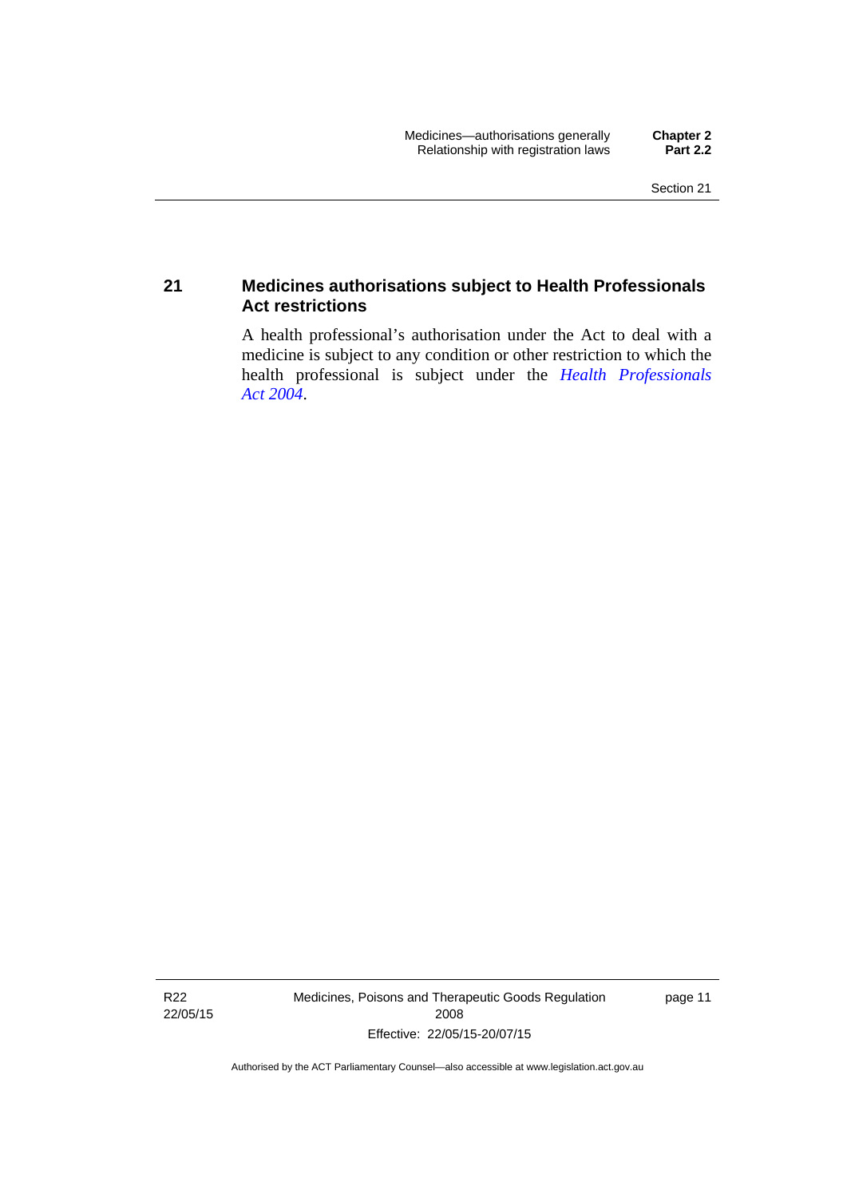## 21 Medicines authorisations subject to Health Professionals Act restrictions

A health professional's authorisation under the Act to deal with a medicine is subject to any condition or other restriction to which the health professional is subject under the *Health Professionals Act 2004*.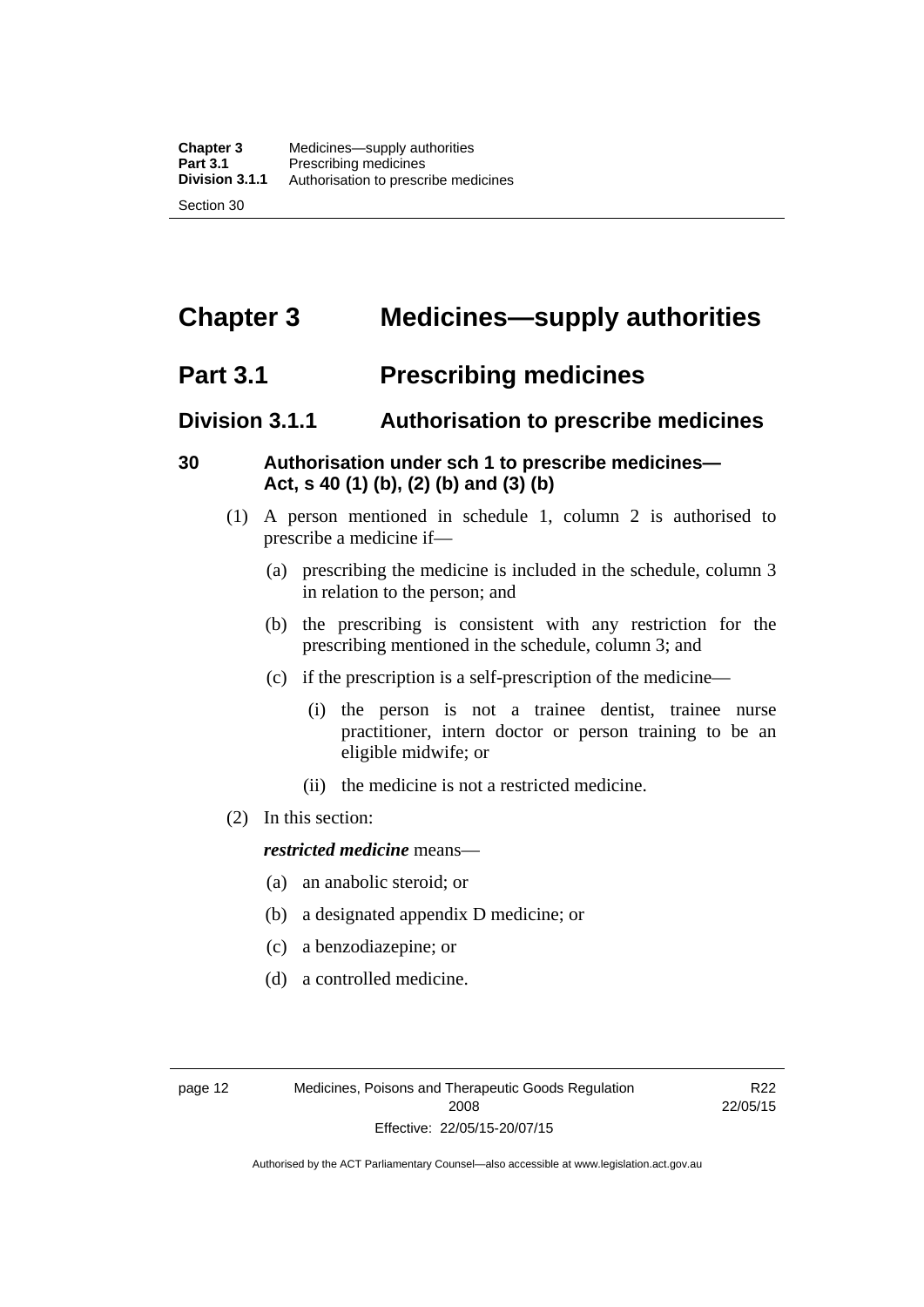# Chapter 3 Medicines—supply authorities

## Part 3.1 Prescribing medicines

### Division 3.1.1 Authorisation to prescribe medicines

**30 Authorisation under sch 1 to prescribe medicines—Act, s 40 (1) (b), (2) (b) and (3) (b)**

(1) A person mentioned in schedule 1, column 2 is authorised to prescribe a medicine if—

(a) prescribing the medicine is included in the schedule, column 3 in relation to the person; and

(b) the prescribing is consistent with any restriction for the prescribing mentioned in the schedule, column 3; and

(c) if the prescription is a self-prescription of the medicine—

(i) the person is not a trainee dentist, trainee nurse practitioner, intern doctor or person training to be an eligible midwife; or

(ii) the medicine is not a restricted medicine.

(2) In this section:

***restricted medicine*** means—

(a) an anabolic steroid; or

(b) a designated appendix D medicine; or

(c) a benzodiazepine; or

(d) a controlled medicine.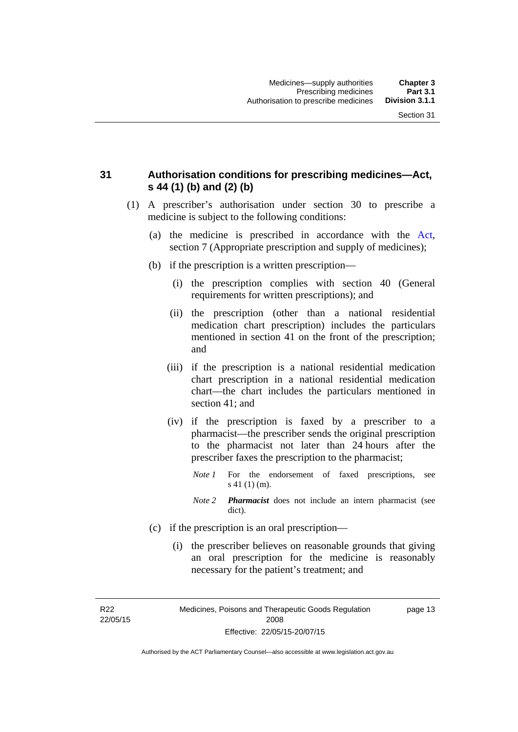## 31 Authorisation conditions for prescribing medicines—Act, s 44 (1) (b) and (2) (b)

(1) A prescriber's authorisation under section 30 to prescribe a medicine is subject to the following conditions:

(a) the medicine is prescribed in accordance with the Act, section 7 (Appropriate prescription and supply of medicines);

(b) if the prescription is a written prescription—

(i) the prescription complies with section 40 (General requirements for written prescriptions); and

(ii) the prescription (other than a national residential medication chart prescription) includes the particulars mentioned in section 41 on the front of the prescription; and

(iii) if the prescription is a national residential medication chart prescription in a national residential medication chart—the chart includes the particulars mentioned in section 41; and

(iv) if the prescription is faxed by a prescriber to a pharmacist—the prescriber sends the original prescription to the pharmacist not later than 24 hours after the prescriber faxes the prescription to the pharmacist;

*Note 1* For the endorsement of faxed prescriptions, see s 41 (1) (m).

*Note 2* ***Pharmacist*** does not include an intern pharmacist (see dict).

(c) if the prescription is an oral prescription—

(i) the prescriber believes on reasonable grounds that giving an oral prescription for the medicine is reasonably necessary for the patient's treatment; and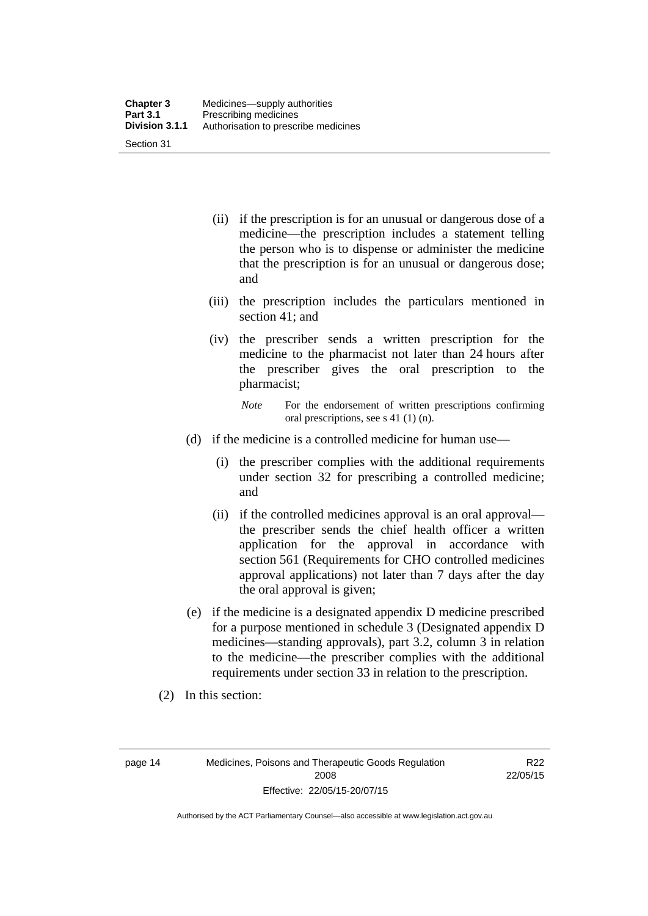(ii) if the prescription is for an unusual or dangerous dose of a medicine—the prescription includes a statement telling the person who is to dispense or administer the medicine that the prescription is for an unusual or dangerous dose; and

(iii) the prescription includes the particulars mentioned in section 41; and

(iv) the prescriber sends a written prescription for the medicine to the pharmacist not later than 24 hours after the prescriber gives the oral prescription to the pharmacist;

*Note* For the endorsement of written prescriptions confirming oral prescriptions, see s 41 (1) (n).

(d) if the medicine is a controlled medicine for human use—

(i) the prescriber complies with the additional requirements under section 32 for prescribing a controlled medicine; and

(ii) if the controlled medicines approval is an oral approval—the prescriber sends the chief health officer a written application for the approval in accordance with section 561 (Requirements for CHO controlled medicines approval applications) not later than 7 days after the day the oral approval is given;

(e) if the medicine is a designated appendix D medicine prescribed for a purpose mentioned in schedule 3 (Designated appendix D medicines—standing approvals), part 3.2, column 3 in relation to the medicine—the prescriber complies with the additional requirements under section 33 in relation to the prescription.

(2) In this section: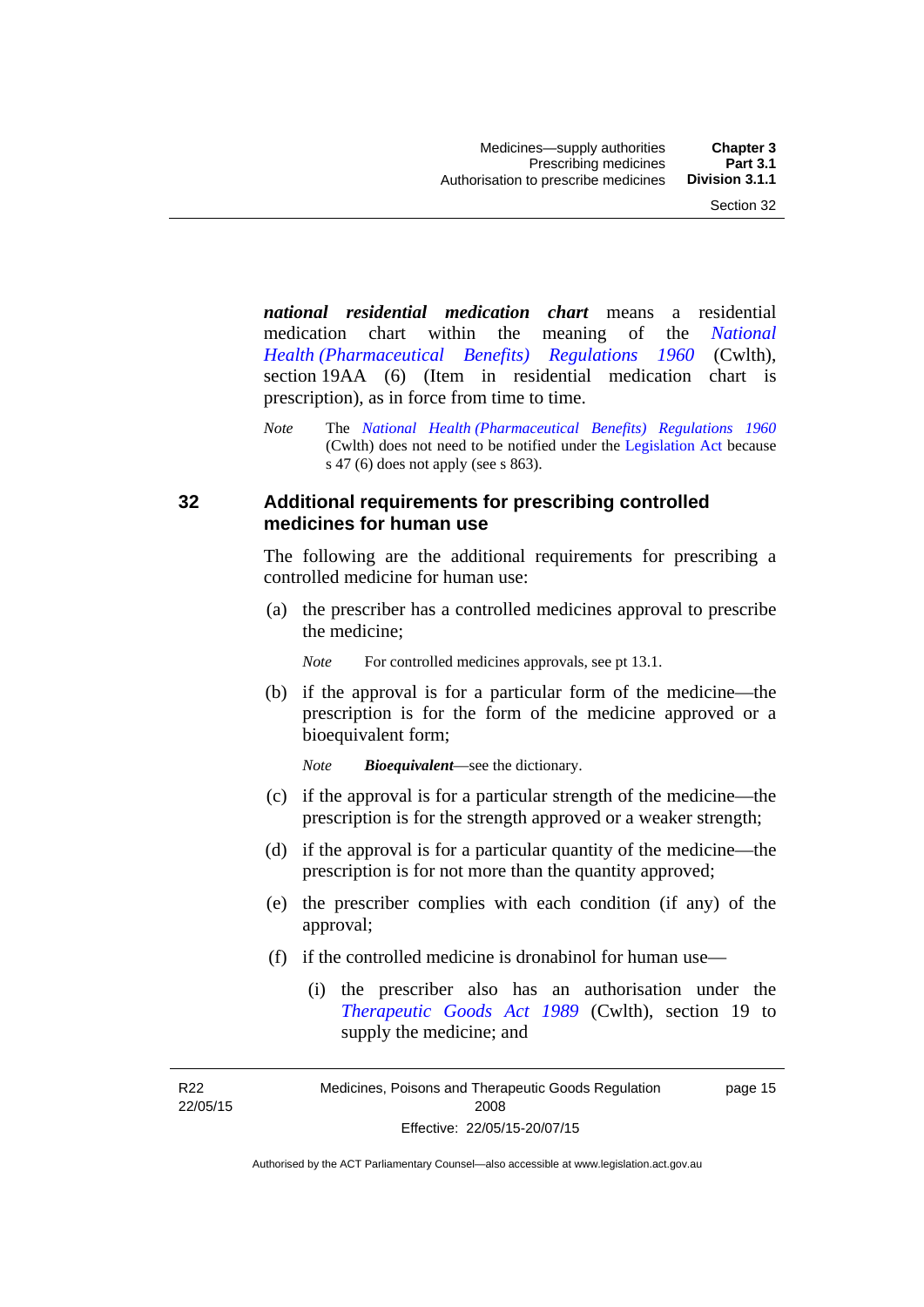***national residential medication chart*** means a residential medication chart within the meaning of the *National Health (Pharmaceutical Benefits) Regulations 1960* (Cwlth), section 19AA (6) (Item in residential medication chart is prescription), as in force from time to time.

*Note* The *National Health (Pharmaceutical Benefits) Regulations 1960* (Cwlth) does not need to be notified under the Legislation Act because s 47 (6) does not apply (see s 863).

## 32 Additional requirements for prescribing controlled medicines for human use

The following are the additional requirements for prescribing a controlled medicine for human use:

(a) the prescriber has a controlled medicines approval to prescribe the medicine;

*Note* For controlled medicines approvals, see pt 13.1.

(b) if the approval is for a particular form of the medicine—the prescription is for the form of the medicine approved or a bioequivalent form;

*Note* ***Bioequivalent***—see the dictionary.

(c) if the approval is for a particular strength of the medicine—the prescription is for the strength approved or a weaker strength;

(d) if the approval is for a particular quantity of the medicine—the prescription is for not more than the quantity approved;

(e) the prescriber complies with each condition (if any) of the approval;

(f) if the controlled medicine is dronabinol for human use—

(i) the prescriber also has an authorisation under the *Therapeutic Goods Act 1989* (Cwlth), section 19 to supply the medicine; and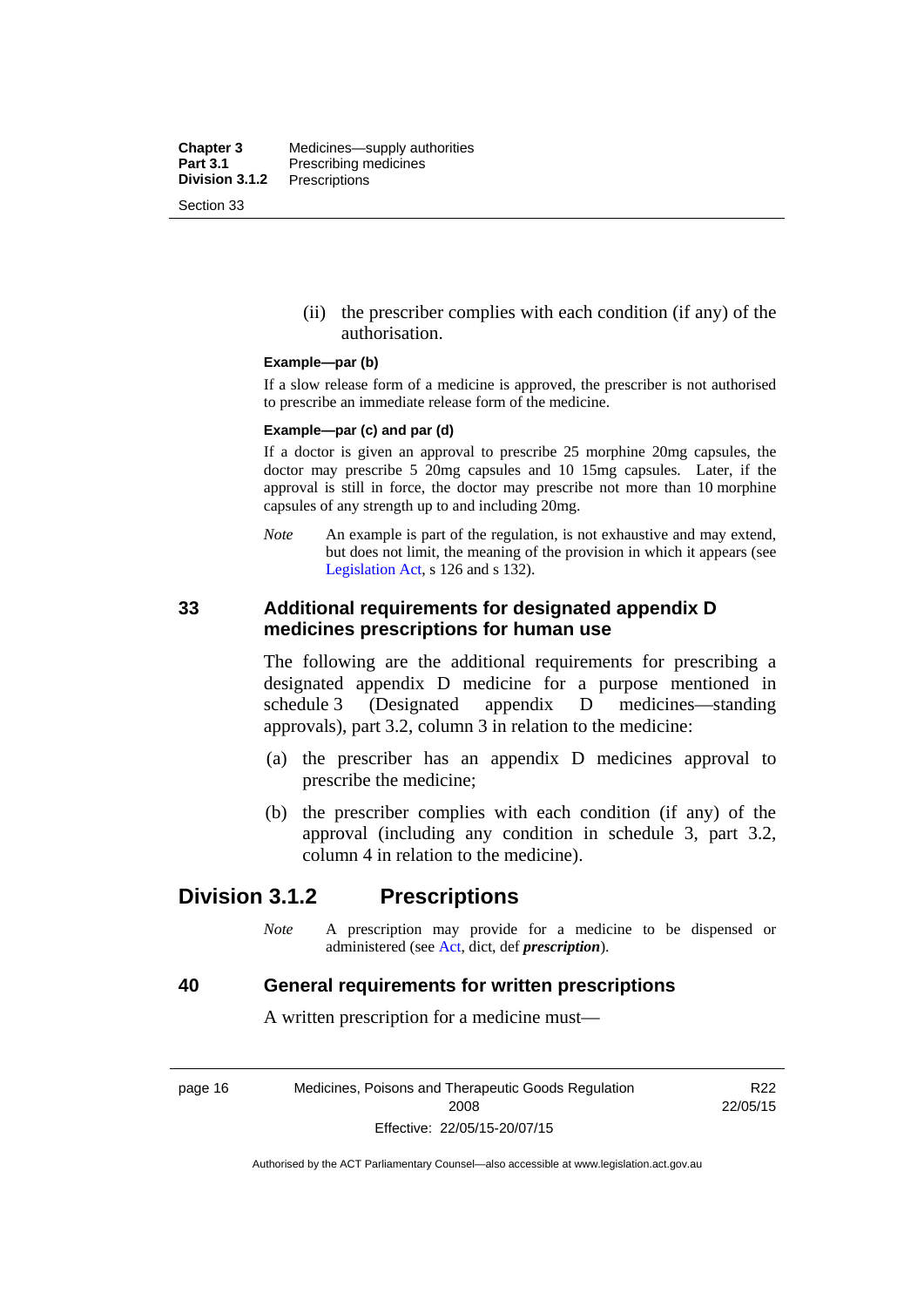(ii) the prescriber complies with each condition (if any) of the authorisation.

**Example—par (b)**

If a slow release form of a medicine is approved, the prescriber is not authorised to prescribe an immediate release form of the medicine.

**Example—par (c) and par (d)**

If a doctor is given an approval to prescribe 25 morphine 20mg capsules, the doctor may prescribe 5 20mg capsules and 10 15mg capsules. Later, if the approval is still in force, the doctor may prescribe not more than 10 morphine capsules of any strength up to and including 20mg.

*Note* An example is part of the regulation, is not exhaustive and may extend, but does not limit, the meaning of the provision in which it appears (see Legislation Act, s 126 and s 132).

### 33 Additional requirements for designated appendix D medicines prescriptions for human use

The following are the additional requirements for prescribing a designated appendix D medicine for a purpose mentioned in schedule 3 (Designated appendix D medicines—standing approvals), part 3.2, column 3 in relation to the medicine:

(a) the prescriber has an appendix D medicines approval to prescribe the medicine;

(b) the prescriber complies with each condition (if any) of the approval (including any condition in schedule 3, part 3.2, column 4 in relation to the medicine).

## Division 3.1.2 Prescriptions

*Note* A prescription may provide for a medicine to be dispensed or administered (see Act, dict, def ***prescription***).

### 40 General requirements for written prescriptions

A written prescription for a medicine must—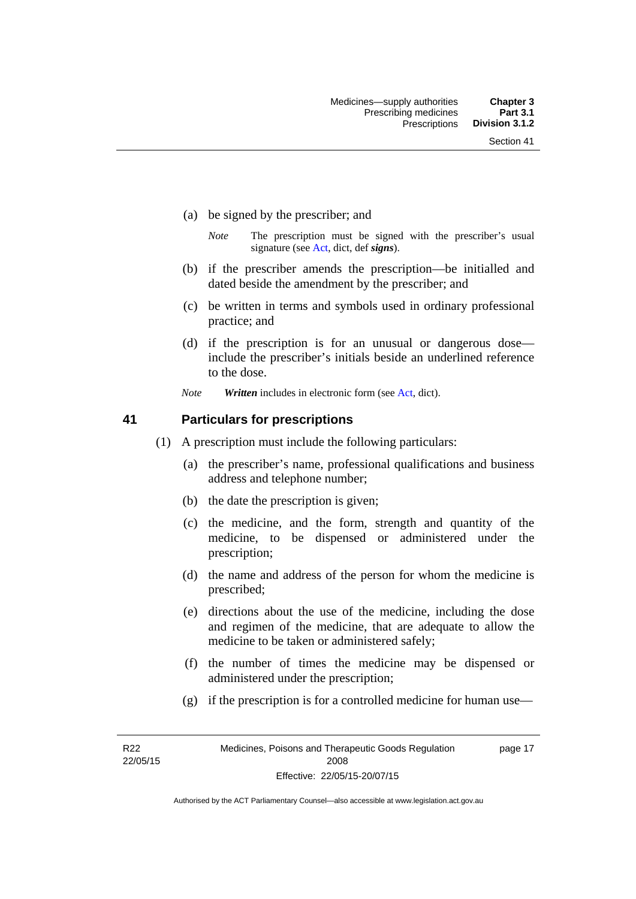(a) be signed by the prescriber; and

*Note* The prescription must be signed with the prescriber's usual signature (see Act, dict, def ***signs***).

(b) if the prescriber amends the prescription—be initialled and dated beside the amendment by the prescriber; and

(c) be written in terms and symbols used in ordinary professional practice; and

(d) if the prescription is for an unusual or dangerous dose—include the prescriber's initials beside an underlined reference to the dose.

*Note* ***Written*** includes in electronic form (see Act, dict).

## 41 Particulars for prescriptions

(1) A prescription must include the following particulars:

(a) the prescriber's name, professional qualifications and business address and telephone number;

(b) the date the prescription is given;

(c) the medicine, and the form, strength and quantity of the medicine, to be dispensed or administered under the prescription;

(d) the name and address of the person for whom the medicine is prescribed;

(e) directions about the use of the medicine, including the dose and regimen of the medicine, that are adequate to allow the medicine to be taken or administered safely;

(f) the number of times the medicine may be dispensed or administered under the prescription;

(g) if the prescription is for a controlled medicine for human use—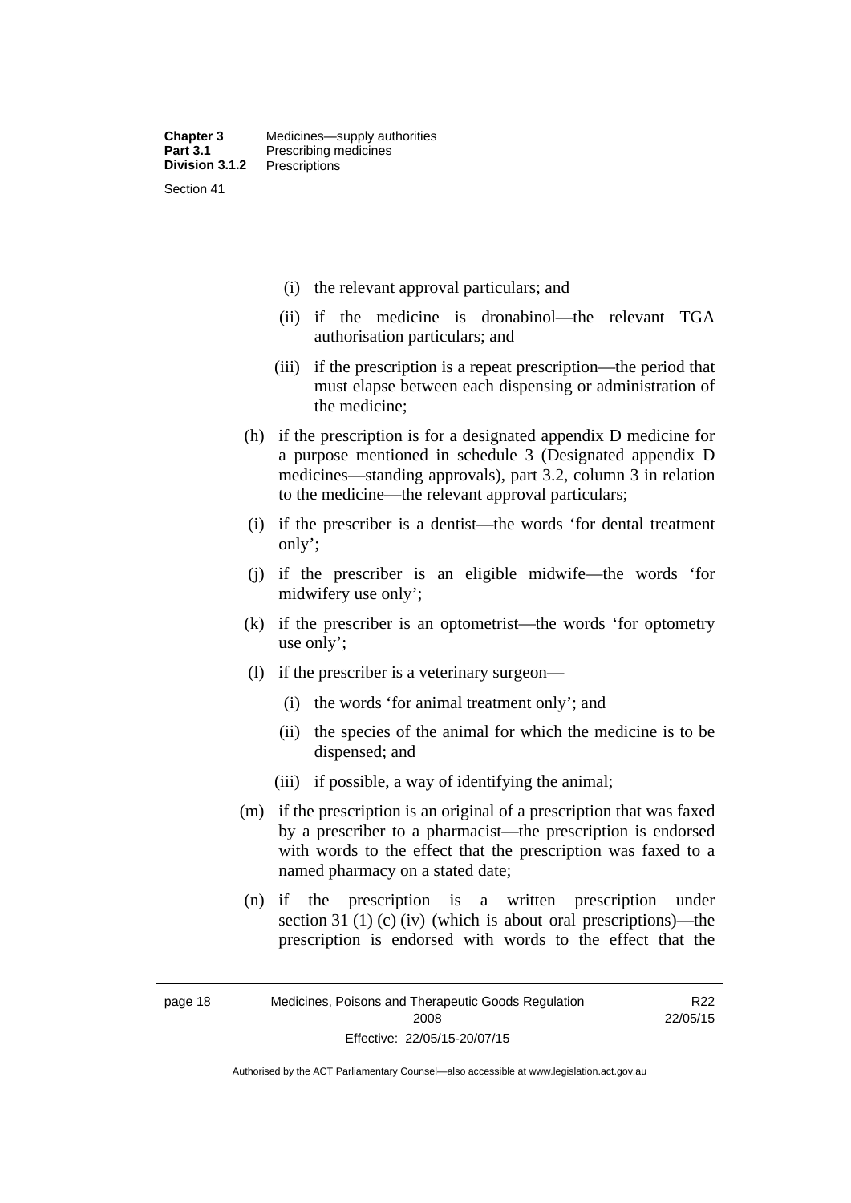(i) the relevant approval particulars; and

(ii) if the medicine is dronabinol—the relevant TGA authorisation particulars; and

(iii) if the prescription is a repeat prescription—the period that must elapse between each dispensing or administration of the medicine;

(h) if the prescription is for a designated appendix D medicine for a purpose mentioned in schedule 3 (Designated appendix D medicines—standing approvals), part 3.2, column 3 in relation to the medicine—the relevant approval particulars;

(i) if the prescriber is a dentist—the words 'for dental treatment only';

(j) if the prescriber is an eligible midwife—the words 'for midwifery use only';

(k) if the prescriber is an optometrist—the words 'for optometry use only';

(l) if the prescriber is a veterinary surgeon—

(i) the words 'for animal treatment only'; and

(ii) the species of the animal for which the medicine is to be dispensed; and

(iii) if possible, a way of identifying the animal;

(m) if the prescription is an original of a prescription that was faxed by a prescriber to a pharmacist—the prescription is endorsed with words to the effect that the prescription was faxed to a named pharmacy on a stated date;

(n) if the prescription is a written prescription under section 31 (1) (c) (iv) (which is about oral prescriptions)—the prescription is endorsed with words to the effect that the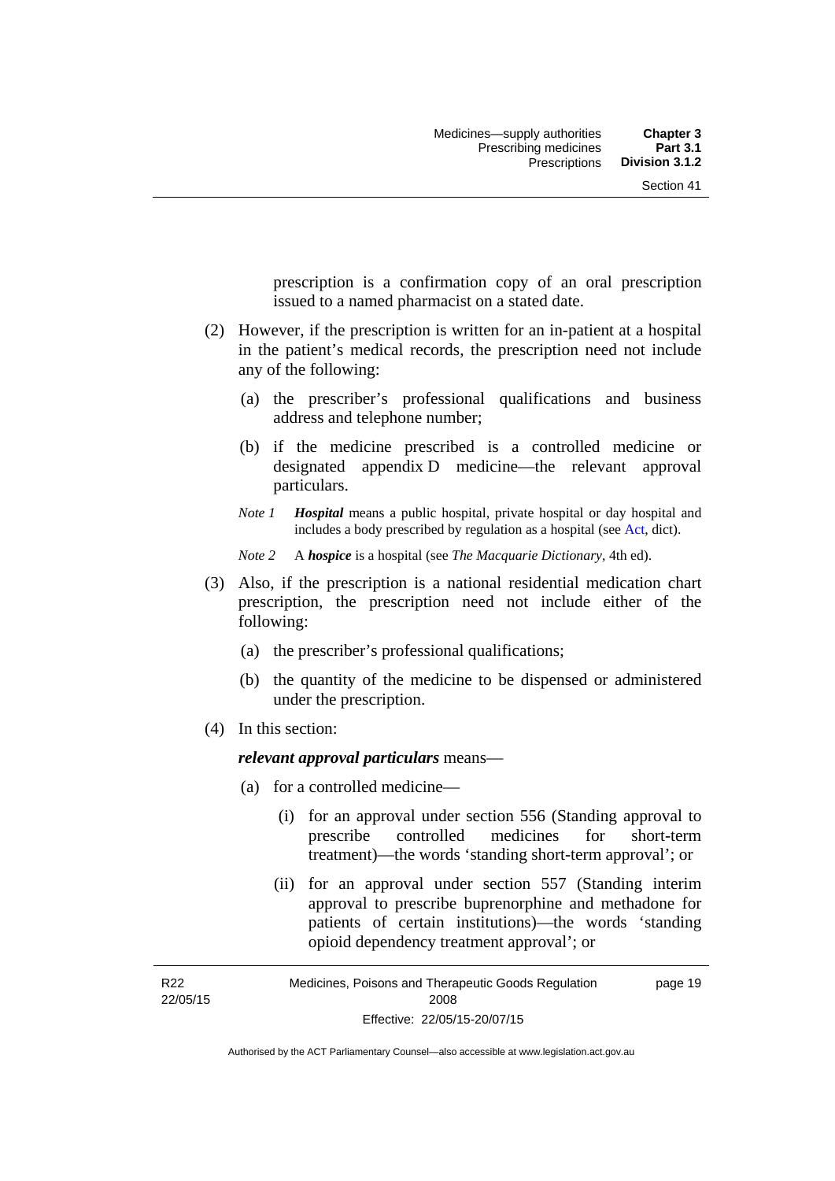prescription is a confirmation copy of an oral prescription issued to a named pharmacist on a stated date.

(2) However, if the prescription is written for an in-patient at a hospital in the patient's medical records, the prescription need not include any of the following:

(a) the prescriber's professional qualifications and business address and telephone number;

(b) if the medicine prescribed is a controlled medicine or designated appendix D medicine—the relevant approval particulars.

*Note 1* ***Hospital*** means a public hospital, private hospital or day hospital and includes a body prescribed by regulation as a hospital (see Act, dict).

*Note 2* A ***hospice*** is a hospital (see *The Macquarie Dictionary*, 4th ed).

(3) Also, if the prescription is a national residential medication chart prescription, the prescription need not include either of the following:

(a) the prescriber's professional qualifications;

(b) the quantity of the medicine to be dispensed or administered under the prescription.

(4) In this section:

***relevant approval particulars*** means—

(a) for a controlled medicine—

(i) for an approval under section 556 (Standing approval to prescribe controlled medicines for short-term treatment)—the words 'standing short-term approval'; or

(ii) for an approval under section 557 (Standing interim approval to prescribe buprenorphine and methadone for patients of certain institutions)—the words 'standing opioid dependency treatment approval'; or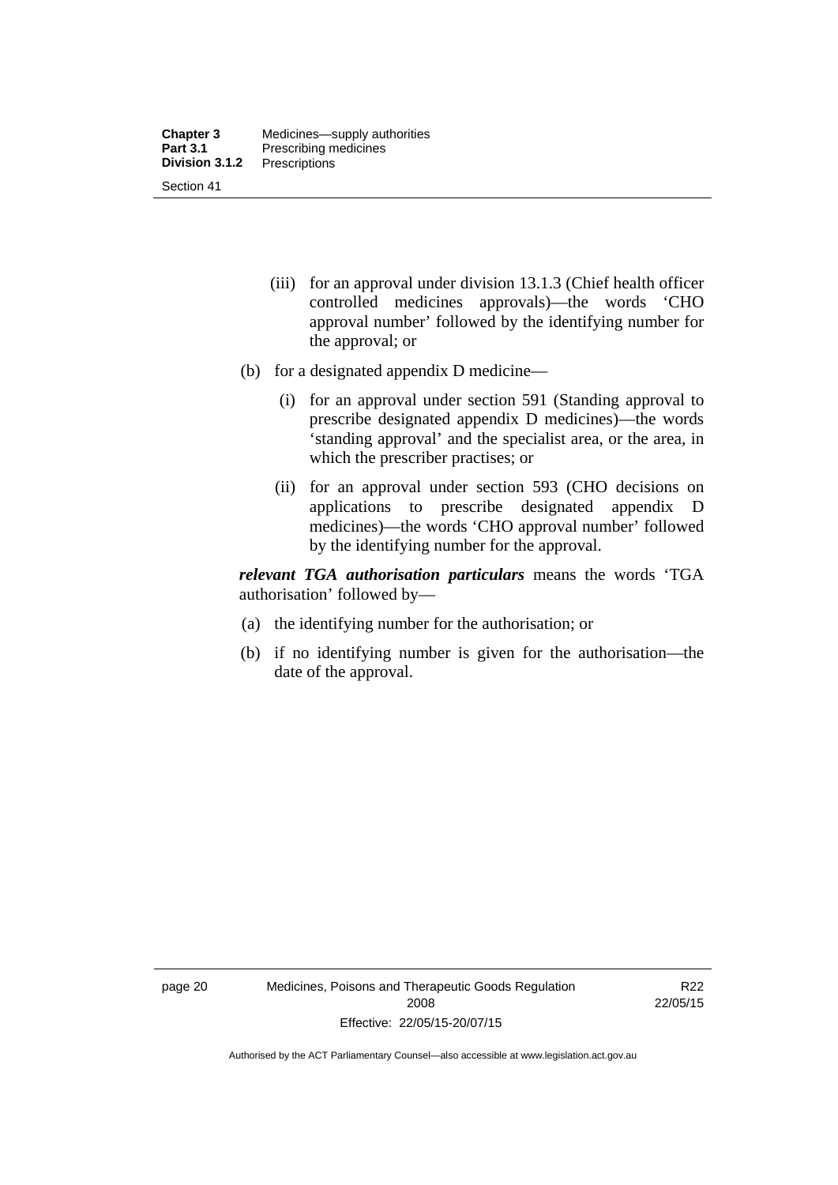(iii) for an approval under division 13.1.3 (Chief health officer controlled medicines approvals)—the words 'CHO approval number' followed by the identifying number for the approval; or

(b) for a designated appendix D medicine—

(i) for an approval under section 591 (Standing approval to prescribe designated appendix D medicines)—the words 'standing approval' and the specialist area, or the area, in which the prescriber practises; or

(ii) for an approval under section 593 (CHO decisions on applications to prescribe designated appendix D medicines)—the words 'CHO approval number' followed by the identifying number for the approval.

***relevant TGA authorisation particulars*** means the words 'TGA authorisation' followed by—

(a) the identifying number for the authorisation; or

(b) if no identifying number is given for the authorisation—the date of the approval.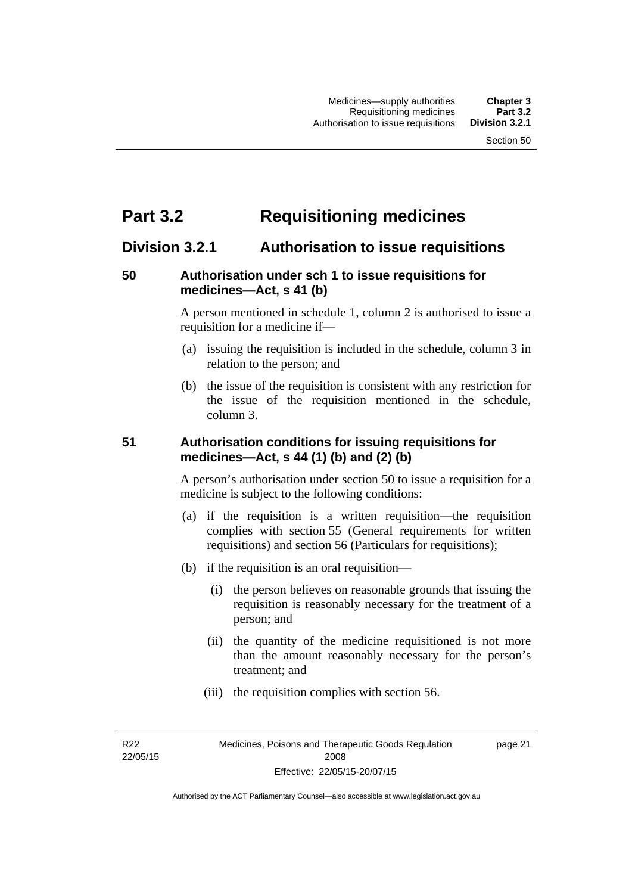# Part 3.2 Requisitioning medicines

## Division 3.2.1 Authorisation to issue requisitions

### 50 Authorisation under sch 1 to issue requisitions for medicines—Act, s 41 (b)

A person mentioned in schedule 1, column 2 is authorised to issue a requisition for a medicine if—

(a) issuing the requisition is included in the schedule, column 3 in relation to the person; and

(b) the issue of the requisition is consistent with any restriction for the issue of the requisition mentioned in the schedule, column 3.

### 51 Authorisation conditions for issuing requisitions for medicines—Act, s 44 (1) (b) and (2) (b)

A person's authorisation under section 50 to issue a requisition for a medicine is subject to the following conditions:

(a) if the requisition is a written requisition—the requisition complies with section 55 (General requirements for written requisitions) and section 56 (Particulars for requisitions);

(b) if the requisition is an oral requisition—

(i) the person believes on reasonable grounds that issuing the requisition is reasonably necessary for the treatment of a person; and

(ii) the quantity of the medicine requisitioned is not more than the amount reasonably necessary for the person's treatment; and

(iii) the requisition complies with section 56.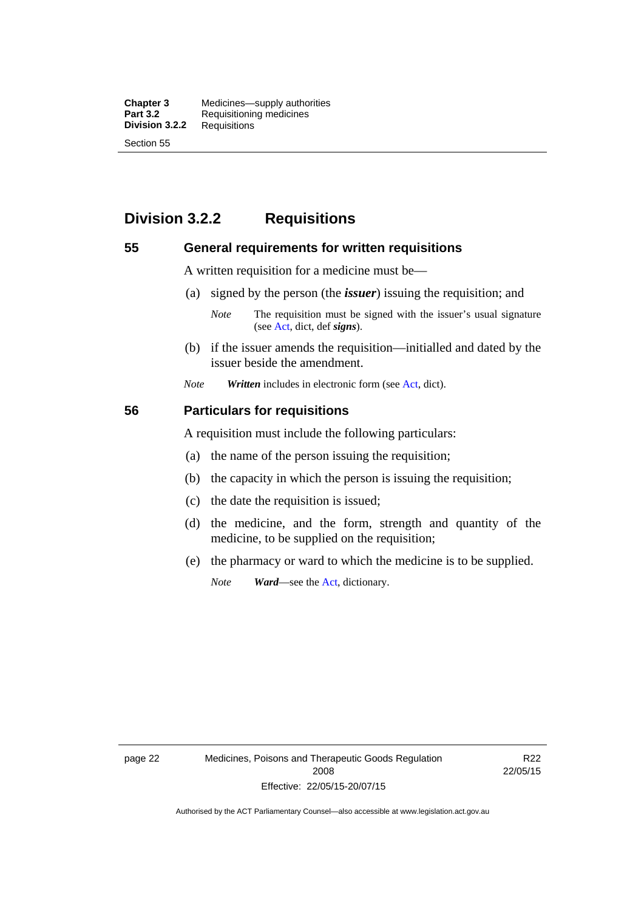## Division 3.2.2 Requisitions

### 55 General requirements for written requisitions

A written requisition for a medicine must be—

(a) signed by the person (the ***issuer***) issuing the requisition; and

*Note* The requisition must be signed with the issuer's usual signature (see Act, dict, def ***signs***).

(b) if the issuer amends the requisition—initialled and dated by the issuer beside the amendment.

*Note* ***Written*** includes in electronic form (see Act, dict).

### 56 Particulars for requisitions

A requisition must include the following particulars:

(a) the name of the person issuing the requisition;

(b) the capacity in which the person is issuing the requisition;

(c) the date the requisition is issued;

(d) the medicine, and the form, strength and quantity of the medicine, to be supplied on the requisition;

(e) the pharmacy or ward to which the medicine is to be supplied.

*Note* ***Ward***—see the Act, dictionary.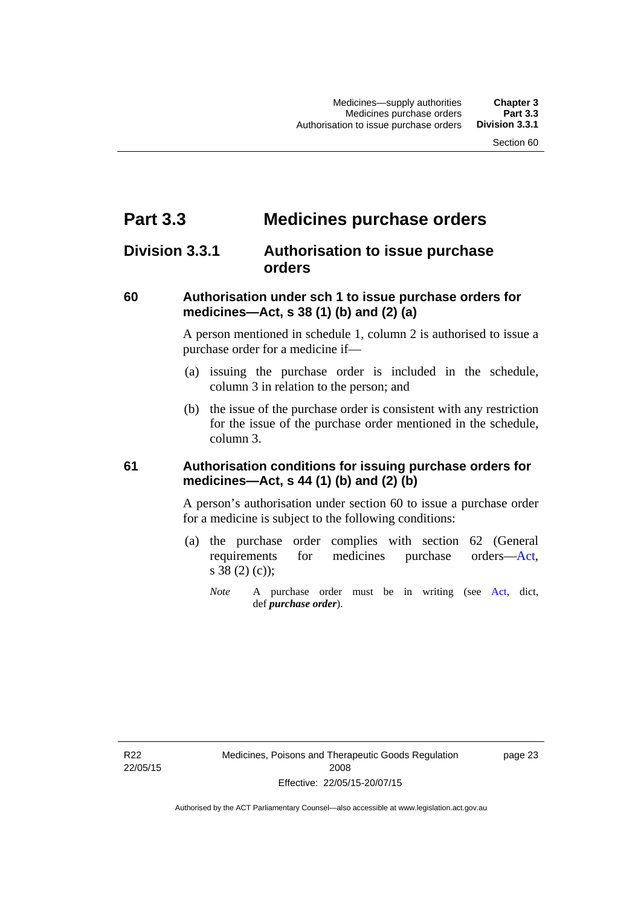# Part 3.3 Medicines purchase orders

## Division 3.3.1 Authorisation to issue purchase orders

### 60 Authorisation under sch 1 to issue purchase orders for medicines—Act, s 38 (1) (b) and (2) (a)

A person mentioned in schedule 1, column 2 is authorised to issue a purchase order for a medicine if—

(a) issuing the purchase order is included in the schedule, column 3 in relation to the person; and

(b) the issue of the purchase order is consistent with any restriction for the issue of the purchase order mentioned in the schedule, column 3.

### 61 Authorisation conditions for issuing purchase orders for medicines—Act, s 44 (1) (b) and (2) (b)

A person's authorisation under section 60 to issue a purchase order for a medicine is subject to the following conditions:

(a) the purchase order complies with section 62 (General requirements for medicines purchase orders—Act, s 38 (2) (c));

*Note* A purchase order must be in writing (see Act, dict, def ***purchase order***).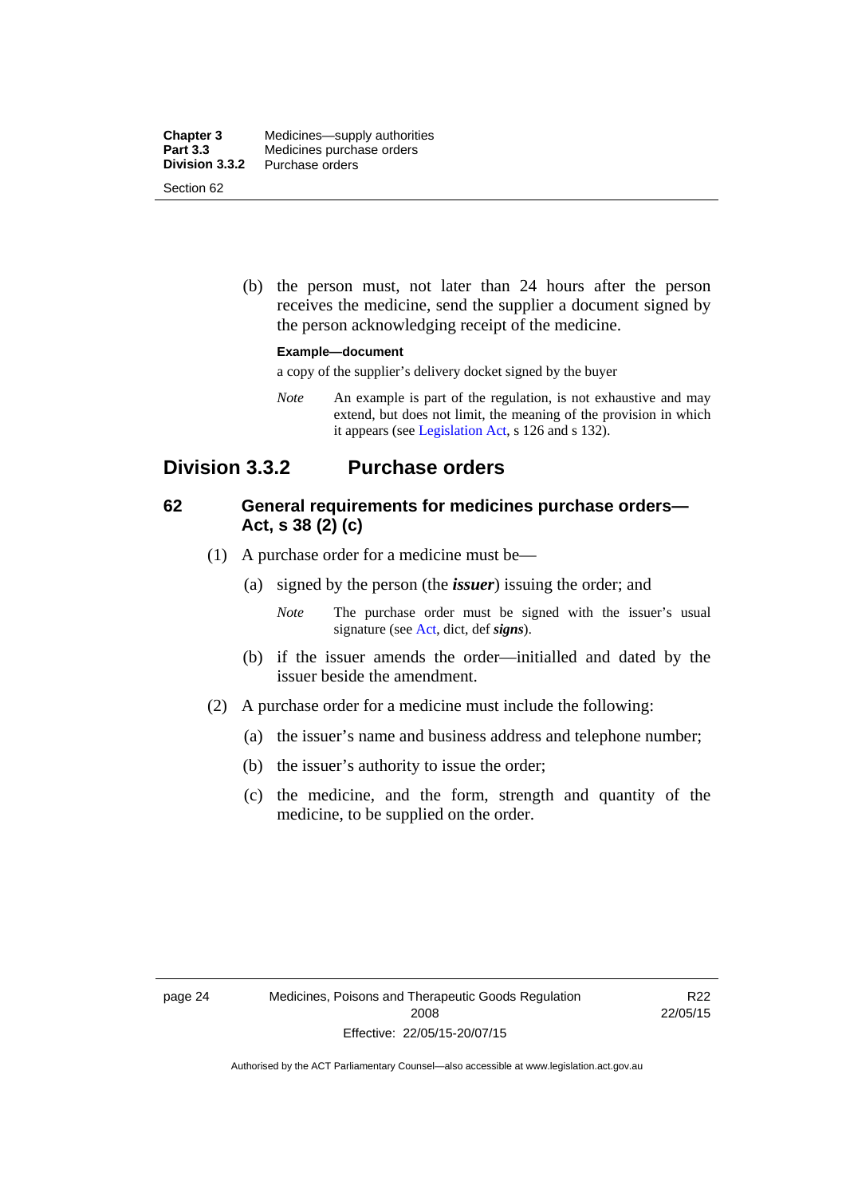(b) the person must, not later than 24 hours after the person receives the medicine, send the supplier a document signed by the person acknowledging receipt of the medicine.

**Example—document**

a copy of the supplier's delivery docket signed by the buyer

*Note* An example is part of the regulation, is not exhaustive and may extend, but does not limit, the meaning of the provision in which it appears (see Legislation Act, s 126 and s 132).

## Division 3.3.2 Purchase orders

### 62 General requirements for medicines purchase orders—Act, s 38 (2) (c)

(1) A purchase order for a medicine must be—

(a) signed by the person (the ***issuer***) issuing the order; and

*Note* The purchase order must be signed with the issuer's usual signature (see Act, dict, def ***signs***).

(b) if the issuer amends the order—initialled and dated by the issuer beside the amendment.

(2) A purchase order for a medicine must include the following:

(a) the issuer's name and business address and telephone number;

(b) the issuer's authority to issue the order;

(c) the medicine, and the form, strength and quantity of the medicine, to be supplied on the order.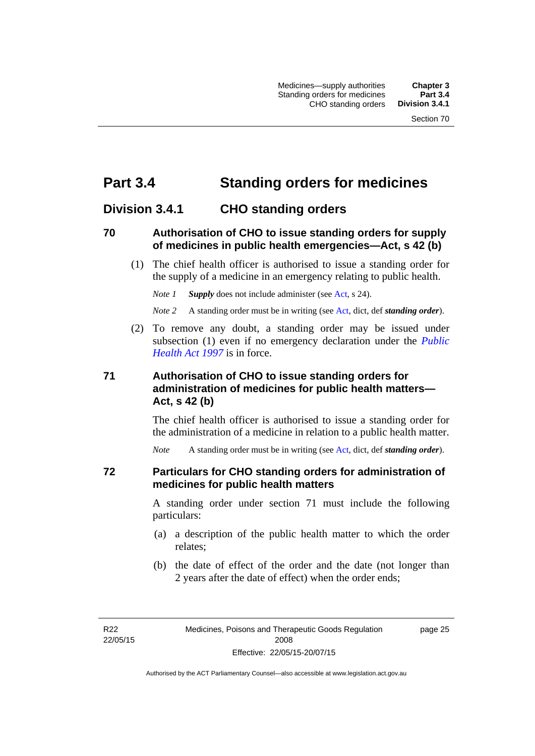# Part 3.4 Standing orders for medicines

## Division 3.4.1 CHO standing orders

### 70 Authorisation of CHO to issue standing orders for supply of medicines in public health emergencies—Act, s 42 (b)

(1) The chief health officer is authorised to issue a standing order for the supply of a medicine in an emergency relating to public health.

*Note 1* ***Supply*** does not include administer (see Act, s 24).

*Note 2* A standing order must be in writing (see Act, dict, def ***standing order***).

(2) To remove any doubt, a standing order may be issued under subsection (1) even if no emergency declaration under the *Public Health Act 1997* is in force.

### 71 Authorisation of CHO to issue standing orders for administration of medicines for public health matters—Act, s 42 (b)

The chief health officer is authorised to issue a standing order for the administration of a medicine in relation to a public health matter.

*Note* A standing order must be in writing (see Act, dict, def ***standing order***).

### 72 Particulars for CHO standing orders for administration of medicines for public health matters

A standing order under section 71 must include the following particulars:

(a) a description of the public health matter to which the order relates;

(b) the date of effect of the order and the date (not longer than 2 years after the date of effect) when the order ends;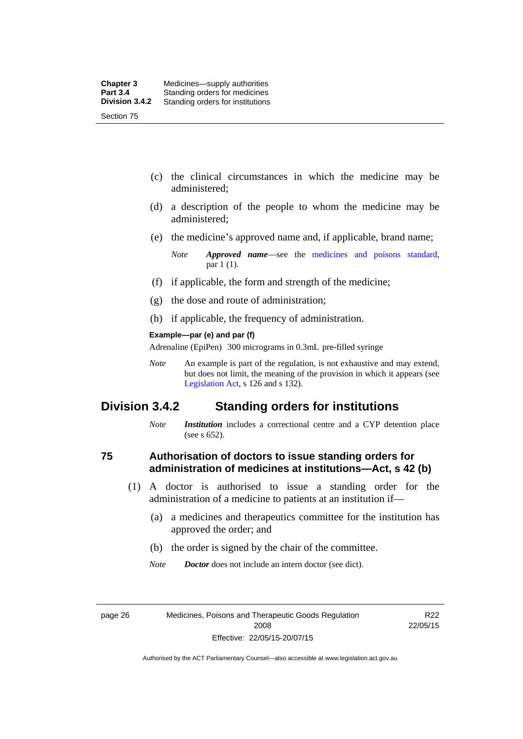(c) the clinical circumstances in which the medicine may be administered;

(d) a description of the people to whom the medicine may be administered;

(e) the medicine's approved name and, if applicable, brand name;

*Note* ***Approved name***—see the medicines and poisons standard, par 1 (1).

(f) if applicable, the form and strength of the medicine;

(g) the dose and route of administration;

(h) if applicable, the frequency of administration.

**Example—par (e) and par (f)**

Adrenaline (EpiPen) 300 micrograms in 0.3mL pre-filled syringe

*Note* An example is part of the regulation, is not exhaustive and may extend, but does not limit, the meaning of the provision in which it appears (see Legislation Act, s 126 and s 132).

## Division 3.4.2 Standing orders for institutions

*Note* ***Institution*** includes a correctional centre and a CYP detention place (see s 652).

### 75 Authorisation of doctors to issue standing orders for administration of medicines at institutions—Act, s 42 (b)

(1) A doctor is authorised to issue a standing order for the administration of a medicine to patients at an institution if—

(a) a medicines and therapeutics committee for the institution has approved the order; and

(b) the order is signed by the chair of the committee.

*Note* ***Doctor*** does not include an intern doctor (see dict).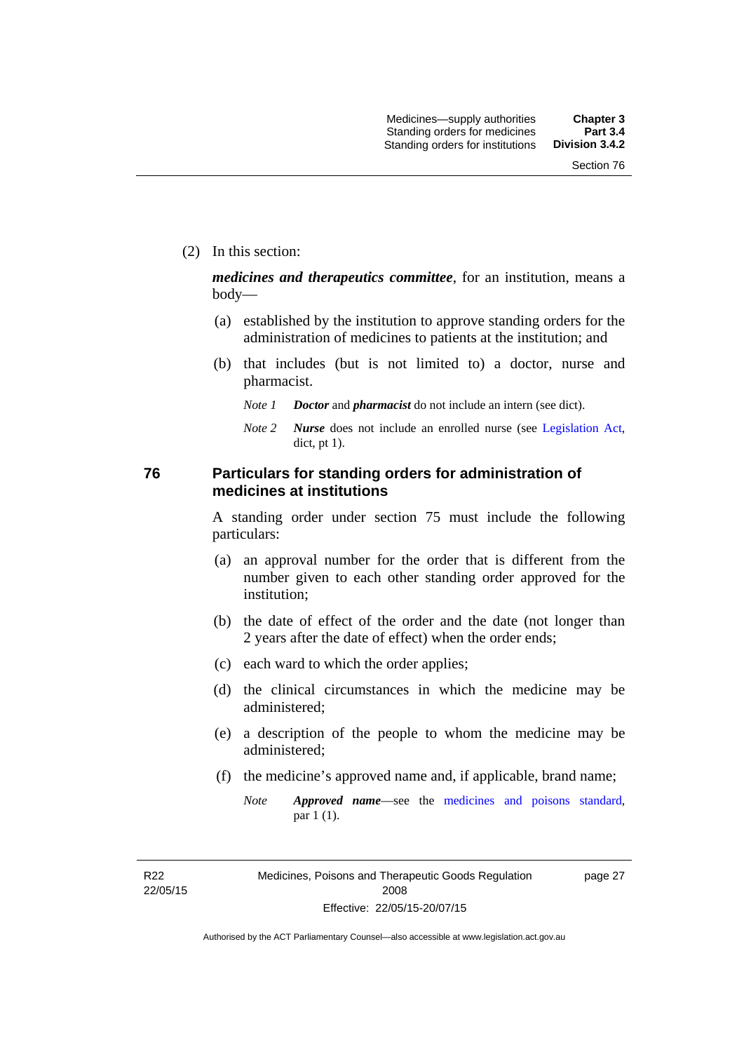(2) In this section:

***medicines and therapeutics committee***, for an institution, means a body—

(a) established by the institution to approve standing orders for the administration of medicines to patients at the institution; and

(b) that includes (but is not limited to) a doctor, nurse and pharmacist.

*Note 1* ***Doctor*** and ***pharmacist*** do not include an intern (see dict).

*Note 2* ***Nurse*** does not include an enrolled nurse (see Legislation Act, dict, pt 1).

## 76 Particulars for standing orders for administration of medicines at institutions

A standing order under section 75 must include the following particulars:

(a) an approval number for the order that is different from the number given to each other standing order approved for the institution;

(b) the date of effect of the order and the date (not longer than 2 years after the date of effect) when the order ends;

(c) each ward to which the order applies;

(d) the clinical circumstances in which the medicine may be administered;

(e) a description of the people to whom the medicine may be administered;

(f) the medicine's approved name and, if applicable, brand name;

*Note* ***Approved name***—see the medicines and poisons standard, par 1 (1).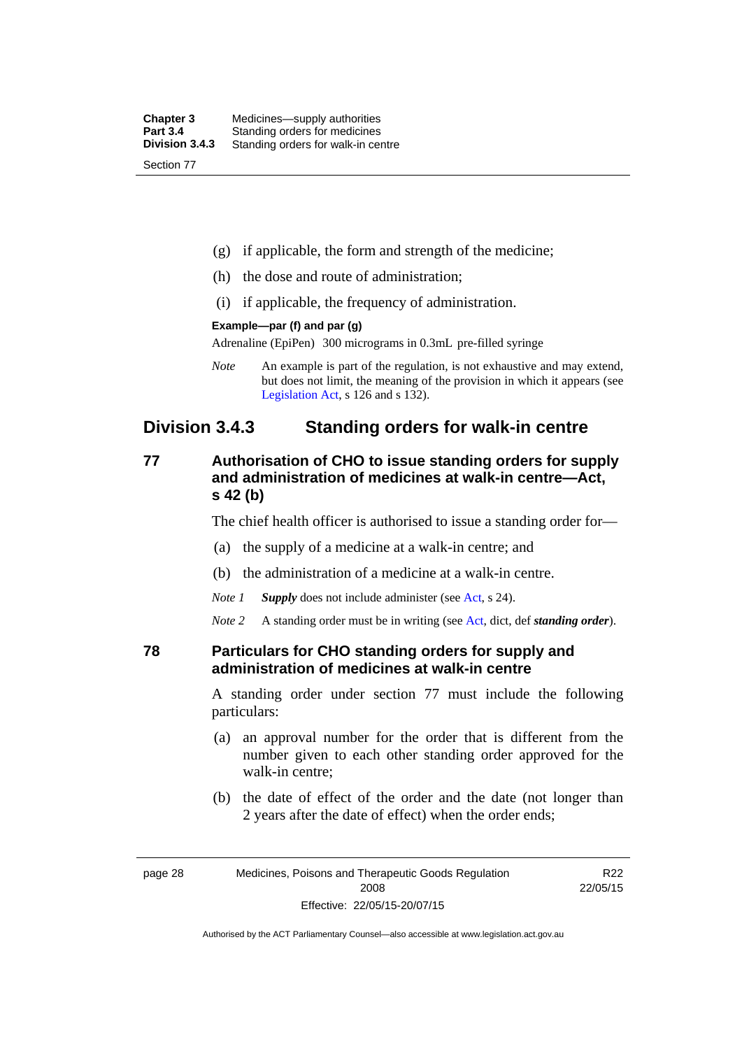(g) if applicable, the form and strength of the medicine;

(h) the dose and route of administration;

(i) if applicable, the frequency of administration.

**Example—par (f) and par (g)**

Adrenaline (EpiPen) 300 micrograms in 0.3mL pre-filled syringe

*Note* An example is part of the regulation, is not exhaustive and may extend, but does not limit, the meaning of the provision in which it appears (see Legislation Act, s 126 and s 132).

## Division 3.4.3 Standing orders for walk-in centre

### 77 Authorisation of CHO to issue standing orders for supply and administration of medicines at walk-in centre—Act, s 42 (b)

The chief health officer is authorised to issue a standing order for—

(a) the supply of a medicine at a walk-in centre; and

(b) the administration of a medicine at a walk-in centre.

*Note 1* ***Supply*** does not include administer (see Act, s 24).

*Note 2* A standing order must be in writing (see Act, dict, def ***standing order***).

### 78 Particulars for CHO standing orders for supply and administration of medicines at walk-in centre

A standing order under section 77 must include the following particulars:

(a) an approval number for the order that is different from the number given to each other standing order approved for the walk-in centre;

(b) the date of effect of the order and the date (not longer than 2 years after the date of effect) when the order ends;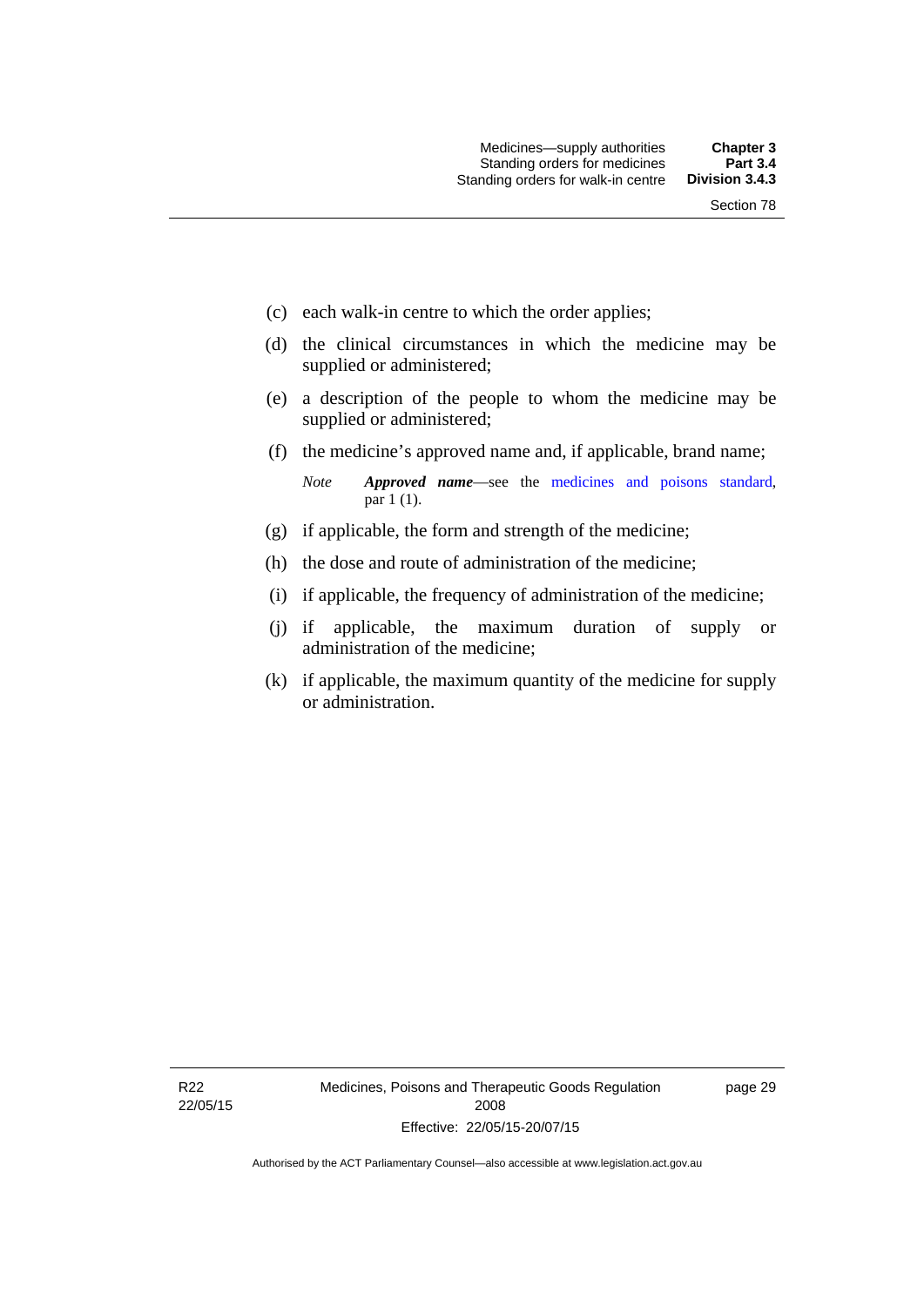(c) each walk-in centre to which the order applies;

(d) the clinical circumstances in which the medicine may be supplied or administered;

(e) a description of the people to whom the medicine may be supplied or administered;

(f) the medicine's approved name and, if applicable, brand name;

*Note* ***Approved name***—see the medicines and poisons standard, par 1 (1).

(g) if applicable, the form and strength of the medicine;

(h) the dose and route of administration of the medicine;

(i) if applicable, the frequency of administration of the medicine;

(j) if applicable, the maximum duration of supply or administration of the medicine;

(k) if applicable, the maximum quantity of the medicine for supply or administration.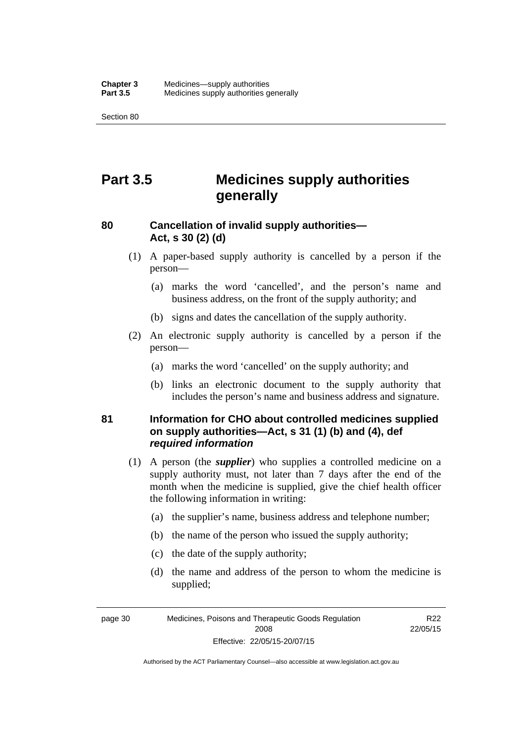# Part 3.5 Medicines supply authorities generally

## 80 Cancellation of invalid supply authorities—Act, s 30 (2) (d)

(1) A paper-based supply authority is cancelled by a person if the person—

(a) marks the word 'cancelled', and the person's name and business address, on the front of the supply authority; and

(b) signs and dates the cancellation of the supply authority.

(2) An electronic supply authority is cancelled by a person if the person—

(a) marks the word 'cancelled' on the supply authority; and

(b) links an electronic document to the supply authority that includes the person's name and business address and signature.

## 81 Information for CHO about controlled medicines supplied on supply authorities—Act, s 31 (1) (b) and (4), def *required information*

(1) A person (the ***supplier***) who supplies a controlled medicine on a supply authority must, not later than 7 days after the end of the month when the medicine is supplied, give the chief health officer the following information in writing:

(a) the supplier's name, business address and telephone number;

(b) the name of the person who issued the supply authority;

(c) the date of the supply authority;

(d) the name and address of the person to whom the medicine is supplied;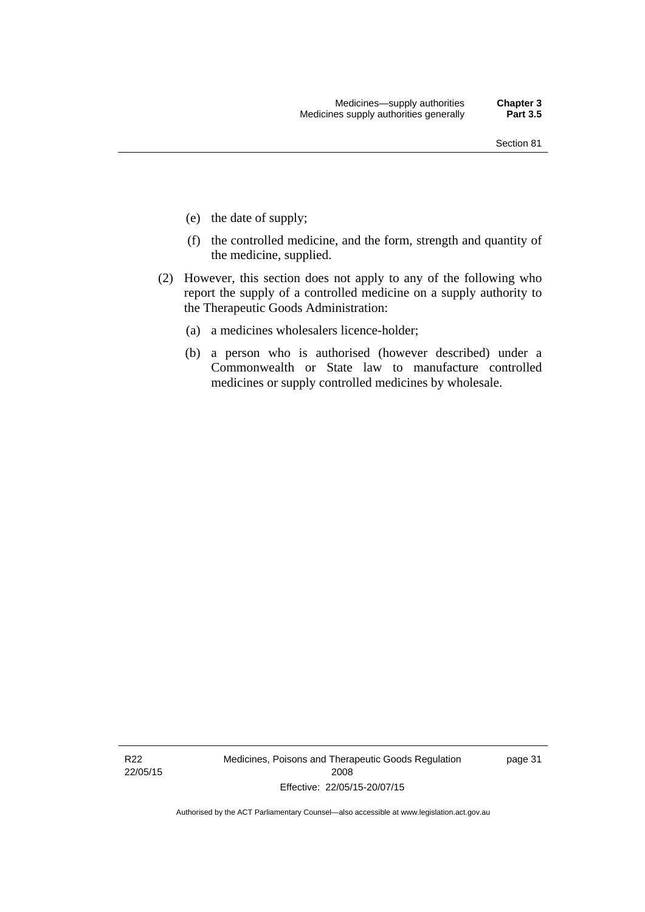(e) the date of supply;

(f) the controlled medicine, and the form, strength and quantity of the medicine, supplied.

(2) However, this section does not apply to any of the following who report the supply of a controlled medicine on a supply authority to the Therapeutic Goods Administration:

(a) a medicines wholesalers licence-holder;

(b) a person who is authorised (however described) under a Commonwealth or State law to manufacture controlled medicines or supply controlled medicines by wholesale.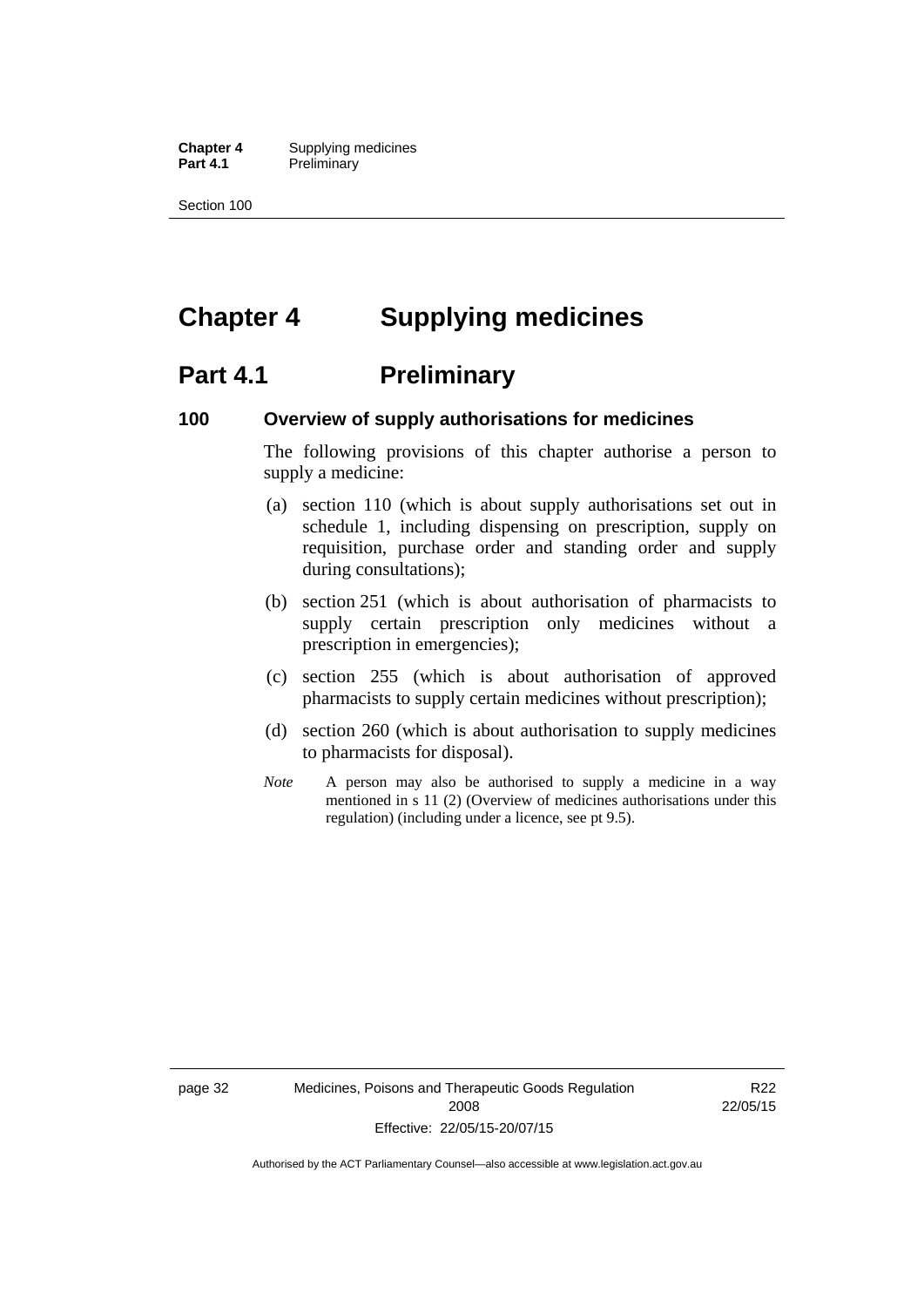# Chapter 4 Supplying medicines

## Part 4.1 Preliminary

### 100 Overview of supply authorisations for medicines

The following provisions of this chapter authorise a person to supply a medicine:

(a) section 110 (which is about supply authorisations set out in schedule 1, including dispensing on prescription, supply on requisition, purchase order and standing order and supply during consultations);

(b) section 251 (which is about authorisation of pharmacists to supply certain prescription only medicines without a prescription in emergencies);

(c) section 255 (which is about authorisation of approved pharmacists to supply certain medicines without prescription);

(d) section 260 (which is about authorisation to supply medicines to pharmacists for disposal).

*Note* A person may also be authorised to supply a medicine in a way mentioned in s 11 (2) (Overview of medicines authorisations under this regulation) (including under a licence, see pt 9.5).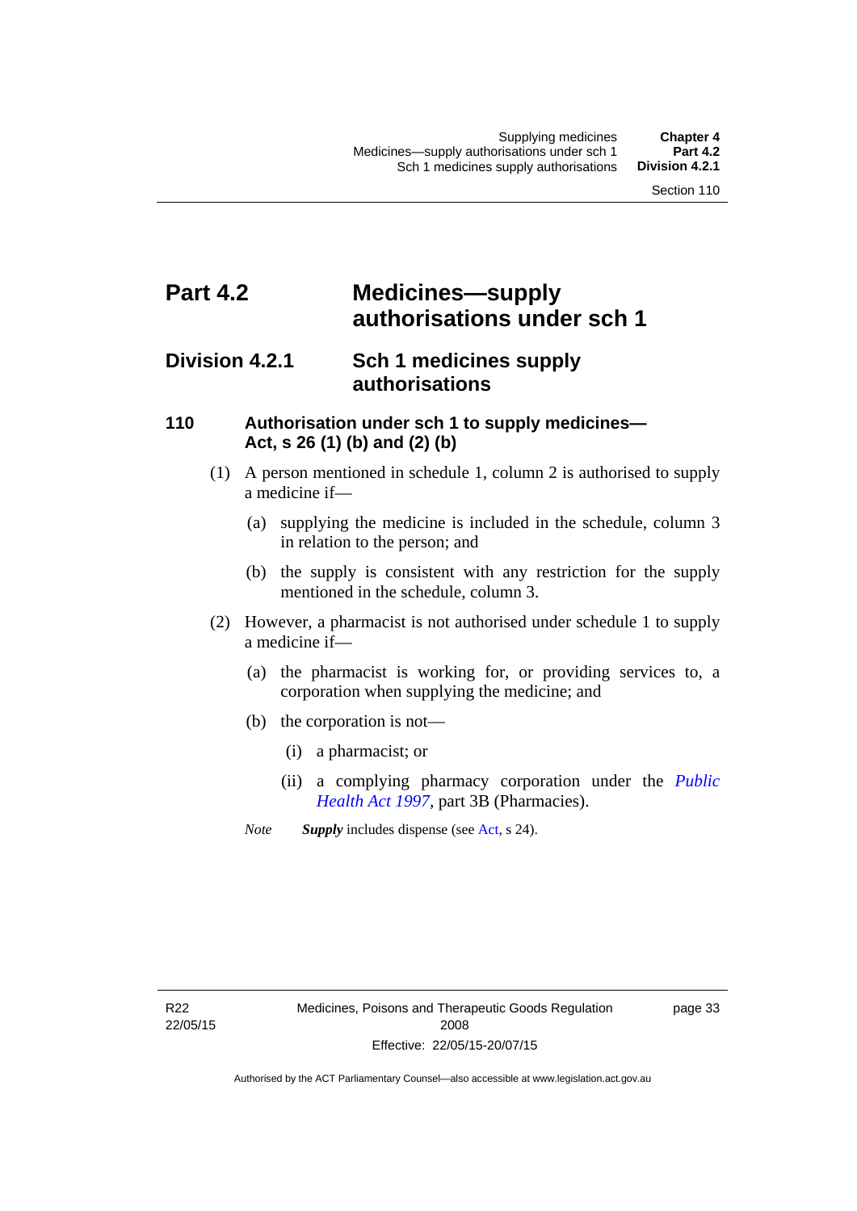# Part 4.2 Medicines—supply authorisations under sch 1

## Division 4.2.1 Sch 1 medicines supply authorisations

### 110 Authorisation under sch 1 to supply medicines—Act, s 26 (1) (b) and (2) (b)

(1) A person mentioned in schedule 1, column 2 is authorised to supply a medicine if—

(a) supplying the medicine is included in the schedule, column 3 in relation to the person; and

(b) the supply is consistent with any restriction for the supply mentioned in the schedule, column 3.

(2) However, a pharmacist is not authorised under schedule 1 to supply a medicine if—

(a) the pharmacist is working for, or providing services to, a corporation when supplying the medicine; and

(b) the corporation is not—

(i) a pharmacist; or

(ii) a complying pharmacy corporation under the *Public Health Act 1997*, part 3B (Pharmacies).

*Note* ***Supply*** includes dispense (see Act, s 24).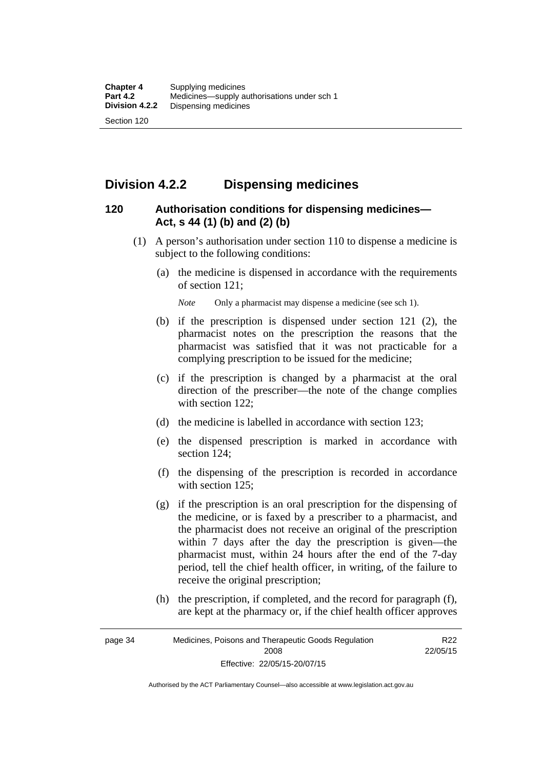## Division 4.2.2 Dispensing medicines

### 120 Authorisation conditions for dispensing medicines—Act, s 44 (1) (b) and (2) (b)

(1) A person's authorisation under section 110 to dispense a medicine is subject to the following conditions:

(a) the medicine is dispensed in accordance with the requirements of section 121;

*Note* Only a pharmacist may dispense a medicine (see sch 1).

(b) if the prescription is dispensed under section 121 (2), the pharmacist notes on the prescription the reasons that the pharmacist was satisfied that it was not practicable for a complying prescription to be issued for the medicine;

(c) if the prescription is changed by a pharmacist at the oral direction of the prescriber—the note of the change complies with section 122;

(d) the medicine is labelled in accordance with section 123;

(e) the dispensed prescription is marked in accordance with section 124;

(f) the dispensing of the prescription is recorded in accordance with section 125;

(g) if the prescription is an oral prescription for the dispensing of the medicine, or is faxed by a prescriber to a pharmacist, and the pharmacist does not receive an original of the prescription within 7 days after the day the prescription is given—the pharmacist must, within 24 hours after the end of the 7-day period, tell the chief health officer, in writing, of the failure to receive the original prescription;

(h) the prescription, if completed, and the record for paragraph (f), are kept at the pharmacy or, if the chief health officer approves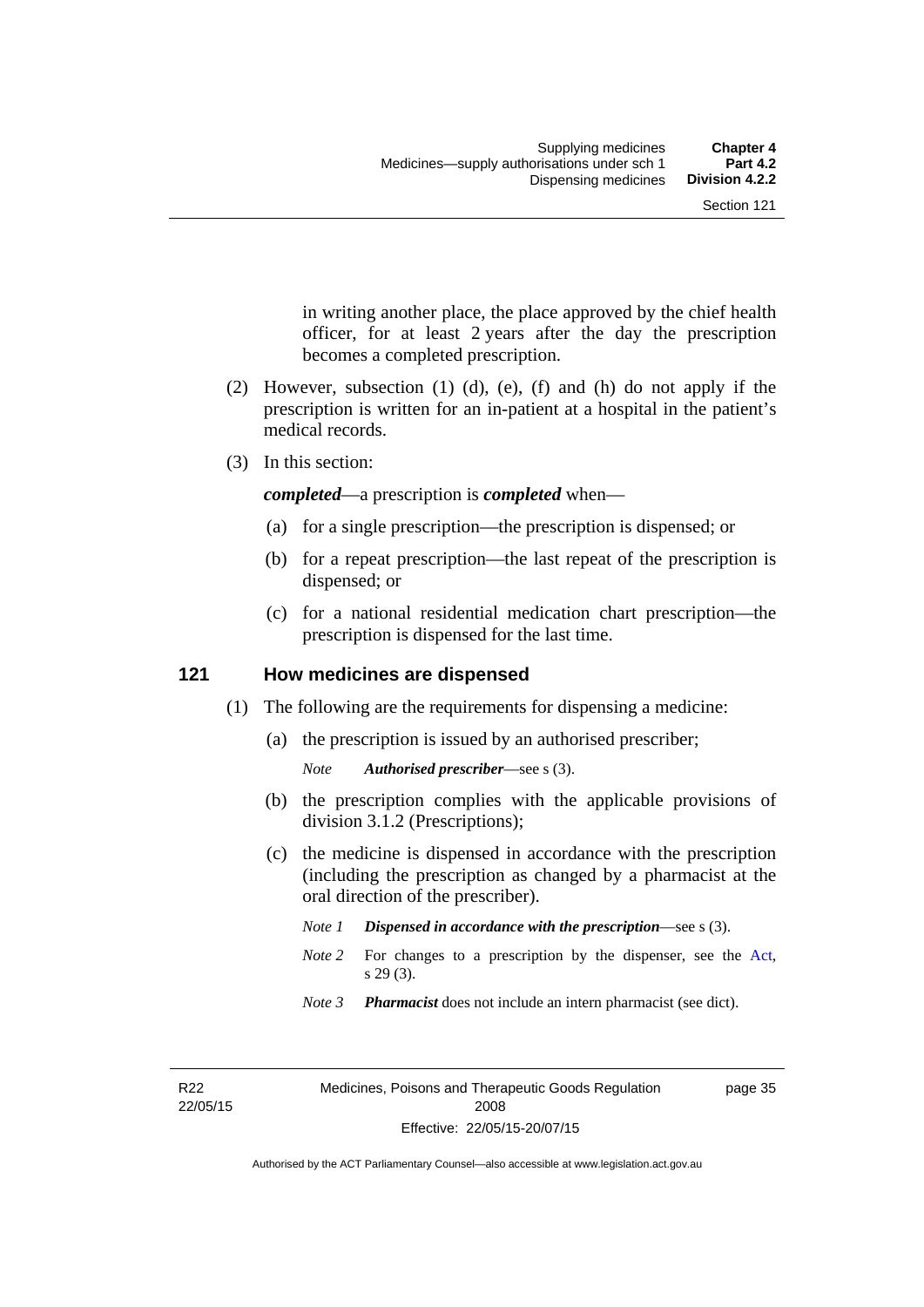in writing another place, the place approved by the chief health officer, for at least 2 years after the day the prescription becomes a completed prescription.

(2) However, subsection (1) (d), (e), (f) and (h) do not apply if the prescription is written for an in-patient at a hospital in the patient's medical records.

(3) In this section:

***completed***—a prescription is ***completed*** when—

(a) for a single prescription—the prescription is dispensed; or

(b) for a repeat prescription—the last repeat of the prescription is dispensed; or

(c) for a national residential medication chart prescription—the prescription is dispensed for the last time.

## 121 How medicines are dispensed

(1) The following are the requirements for dispensing a medicine:

(a) the prescription is issued by an authorised prescriber;

*Note* ***Authorised prescriber***—see s (3).

(b) the prescription complies with the applicable provisions of division 3.1.2 (Prescriptions);

(c) the medicine is dispensed in accordance with the prescription (including the prescription as changed by a pharmacist at the oral direction of the prescriber).

*Note 1* ***Dispensed in accordance with the prescription***—see s (3).

*Note 2* For changes to a prescription by the dispenser, see the Act, s 29 (3).

*Note 3* ***Pharmacist*** does not include an intern pharmacist (see dict).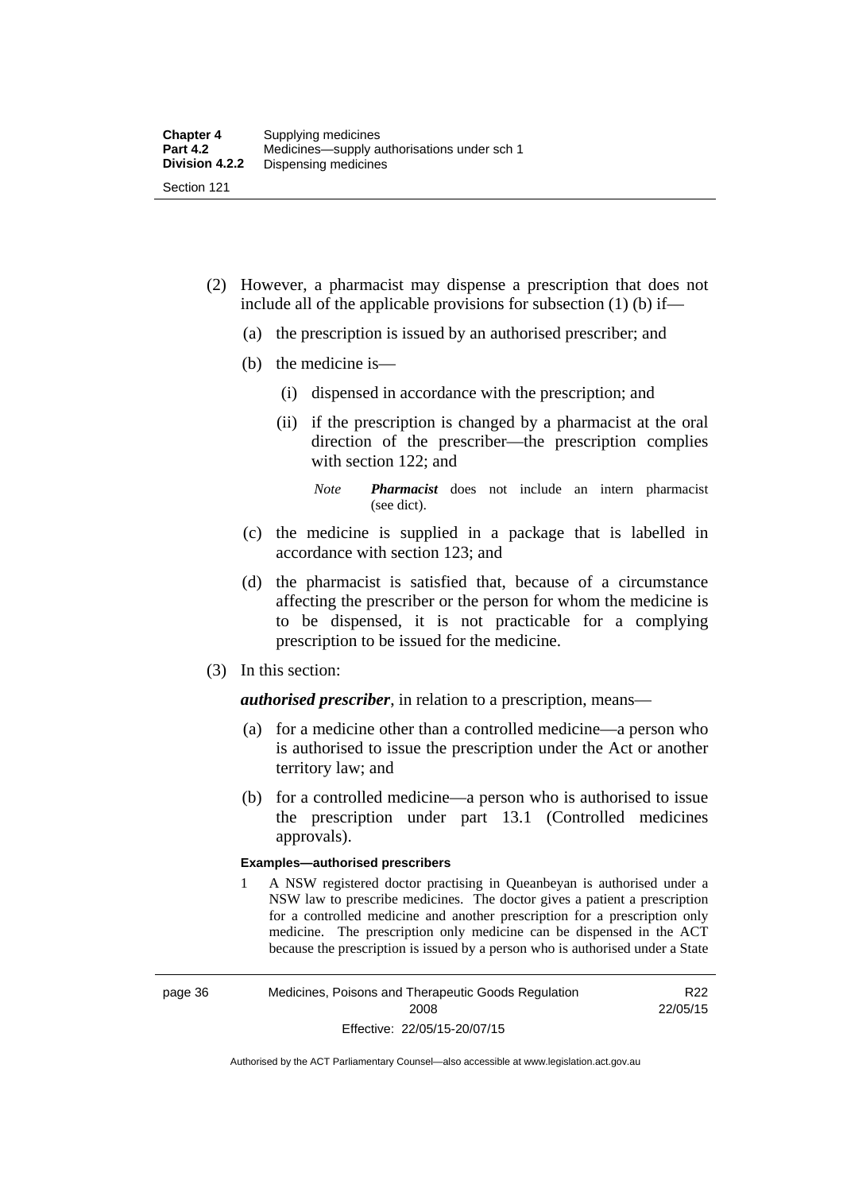(2) However, a pharmacist may dispense a prescription that does not include all of the applicable provisions for subsection (1) (b) if—

   (a) the prescription is issued by an authorised prescriber; and

   (b) the medicine is—

      (i) dispensed in accordance with the prescription; and

      (ii) if the prescription is changed by a pharmacist at the oral direction of the prescriber—the prescription complies with section 122; and

      *Note* ***Pharmacist*** does not include an intern pharmacist (see dict).

   (c) the medicine is supplied in a package that is labelled in accordance with section 123; and

   (d) the pharmacist is satisfied that, because of a circumstance affecting the prescriber or the person for whom the medicine is to be dispensed, it is not practicable for a complying prescription to be issued for the medicine.

(3) In this section:

***authorised prescriber***, in relation to a prescription, means—

   (a) for a medicine other than a controlled medicine—a person who is authorised to issue the prescription under the Act or another territory law; and

   (b) for a controlled medicine—a person who is authorised to issue the prescription under part 13.1 (Controlled medicines approvals).

**Examples—authorised prescribers**

1 A NSW registered doctor practising in Queanbeyan is authorised under a NSW law to prescribe medicines. The doctor gives a patient a prescription for a controlled medicine and another prescription for a prescription only medicine. The prescription only medicine can be dispensed in the ACT because the prescription is issued by a person who is authorised under a State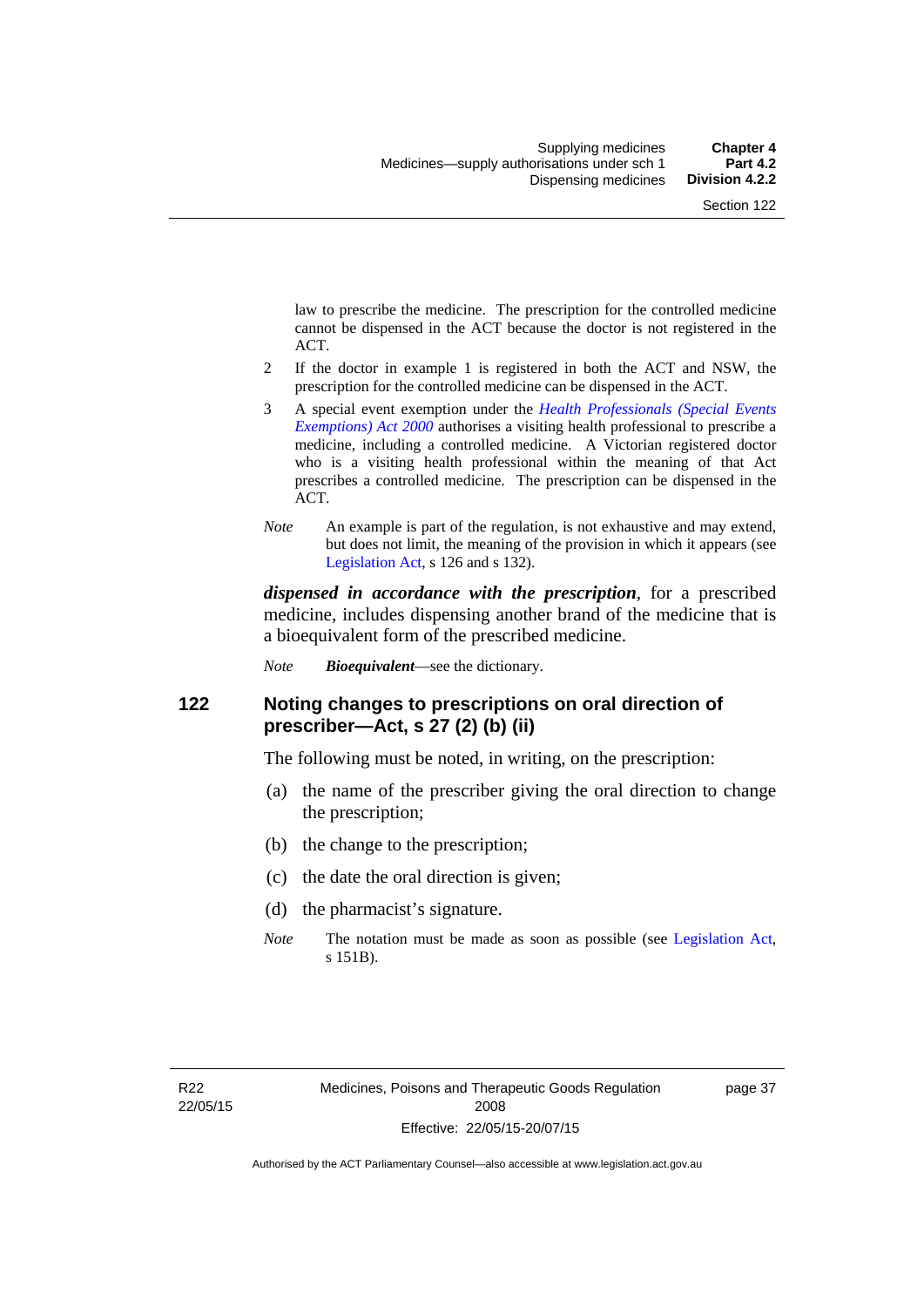law to prescribe the medicine. The prescription for the controlled medicine cannot be dispensed in the ACT because the doctor is not registered in the ACT.

2 If the doctor in example 1 is registered in both the ACT and NSW, the prescription for the controlled medicine can be dispensed in the ACT.

3 A special event exemption under the *Health Professionals (Special Events Exemptions) Act 2000* authorises a visiting health professional to prescribe a medicine, including a controlled medicine. A Victorian registered doctor who is a visiting health professional within the meaning of that Act prescribes a controlled medicine. The prescription can be dispensed in the ACT.

*Note* An example is part of the regulation, is not exhaustive and may extend, but does not limit, the meaning of the provision in which it appears (see Legislation Act, s 126 and s 132).

***dispensed in accordance with the prescription***, for a prescribed medicine, includes dispensing another brand of the medicine that is a bioequivalent form of the prescribed medicine.

*Note* ***Bioequivalent***—see the dictionary.

## 122 Noting changes to prescriptions on oral direction of prescriber—Act, s 27 (2) (b) (ii)

The following must be noted, in writing, on the prescription:

(a) the name of the prescriber giving the oral direction to change the prescription;

(b) the change to the prescription;

(c) the date the oral direction is given;

(d) the pharmacist's signature.

*Note* The notation must be made as soon as possible (see Legislation Act, s 151B).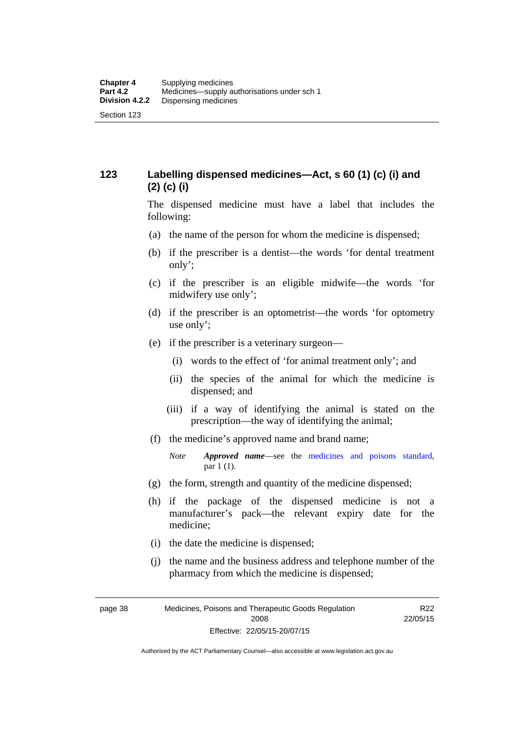## 123 Labelling dispensed medicines—Act, s 60 (1) (c) (i) and (2) (c) (i)

The dispensed medicine must have a label that includes the following:

(a) the name of the person for whom the medicine is dispensed;

(b) if the prescriber is a dentist—the words 'for dental treatment only';

(c) if the prescriber is an eligible midwife—the words 'for midwifery use only';

(d) if the prescriber is an optometrist—the words 'for optometry use only';

(e) if the prescriber is a veterinary surgeon—

(i) words to the effect of 'for animal treatment only'; and

(ii) the species of the animal for which the medicine is dispensed; and

(iii) if a way of identifying the animal is stated on the prescription—the way of identifying the animal;

(f) the medicine's approved name and brand name;

*Note* ***Approved name***—see the medicines and poisons standard, par 1 (1).

(g) the form, strength and quantity of the medicine dispensed;

(h) if the package of the dispensed medicine is not a manufacturer's pack—the relevant expiry date for the medicine;

(i) the date the medicine is dispensed;

(j) the name and the business address and telephone number of the pharmacy from which the medicine is dispensed;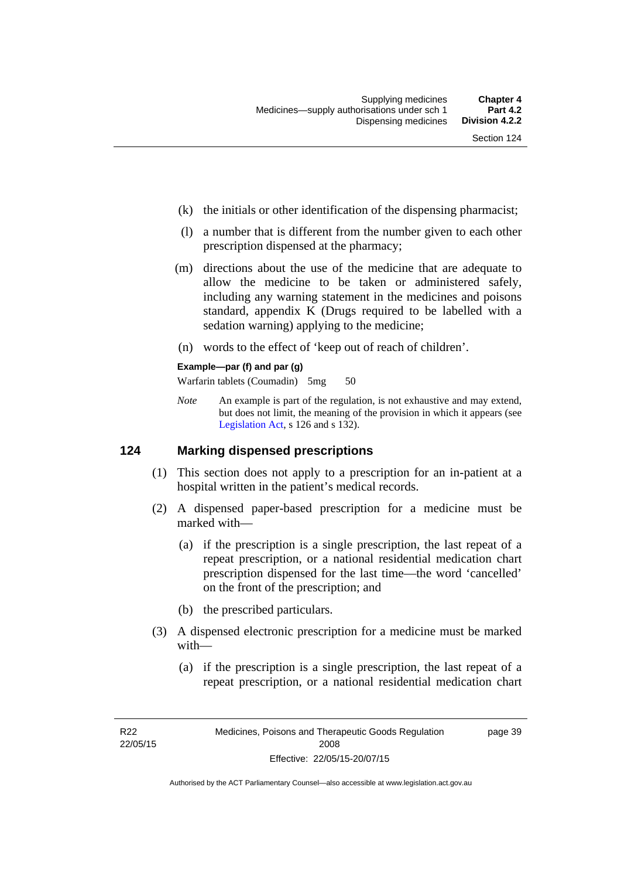(k) the initials or other identification of the dispensing pharmacist;

(l) a number that is different from the number given to each other prescription dispensed at the pharmacy;

(m) directions about the use of the medicine that are adequate to allow the medicine to be taken or administered safely, including any warning statement in the medicines and poisons standard, appendix K (Drugs required to be labelled with a sedation warning) applying to the medicine;

(n) words to the effect of 'keep out of reach of children'.

**Example—par (f) and par (g)**

Warfarin tablets (Coumadin) 5mg 50

*Note* An example is part of the regulation, is not exhaustive and may extend, but does not limit, the meaning of the provision in which it appears (see Legislation Act, s 126 and s 132).

## 124 Marking dispensed prescriptions

(1) This section does not apply to a prescription for an in-patient at a hospital written in the patient's medical records.

(2) A dispensed paper-based prescription for a medicine must be marked with—

(a) if the prescription is a single prescription, the last repeat of a repeat prescription, or a national residential medication chart prescription dispensed for the last time—the word 'cancelled' on the front of the prescription; and

(b) the prescribed particulars.

(3) A dispensed electronic prescription for a medicine must be marked with—

(a) if the prescription is a single prescription, the last repeat of a repeat prescription, or a national residential medication chart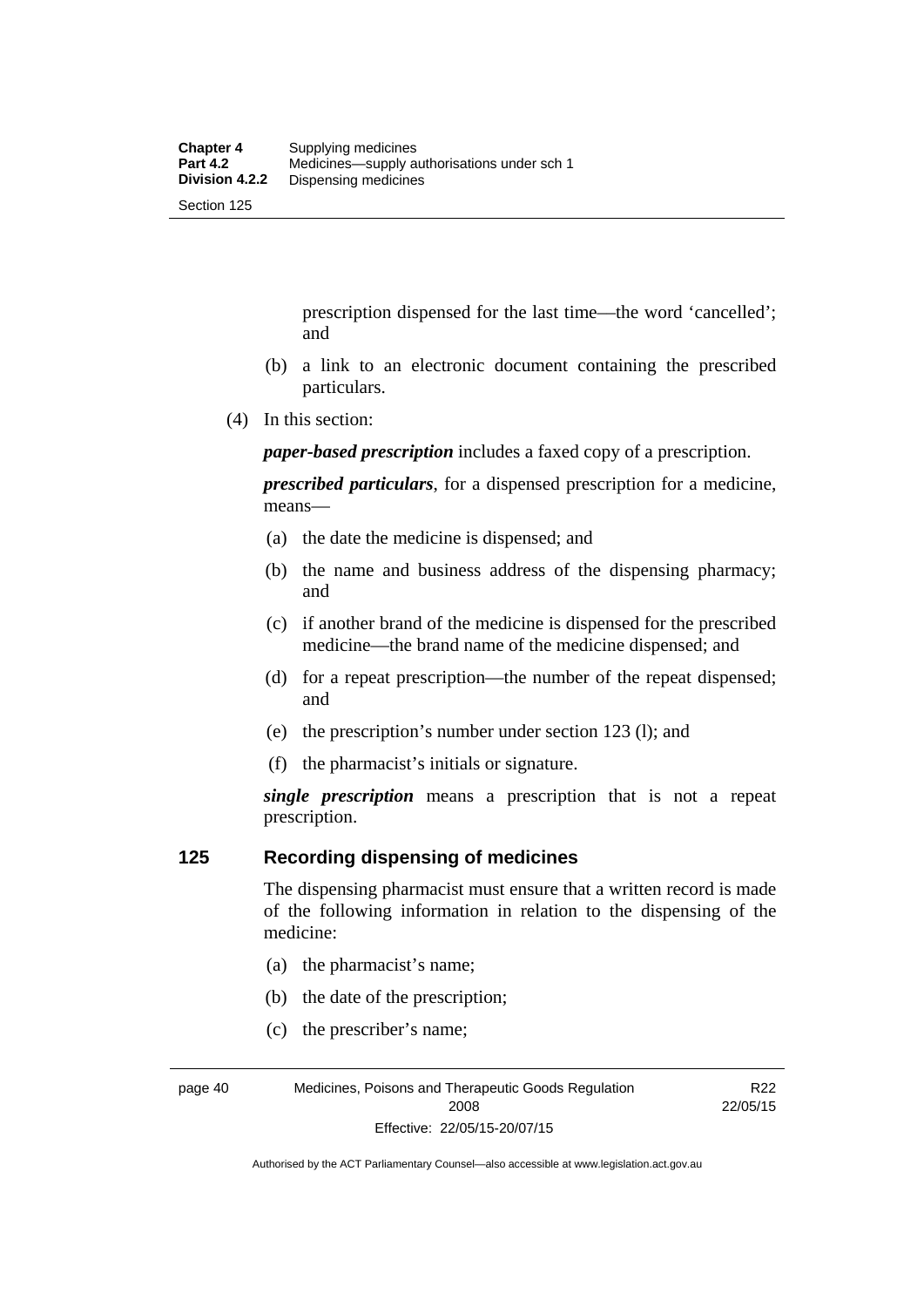prescription dispensed for the last time—the word 'cancelled'; and

(b) a link to an electronic document containing the prescribed particulars.

(4) In this section:

***paper-based prescription*** includes a faxed copy of a prescription.

***prescribed particulars***, for a dispensed prescription for a medicine, means—

(a) the date the medicine is dispensed; and

(b) the name and business address of the dispensing pharmacy; and

(c) if another brand of the medicine is dispensed for the prescribed medicine—the brand name of the medicine dispensed; and

(d) for a repeat prescription—the number of the repeat dispensed; and

(e) the prescription's number under section 123 (l); and

(f) the pharmacist's initials or signature.

***single prescription*** means a prescription that is not a repeat prescription.

## 125 Recording dispensing of medicines

The dispensing pharmacist must ensure that a written record is made of the following information in relation to the dispensing of the medicine:

(a) the pharmacist's name;

(b) the date of the prescription;

(c) the prescriber's name;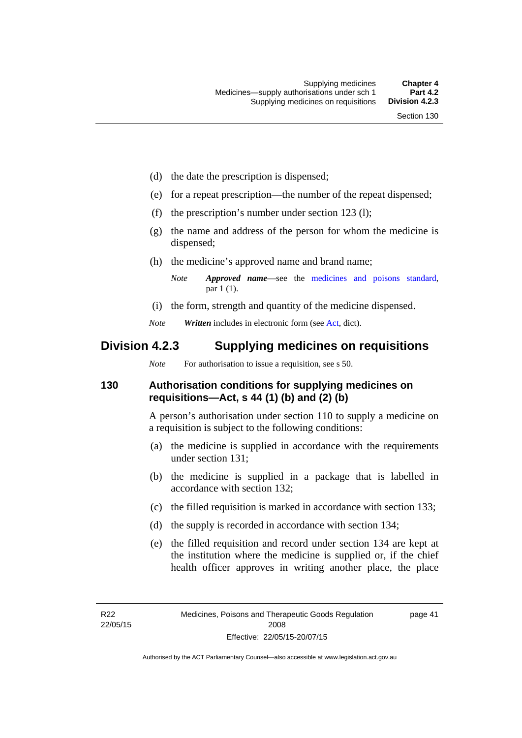(d) the date the prescription is dispensed;

(e) for a repeat prescription—the number of the repeat dispensed;

(f) the prescription's number under section 123 (l);

(g) the name and address of the person for whom the medicine is dispensed;

(h) the medicine's approved name and brand name;

*Note* ***Approved name***—see the medicines and poisons standard, par 1 (1).

(i) the form, strength and quantity of the medicine dispensed.

*Note* ***Written*** includes in electronic form (see Act, dict).

## Division 4.2.3 Supplying medicines on requisitions

*Note* For authorisation to issue a requisition, see s 50.

### 130 Authorisation conditions for supplying medicines on requisitions—Act, s 44 (1) (b) and (2) (b)

A person's authorisation under section 110 to supply a medicine on a requisition is subject to the following conditions:

(a) the medicine is supplied in accordance with the requirements under section 131;

(b) the medicine is supplied in a package that is labelled in accordance with section 132;

(c) the filled requisition is marked in accordance with section 133;

(d) the supply is recorded in accordance with section 134;

(e) the filled requisition and record under section 134 are kept at the institution where the medicine is supplied or, if the chief health officer approves in writing another place, the place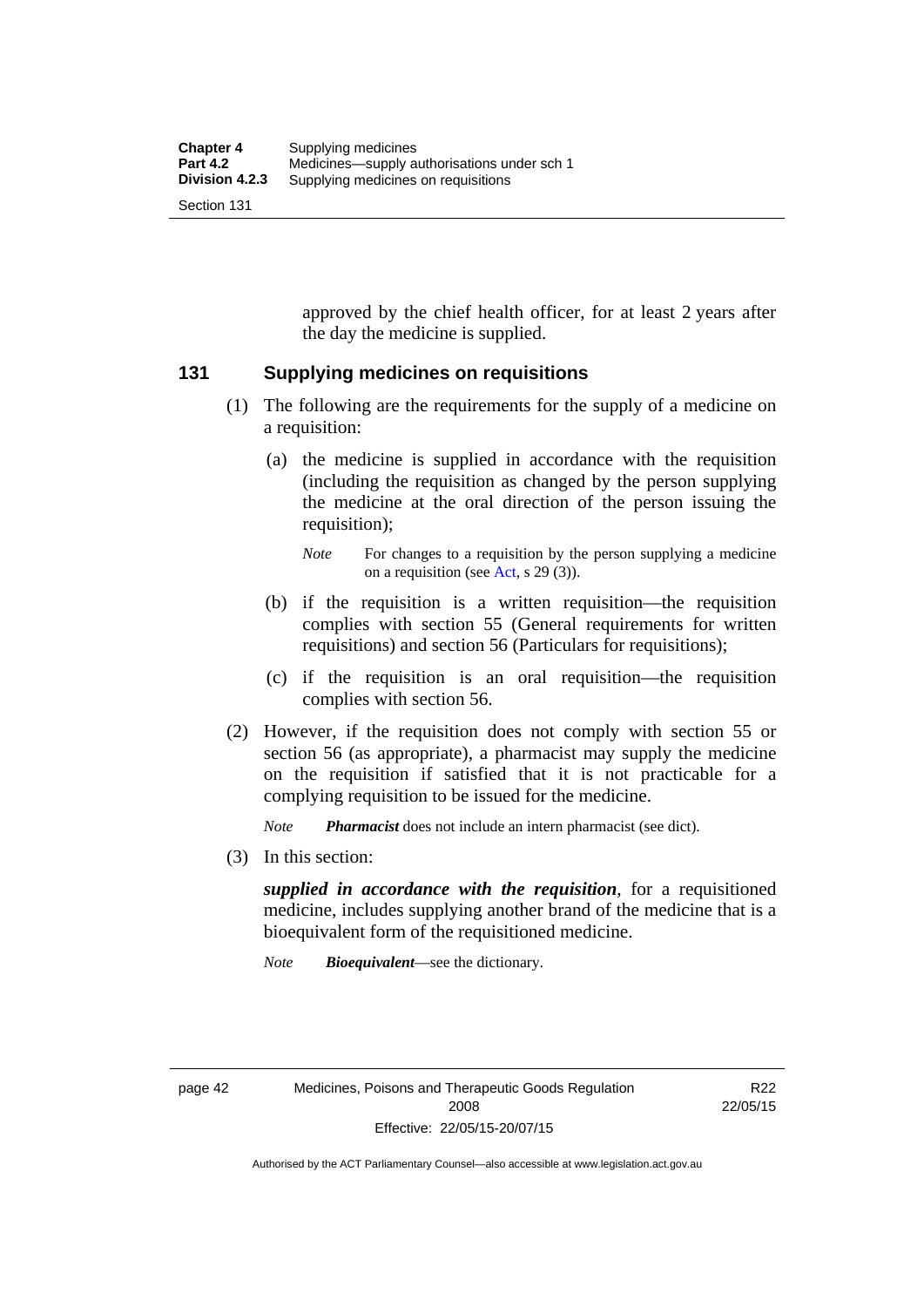approved by the chief health officer, for at least 2 years after the day the medicine is supplied.

### 131 Supplying medicines on requisitions

(1) The following are the requirements for the supply of a medicine on a requisition:

(a) the medicine is supplied in accordance with the requisition (including the requisition as changed by the person supplying the medicine at the oral direction of the person issuing the requisition);

*Note* For changes to a requisition by the person supplying a medicine on a requisition (see Act, s 29 (3)).

(b) if the requisition is a written requisition—the requisition complies with section 55 (General requirements for written requisitions) and section 56 (Particulars for requisitions);

(c) if the requisition is an oral requisition—the requisition complies with section 56.

(2) However, if the requisition does not comply with section 55 or section 56 (as appropriate), a pharmacist may supply the medicine on the requisition if satisfied that it is not practicable for a complying requisition to be issued for the medicine.

*Note* ***Pharmacist*** does not include an intern pharmacist (see dict).

(3) In this section:

***supplied in accordance with the requisition***, for a requisitioned medicine, includes supplying another brand of the medicine that is a bioequivalent form of the requisitioned medicine.

*Note* ***Bioequivalent***—see the dictionary.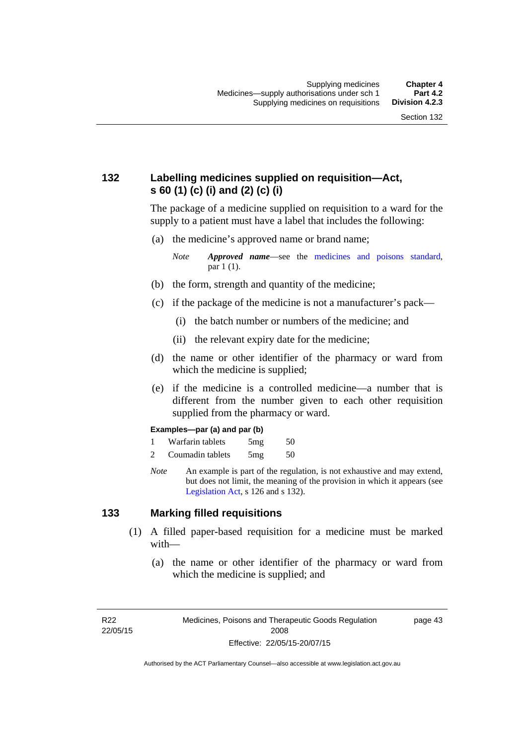## 132 Labelling medicines supplied on requisition—Act, s 60 (1) (c) (i) and (2) (c) (i)

The package of a medicine supplied on requisition to a ward for the supply to a patient must have a label that includes the following:

(a) the medicine's approved name or brand name;

*Note* ***Approved name***—see the medicines and poisons standard, par 1 (1).

(b) the form, strength and quantity of the medicine;

(c) if the package of the medicine is not a manufacturer's pack—

(i) the batch number or numbers of the medicine; and

(ii) the relevant expiry date for the medicine;

(d) the name or other identifier of the pharmacy or ward from which the medicine is supplied;

(e) if the medicine is a controlled medicine—a number that is different from the number given to each other requisition supplied from the pharmacy or ward.

**Examples—par (a) and par (b)**

1 Warfarin tablets 5mg 50

2 Coumadin tablets 5mg 50

*Note* An example is part of the regulation, is not exhaustive and may extend, but does not limit, the meaning of the provision in which it appears (see Legislation Act, s 126 and s 132).

## 133 Marking filled requisitions

(1) A filled paper-based requisition for a medicine must be marked with—

(a) the name or other identifier of the pharmacy or ward from which the medicine is supplied; and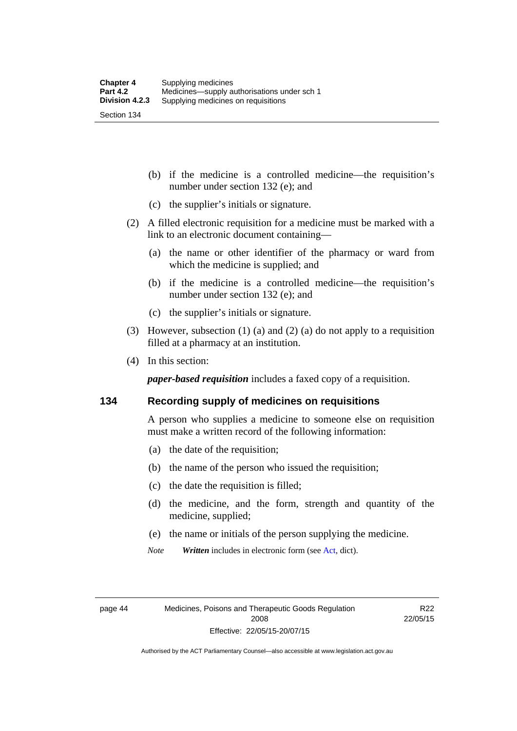(b) if the medicine is a controlled medicine—the requisition's number under section 132 (e); and

(c) the supplier's initials or signature.

(2) A filled electronic requisition for a medicine must be marked with a link to an electronic document containing—

(a) the name or other identifier of the pharmacy or ward from which the medicine is supplied; and

(b) if the medicine is a controlled medicine—the requisition's number under section 132 (e); and

(c) the supplier's initials or signature.

(3) However, subsection (1) (a) and (2) (a) do not apply to a requisition filled at a pharmacy at an institution.

(4) In this section:

***paper-based requisition*** includes a faxed copy of a requisition.

## 134 Recording supply of medicines on requisitions

A person who supplies a medicine to someone else on requisition must make a written record of the following information:

(a) the date of the requisition;

(b) the name of the person who issued the requisition;

(c) the date the requisition is filled;

(d) the medicine, and the form, strength and quantity of the medicine, supplied;

(e) the name or initials of the person supplying the medicine.

*Note* ***Written*** includes in electronic form (see Act, dict).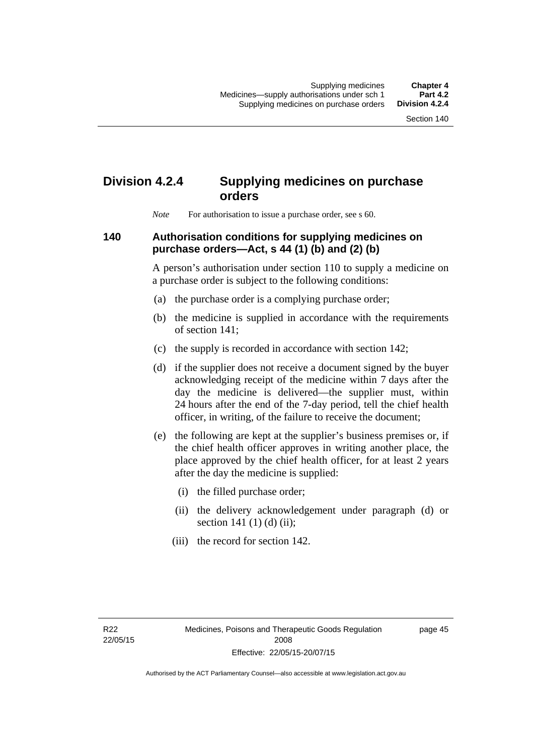## Division 4.2.4 Supplying medicines on purchase orders

*Note* For authorisation to issue a purchase order, see s 60.

### 140 Authorisation conditions for supplying medicines on purchase orders—Act, s 44 (1) (b) and (2) (b)

A person's authorisation under section 110 to supply a medicine on a purchase order is subject to the following conditions:

(a) the purchase order is a complying purchase order;

(b) the medicine is supplied in accordance with the requirements of section 141;

(c) the supply is recorded in accordance with section 142;

(d) if the supplier does not receive a document signed by the buyer acknowledging receipt of the medicine within 7 days after the day the medicine is delivered—the supplier must, within 24 hours after the end of the 7-day period, tell the chief health officer, in writing, of the failure to receive the document;

(e) the following are kept at the supplier's business premises or, if the chief health officer approves in writing another place, the place approved by the chief health officer, for at least 2 years after the day the medicine is supplied:

(i) the filled purchase order;

(ii) the delivery acknowledgement under paragraph (d) or section 141 (1) (d) (ii);

(iii) the record for section 142.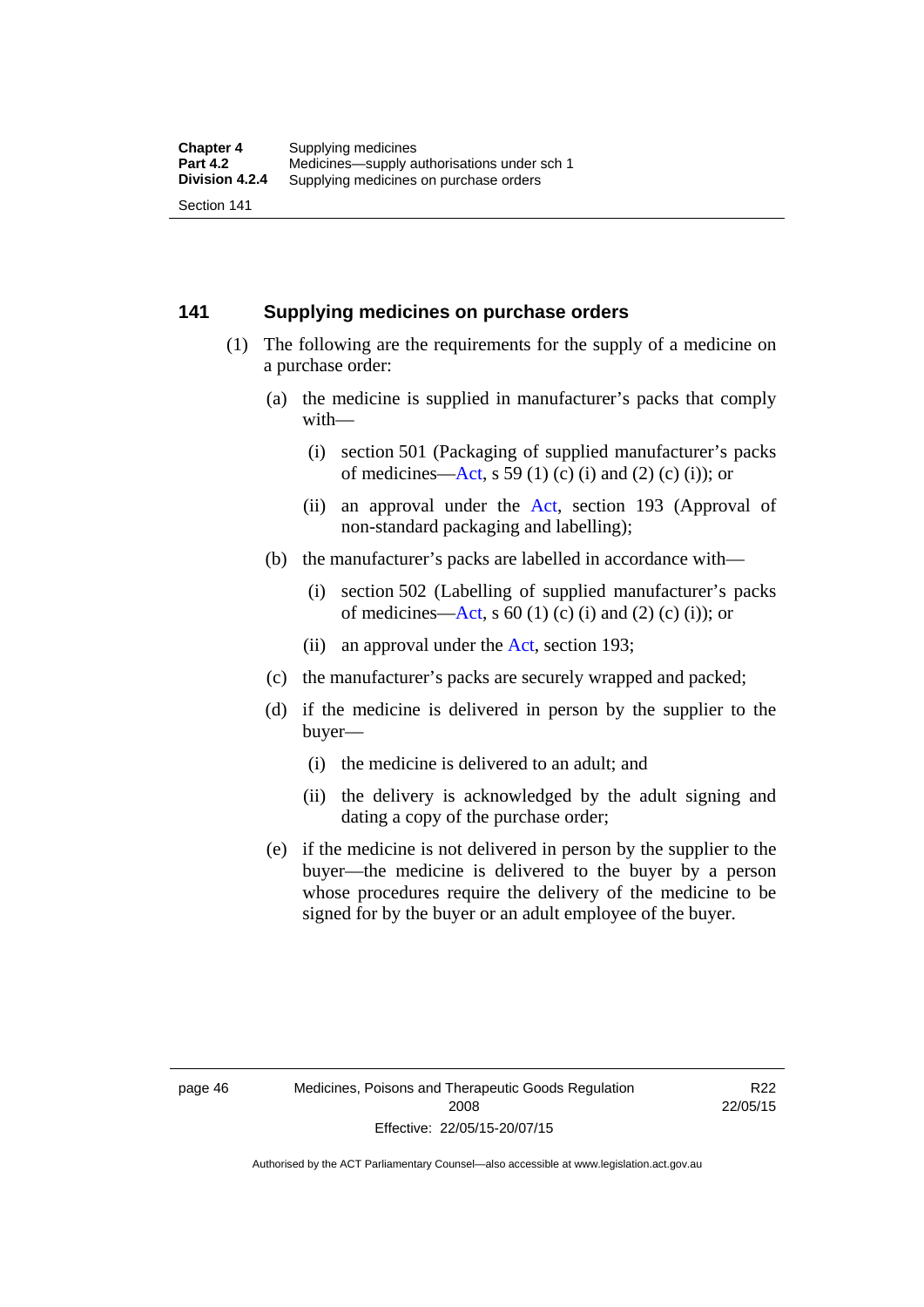## 141 Supplying medicines on purchase orders

(1) The following are the requirements for the supply of a medicine on a purchase order:

(a) the medicine is supplied in manufacturer's packs that comply with—

(i) section 501 (Packaging of supplied manufacturer's packs of medicines—Act, s 59 (1) (c) (i) and (2) (c) (i)); or

(ii) an approval under the Act, section 193 (Approval of non-standard packaging and labelling);

(b) the manufacturer's packs are labelled in accordance with—

(i) section 502 (Labelling of supplied manufacturer's packs of medicines—Act, s 60 (1) (c) (i) and (2) (c) (i)); or

(ii) an approval under the Act, section 193;

(c) the manufacturer's packs are securely wrapped and packed;

(d) if the medicine is delivered in person by the supplier to the buyer—

(i) the medicine is delivered to an adult; and

(ii) the delivery is acknowledged by the adult signing and dating a copy of the purchase order;

(e) if the medicine is not delivered in person by the supplier to the buyer—the medicine is delivered to the buyer by a person whose procedures require the delivery of the medicine to be signed for by the buyer or an adult employee of the buyer.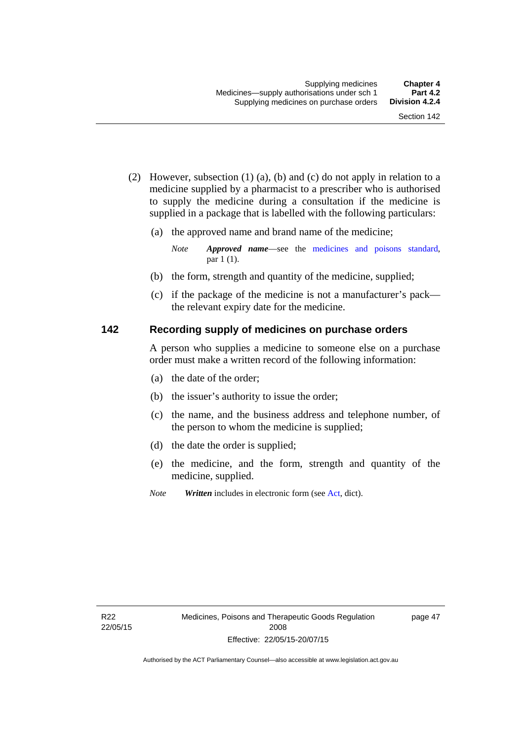(2) However, subsection (1) (a), (b) and (c) do not apply in relation to a medicine supplied by a pharmacist to a prescriber who is authorised to supply the medicine during a consultation if the medicine is supplied in a package that is labelled with the following particulars:

(a) the approved name and brand name of the medicine;

*Note* ***Approved name***—see the medicines and poisons standard, par 1 (1).

(b) the form, strength and quantity of the medicine, supplied;

(c) if the package of the medicine is not a manufacturer's pack—the relevant expiry date for the medicine.

## 142 Recording supply of medicines on purchase orders

A person who supplies a medicine to someone else on a purchase order must make a written record of the following information:

(a) the date of the order;

(b) the issuer's authority to issue the order;

(c) the name, and the business address and telephone number, of the person to whom the medicine is supplied;

(d) the date the order is supplied;

(e) the medicine, and the form, strength and quantity of the medicine, supplied.

*Note* ***Written*** includes in electronic form (see Act, dict).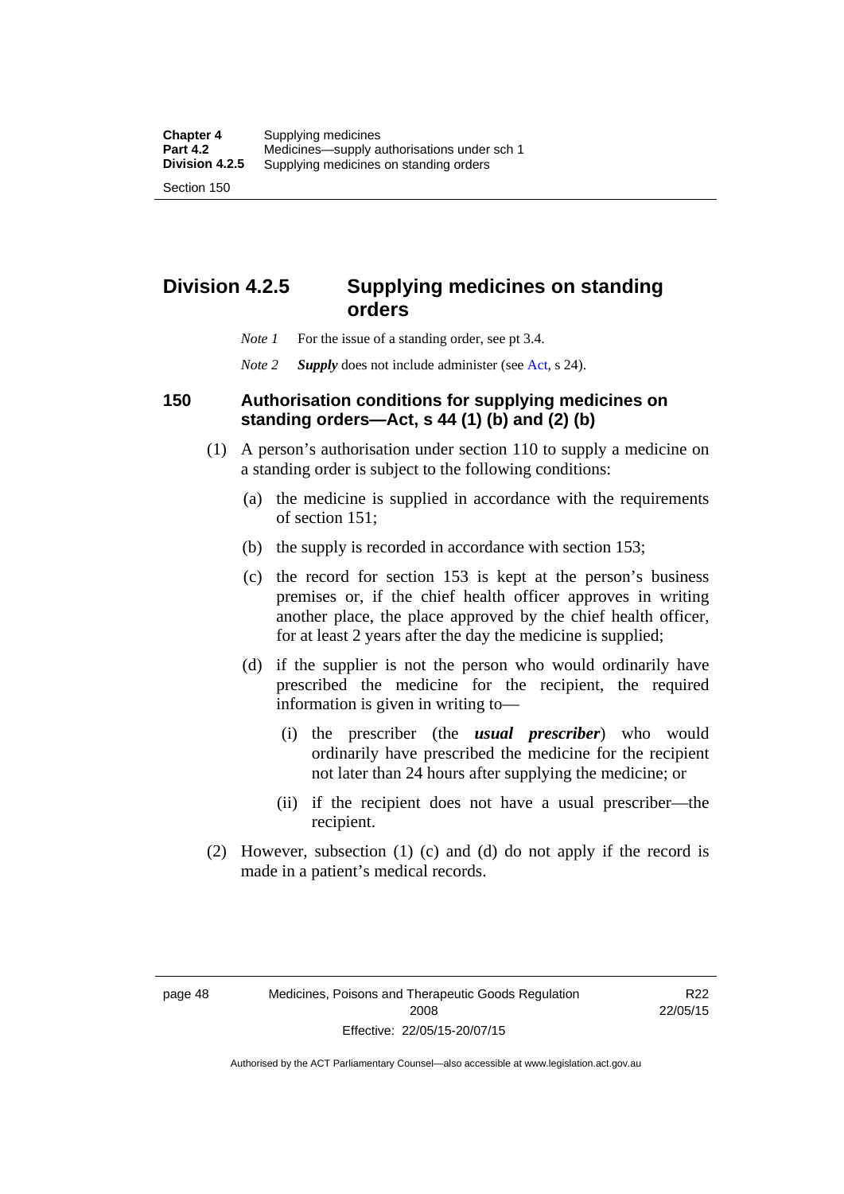## Division 4.2.5 Supplying medicines on standing orders

*Note 1* For the issue of a standing order, see pt 3.4.

*Note 2* ***Supply*** does not include administer (see Act, s 24).

### 150 Authorisation conditions for supplying medicines on standing orders—Act, s 44 (1) (b) and (2) (b)

(1) A person's authorisation under section 110 to supply a medicine on a standing order is subject to the following conditions:

(a) the medicine is supplied in accordance with the requirements of section 151;

(b) the supply is recorded in accordance with section 153;

(c) the record for section 153 is kept at the person's business premises or, if the chief health officer approves in writing another place, the place approved by the chief health officer, for at least 2 years after the day the medicine is supplied;

(d) if the supplier is not the person who would ordinarily have prescribed the medicine for the recipient, the required information is given in writing to—

(i) the prescriber (the ***usual prescriber***) who would ordinarily have prescribed the medicine for the recipient not later than 24 hours after supplying the medicine; or

(ii) if the recipient does not have a usual prescriber—the recipient.

(2) However, subsection (1) (c) and (d) do not apply if the record is made in a patient's medical records.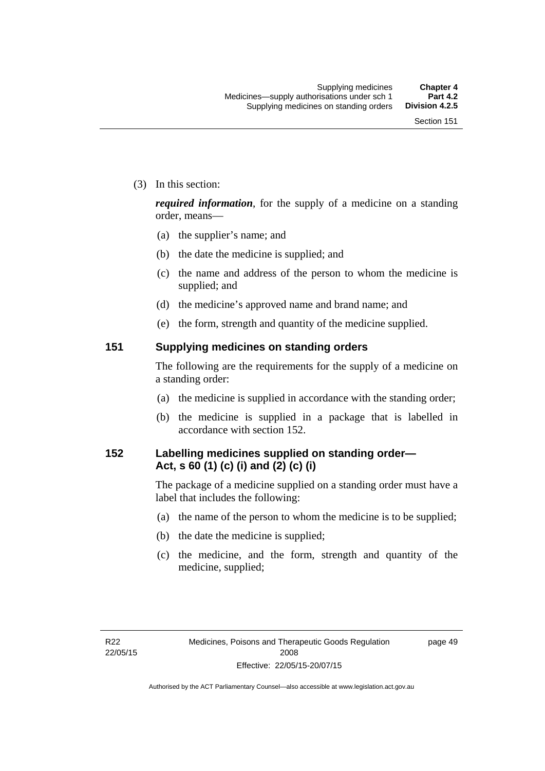(3) In this section:

***required information***, for the supply of a medicine on a standing order, means—

(a) the supplier's name; and

(b) the date the medicine is supplied; and

(c) the name and address of the person to whom the medicine is supplied; and

(d) the medicine's approved name and brand name; and

(e) the form, strength and quantity of the medicine supplied.

## 151 Supplying medicines on standing orders

The following are the requirements for the supply of a medicine on a standing order:

(a) the medicine is supplied in accordance with the standing order;

(b) the medicine is supplied in a package that is labelled in accordance with section 152.

## 152 Labelling medicines supplied on standing order—Act, s 60 (1) (c) (i) and (2) (c) (i)

The package of a medicine supplied on a standing order must have a label that includes the following:

(a) the name of the person to whom the medicine is to be supplied;

(b) the date the medicine is supplied;

(c) the medicine, and the form, strength and quantity of the medicine, supplied;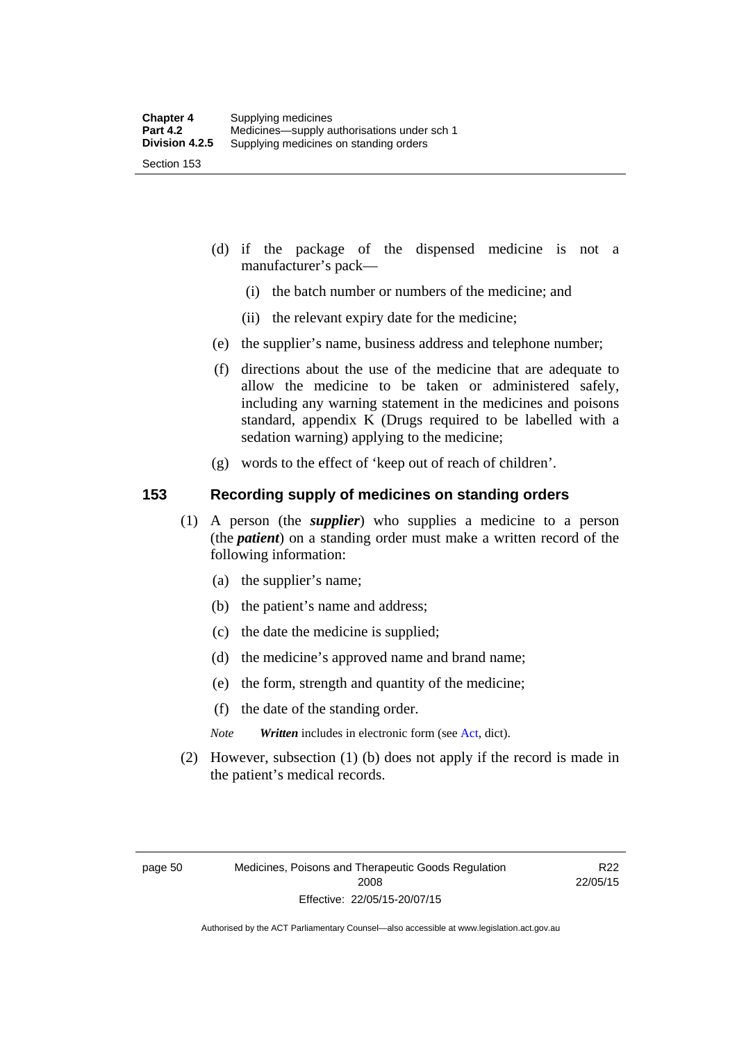(d) if the package of the dispensed medicine is not a manufacturer's pack—

(i) the batch number or numbers of the medicine; and

(ii) the relevant expiry date for the medicine;

(e) the supplier's name, business address and telephone number;

(f) directions about the use of the medicine that are adequate to allow the medicine to be taken or administered safely, including any warning statement in the medicines and poisons standard, appendix K (Drugs required to be labelled with a sedation warning) applying to the medicine;

(g) words to the effect of 'keep out of reach of children'.

## 153 Recording supply of medicines on standing orders

(1) A person (the ***supplier***) who supplies a medicine to a person (the ***patient***) on a standing order must make a written record of the following information:

(a) the supplier's name;

(b) the patient's name and address;

(c) the date the medicine is supplied;

(d) the medicine's approved name and brand name;

(e) the form, strength and quantity of the medicine;

(f) the date of the standing order.

*Note* ***Written*** includes in electronic form (see Act, dict).

(2) However, subsection (1) (b) does not apply if the record is made in the patient's medical records.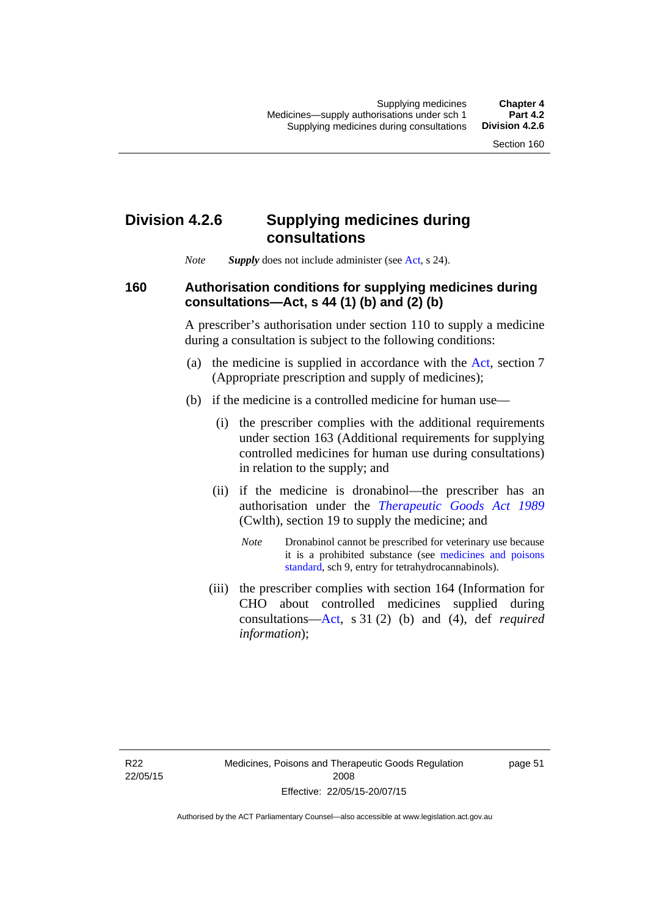## Division 4.2.6 Supplying medicines during consultations

*Note* ***Supply*** does not include administer (see Act, s 24).

### 160 Authorisation conditions for supplying medicines during consultations—Act, s 44 (1) (b) and (2) (b)

A prescriber's authorisation under section 110 to supply a medicine during a consultation is subject to the following conditions:

(a) the medicine is supplied in accordance with the Act, section 7 (Appropriate prescription and supply of medicines);

(b) if the medicine is a controlled medicine for human use—

(i) the prescriber complies with the additional requirements under section 163 (Additional requirements for supplying controlled medicines for human use during consultations) in relation to the supply; and

(ii) if the medicine is dronabinol—the prescriber has an authorisation under the *Therapeutic Goods Act 1989* (Cwlth), section 19 to supply the medicine; and

*Note* Dronabinol cannot be prescribed for veterinary use because it is a prohibited substance (see medicines and poisons standard, sch 9, entry for tetrahydrocannabinols).

(iii) the prescriber complies with section 164 (Information for CHO about controlled medicines supplied during consultations—Act, s 31 (2) (b) and (4), def *required information*);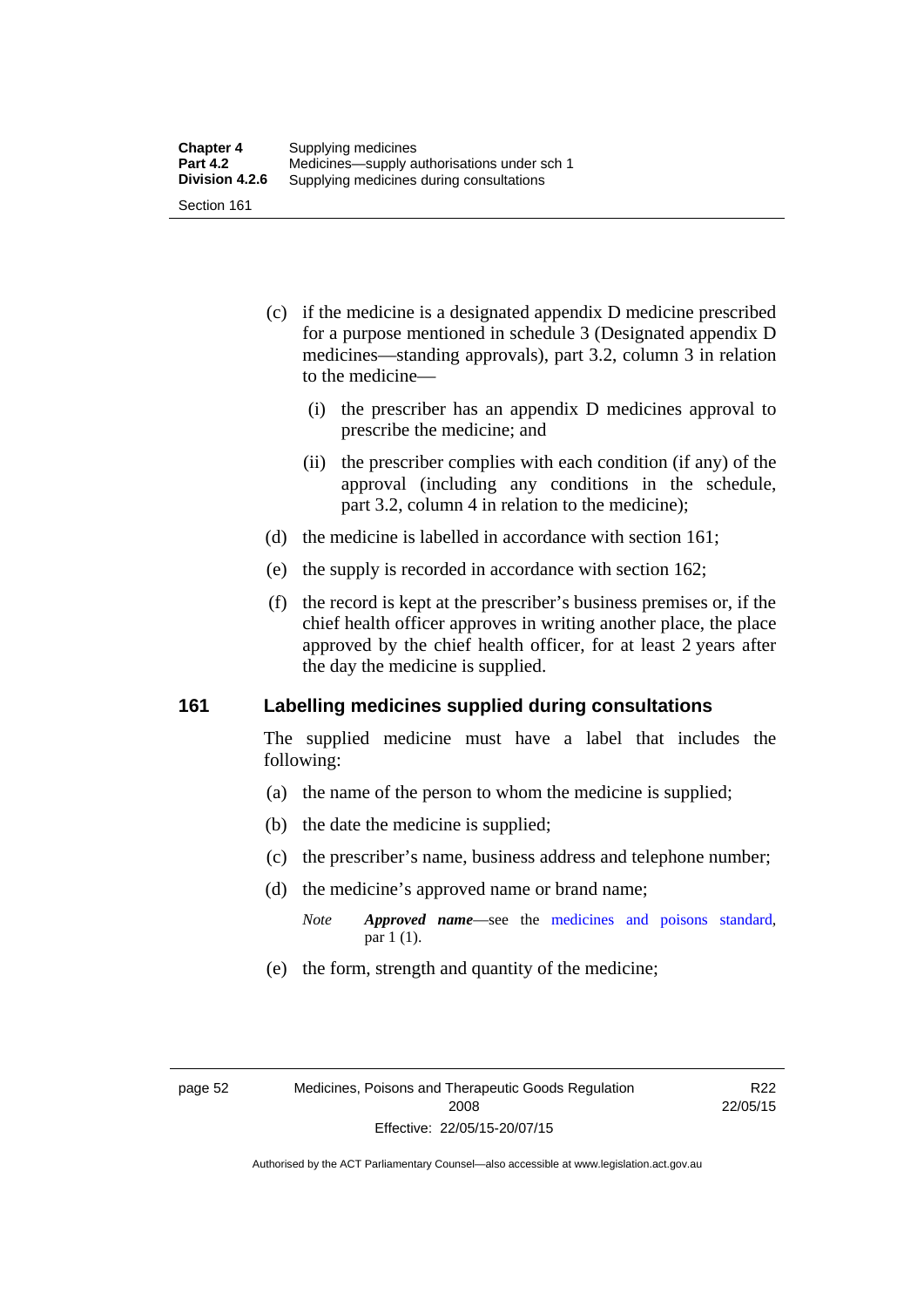(c) if the medicine is a designated appendix D medicine prescribed for a purpose mentioned in schedule 3 (Designated appendix D medicines—standing approvals), part 3.2, column 3 in relation to the medicine—

  (i) the prescriber has an appendix D medicines approval to prescribe the medicine; and

  (ii) the prescriber complies with each condition (if any) of the approval (including any conditions in the schedule, part 3.2, column 4 in relation to the medicine);

(d) the medicine is labelled in accordance with section 161;

(e) the supply is recorded in accordance with section 162;

(f) the record is kept at the prescriber's business premises or, if the chief health officer approves in writing another place, the place approved by the chief health officer, for at least 2 years after the day the medicine is supplied.

## 161 Labelling medicines supplied during consultations

The supplied medicine must have a label that includes the following:

(a) the name of the person to whom the medicine is supplied;

(b) the date the medicine is supplied;

(c) the prescriber's name, business address and telephone number;

(d) the medicine's approved name or brand name;

*Note* ***Approved name***—see the medicines and poisons standard, par 1 (1).

(e) the form, strength and quantity of the medicine;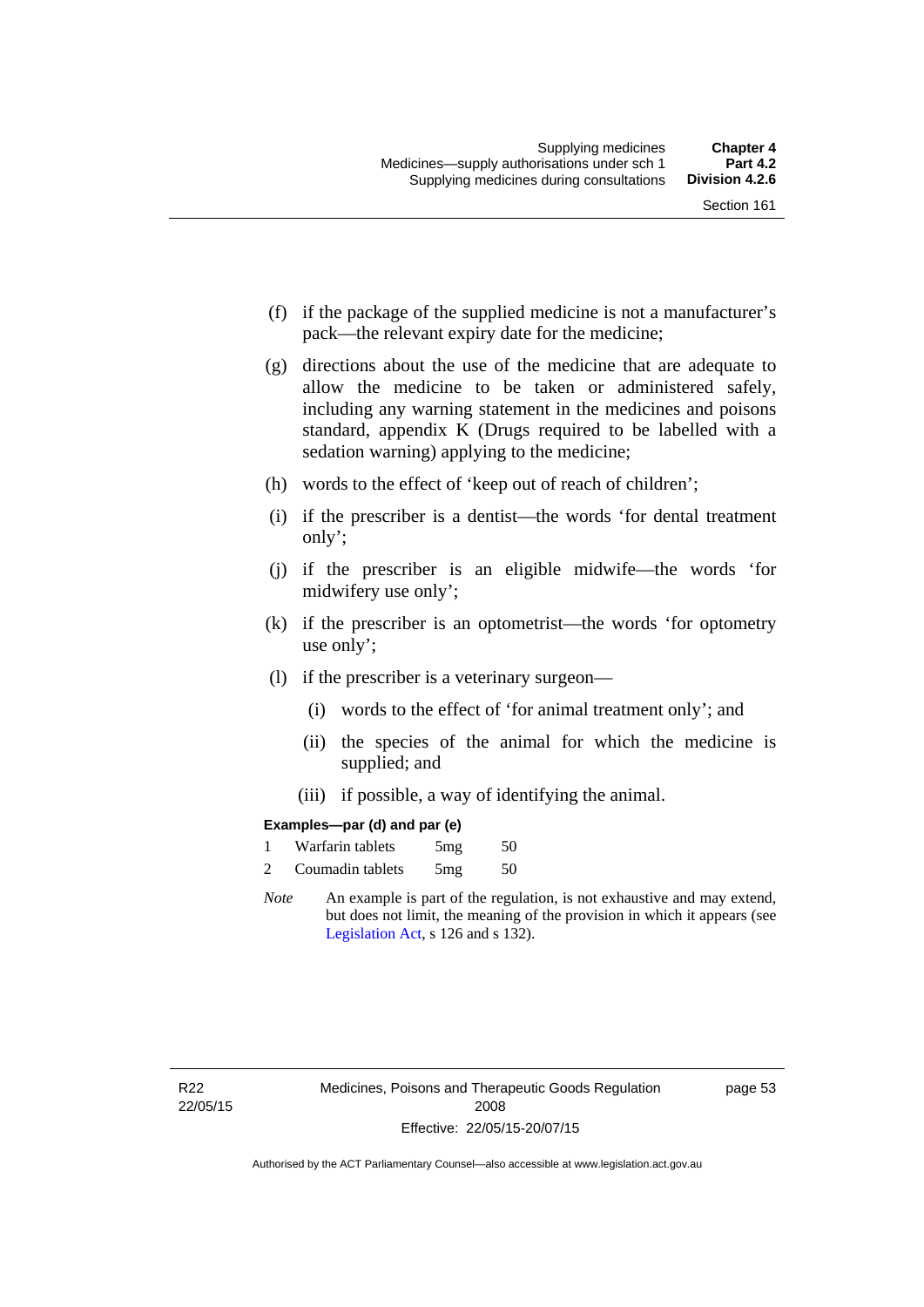(f) if the package of the supplied medicine is not a manufacturer's pack—the relevant expiry date for the medicine;

(g) directions about the use of the medicine that are adequate to allow the medicine to be taken or administered safely, including any warning statement in the medicines and poisons standard, appendix K (Drugs required to be labelled with a sedation warning) applying to the medicine;

(h) words to the effect of 'keep out of reach of children';

(i) if the prescriber is a dentist—the words 'for dental treatment only';

(j) if the prescriber is an eligible midwife—the words 'for midwifery use only';

(k) if the prescriber is an optometrist—the words 'for optometry use only';

(l) if the prescriber is a veterinary surgeon—

  (i) words to the effect of 'for animal treatment only'; and

  (ii) the species of the animal for which the medicine is supplied; and

  (iii) if possible, a way of identifying the animal.

**Examples—par (d) and par (e)**

| | | | |
|---|---|---|---|
| 1 | Warfarin tablets | 5mg | 50 |
| 2 | Coumadin tablets | 5mg | 50 |

*Note* An example is part of the regulation, is not exhaustive and may extend, but does not limit, the meaning of the provision in which it appears (see Legislation Act, s 126 and s 132).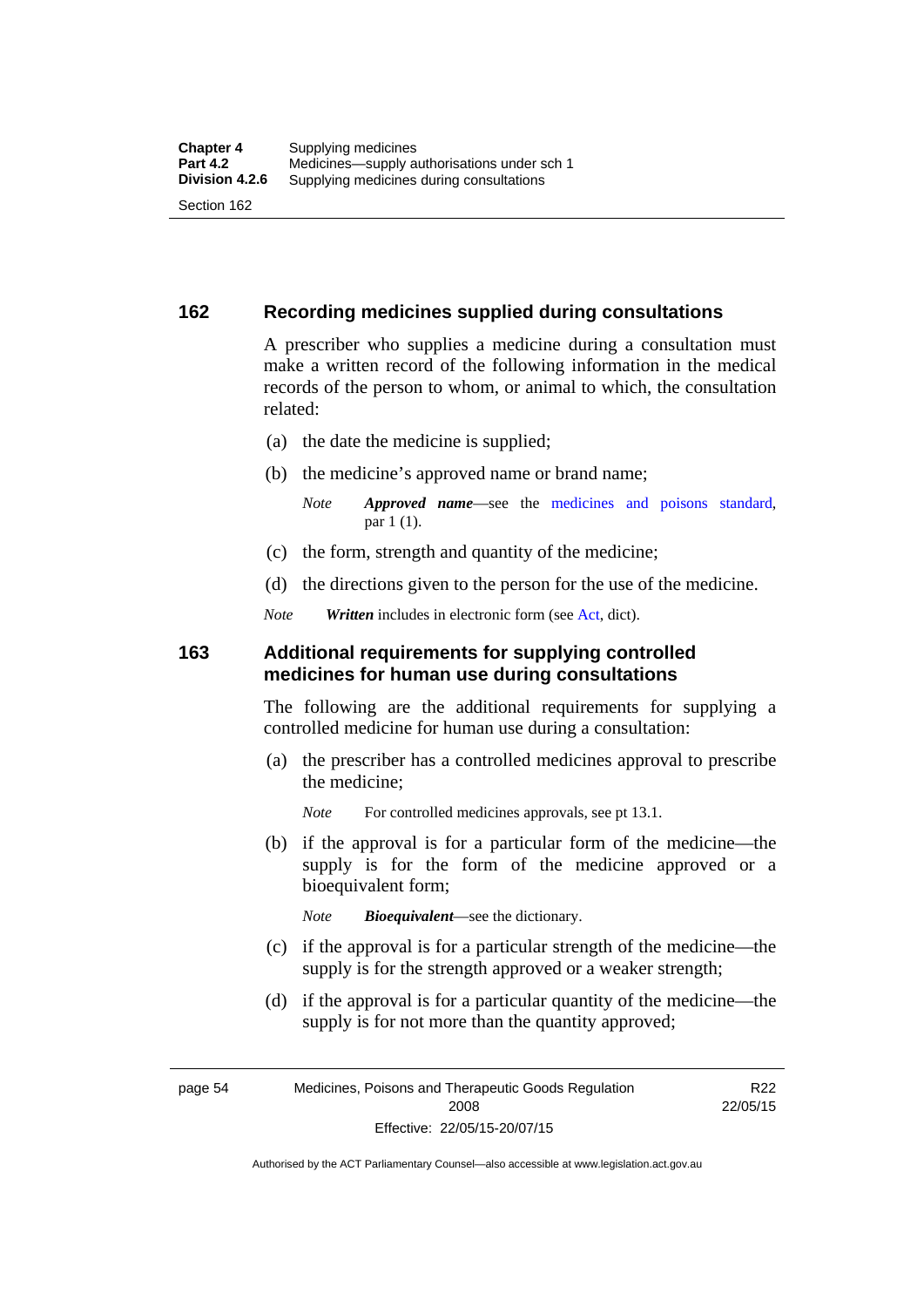## 162 Recording medicines supplied during consultations

A prescriber who supplies a medicine during a consultation must make a written record of the following information in the medical records of the person to whom, or animal to which, the consultation related:

(a) the date the medicine is supplied;

(b) the medicine's approved name or brand name;

*Note* ***Approved name***—see the medicines and poisons standard, par 1 (1).

(c) the form, strength and quantity of the medicine;

(d) the directions given to the person for the use of the medicine.

*Note* ***Written*** includes in electronic form (see Act, dict).

## 163 Additional requirements for supplying controlled medicines for human use during consultations

The following are the additional requirements for supplying a controlled medicine for human use during a consultation:

(a) the prescriber has a controlled medicines approval to prescribe the medicine;

*Note* For controlled medicines approvals, see pt 13.1.

(b) if the approval is for a particular form of the medicine—the supply is for the form of the medicine approved or a bioequivalent form;

*Note* ***Bioequivalent***—see the dictionary.

(c) if the approval is for a particular strength of the medicine—the supply is for the strength approved or a weaker strength;

(d) if the approval is for a particular quantity of the medicine—the supply is for not more than the quantity approved;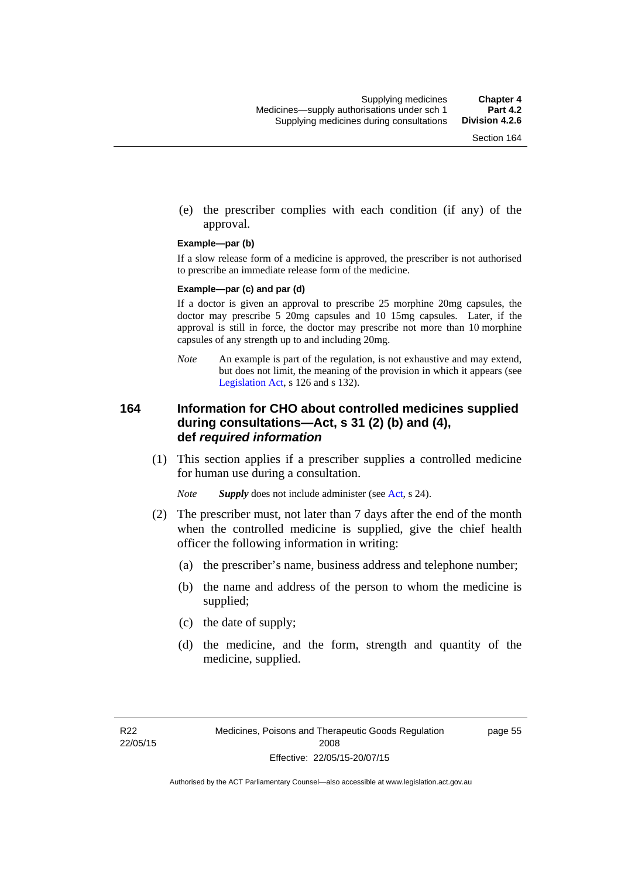(e) the prescriber complies with each condition (if any) of the approval.

**Example—par (b)**

If a slow release form of a medicine is approved, the prescriber is not authorised to prescribe an immediate release form of the medicine.

**Example—par (c) and par (d)**

If a doctor is given an approval to prescribe 25 morphine 20mg capsules, the doctor may prescribe 5 20mg capsules and 10 15mg capsules. Later, if the approval is still in force, the doctor may prescribe not more than 10 morphine capsules of any strength up to and including 20mg.

*Note* An example is part of the regulation, is not exhaustive and may extend, but does not limit, the meaning of the provision in which it appears (see Legislation Act, s 126 and s 132).

### 164 Information for CHO about controlled medicines supplied during consultations—Act, s 31 (2) (b) and (4), def *required information*

(1) This section applies if a prescriber supplies a controlled medicine for human use during a consultation.

*Note* ***Supply*** does not include administer (see Act, s 24).

(2) The prescriber must, not later than 7 days after the end of the month when the controlled medicine is supplied, give the chief health officer the following information in writing:

(a) the prescriber's name, business address and telephone number;

(b) the name and address of the person to whom the medicine is supplied;

(c) the date of supply;

(d) the medicine, and the form, strength and quantity of the medicine, supplied.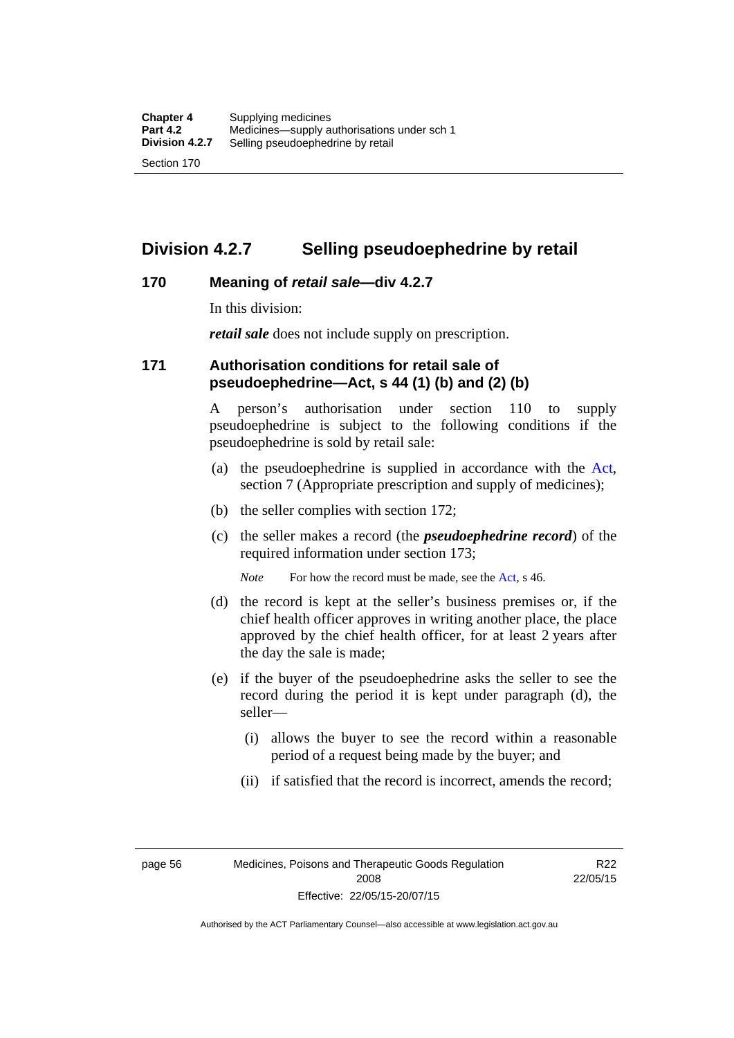## Division 4.2.7 Selling pseudoephedrine by retail

### 170 Meaning of *retail sale*—div 4.2.7

In this division:

***retail sale*** does not include supply on prescription.

### 171 Authorisation conditions for retail sale of pseudoephedrine—Act, s 44 (1) (b) and (2) (b)

A person's authorisation under section 110 to supply pseudoephedrine is subject to the following conditions if the pseudoephedrine is sold by retail sale:

(a) the pseudoephedrine is supplied in accordance with the Act, section 7 (Appropriate prescription and supply of medicines);

(b) the seller complies with section 172;

(c) the seller makes a record (the ***pseudoephedrine record***) of the required information under section 173;

*Note* For how the record must be made, see the Act, s 46.

(d) the record is kept at the seller's business premises or, if the chief health officer approves in writing another place, the place approved by the chief health officer, for at least 2 years after the day the sale is made;

(e) if the buyer of the pseudoephedrine asks the seller to see the record during the period it is kept under paragraph (d), the seller—

(i) allows the buyer to see the record within a reasonable period of a request being made by the buyer; and

(ii) if satisfied that the record is incorrect, amends the record;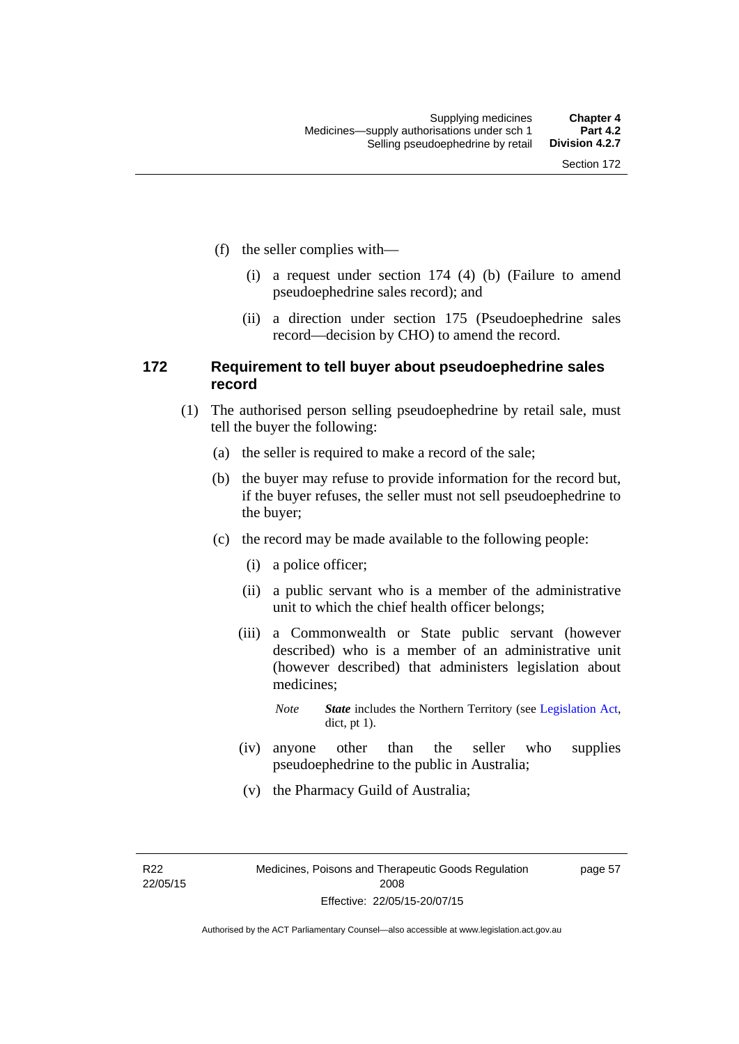(f) the seller complies with—

(i) a request under section 174 (4) (b) (Failure to amend pseudoephedrine sales record); and

(ii) a direction under section 175 (Pseudoephedrine sales record—decision by CHO) to amend the record.

### 172 Requirement to tell buyer about pseudoephedrine sales record

(1) The authorised person selling pseudoephedrine by retail sale, must tell the buyer the following:

(a) the seller is required to make a record of the sale;

(b) the buyer may refuse to provide information for the record but, if the buyer refuses, the seller must not sell pseudoephedrine to the buyer;

(c) the record may be made available to the following people:

(i) a police officer;

(ii) a public servant who is a member of the administrative unit to which the chief health officer belongs;

(iii) a Commonwealth or State public servant (however described) who is a member of an administrative unit (however described) that administers legislation about medicines;

*Note* ***State*** includes the Northern Territory (see Legislation Act, dict, pt 1).

(iv) anyone other than the seller who supplies pseudoephedrine to the public in Australia;

(v) the Pharmacy Guild of Australia;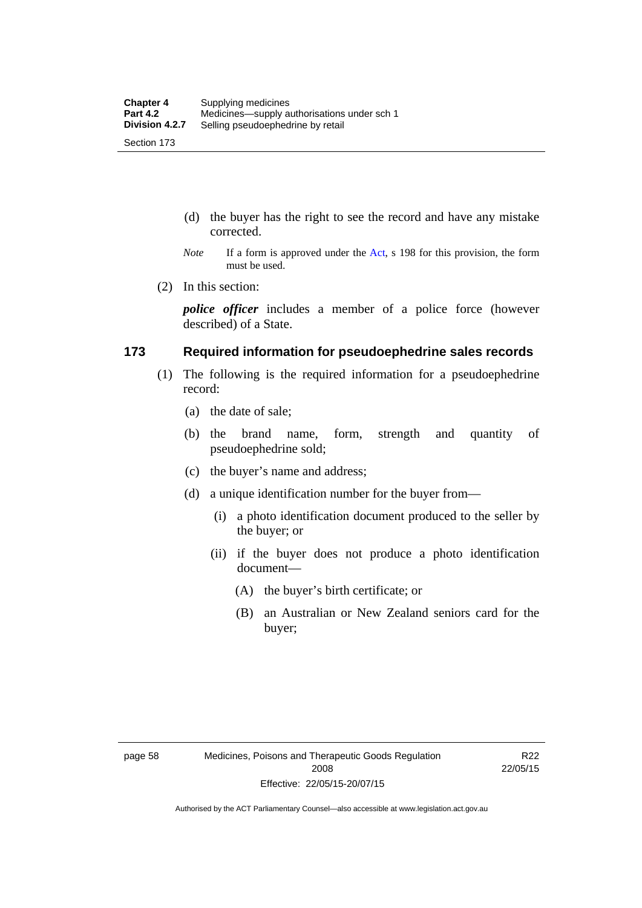(d) the buyer has the right to see the record and have any mistake corrected.

*Note* If a form is approved under the Act, s 198 for this provision, the form must be used.

(2) In this section:

***police officer*** includes a member of a police force (however described) of a State.

## 173 Required information for pseudoephedrine sales records

(1) The following is the required information for a pseudoephedrine record:

(a) the date of sale;

(b) the brand name, form, strength and quantity of pseudoephedrine sold;

(c) the buyer's name and address;

(d) a unique identification number for the buyer from—

(i) a photo identification document produced to the seller by the buyer; or

(ii) if the buyer does not produce a photo identification document—

(A) the buyer's birth certificate; or

(B) an Australian or New Zealand seniors card for the buyer;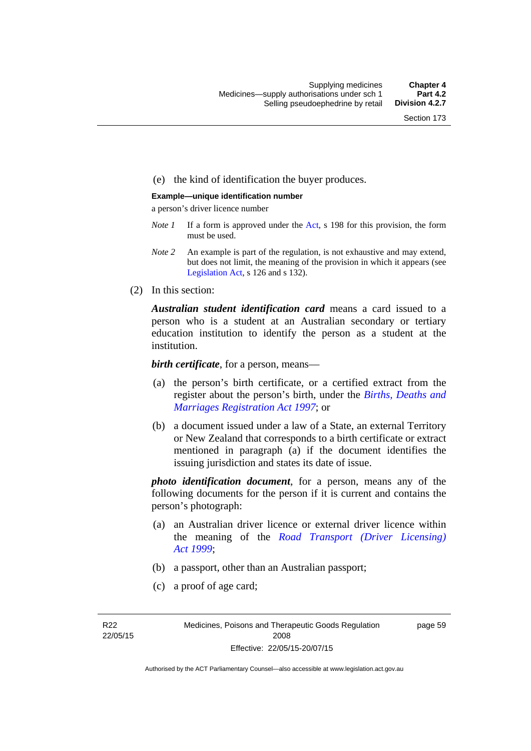(e) the kind of identification the buyer produces.

**Example—unique identification number**

a person's driver licence number

*Note 1* If a form is approved under the Act, s 198 for this provision, the form must be used.

*Note 2* An example is part of the regulation, is not exhaustive and may extend, but does not limit, the meaning of the provision in which it appears (see Legislation Act, s 126 and s 132).

(2) In this section:

***Australian student identification card*** means a card issued to a person who is a student at an Australian secondary or tertiary education institution to identify the person as a student at the institution.

***birth certificate***, for a person, means—

(a) the person's birth certificate, or a certified extract from the register about the person's birth, under the *Births, Deaths and Marriages Registration Act 1997*; or

(b) a document issued under a law of a State, an external Territory or New Zealand that corresponds to a birth certificate or extract mentioned in paragraph (a) if the document identifies the issuing jurisdiction and states its date of issue.

***photo identification document***, for a person, means any of the following documents for the person if it is current and contains the person's photograph:

(a) an Australian driver licence or external driver licence within the meaning of the *Road Transport (Driver Licensing) Act 1999*;

(b) a passport, other than an Australian passport;

(c) a proof of age card;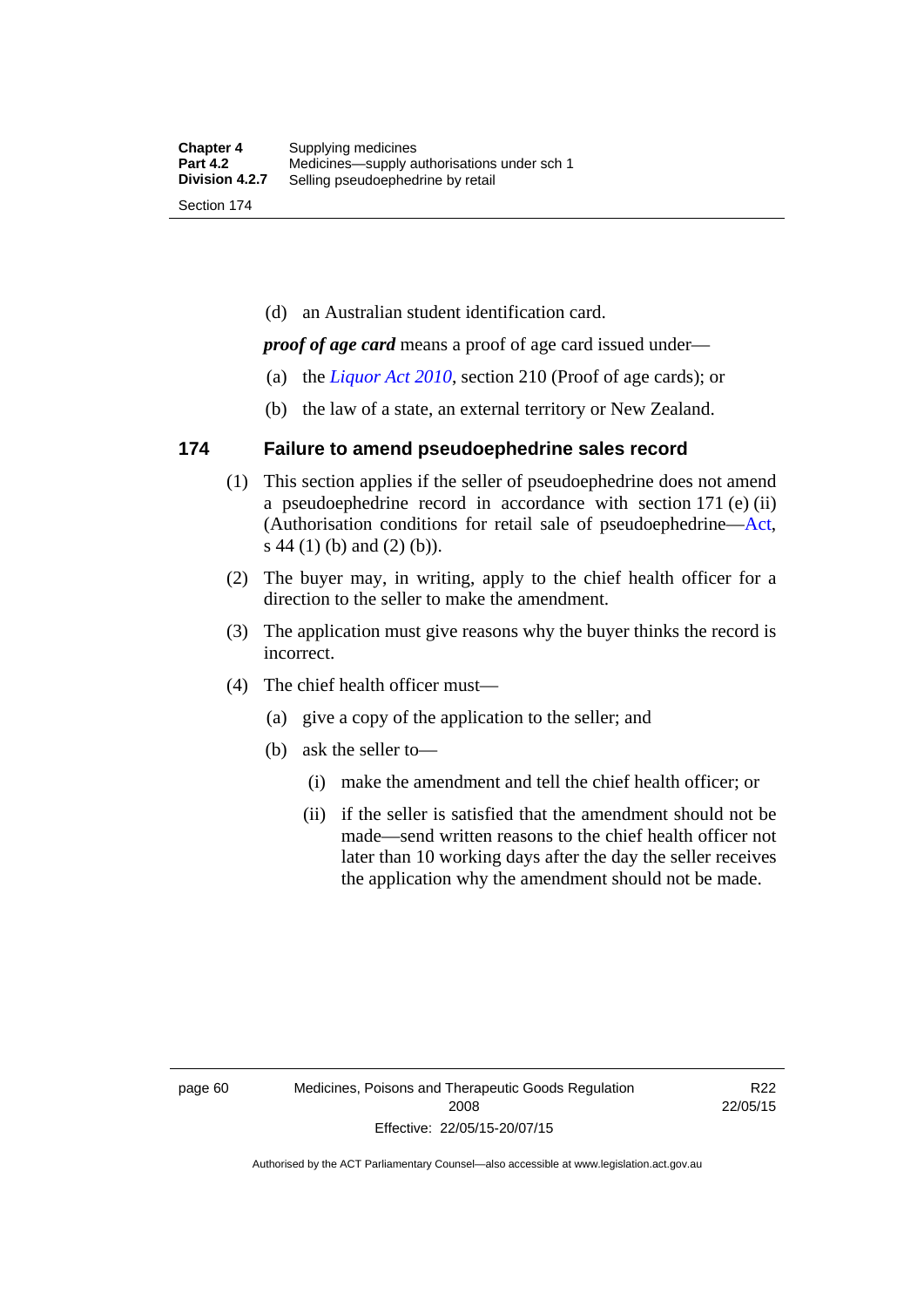(d) an Australian student identification card.

***proof of age card*** means a proof of age card issued under—

(a) the *Liquor Act 2010*, section 210 (Proof of age cards); or

(b) the law of a state, an external territory or New Zealand.

## 174 Failure to amend pseudoephedrine sales record

(1) This section applies if the seller of pseudoephedrine does not amend a pseudoephedrine record in accordance with section 171 (e) (ii) (Authorisation conditions for retail sale of pseudoephedrine—Act, s 44 (1) (b) and (2) (b)).

(2) The buyer may, in writing, apply to the chief health officer for a direction to the seller to make the amendment.

(3) The application must give reasons why the buyer thinks the record is incorrect.

(4) The chief health officer must—

(a) give a copy of the application to the seller; and

(b) ask the seller to—

(i) make the amendment and tell the chief health officer; or

(ii) if the seller is satisfied that the amendment should not be made—send written reasons to the chief health officer not later than 10 working days after the day the seller receives the application why the amendment should not be made.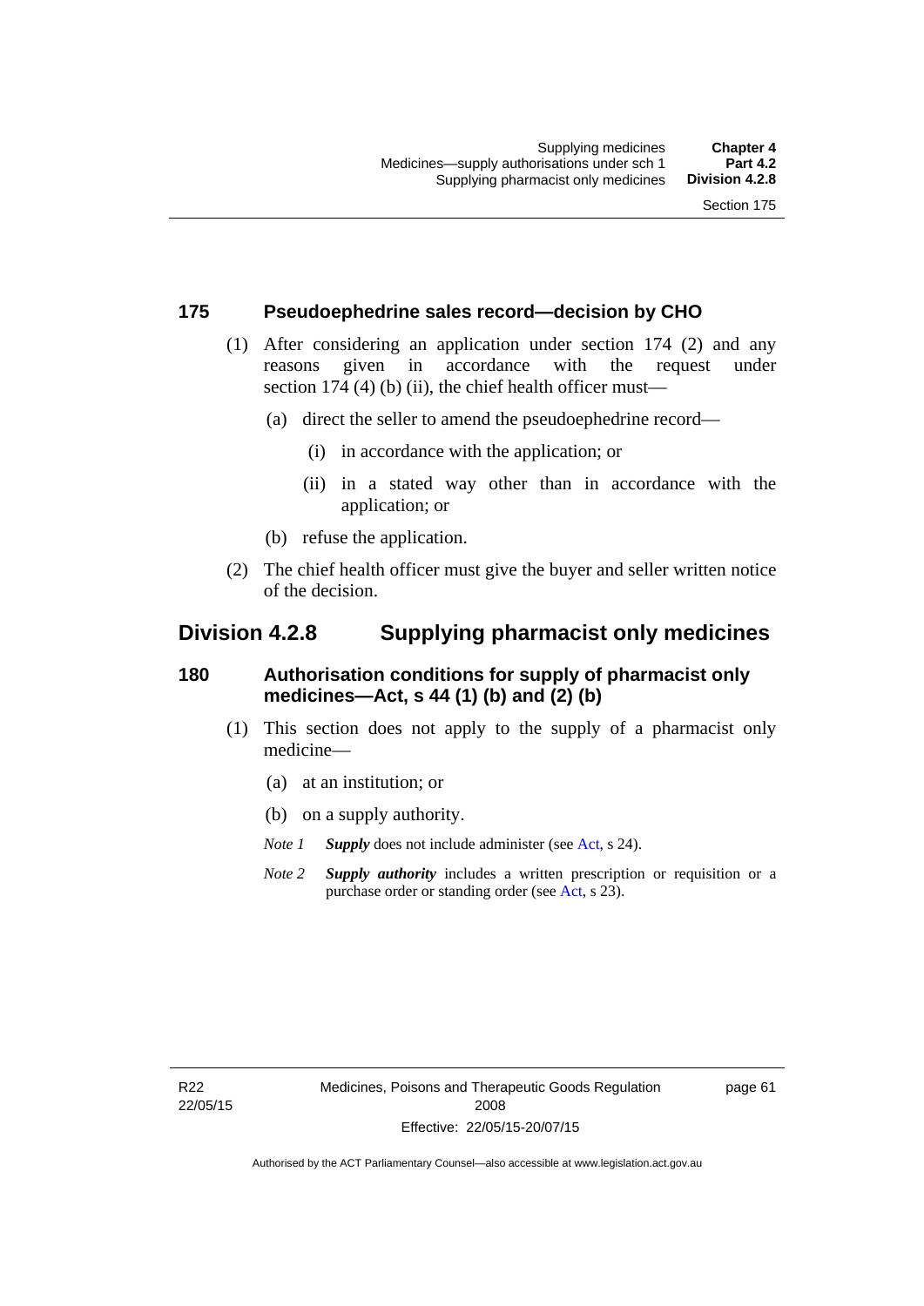### 175 Pseudoephedrine sales record—decision by CHO

(1) After considering an application under section 174 (2) and any reasons given in accordance with the request under section 174 (4) (b) (ii), the chief health officer must—

(a) direct the seller to amend the pseudoephedrine record—

(i) in accordance with the application; or

(ii) in a stated way other than in accordance with the application; or

(b) refuse the application.

(2) The chief health officer must give the buyer and seller written notice of the decision.

## Division 4.2.8 Supplying pharmacist only medicines

### 180 Authorisation conditions for supply of pharmacist only medicines—Act, s 44 (1) (b) and (2) (b)

(1) This section does not apply to the supply of a pharmacist only medicine—

(a) at an institution; or

(b) on a supply authority.

*Note 1* ***Supply*** does not include administer (see Act, s 24).

*Note 2* ***Supply authority*** includes a written prescription or requisition or a purchase order or standing order (see Act, s 23).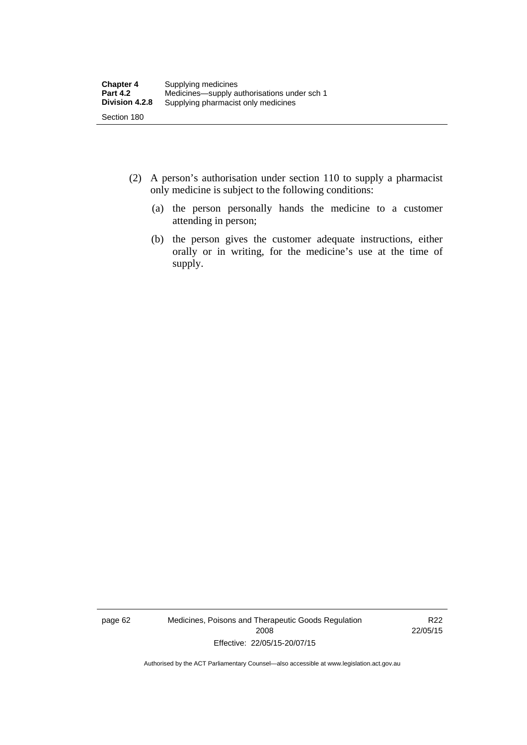(2) A person's authorisation under section 110 to supply a pharmacist only medicine is subject to the following conditions:

(a) the person personally hands the medicine to a customer attending in person;

(b) the person gives the customer adequate instructions, either orally or in writing, for the medicine's use at the time of supply.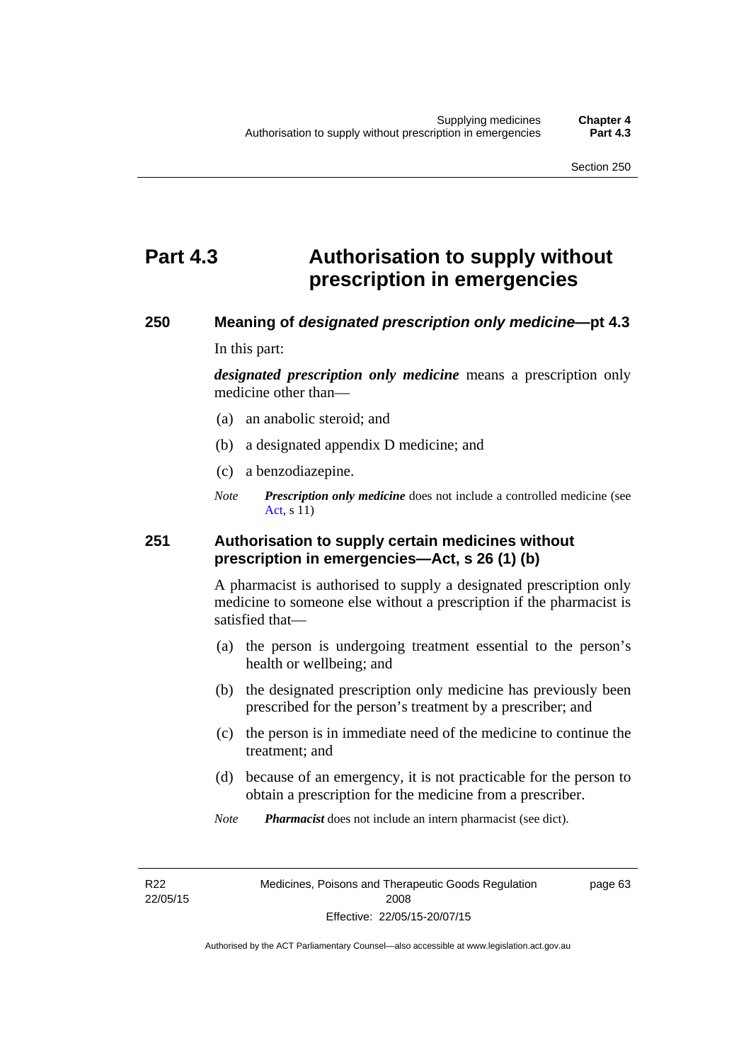# Part 4.3 Authorisation to supply without prescription in emergencies

## 250 Meaning of *designated prescription only medicine*—pt 4.3

In this part:

***designated prescription only medicine*** means a prescription only medicine other than—

(a) an anabolic steroid; and

(b) a designated appendix D medicine; and

(c) a benzodiazepine.

*Note* ***Prescription only medicine*** does not include a controlled medicine (see Act, s 11)

## 251 Authorisation to supply certain medicines without prescription in emergencies—Act, s 26 (1) (b)

A pharmacist is authorised to supply a designated prescription only medicine to someone else without a prescription if the pharmacist is satisfied that—

(a) the person is undergoing treatment essential to the person's health or wellbeing; and

(b) the designated prescription only medicine has previously been prescribed for the person's treatment by a prescriber; and

(c) the person is in immediate need of the medicine to continue the treatment; and

(d) because of an emergency, it is not practicable for the person to obtain a prescription for the medicine from a prescriber.

*Note* ***Pharmacist*** does not include an intern pharmacist (see dict).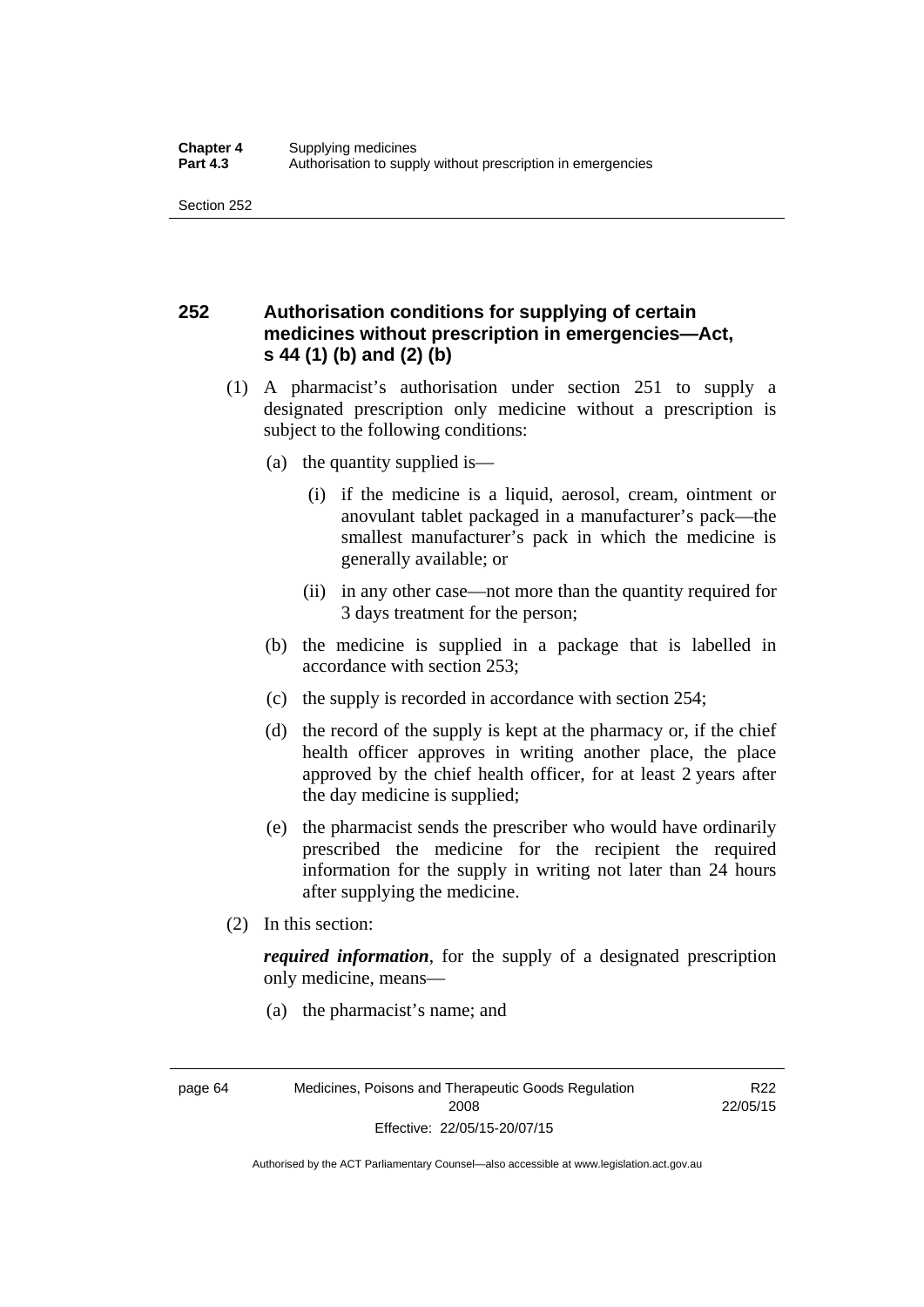## 252 Authorisation conditions for supplying of certain medicines without prescription in emergencies—Act, s 44 (1) (b) and (2) (b)

(1) A pharmacist's authorisation under section 251 to supply a designated prescription only medicine without a prescription is subject to the following conditions:

(a) the quantity supplied is—

(i) if the medicine is a liquid, aerosol, cream, ointment or anovulant tablet packaged in a manufacturer's pack—the smallest manufacturer's pack in which the medicine is generally available; or

(ii) in any other case—not more than the quantity required for 3 days treatment for the person;

(b) the medicine is supplied in a package that is labelled in accordance with section 253;

(c) the supply is recorded in accordance with section 254;

(d) the record of the supply is kept at the pharmacy or, if the chief health officer approves in writing another place, the place approved by the chief health officer, for at least 2 years after the day medicine is supplied;

(e) the pharmacist sends the prescriber who would have ordinarily prescribed the medicine for the recipient the required information for the supply in writing not later than 24 hours after supplying the medicine.

(2) In this section:

***required information***, for the supply of a designated prescription only medicine, means—

(a) the pharmacist's name; and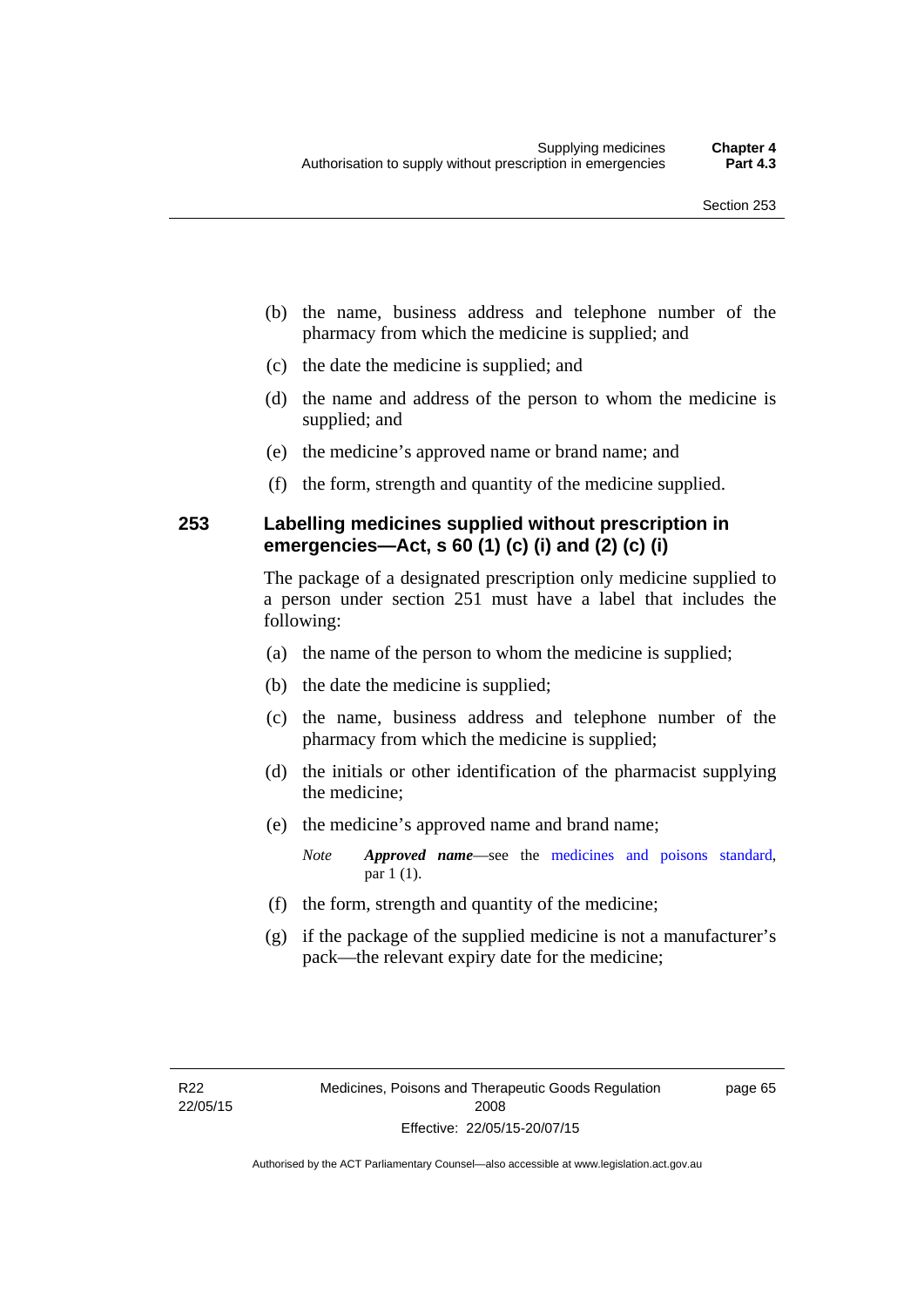(b) the name, business address and telephone number of the pharmacy from which the medicine is supplied; and

(c) the date the medicine is supplied; and

(d) the name and address of the person to whom the medicine is supplied; and

(e) the medicine's approved name or brand name; and

(f) the form, strength and quantity of the medicine supplied.

### 253 Labelling medicines supplied without prescription in emergencies—Act, s 60 (1) (c) (i) and (2) (c) (i)

The package of a designated prescription only medicine supplied to a person under section 251 must have a label that includes the following:

(a) the name of the person to whom the medicine is supplied;

(b) the date the medicine is supplied;

(c) the name, business address and telephone number of the pharmacy from which the medicine is supplied;

(d) the initials or other identification of the pharmacist supplying the medicine;

(e) the medicine's approved name and brand name;

*Note* ***Approved name***—see the medicines and poisons standard, par 1 (1).

(f) the form, strength and quantity of the medicine;

(g) if the package of the supplied medicine is not a manufacturer's pack—the relevant expiry date for the medicine;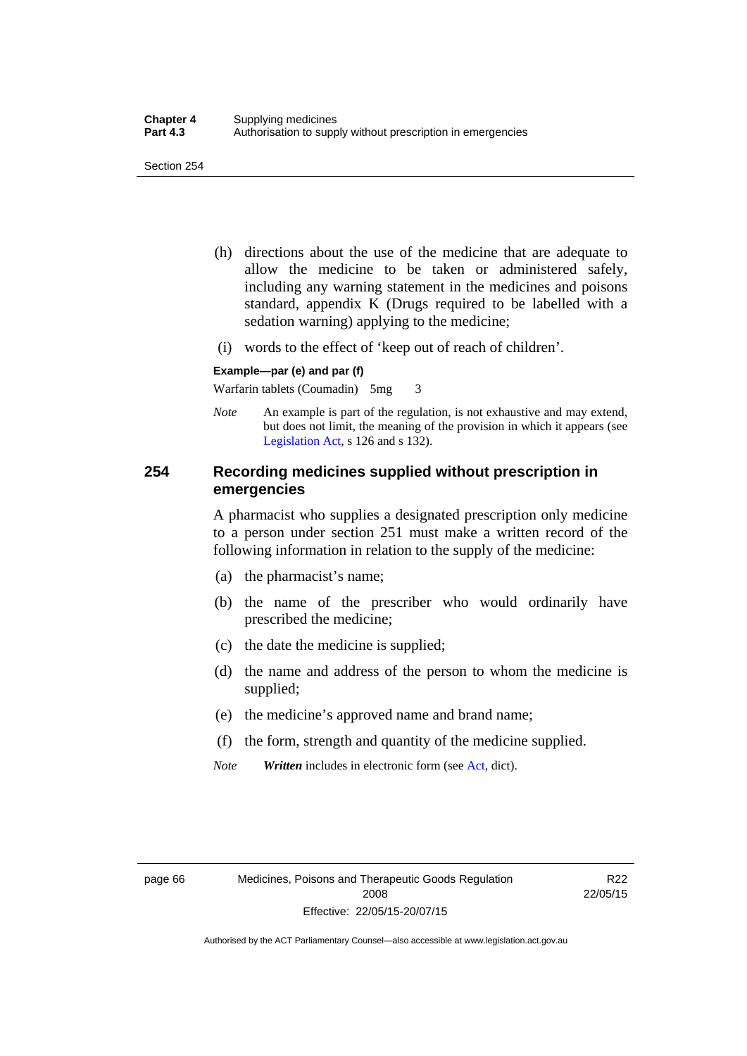(h) directions about the use of the medicine that are adequate to allow the medicine to be taken or administered safely, including any warning statement in the medicines and poisons standard, appendix K (Drugs required to be labelled with a sedation warning) applying to the medicine;

(i) words to the effect of 'keep out of reach of children'.

**Example—par (e) and par (f)**

Warfarin tablets (Coumadin) 5mg 3

*Note* An example is part of the regulation, is not exhaustive and may extend, but does not limit, the meaning of the provision in which it appears (see Legislation Act, s 126 and s 132).

## 254 Recording medicines supplied without prescription in emergencies

A pharmacist who supplies a designated prescription only medicine to a person under section 251 must make a written record of the following information in relation to the supply of the medicine:

(a) the pharmacist's name;

(b) the name of the prescriber who would ordinarily have prescribed the medicine;

(c) the date the medicine is supplied;

(d) the name and address of the person to whom the medicine is supplied;

(e) the medicine's approved name and brand name;

(f) the form, strength and quantity of the medicine supplied.

*Note* ***Written*** includes in electronic form (see Act, dict).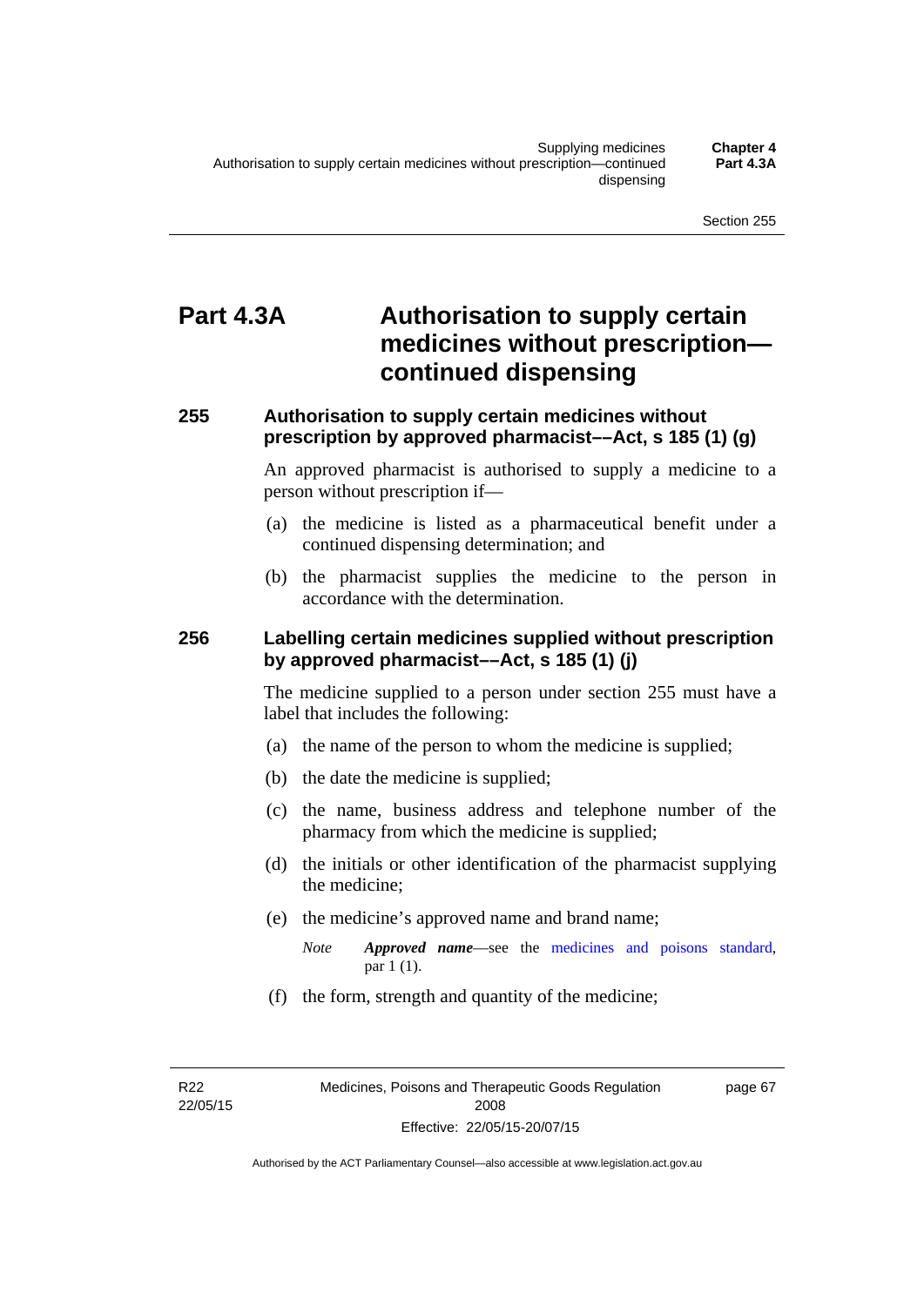# Part 4.3A Authorisation to supply certain medicines without prescription—continued dispensing

## 255 Authorisation to supply certain medicines without prescription by approved pharmacist––Act, s 185 (1) (g)

An approved pharmacist is authorised to supply a medicine to a person without prescription if—

(a) the medicine is listed as a pharmaceutical benefit under a continued dispensing determination; and

(b) the pharmacist supplies the medicine to the person in accordance with the determination.

## 256 Labelling certain medicines supplied without prescription by approved pharmacist––Act, s 185 (1) (j)

The medicine supplied to a person under section 255 must have a label that includes the following:

(a) the name of the person to whom the medicine is supplied;

(b) the date the medicine is supplied;

(c) the name, business address and telephone number of the pharmacy from which the medicine is supplied;

(d) the initials or other identification of the pharmacist supplying the medicine;

(e) the medicine's approved name and brand name;

*Note* ***Approved name***—see the medicines and poisons standard, par 1 (1).

(f) the form, strength and quantity of the medicine;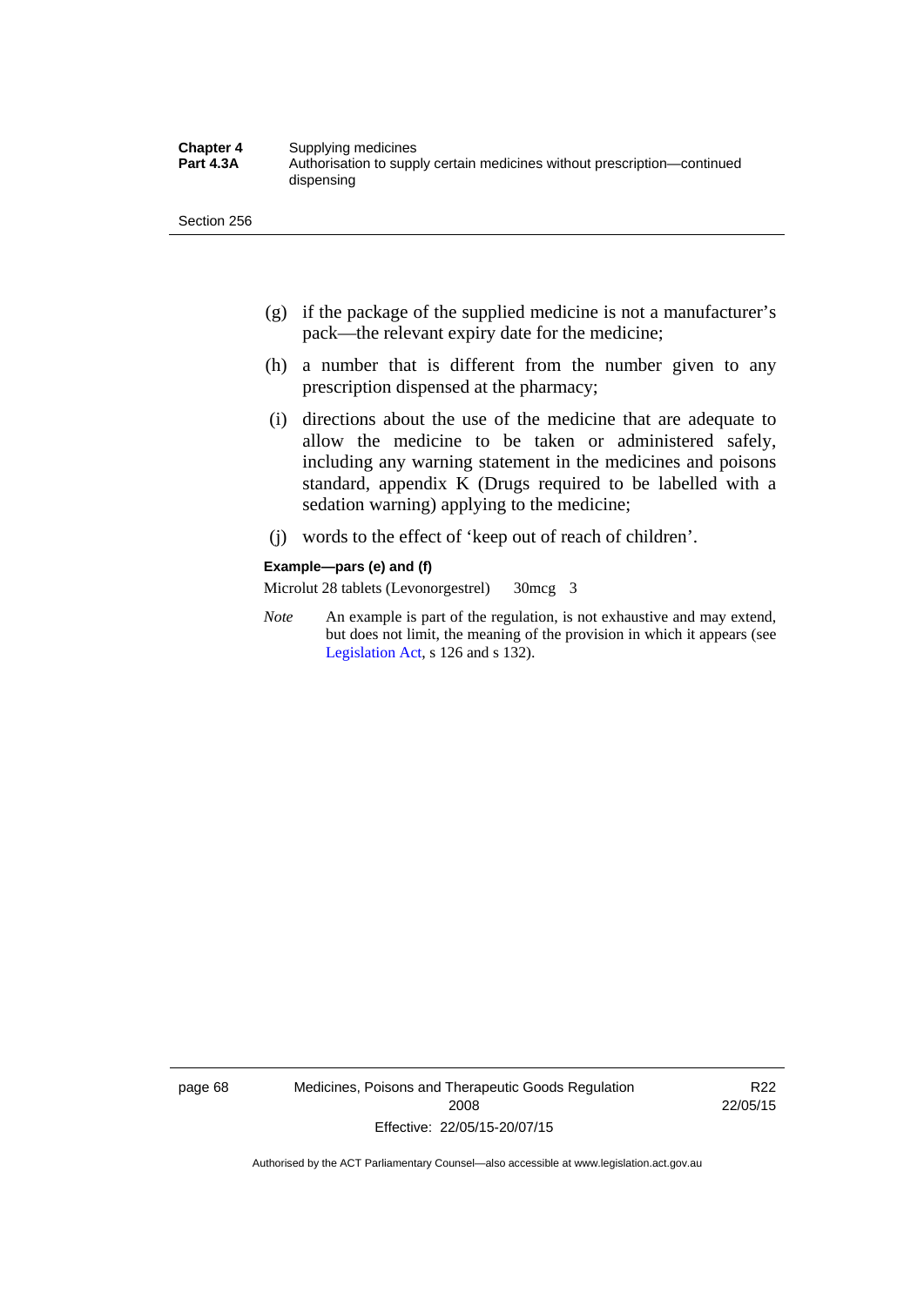(g) if the package of the supplied medicine is not a manufacturer's pack—the relevant expiry date for the medicine;

(h) a number that is different from the number given to any prescription dispensed at the pharmacy;

(i) directions about the use of the medicine that are adequate to allow the medicine to be taken or administered safely, including any warning statement in the medicines and poisons standard, appendix K (Drugs required to be labelled with a sedation warning) applying to the medicine;

(j) words to the effect of 'keep out of reach of children'.

**Example—pars (e) and (f)**

Microlut 28 tablets (Levonorgestrel) 30mcg 3

*Note* An example is part of the regulation, is not exhaustive and may extend, but does not limit, the meaning of the provision in which it appears (see Legislation Act, s 126 and s 132).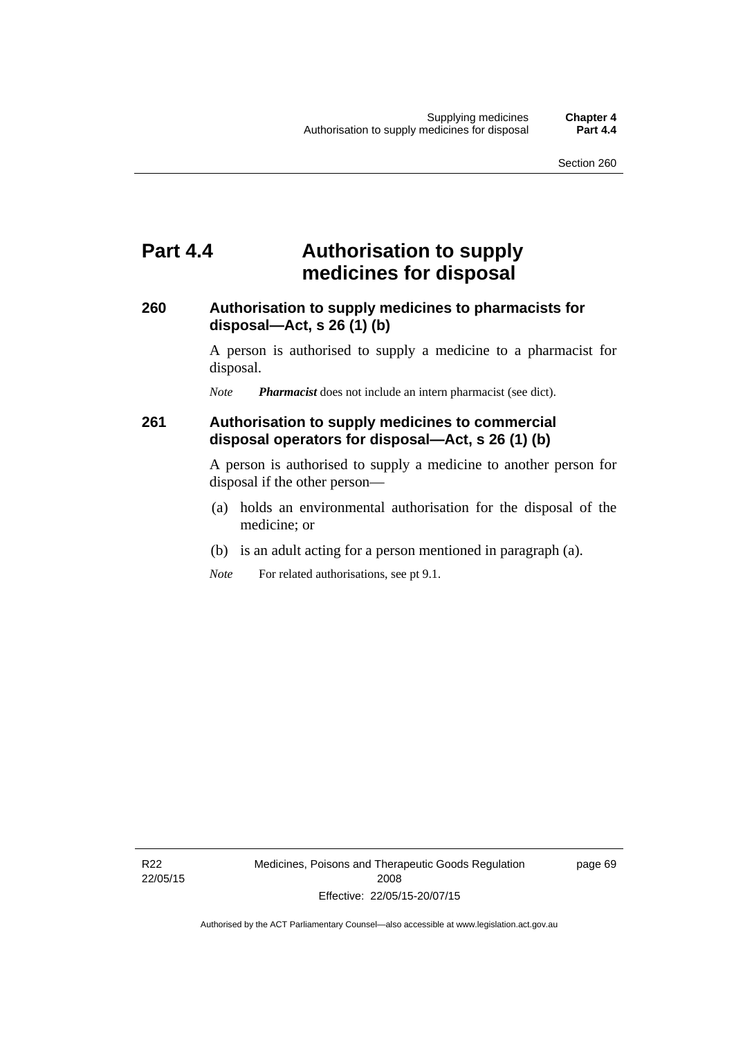# Part 4.4 Authorisation to supply medicines for disposal

## 260 Authorisation to supply medicines to pharmacists for disposal—Act, s 26 (1) (b)

A person is authorised to supply a medicine to a pharmacist for disposal.

*Note* ***Pharmacist*** does not include an intern pharmacist (see dict).

## 261 Authorisation to supply medicines to commercial disposal operators for disposal—Act, s 26 (1) (b)

A person is authorised to supply a medicine to another person for disposal if the other person—

(a) holds an environmental authorisation for the disposal of the medicine; or

(b) is an adult acting for a person mentioned in paragraph (a).

*Note* For related authorisations, see pt 9.1.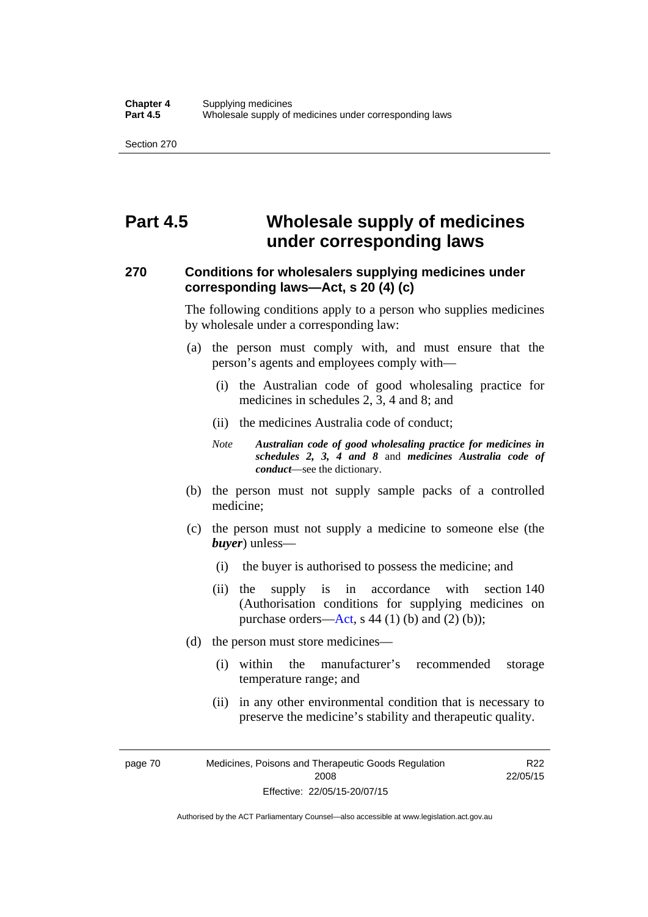# Part 4.5 Wholesale supply of medicines under corresponding laws

## 270 Conditions for wholesalers supplying medicines under corresponding laws—Act, s 20 (4) (c)

The following conditions apply to a person who supplies medicines by wholesale under a corresponding law:

(a) the person must comply with, and must ensure that the person's agents and employees comply with—

(i) the Australian code of good wholesaling practice for medicines in schedules 2, 3, 4 and 8; and

(ii) the medicines Australia code of conduct;

*Note* ***Australian code of good wholesaling practice for medicines in schedules 2, 3, 4 and 8*** and ***medicines Australia code of conduct***—see the dictionary.

(b) the person must not supply sample packs of a controlled medicine;

(c) the person must not supply a medicine to someone else (the ***buyer***) unless—

(i) the buyer is authorised to possess the medicine; and

(ii) the supply is in accordance with section 140 (Authorisation conditions for supplying medicines on purchase orders—Act, s 44 (1) (b) and (2) (b));

(d) the person must store medicines—

(i) within the manufacturer's recommended storage temperature range; and

(ii) in any other environmental condition that is necessary to preserve the medicine's stability and therapeutic quality.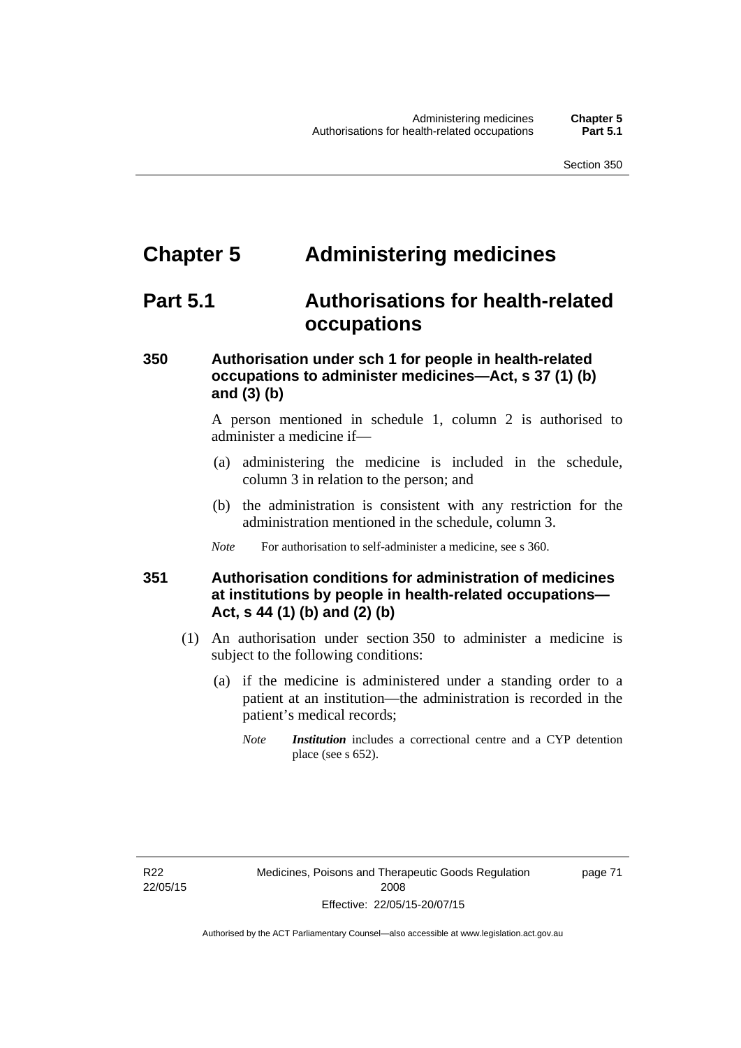# Chapter 5 Administering medicines

## Part 5.1 Authorisations for health-related occupations

### 350 Authorisation under sch 1 for people in health-related occupations to administer medicines—Act, s 37 (1) (b) and (3) (b)

A person mentioned in schedule 1, column 2 is authorised to administer a medicine if—

(a) administering the medicine is included in the schedule, column 3 in relation to the person; and

(b) the administration is consistent with any restriction for the administration mentioned in the schedule, column 3.

*Note* For authorisation to self-administer a medicine, see s 360.

### 351 Authorisation conditions for administration of medicines at institutions by people in health-related occupations—Act, s 44 (1) (b) and (2) (b)

(1) An authorisation under section 350 to administer a medicine is subject to the following conditions:

(a) if the medicine is administered under a standing order to a patient at an institution—the administration is recorded in the patient's medical records;

*Note* ***Institution*** includes a correctional centre and a CYP detention place (see s 652).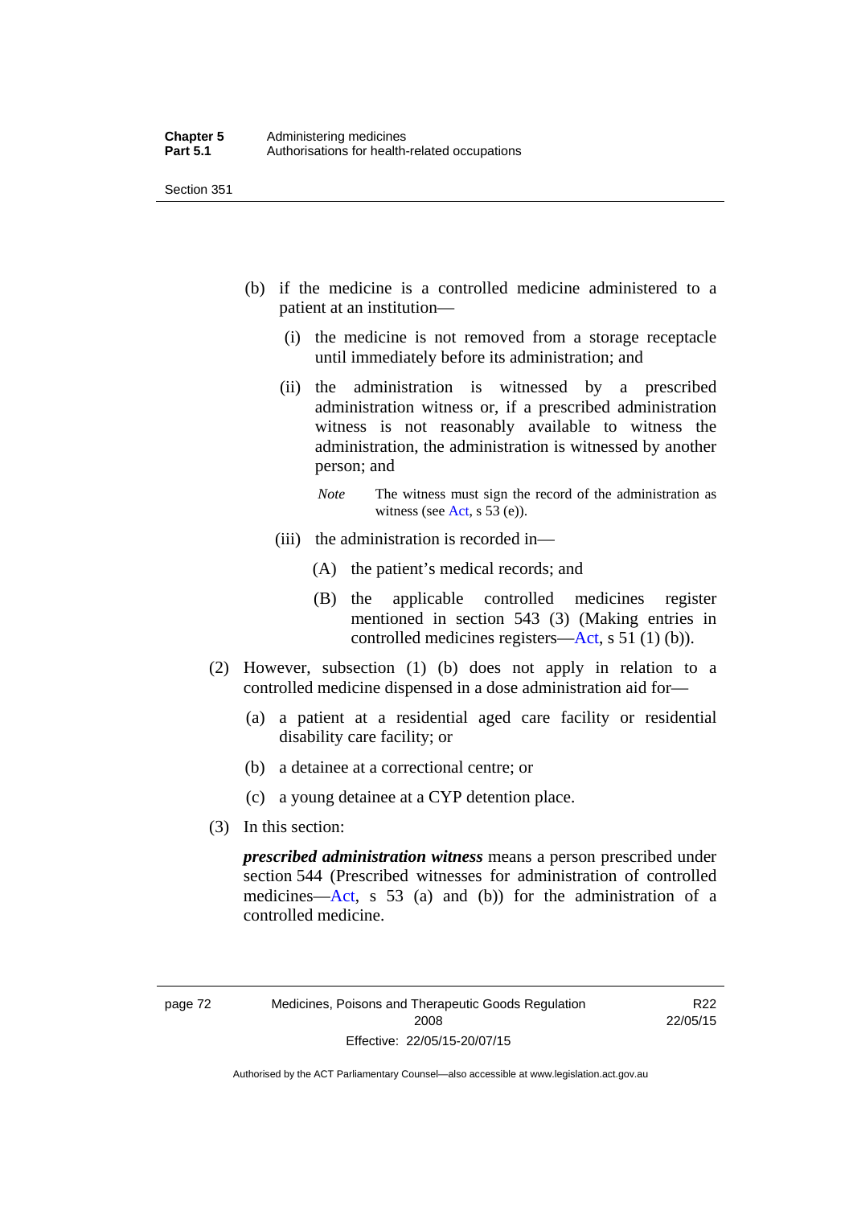(b) if the medicine is a controlled medicine administered to a patient at an institution—

(i) the medicine is not removed from a storage receptacle until immediately before its administration; and

(ii) the administration is witnessed by a prescribed administration witness or, if a prescribed administration witness is not reasonably available to witness the administration, the administration is witnessed by another person; and

*Note* The witness must sign the record of the administration as witness (see Act, s 53 (e)).

(iii) the administration is recorded in—

(A) the patient's medical records; and

(B) the applicable controlled medicines register mentioned in section 543 (3) (Making entries in controlled medicines registers—Act, s 51 (1) (b)).

(2) However, subsection (1) (b) does not apply in relation to a controlled medicine dispensed in a dose administration aid for—

(a) a patient at a residential aged care facility or residential disability care facility; or

(b) a detainee at a correctional centre; or

(c) a young detainee at a CYP detention place.

(3) In this section:

***prescribed administration witness*** means a person prescribed under section 544 (Prescribed witnesses for administration of controlled medicines—Act, s 53 (a) and (b)) for the administration of a controlled medicine.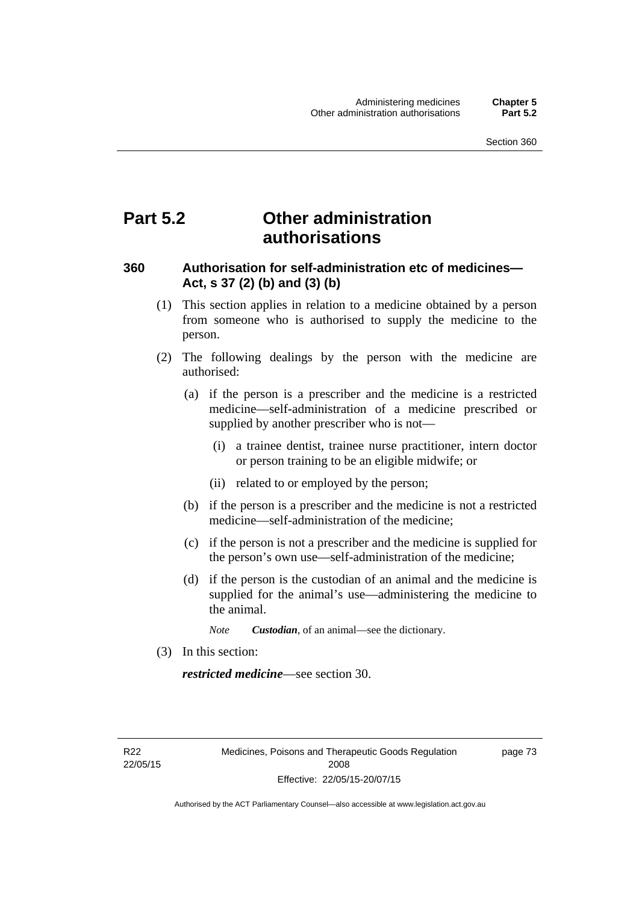# Part 5.2 Other administration authorisations

## 360 Authorisation for self-administration etc of medicines—Act, s 37 (2) (b) and (3) (b)

(1) This section applies in relation to a medicine obtained by a person from someone who is authorised to supply the medicine to the person.

(2) The following dealings by the person with the medicine are authorised:

(a) if the person is a prescriber and the medicine is a restricted medicine—self-administration of a medicine prescribed or supplied by another prescriber who is not—

(i) a trainee dentist, trainee nurse practitioner, intern doctor or person training to be an eligible midwife; or

(ii) related to or employed by the person;

(b) if the person is a prescriber and the medicine is not a restricted medicine—self-administration of the medicine;

(c) if the person is not a prescriber and the medicine is supplied for the person's own use—self-administration of the medicine;

(d) if the person is the custodian of an animal and the medicine is supplied for the animal's use—administering the medicine to the animal.

*Note* ***Custodian***, of an animal—see the dictionary.

(3) In this section:

***restricted medicine***—see section 30.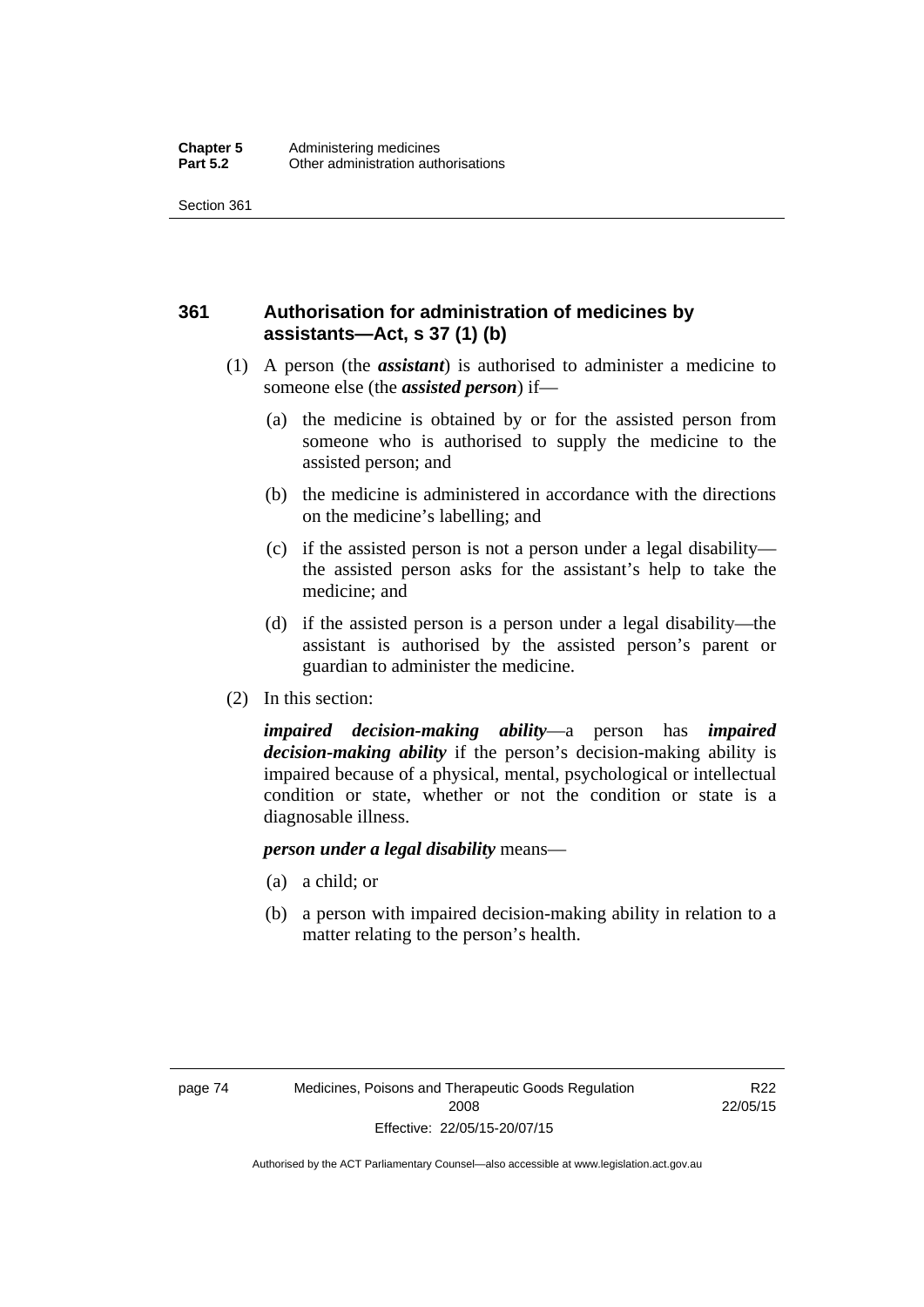### 361 Authorisation for administration of medicines by assistants—Act, s 37 (1) (b)

(1) A person (the ***assistant***) is authorised to administer a medicine to someone else (the ***assisted person***) if—

(a) the medicine is obtained by or for the assisted person from someone who is authorised to supply the medicine to the assisted person; and

(b) the medicine is administered in accordance with the directions on the medicine's labelling; and

(c) if the assisted person is not a person under a legal disability—the assisted person asks for the assistant's help to take the medicine; and

(d) if the assisted person is a person under a legal disability—the assistant is authorised by the assisted person's parent or guardian to administer the medicine.

(2) In this section:

***impaired decision-making ability***—a person has ***impaired decision-making ability*** if the person's decision-making ability is impaired because of a physical, mental, psychological or intellectual condition or state, whether or not the condition or state is a diagnosable illness.

***person under a legal disability*** means—

(a) a child; or

(b) a person with impaired decision-making ability in relation to a matter relating to the person's health.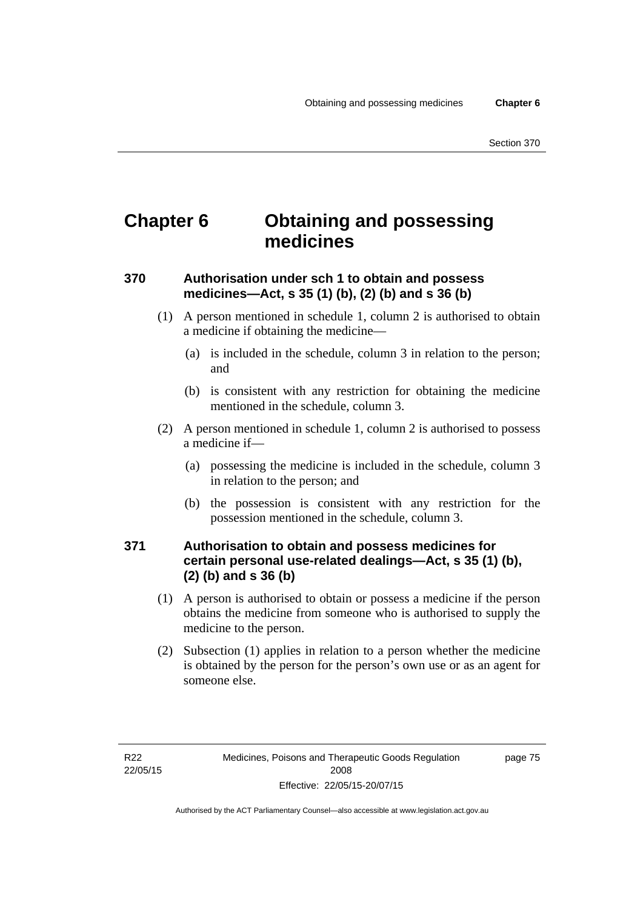# Chapter 6 Obtaining and possessing medicines

### 370 Authorisation under sch 1 to obtain and possess medicines—Act, s 35 (1) (b), (2) (b) and s 36 (b)

(1) A person mentioned in schedule 1, column 2 is authorised to obtain a medicine if obtaining the medicine—

(a) is included in the schedule, column 3 in relation to the person; and

(b) is consistent with any restriction for obtaining the medicine mentioned in the schedule, column 3.

(2) A person mentioned in schedule 1, column 2 is authorised to possess a medicine if—

(a) possessing the medicine is included in the schedule, column 3 in relation to the person; and

(b) the possession is consistent with any restriction for the possession mentioned in the schedule, column 3.

### 371 Authorisation to obtain and possess medicines for certain personal use-related dealings—Act, s 35 (1) (b), (2) (b) and s 36 (b)

(1) A person is authorised to obtain or possess a medicine if the person obtains the medicine from someone who is authorised to supply the medicine to the person.

(2) Subsection (1) applies in relation to a person whether the medicine is obtained by the person for the person's own use or as an agent for someone else.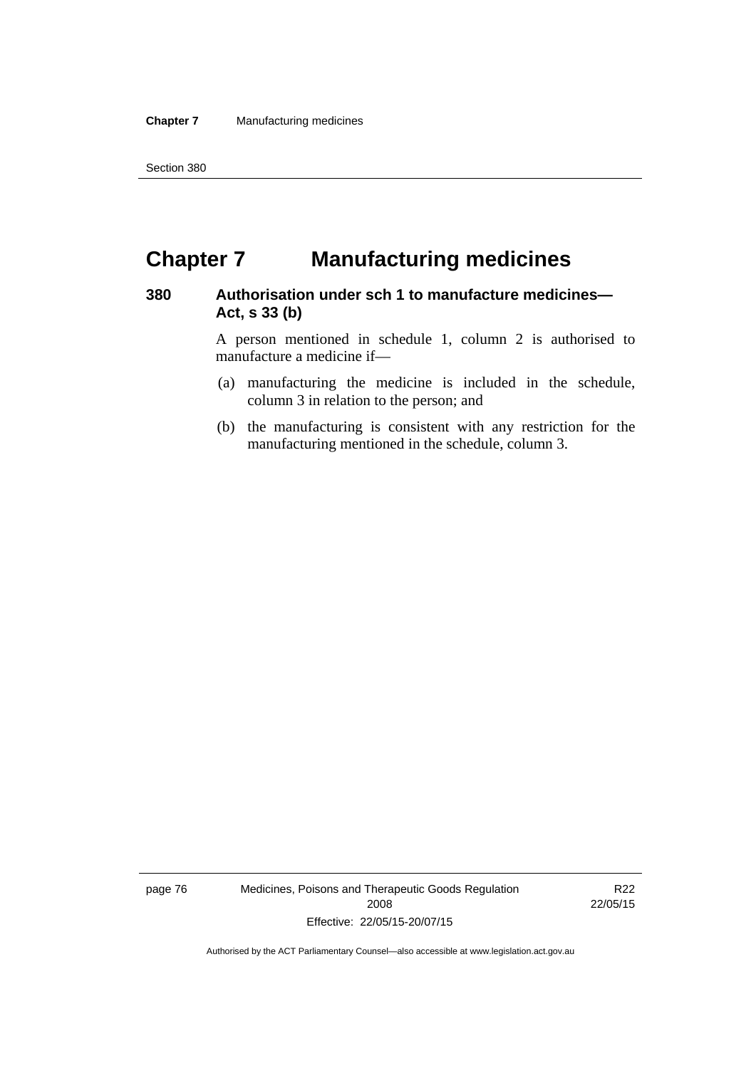# Chapter 7 Manufacturing medicines

## 380 Authorisation under sch 1 to manufacture medicines—Act, s 33 (b)

A person mentioned in schedule 1, column 2 is authorised to manufacture a medicine if—

(a) manufacturing the medicine is included in the schedule, column 3 in relation to the person; and

(b) the manufacturing is consistent with any restriction for the manufacturing mentioned in the schedule, column 3.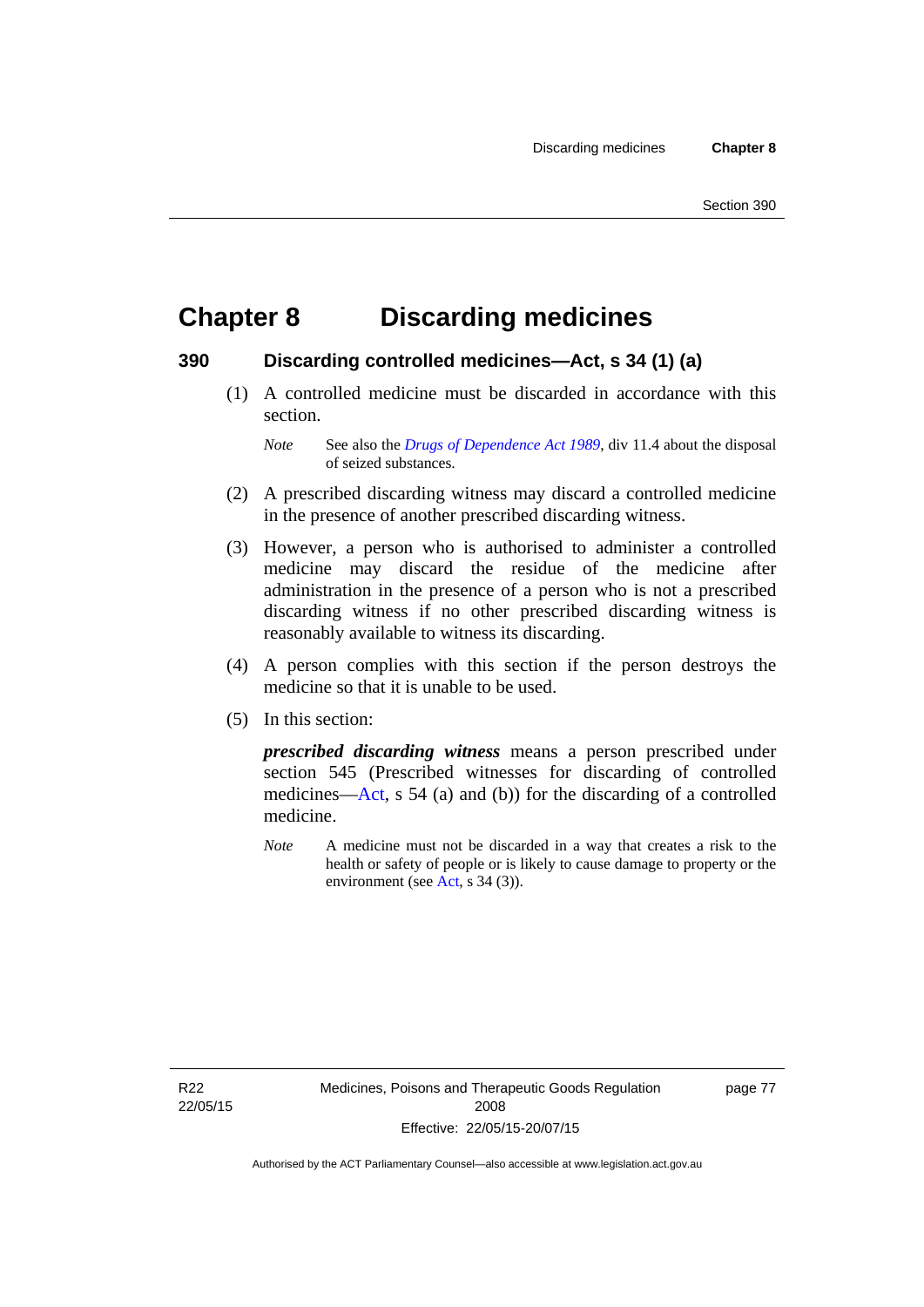# Chapter 8 Discarding medicines

## 390 Discarding controlled medicines—Act, s 34 (1) (a)

(1) A controlled medicine must be discarded in accordance with this section.

*Note* See also the *Drugs of Dependence Act 1989*, div 11.4 about the disposal of seized substances.

(2) A prescribed discarding witness may discard a controlled medicine in the presence of another prescribed discarding witness.

(3) However, a person who is authorised to administer a controlled medicine may discard the residue of the medicine after administration in the presence of a person who is not a prescribed discarding witness if no other prescribed discarding witness is reasonably available to witness its discarding.

(4) A person complies with this section if the person destroys the medicine so that it is unable to be used.

(5) In this section:

***prescribed discarding witness*** means a person prescribed under section 545 (Prescribed witnesses for discarding of controlled medicines—Act, s 54 (a) and (b)) for the discarding of a controlled medicine.

*Note* A medicine must not be discarded in a way that creates a risk to the health or safety of people or is likely to cause damage to property or the environment (see Act, s 34 (3)).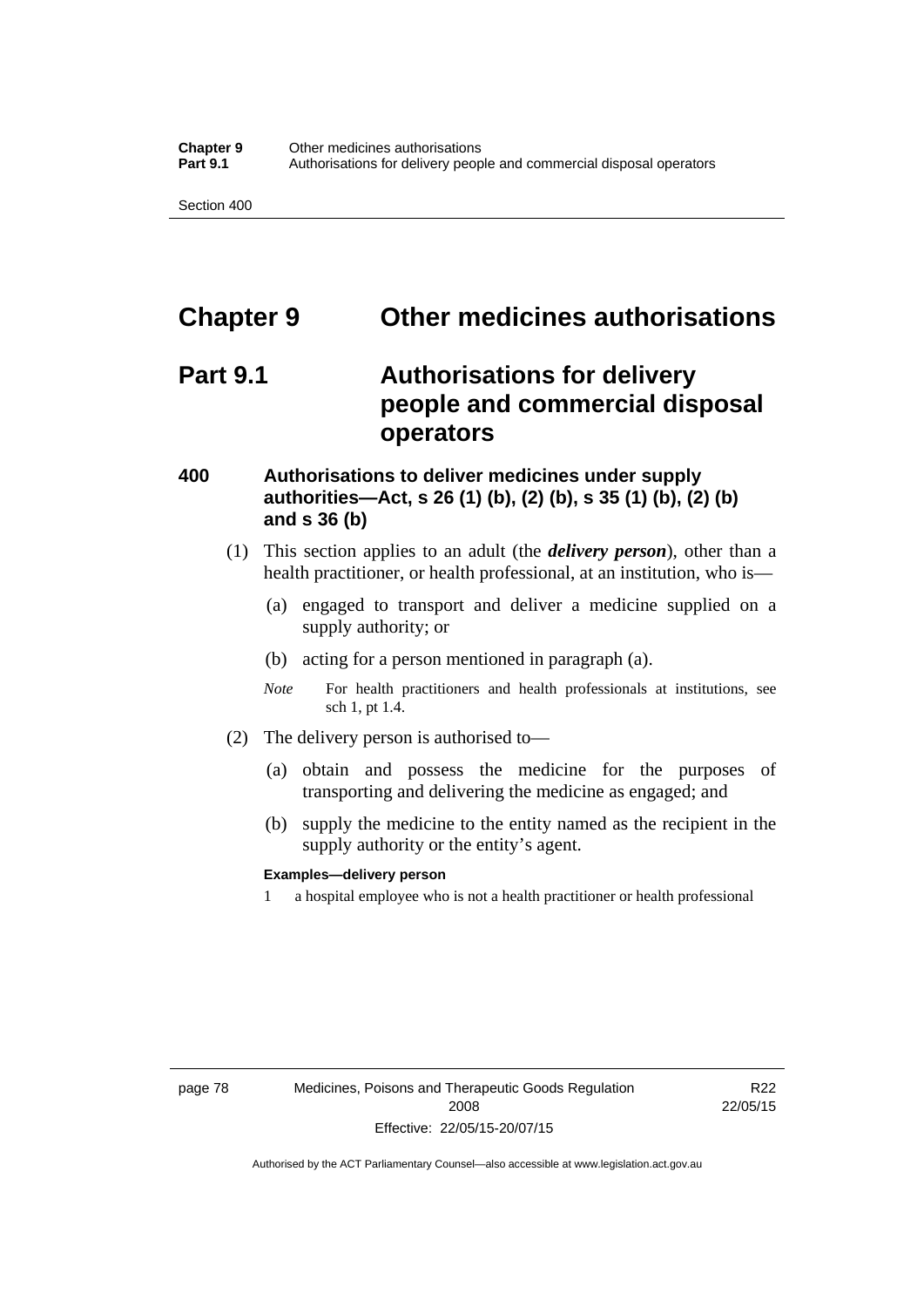# Chapter 9 Other medicines authorisations

## Part 9.1 Authorisations for delivery people and commercial disposal operators

### 400 Authorisations to deliver medicines under supply authorities—Act, s 26 (1) (b), (2) (b), s 35 (1) (b), (2) (b) and s 36 (b)

(1) This section applies to an adult (the ***delivery person***), other than a health practitioner, or health professional, at an institution, who is—

(a) engaged to transport and deliver a medicine supplied on a supply authority; or

(b) acting for a person mentioned in paragraph (a).

*Note* For health practitioners and health professionals at institutions, see sch 1, pt 1.4.

(2) The delivery person is authorised to—

(a) obtain and possess the medicine for the purposes of transporting and delivering the medicine as engaged; and

(b) supply the medicine to the entity named as the recipient in the supply authority or the entity's agent.

**Examples—delivery person**

1 a hospital employee who is not a health practitioner or health professional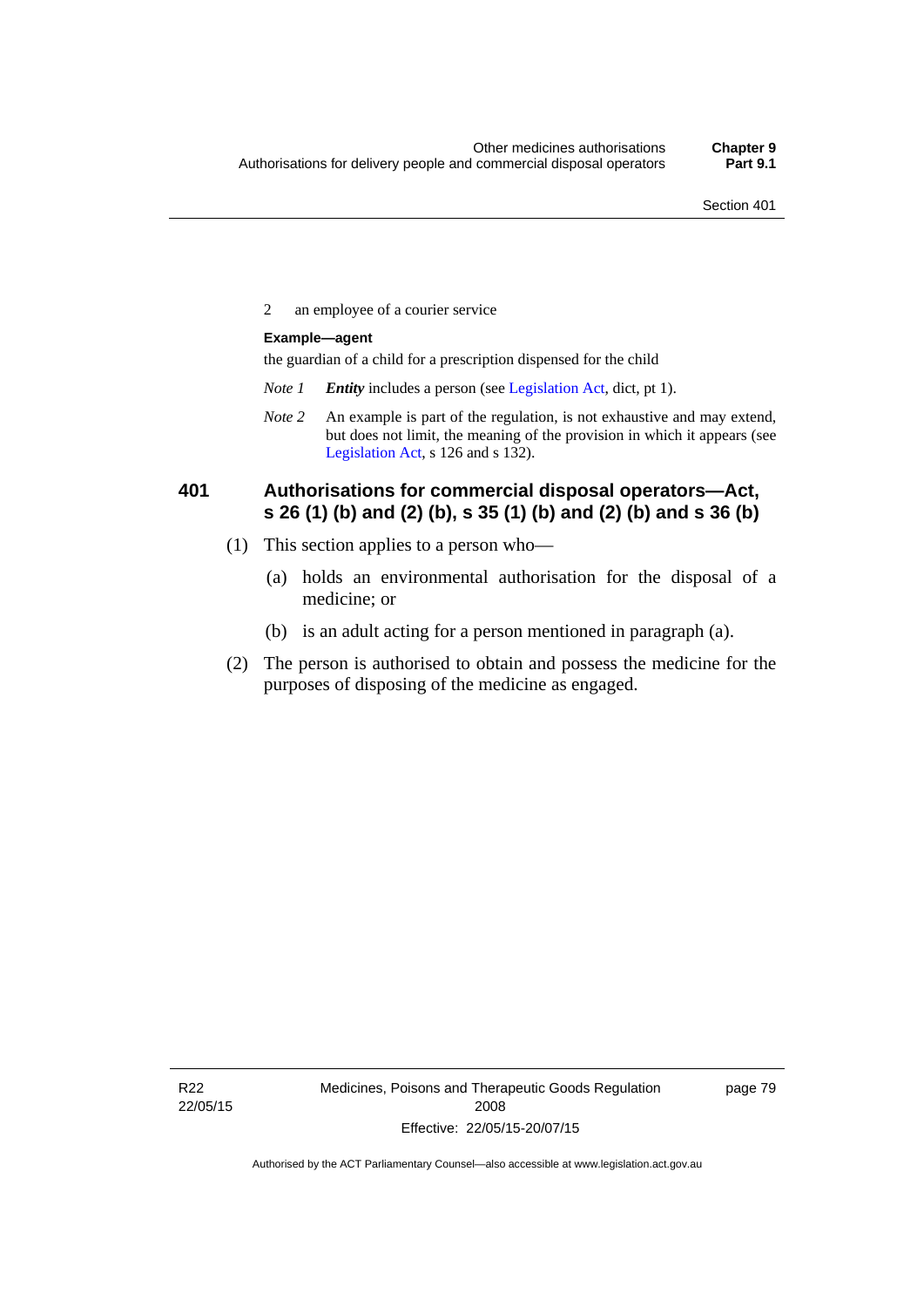2 an employee of a courier service

**Example—agent**

the guardian of a child for a prescription dispensed for the child

*Note 1* ***Entity*** includes a person (see Legislation Act, dict, pt 1).

*Note 2* An example is part of the regulation, is not exhaustive and may extend, but does not limit, the meaning of the provision in which it appears (see Legislation Act, s 126 and s 132).

### 401 Authorisations for commercial disposal operators—Act, s 26 (1) (b) and (2) (b), s 35 (1) (b) and (2) (b) and s 36 (b)

(1) This section applies to a person who—

(a) holds an environmental authorisation for the disposal of a medicine; or

(b) is an adult acting for a person mentioned in paragraph (a).

(2) The person is authorised to obtain and possess the medicine for the purposes of disposing of the medicine as engaged.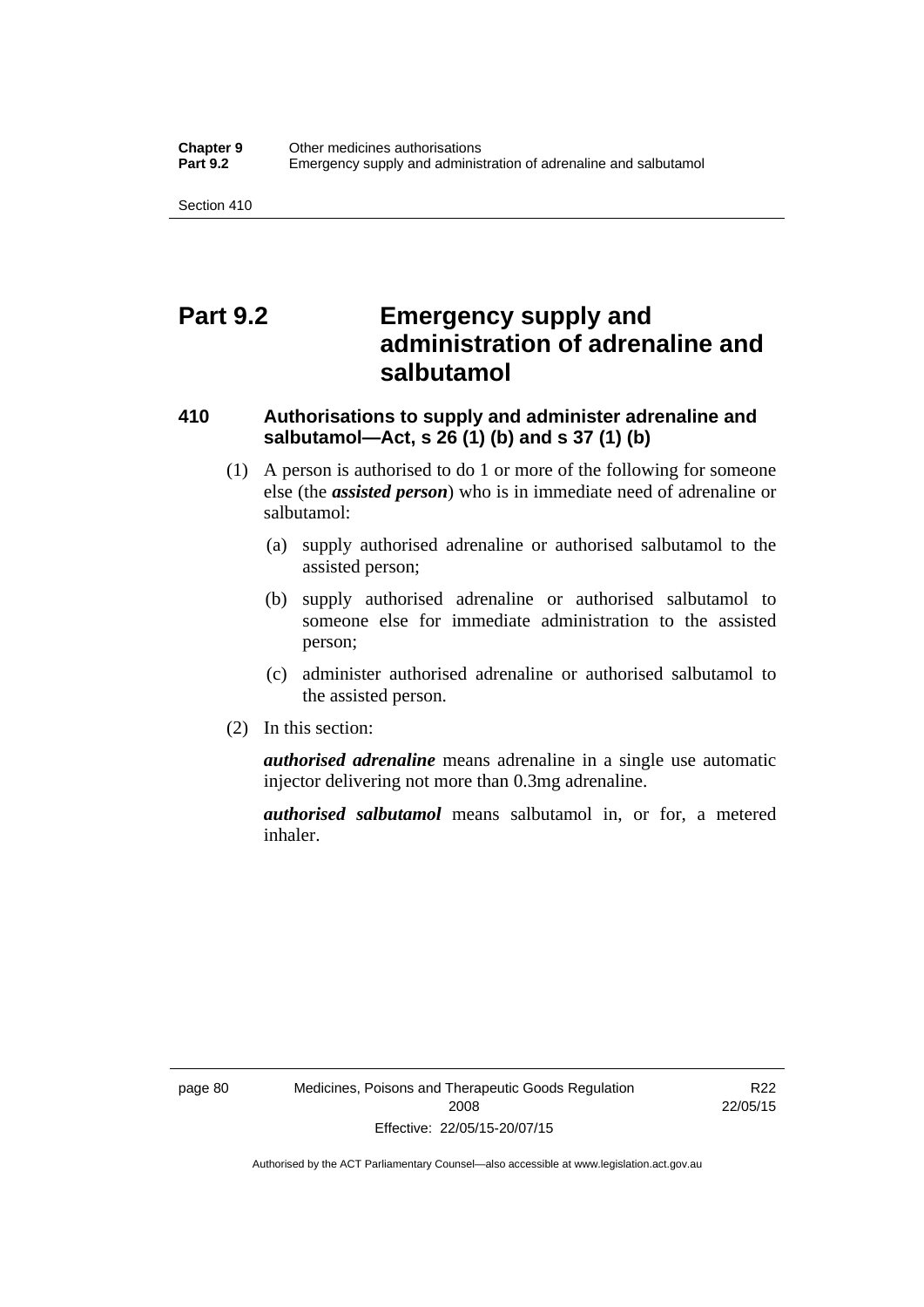# Part 9.2 Emergency supply and administration of adrenaline and salbutamol

### 410 Authorisations to supply and administer adrenaline and salbutamol—Act, s 26 (1) (b) and s 37 (1) (b)

(1) A person is authorised to do 1 or more of the following for someone else (the ***assisted person***) who is in immediate need of adrenaline or salbutamol:

(a) supply authorised adrenaline or authorised salbutamol to the assisted person;

(b) supply authorised adrenaline or authorised salbutamol to someone else for immediate administration to the assisted person;

(c) administer authorised adrenaline or authorised salbutamol to the assisted person.

(2) In this section:

***authorised adrenaline*** means adrenaline in a single use automatic injector delivering not more than 0.3mg adrenaline.

***authorised salbutamol*** means salbutamol in, or for, a metered inhaler.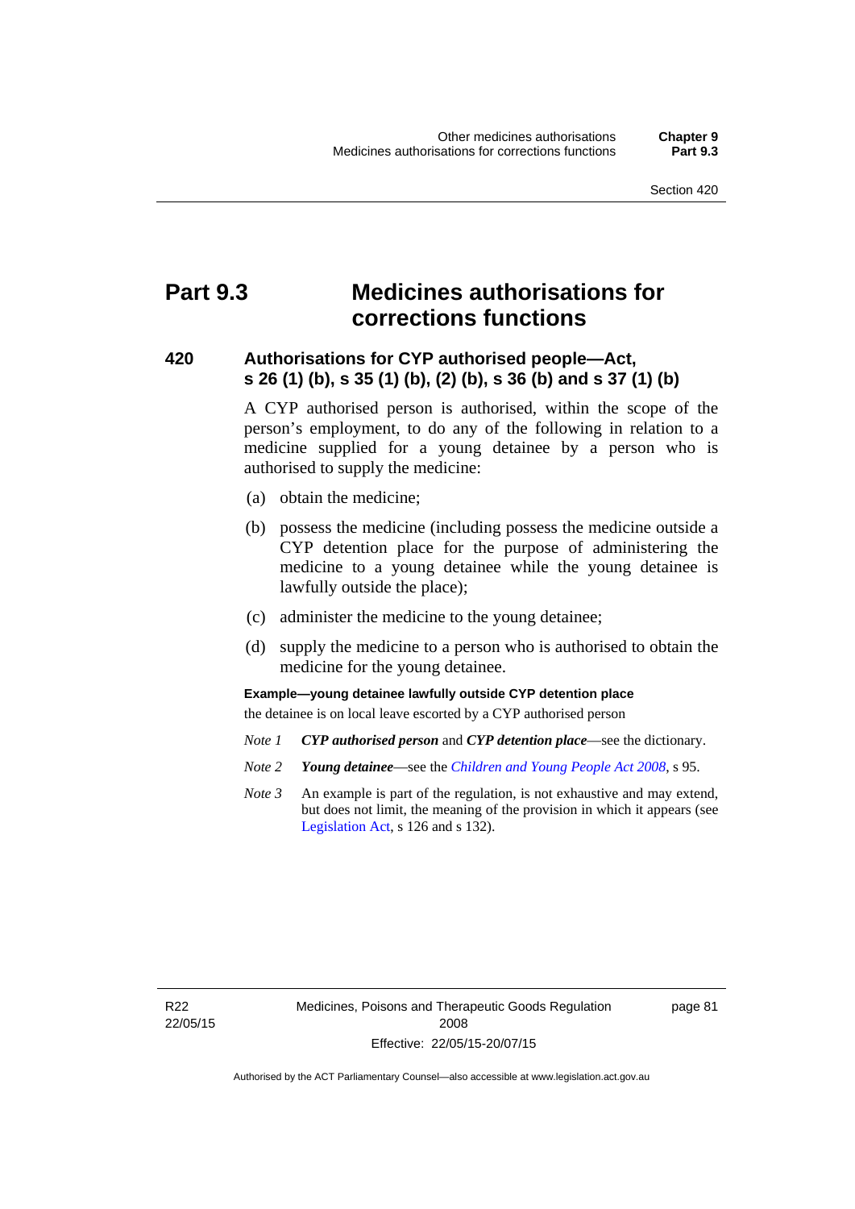# Part 9.3 Medicines authorisations for corrections functions

## 420 Authorisations for CYP authorised people—Act, s 26 (1) (b), s 35 (1) (b), (2) (b), s 36 (b) and s 37 (1) (b)

A CYP authorised person is authorised, within the scope of the person's employment, to do any of the following in relation to a medicine supplied for a young detainee by a person who is authorised to supply the medicine:

(a) obtain the medicine;

(b) possess the medicine (including possess the medicine outside a CYP detention place for the purpose of administering the medicine to a young detainee while the young detainee is lawfully outside the place);

(c) administer the medicine to the young detainee;

(d) supply the medicine to a person who is authorised to obtain the medicine for the young detainee.

**Example—young detainee lawfully outside CYP detention place**

the detainee is on local leave escorted by a CYP authorised person

*Note 1* ***CYP authorised person*** and ***CYP detention place***—see the dictionary.

*Note 2* ***Young detainee***—see the *Children and Young People Act 2008*, s 95.

*Note 3* An example is part of the regulation, is not exhaustive and may extend, but does not limit, the meaning of the provision in which it appears (see Legislation Act, s 126 and s 132).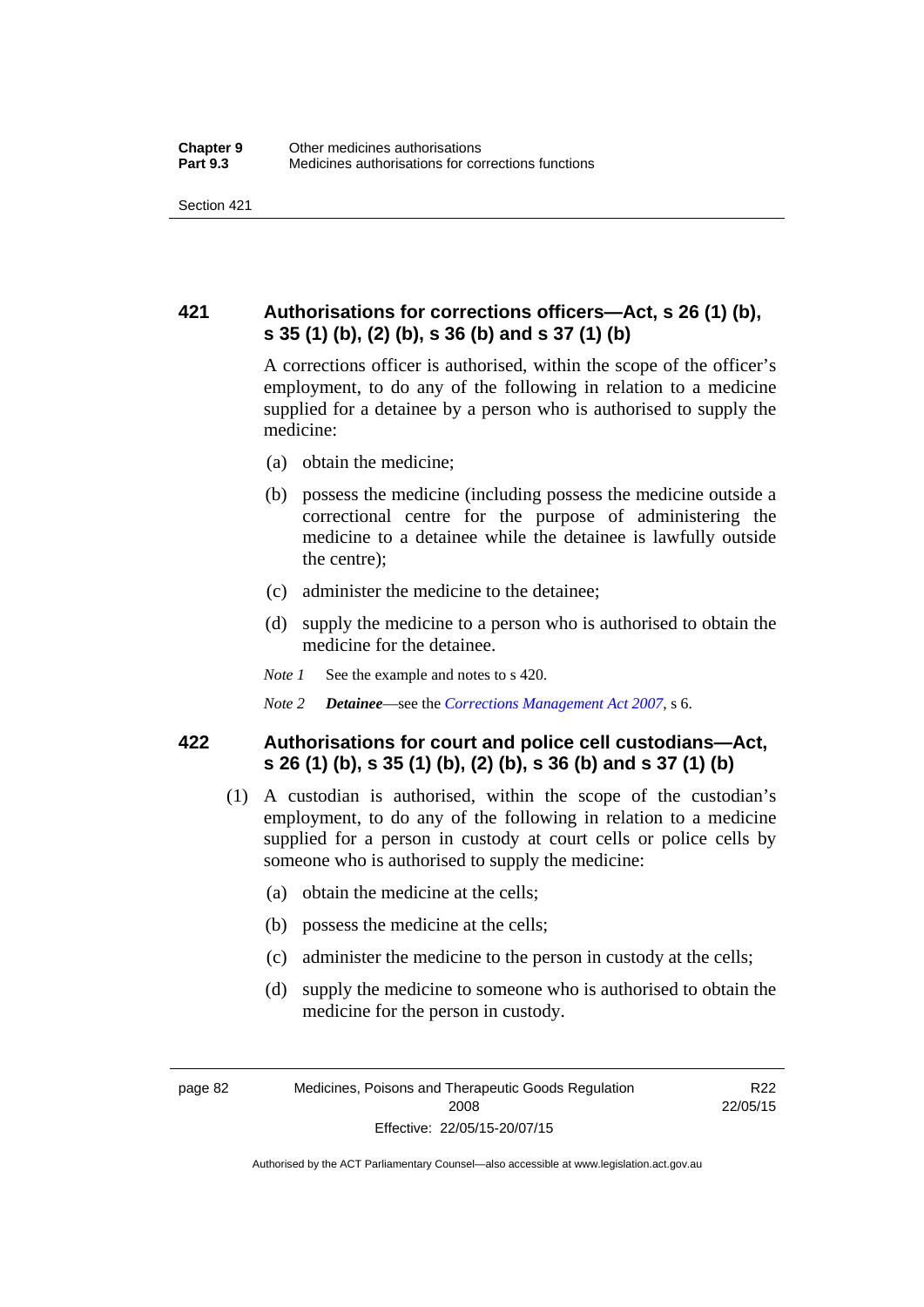## 421 Authorisations for corrections officers—Act, s 26 (1) (b), s 35 (1) (b), (2) (b), s 36 (b) and s 37 (1) (b)

A corrections officer is authorised, within the scope of the officer's employment, to do any of the following in relation to a medicine supplied for a detainee by a person who is authorised to supply the medicine:

(a) obtain the medicine;

(b) possess the medicine (including possess the medicine outside a correctional centre for the purpose of administering the medicine to a detainee while the detainee is lawfully outside the centre);

(c) administer the medicine to the detainee;

(d) supply the medicine to a person who is authorised to obtain the medicine for the detainee.

*Note 1* See the example and notes to s 420.

*Note 2* ***Detainee***—see the *Corrections Management Act 2007*, s 6.

## 422 Authorisations for court and police cell custodians—Act, s 26 (1) (b), s 35 (1) (b), (2) (b), s 36 (b) and s 37 (1) (b)

(1) A custodian is authorised, within the scope of the custodian's employment, to do any of the following in relation to a medicine supplied for a person in custody at court cells or police cells by someone who is authorised to supply the medicine:

(a) obtain the medicine at the cells;

(b) possess the medicine at the cells;

(c) administer the medicine to the person in custody at the cells;

(d) supply the medicine to someone who is authorised to obtain the medicine for the person in custody.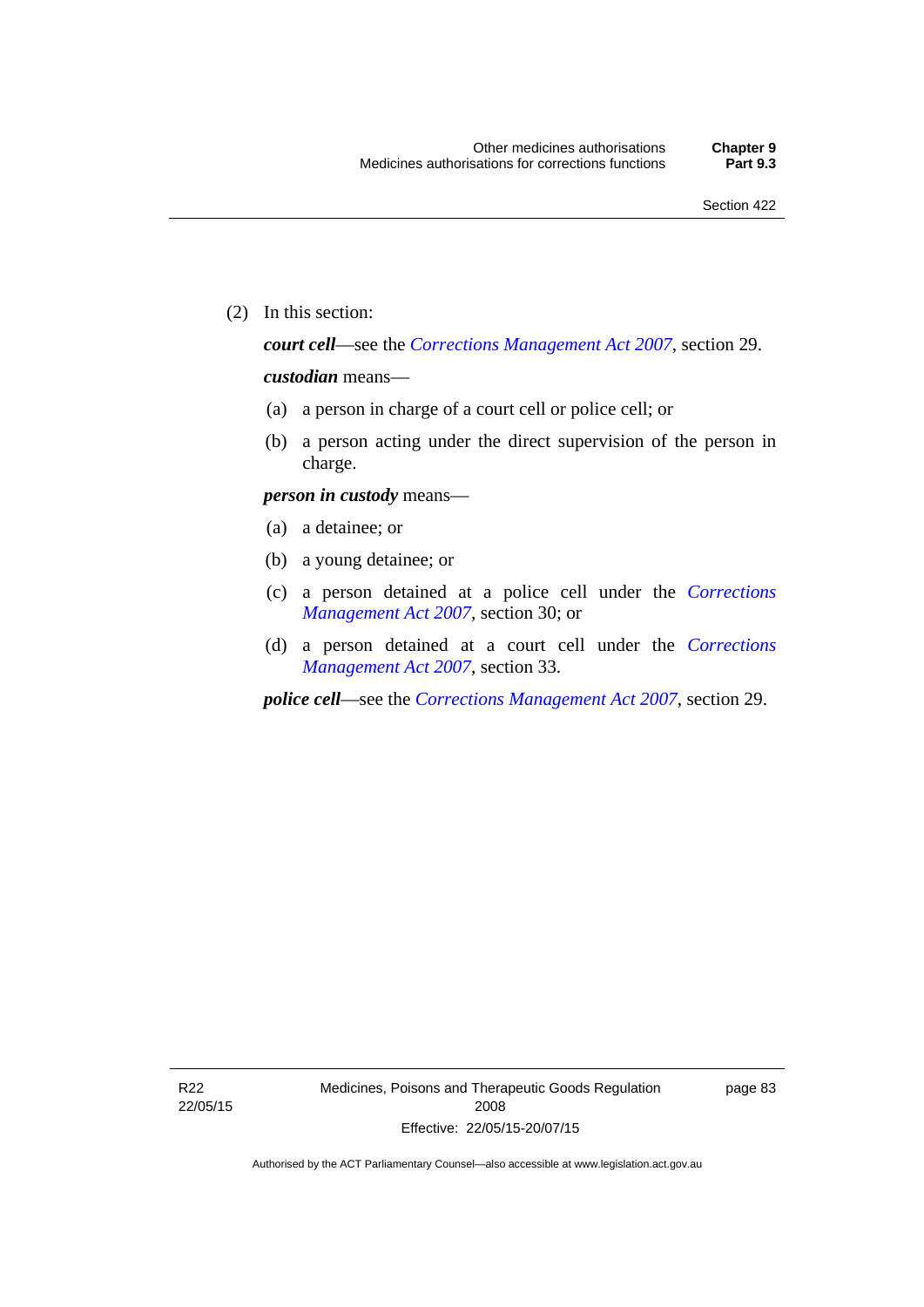(2) In this section:

***court cell***—see the *Corrections Management Act 2007*, section 29.

***custodian*** means—

(a) a person in charge of a court cell or police cell; or

(b) a person acting under the direct supervision of the person in charge.

***person in custody*** means—

(a) a detainee; or

(b) a young detainee; or

(c) a person detained at a police cell under the *Corrections Management Act 2007*, section 30; or

(d) a person detained at a court cell under the *Corrections Management Act 2007*, section 33.

***police cell***—see the *Corrections Management Act 2007*, section 29.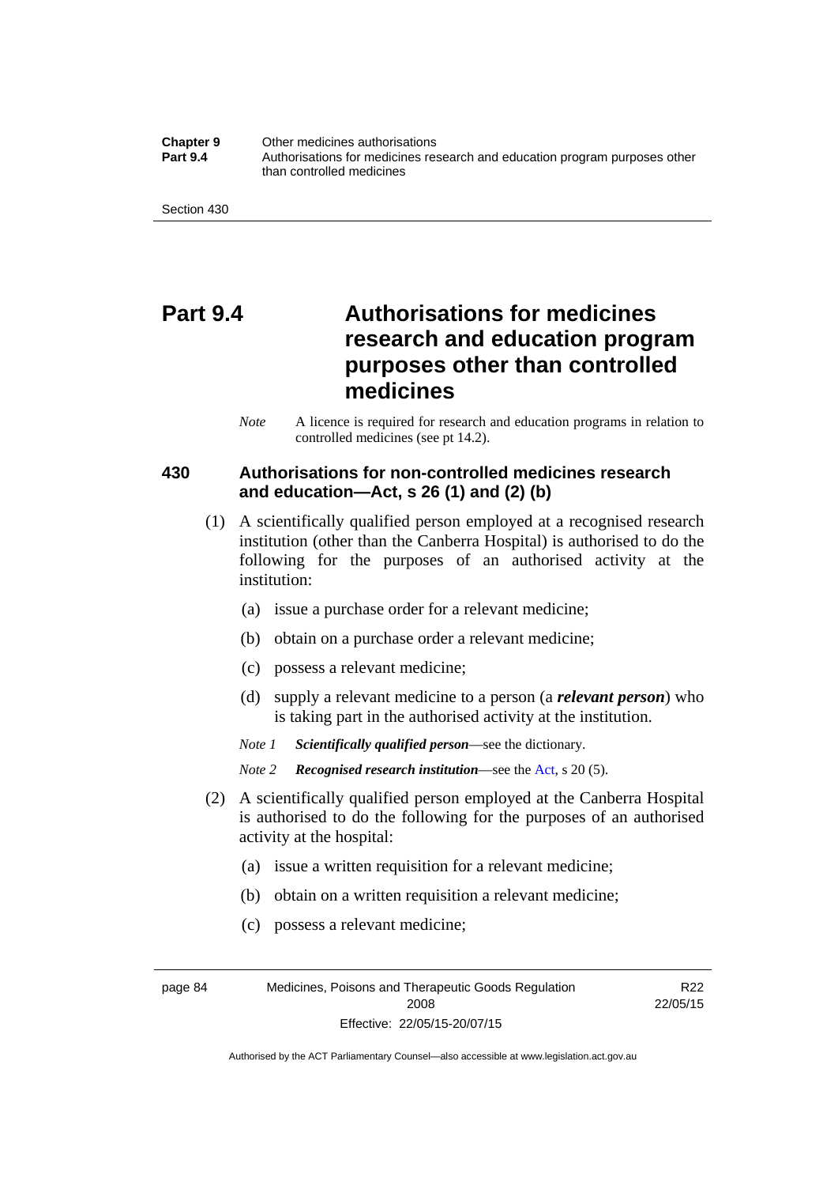# Part 9.4 Authorisations for medicines research and education program purposes other than controlled medicines

*Note* A licence is required for research and education programs in relation to controlled medicines (see pt 14.2).

## 430 Authorisations for non-controlled medicines research and education—Act, s 26 (1) and (2) (b)

(1) A scientifically qualified person employed at a recognised research institution (other than the Canberra Hospital) is authorised to do the following for the purposes of an authorised activity at the institution:

(a) issue a purchase order for a relevant medicine;

(b) obtain on a purchase order a relevant medicine;

(c) possess a relevant medicine;

(d) supply a relevant medicine to a person (a ***relevant person***) who is taking part in the authorised activity at the institution.

*Note 1* ***Scientifically qualified person***—see the dictionary.

*Note 2* ***Recognised research institution***—see the Act, s 20 (5).

(2) A scientifically qualified person employed at the Canberra Hospital is authorised to do the following for the purposes of an authorised activity at the hospital:

(a) issue a written requisition for a relevant medicine;

(b) obtain on a written requisition a relevant medicine;

(c) possess a relevant medicine;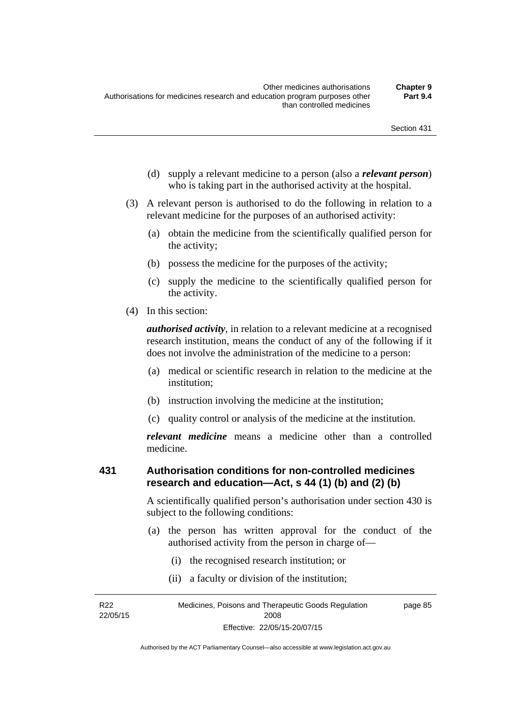(d) supply a relevant medicine to a person (also a ***relevant person***) who is taking part in the authorised activity at the hospital.

(3) A relevant person is authorised to do the following in relation to a relevant medicine for the purposes of an authorised activity:

(a) obtain the medicine from the scientifically qualified person for the activity;

(b) possess the medicine for the purposes of the activity;

(c) supply the medicine to the scientifically qualified person for the activity.

(4) In this section:

***authorised activity***, in relation to a relevant medicine at a recognised research institution, means the conduct of any of the following if it does not involve the administration of the medicine to a person:

(a) medical or scientific research in relation to the medicine at the institution;

(b) instruction involving the medicine at the institution;

(c) quality control or analysis of the medicine at the institution.

***relevant medicine*** means a medicine other than a controlled medicine.

### 431 Authorisation conditions for non-controlled medicines research and education—Act, s 44 (1) (b) and (2) (b)

A scientifically qualified person's authorisation under section 430 is subject to the following conditions:

(a) the person has written approval for the conduct of the authorised activity from the person in charge of—

(i) the recognised research institution; or

(ii) a faculty or division of the institution;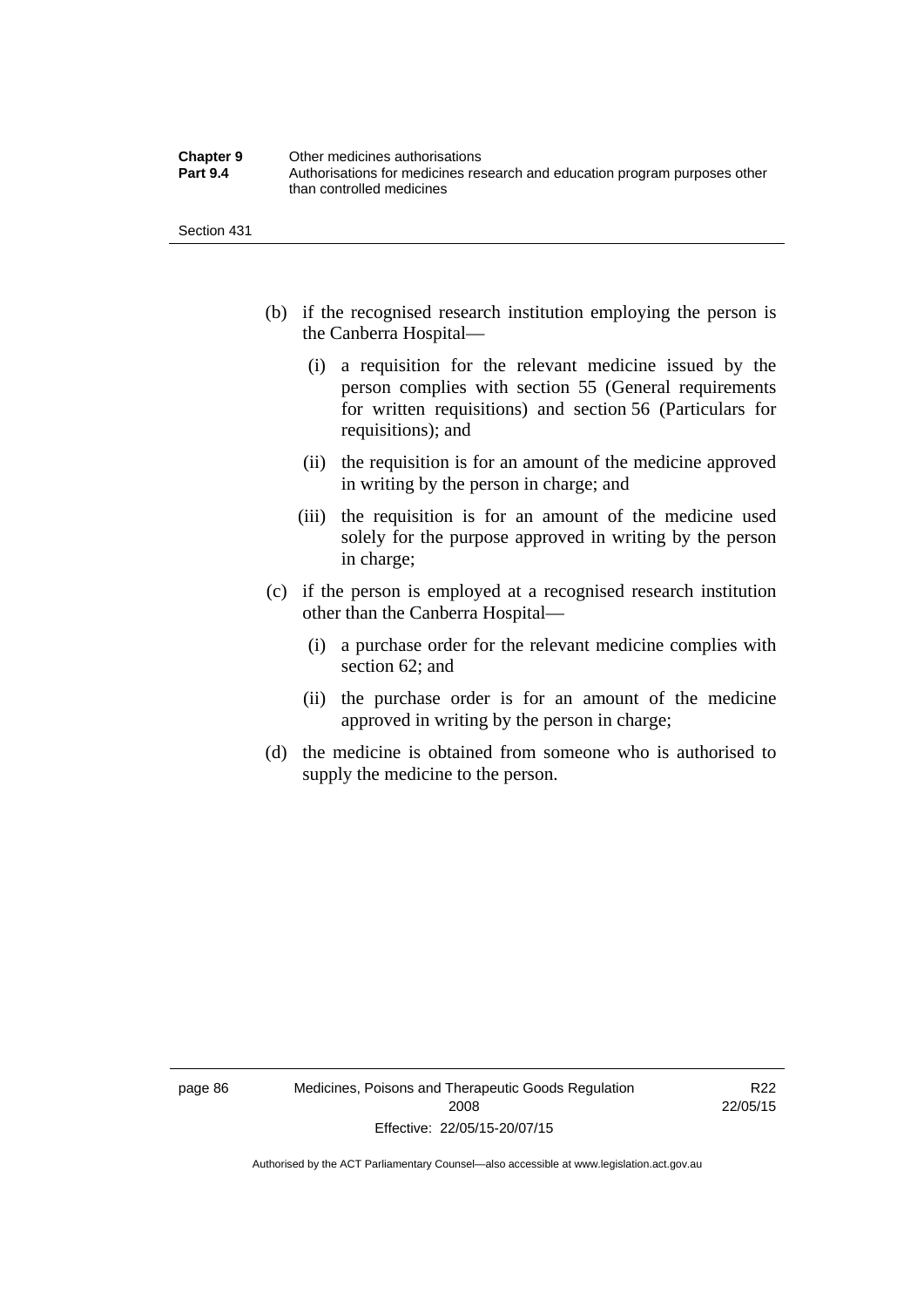(b) if the recognised research institution employing the person is the Canberra Hospital—

  (i) a requisition for the relevant medicine issued by the person complies with section 55 (General requirements for written requisitions) and section 56 (Particulars for requisitions); and

  (ii) the requisition is for an amount of the medicine approved in writing by the person in charge; and

  (iii) the requisition is for an amount of the medicine used solely for the purpose approved in writing by the person in charge;

(c) if the person is employed at a recognised research institution other than the Canberra Hospital—

  (i) a purchase order for the relevant medicine complies with section 62; and

  (ii) the purchase order is for an amount of the medicine approved in writing by the person in charge;

(d) the medicine is obtained from someone who is authorised to supply the medicine to the person.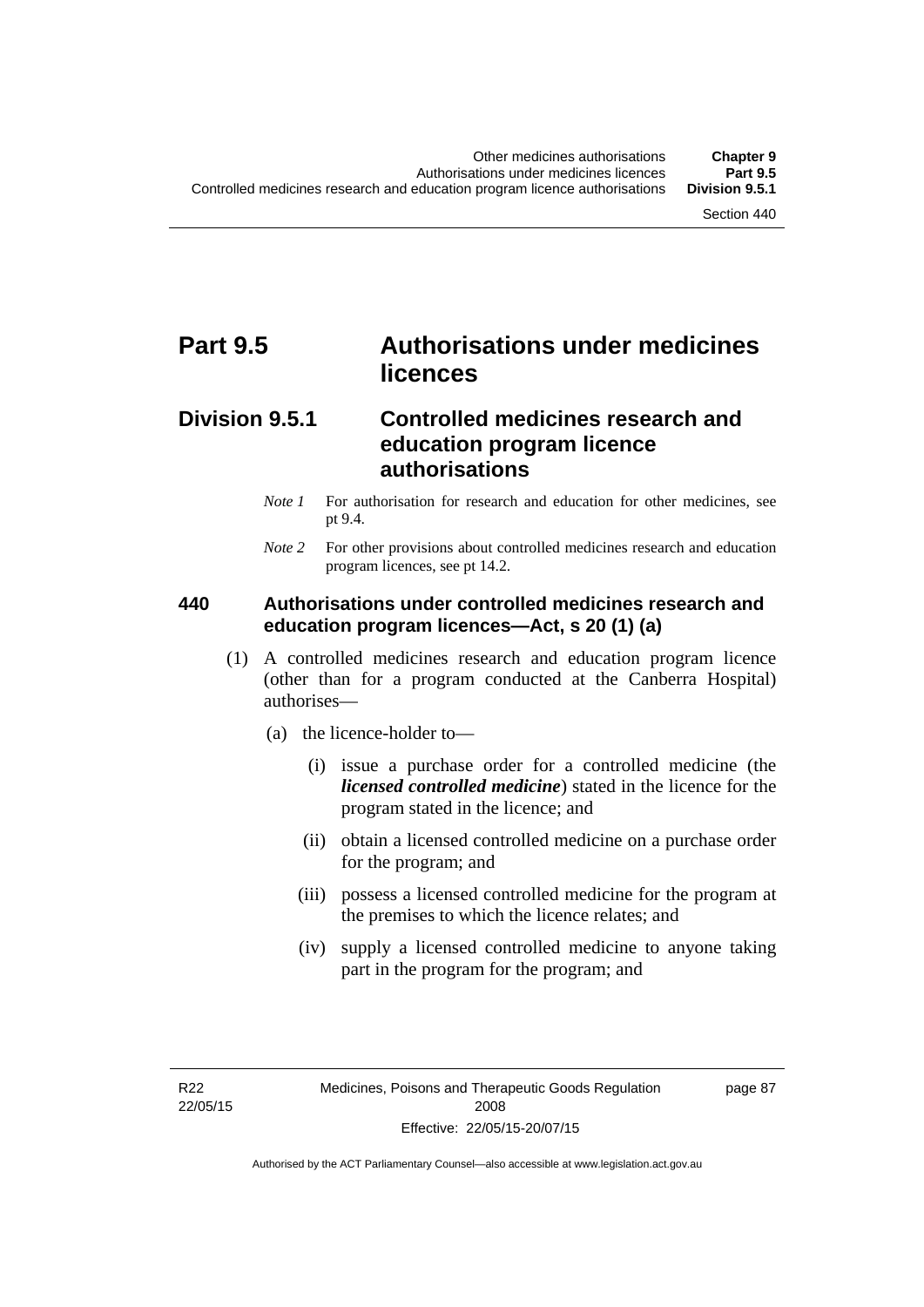# Part 9.5 Authorisations under medicines licences

## Division 9.5.1 Controlled medicines research and education program licence authorisations

*Note 1* For authorisation for research and education for other medicines, see pt 9.4.

*Note 2* For other provisions about controlled medicines research and education program licences, see pt 14.2.

### 440 Authorisations under controlled medicines research and education program licences—Act, s 20 (1) (a)

(1) A controlled medicines research and education program licence (other than for a program conducted at the Canberra Hospital) authorises—

(a) the licence-holder to—

(i) issue a purchase order for a controlled medicine (the ***licensed controlled medicine***) stated in the licence for the program stated in the licence; and

(ii) obtain a licensed controlled medicine on a purchase order for the program; and

(iii) possess a licensed controlled medicine for the program at the premises to which the licence relates; and

(iv) supply a licensed controlled medicine to anyone taking part in the program for the program; and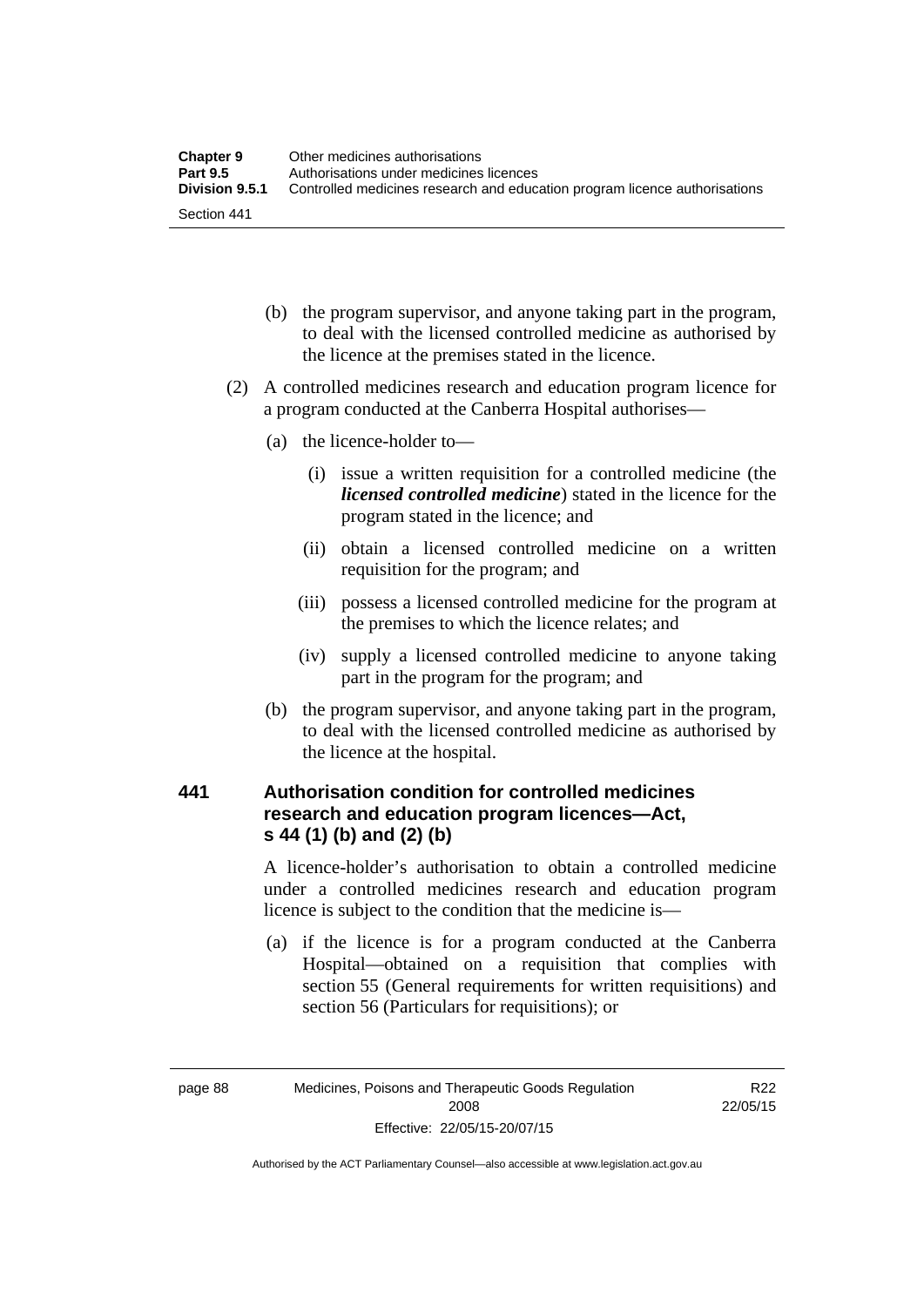(b) the program supervisor, and anyone taking part in the program, to deal with the licensed controlled medicine as authorised by the licence at the premises stated in the licence.

(2) A controlled medicines research and education program licence for a program conducted at the Canberra Hospital authorises—

(a) the licence-holder to—

(i) issue a written requisition for a controlled medicine (the ***licensed controlled medicine***) stated in the licence for the program stated in the licence; and

(ii) obtain a licensed controlled medicine on a written requisition for the program; and

(iii) possess a licensed controlled medicine for the program at the premises to which the licence relates; and

(iv) supply a licensed controlled medicine to anyone taking part in the program for the program; and

(b) the program supervisor, and anyone taking part in the program, to deal with the licensed controlled medicine as authorised by the licence at the hospital.

### 441 Authorisation condition for controlled medicines research and education program licences—Act, s 44 (1) (b) and (2) (b)

A licence-holder's authorisation to obtain a controlled medicine under a controlled medicines research and education program licence is subject to the condition that the medicine is—

(a) if the licence is for a program conducted at the Canberra Hospital—obtained on a requisition that complies with section 55 (General requirements for written requisitions) and section 56 (Particulars for requisitions); or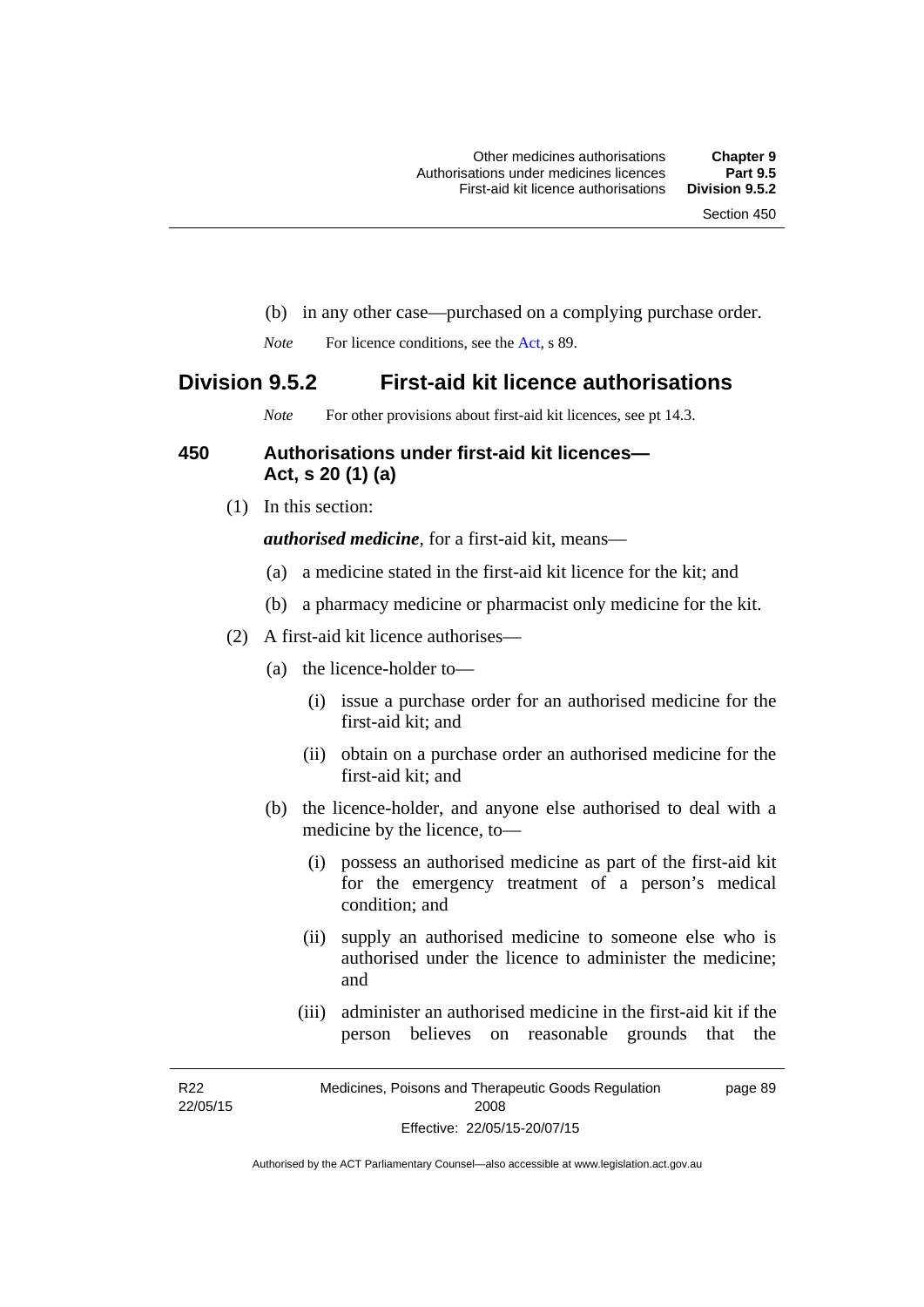(b) in any other case—purchased on a complying purchase order.

*Note* For licence conditions, see the Act, s 89.

## Division 9.5.2 First-aid kit licence authorisations

*Note* For other provisions about first-aid kit licences, see pt 14.3.

### 450 Authorisations under first-aid kit licences—Act, s 20 (1) (a)

(1) In this section:

***authorised medicine***, for a first-aid kit, means—

(a) a medicine stated in the first-aid kit licence for the kit; and

(b) a pharmacy medicine or pharmacist only medicine for the kit.

(2) A first-aid kit licence authorises—

(a) the licence-holder to—

(i) issue a purchase order for an authorised medicine for the first-aid kit; and

(ii) obtain on a purchase order an authorised medicine for the first-aid kit; and

(b) the licence-holder, and anyone else authorised to deal with a medicine by the licence, to—

(i) possess an authorised medicine as part of the first-aid kit for the emergency treatment of a person's medical condition; and

(ii) supply an authorised medicine to someone else who is authorised under the licence to administer the medicine; and

(iii) administer an authorised medicine in the first-aid kit if the person believes on reasonable grounds that the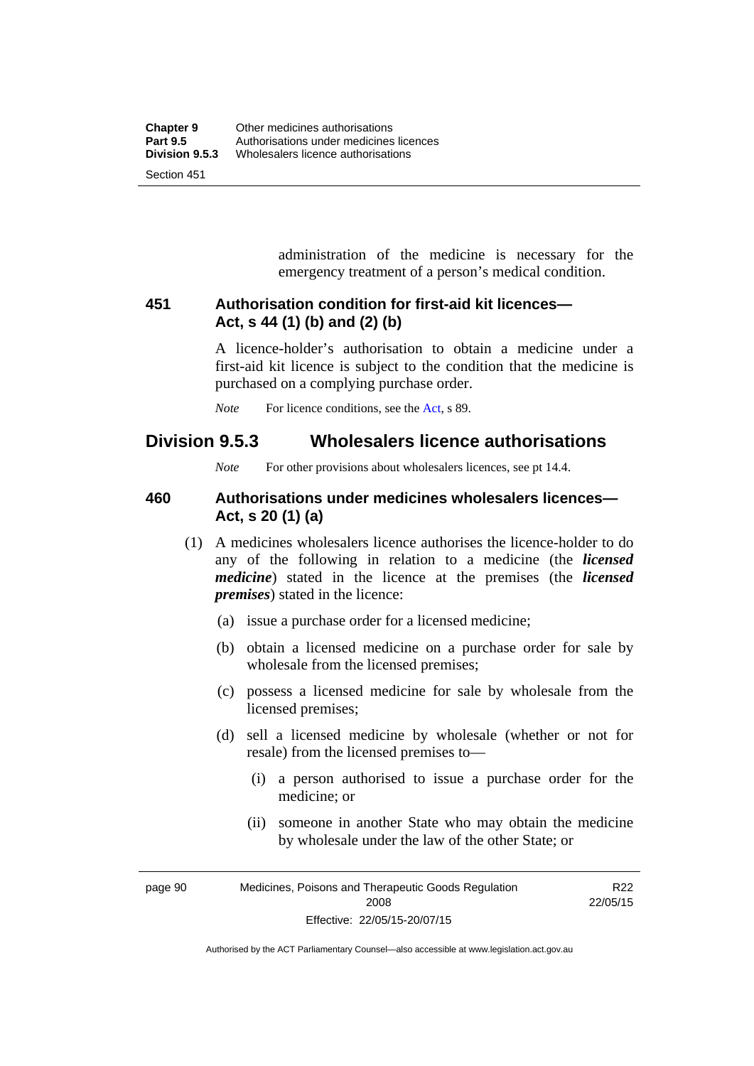administration of the medicine is necessary for the emergency treatment of a person's medical condition.

### 451 Authorisation condition for first-aid kit licences—Act, s 44 (1) (b) and (2) (b)

A licence-holder's authorisation to obtain a medicine under a first-aid kit licence is subject to the condition that the medicine is purchased on a complying purchase order.

*Note* For licence conditions, see the Act, s 89.

## Division 9.5.3 Wholesalers licence authorisations

*Note* For other provisions about wholesalers licences, see pt 14.4.

### 460 Authorisations under medicines wholesalers licences—Act, s 20 (1) (a)

(1) A medicines wholesalers licence authorises the licence-holder to do any of the following in relation to a medicine (the ***licensed medicine***) stated in the licence at the premises (the ***licensed premises***) stated in the licence:

(a) issue a purchase order for a licensed medicine;

(b) obtain a licensed medicine on a purchase order for sale by wholesale from the licensed premises;

(c) possess a licensed medicine for sale by wholesale from the licensed premises;

(d) sell a licensed medicine by wholesale (whether or not for resale) from the licensed premises to—

(i) a person authorised to issue a purchase order for the medicine; or

(ii) someone in another State who may obtain the medicine by wholesale under the law of the other State; or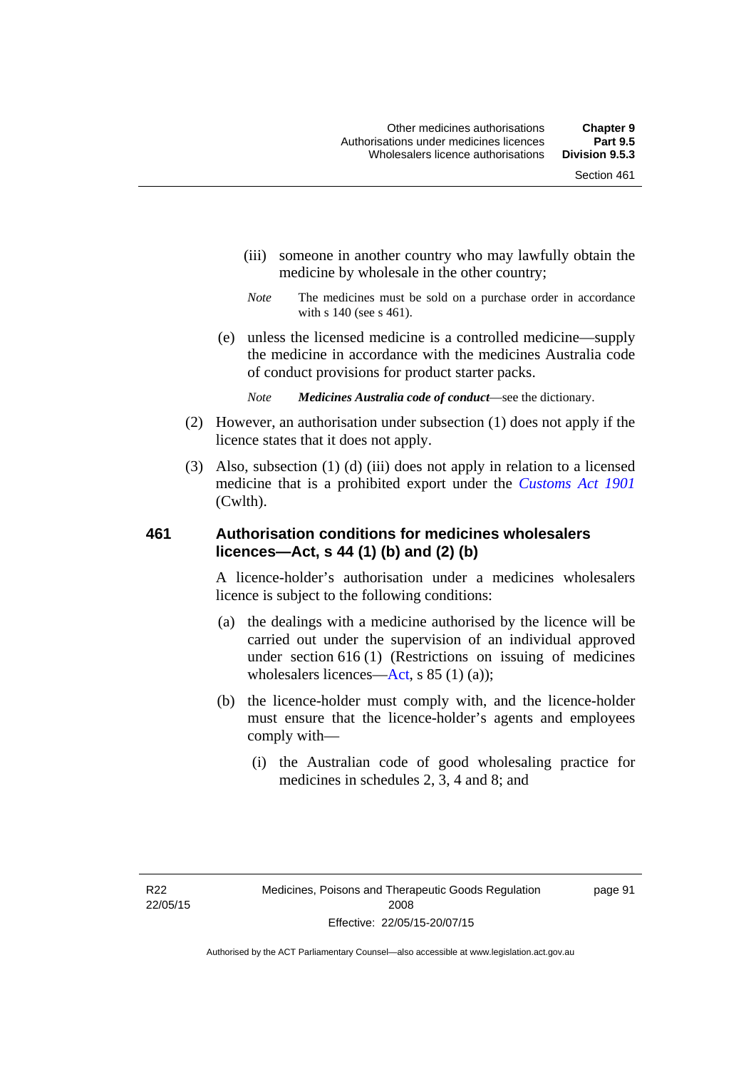(iii) someone in another country who may lawfully obtain the medicine by wholesale in the other country;

*Note* The medicines must be sold on a purchase order in accordance with s 140 (see s 461).

(e) unless the licensed medicine is a controlled medicine—supply the medicine in accordance with the medicines Australia code of conduct provisions for product starter packs.

*Note* ***Medicines Australia code of conduct***—see the dictionary.

(2) However, an authorisation under subsection (1) does not apply if the licence states that it does not apply.

(3) Also, subsection (1) (d) (iii) does not apply in relation to a licensed medicine that is a prohibited export under the *Customs Act 1901* (Cwlth).

### 461 Authorisation conditions for medicines wholesalers licences—Act, s 44 (1) (b) and (2) (b)

A licence-holder's authorisation under a medicines wholesalers licence is subject to the following conditions:

(a) the dealings with a medicine authorised by the licence will be carried out under the supervision of an individual approved under section 616 (1) (Restrictions on issuing of medicines wholesalers licences—Act, s 85 (1) (a));

(b) the licence-holder must comply with, and the licence-holder must ensure that the licence-holder's agents and employees comply with—

(i) the Australian code of good wholesaling practice for medicines in schedules 2, 3, 4 and 8; and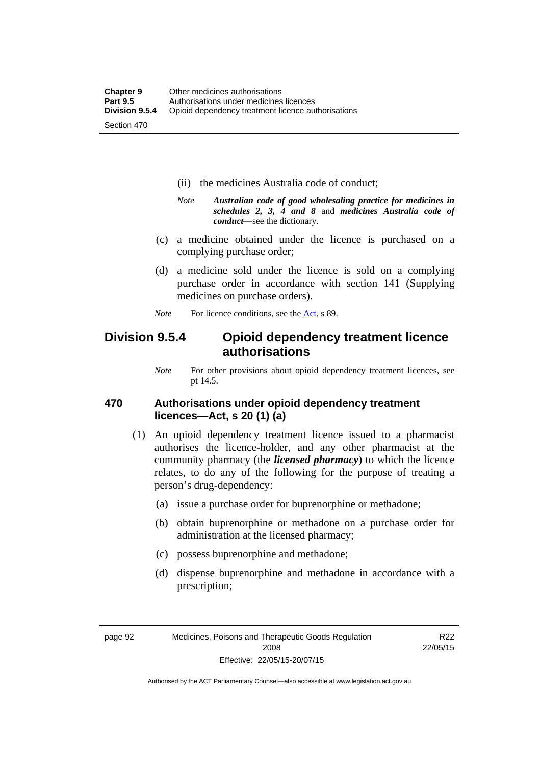(ii) the medicines Australia code of conduct;

*Note* ***Australian code of good wholesaling practice for medicines in schedules 2, 3, 4 and 8*** and ***medicines Australia code of conduct***—see the dictionary.

(c) a medicine obtained under the licence is purchased on a complying purchase order;

(d) a medicine sold under the licence is sold on a complying purchase order in accordance with section 141 (Supplying medicines on purchase orders).

*Note* For licence conditions, see the Act, s 89.

## Division 9.5.4 Opioid dependency treatment licence authorisations

*Note* For other provisions about opioid dependency treatment licences, see pt 14.5.

### 470 Authorisations under opioid dependency treatment licences—Act, s 20 (1) (a)

(1) An opioid dependency treatment licence issued to a pharmacist authorises the licence-holder, and any other pharmacist at the community pharmacy (the ***licensed pharmacy***) to which the licence relates, to do any of the following for the purpose of treating a person's drug-dependency:

(a) issue a purchase order for buprenorphine or methadone;

(b) obtain buprenorphine or methadone on a purchase order for administration at the licensed pharmacy;

(c) possess buprenorphine and methadone;

(d) dispense buprenorphine and methadone in accordance with a prescription;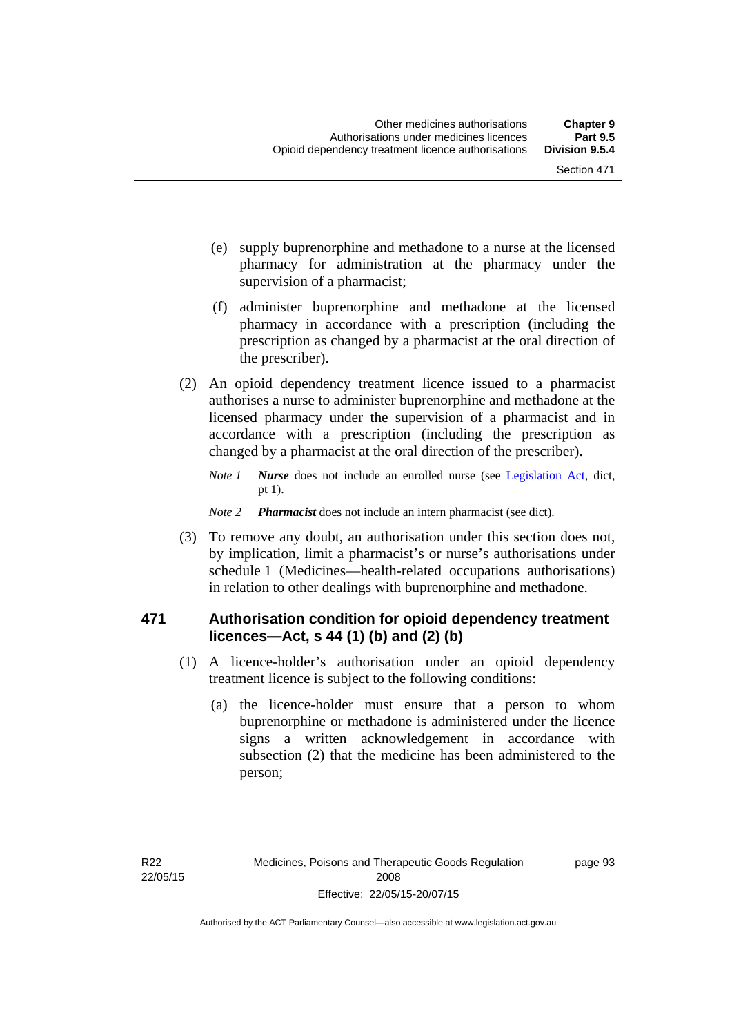(e) supply buprenorphine and methadone to a nurse at the licensed pharmacy for administration at the pharmacy under the supervision of a pharmacist;

(f) administer buprenorphine and methadone at the licensed pharmacy in accordance with a prescription (including the prescription as changed by a pharmacist at the oral direction of the prescriber).

(2) An opioid dependency treatment licence issued to a pharmacist authorises a nurse to administer buprenorphine and methadone at the licensed pharmacy under the supervision of a pharmacist and in accordance with a prescription (including the prescription as changed by a pharmacist at the oral direction of the prescriber).

*Note 1* ***Nurse*** does not include an enrolled nurse (see Legislation Act, dict, pt 1).

*Note 2* ***Pharmacist*** does not include an intern pharmacist (see dict).

(3) To remove any doubt, an authorisation under this section does not, by implication, limit a pharmacist's or nurse's authorisations under schedule 1 (Medicines—health-related occupations authorisations) in relation to other dealings with buprenorphine and methadone.

### 471 Authorisation condition for opioid dependency treatment licences—Act, s 44 (1) (b) and (2) (b)

(1) A licence-holder's authorisation under an opioid dependency treatment licence is subject to the following conditions:

(a) the licence-holder must ensure that a person to whom buprenorphine or methadone is administered under the licence signs a written acknowledgement in accordance with subsection (2) that the medicine has been administered to the person;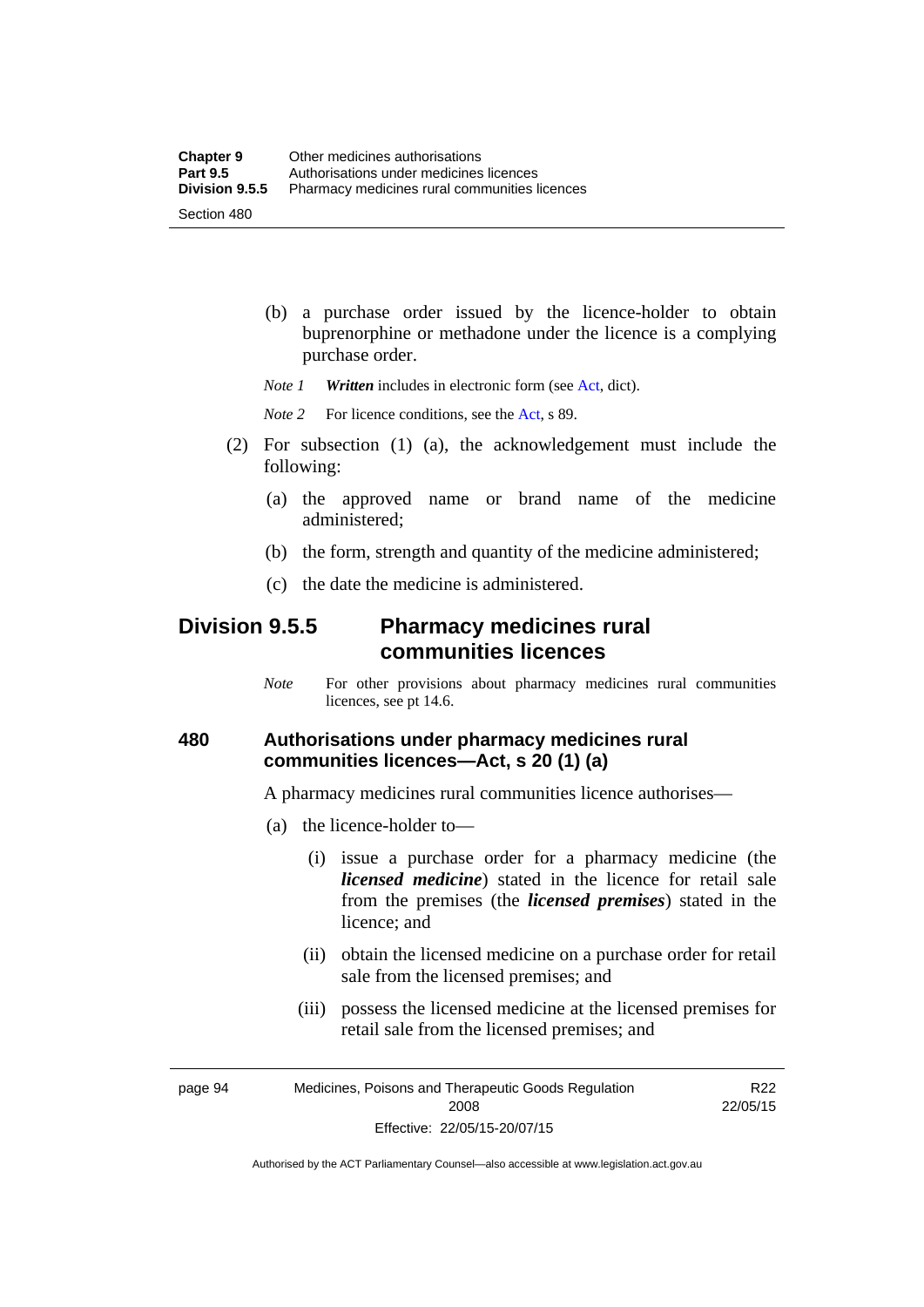(b) a purchase order issued by the licence-holder to obtain buprenorphine or methadone under the licence is a complying purchase order.

*Note 1* ***Written*** includes in electronic form (see Act, dict).

*Note 2* For licence conditions, see the Act, s 89.

(2) For subsection (1) (a), the acknowledgement must include the following:

(a) the approved name or brand name of the medicine administered;

(b) the form, strength and quantity of the medicine administered;

(c) the date the medicine is administered.

## Division 9.5.5 Pharmacy medicines rural communities licences

*Note* For other provisions about pharmacy medicines rural communities licences, see pt 14.6.

### 480 Authorisations under pharmacy medicines rural communities licences—Act, s 20 (1) (a)

A pharmacy medicines rural communities licence authorises—

(a) the licence-holder to—

(i) issue a purchase order for a pharmacy medicine (the ***licensed medicine***) stated in the licence for retail sale from the premises (the ***licensed premises***) stated in the licence; and

(ii) obtain the licensed medicine on a purchase order for retail sale from the licensed premises; and

(iii) possess the licensed medicine at the licensed premises for retail sale from the licensed premises; and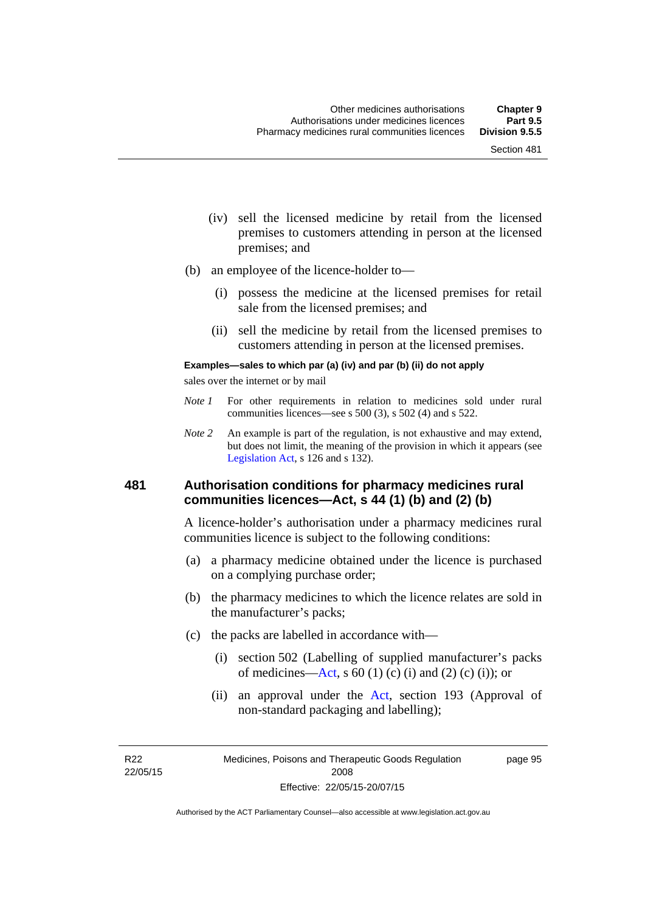(iv) sell the licensed medicine by retail from the licensed premises to customers attending in person at the licensed premises; and

(b) an employee of the licence-holder to—

(i) possess the medicine at the licensed premises for retail sale from the licensed premises; and

(ii) sell the medicine by retail from the licensed premises to customers attending in person at the licensed premises.

**Examples—sales to which par (a) (iv) and par (b) (ii) do not apply**

sales over the internet or by mail

*Note 1* For other requirements in relation to medicines sold under rural communities licences—see s 500 (3), s 502 (4) and s 522.

*Note 2* An example is part of the regulation, is not exhaustive and may extend, but does not limit, the meaning of the provision in which it appears (see Legislation Act, s 126 and s 132).

### 481 Authorisation conditions for pharmacy medicines rural communities licences—Act, s 44 (1) (b) and (2) (b)

A licence-holder's authorisation under a pharmacy medicines rural communities licence is subject to the following conditions:

(a) a pharmacy medicine obtained under the licence is purchased on a complying purchase order;

(b) the pharmacy medicines to which the licence relates are sold in the manufacturer's packs;

(c) the packs are labelled in accordance with—

(i) section 502 (Labelling of supplied manufacturer's packs of medicines—Act, s 60 (1) (c) (i) and (2) (c) (i)); or

(ii) an approval under the Act, section 193 (Approval of non-standard packaging and labelling);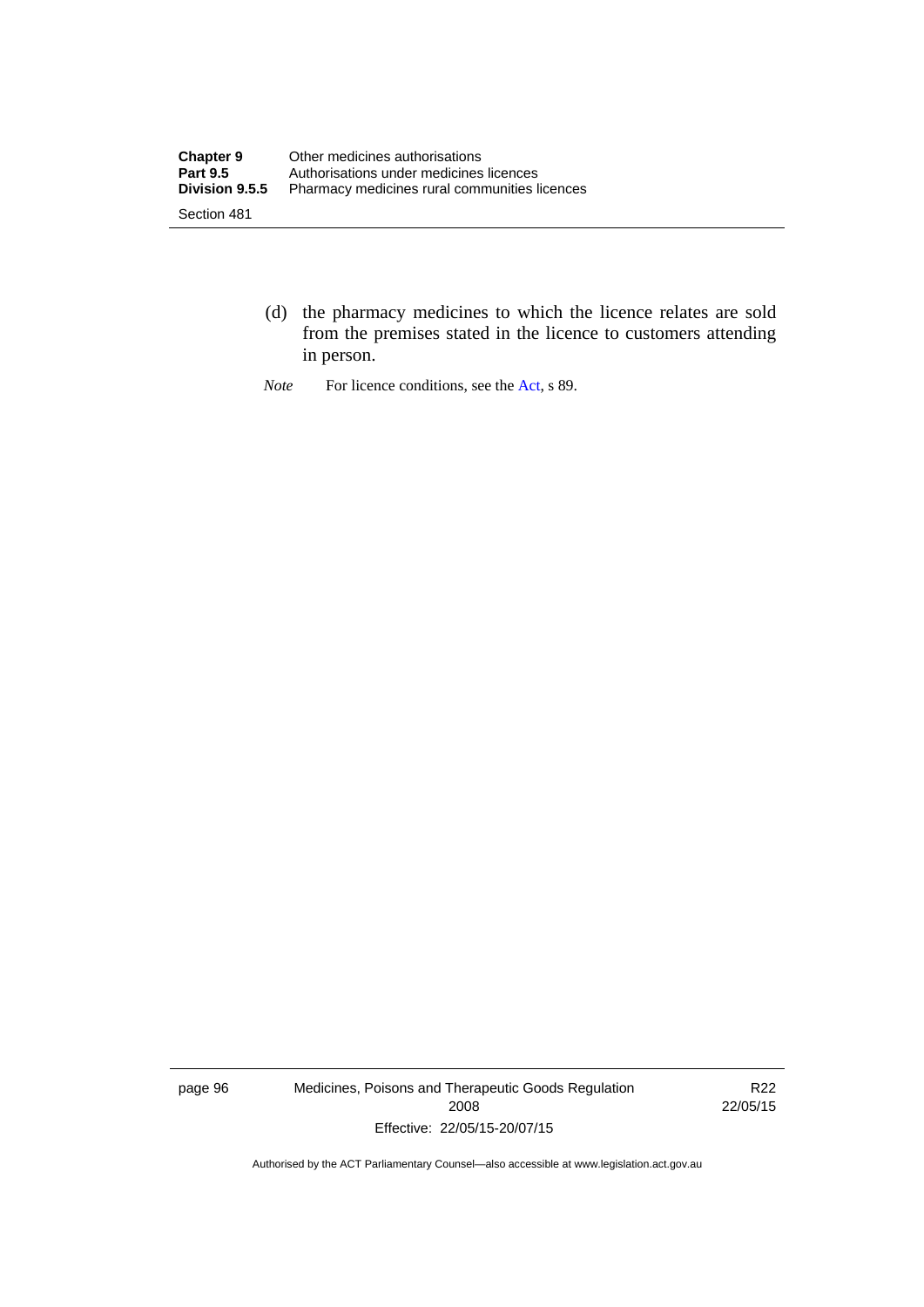(d) the pharmacy medicines to which the licence relates are sold from the premises stated in the licence to customers attending in person.

*Note* For licence conditions, see the Act, s 89.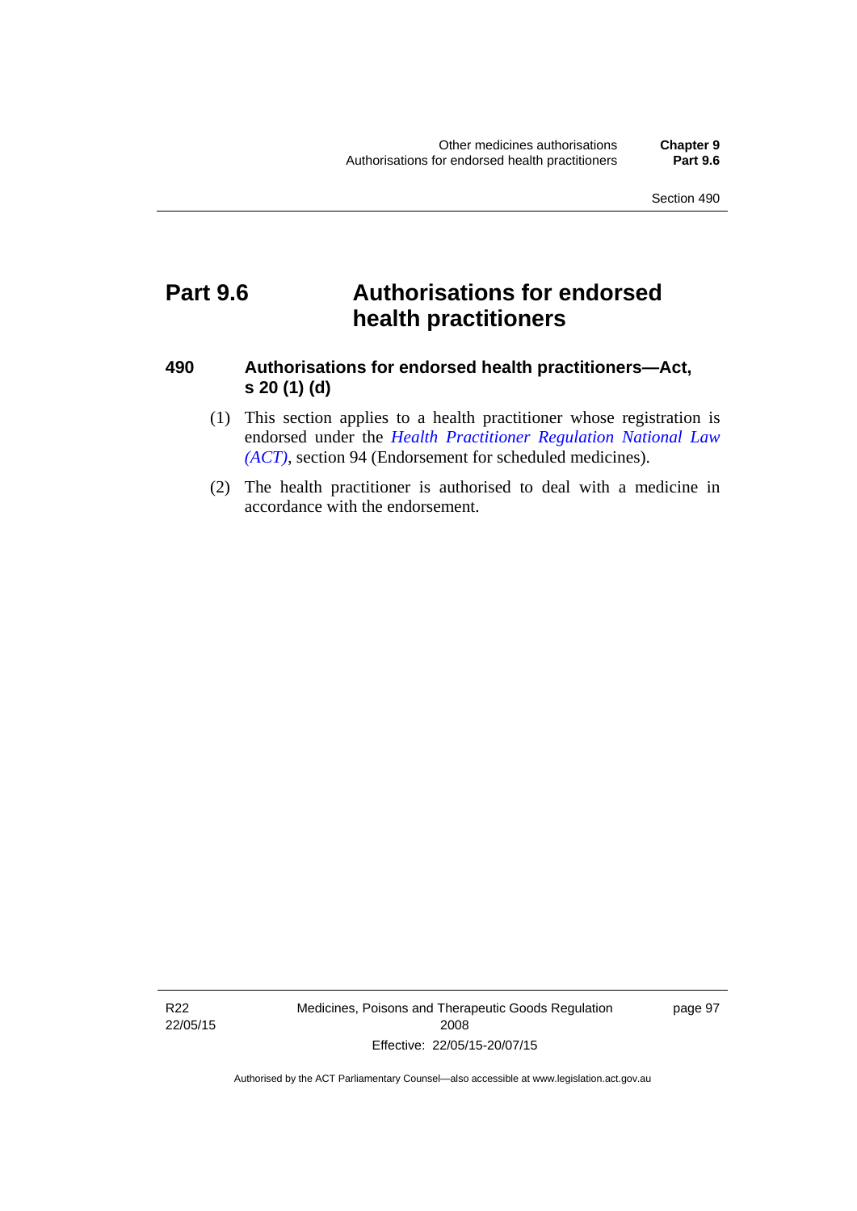# Part 9.6 Authorisations for endorsed health practitioners

## 490 Authorisations for endorsed health practitioners—Act, s 20 (1) (d)

(1) This section applies to a health practitioner whose registration is endorsed under the *Health Practitioner Regulation National Law (ACT)*, section 94 (Endorsement for scheduled medicines).

(2) The health practitioner is authorised to deal with a medicine in accordance with the endorsement.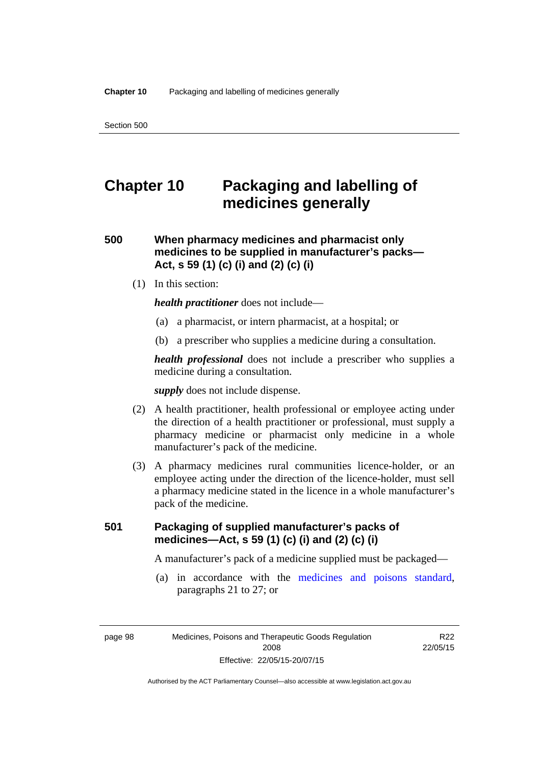# Chapter 10 Packaging and labelling of medicines generally

## 500 When pharmacy medicines and pharmacist only medicines to be supplied in manufacturer's packs—Act, s 59 (1) (c) (i) and (2) (c) (i)

(1) In this section:

***health practitioner*** does not include—

(a) a pharmacist, or intern pharmacist, at a hospital; or

(b) a prescriber who supplies a medicine during a consultation.

***health professional*** does not include a prescriber who supplies a medicine during a consultation.

***supply*** does not include dispense.

(2) A health practitioner, health professional or employee acting under the direction of a health practitioner or professional, must supply a pharmacy medicine or pharmacist only medicine in a whole manufacturer's pack of the medicine.

(3) A pharmacy medicines rural communities licence-holder, or an employee acting under the direction of the licence-holder, must sell a pharmacy medicine stated in the licence in a whole manufacturer's pack of the medicine.

## 501 Packaging of supplied manufacturer's packs of medicines—Act, s 59 (1) (c) (i) and (2) (c) (i)

A manufacturer's pack of a medicine supplied must be packaged—

(a) in accordance with the medicines and poisons standard, paragraphs 21 to 27; or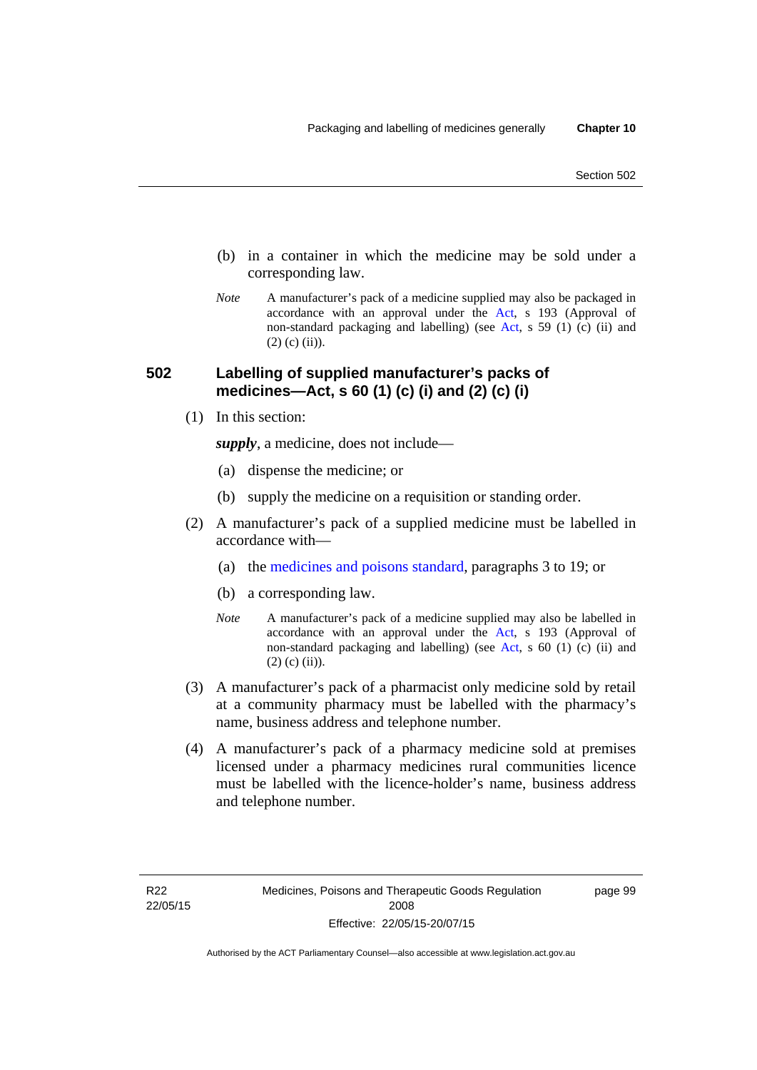(b) in a container in which the medicine may be sold under a corresponding law.

*Note* A manufacturer's pack of a medicine supplied may also be packaged in accordance with an approval under the Act, s 193 (Approval of non-standard packaging and labelling) (see Act, s 59 (1) (c) (ii) and (2) (c) (ii)).

## 502 Labelling of supplied manufacturer's packs of medicines—Act, s 60 (1) (c) (i) and (2) (c) (i)

(1) In this section:

***supply***, a medicine, does not include—

(a) dispense the medicine; or

(b) supply the medicine on a requisition or standing order.

(2) A manufacturer's pack of a supplied medicine must be labelled in accordance with—

(a) the medicines and poisons standard, paragraphs 3 to 19; or

(b) a corresponding law.

*Note* A manufacturer's pack of a medicine supplied may also be labelled in accordance with an approval under the Act, s 193 (Approval of non-standard packaging and labelling) (see Act, s 60 (1) (c) (ii) and (2) (c) (ii)).

(3) A manufacturer's pack of a pharmacist only medicine sold by retail at a community pharmacy must be labelled with the pharmacy's name, business address and telephone number.

(4) A manufacturer's pack of a pharmacy medicine sold at premises licensed under a pharmacy medicines rural communities licence must be labelled with the licence-holder's name, business address and telephone number.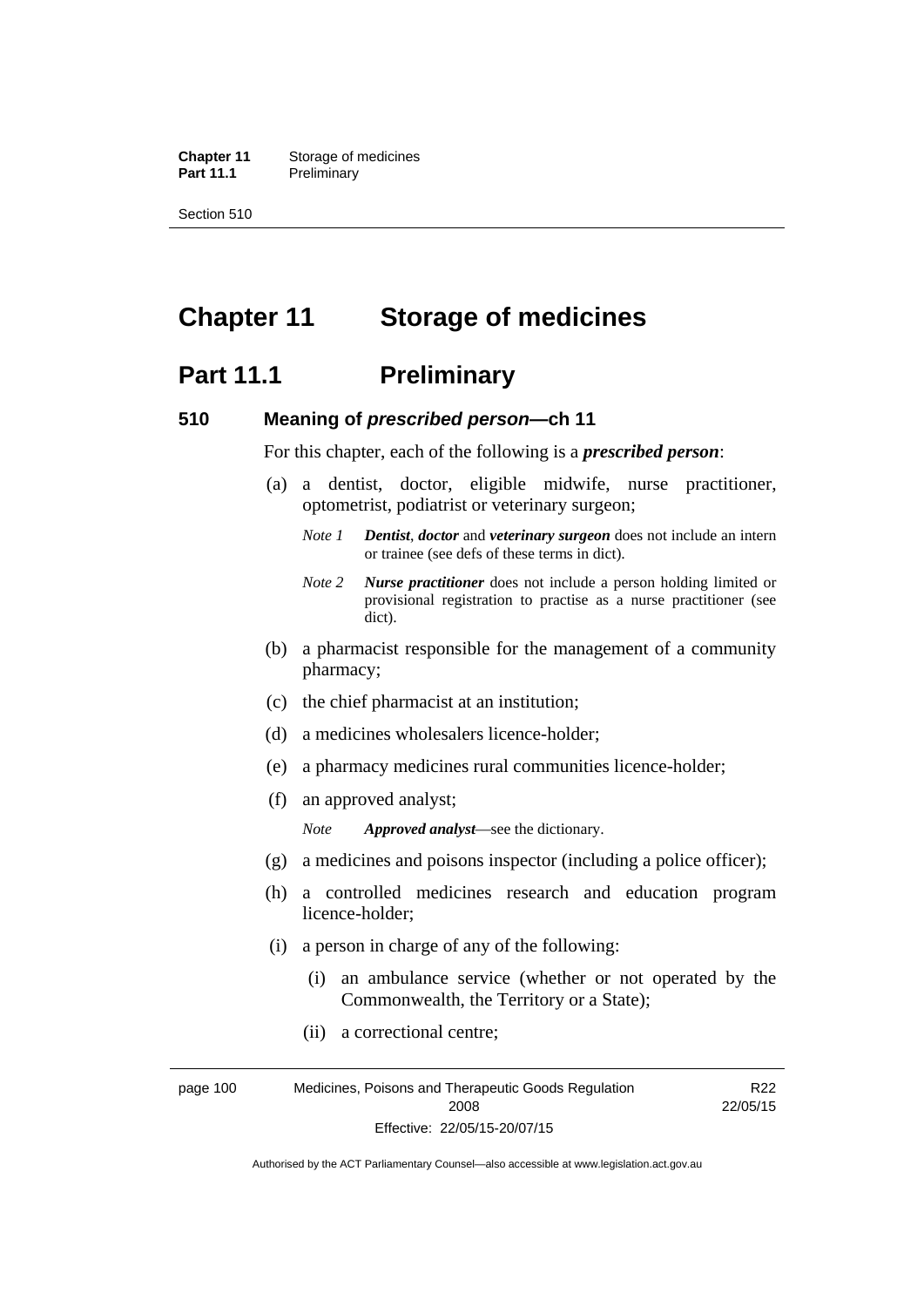# Chapter 11 Storage of medicines

## Part 11.1 Preliminary

### 510 Meaning of *prescribed person*—ch 11

For this chapter, each of the following is a ***prescribed person***:

(a) a dentist, doctor, eligible midwife, nurse practitioner, optometrist, podiatrist or veterinary surgeon;

*Note 1* ***Dentist***, ***doctor*** and ***veterinary surgeon*** does not include an intern or trainee (see defs of these terms in dict).

*Note 2* ***Nurse practitioner*** does not include a person holding limited or provisional registration to practise as a nurse practitioner (see dict).

(b) a pharmacist responsible for the management of a community pharmacy;

(c) the chief pharmacist at an institution;

(d) a medicines wholesalers licence-holder;

(e) a pharmacy medicines rural communities licence-holder;

(f) an approved analyst;

*Note* ***Approved analyst***—see the dictionary.

(g) a medicines and poisons inspector (including a police officer);

(h) a controlled medicines research and education program licence-holder;

(i) a person in charge of any of the following:

(i) an ambulance service (whether or not operated by the Commonwealth, the Territory or a State);

(ii) a correctional centre;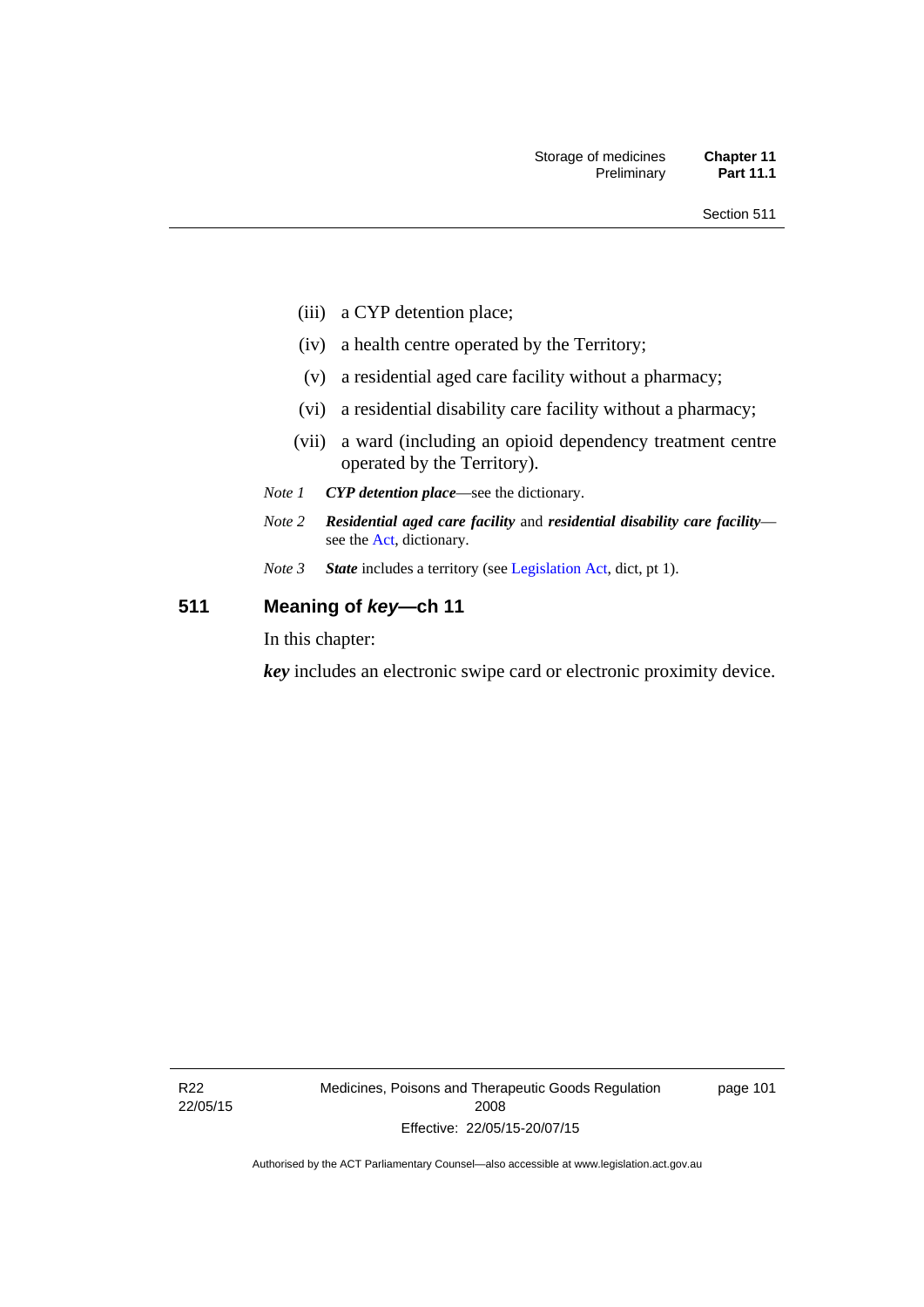(iii) a CYP detention place;

(iv) a health centre operated by the Territory;

(v) a residential aged care facility without a pharmacy;

(vi) a residential disability care facility without a pharmacy;

(vii) a ward (including an opioid dependency treatment centre operated by the Territory).

*Note 1* ***CYP detention place***—see the dictionary.

*Note 2* ***Residential aged care facility*** and ***residential disability care facility***—see the Act, dictionary.

*Note 3* ***State*** includes a territory (see Legislation Act, dict, pt 1).

## 511 Meaning of *key*—ch 11

In this chapter:

***key*** includes an electronic swipe card or electronic proximity device.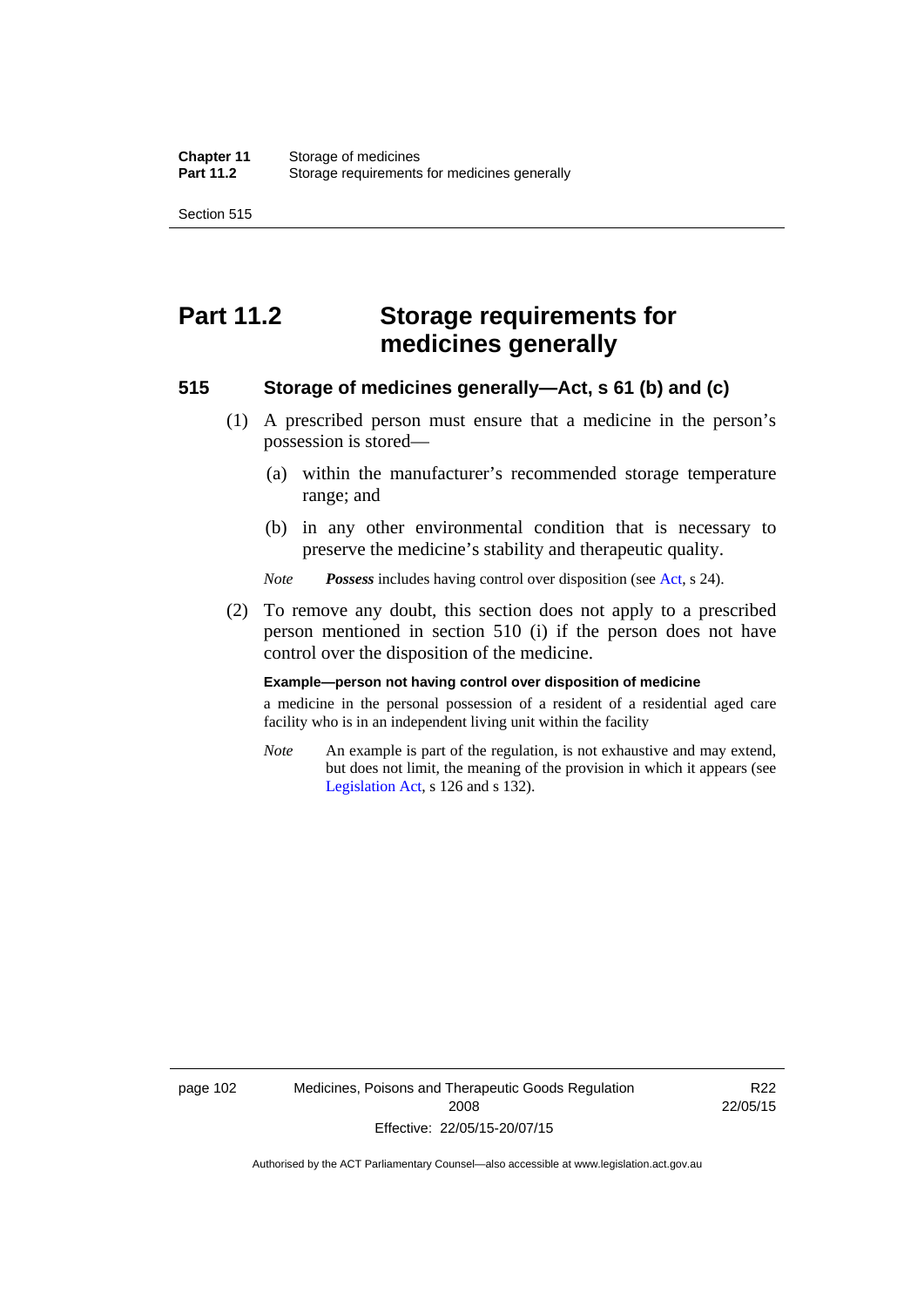# Part 11.2 Storage requirements for medicines generally

## 515 Storage of medicines generally—Act, s 61 (b) and (c)

(1) A prescribed person must ensure that a medicine in the person's possession is stored—

(a) within the manufacturer's recommended storage temperature range; and

(b) in any other environmental condition that is necessary to preserve the medicine's stability and therapeutic quality.

*Note* ***Possess*** includes having control over disposition (see Act, s 24).

(2) To remove any doubt, this section does not apply to a prescribed person mentioned in section 510 (i) if the person does not have control over the disposition of the medicine.

**Example—person not having control over disposition of medicine**

a medicine in the personal possession of a resident of a residential aged care facility who is in an independent living unit within the facility

*Note* An example is part of the regulation, is not exhaustive and may extend, but does not limit, the meaning of the provision in which it appears (see Legislation Act, s 126 and s 132).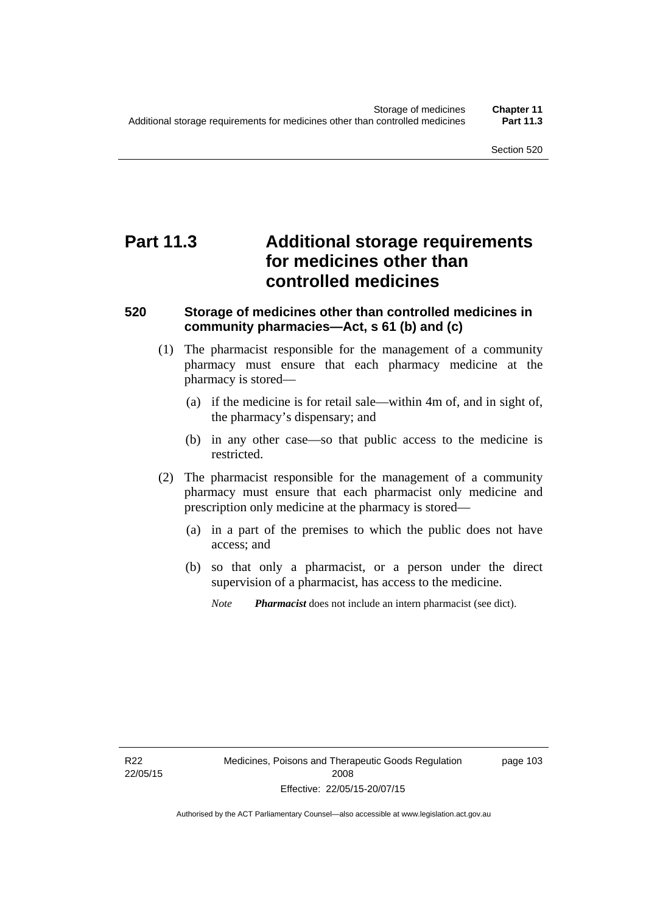# Part 11.3 Additional storage requirements for medicines other than controlled medicines

### 520 Storage of medicines other than controlled medicines in community pharmacies—Act, s 61 (b) and (c)

(1) The pharmacist responsible for the management of a community pharmacy must ensure that each pharmacy medicine at the pharmacy is stored—

(a) if the medicine is for retail sale—within 4m of, and in sight of, the pharmacy's dispensary; and

(b) in any other case—so that public access to the medicine is restricted.

(2) The pharmacist responsible for the management of a community pharmacy must ensure that each pharmacist only medicine and prescription only medicine at the pharmacy is stored—

(a) in a part of the premises to which the public does not have access; and

(b) so that only a pharmacist, or a person under the direct supervision of a pharmacist, has access to the medicine.

*Note* ***Pharmacist*** does not include an intern pharmacist (see dict).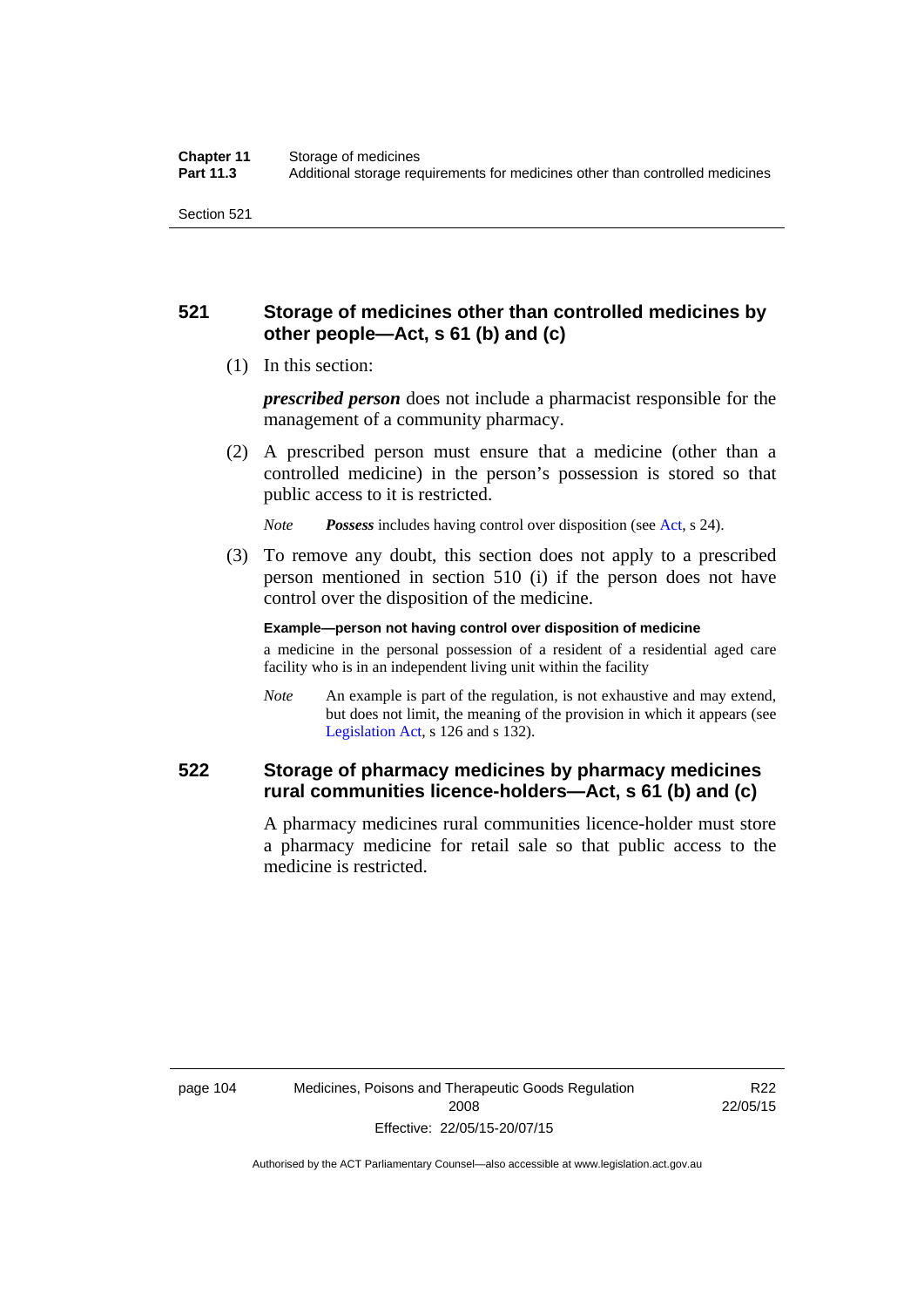## 521 Storage of medicines other than controlled medicines by other people—Act, s 61 (b) and (c)

(1) In this section:

***prescribed person*** does not include a pharmacist responsible for the management of a community pharmacy.

(2) A prescribed person must ensure that a medicine (other than a controlled medicine) in the person's possession is stored so that public access to it is restricted.

*Note* ***Possess*** includes having control over disposition (see Act, s 24).

(3) To remove any doubt, this section does not apply to a prescribed person mentioned in section 510 (i) if the person does not have control over the disposition of the medicine.

**Example—person not having control over disposition of medicine**

a medicine in the personal possession of a resident of a residential aged care facility who is in an independent living unit within the facility

*Note* An example is part of the regulation, is not exhaustive and may extend, but does not limit, the meaning of the provision in which it appears (see Legislation Act, s 126 and s 132).

## 522 Storage of pharmacy medicines by pharmacy medicines rural communities licence-holders—Act, s 61 (b) and (c)

A pharmacy medicines rural communities licence-holder must store a pharmacy medicine for retail sale so that public access to the medicine is restricted.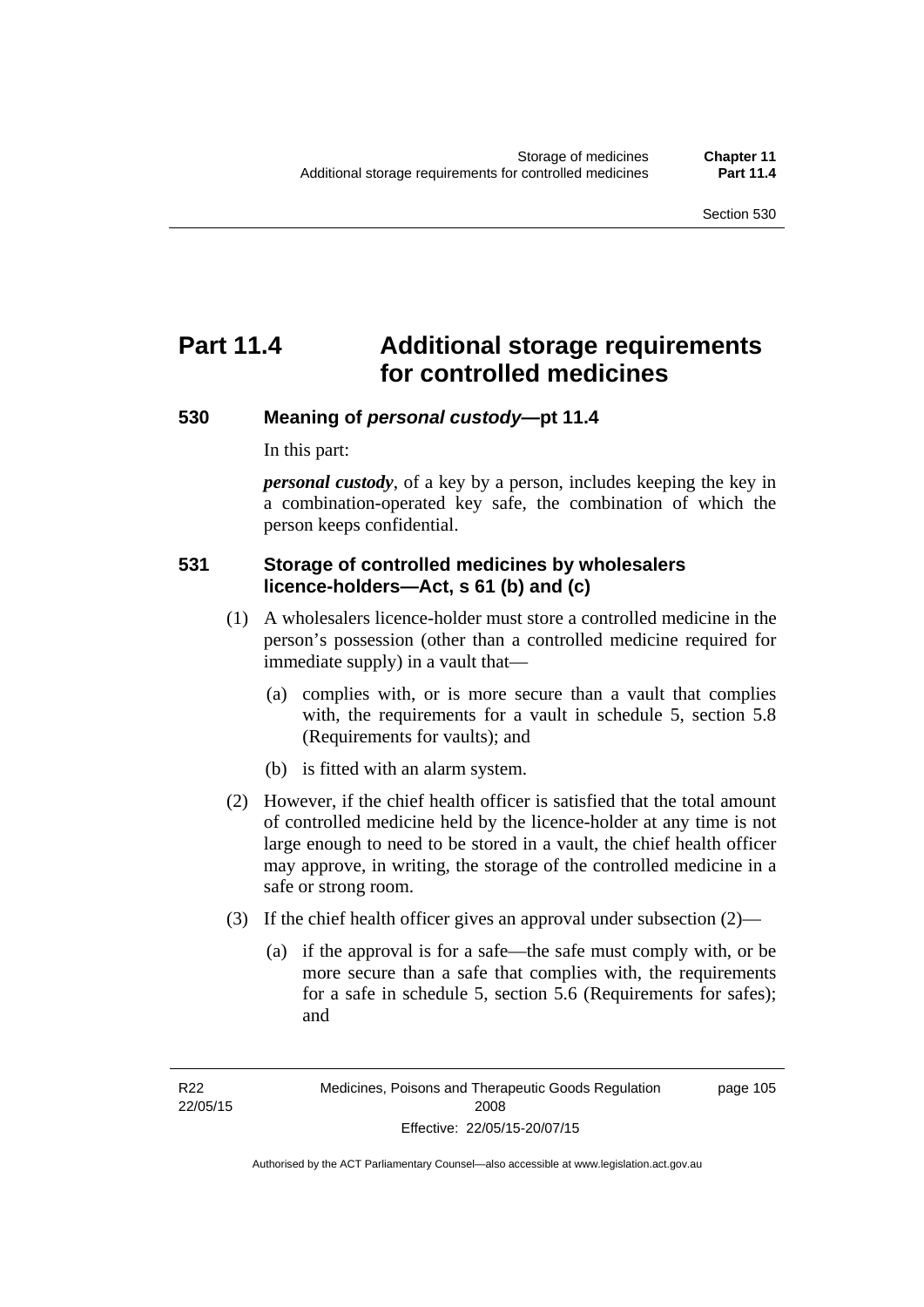# Part 11.4 Additional storage requirements for controlled medicines

## 530 Meaning of *personal custody*—pt 11.4

In this part:

***personal custody***, of a key by a person, includes keeping the key in a combination-operated key safe, the combination of which the person keeps confidential.

## 531 Storage of controlled medicines by wholesalers licence-holders—Act, s 61 (b) and (c)

(1) A wholesalers licence-holder must store a controlled medicine in the person's possession (other than a controlled medicine required for immediate supply) in a vault that—

(a) complies with, or is more secure than a vault that complies with, the requirements for a vault in schedule 5, section 5.8 (Requirements for vaults); and

(b) is fitted with an alarm system.

(2) However, if the chief health officer is satisfied that the total amount of controlled medicine held by the licence-holder at any time is not large enough to need to be stored in a vault, the chief health officer may approve, in writing, the storage of the controlled medicine in a safe or strong room.

(3) If the chief health officer gives an approval under subsection (2)—

(a) if the approval is for a safe—the safe must comply with, or be more secure than a safe that complies with, the requirements for a safe in schedule 5, section 5.6 (Requirements for safes); and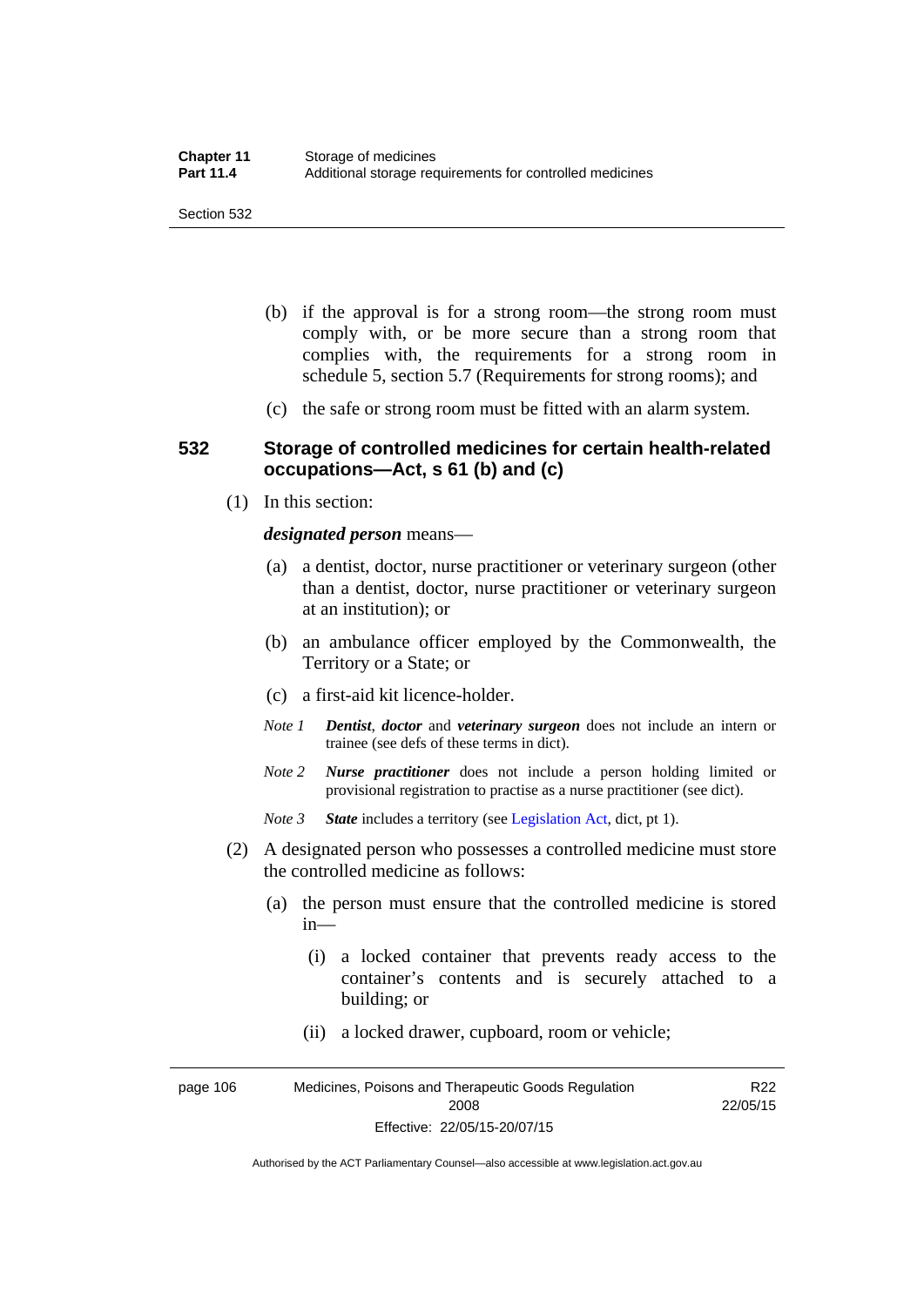(b) if the approval is for a strong room—the strong room must comply with, or be more secure than a strong room that complies with, the requirements for a strong room in schedule 5, section 5.7 (Requirements for strong rooms); and

(c) the safe or strong room must be fitted with an alarm system.

## 532 Storage of controlled medicines for certain health-related occupations—Act, s 61 (b) and (c)

(1) In this section:

***designated person*** means—

(a) a dentist, doctor, nurse practitioner or veterinary surgeon (other than a dentist, doctor, nurse practitioner or veterinary surgeon at an institution); or

(b) an ambulance officer employed by the Commonwealth, the Territory or a State; or

(c) a first-aid kit licence-holder.

*Note 1* ***Dentist**, **doctor*** and ***veterinary surgeon*** does not include an intern or trainee (see defs of these terms in dict).

*Note 2* ***Nurse practitioner*** does not include a person holding limited or provisional registration to practise as a nurse practitioner (see dict).

*Note 3* ***State*** includes a territory (see Legislation Act, dict, pt 1).

(2) A designated person who possesses a controlled medicine must store the controlled medicine as follows:

(a) the person must ensure that the controlled medicine is stored in—

(i) a locked container that prevents ready access to the container's contents and is securely attached to a building; or

(ii) a locked drawer, cupboard, room or vehicle;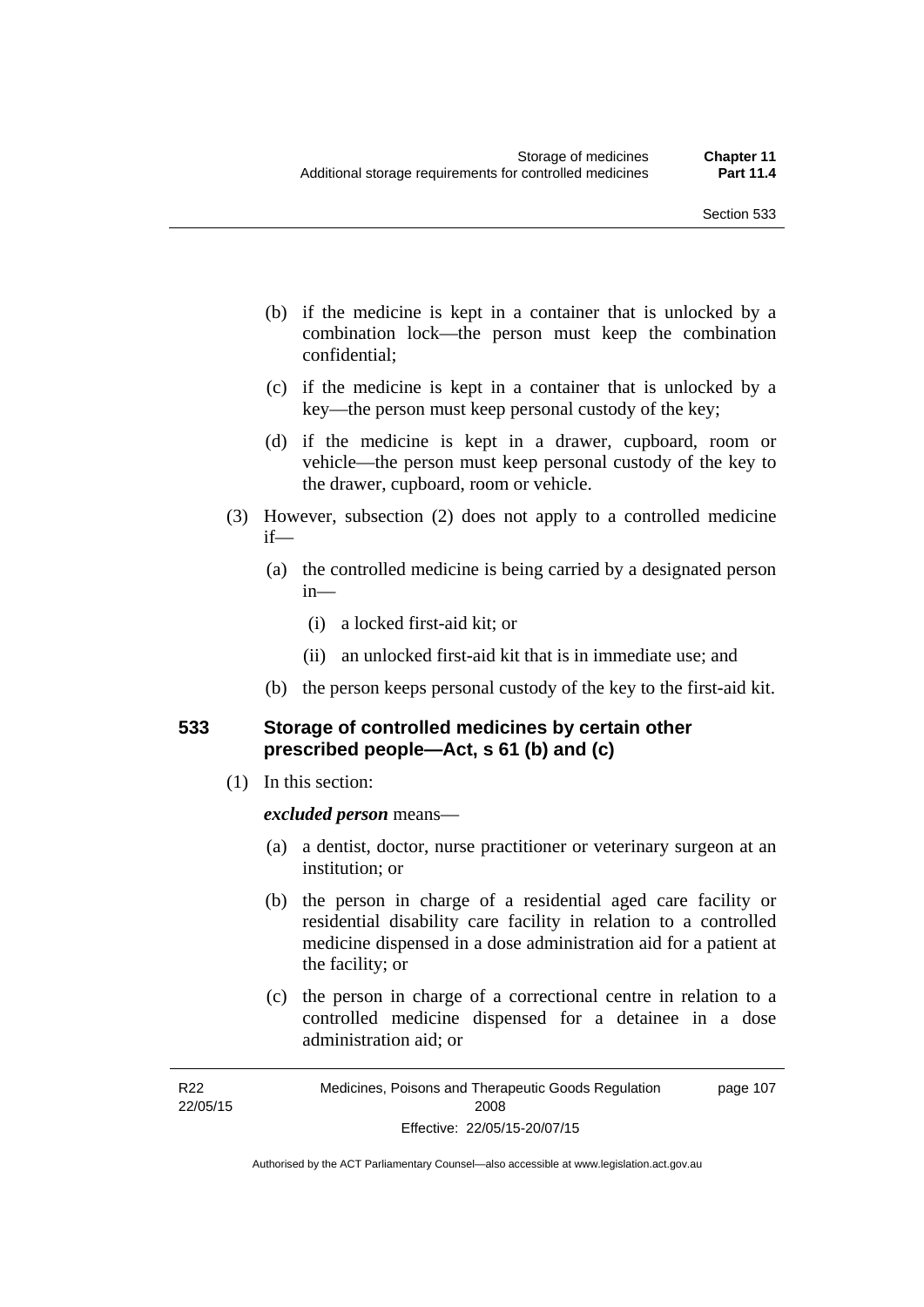(b) if the medicine is kept in a container that is unlocked by a combination lock—the person must keep the combination confidential;

(c) if the medicine is kept in a container that is unlocked by a key—the person must keep personal custody of the key;

(d) if the medicine is kept in a drawer, cupboard, room or vehicle—the person must keep personal custody of the key to the drawer, cupboard, room or vehicle.

(3) However, subsection (2) does not apply to a controlled medicine if—

(a) the controlled medicine is being carried by a designated person in—

(i) a locked first-aid kit; or

(ii) an unlocked first-aid kit that is in immediate use; and

(b) the person keeps personal custody of the key to the first-aid kit.

### 533 Storage of controlled medicines by certain other prescribed people—Act, s 61 (b) and (c)

(1) In this section:

***excluded person*** means—

(a) a dentist, doctor, nurse practitioner or veterinary surgeon at an institution; or

(b) the person in charge of a residential aged care facility or residential disability care facility in relation to a controlled medicine dispensed in a dose administration aid for a patient at the facility; or

(c) the person in charge of a correctional centre in relation to a controlled medicine dispensed for a detainee in a dose administration aid; or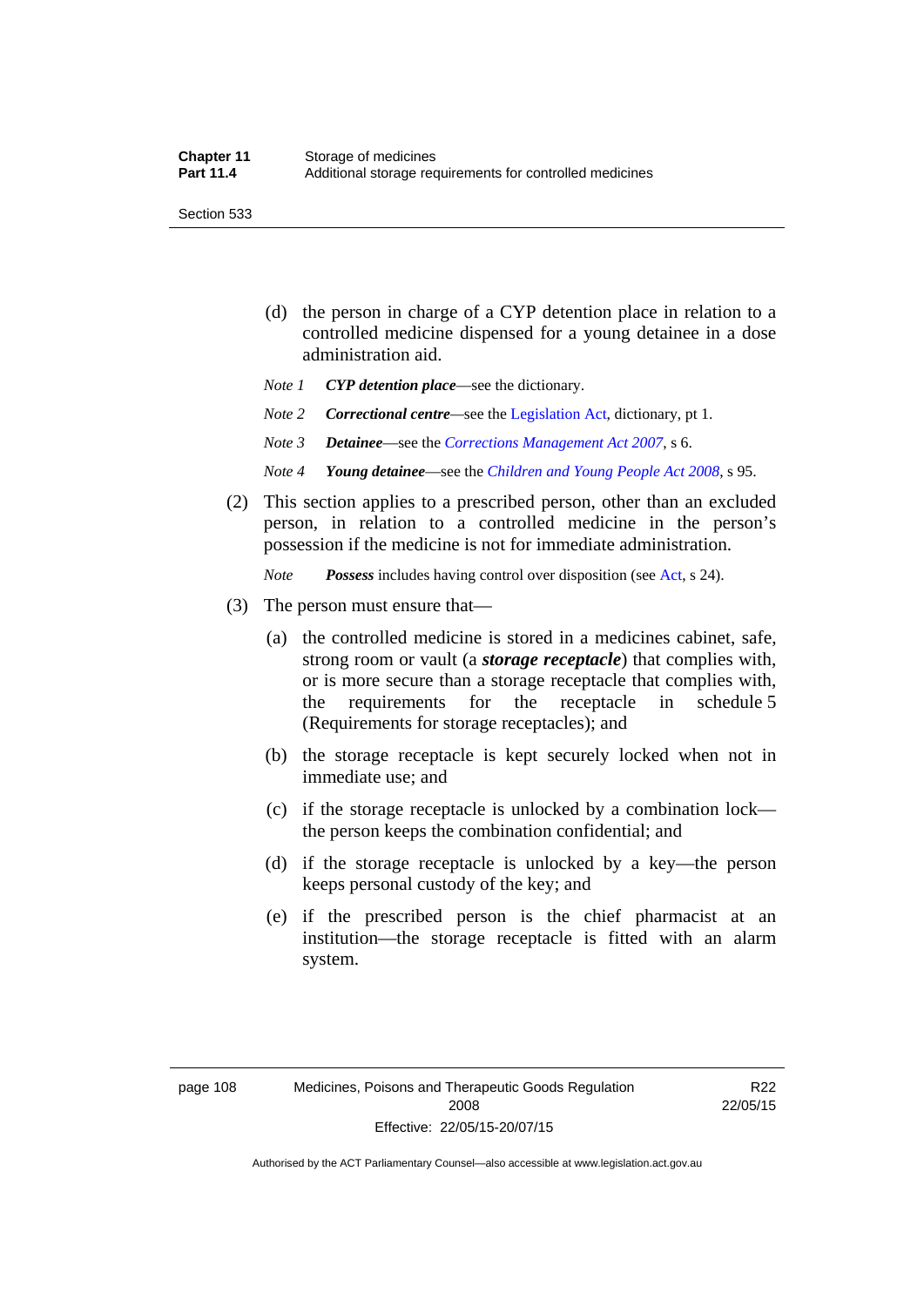(d) the person in charge of a CYP detention place in relation to a controlled medicine dispensed for a young detainee in a dose administration aid.

*Note 1* ***CYP detention place***—see the dictionary.

*Note 2* ***Correctional centre***—see the Legislation Act, dictionary, pt 1.

*Note 3* ***Detainee***—see the *Corrections Management Act 2007*, s 6.

*Note 4* ***Young detainee***—see the *Children and Young People Act 2008*, s 95.

(2) This section applies to a prescribed person, other than an excluded person, in relation to a controlled medicine in the person's possession if the medicine is not for immediate administration.

*Note* ***Possess*** includes having control over disposition (see Act, s 24).

(3) The person must ensure that—

(a) the controlled medicine is stored in a medicines cabinet, safe, strong room or vault (a ***storage receptacle***) that complies with, or is more secure than a storage receptacle that complies with, the requirements for the receptacle in schedule 5 (Requirements for storage receptacles); and

(b) the storage receptacle is kept securely locked when not in immediate use; and

(c) if the storage receptacle is unlocked by a combination lock—the person keeps the combination confidential; and

(d) if the storage receptacle is unlocked by a key—the person keeps personal custody of the key; and

(e) if the prescribed person is the chief pharmacist at an institution—the storage receptacle is fitted with an alarm system.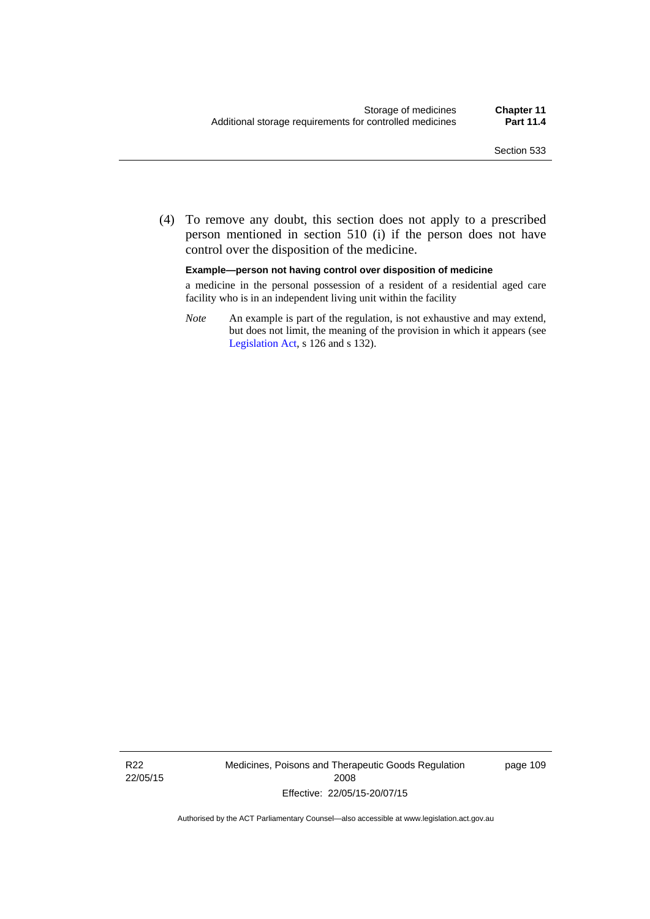(4) To remove any doubt, this section does not apply to a prescribed person mentioned in section 510 (i) if the person does not have control over the disposition of the medicine.

**Example—person not having control over disposition of medicine**

a medicine in the personal possession of a resident of a residential aged care facility who is in an independent living unit within the facility

*Note* An example is part of the regulation, is not exhaustive and may extend, but does not limit, the meaning of the provision in which it appears (see Legislation Act, s 126 and s 132).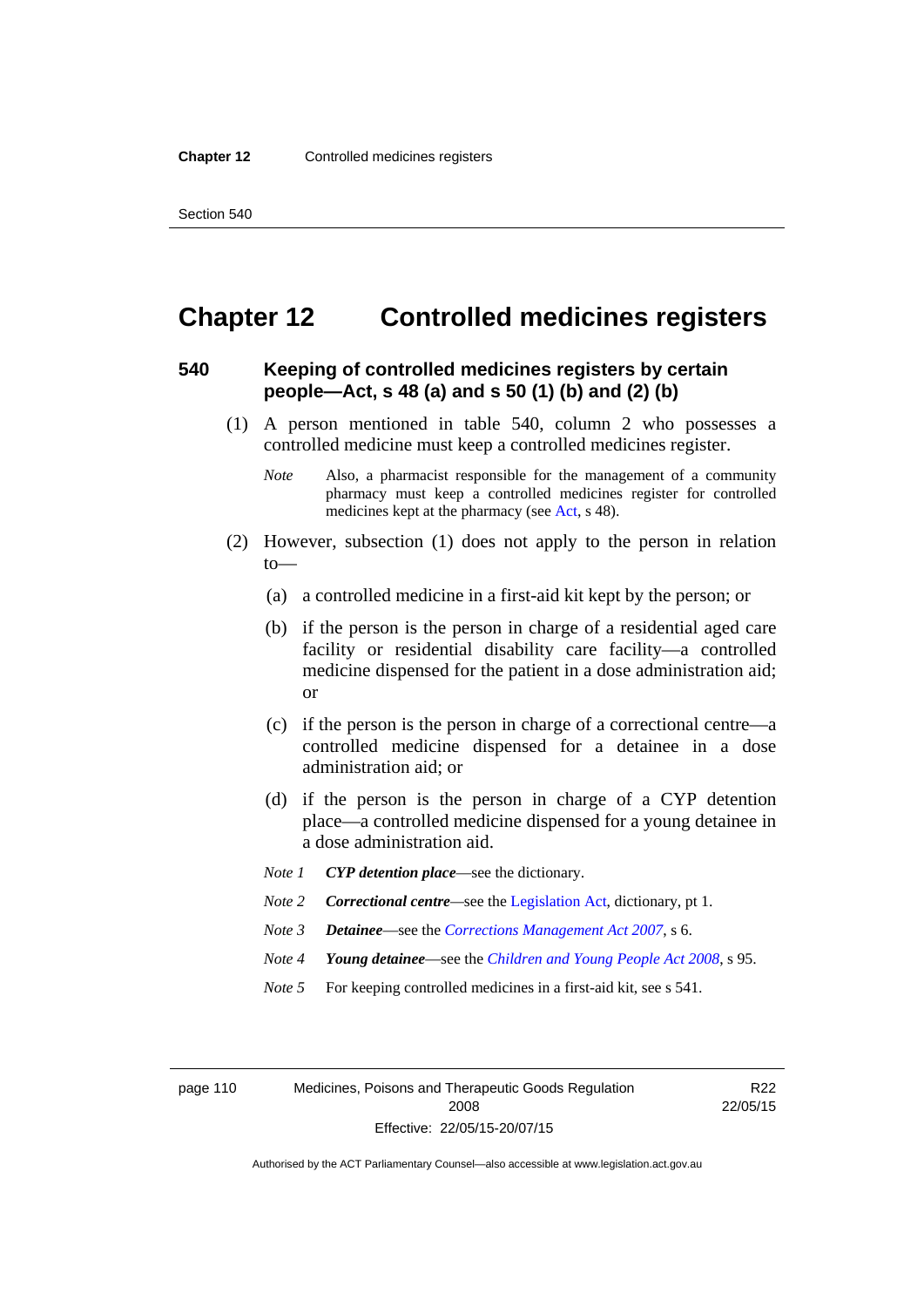# Chapter 12 Controlled medicines registers

## 540 Keeping of controlled medicines registers by certain people—Act, s 48 (a) and s 50 (1) (b) and (2) (b)

(1) A person mentioned in table 540, column 2 who possesses a controlled medicine must keep a controlled medicines register.

*Note* Also, a pharmacist responsible for the management of a community pharmacy must keep a controlled medicines register for controlled medicines kept at the pharmacy (see Act, s 48).

(2) However, subsection (1) does not apply to the person in relation to—

(a) a controlled medicine in a first-aid kit kept by the person; or

(b) if the person is the person in charge of a residential aged care facility or residential disability care facility—a controlled medicine dispensed for the patient in a dose administration aid; or

(c) if the person is the person in charge of a correctional centre—a controlled medicine dispensed for a detainee in a dose administration aid; or

(d) if the person is the person in charge of a CYP detention place—a controlled medicine dispensed for a young detainee in a dose administration aid.

*Note 1* ***CYP detention place***—see the dictionary.

*Note 2* ***Correctional centre***—see the Legislation Act, dictionary, pt 1.

*Note 3* ***Detainee***—see the *Corrections Management Act 2007*, s 6.

*Note 4* ***Young detainee***—see the *Children and Young People Act 2008*, s 95.

*Note 5* For keeping controlled medicines in a first-aid kit, see s 541.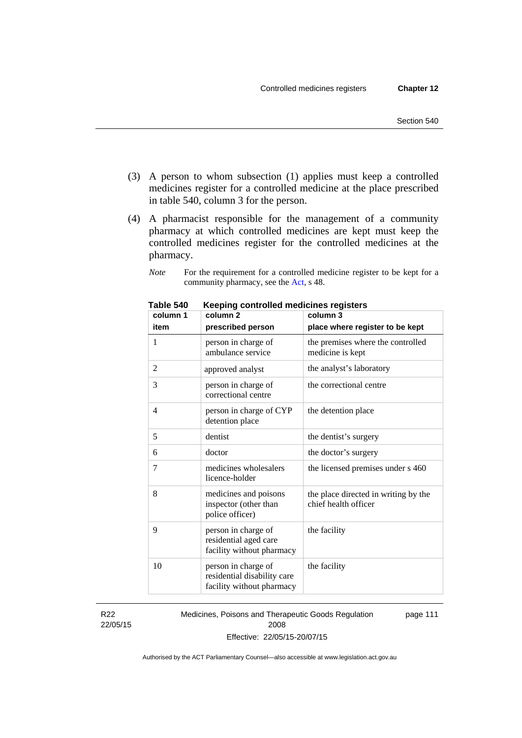(3) A person to whom subsection (1) applies must keep a controlled medicines register for a controlled medicine at the place prescribed in table 540, column 3 for the person.

(4) A pharmacist responsible for the management of a community pharmacy at which controlled medicines are kept must keep the controlled medicines register for the controlled medicines at the pharmacy.

*Note* For the requirement for a controlled medicine register to be kept for a community pharmacy, see the Act, s 48.

**Table 540 Keeping controlled medicines registers**

| column 1<br>item | column 2<br>prescribed person | column 3<br>place where register to be kept |
|---|---|---|
| 1 | person in charge of ambulance service | the premises where the controlled medicine is kept |
| 2 | approved analyst | the analyst's laboratory |
| 3 | person in charge of correctional centre | the correctional centre |
| 4 | person in charge of CYP detention place | the detention place |
| 5 | dentist | the dentist's surgery |
| 6 | doctor | the doctor's surgery |
| 7 | medicines wholesalers licence-holder | the licensed premises under s 460 |
| 8 | medicines and poisons inspector (other than police officer) | the place directed in writing by the chief health officer |
| 9 | person in charge of residential aged care facility without pharmacy | the facility |
| 10 | person in charge of residential disability care facility without pharmacy | the facility |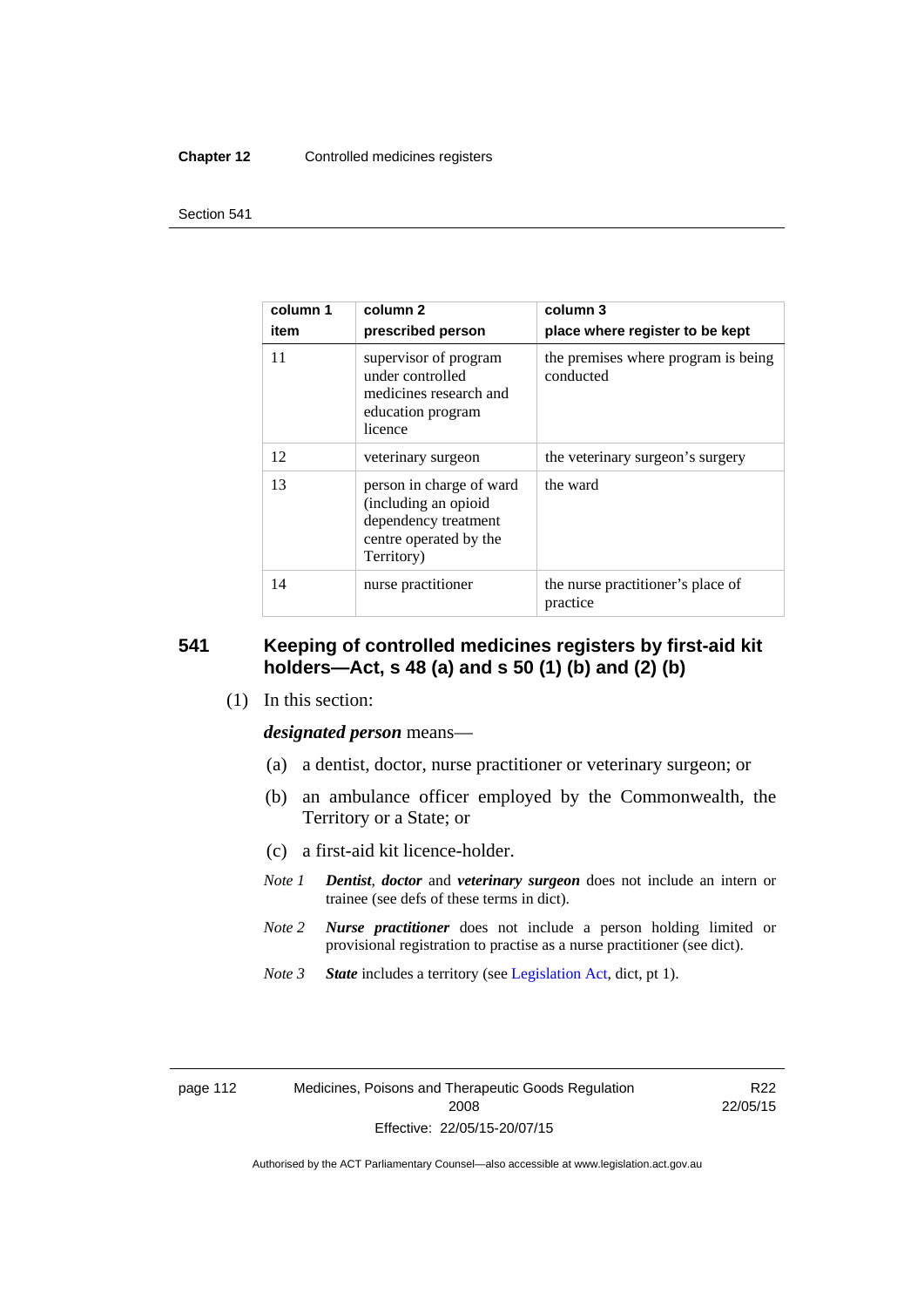| column 1<br>item | column 2<br>prescribed person | column 3<br>place where register to be kept |
|---|---|---|
| 11 | supervisor of program under controlled medicines research and education program licence | the premises where program is being conducted |
| 12 | veterinary surgeon | the veterinary surgeon's surgery |
| 13 | person in charge of ward (including an opioid dependency treatment centre operated by the Territory) | the ward |
| 14 | nurse practitioner | the nurse practitioner's place of practice |

## 541 Keeping of controlled medicines registers by first-aid kit holders—Act, s 48 (a) and s 50 (1) (b) and (2) (b)

(1) In this section:

***designated person*** means—

(a) a dentist, doctor, nurse practitioner or veterinary surgeon; or

(b) an ambulance officer employed by the Commonwealth, the Territory or a State; or

(c) a first-aid kit licence-holder.

*Note 1* ***Dentist***, ***doctor*** and ***veterinary surgeon*** does not include an intern or trainee (see defs of these terms in dict).

*Note 2* ***Nurse practitioner*** does not include a person holding limited or provisional registration to practise as a nurse practitioner (see dict).

*Note 3* ***State*** includes a territory (see Legislation Act, dict, pt 1).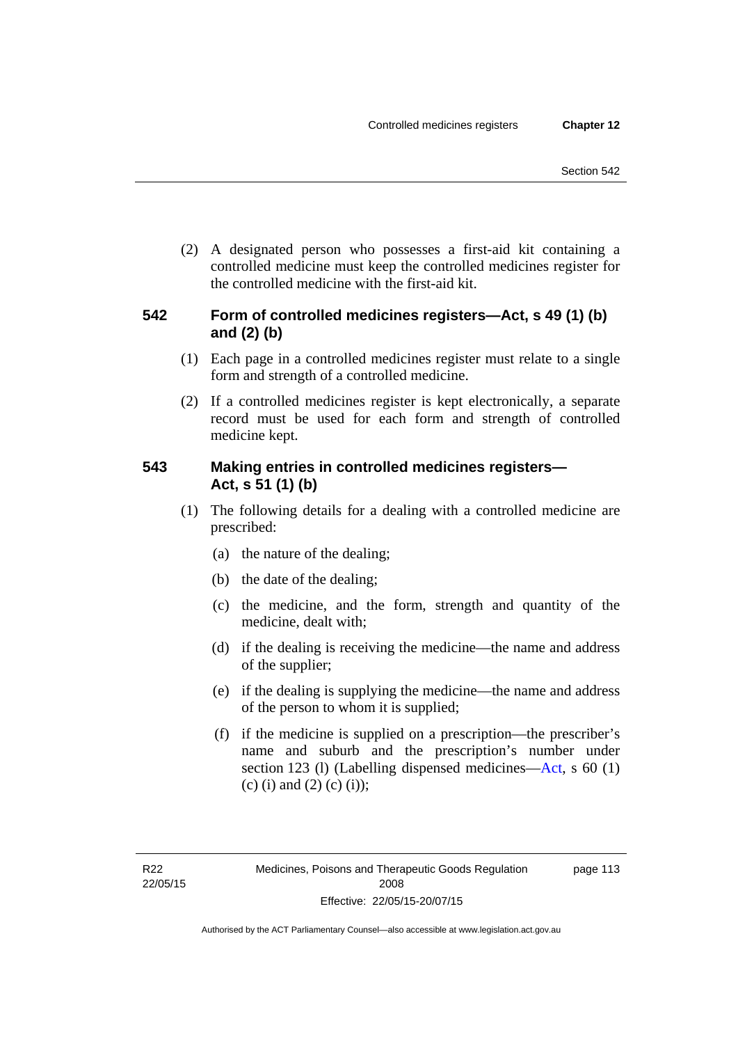(2) A designated person who possesses a first-aid kit containing a controlled medicine must keep the controlled medicines register for the controlled medicine with the first-aid kit.

### 542 Form of controlled medicines registers—Act, s 49 (1) (b) and (2) (b)

(1) Each page in a controlled medicines register must relate to a single form and strength of a controlled medicine.

(2) If a controlled medicines register is kept electronically, a separate record must be used for each form and strength of controlled medicine kept.

### 543 Making entries in controlled medicines registers—Act, s 51 (1) (b)

(1) The following details for a dealing with a controlled medicine are prescribed:

(a) the nature of the dealing;

(b) the date of the dealing;

(c) the medicine, and the form, strength and quantity of the medicine, dealt with;

(d) if the dealing is receiving the medicine—the name and address of the supplier;

(e) if the dealing is supplying the medicine—the name and address of the person to whom it is supplied;

(f) if the medicine is supplied on a prescription—the prescriber's name and suburb and the prescription's number under section 123 (l) (Labelling dispensed medicines—Act, s 60 (1) (c) (i) and (2) (c) (i));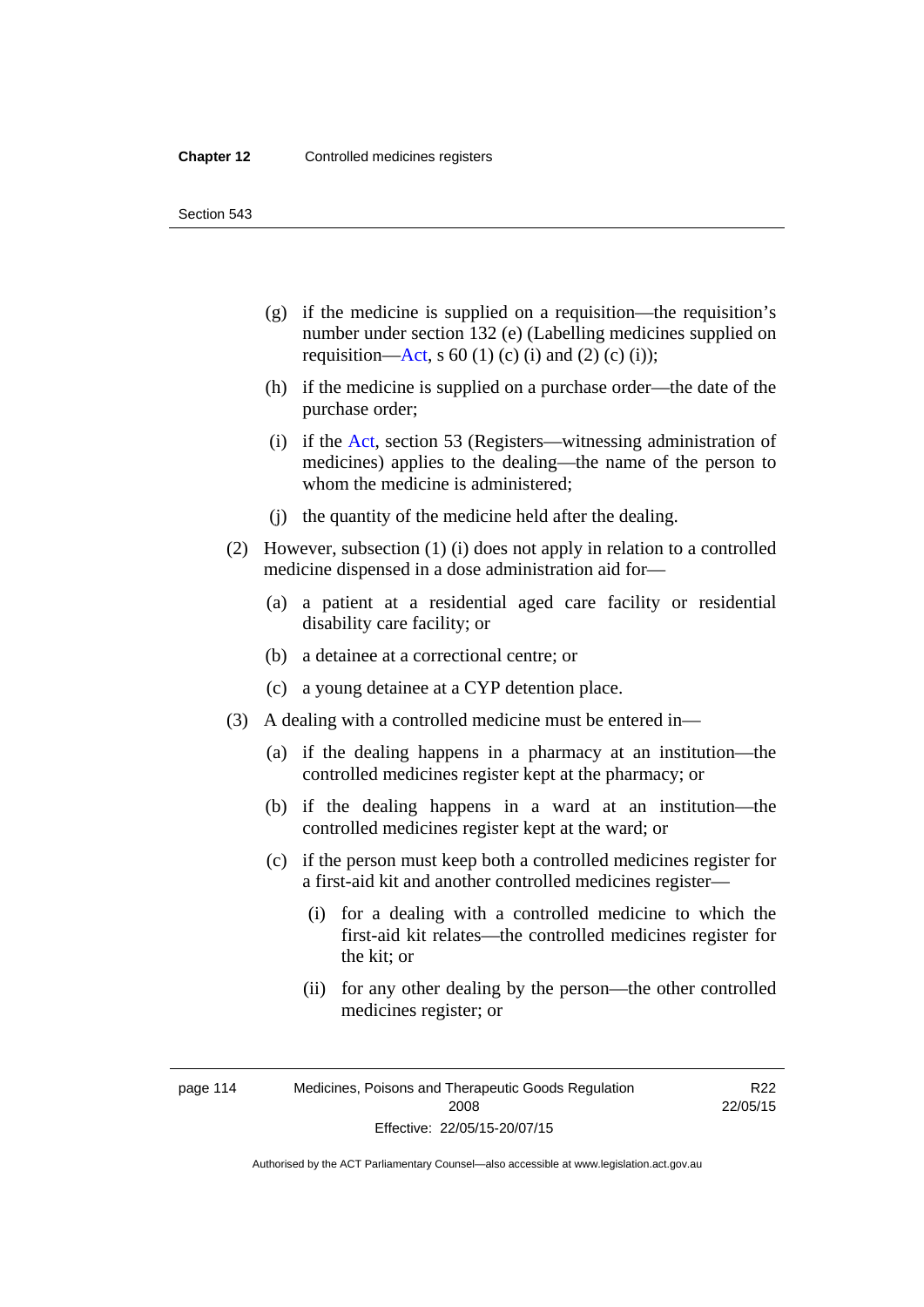(g) if the medicine is supplied on a requisition—the requisition's number under section 132 (e) (Labelling medicines supplied on requisition—Act, s 60 (1) (c) (i) and (2) (c) (i));

(h) if the medicine is supplied on a purchase order—the date of the purchase order;

(i) if the Act, section 53 (Registers—witnessing administration of medicines) applies to the dealing—the name of the person to whom the medicine is administered;

(j) the quantity of the medicine held after the dealing.

(2) However, subsection (1) (i) does not apply in relation to a controlled medicine dispensed in a dose administration aid for—

(a) a patient at a residential aged care facility or residential disability care facility; or

(b) a detainee at a correctional centre; or

(c) a young detainee at a CYP detention place.

(3) A dealing with a controlled medicine must be entered in—

(a) if the dealing happens in a pharmacy at an institution—the controlled medicines register kept at the pharmacy; or

(b) if the dealing happens in a ward at an institution—the controlled medicines register kept at the ward; or

(c) if the person must keep both a controlled medicines register for a first-aid kit and another controlled medicines register—

(i) for a dealing with a controlled medicine to which the first-aid kit relates—the controlled medicines register for the kit; or

(ii) for any other dealing by the person—the other controlled medicines register; or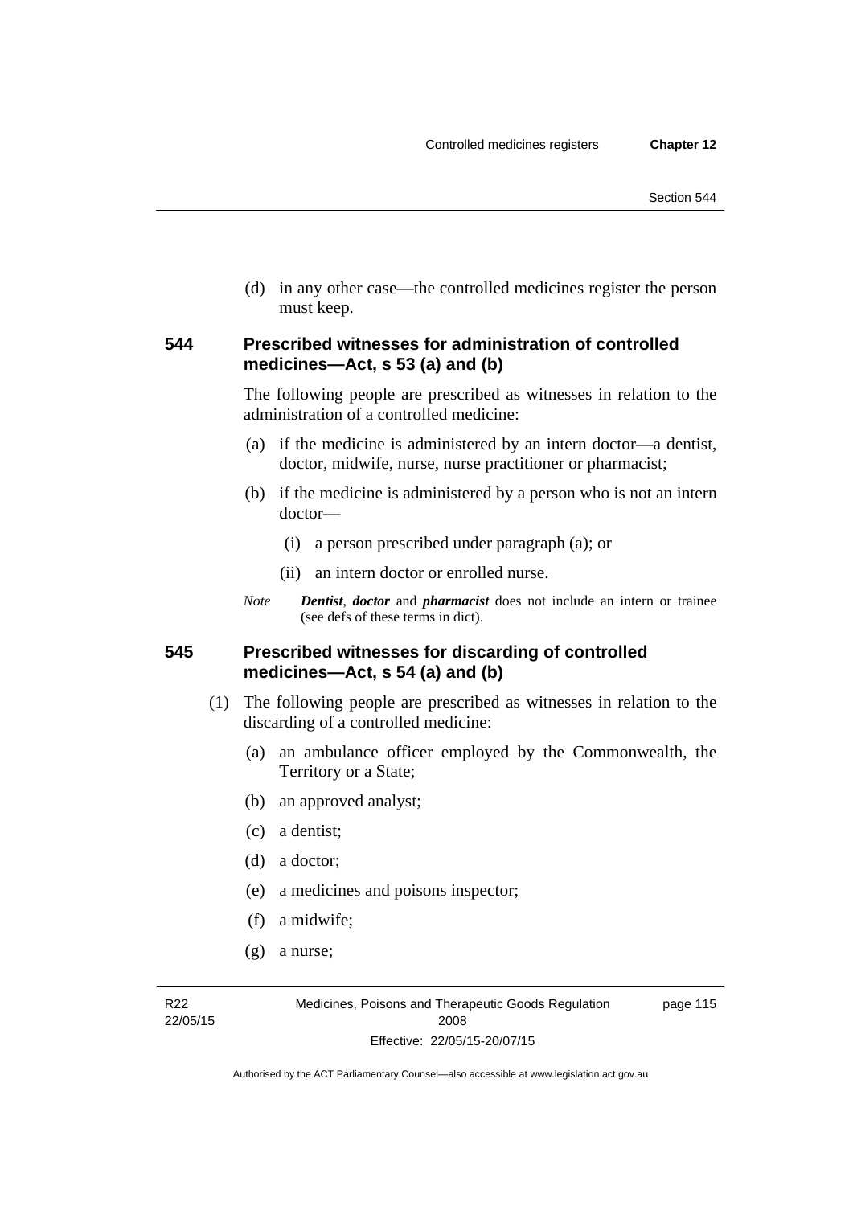(d) in any other case—the controlled medicines register the person must keep.

### 544 Prescribed witnesses for administration of controlled medicines—Act, s 53 (a) and (b)

The following people are prescribed as witnesses in relation to the administration of a controlled medicine:

(a) if the medicine is administered by an intern doctor—a dentist, doctor, midwife, nurse, nurse practitioner or pharmacist;

(b) if the medicine is administered by a person who is not an intern doctor—

(i) a person prescribed under paragraph (a); or

(ii) an intern doctor or enrolled nurse.

*Note* ***Dentist***, ***doctor*** and ***pharmacist*** does not include an intern or trainee (see defs of these terms in dict).

### 545 Prescribed witnesses for discarding of controlled medicines—Act, s 54 (a) and (b)

(1) The following people are prescribed as witnesses in relation to the discarding of a controlled medicine:

(a) an ambulance officer employed by the Commonwealth, the Territory or a State;

(b) an approved analyst;

(c) a dentist;

(d) a doctor;

(e) a medicines and poisons inspector;

(f) a midwife;

(g) a nurse;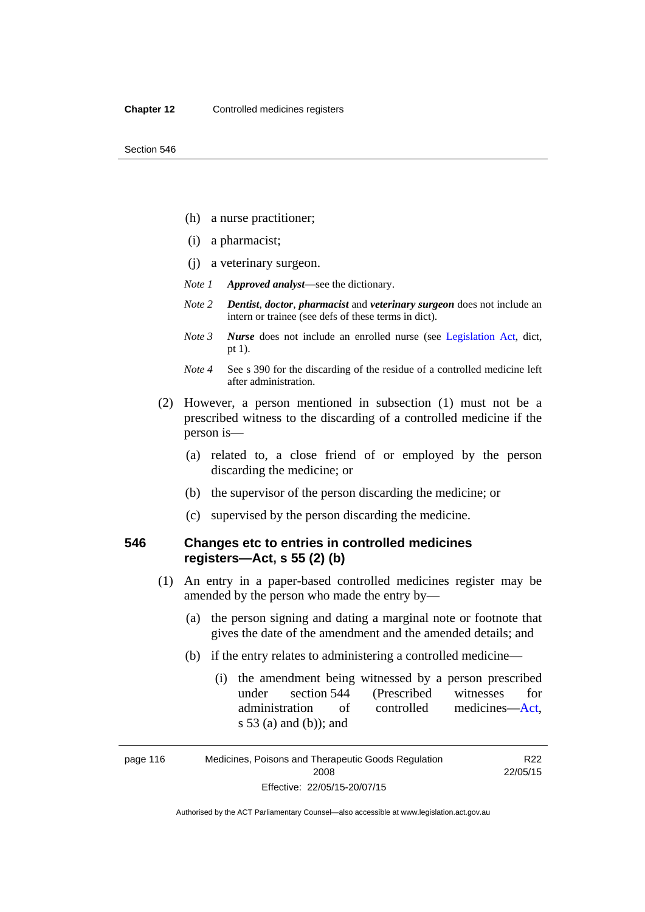(h) a nurse practitioner;

(i) a pharmacist;

(j) a veterinary surgeon.

*Note 1* ***Approved analyst***—see the dictionary.

*Note 2* ***Dentist***, ***doctor***, ***pharmacist*** and ***veterinary surgeon*** does not include an intern or trainee (see defs of these terms in dict).

*Note 3* ***Nurse*** does not include an enrolled nurse (see Legislation Act, dict, pt 1).

*Note 4* See s 390 for the discarding of the residue of a controlled medicine left after administration.

(2) However, a person mentioned in subsection (1) must not be a prescribed witness to the discarding of a controlled medicine if the person is—

(a) related to, a close friend of or employed by the person discarding the medicine; or

(b) the supervisor of the person discarding the medicine; or

(c) supervised by the person discarding the medicine.

## 546 Changes etc to entries in controlled medicines registers—Act, s 55 (2) (b)

(1) An entry in a paper-based controlled medicines register may be amended by the person who made the entry by—

(a) the person signing and dating a marginal note or footnote that gives the date of the amendment and the amended details; and

(b) if the entry relates to administering a controlled medicine—

(i) the amendment being witnessed by a person prescribed under section 544 (Prescribed witnesses for administration of controlled medicines—Act, s 53 (a) and (b)); and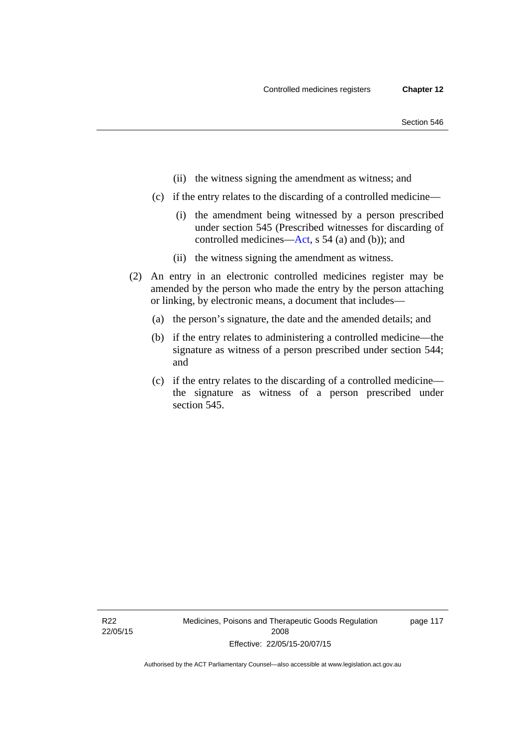(ii) the witness signing the amendment as witness; and

(c) if the entry relates to the discarding of a controlled medicine—

(i) the amendment being witnessed by a person prescribed under section 545 (Prescribed witnesses for discarding of controlled medicines—Act, s 54 (a) and (b)); and

(ii) the witness signing the amendment as witness.

(2) An entry in an electronic controlled medicines register may be amended by the person who made the entry by the person attaching or linking, by electronic means, a document that includes—

(a) the person's signature, the date and the amended details; and

(b) if the entry relates to administering a controlled medicine—the signature as witness of a person prescribed under section 544; and

(c) if the entry relates to the discarding of a controlled medicine—the signature as witness of a person prescribed under section 545.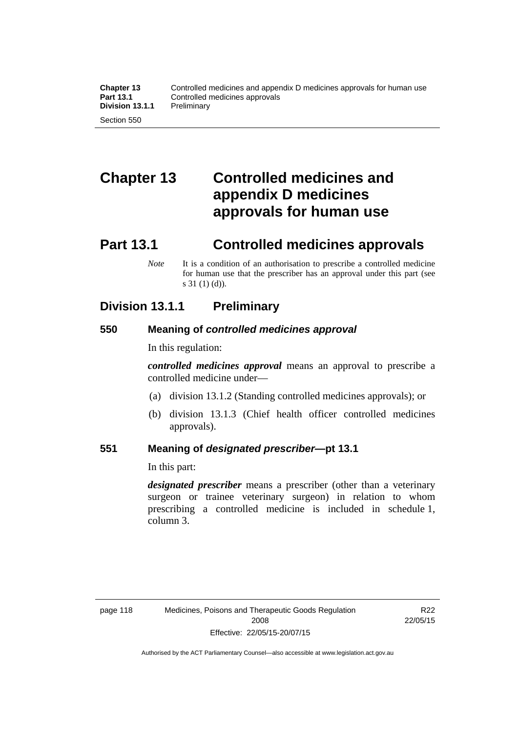# Chapter 13 Controlled medicines and appendix D medicines approvals for human use

## Part 13.1 Controlled medicines approvals

*Note* It is a condition of an authorisation to prescribe a controlled medicine for human use that the prescriber has an approval under this part (see s 31 (1) (d)).

### Division 13.1.1 Preliminary

#### 550 Meaning of *controlled medicines approval*

In this regulation:

***controlled medicines approval*** means an approval to prescribe a controlled medicine under—

(a) division 13.1.2 (Standing controlled medicines approvals); or

(b) division 13.1.3 (Chief health officer controlled medicines approvals).

#### 551 Meaning of *designated prescriber*—pt 13.1

In this part:

***designated prescriber*** means a prescriber (other than a veterinary surgeon or trainee veterinary surgeon) in relation to whom prescribing a controlled medicine is included in schedule 1, column 3.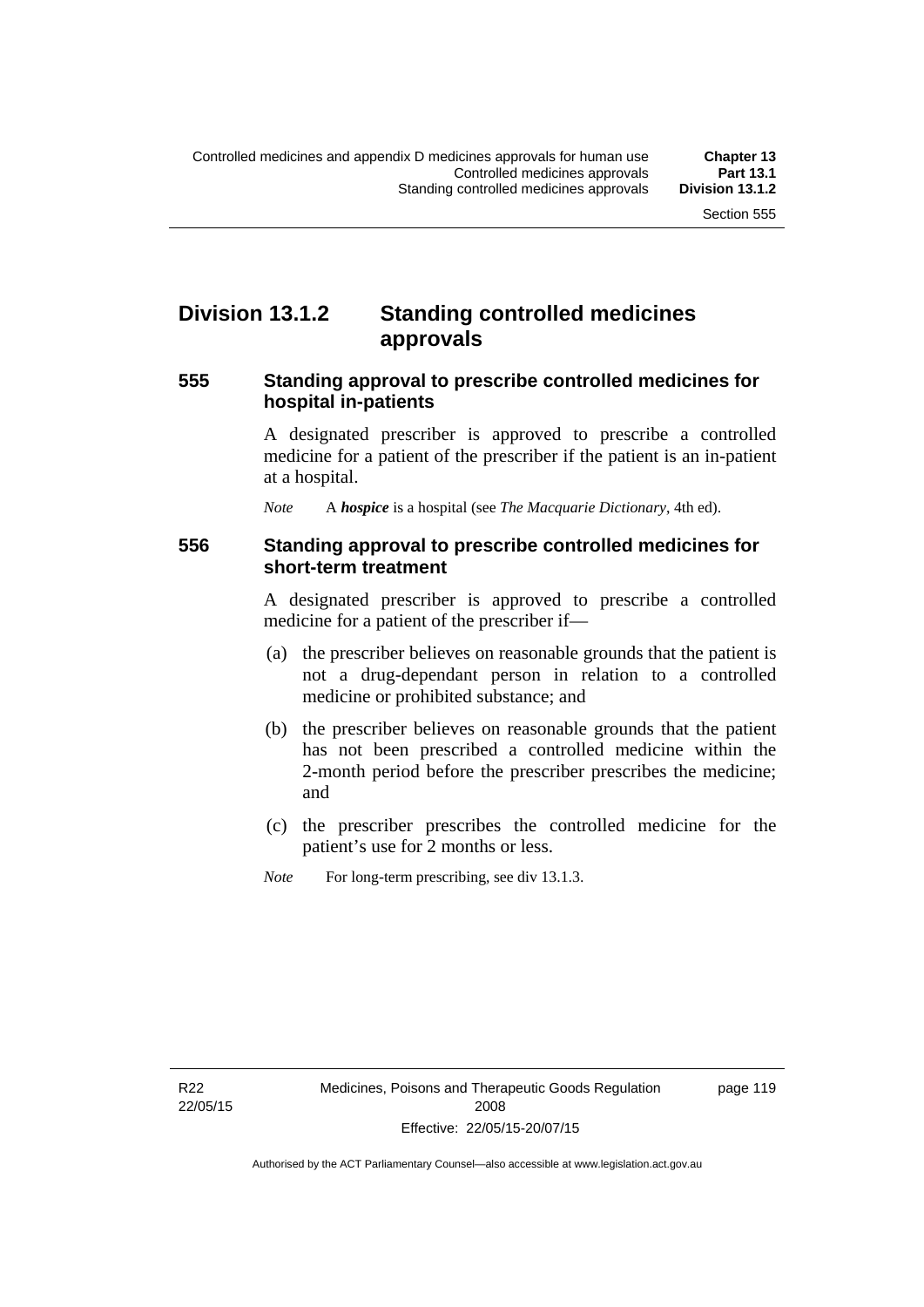## Division 13.1.2 Standing controlled medicines approvals

### 555 Standing approval to prescribe controlled medicines for hospital in-patients

A designated prescriber is approved to prescribe a controlled medicine for a patient of the prescriber if the patient is an in-patient at a hospital.

*Note* A ***hospice*** is a hospital (see *The Macquarie Dictionary*, 4th ed).

### 556 Standing approval to prescribe controlled medicines for short-term treatment

A designated prescriber is approved to prescribe a controlled medicine for a patient of the prescriber if—

(a) the prescriber believes on reasonable grounds that the patient is not a drug-dependant person in relation to a controlled medicine or prohibited substance; and

(b) the prescriber believes on reasonable grounds that the patient has not been prescribed a controlled medicine within the 2-month period before the prescriber prescribes the medicine; and

(c) the prescriber prescribes the controlled medicine for the patient's use for 2 months or less.

*Note* For long-term prescribing, see div 13.1.3.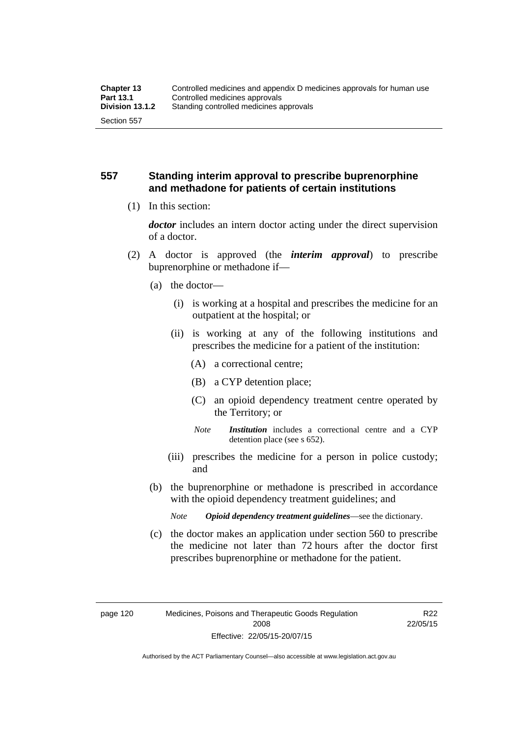## 557 Standing interim approval to prescribe buprenorphine and methadone for patients of certain institutions

(1) In this section:

***doctor*** includes an intern doctor acting under the direct supervision of a doctor.

(2) A doctor is approved (the ***interim approval***) to prescribe buprenorphine or methadone if—

(a) the doctor—

(i) is working at a hospital and prescribes the medicine for an outpatient at the hospital; or

(ii) is working at any of the following institutions and prescribes the medicine for a patient of the institution:

(A) a correctional centre;

(B) a CYP detention place;

(C) an opioid dependency treatment centre operated by the Territory; or

*Note* ***Institution*** includes a correctional centre and a CYP detention place (see s 652).

(iii) prescribes the medicine for a person in police custody; and

(b) the buprenorphine or methadone is prescribed in accordance with the opioid dependency treatment guidelines; and

*Note* ***Opioid dependency treatment guidelines***—see the dictionary.

(c) the doctor makes an application under section 560 to prescribe the medicine not later than 72 hours after the doctor first prescribes buprenorphine or methadone for the patient.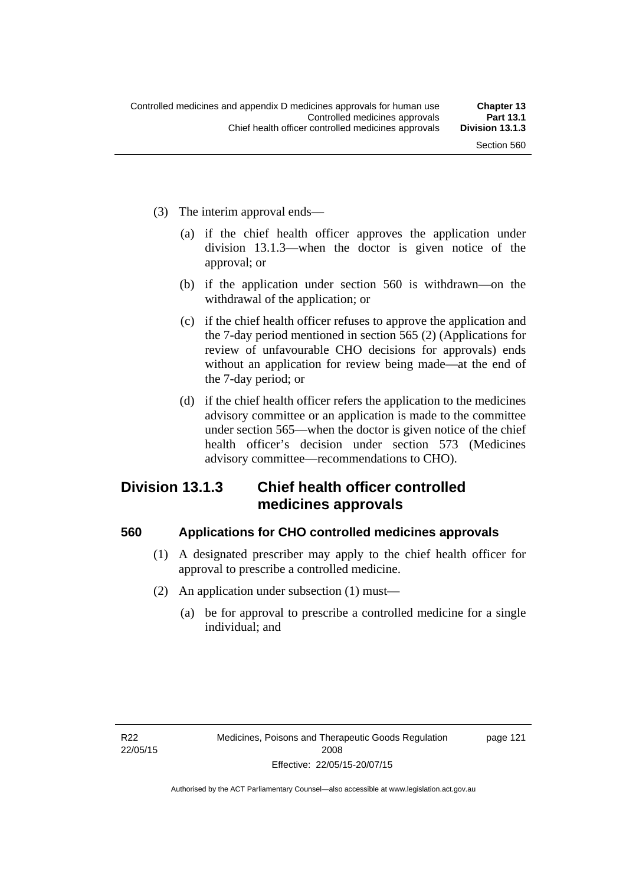(3) The interim approval ends—

(a) if the chief health officer approves the application under division 13.1.3—when the doctor is given notice of the approval; or

(b) if the application under section 560 is withdrawn—on the withdrawal of the application; or

(c) if the chief health officer refuses to approve the application and the 7-day period mentioned in section 565 (2) (Applications for review of unfavourable CHO decisions for approvals) ends without an application for review being made—at the end of the 7-day period; or

(d) if the chief health officer refers the application to the medicines advisory committee or an application is made to the committee under section 565—when the doctor is given notice of the chief health officer's decision under section 573 (Medicines advisory committee—recommendations to CHO).

## Division 13.1.3 Chief health officer controlled medicines approvals

### 560 Applications for CHO controlled medicines approvals

(1) A designated prescriber may apply to the chief health officer for approval to prescribe a controlled medicine.

(2) An application under subsection (1) must—

(a) be for approval to prescribe a controlled medicine for a single individual; and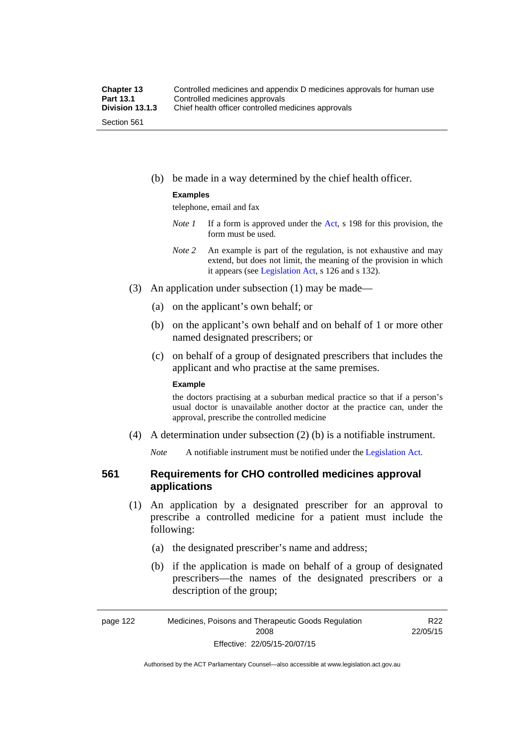(b) be made in a way determined by the chief health officer.

**Examples**

telephone, email and fax

*Note 1* If a form is approved under the Act, s 198 for this provision, the form must be used.

*Note 2* An example is part of the regulation, is not exhaustive and may extend, but does not limit, the meaning of the provision in which it appears (see Legislation Act, s 126 and s 132).

(3) An application under subsection (1) may be made—

(a) on the applicant's own behalf; or

(b) on the applicant's own behalf and on behalf of 1 or more other named designated prescribers; or

(c) on behalf of a group of designated prescribers that includes the applicant and who practise at the same premises.

**Example**

the doctors practising at a suburban medical practice so that if a person's usual doctor is unavailable another doctor at the practice can, under the approval, prescribe the controlled medicine

(4) A determination under subsection (2) (b) is a notifiable instrument.

*Note* A notifiable instrument must be notified under the Legislation Act.

## 561 Requirements for CHO controlled medicines approval applications

(1) An application by a designated prescriber for an approval to prescribe a controlled medicine for a patient must include the following:

(a) the designated prescriber's name and address;

(b) if the application is made on behalf of a group of designated prescribers—the names of the designated prescribers or a description of the group;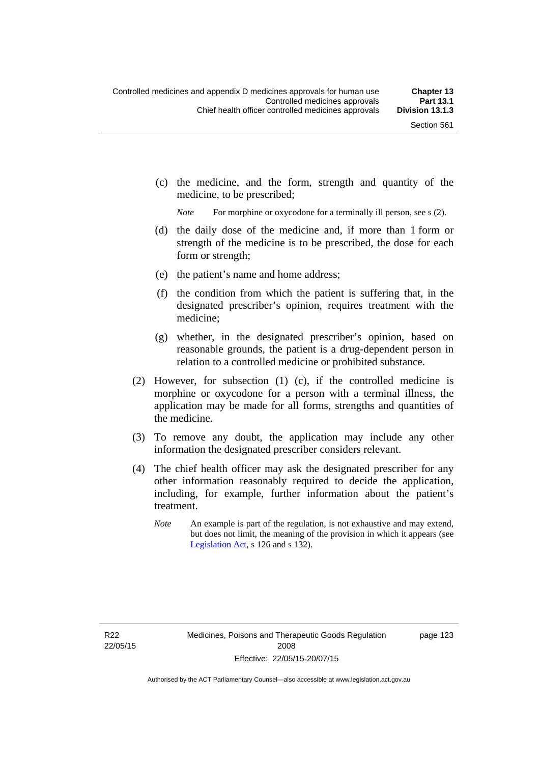(c) the medicine, and the form, strength and quantity of the medicine, to be prescribed;

*Note* For morphine or oxycodone for a terminally ill person, see s (2).

(d) the daily dose of the medicine and, if more than 1 form or strength of the medicine is to be prescribed, the dose for each form or strength;

(e) the patient's name and home address;

(f) the condition from which the patient is suffering that, in the designated prescriber's opinion, requires treatment with the medicine;

(g) whether, in the designated prescriber's opinion, based on reasonable grounds, the patient is a drug-dependent person in relation to a controlled medicine or prohibited substance.

(2) However, for subsection (1) (c), if the controlled medicine is morphine or oxycodone for a person with a terminal illness, the application may be made for all forms, strengths and quantities of the medicine.

(3) To remove any doubt, the application may include any other information the designated prescriber considers relevant.

(4) The chief health officer may ask the designated prescriber for any other information reasonably required to decide the application, including, for example, further information about the patient's treatment.

*Note* An example is part of the regulation, is not exhaustive and may extend, but does not limit, the meaning of the provision in which it appears (see Legislation Act, s 126 and s 132).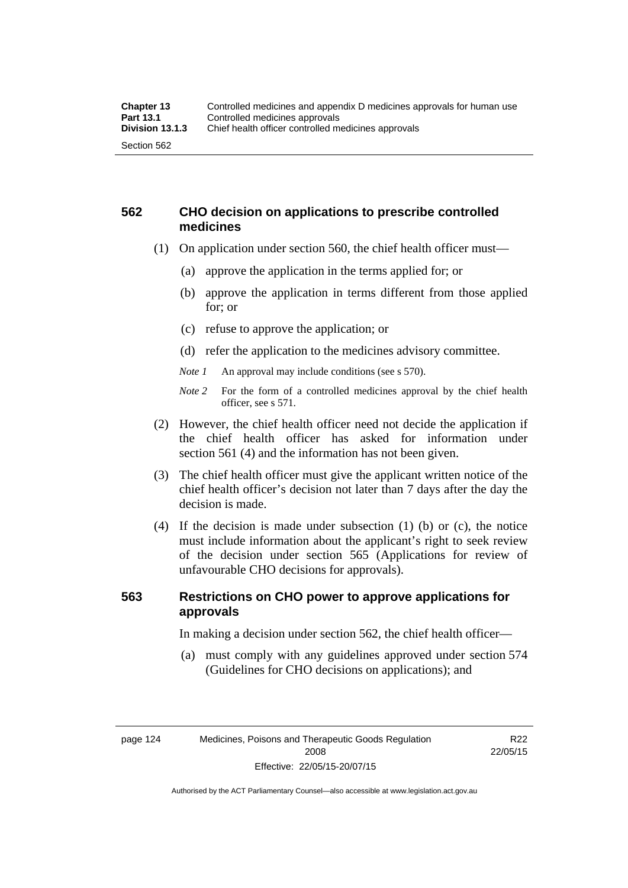## 562 CHO decision on applications to prescribe controlled medicines

(1) On application under section 560, the chief health officer must—

(a) approve the application in the terms applied for; or

(b) approve the application in terms different from those applied for; or

(c) refuse to approve the application; or

(d) refer the application to the medicines advisory committee.

*Note 1* An approval may include conditions (see s 570).

*Note 2* For the form of a controlled medicines approval by the chief health officer, see s 571.

(2) However, the chief health officer need not decide the application if the chief health officer has asked for information under section 561 (4) and the information has not been given.

(3) The chief health officer must give the applicant written notice of the chief health officer's decision not later than 7 days after the day the decision is made.

(4) If the decision is made under subsection (1) (b) or (c), the notice must include information about the applicant's right to seek review of the decision under section 565 (Applications for review of unfavourable CHO decisions for approvals).

## 563 Restrictions on CHO power to approve applications for approvals

In making a decision under section 562, the chief health officer—

(a) must comply with any guidelines approved under section 574 (Guidelines for CHO decisions on applications); and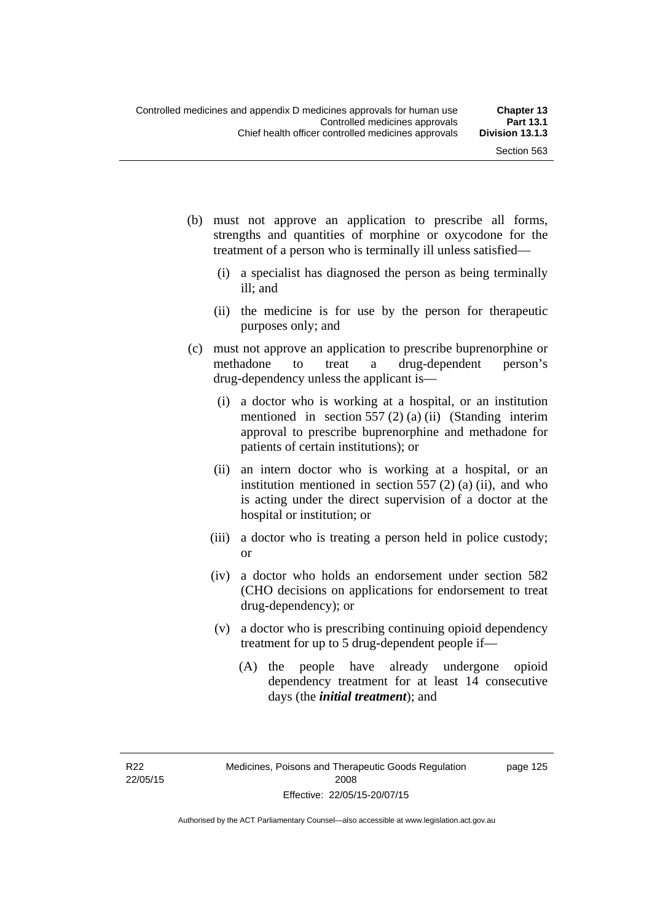(b) must not approve an application to prescribe all forms, strengths and quantities of morphine or oxycodone for the treatment of a person who is terminally ill unless satisfied—

   (i) a specialist has diagnosed the person as being terminally ill; and

   (ii) the medicine is for use by the person for therapeutic purposes only; and

(c) must not approve an application to prescribe buprenorphine or methadone to treat a drug-dependent person's drug-dependency unless the applicant is—

   (i) a doctor who is working at a hospital, or an institution mentioned in section 557 (2) (a) (ii) (Standing interim approval to prescribe buprenorphine and methadone for patients of certain institutions); or

   (ii) an intern doctor who is working at a hospital, or an institution mentioned in section 557 (2) (a) (ii), and who is acting under the direct supervision of a doctor at the hospital or institution; or

   (iii) a doctor who is treating a person held in police custody; or

   (iv) a doctor who holds an endorsement under section 582 (CHO decisions on applications for endorsement to treat drug-dependency); or

   (v) a doctor who is prescribing continuing opioid dependency treatment for up to 5 drug-dependent people if—

      (A) the people have already undergone opioid dependency treatment for at least 14 consecutive days (the ***initial treatment***); and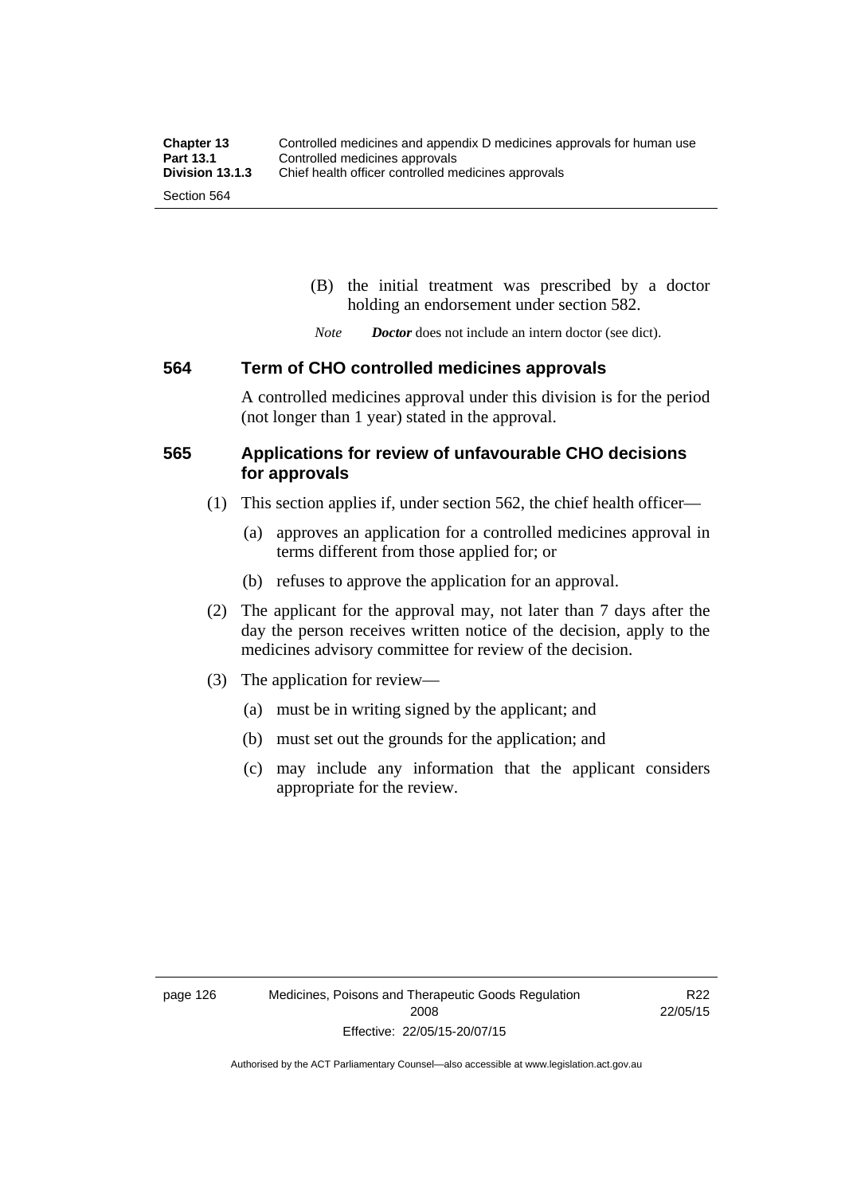(B) the initial treatment was prescribed by a doctor holding an endorsement under section 582.

*Note* ***Doctor*** does not include an intern doctor (see dict).

### 564 Term of CHO controlled medicines approvals

A controlled medicines approval under this division is for the period (not longer than 1 year) stated in the approval.

### 565 Applications for review of unfavourable CHO decisions for approvals

(1) This section applies if, under section 562, the chief health officer—

(a) approves an application for a controlled medicines approval in terms different from those applied for; or

(b) refuses to approve the application for an approval.

(2) The applicant for the approval may, not later than 7 days after the day the person receives written notice of the decision, apply to the medicines advisory committee for review of the decision.

(3) The application for review—

(a) must be in writing signed by the applicant; and

(b) must set out the grounds for the application; and

(c) may include any information that the applicant considers appropriate for the review.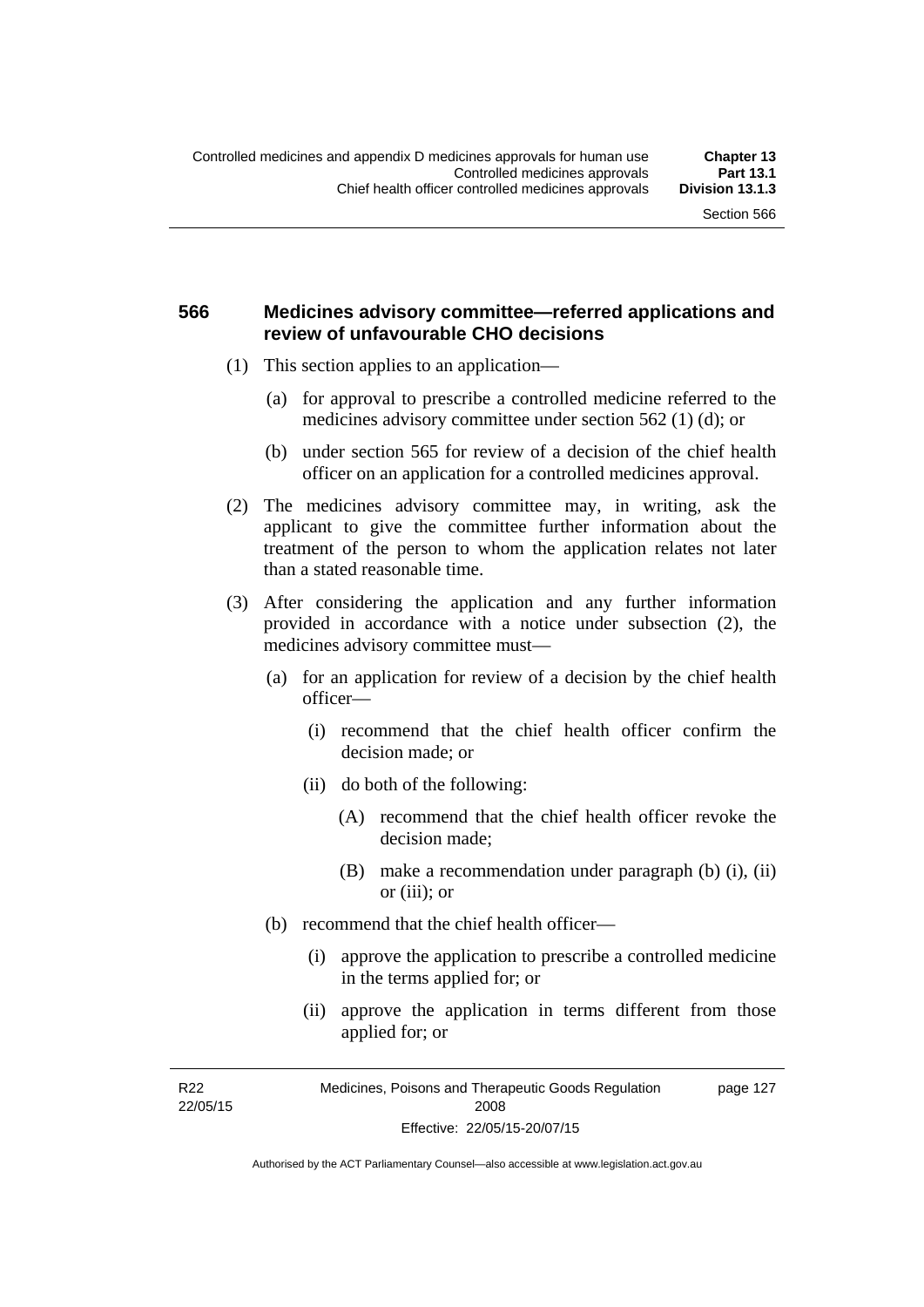## 566 Medicines advisory committee—referred applications and review of unfavourable CHO decisions

(1) This section applies to an application—

(a) for approval to prescribe a controlled medicine referred to the medicines advisory committee under section 562 (1) (d); or

(b) under section 565 for review of a decision of the chief health officer on an application for a controlled medicines approval.

(2) The medicines advisory committee may, in writing, ask the applicant to give the committee further information about the treatment of the person to whom the application relates not later than a stated reasonable time.

(3) After considering the application and any further information provided in accordance with a notice under subsection (2), the medicines advisory committee must—

(a) for an application for review of a decision by the chief health officer—

(i) recommend that the chief health officer confirm the decision made; or

(ii) do both of the following:

(A) recommend that the chief health officer revoke the decision made;

(B) make a recommendation under paragraph (b) (i), (ii) or (iii); or

(b) recommend that the chief health officer—

(i) approve the application to prescribe a controlled medicine in the terms applied for; or

(ii) approve the application in terms different from those applied for; or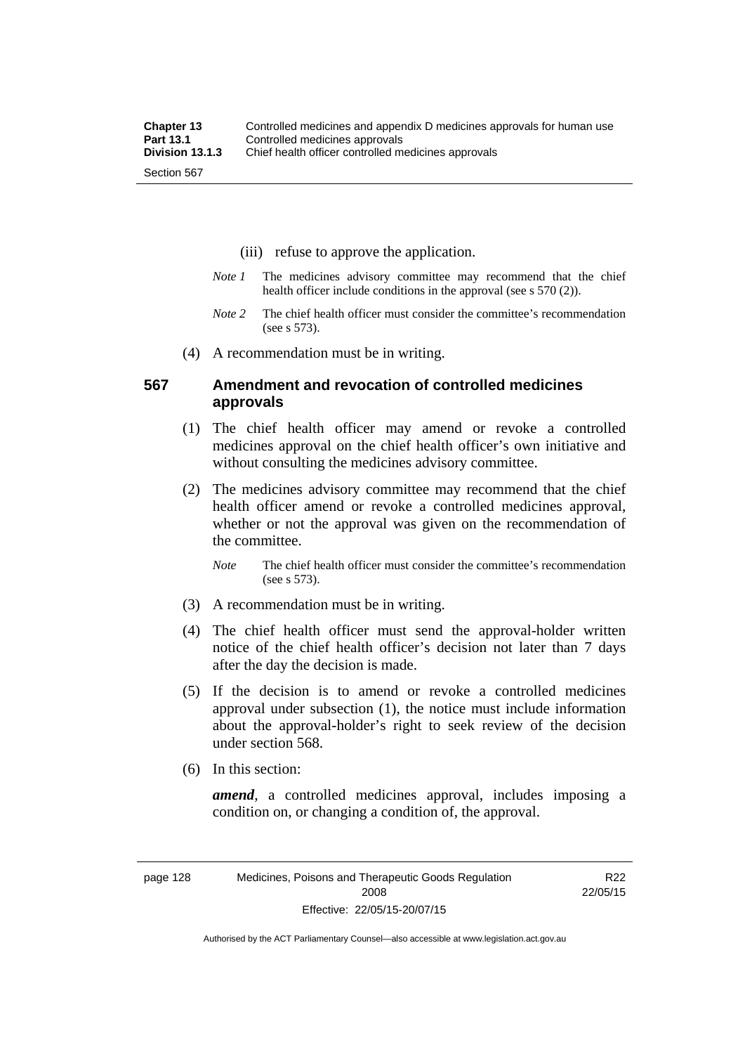(iii) refuse to approve the application.

*Note 1* The medicines advisory committee may recommend that the chief health officer include conditions in the approval (see s 570 (2)).

*Note 2* The chief health officer must consider the committee's recommendation (see s 573).

(4) A recommendation must be in writing.

### 567 Amendment and revocation of controlled medicines approvals

(1) The chief health officer may amend or revoke a controlled medicines approval on the chief health officer's own initiative and without consulting the medicines advisory committee.

(2) The medicines advisory committee may recommend that the chief health officer amend or revoke a controlled medicines approval, whether or not the approval was given on the recommendation of the committee.

*Note* The chief health officer must consider the committee's recommendation (see s 573).

(3) A recommendation must be in writing.

(4) The chief health officer must send the approval-holder written notice of the chief health officer's decision not later than 7 days after the day the decision is made.

(5) If the decision is to amend or revoke a controlled medicines approval under subsection (1), the notice must include information about the approval-holder's right to seek review of the decision under section 568.

(6) In this section:

***amend***, a controlled medicines approval, includes imposing a condition on, or changing a condition of, the approval.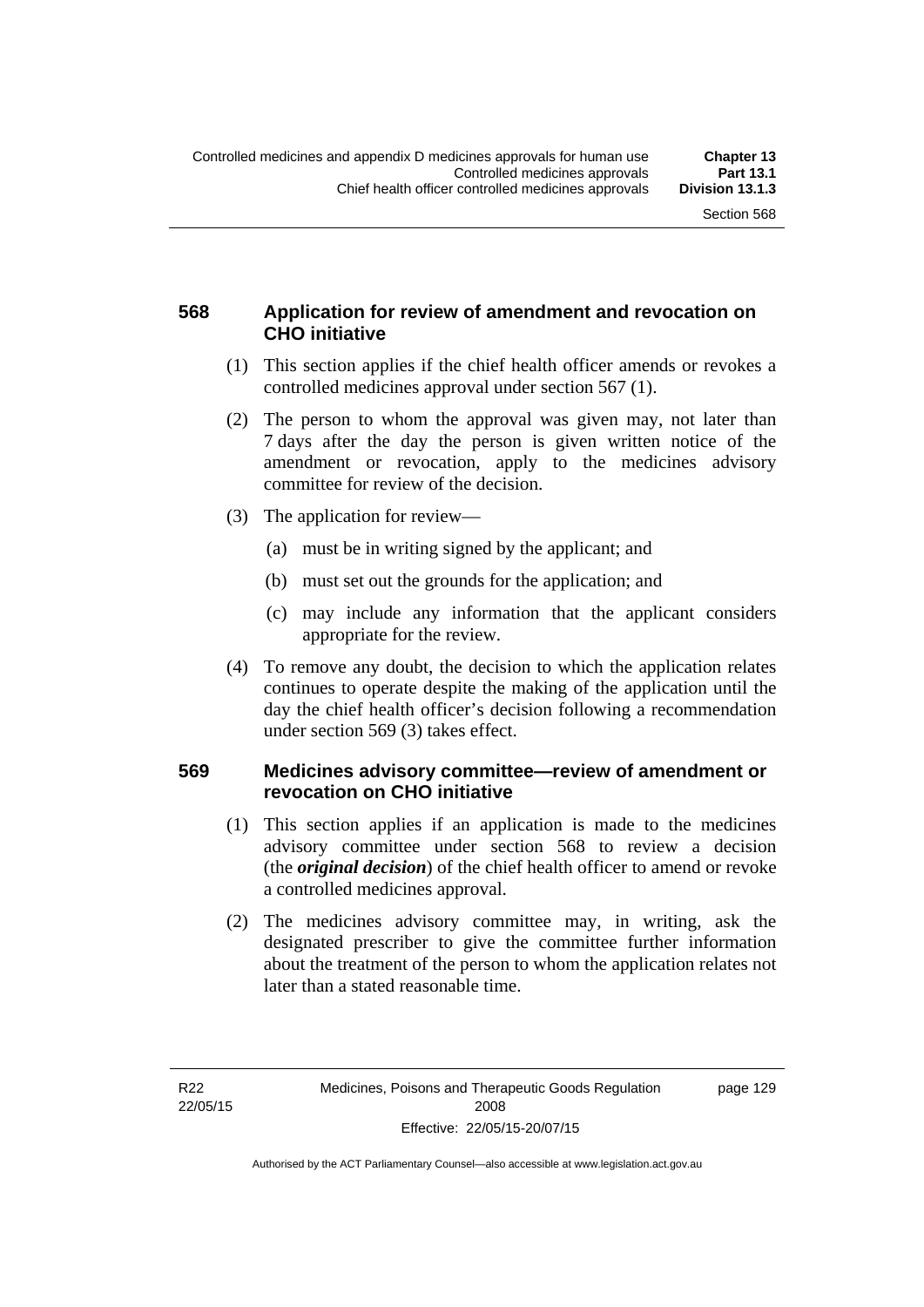### 568 Application for review of amendment and revocation on CHO initiative

(1) This section applies if the chief health officer amends or revokes a controlled medicines approval under section 567 (1).

(2) The person to whom the approval was given may, not later than 7 days after the day the person is given written notice of the amendment or revocation, apply to the medicines advisory committee for review of the decision.

(3) The application for review—

(a) must be in writing signed by the applicant; and

(b) must set out the grounds for the application; and

(c) may include any information that the applicant considers appropriate for the review.

(4) To remove any doubt, the decision to which the application relates continues to operate despite the making of the application until the day the chief health officer's decision following a recommendation under section 569 (3) takes effect.

### 569 Medicines advisory committee—review of amendment or revocation on CHO initiative

(1) This section applies if an application is made to the medicines advisory committee under section 568 to review a decision (the ***original decision***) of the chief health officer to amend or revoke a controlled medicines approval.

(2) The medicines advisory committee may, in writing, ask the designated prescriber to give the committee further information about the treatment of the person to whom the application relates not later than a stated reasonable time.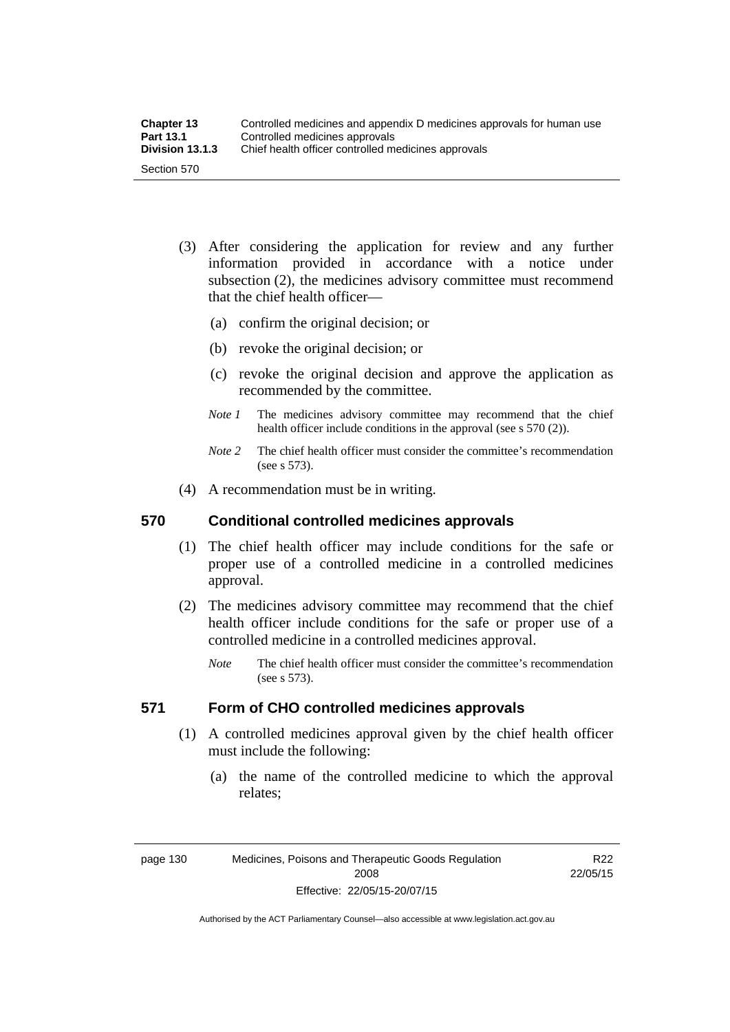(3) After considering the application for review and any further information provided in accordance with a notice under subsection (2), the medicines advisory committee must recommend that the chief health officer—

(a) confirm the original decision; or

(b) revoke the original decision; or

(c) revoke the original decision and approve the application as recommended by the committee.

*Note 1* The medicines advisory committee may recommend that the chief health officer include conditions in the approval (see s 570 (2)).

*Note 2* The chief health officer must consider the committee's recommendation (see s 573).

(4) A recommendation must be in writing.

## 570 Conditional controlled medicines approvals

(1) The chief health officer may include conditions for the safe or proper use of a controlled medicine in a controlled medicines approval.

(2) The medicines advisory committee may recommend that the chief health officer include conditions for the safe or proper use of a controlled medicine in a controlled medicines approval.

*Note* The chief health officer must consider the committee's recommendation (see s 573).

## 571 Form of CHO controlled medicines approvals

(1) A controlled medicines approval given by the chief health officer must include the following:

(a) the name of the controlled medicine to which the approval relates;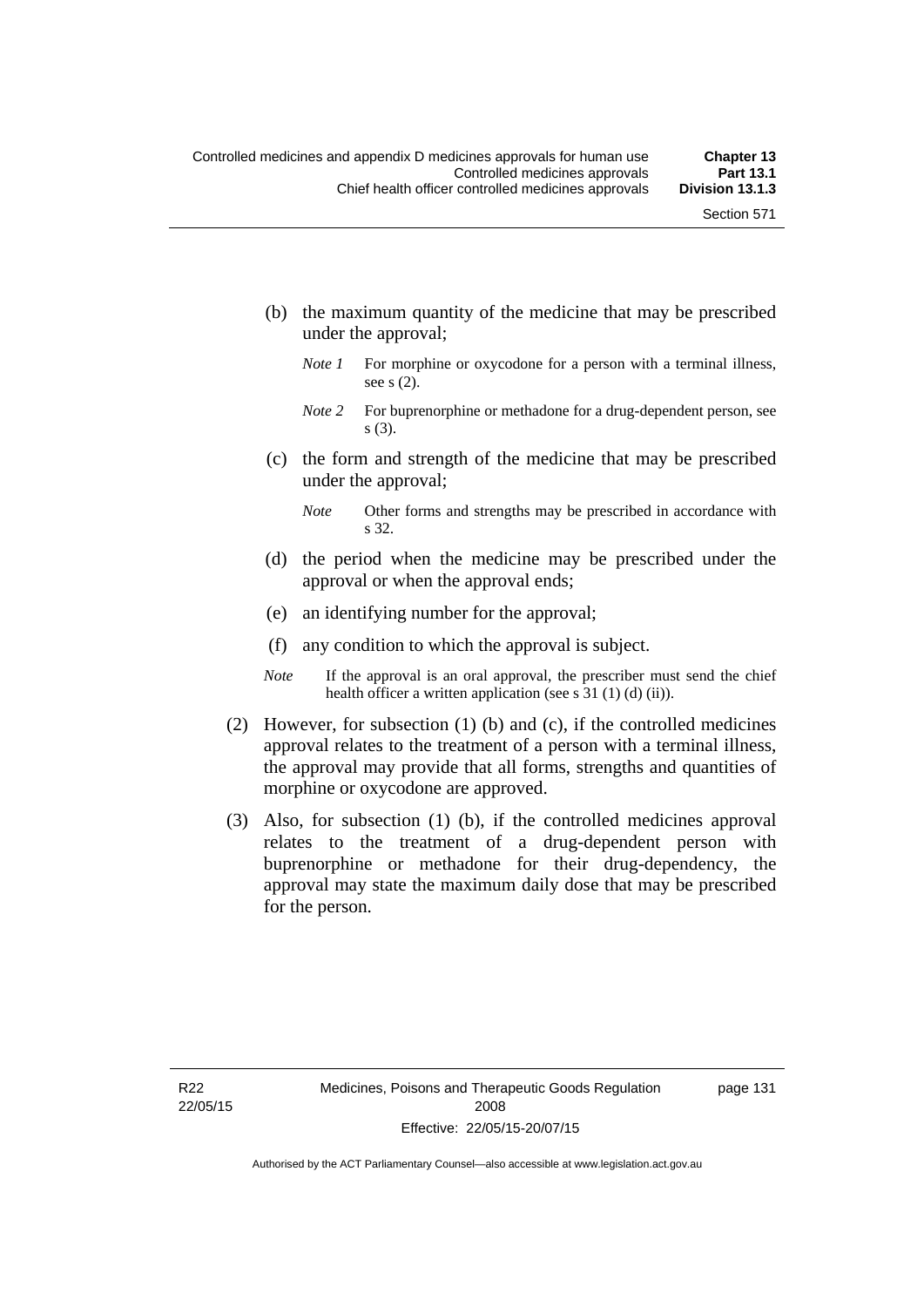(b) the maximum quantity of the medicine that may be prescribed under the approval;

*Note 1* For morphine or oxycodone for a person with a terminal illness, see s (2).

*Note 2* For buprenorphine or methadone for a drug-dependent person, see s (3).

(c) the form and strength of the medicine that may be prescribed under the approval;

*Note* Other forms and strengths may be prescribed in accordance with s 32.

(d) the period when the medicine may be prescribed under the approval or when the approval ends;

(e) an identifying number for the approval;

(f) any condition to which the approval is subject.

*Note* If the approval is an oral approval, the prescriber must send the chief health officer a written application (see s 31 (1) (d) (ii)).

(2) However, for subsection (1) (b) and (c), if the controlled medicines approval relates to the treatment of a person with a terminal illness, the approval may provide that all forms, strengths and quantities of morphine or oxycodone are approved.

(3) Also, for subsection (1) (b), if the controlled medicines approval relates to the treatment of a drug-dependent person with buprenorphine or methadone for their drug-dependency, the approval may state the maximum daily dose that may be prescribed for the person.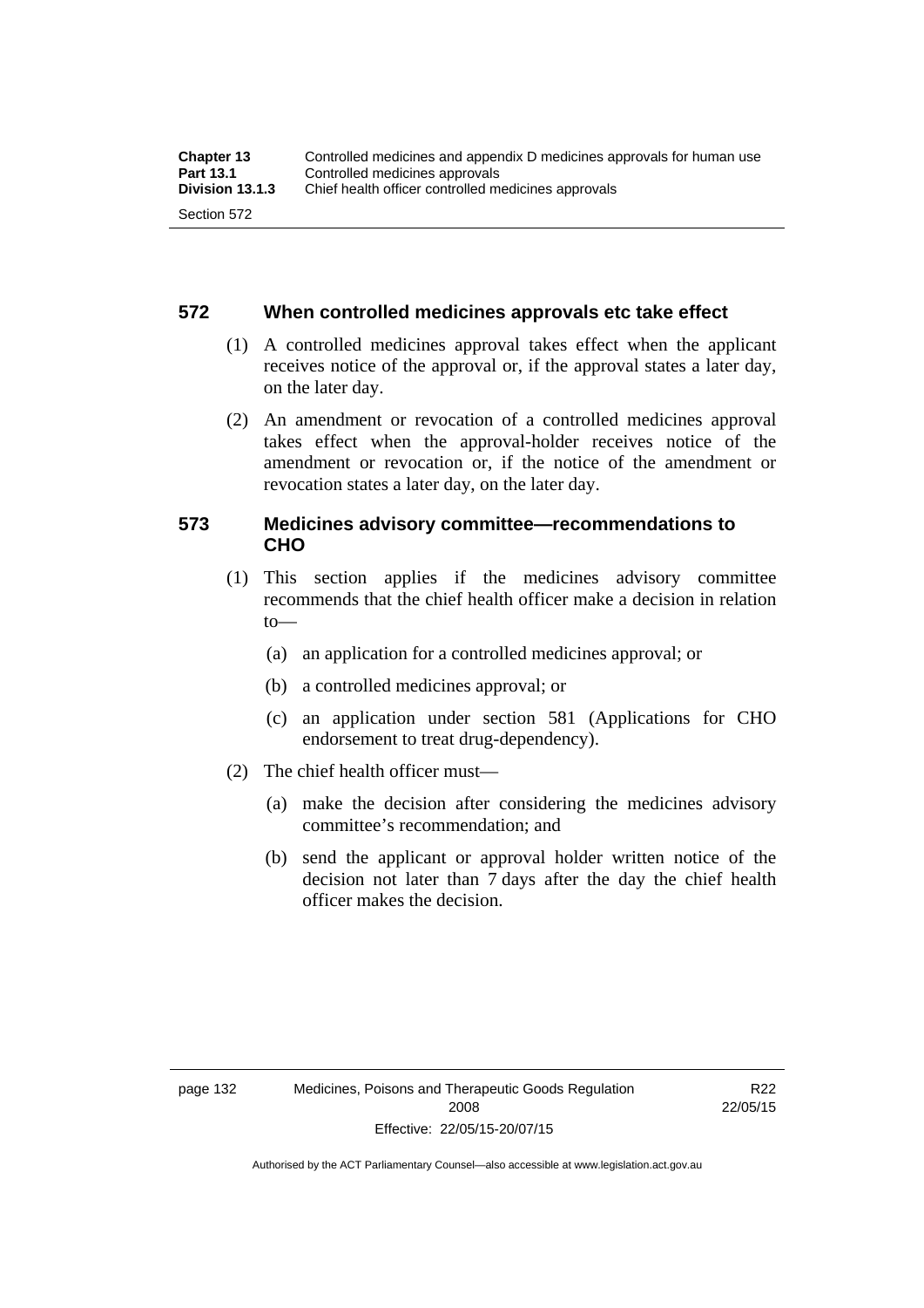### 572 When controlled medicines approvals etc take effect

(1) A controlled medicines approval takes effect when the applicant receives notice of the approval or, if the approval states a later day, on the later day.

(2) An amendment or revocation of a controlled medicines approval takes effect when the approval-holder receives notice of the amendment or revocation or, if the notice of the amendment or revocation states a later day, on the later day.

### 573 Medicines advisory committee—recommendations to CHO

(1) This section applies if the medicines advisory committee recommends that the chief health officer make a decision in relation to—

(a) an application for a controlled medicines approval; or

(b) a controlled medicines approval; or

(c) an application under section 581 (Applications for CHO endorsement to treat drug-dependency).

(2) The chief health officer must—

(a) make the decision after considering the medicines advisory committee's recommendation; and

(b) send the applicant or approval holder written notice of the decision not later than 7 days after the day the chief health officer makes the decision.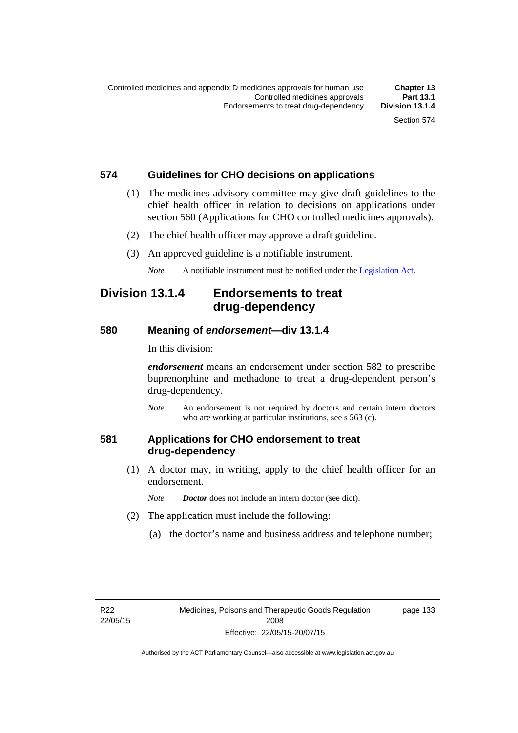## 574 Guidelines for CHO decisions on applications

(1) The medicines advisory committee may give draft guidelines to the chief health officer in relation to decisions on applications under section 560 (Applications for CHO controlled medicines approvals).

(2) The chief health officer may approve a draft guideline.

(3) An approved guideline is a notifiable instrument.

*Note* A notifiable instrument must be notified under the Legislation Act.

# Division 13.1.4 Endorsements to treat drug-dependency

## 580 Meaning of *endorsement*—div 13.1.4

In this division:

***endorsement*** means an endorsement under section 582 to prescribe buprenorphine and methadone to treat a drug-dependent person's drug-dependency.

*Note* An endorsement is not required by doctors and certain intern doctors who are working at particular institutions, see s 563 (c).

## 581 Applications for CHO endorsement to treat drug-dependency

(1) A doctor may, in writing, apply to the chief health officer for an endorsement.

*Note* ***Doctor*** does not include an intern doctor (see dict).

(2) The application must include the following:

(a) the doctor's name and business address and telephone number;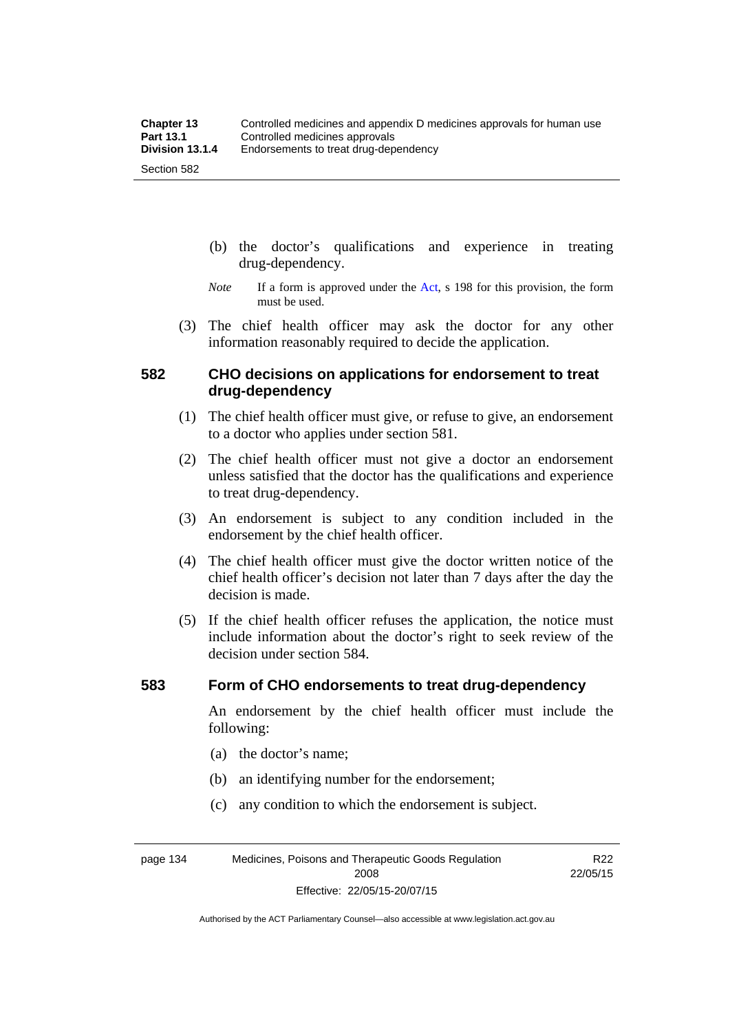(b) the doctor's qualifications and experience in treating drug-dependency.

*Note* If a form is approved under the Act, s 198 for this provision, the form must be used.

(3) The chief health officer may ask the doctor for any other information reasonably required to decide the application.

## 582 CHO decisions on applications for endorsement to treat drug-dependency

(1) The chief health officer must give, or refuse to give, an endorsement to a doctor who applies under section 581.

(2) The chief health officer must not give a doctor an endorsement unless satisfied that the doctor has the qualifications and experience to treat drug-dependency.

(3) An endorsement is subject to any condition included in the endorsement by the chief health officer.

(4) The chief health officer must give the doctor written notice of the chief health officer's decision not later than 7 days after the day the decision is made.

(5) If the chief health officer refuses the application, the notice must include information about the doctor's right to seek review of the decision under section 584.

## 583 Form of CHO endorsements to treat drug-dependency

An endorsement by the chief health officer must include the following:

(a) the doctor's name;

(b) an identifying number for the endorsement;

(c) any condition to which the endorsement is subject.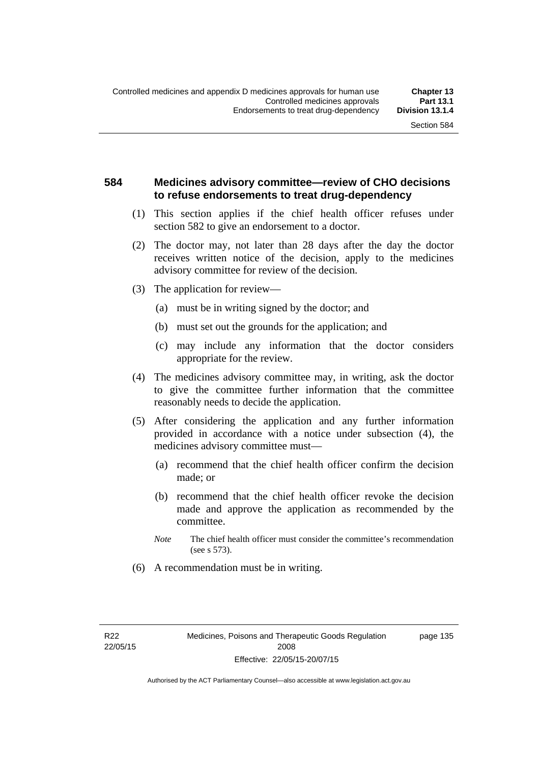## 584 Medicines advisory committee—review of CHO decisions to refuse endorsements to treat drug-dependency

(1) This section applies if the chief health officer refuses under section 582 to give an endorsement to a doctor.

(2) The doctor may, not later than 28 days after the day the doctor receives written notice of the decision, apply to the medicines advisory committee for review of the decision.

(3) The application for review—

(a) must be in writing signed by the doctor; and

(b) must set out the grounds for the application; and

(c) may include any information that the doctor considers appropriate for the review.

(4) The medicines advisory committee may, in writing, ask the doctor to give the committee further information that the committee reasonably needs to decide the application.

(5) After considering the application and any further information provided in accordance with a notice under subsection (4), the medicines advisory committee must—

(a) recommend that the chief health officer confirm the decision made; or

(b) recommend that the chief health officer revoke the decision made and approve the application as recommended by the committee.

*Note* The chief health officer must consider the committee's recommendation (see s 573).

(6) A recommendation must be in writing.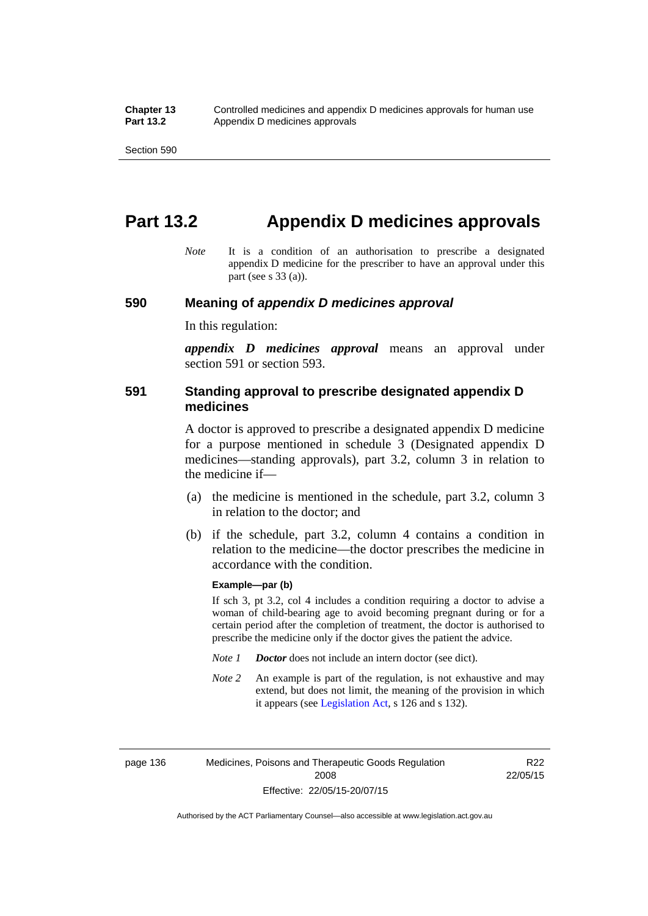# Part 13.2 Appendix D medicines approvals

*Note* It is a condition of an authorisation to prescribe a designated appendix D medicine for the prescriber to have an approval under this part (see s 33 (a)).

## 590 Meaning of *appendix D medicines approval*

In this regulation:

***appendix D medicines approval*** means an approval under section 591 or section 593.

## 591 Standing approval to prescribe designated appendix D medicines

A doctor is approved to prescribe a designated appendix D medicine for a purpose mentioned in schedule 3 (Designated appendix D medicines—standing approvals), part 3.2, column 3 in relation to the medicine if—

(a) the medicine is mentioned in the schedule, part 3.2, column 3 in relation to the doctor; and

(b) if the schedule, part 3.2, column 4 contains a condition in relation to the medicine—the doctor prescribes the medicine in accordance with the condition.

**Example—par (b)**

If sch 3, pt 3.2, col 4 includes a condition requiring a doctor to advise a woman of child-bearing age to avoid becoming pregnant during or for a certain period after the completion of treatment, the doctor is authorised to prescribe the medicine only if the doctor gives the patient the advice.

*Note 1* ***Doctor*** does not include an intern doctor (see dict).

*Note 2* An example is part of the regulation, is not exhaustive and may extend, but does not limit, the meaning of the provision in which it appears (see Legislation Act, s 126 and s 132).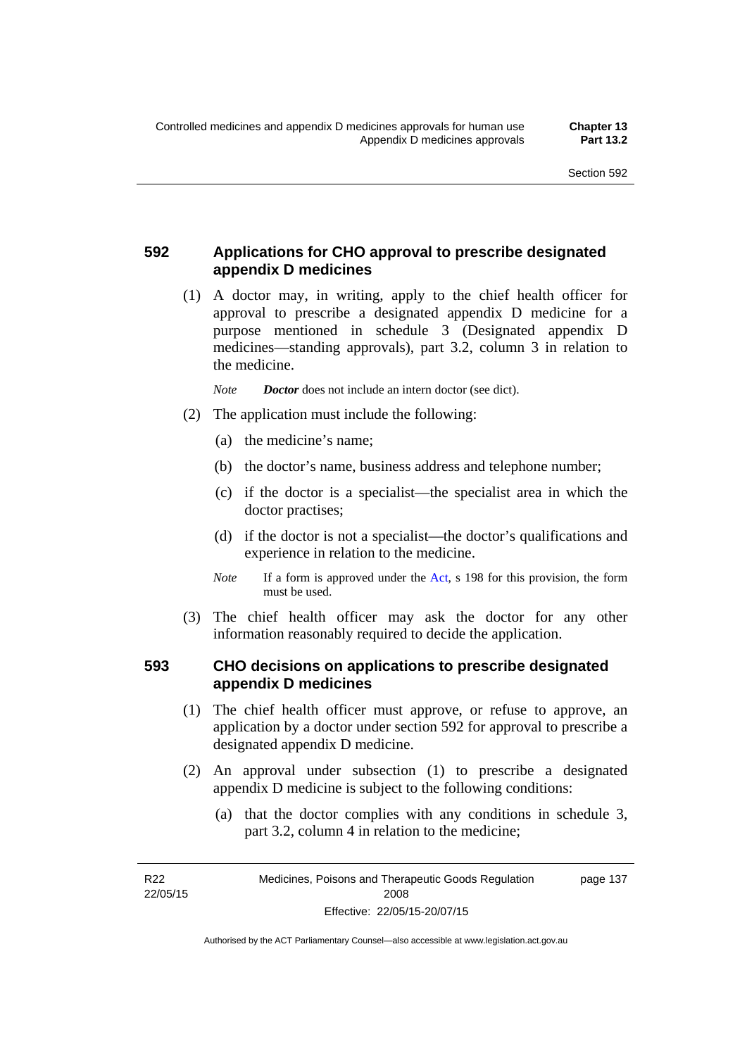## 592 Applications for CHO approval to prescribe designated appendix D medicines

(1) A doctor may, in writing, apply to the chief health officer for approval to prescribe a designated appendix D medicine for a purpose mentioned in schedule 3 (Designated appendix D medicines—standing approvals), part 3.2, column 3 in relation to the medicine.

*Note* ***Doctor*** does not include an intern doctor (see dict).

(2) The application must include the following:

(a) the medicine's name;

(b) the doctor's name, business address and telephone number;

(c) if the doctor is a specialist—the specialist area in which the doctor practises;

(d) if the doctor is not a specialist—the doctor's qualifications and experience in relation to the medicine.

*Note* If a form is approved under the Act, s 198 for this provision, the form must be used.

(3) The chief health officer may ask the doctor for any other information reasonably required to decide the application.

## 593 CHO decisions on applications to prescribe designated appendix D medicines

(1) The chief health officer must approve, or refuse to approve, an application by a doctor under section 592 for approval to prescribe a designated appendix D medicine.

(2) An approval under subsection (1) to prescribe a designated appendix D medicine is subject to the following conditions:

(a) that the doctor complies with any conditions in schedule 3, part 3.2, column 4 in relation to the medicine;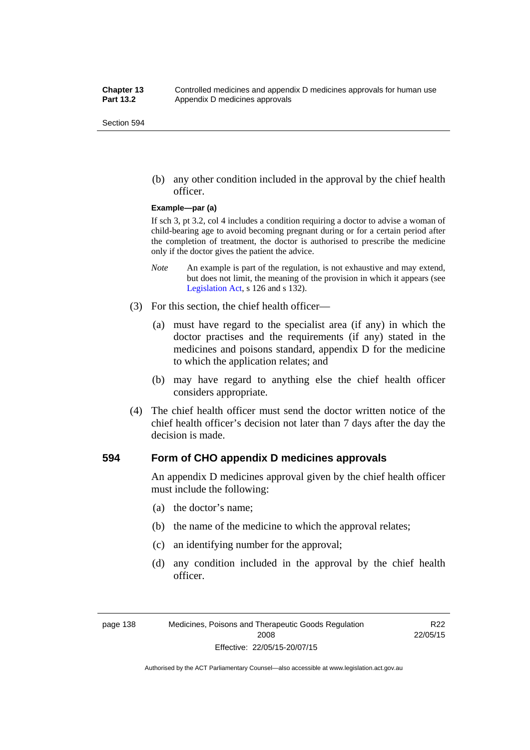(b) any other condition included in the approval by the chief health officer.

**Example—par (a)**

If sch 3, pt 3.2, col 4 includes a condition requiring a doctor to advise a woman of child-bearing age to avoid becoming pregnant during or for a certain period after the completion of treatment, the doctor is authorised to prescribe the medicine only if the doctor gives the patient the advice.

*Note* An example is part of the regulation, is not exhaustive and may extend, but does not limit, the meaning of the provision in which it appears (see Legislation Act, s 126 and s 132).

(3) For this section, the chief health officer—

(a) must have regard to the specialist area (if any) in which the doctor practises and the requirements (if any) stated in the medicines and poisons standard, appendix D for the medicine to which the application relates; and

(b) may have regard to anything else the chief health officer considers appropriate.

(4) The chief health officer must send the doctor written notice of the chief health officer's decision not later than 7 days after the day the decision is made.

## 594 Form of CHO appendix D medicines approvals

An appendix D medicines approval given by the chief health officer must include the following:

(a) the doctor's name;

(b) the name of the medicine to which the approval relates;

(c) an identifying number for the approval;

(d) any condition included in the approval by the chief health officer.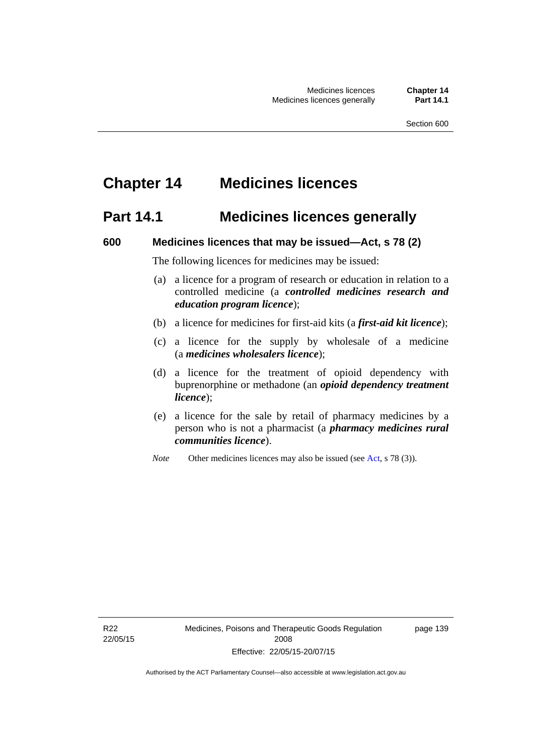# Chapter 14 Medicines licences

## Part 14.1 Medicines licences generally

### 600 Medicines licences that may be issued—Act, s 78 (2)

The following licences for medicines may be issued:

(a) a licence for a program of research or education in relation to a controlled medicine (a ***controlled medicines research and education program licence***);

(b) a licence for medicines for first-aid kits (a ***first-aid kit licence***);

(c) a licence for the supply by wholesale of a medicine (a ***medicines wholesalers licence***);

(d) a licence for the treatment of opioid dependency with buprenorphine or methadone (an ***opioid dependency treatment licence***);

(e) a licence for the sale by retail of pharmacy medicines by a person who is not a pharmacist (a ***pharmacy medicines rural communities licence***).

*Note* Other medicines licences may also be issued (see Act, s 78 (3)).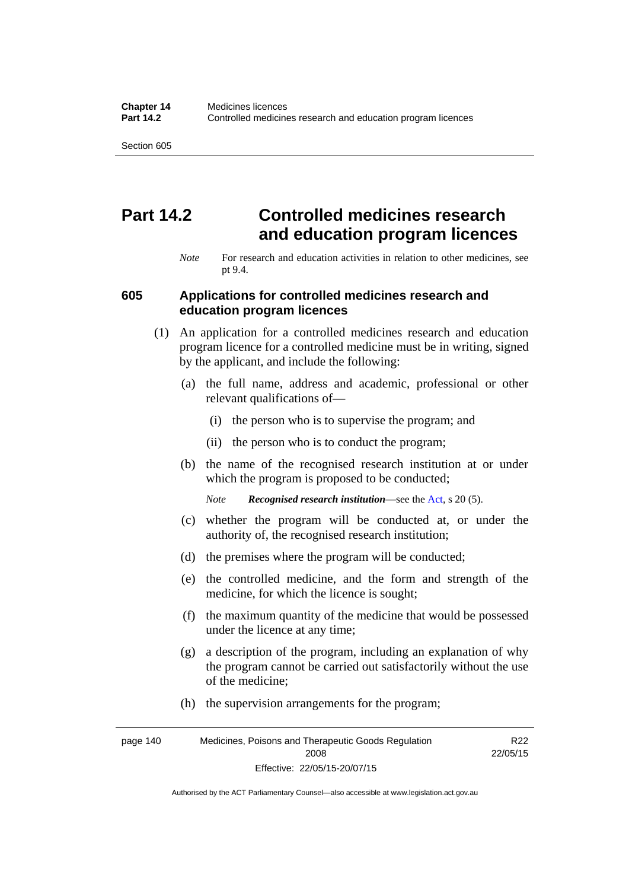# Part 14.2 Controlled medicines research and education program licences

*Note* For research and education activities in relation to other medicines, see pt 9.4.

## 605 Applications for controlled medicines research and education program licences

(1) An application for a controlled medicines research and education program licence for a controlled medicine must be in writing, signed by the applicant, and include the following:

(a) the full name, address and academic, professional or other relevant qualifications of—

(i) the person who is to supervise the program; and

(ii) the person who is to conduct the program;

(b) the name of the recognised research institution at or under which the program is proposed to be conducted;

*Note* ***Recognised research institution***—see the Act, s 20 (5).

(c) whether the program will be conducted at, or under the authority of, the recognised research institution;

(d) the premises where the program will be conducted;

(e) the controlled medicine, and the form and strength of the medicine, for which the licence is sought;

(f) the maximum quantity of the medicine that would be possessed under the licence at any time;

(g) a description of the program, including an explanation of why the program cannot be carried out satisfactorily without the use of the medicine;

(h) the supervision arrangements for the program;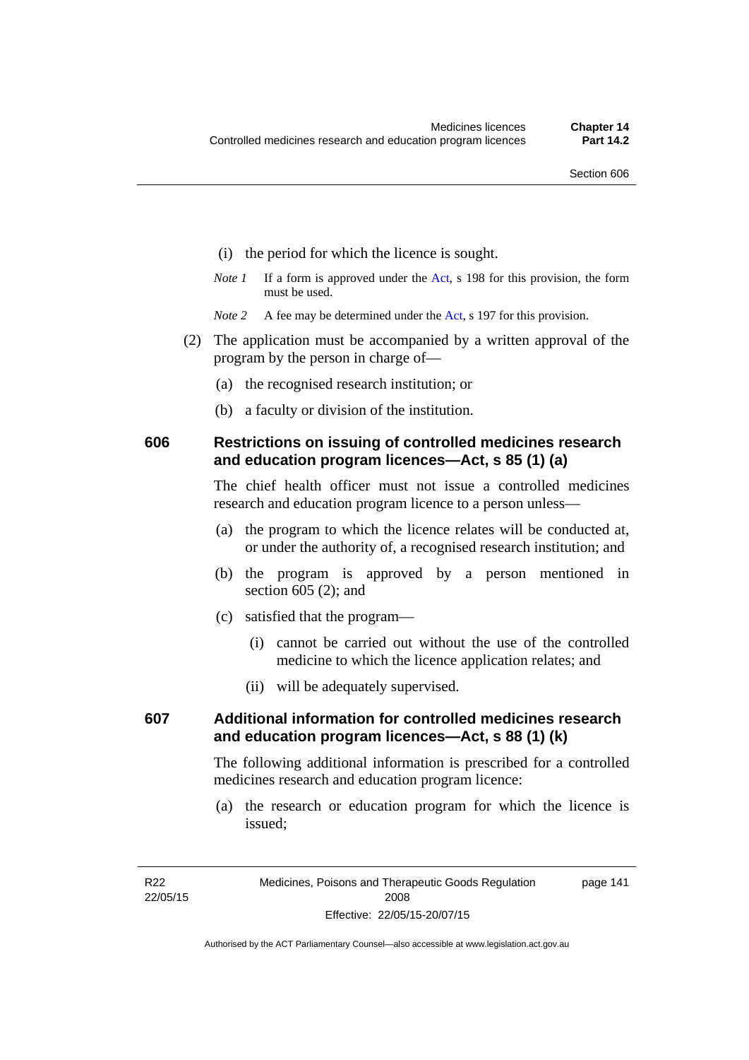(i) the period for which the licence is sought.

*Note 1* If a form is approved under the Act, s 198 for this provision, the form must be used.

*Note 2* A fee may be determined under the Act, s 197 for this provision.

(2) The application must be accompanied by a written approval of the program by the person in charge of—

(a) the recognised research institution; or

(b) a faculty or division of the institution.

### 606 Restrictions on issuing of controlled medicines research and education program licences—Act, s 85 (1) (a)

The chief health officer must not issue a controlled medicines research and education program licence to a person unless—

(a) the program to which the licence relates will be conducted at, or under the authority of, a recognised research institution; and

(b) the program is approved by a person mentioned in section 605 (2); and

(c) satisfied that the program—

(i) cannot be carried out without the use of the controlled medicine to which the licence application relates; and

(ii) will be adequately supervised.

### 607 Additional information for controlled medicines research and education program licences—Act, s 88 (1) (k)

The following additional information is prescribed for a controlled medicines research and education program licence:

(a) the research or education program for which the licence is issued;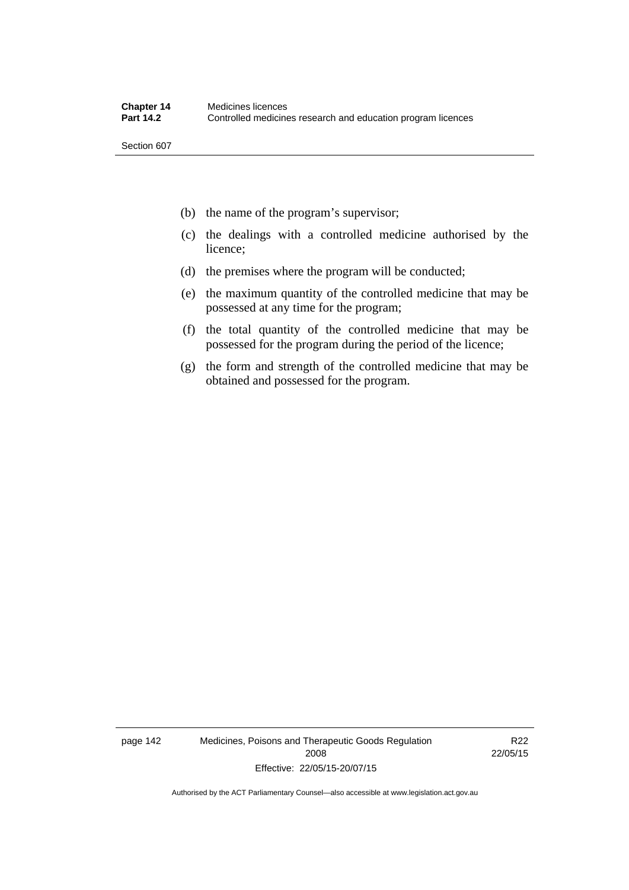(b) the name of the program's supervisor;

(c) the dealings with a controlled medicine authorised by the licence;

(d) the premises where the program will be conducted;

(e) the maximum quantity of the controlled medicine that may be possessed at any time for the program;

(f) the total quantity of the controlled medicine that may be possessed for the program during the period of the licence;

(g) the form and strength of the controlled medicine that may be obtained and possessed for the program.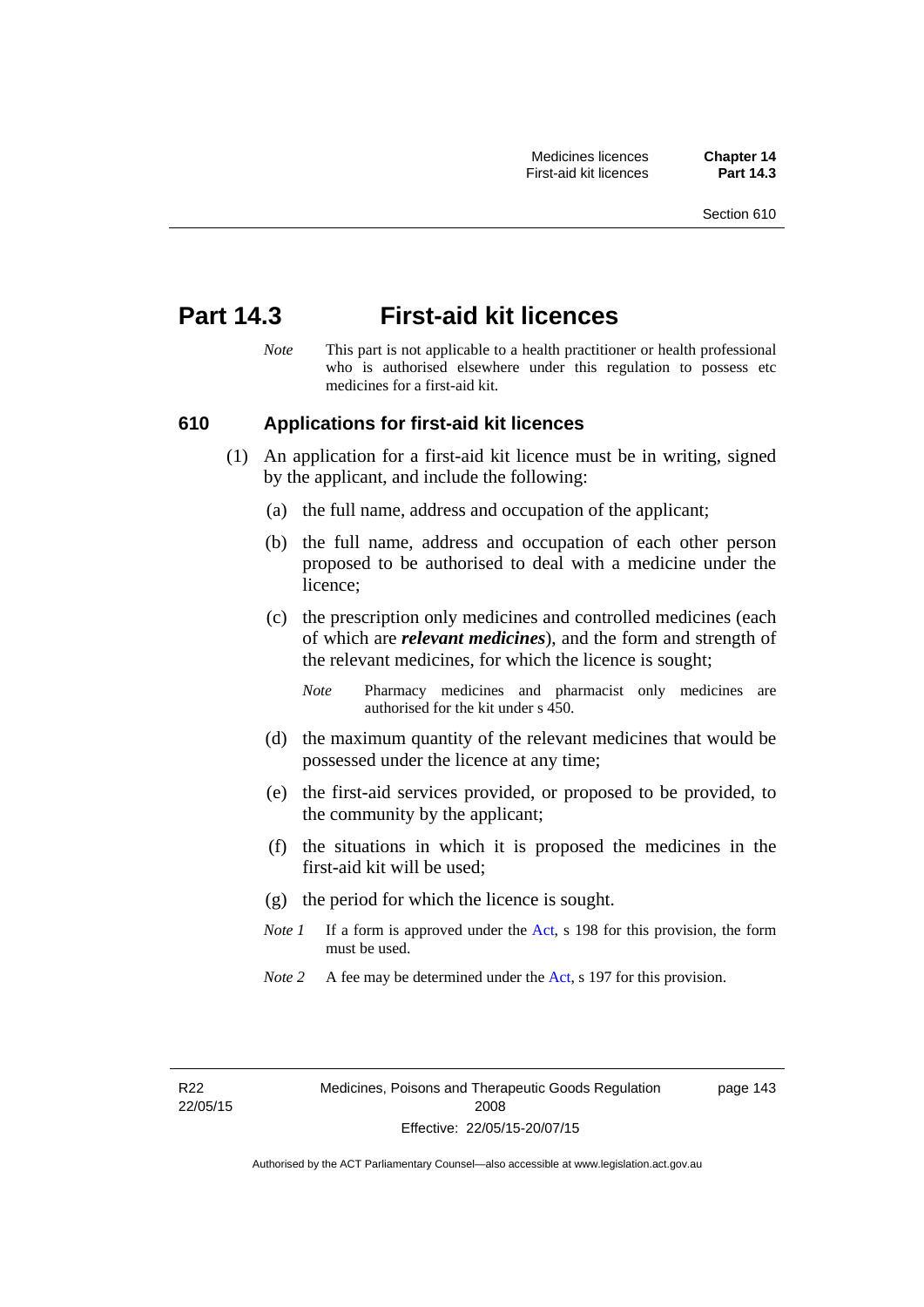# Part 14.3 First-aid kit licences

*Note* This part is not applicable to a health practitioner or health professional who is authorised elsewhere under this regulation to possess etc medicines for a first-aid kit.

## 610 Applications for first-aid kit licences

(1) An application for a first-aid kit licence must be in writing, signed by the applicant, and include the following:

(a) the full name, address and occupation of the applicant;

(b) the full name, address and occupation of each other person proposed to be authorised to deal with a medicine under the licence;

(c) the prescription only medicines and controlled medicines (each of which are ***relevant medicines***), and the form and strength of the relevant medicines, for which the licence is sought;

*Note* Pharmacy medicines and pharmacist only medicines are authorised for the kit under s 450.

(d) the maximum quantity of the relevant medicines that would be possessed under the licence at any time;

(e) the first-aid services provided, or proposed to be provided, to the community by the applicant;

(f) the situations in which it is proposed the medicines in the first-aid kit will be used;

(g) the period for which the licence is sought.

*Note 1* If a form is approved under the Act, s 198 for this provision, the form must be used.

*Note 2* A fee may be determined under the Act, s 197 for this provision.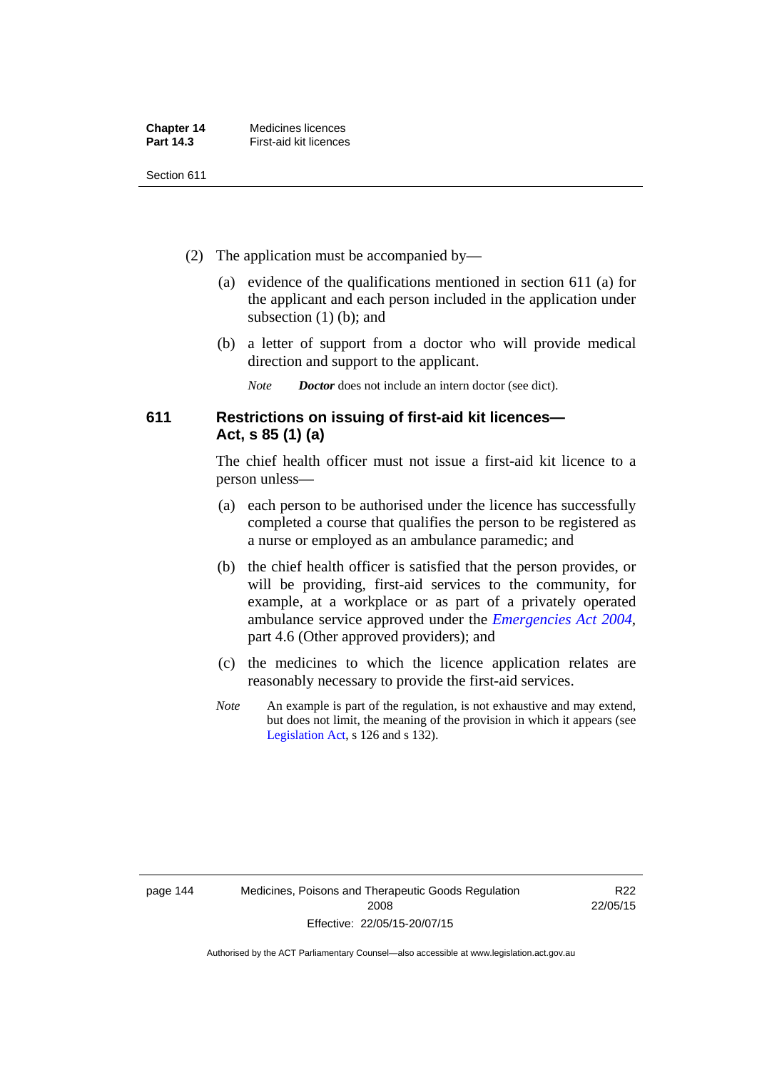(2) The application must be accompanied by—

(a) evidence of the qualifications mentioned in section 611 (a) for the applicant and each person included in the application under subsection (1) (b); and

(b) a letter of support from a doctor who will provide medical direction and support to the applicant.

*Note* ***Doctor*** does not include an intern doctor (see dict).

## 611 Restrictions on issuing of first-aid kit licences—Act, s 85 (1) (a)

The chief health officer must not issue a first-aid kit licence to a person unless—

(a) each person to be authorised under the licence has successfully completed a course that qualifies the person to be registered as a nurse or employed as an ambulance paramedic; and

(b) the chief health officer is satisfied that the person provides, or will be providing, first-aid services to the community, for example, at a workplace or as part of a privately operated ambulance service approved under the *Emergencies Act 2004*, part 4.6 (Other approved providers); and

(c) the medicines to which the licence application relates are reasonably necessary to provide the first-aid services.

*Note* An example is part of the regulation, is not exhaustive and may extend, but does not limit, the meaning of the provision in which it appears (see Legislation Act, s 126 and s 132).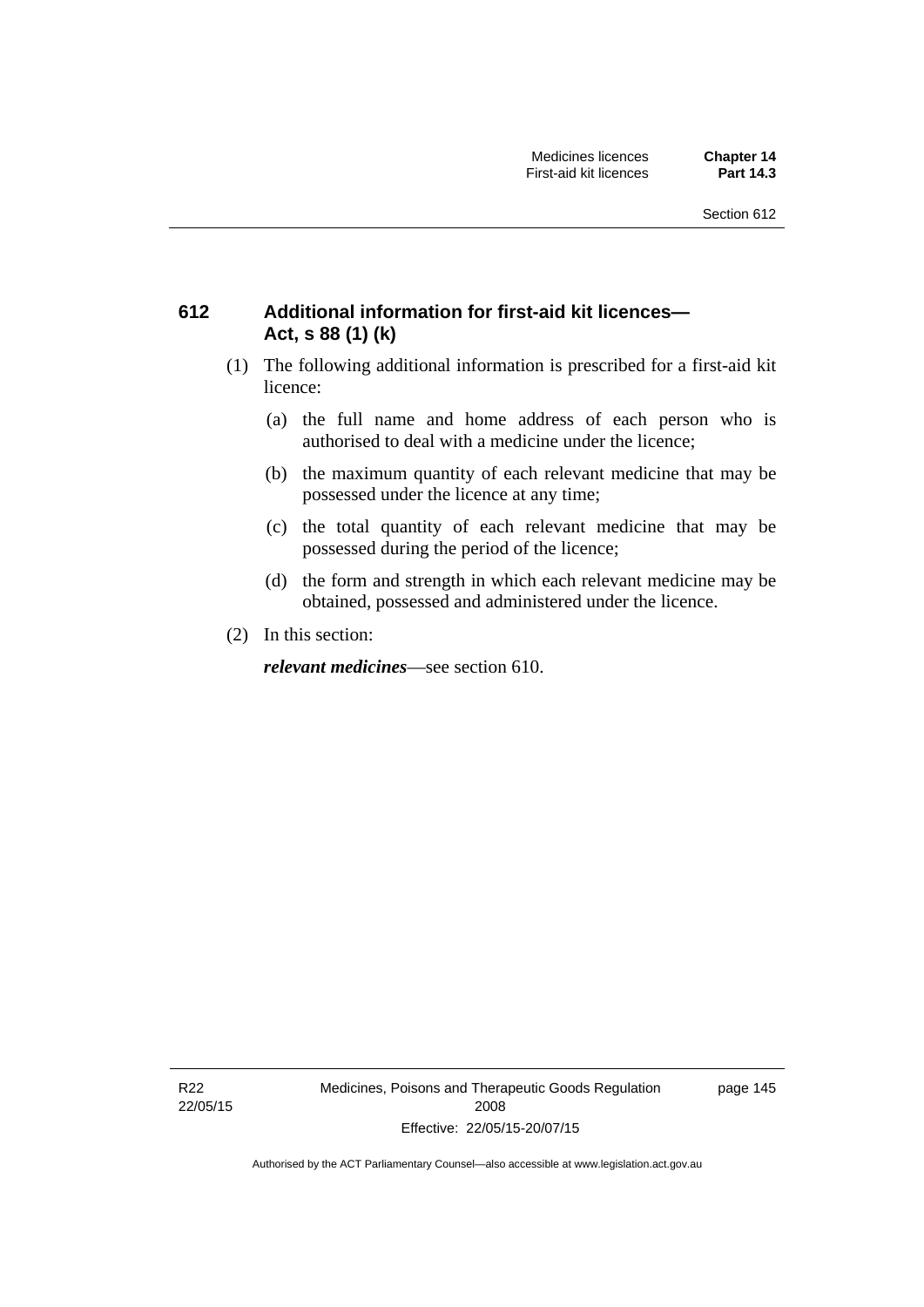## 612 Additional information for first-aid kit licences—Act, s 88 (1) (k)

(1) The following additional information is prescribed for a first-aid kit licence:

(a) the full name and home address of each person who is authorised to deal with a medicine under the licence;

(b) the maximum quantity of each relevant medicine that may be possessed under the licence at any time;

(c) the total quantity of each relevant medicine that may be possessed during the period of the licence;

(d) the form and strength in which each relevant medicine may be obtained, possessed and administered under the licence.

(2) In this section:

***relevant medicines***—see section 610.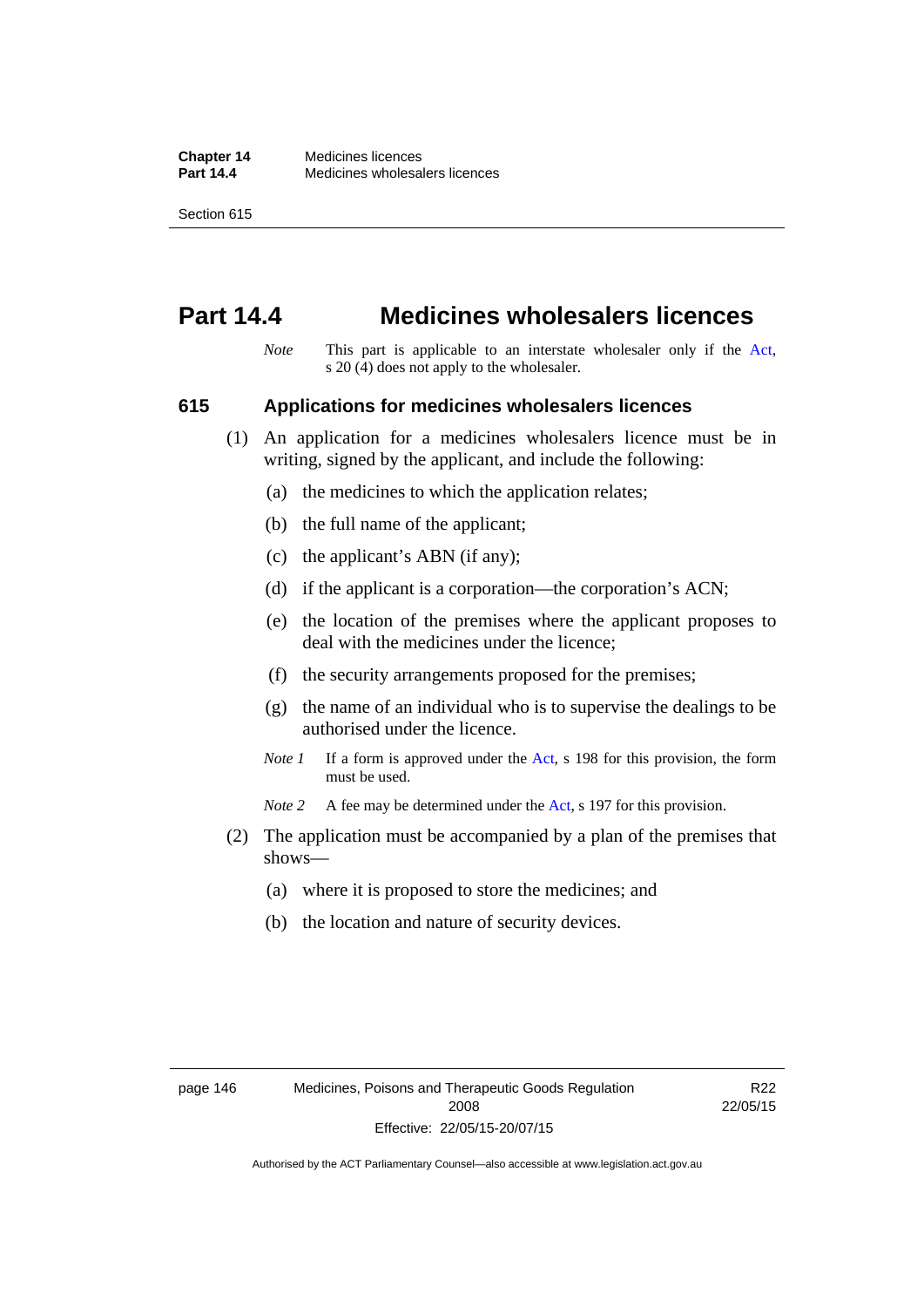# Part 14.4 Medicines wholesalers licences

*Note* This part is applicable to an interstate wholesaler only if the Act, s 20 (4) does not apply to the wholesaler.

## 615 Applications for medicines wholesalers licences

(1) An application for a medicines wholesalers licence must be in writing, signed by the applicant, and include the following:

(a) the medicines to which the application relates;

(b) the full name of the applicant;

(c) the applicant's ABN (if any);

(d) if the applicant is a corporation—the corporation's ACN;

(e) the location of the premises where the applicant proposes to deal with the medicines under the licence;

(f) the security arrangements proposed for the premises;

(g) the name of an individual who is to supervise the dealings to be authorised under the licence.

*Note 1* If a form is approved under the Act, s 198 for this provision, the form must be used.

*Note 2* A fee may be determined under the Act, s 197 for this provision.

(2) The application must be accompanied by a plan of the premises that shows—

(a) where it is proposed to store the medicines; and

(b) the location and nature of security devices.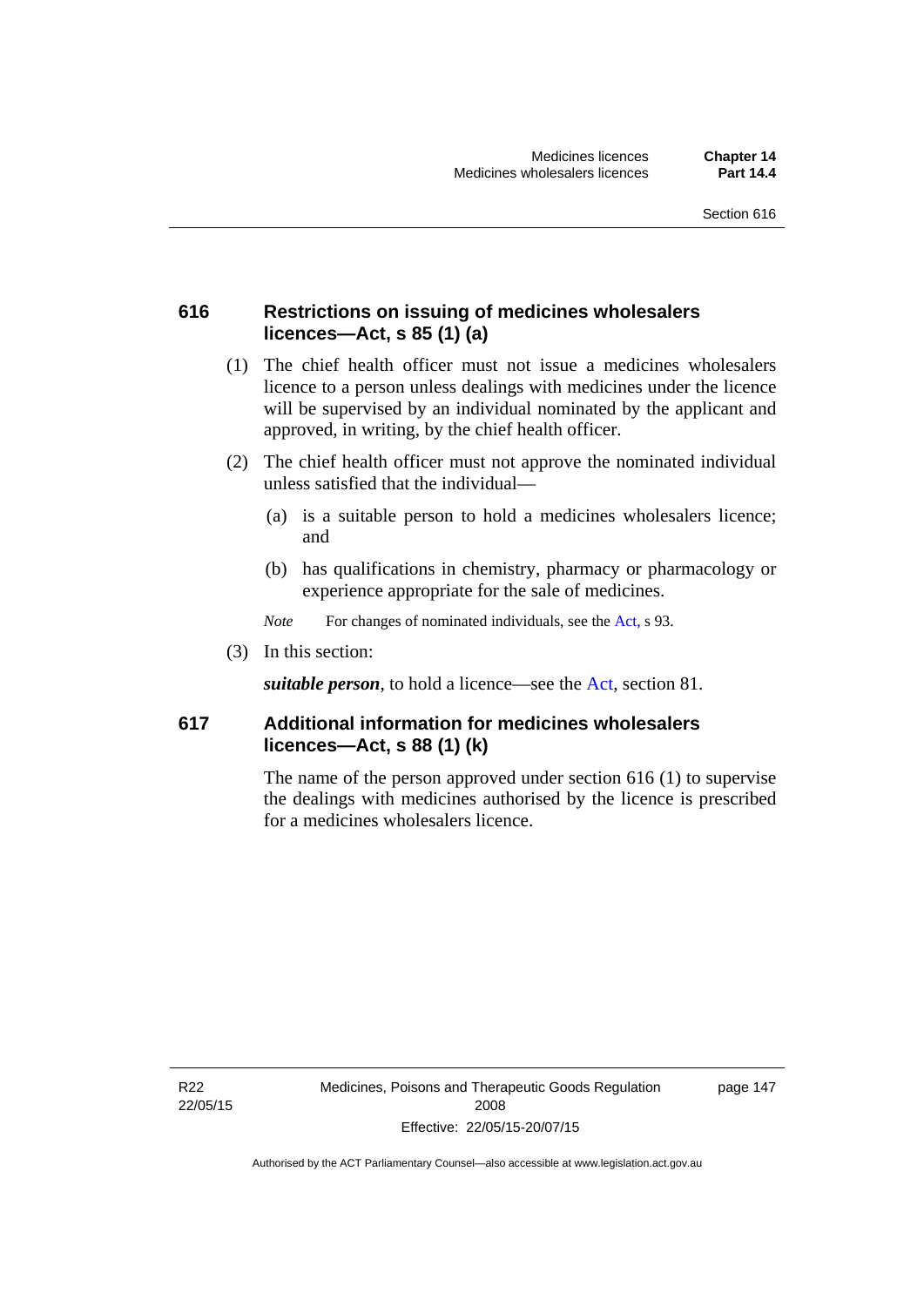### 616 Restrictions on issuing of medicines wholesalers licences—Act, s 85 (1) (a)

(1) The chief health officer must not issue a medicines wholesalers licence to a person unless dealings with medicines under the licence will be supervised by an individual nominated by the applicant and approved, in writing, by the chief health officer.

(2) The chief health officer must not approve the nominated individual unless satisfied that the individual—

(a) is a suitable person to hold a medicines wholesalers licence; and

(b) has qualifications in chemistry, pharmacy or pharmacology or experience appropriate for the sale of medicines.

*Note* For changes of nominated individuals, see the Act, s 93.

(3) In this section:

***suitable person***, to hold a licence—see the Act, section 81.

### 617 Additional information for medicines wholesalers licences—Act, s 88 (1) (k)

The name of the person approved under section 616 (1) to supervise the dealings with medicines authorised by the licence is prescribed for a medicines wholesalers licence.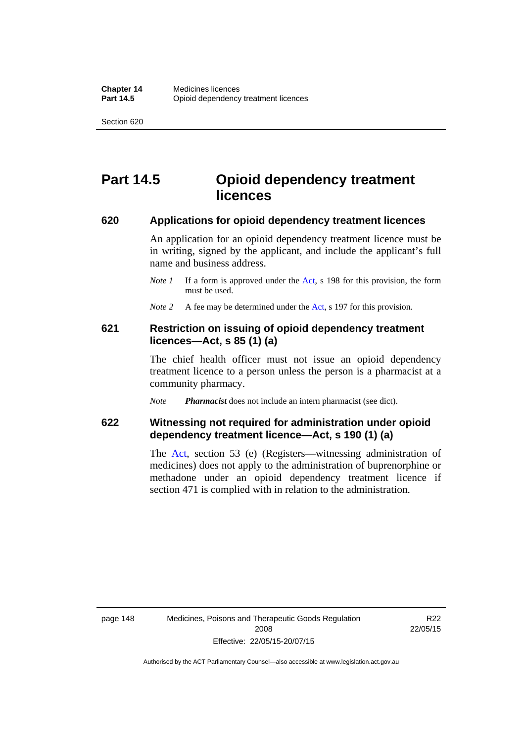# Part 14.5 Opioid dependency treatment licences

### 620 Applications for opioid dependency treatment licences

An application for an opioid dependency treatment licence must be in writing, signed by the applicant, and include the applicant's full name and business address.

*Note 1* If a form is approved under the Act, s 198 for this provision, the form must be used.

*Note 2* A fee may be determined under the Act, s 197 for this provision.

### 621 Restriction on issuing of opioid dependency treatment licences—Act, s 85 (1) (a)

The chief health officer must not issue an opioid dependency treatment licence to a person unless the person is a pharmacist at a community pharmacy.

*Note* ***Pharmacist*** does not include an intern pharmacist (see dict).

### 622 Witnessing not required for administration under opioid dependency treatment licence—Act, s 190 (1) (a)

The Act, section 53 (e) (Registers—witnessing administration of medicines) does not apply to the administration of buprenorphine or methadone under an opioid dependency treatment licence if section 471 is complied with in relation to the administration.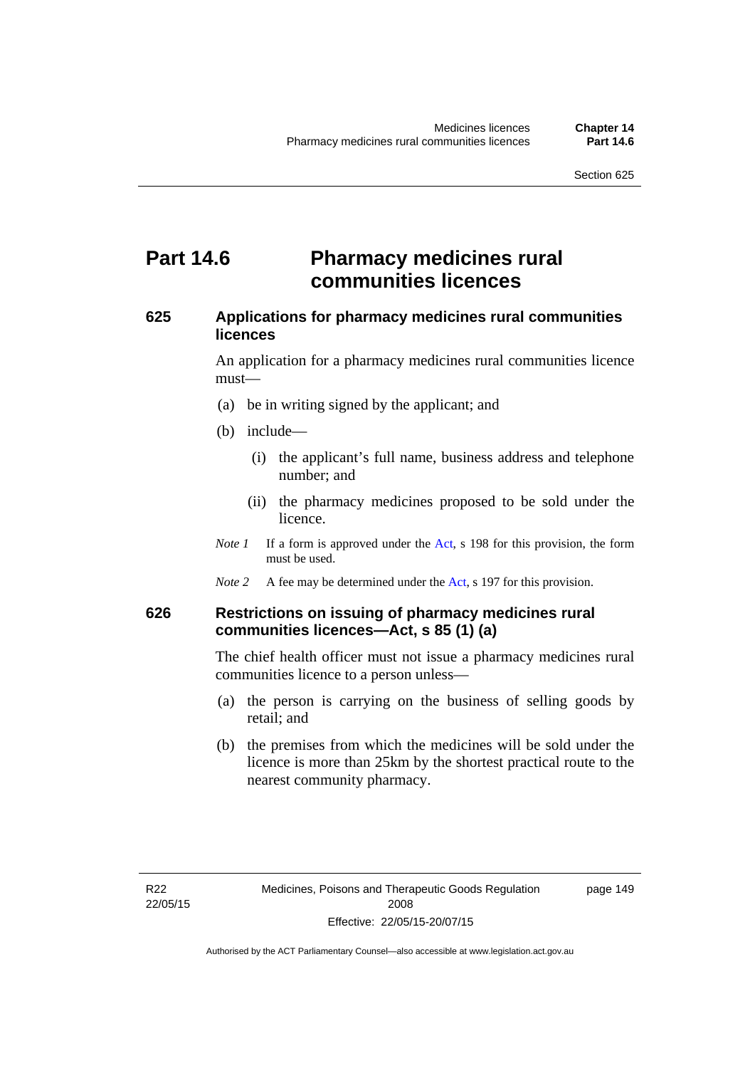# Part 14.6 Pharmacy medicines rural communities licences

## 625 Applications for pharmacy medicines rural communities licences

An application for a pharmacy medicines rural communities licence must—

(a) be in writing signed by the applicant; and

(b) include—

(i) the applicant's full name, business address and telephone number; and

(ii) the pharmacy medicines proposed to be sold under the licence.

*Note 1* If a form is approved under the Act, s 198 for this provision, the form must be used.

*Note 2* A fee may be determined under the Act, s 197 for this provision.

## 626 Restrictions on issuing of pharmacy medicines rural communities licences—Act, s 85 (1) (a)

The chief health officer must not issue a pharmacy medicines rural communities licence to a person unless—

(a) the person is carrying on the business of selling goods by retail; and

(b) the premises from which the medicines will be sold under the licence is more than 25km by the shortest practical route to the nearest community pharmacy.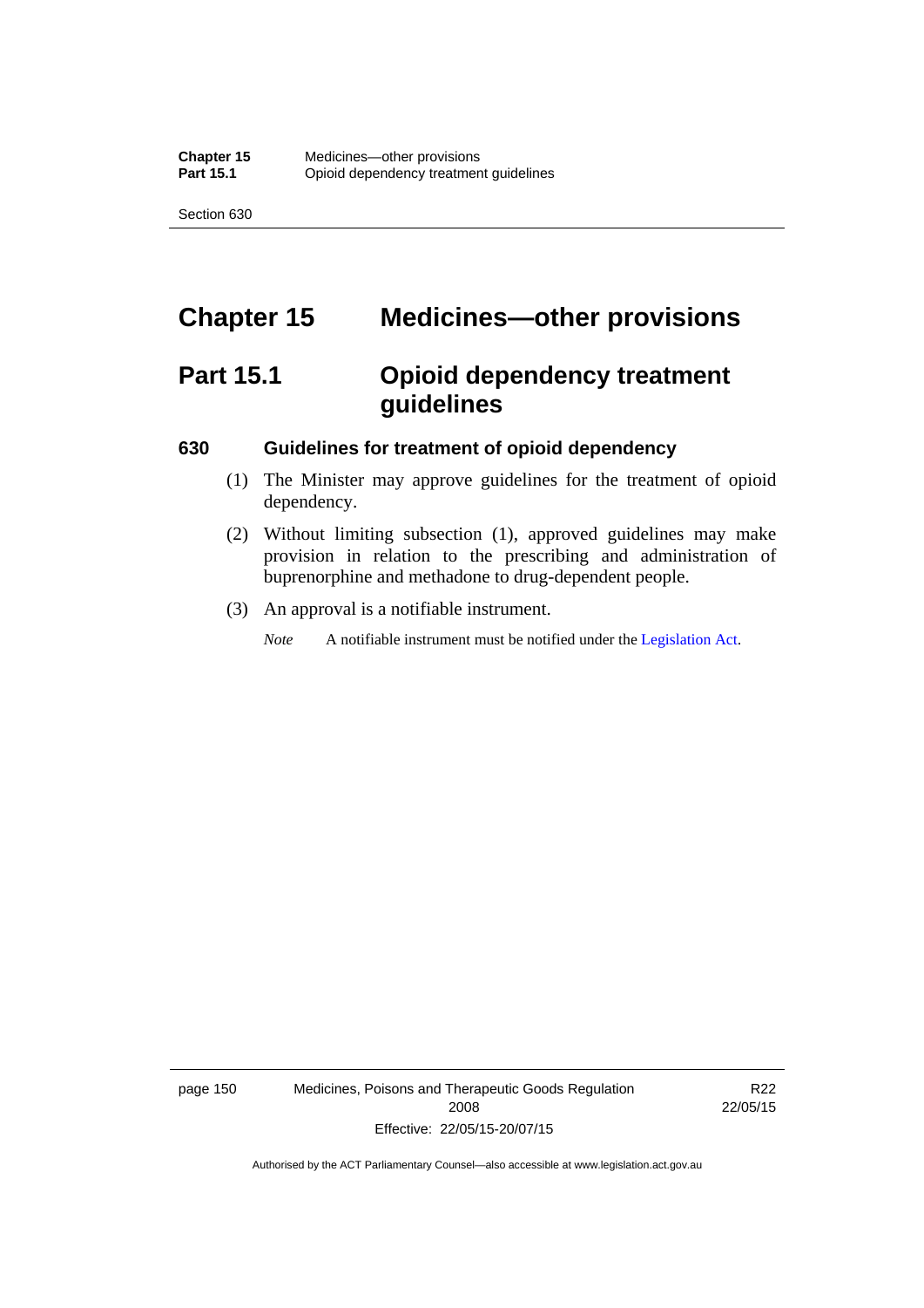# Chapter 15 Medicines—other provisions

## Part 15.1 Opioid dependency treatment guidelines

### 630 Guidelines for treatment of opioid dependency

(1) The Minister may approve guidelines for the treatment of opioid dependency.

(2) Without limiting subsection (1), approved guidelines may make provision in relation to the prescribing and administration of buprenorphine and methadone to drug-dependent people.

(3) An approval is a notifiable instrument.

*Note* A notifiable instrument must be notified under the Legislation Act.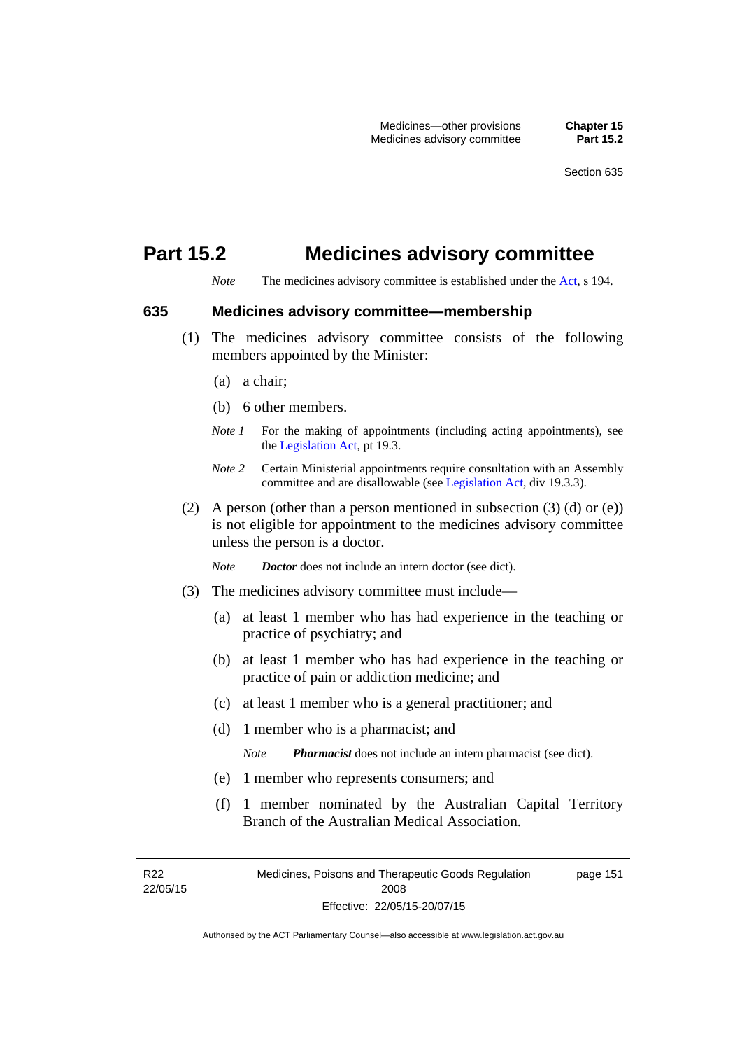# Part 15.2 Medicines advisory committee

*Note* The medicines advisory committee is established under the Act, s 194.

## 635 Medicines advisory committee—membership

(1) The medicines advisory committee consists of the following members appointed by the Minister:

(a) a chair;

(b) 6 other members.

*Note 1* For the making of appointments (including acting appointments), see the Legislation Act, pt 19.3.

*Note 2* Certain Ministerial appointments require consultation with an Assembly committee and are disallowable (see Legislation Act, div 19.3.3).

(2) A person (other than a person mentioned in subsection (3) (d) or (e)) is not eligible for appointment to the medicines advisory committee unless the person is a doctor.

*Note* ***Doctor*** does not include an intern doctor (see dict).

(3) The medicines advisory committee must include—

(a) at least 1 member who has had experience in the teaching or practice of psychiatry; and

(b) at least 1 member who has had experience in the teaching or practice of pain or addiction medicine; and

(c) at least 1 member who is a general practitioner; and

(d) 1 member who is a pharmacist; and

*Note* ***Pharmacist*** does not include an intern pharmacist (see dict).

(e) 1 member who represents consumers; and

(f) 1 member nominated by the Australian Capital Territory Branch of the Australian Medical Association.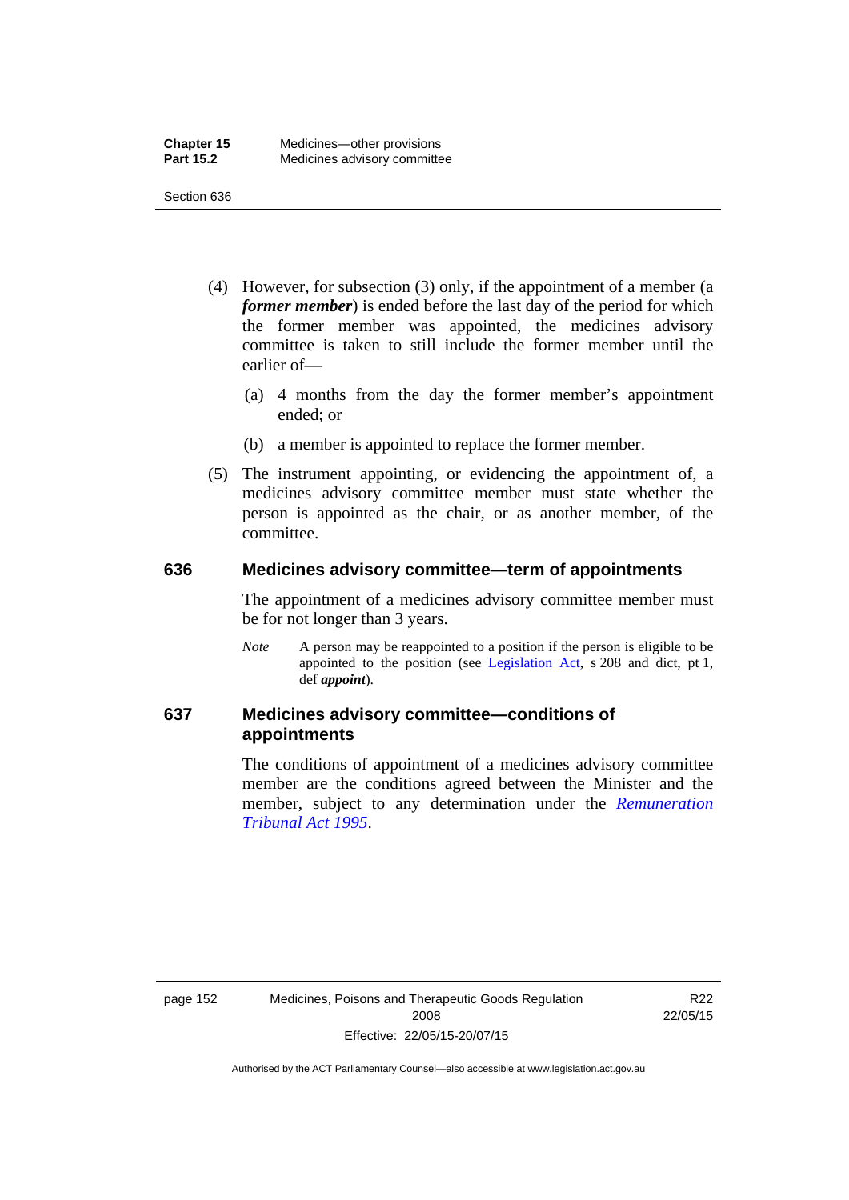(4) However, for subsection (3) only, if the appointment of a member (a ***former member***) is ended before the last day of the period for which the former member was appointed, the medicines advisory committee is taken to still include the former member until the earlier of—

(a) 4 months from the day the former member's appointment ended; or

(b) a member is appointed to replace the former member.

(5) The instrument appointing, or evidencing the appointment of, a medicines advisory committee member must state whether the person is appointed as the chair, or as another member, of the committee.

## 636 Medicines advisory committee—term of appointments

The appointment of a medicines advisory committee member must be for not longer than 3 years.

*Note* A person may be reappointed to a position if the person is eligible to be appointed to the position (see Legislation Act, s 208 and dict, pt 1, def ***appoint***).

## 637 Medicines advisory committee—conditions of appointments

The conditions of appointment of a medicines advisory committee member are the conditions agreed between the Minister and the member, subject to any determination under the *Remuneration Tribunal Act 1995*.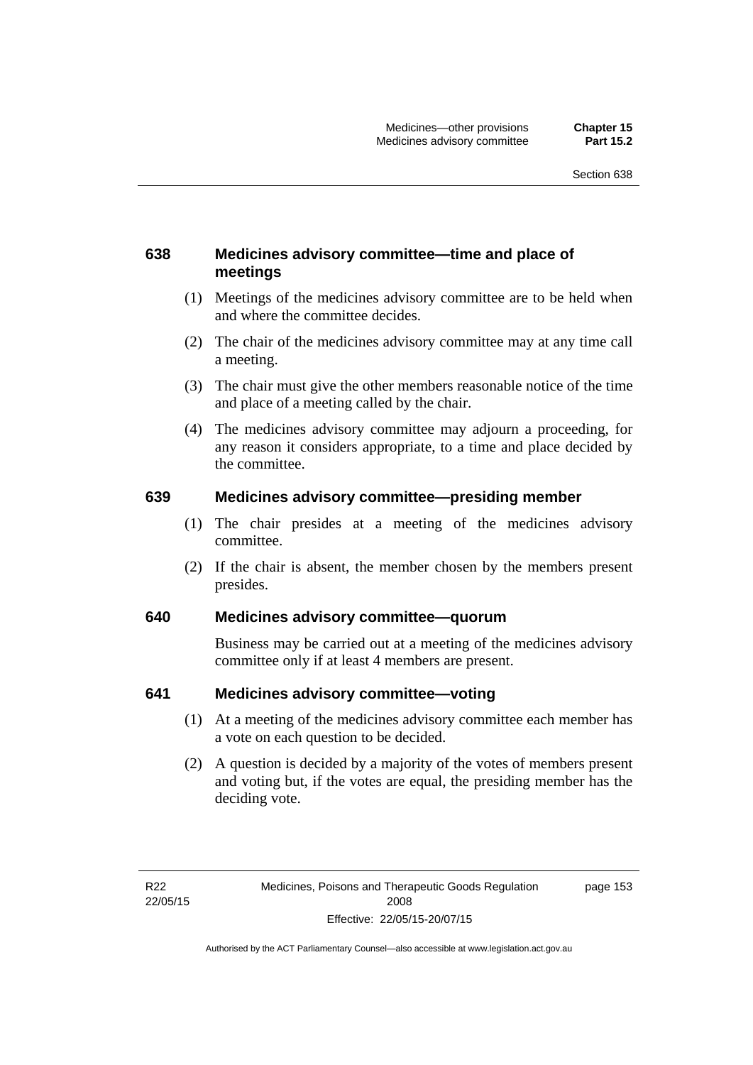### 638 Medicines advisory committee—time and place of meetings

(1) Meetings of the medicines advisory committee are to be held when and where the committee decides.

(2) The chair of the medicines advisory committee may at any time call a meeting.

(3) The chair must give the other members reasonable notice of the time and place of a meeting called by the chair.

(4) The medicines advisory committee may adjourn a proceeding, for any reason it considers appropriate, to a time and place decided by the committee.

### 639 Medicines advisory committee—presiding member

(1) The chair presides at a meeting of the medicines advisory committee.

(2) If the chair is absent, the member chosen by the members present presides.

### 640 Medicines advisory committee—quorum

Business may be carried out at a meeting of the medicines advisory committee only if at least 4 members are present.

### 641 Medicines advisory committee—voting

(1) At a meeting of the medicines advisory committee each member has a vote on each question to be decided.

(2) A question is decided by a majority of the votes of members present and voting but, if the votes are equal, the presiding member has the deciding vote.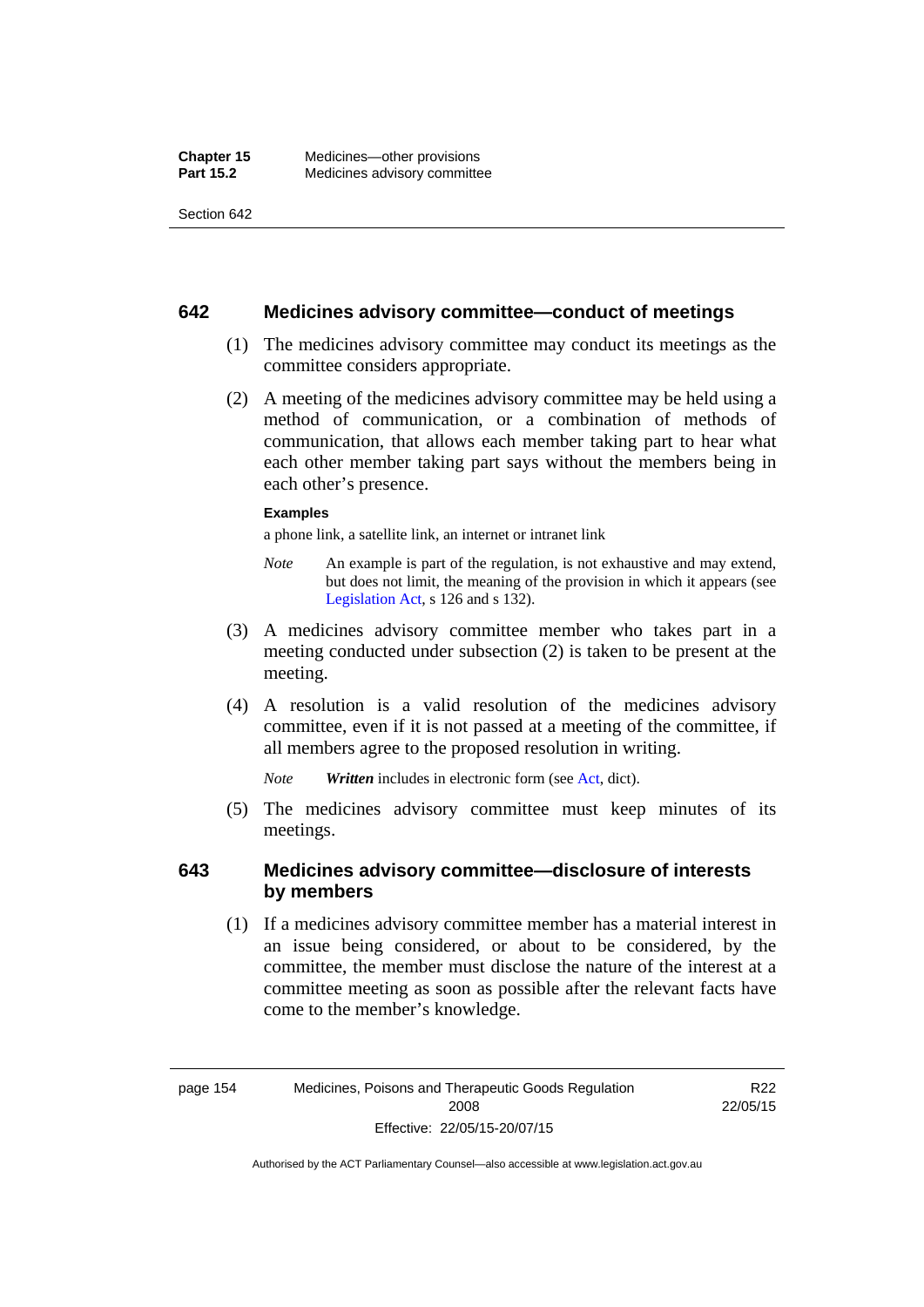## 642 Medicines advisory committee—conduct of meetings

(1) The medicines advisory committee may conduct its meetings as the committee considers appropriate.

(2) A meeting of the medicines advisory committee may be held using a method of communication, or a combination of methods of communication, that allows each member taking part to hear what each other member taking part says without the members being in each other's presence.

**Examples**

a phone link, a satellite link, an internet or intranet link

*Note* An example is part of the regulation, is not exhaustive and may extend, but does not limit, the meaning of the provision in which it appears (see Legislation Act, s 126 and s 132).

(3) A medicines advisory committee member who takes part in a meeting conducted under subsection (2) is taken to be present at the meeting.

(4) A resolution is a valid resolution of the medicines advisory committee, even if it is not passed at a meeting of the committee, if all members agree to the proposed resolution in writing.

*Note* ***Written*** includes in electronic form (see Act, dict).

(5) The medicines advisory committee must keep minutes of its meetings.

## 643 Medicines advisory committee—disclosure of interests by members

(1) If a medicines advisory committee member has a material interest in an issue being considered, or about to be considered, by the committee, the member must disclose the nature of the interest at a committee meeting as soon as possible after the relevant facts have come to the member's knowledge.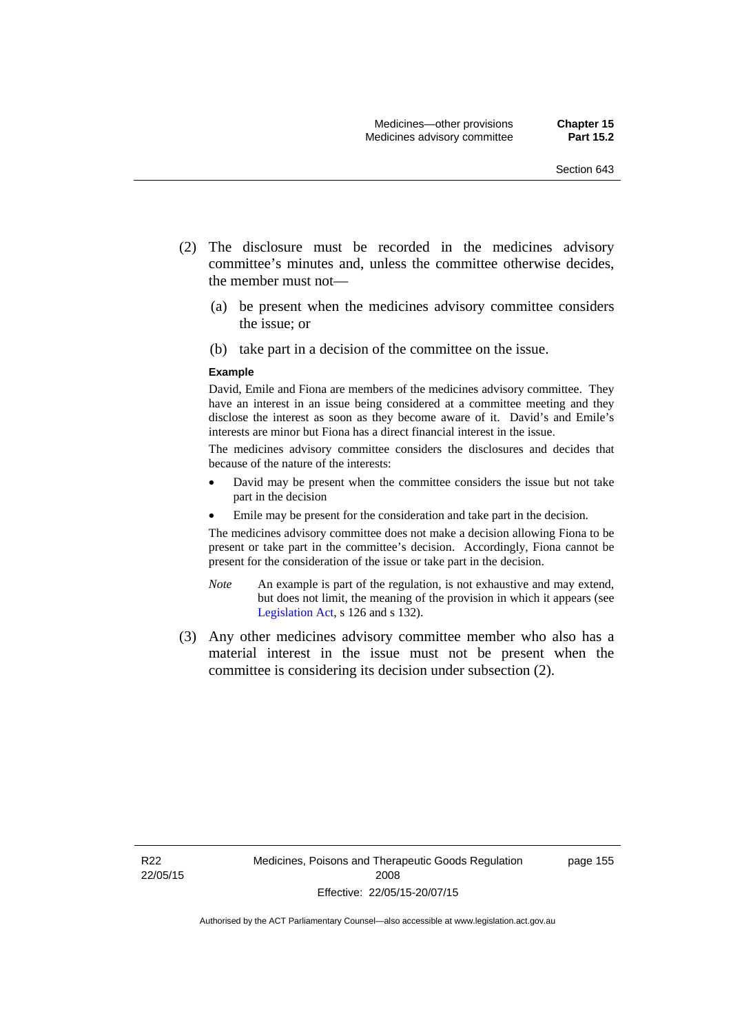(2) The disclosure must be recorded in the medicines advisory committee's minutes and, unless the committee otherwise decides, the member must not—

(a) be present when the medicines advisory committee considers the issue; or

(b) take part in a decision of the committee on the issue.

**Example**

David, Emile and Fiona are members of the medicines advisory committee. They have an interest in an issue being considered at a committee meeting and they disclose the interest as soon as they become aware of it. David's and Emile's interests are minor but Fiona has a direct financial interest in the issue.

The medicines advisory committee considers the disclosures and decides that because of the nature of the interests:

- David may be present when the committee considers the issue but not take part in the decision
- Emile may be present for the consideration and take part in the decision.

The medicines advisory committee does not make a decision allowing Fiona to be present or take part in the committee's decision. Accordingly, Fiona cannot be present for the consideration of the issue or take part in the decision.

*Note* An example is part of the regulation, is not exhaustive and may extend, but does not limit, the meaning of the provision in which it appears (see Legislation Act, s 126 and s 132).

(3) Any other medicines advisory committee member who also has a material interest in the issue must not be present when the committee is considering its decision under subsection (2).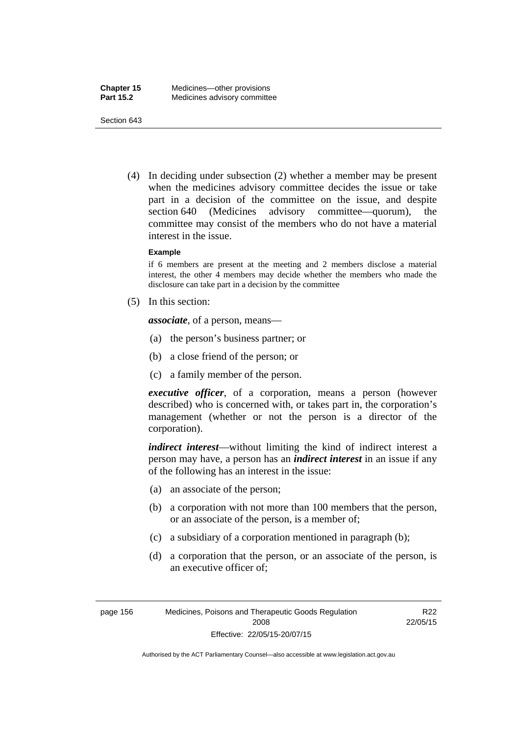(4) In deciding under subsection (2) whether a member may be present when the medicines advisory committee decides the issue or take part in a decision of the committee on the issue, and despite section 640 (Medicines advisory committee—quorum), the committee may consist of the members who do not have a material interest in the issue.

**Example**

if 6 members are present at the meeting and 2 members disclose a material interest, the other 4 members may decide whether the members who made the disclosure can take part in a decision by the committee

(5) In this section:

***associate***, of a person, means—

(a) the person's business partner; or

(b) a close friend of the person; or

(c) a family member of the person.

***executive officer***, of a corporation, means a person (however described) who is concerned with, or takes part in, the corporation's management (whether or not the person is a director of the corporation).

***indirect interest***—without limiting the kind of indirect interest a person may have, a person has an ***indirect interest*** in an issue if any of the following has an interest in the issue:

(a) an associate of the person;

(b) a corporation with not more than 100 members that the person, or an associate of the person, is a member of;

(c) a subsidiary of a corporation mentioned in paragraph (b);

(d) a corporation that the person, or an associate of the person, is an executive officer of;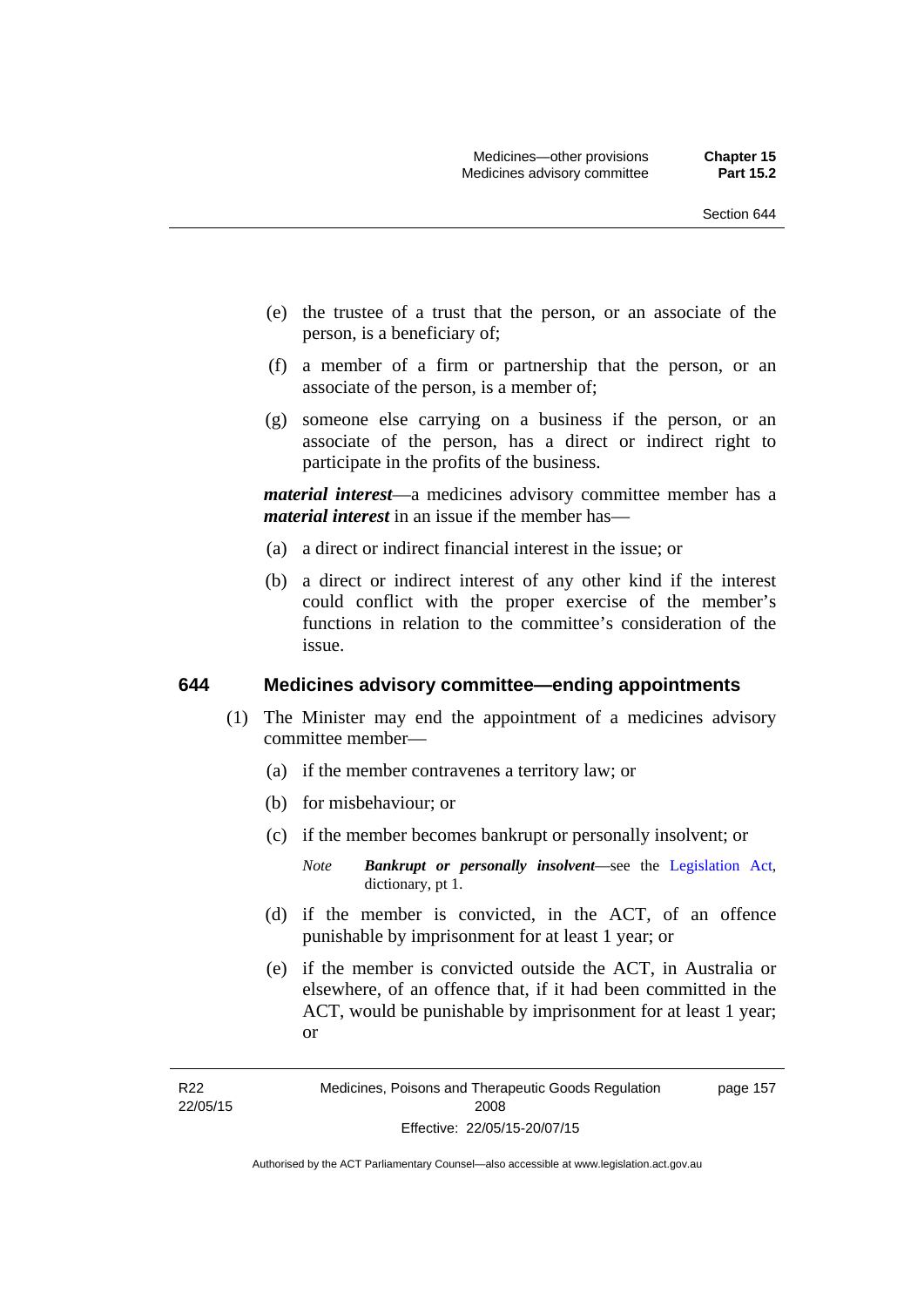(e) the trustee of a trust that the person, or an associate of the person, is a beneficiary of;

(f) a member of a firm or partnership that the person, or an associate of the person, is a member of;

(g) someone else carrying on a business if the person, or an associate of the person, has a direct or indirect right to participate in the profits of the business.

***material interest***—a medicines advisory committee member has a ***material interest*** in an issue if the member has—

(a) a direct or indirect financial interest in the issue; or

(b) a direct or indirect interest of any other kind if the interest could conflict with the proper exercise of the member's functions in relation to the committee's consideration of the issue.

## 644 Medicines advisory committee—ending appointments

(1) The Minister may end the appointment of a medicines advisory committee member—

(a) if the member contravenes a territory law; or

(b) for misbehaviour; or

(c) if the member becomes bankrupt or personally insolvent; or

*Note* ***Bankrupt or personally insolvent***—see the Legislation Act, dictionary, pt 1.

(d) if the member is convicted, in the ACT, of an offence punishable by imprisonment for at least 1 year; or

(e) if the member is convicted outside the ACT, in Australia or elsewhere, of an offence that, if it had been committed in the ACT, would be punishable by imprisonment for at least 1 year; or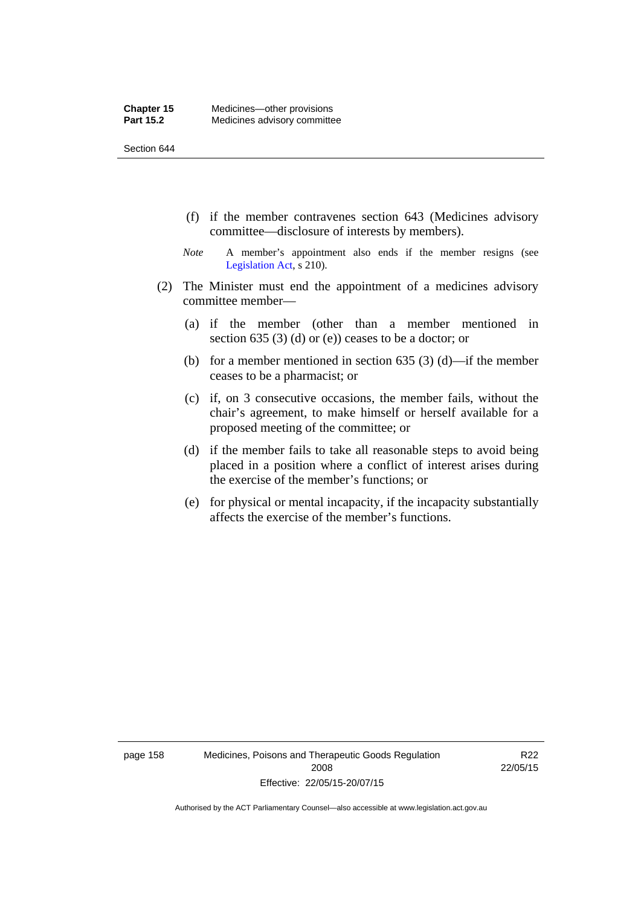(f) if the member contravenes section 643 (Medicines advisory committee—disclosure of interests by members).

*Note* A member's appointment also ends if the member resigns (see Legislation Act, s 210).

(2) The Minister must end the appointment of a medicines advisory committee member—

(a) if the member (other than a member mentioned in section 635 (3) (d) or (e)) ceases to be a doctor; or

(b) for a member mentioned in section 635 (3) (d)—if the member ceases to be a pharmacist; or

(c) if, on 3 consecutive occasions, the member fails, without the chair's agreement, to make himself or herself available for a proposed meeting of the committee; or

(d) if the member fails to take all reasonable steps to avoid being placed in a position where a conflict of interest arises during the exercise of the member's functions; or

(e) for physical or mental incapacity, if the incapacity substantially affects the exercise of the member's functions.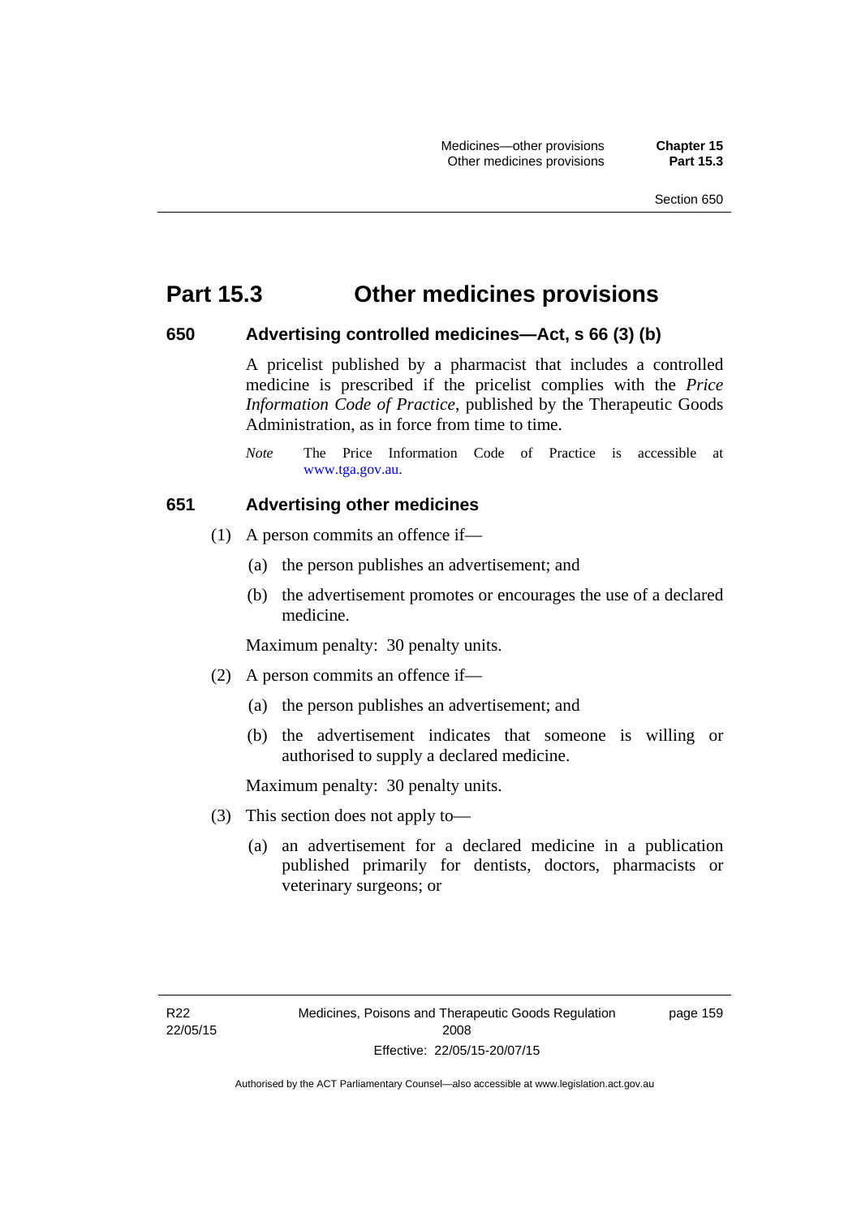# Part 15.3 Other medicines provisions

## 650 Advertising controlled medicines—Act, s 66 (3) (b)

A pricelist published by a pharmacist that includes a controlled medicine is prescribed if the pricelist complies with the *Price Information Code of Practice*, published by the Therapeutic Goods Administration, as in force from time to time.

*Note* The Price Information Code of Practice is accessible at www.tga.gov.au.

## 651 Advertising other medicines

(1) A person commits an offence if—

(a) the person publishes an advertisement; and

(b) the advertisement promotes or encourages the use of a declared medicine.

Maximum penalty: 30 penalty units.

(2) A person commits an offence if—

(a) the person publishes an advertisement; and

(b) the advertisement indicates that someone is willing or authorised to supply a declared medicine.

Maximum penalty: 30 penalty units.

(3) This section does not apply to—

(a) an advertisement for a declared medicine in a publication published primarily for dentists, doctors, pharmacists or veterinary surgeons; or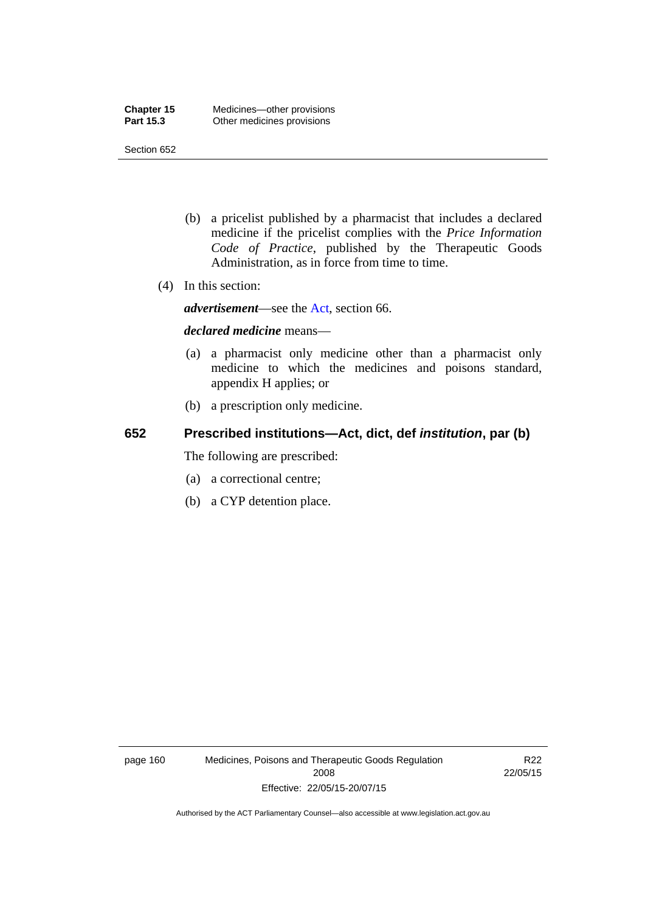(b) a pricelist published by a pharmacist that includes a declared medicine if the pricelist complies with the *Price Information Code of Practice*, published by the Therapeutic Goods Administration, as in force from time to time.

(4) In this section:

***advertisement***—see the Act, section 66.

***declared medicine*** means—

(a) a pharmacist only medicine other than a pharmacist only medicine to which the medicines and poisons standard, appendix H applies; or

(b) a prescription only medicine.

## 652 Prescribed institutions—Act, dict, def *institution*, par (b)

The following are prescribed:

(a) a correctional centre;

(b) a CYP detention place.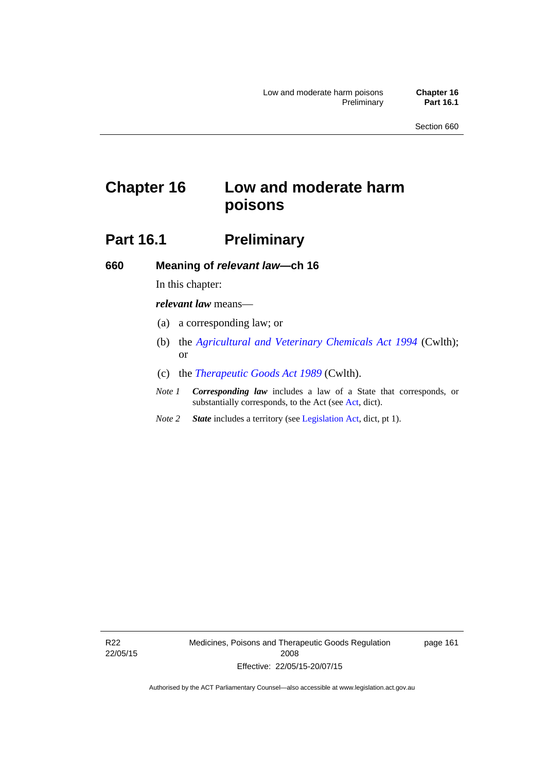# Chapter 16 Low and moderate harm poisons

## Part 16.1 Preliminary

### 660 Meaning of *relevant law*—ch 16

In this chapter:

***relevant law*** means—

(a) a corresponding law; or

(b) the *Agricultural and Veterinary Chemicals Act 1994* (Cwlth); or

(c) the *Therapeutic Goods Act 1989* (Cwlth).

*Note 1* ***Corresponding law*** includes a law of a State that corresponds, or substantially corresponds, to the Act (see Act, dict).

*Note 2* ***State*** includes a territory (see Legislation Act, dict, pt 1).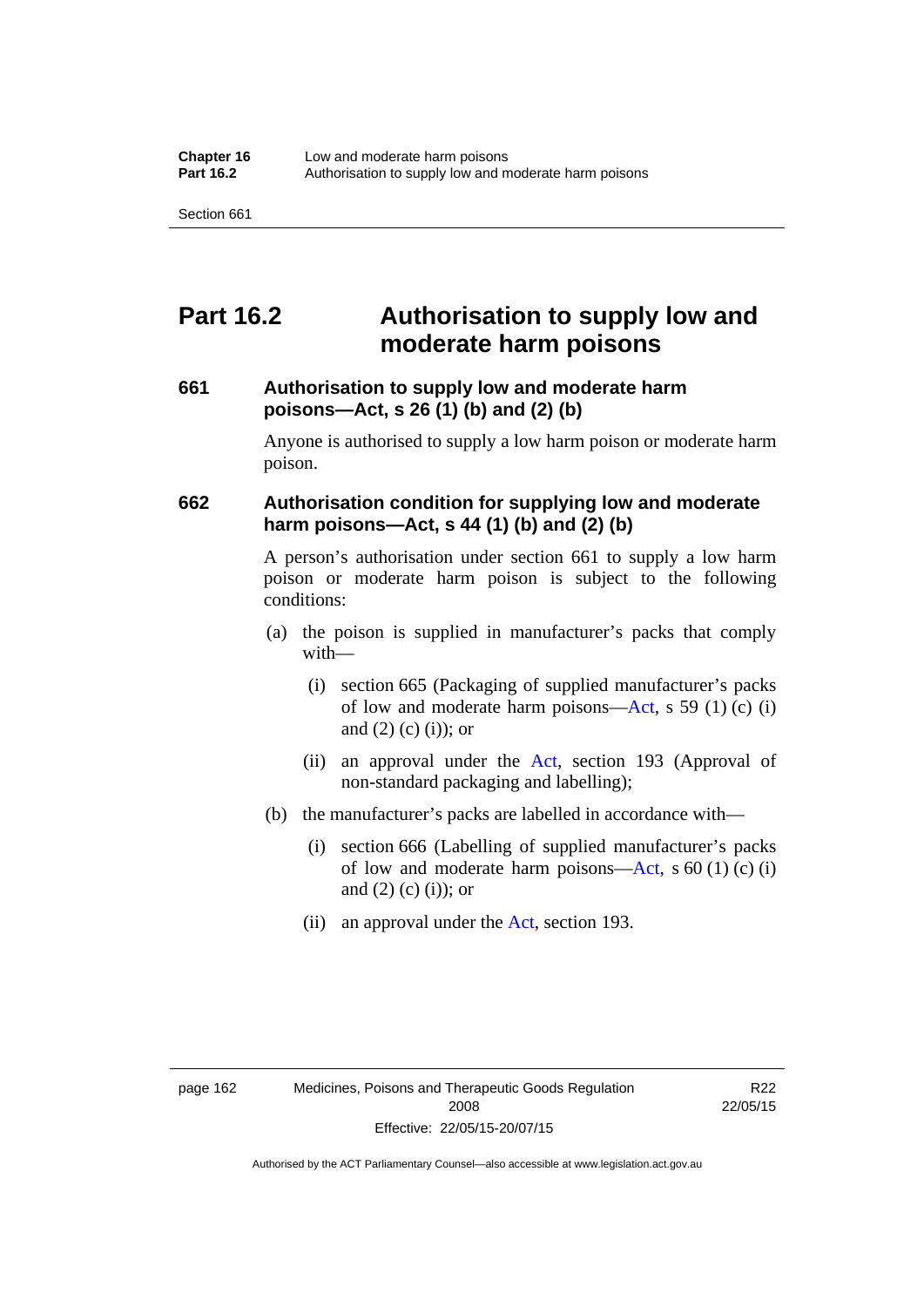# Part 16.2 Authorisation to supply low and moderate harm poisons

### 661 Authorisation to supply low and moderate harm poisons—Act, s 26 (1) (b) and (2) (b)

Anyone is authorised to supply a low harm poison or moderate harm poison.

### 662 Authorisation condition for supplying low and moderate harm poisons—Act, s 44 (1) (b) and (2) (b)

A person's authorisation under section 661 to supply a low harm poison or moderate harm poison is subject to the following conditions:

(a) the poison is supplied in manufacturer's packs that comply with—

(i) section 665 (Packaging of supplied manufacturer's packs of low and moderate harm poisons—Act, s 59 (1) (c) (i) and (2) (c) (i)); or

(ii) an approval under the Act, section 193 (Approval of non-standard packaging and labelling);

(b) the manufacturer's packs are labelled in accordance with—

(i) section 666 (Labelling of supplied manufacturer's packs of low and moderate harm poisons—Act, s 60 (1) (c) (i) and (2) (c) (i)); or

(ii) an approval under the Act, section 193.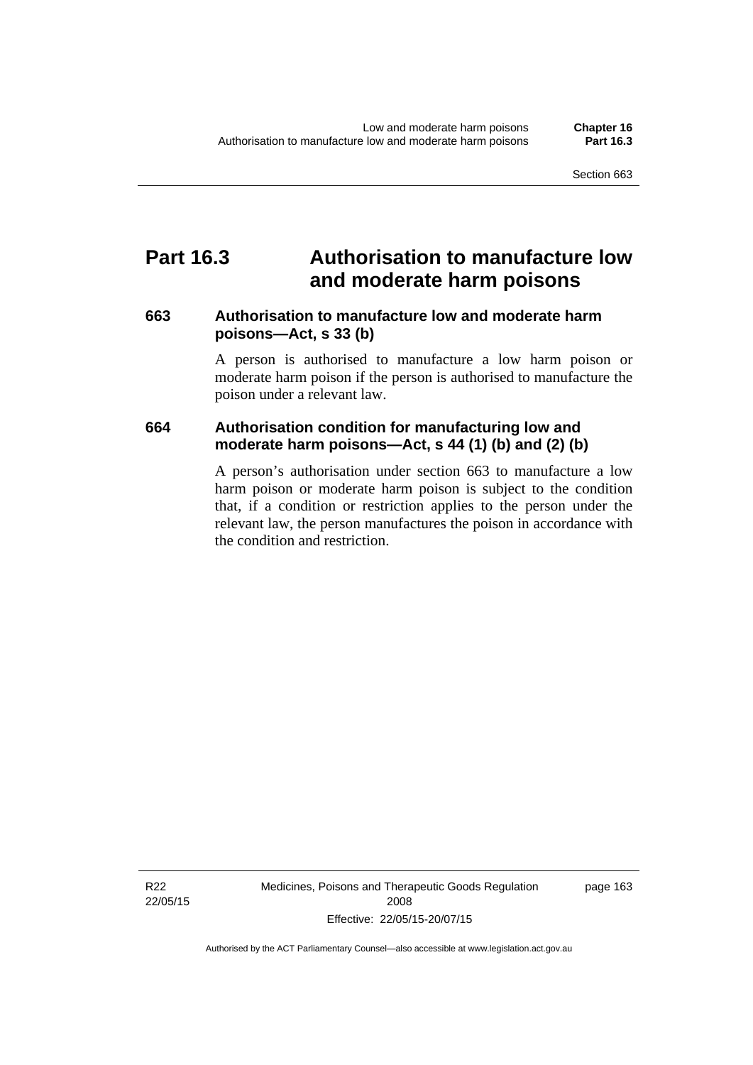# Part 16.3 Authorisation to manufacture low and moderate harm poisons

### 663 Authorisation to manufacture low and moderate harm poisons—Act, s 33 (b)

A person is authorised to manufacture a low harm poison or moderate harm poison if the person is authorised to manufacture the poison under a relevant law.

### 664 Authorisation condition for manufacturing low and moderate harm poisons—Act, s 44 (1) (b) and (2) (b)

A person's authorisation under section 663 to manufacture a low harm poison or moderate harm poison is subject to the condition that, if a condition or restriction applies to the person under the relevant law, the person manufactures the poison in accordance with the condition and restriction.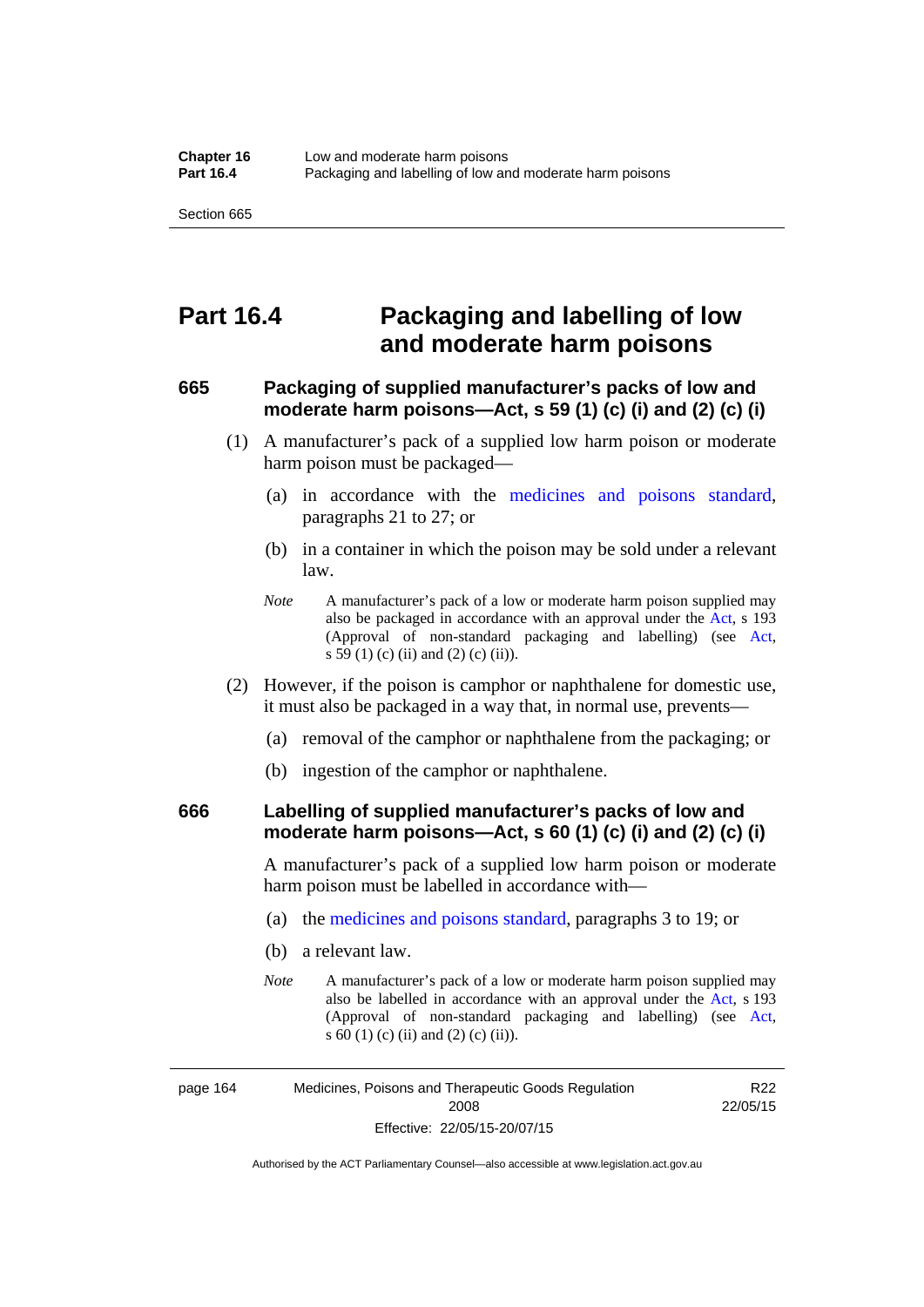# Part 16.4 Packaging and labelling of low and moderate harm poisons

### 665 Packaging of supplied manufacturer's packs of low and moderate harm poisons—Act, s 59 (1) (c) (i) and (2) (c) (i)

(1) A manufacturer's pack of a supplied low harm poison or moderate harm poison must be packaged—

(a) in accordance with the medicines and poisons standard, paragraphs 21 to 27; or

(b) in a container in which the poison may be sold under a relevant law.

*Note* A manufacturer's pack of a low or moderate harm poison supplied may also be packaged in accordance with an approval under the Act, s 193 (Approval of non-standard packaging and labelling) (see Act, s 59 (1) (c) (ii) and (2) (c) (ii)).

(2) However, if the poison is camphor or naphthalene for domestic use, it must also be packaged in a way that, in normal use, prevents—

(a) removal of the camphor or naphthalene from the packaging; or

(b) ingestion of the camphor or naphthalene.

### 666 Labelling of supplied manufacturer's packs of low and moderate harm poisons—Act, s 60 (1) (c) (i) and (2) (c) (i)

A manufacturer's pack of a supplied low harm poison or moderate harm poison must be labelled in accordance with—

(a) the medicines and poisons standard, paragraphs 3 to 19; or

(b) a relevant law.

*Note* A manufacturer's pack of a low or moderate harm poison supplied may also be labelled in accordance with an approval under the Act, s 193 (Approval of non-standard packaging and labelling) (see Act, s 60 (1) (c) (ii) and (2) (c) (ii)).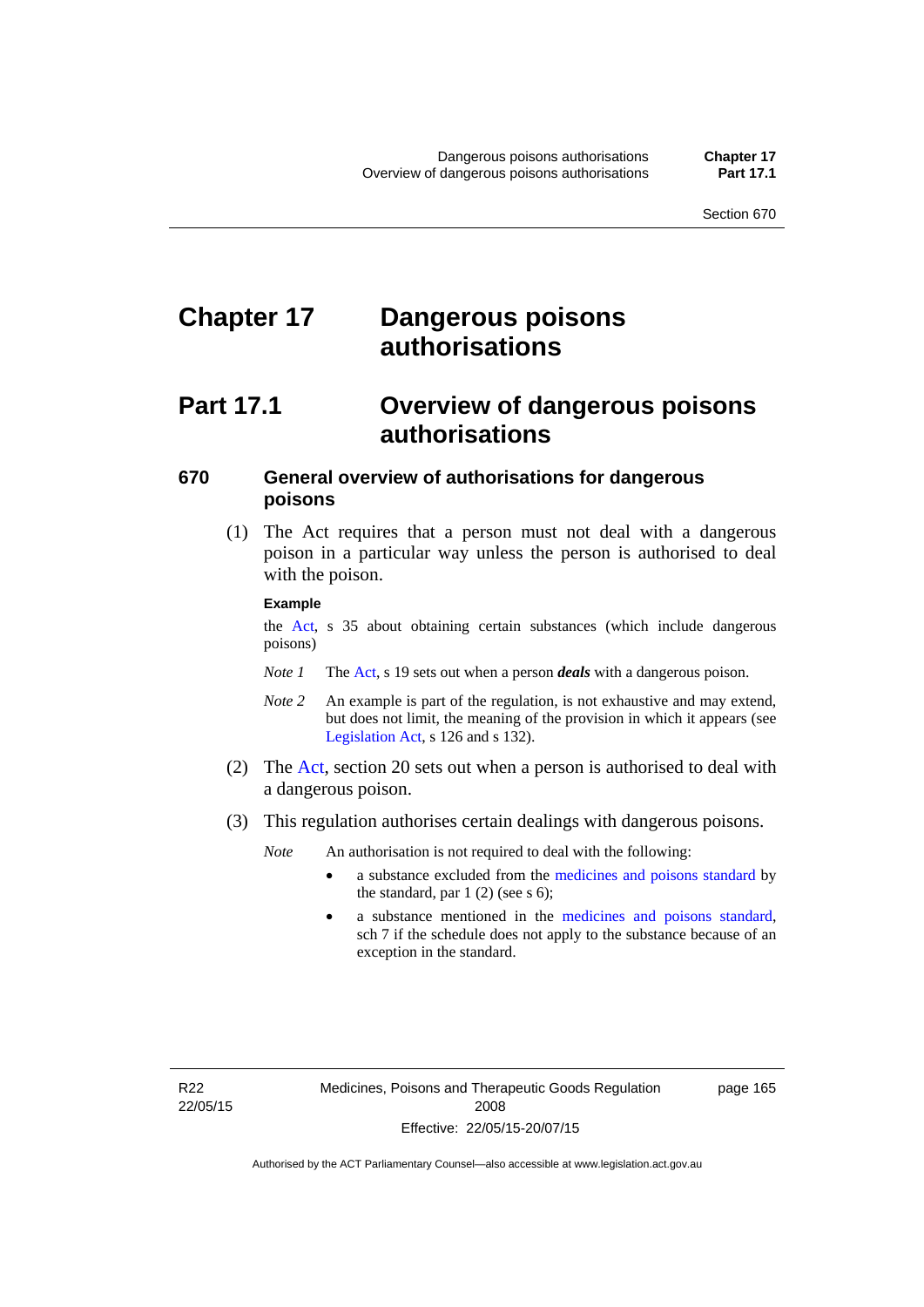# Chapter 17 Dangerous poisons authorisations

## Part 17.1 Overview of dangerous poisons authorisations

### 670 General overview of authorisations for dangerous poisons

(1) The Act requires that a person must not deal with a dangerous poison in a particular way unless the person is authorised to deal with the poison.

**Example**

the Act, s 35 about obtaining certain substances (which include dangerous poisons)

*Note 1* The Act, s 19 sets out when a person ***deals*** with a dangerous poison.

*Note 2* An example is part of the regulation, is not exhaustive and may extend, but does not limit, the meaning of the provision in which it appears (see Legislation Act, s 126 and s 132).

(2) The Act, section 20 sets out when a person is authorised to deal with a dangerous poison.

(3) This regulation authorises certain dealings with dangerous poisons.

*Note* An authorisation is not required to deal with the following:

- a substance excluded from the medicines and poisons standard by the standard, par 1 (2) (see s 6);
- a substance mentioned in the medicines and poisons standard, sch 7 if the schedule does not apply to the substance because of an exception in the standard.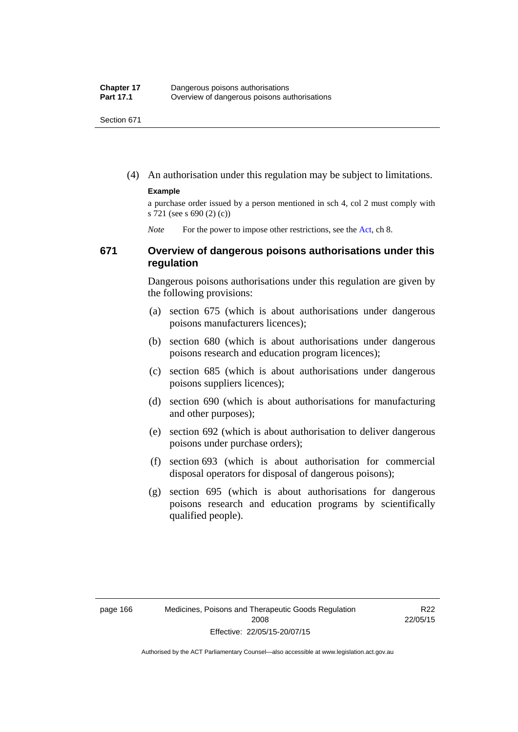(4) An authorisation under this regulation may be subject to limitations.

**Example**

a purchase order issued by a person mentioned in sch 4, col 2 must comply with s 721 (see s 690 (2) (c))

*Note* For the power to impose other restrictions, see the Act, ch 8.

## 671 Overview of dangerous poisons authorisations under this regulation

Dangerous poisons authorisations under this regulation are given by the following provisions:

(a) section 675 (which is about authorisations under dangerous poisons manufacturers licences);

(b) section 680 (which is about authorisations under dangerous poisons research and education program licences);

(c) section 685 (which is about authorisations under dangerous poisons suppliers licences);

(d) section 690 (which is about authorisations for manufacturing and other purposes);

(e) section 692 (which is about authorisation to deliver dangerous poisons under purchase orders);

(f) section 693 (which is about authorisation for commercial disposal operators for disposal of dangerous poisons);

(g) section 695 (which is about authorisations for dangerous poisons research and education programs by scientifically qualified people).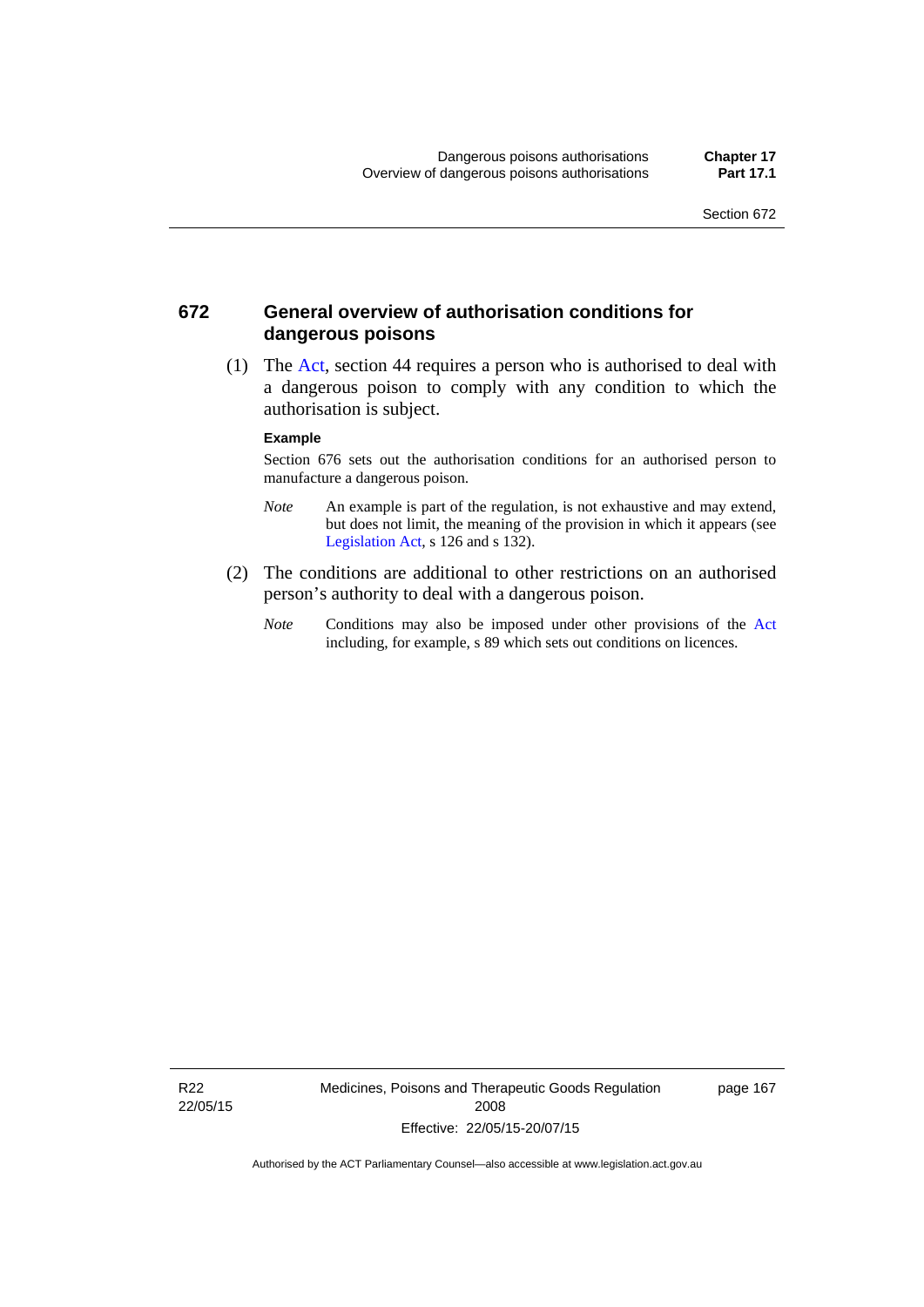## 672 General overview of authorisation conditions for dangerous poisons

(1) The Act, section 44 requires a person who is authorised to deal with a dangerous poison to comply with any condition to which the authorisation is subject.

**Example**

Section 676 sets out the authorisation conditions for an authorised person to manufacture a dangerous poison.

*Note* An example is part of the regulation, is not exhaustive and may extend, but does not limit, the meaning of the provision in which it appears (see Legislation Act, s 126 and s 132).

(2) The conditions are additional to other restrictions on an authorised person's authority to deal with a dangerous poison.

*Note* Conditions may also be imposed under other provisions of the Act including, for example, s 89 which sets out conditions on licences.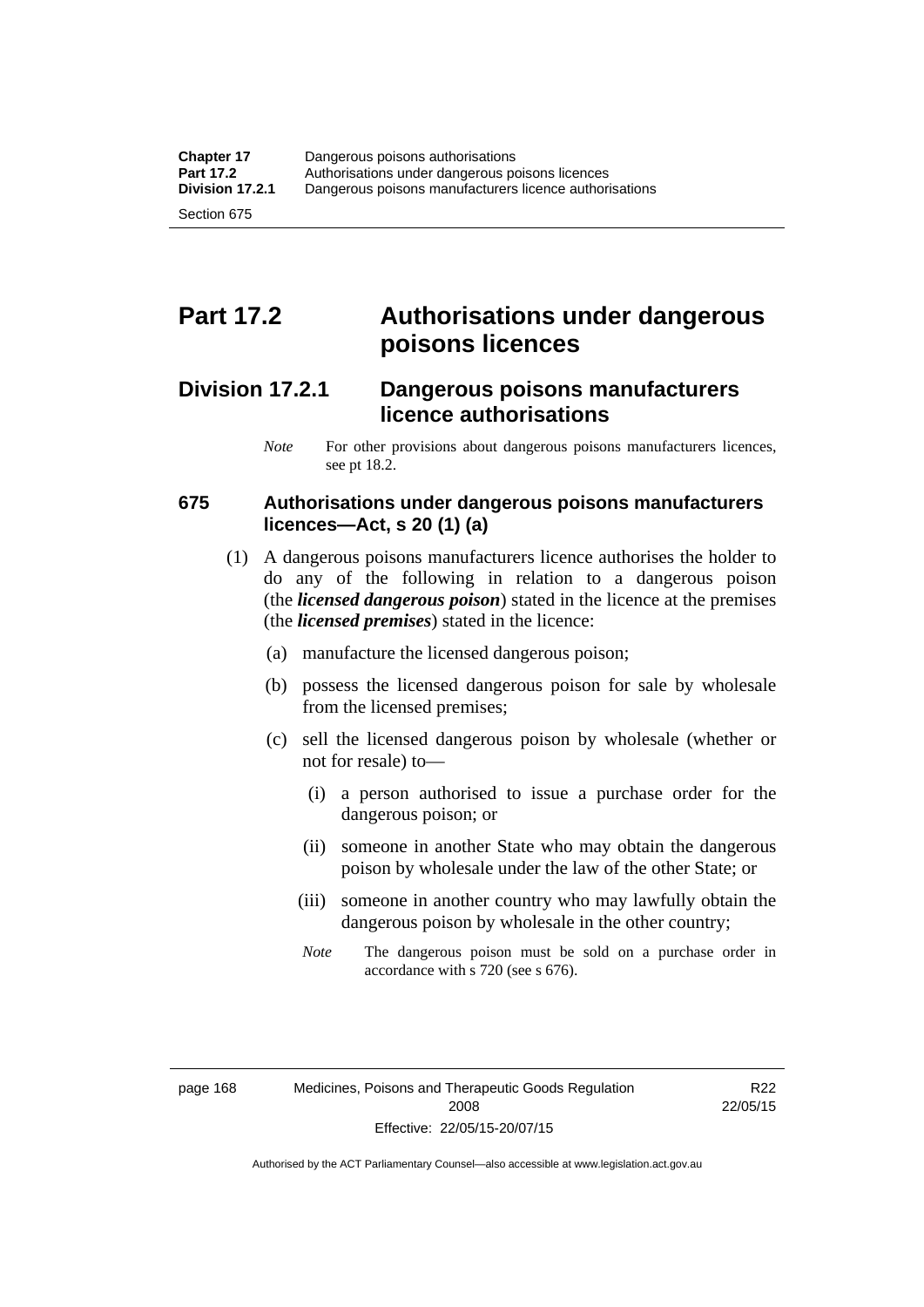# Part 17.2 Authorisations under dangerous poisons licences

## Division 17.2.1 Dangerous poisons manufacturers licence authorisations

*Note* For other provisions about dangerous poisons manufacturers licences, see pt 18.2.

### 675 Authorisations under dangerous poisons manufacturers licences—Act, s 20 (1) (a)

(1) A dangerous poisons manufacturers licence authorises the holder to do any of the following in relation to a dangerous poison (the ***licensed dangerous poison***) stated in the licence at the premises (the ***licensed premises***) stated in the licence:

(a) manufacture the licensed dangerous poison;

(b) possess the licensed dangerous poison for sale by wholesale from the licensed premises;

(c) sell the licensed dangerous poison by wholesale (whether or not for resale) to—

(i) a person authorised to issue a purchase order for the dangerous poison; or

(ii) someone in another State who may obtain the dangerous poison by wholesale under the law of the other State; or

(iii) someone in another country who may lawfully obtain the dangerous poison by wholesale in the other country;

*Note* The dangerous poison must be sold on a purchase order in accordance with s 720 (see s 676).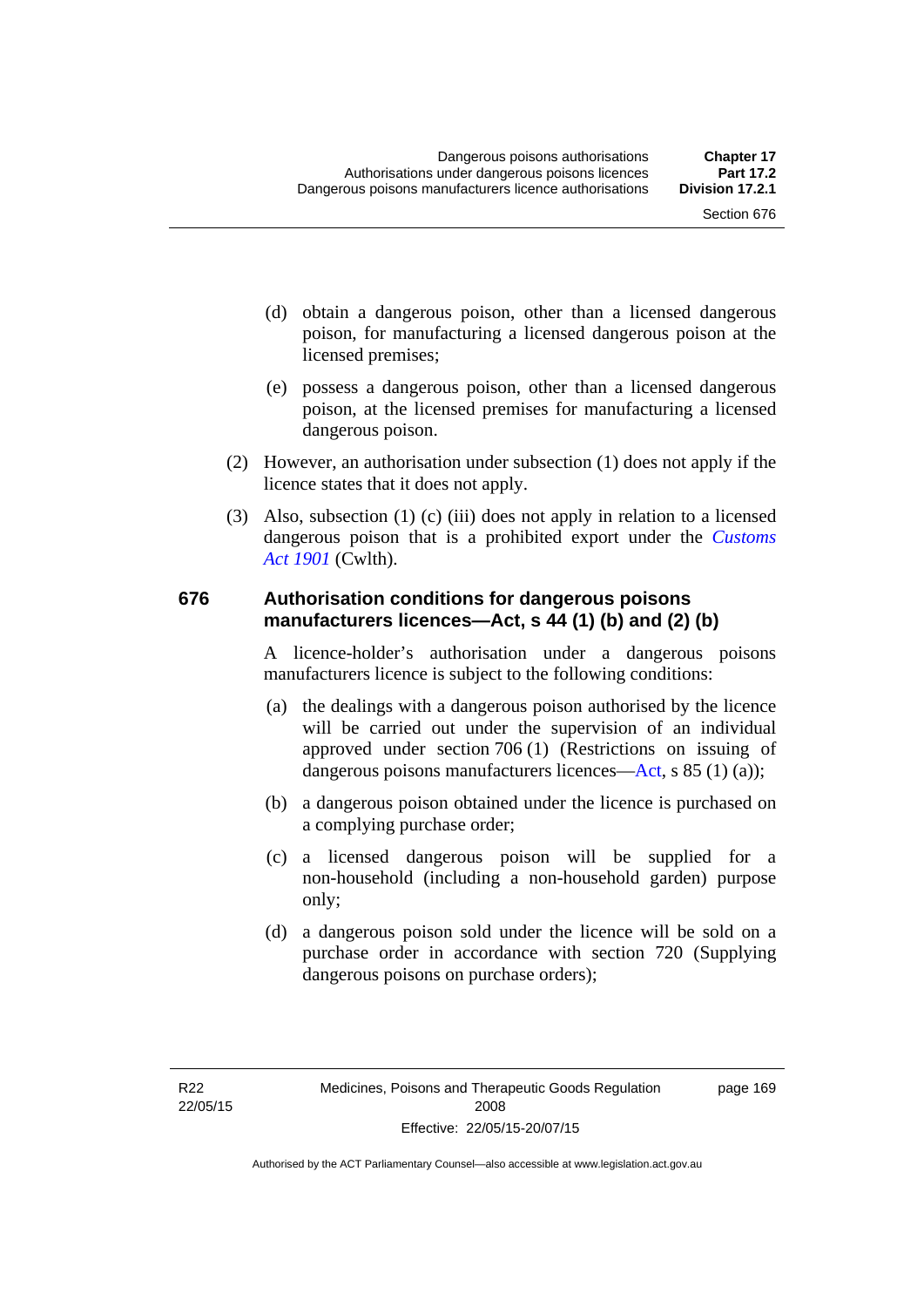(d) obtain a dangerous poison, other than a licensed dangerous poison, for manufacturing a licensed dangerous poison at the licensed premises;

(e) possess a dangerous poison, other than a licensed dangerous poison, at the licensed premises for manufacturing a licensed dangerous poison.

(2) However, an authorisation under subsection (1) does not apply if the licence states that it does not apply.

(3) Also, subsection (1) (c) (iii) does not apply in relation to a licensed dangerous poison that is a prohibited export under the *Customs Act 1901* (Cwlth).

### 676 Authorisation conditions for dangerous poisons manufacturers licences—Act, s 44 (1) (b) and (2) (b)

A licence-holder's authorisation under a dangerous poisons manufacturers licence is subject to the following conditions:

(a) the dealings with a dangerous poison authorised by the licence will be carried out under the supervision of an individual approved under section 706 (1) (Restrictions on issuing of dangerous poisons manufacturers licences—Act, s 85 (1) (a));

(b) a dangerous poison obtained under the licence is purchased on a complying purchase order;

(c) a licensed dangerous poison will be supplied for a non-household (including a non-household garden) purpose only;

(d) a dangerous poison sold under the licence will be sold on a purchase order in accordance with section 720 (Supplying dangerous poisons on purchase orders);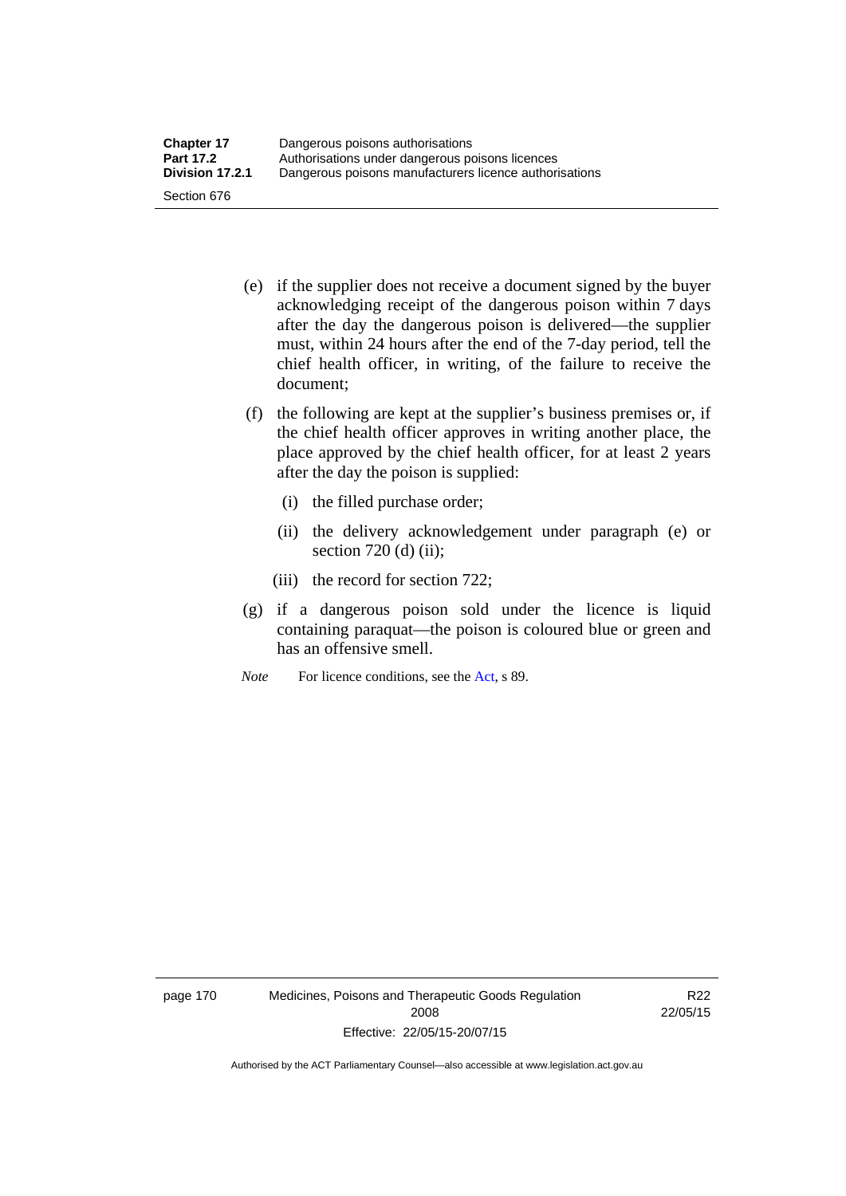(e) if the supplier does not receive a document signed by the buyer acknowledging receipt of the dangerous poison within 7 days after the day the dangerous poison is delivered—the supplier must, within 24 hours after the end of the 7-day period, tell the chief health officer, in writing, of the failure to receive the document;

(f) the following are kept at the supplier's business premises or, if the chief health officer approves in writing another place, the place approved by the chief health officer, for at least 2 years after the day the poison is supplied:

   (i) the filled purchase order;

   (ii) the delivery acknowledgement under paragraph (e) or section 720 (d) (ii);

   (iii) the record for section 722;

(g) if a dangerous poison sold under the licence is liquid containing paraquat—the poison is coloured blue or green and has an offensive smell.

*Note* For licence conditions, see the Act, s 89.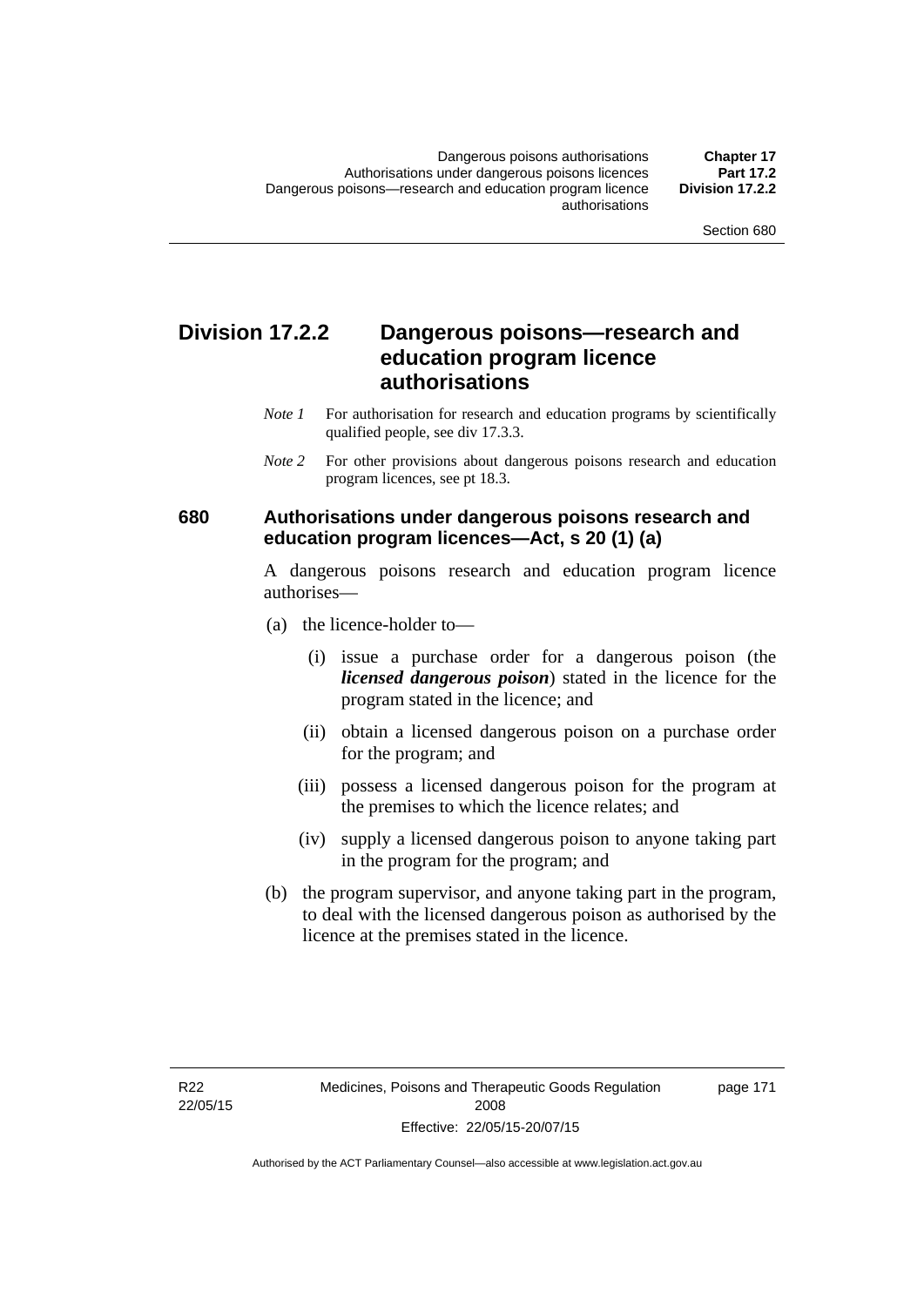## Division 17.2.2 Dangerous poisons—research and education program licence authorisations

*Note 1* For authorisation for research and education programs by scientifically qualified people, see div 17.3.3.

*Note 2* For other provisions about dangerous poisons research and education program licences, see pt 18.3.

### 680 Authorisations under dangerous poisons research and education program licences—Act, s 20 (1) (a)

A dangerous poisons research and education program licence authorises—

(a) the licence-holder to—

(i) issue a purchase order for a dangerous poison (the ***licensed dangerous poison***) stated in the licence for the program stated in the licence; and

(ii) obtain a licensed dangerous poison on a purchase order for the program; and

(iii) possess a licensed dangerous poison for the program at the premises to which the licence relates; and

(iv) supply a licensed dangerous poison to anyone taking part in the program for the program; and

(b) the program supervisor, and anyone taking part in the program, to deal with the licensed dangerous poison as authorised by the licence at the premises stated in the licence.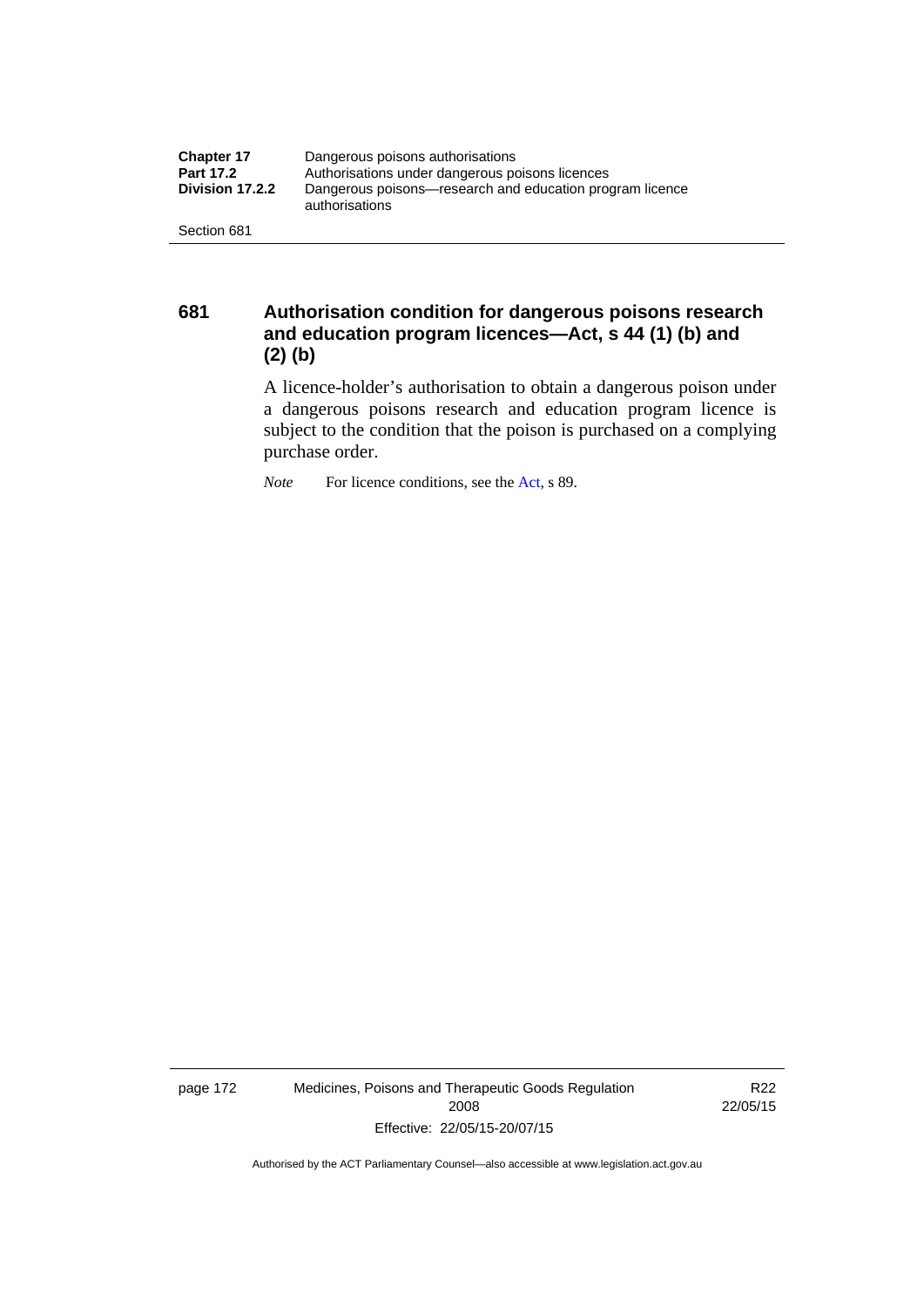## 681 Authorisation condition for dangerous poisons research and education program licences—Act, s 44 (1) (b) and (2) (b)

A licence-holder's authorisation to obtain a dangerous poison under a dangerous poisons research and education program licence is subject to the condition that the poison is purchased on a complying purchase order.

*Note* For licence conditions, see the Act, s 89.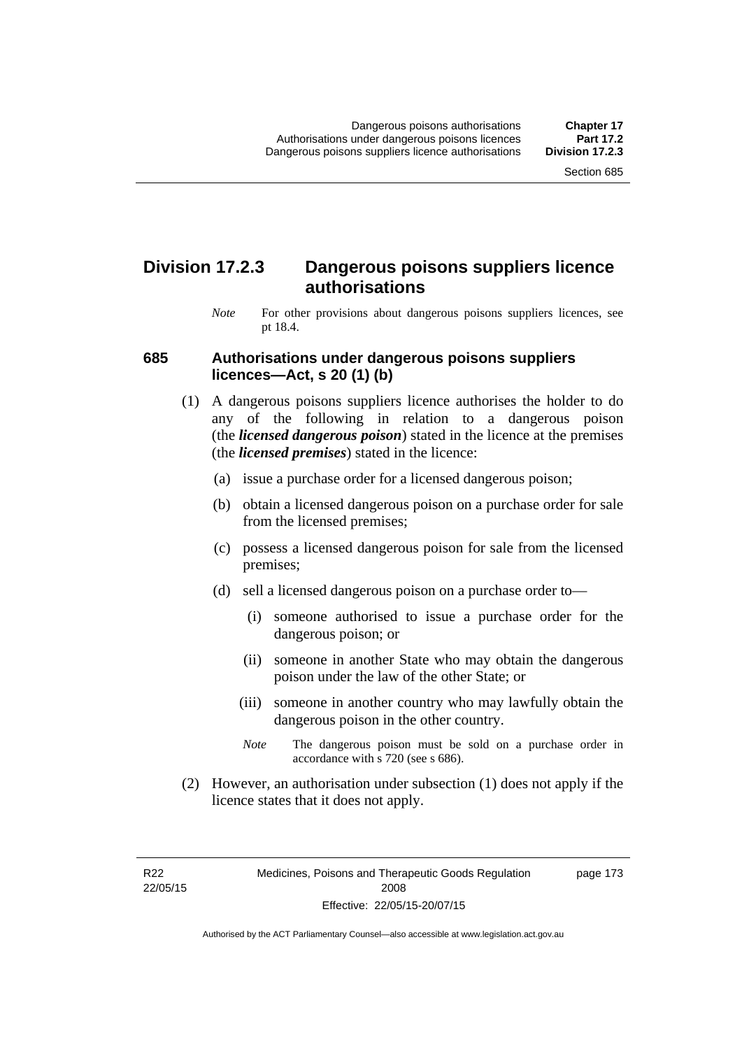## Division 17.2.3 Dangerous poisons suppliers licence authorisations

*Note* For other provisions about dangerous poisons suppliers licences, see pt 18.4.

### 685 Authorisations under dangerous poisons suppliers licences—Act, s 20 (1) (b)

(1) A dangerous poisons suppliers licence authorises the holder to do any of the following in relation to a dangerous poison (the ***licensed dangerous poison***) stated in the licence at the premises (the ***licensed premises***) stated in the licence:

(a) issue a purchase order for a licensed dangerous poison;

(b) obtain a licensed dangerous poison on a purchase order for sale from the licensed premises;

(c) possess a licensed dangerous poison for sale from the licensed premises;

(d) sell a licensed dangerous poison on a purchase order to—

(i) someone authorised to issue a purchase order for the dangerous poison; or

(ii) someone in another State who may obtain the dangerous poison under the law of the other State; or

(iii) someone in another country who may lawfully obtain the dangerous poison in the other country.

*Note* The dangerous poison must be sold on a purchase order in accordance with s 720 (see s 686).

(2) However, an authorisation under subsection (1) does not apply if the licence states that it does not apply.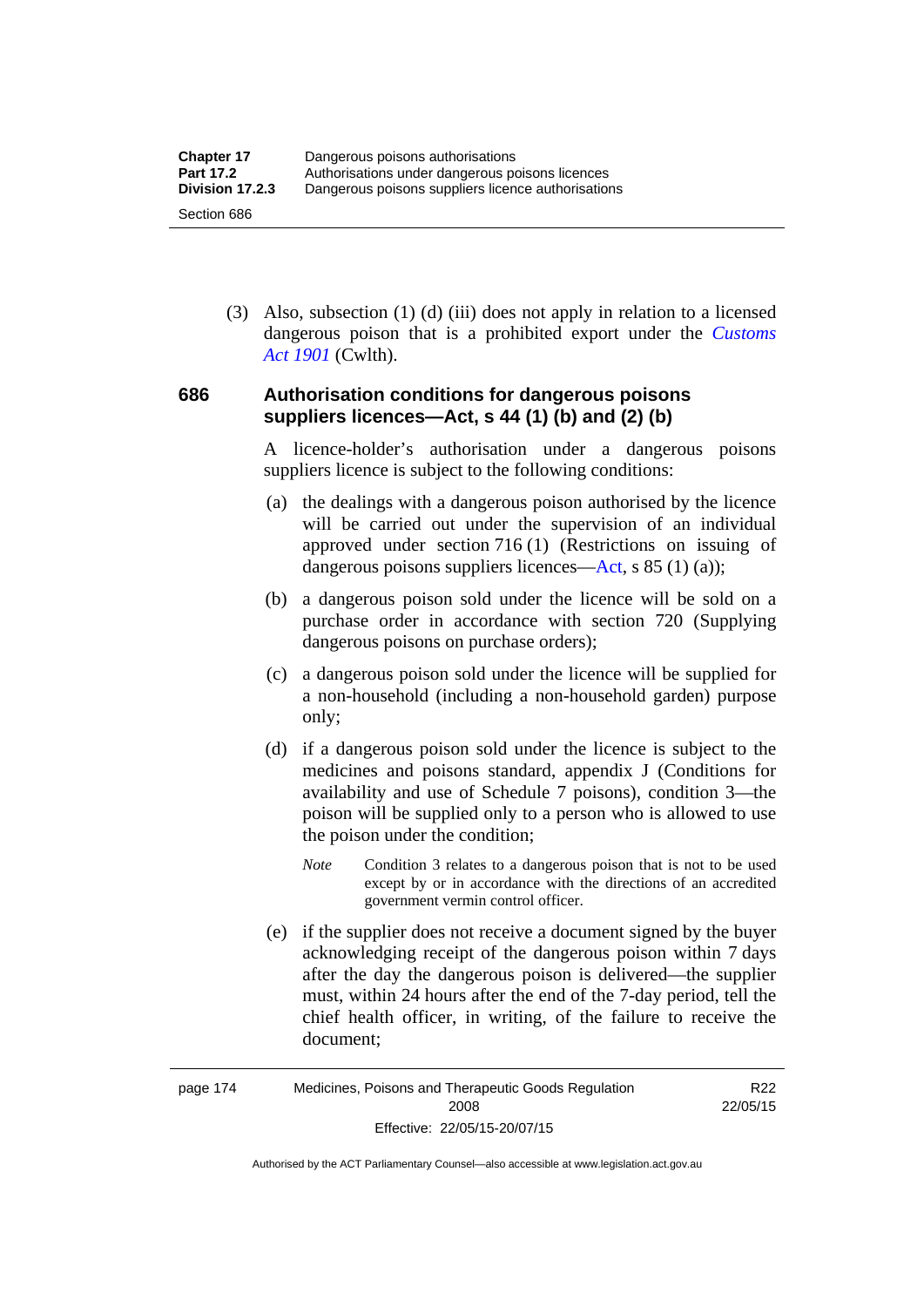(3) Also, subsection (1) (d) (iii) does not apply in relation to a licensed dangerous poison that is a prohibited export under the *Customs Act 1901* (Cwlth).

### 686 Authorisation conditions for dangerous poisons suppliers licences—Act, s 44 (1) (b) and (2) (b)

A licence-holder's authorisation under a dangerous poisons suppliers licence is subject to the following conditions:

(a) the dealings with a dangerous poison authorised by the licence will be carried out under the supervision of an individual approved under section 716 (1) (Restrictions on issuing of dangerous poisons suppliers licences—Act, s 85 (1) (a));

(b) a dangerous poison sold under the licence will be sold on a purchase order in accordance with section 720 (Supplying dangerous poisons on purchase orders);

(c) a dangerous poison sold under the licence will be supplied for a non-household (including a non-household garden) purpose only;

(d) if a dangerous poison sold under the licence is subject to the medicines and poisons standard, appendix J (Conditions for availability and use of Schedule 7 poisons), condition 3—the poison will be supplied only to a person who is allowed to use the poison under the condition;

*Note* Condition 3 relates to a dangerous poison that is not to be used except by or in accordance with the directions of an accredited government vermin control officer.

(e) if the supplier does not receive a document signed by the buyer acknowledging receipt of the dangerous poison within 7 days after the day the dangerous poison is delivered—the supplier must, within 24 hours after the end of the 7-day period, tell the chief health officer, in writing, of the failure to receive the document;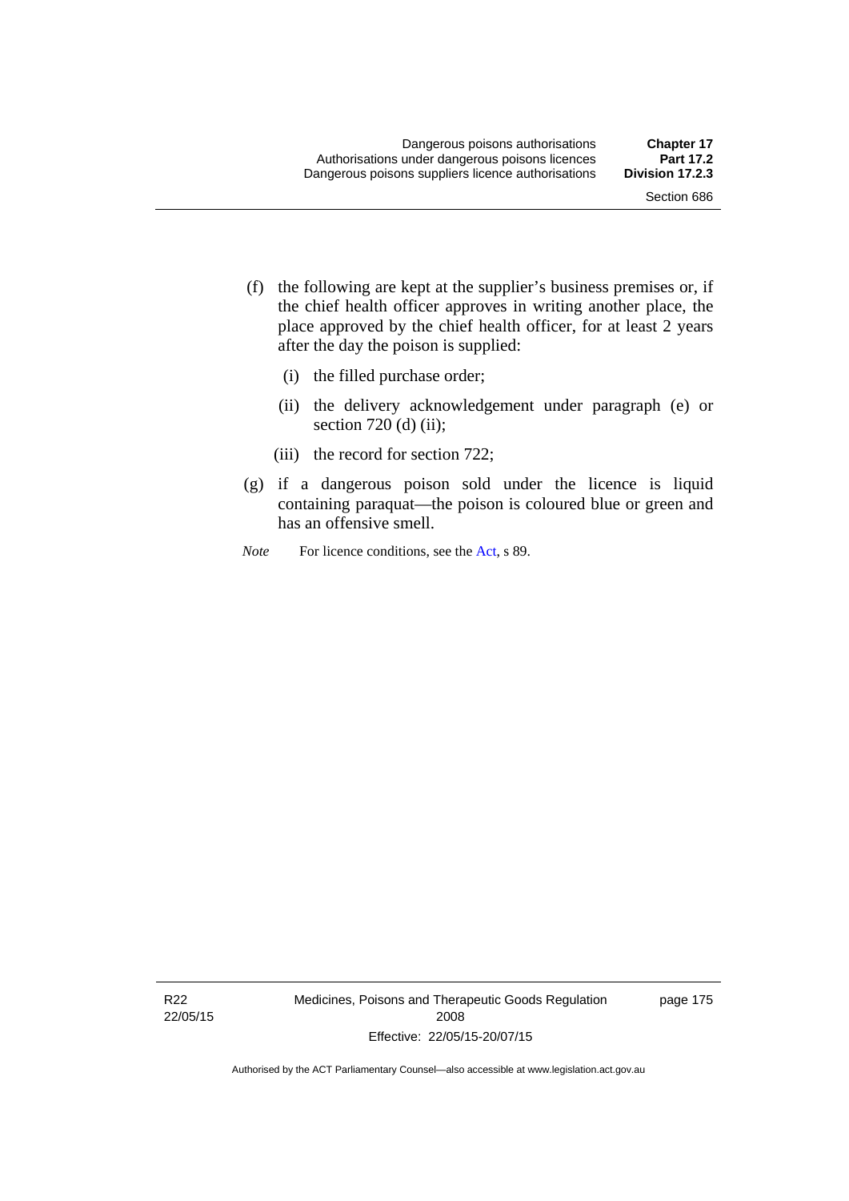(f) the following are kept at the supplier's business premises or, if the chief health officer approves in writing another place, the place approved by the chief health officer, for at least 2 years after the day the poison is supplied:

  (i) the filled purchase order;

  (ii) the delivery acknowledgement under paragraph (e) or section 720 (d) (ii);

  (iii) the record for section 722;

(g) if a dangerous poison sold under the licence is liquid containing paraquat—the poison is coloured blue or green and has an offensive smell.

*Note* For licence conditions, see the Act, s 89.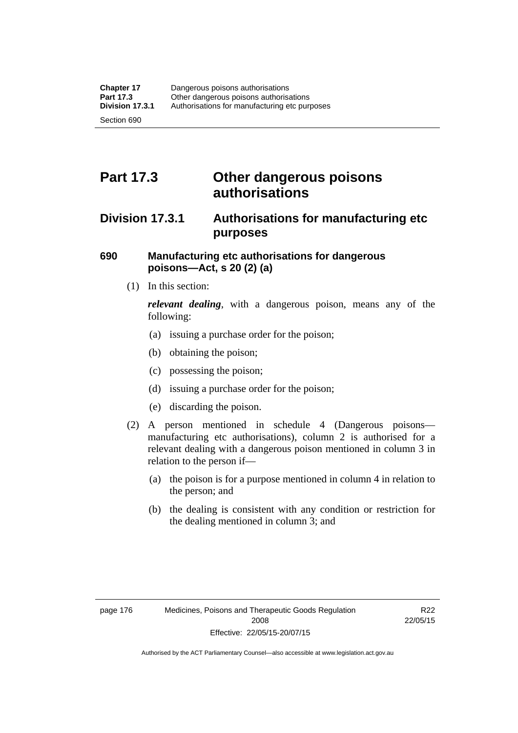# Part 17.3 Other dangerous poisons authorisations

## Division 17.3.1 Authorisations for manufacturing etc purposes

### 690 Manufacturing etc authorisations for dangerous poisons—Act, s 20 (2) (a)

(1) In this section:

***relevant dealing***, with a dangerous poison, means any of the following:

(a) issuing a purchase order for the poison;

(b) obtaining the poison;

(c) possessing the poison;

(d) issuing a purchase order for the poison;

(e) discarding the poison.

(2) A person mentioned in schedule 4 (Dangerous poisons—manufacturing etc authorisations), column 2 is authorised for a relevant dealing with a dangerous poison mentioned in column 3 in relation to the person if—

(a) the poison is for a purpose mentioned in column 4 in relation to the person; and

(b) the dealing is consistent with any condition or restriction for the dealing mentioned in column 3; and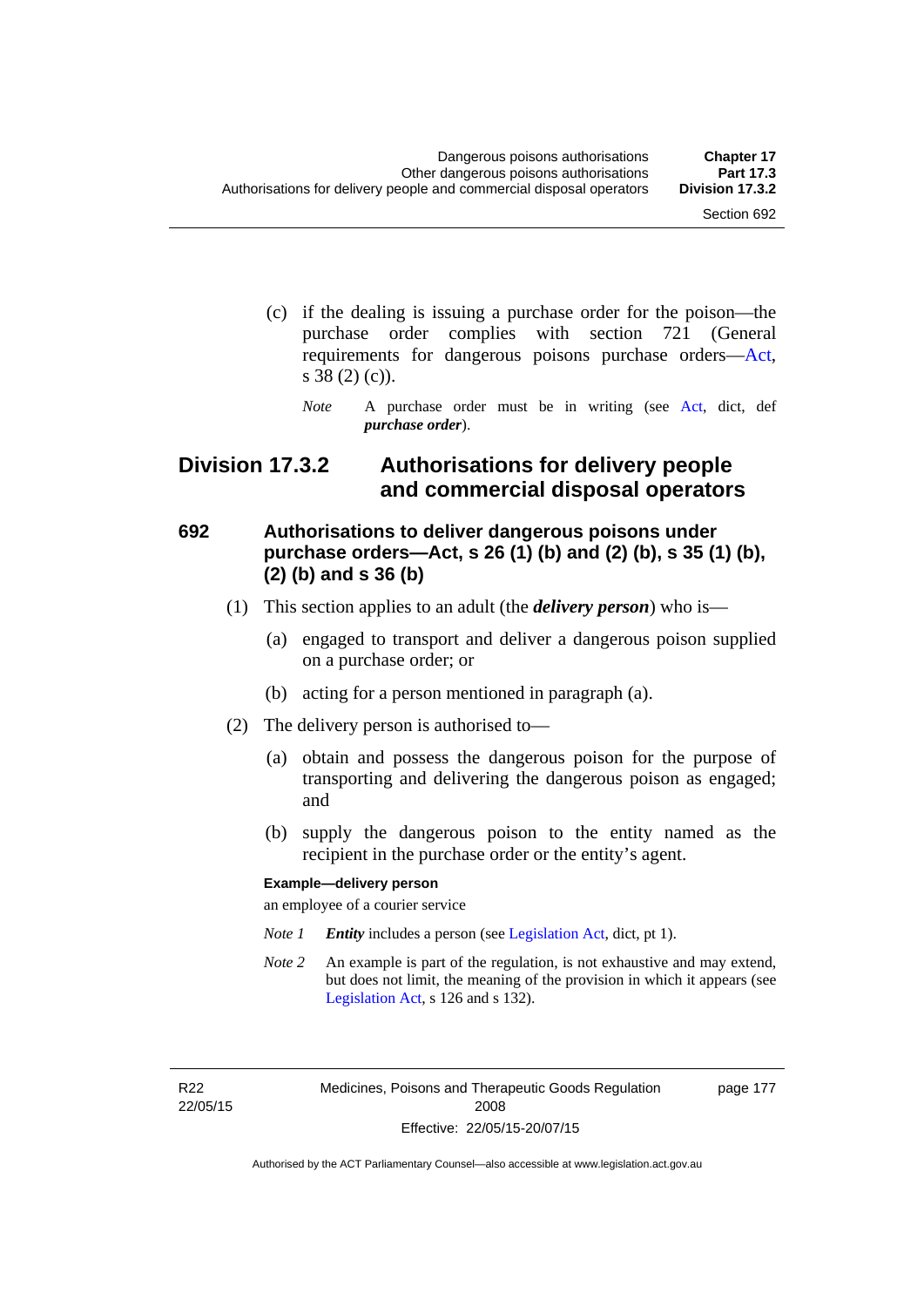(c) if the dealing is issuing a purchase order for the poison—the purchase order complies with section 721 (General requirements for dangerous poisons purchase orders—Act, s 38 (2) (c)).

*Note* A purchase order must be in writing (see Act, dict, def ***purchase order***).

## Division 17.3.2 Authorisations for delivery people and commercial disposal operators

### 692 Authorisations to deliver dangerous poisons under purchase orders—Act, s 26 (1) (b) and (2) (b), s 35 (1) (b), (2) (b) and s 36 (b)

(1) This section applies to an adult (the ***delivery person***) who is—

(a) engaged to transport and deliver a dangerous poison supplied on a purchase order; or

(b) acting for a person mentioned in paragraph (a).

(2) The delivery person is authorised to—

(a) obtain and possess the dangerous poison for the purpose of transporting and delivering the dangerous poison as engaged; and

(b) supply the dangerous poison to the entity named as the recipient in the purchase order or the entity's agent.

**Example—delivery person**

an employee of a courier service

*Note 1* ***Entity*** includes a person (see Legislation Act, dict, pt 1).

*Note 2* An example is part of the regulation, is not exhaustive and may extend, but does not limit, the meaning of the provision in which it appears (see Legislation Act, s 126 and s 132).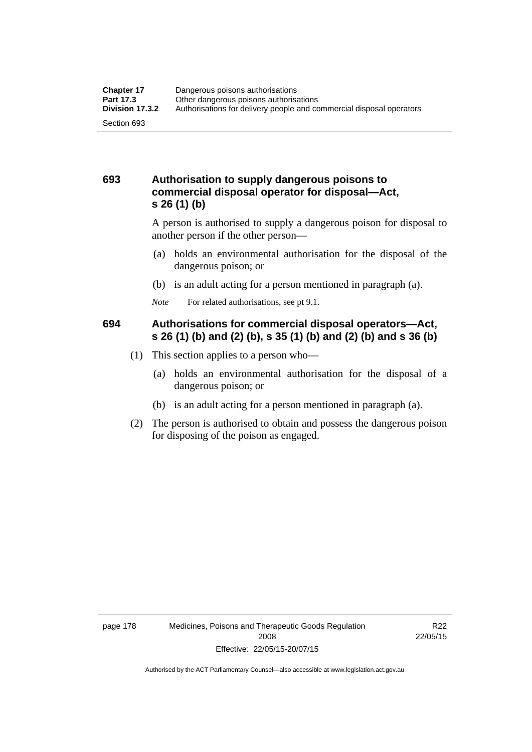### 693 Authorisation to supply dangerous poisons to commercial disposal operator for disposal—Act, s 26 (1) (b)

A person is authorised to supply a dangerous poison for disposal to another person if the other person—

(a) holds an environmental authorisation for the disposal of the dangerous poison; or

(b) is an adult acting for a person mentioned in paragraph (a).

*Note* For related authorisations, see pt 9.1.

### 694 Authorisations for commercial disposal operators—Act, s 26 (1) (b) and (2) (b), s 35 (1) (b) and (2) (b) and s 36 (b)

(1) This section applies to a person who—

(a) holds an environmental authorisation for the disposal of a dangerous poison; or

(b) is an adult acting for a person mentioned in paragraph (a).

(2) The person is authorised to obtain and possess the dangerous poison for disposing of the poison as engaged.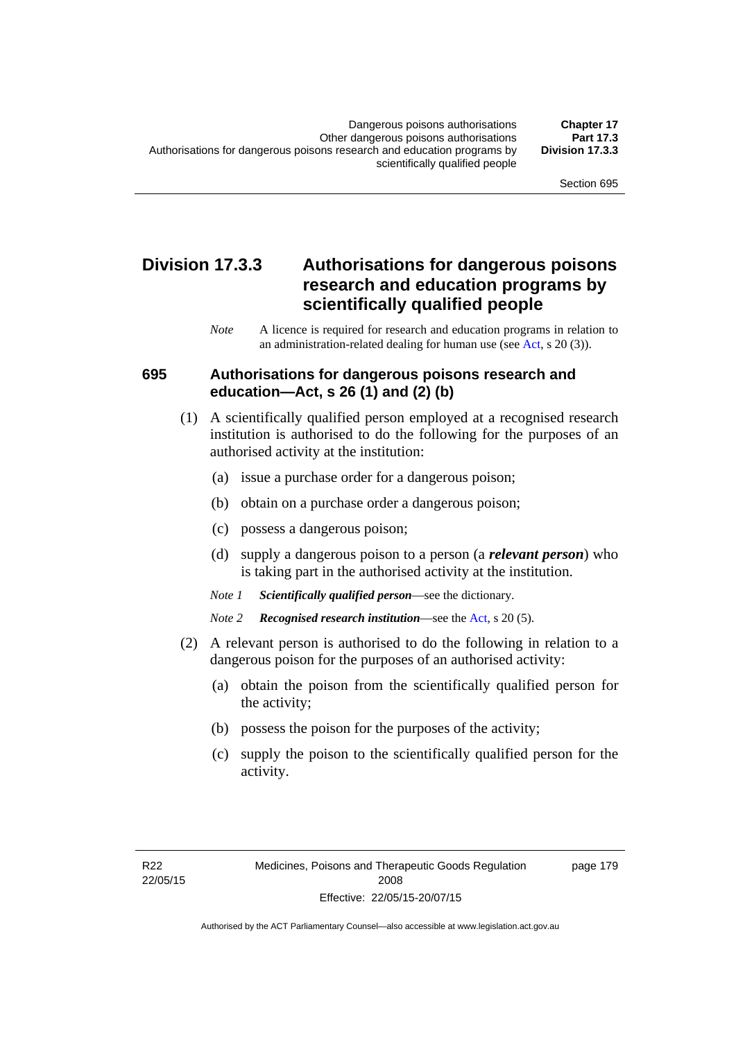## Division 17.3.3 Authorisations for dangerous poisons research and education programs by scientifically qualified people

*Note* A licence is required for research and education programs in relation to an administration-related dealing for human use (see Act, s 20 (3)).

### 695 Authorisations for dangerous poisons research and education—Act, s 26 (1) and (2) (b)

(1) A scientifically qualified person employed at a recognised research institution is authorised to do the following for the purposes of an authorised activity at the institution:

(a) issue a purchase order for a dangerous poison;

(b) obtain on a purchase order a dangerous poison;

(c) possess a dangerous poison;

(d) supply a dangerous poison to a person (a ***relevant person***) who is taking part in the authorised activity at the institution.

*Note 1* ***Scientifically qualified person***—see the dictionary.

*Note 2* ***Recognised research institution***—see the Act, s 20 (5).

(2) A relevant person is authorised to do the following in relation to a dangerous poison for the purposes of an authorised activity:

(a) obtain the poison from the scientifically qualified person for the activity;

(b) possess the poison for the purposes of the activity;

(c) supply the poison to the scientifically qualified person for the activity.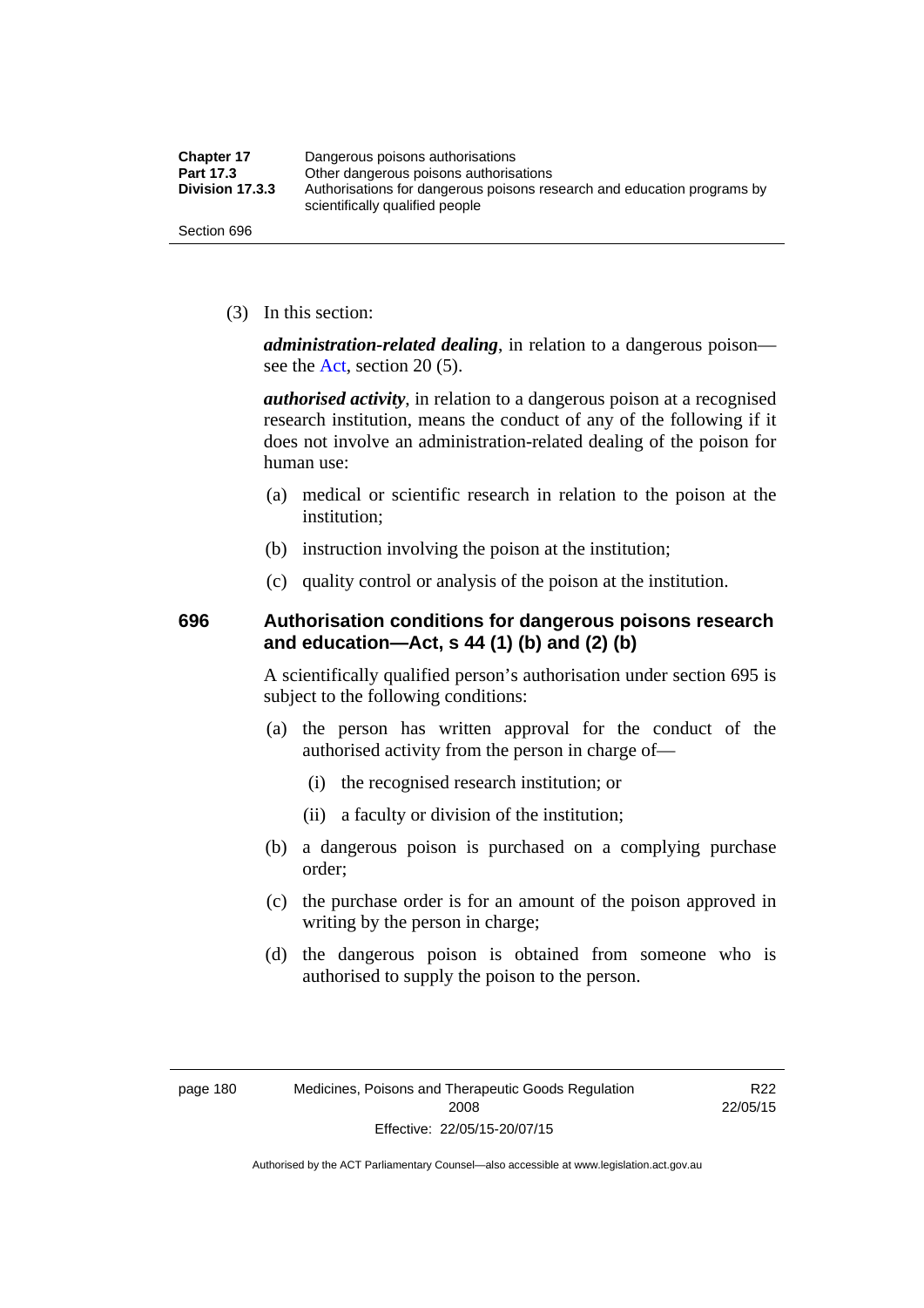(3) In this section:

***administration-related dealing***, in relation to a dangerous poison—see the Act, section 20 (5).

***authorised activity***, in relation to a dangerous poison at a recognised research institution, means the conduct of any of the following if it does not involve an administration-related dealing of the poison for human use:

(a) medical or scientific research in relation to the poison at the institution;

(b) instruction involving the poison at the institution;

(c) quality control or analysis of the poison at the institution.

### 696 Authorisation conditions for dangerous poisons research and education—Act, s 44 (1) (b) and (2) (b)

A scientifically qualified person's authorisation under section 695 is subject to the following conditions:

(a) the person has written approval for the conduct of the authorised activity from the person in charge of—

(i) the recognised research institution; or

(ii) a faculty or division of the institution;

(b) a dangerous poison is purchased on a complying purchase order;

(c) the purchase order is for an amount of the poison approved in writing by the person in charge;

(d) the dangerous poison is obtained from someone who is authorised to supply the poison to the person.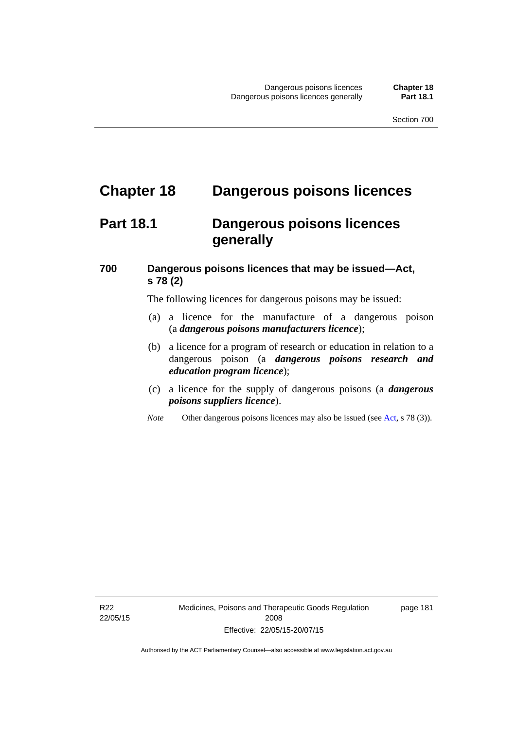# Chapter 18 Dangerous poisons licences

## Part 18.1 Dangerous poisons licences generally

### 700 Dangerous poisons licences that may be issued—Act, s 78 (2)

The following licences for dangerous poisons may be issued:

(a) a licence for the manufacture of a dangerous poison (a ***dangerous poisons manufacturers licence***);

(b) a licence for a program of research or education in relation to a dangerous poison (a ***dangerous poisons research and education program licence***);

(c) a licence for the supply of dangerous poisons (a ***dangerous poisons suppliers licence***).

*Note* Other dangerous poisons licences may also be issued (see Act, s 78 (3)).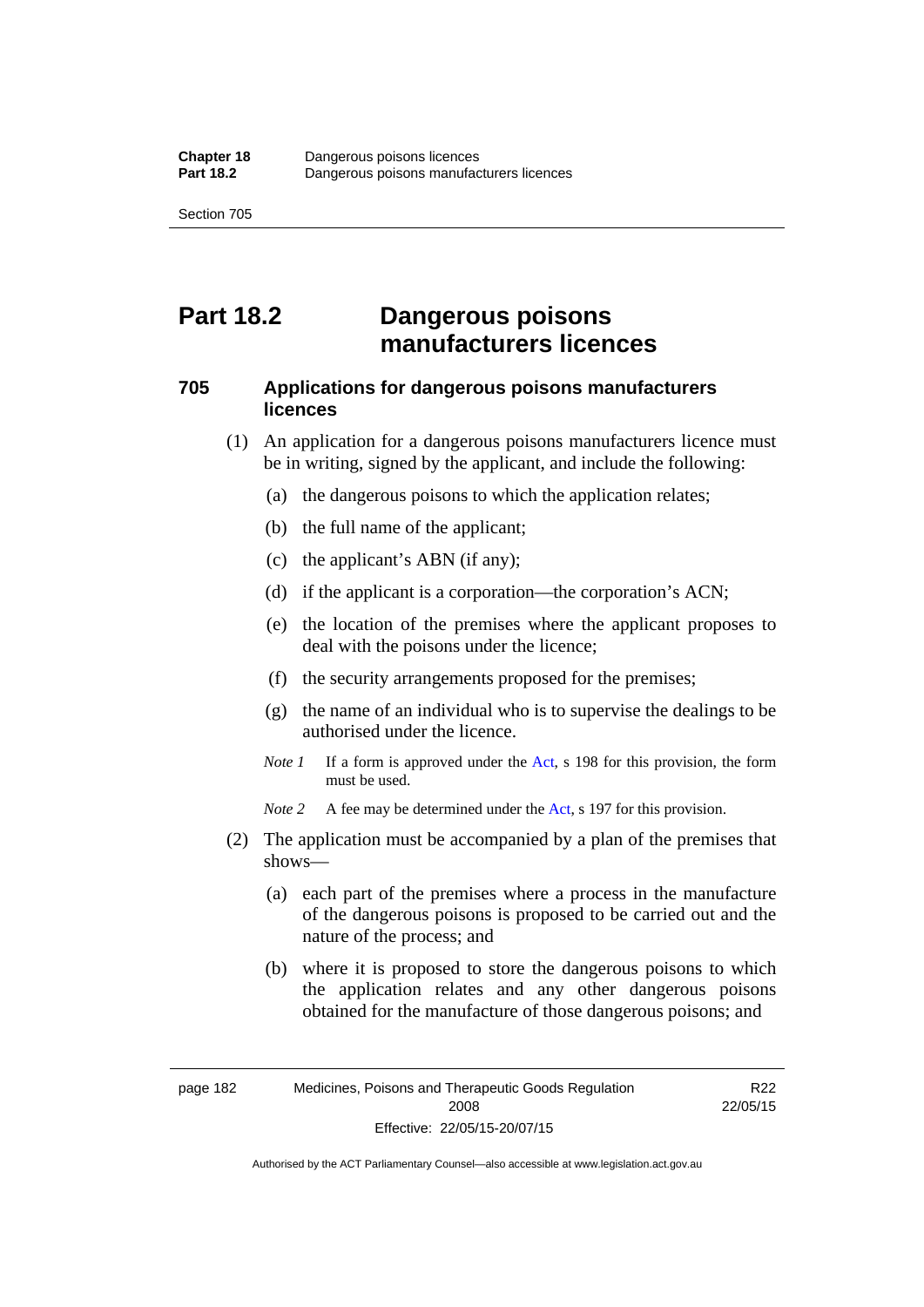# Part 18.2 Dangerous poisons manufacturers licences

### 705 Applications for dangerous poisons manufacturers licences

(1) An application for a dangerous poisons manufacturers licence must be in writing, signed by the applicant, and include the following:

(a) the dangerous poisons to which the application relates;

(b) the full name of the applicant;

(c) the applicant's ABN (if any);

(d) if the applicant is a corporation—the corporation's ACN;

(e) the location of the premises where the applicant proposes to deal with the poisons under the licence;

(f) the security arrangements proposed for the premises;

(g) the name of an individual who is to supervise the dealings to be authorised under the licence.

*Note 1* If a form is approved under the Act, s 198 for this provision, the form must be used.

*Note 2* A fee may be determined under the Act, s 197 for this provision.

(2) The application must be accompanied by a plan of the premises that shows—

(a) each part of the premises where a process in the manufacture of the dangerous poisons is proposed to be carried out and the nature of the process; and

(b) where it is proposed to store the dangerous poisons to which the application relates and any other dangerous poisons obtained for the manufacture of those dangerous poisons; and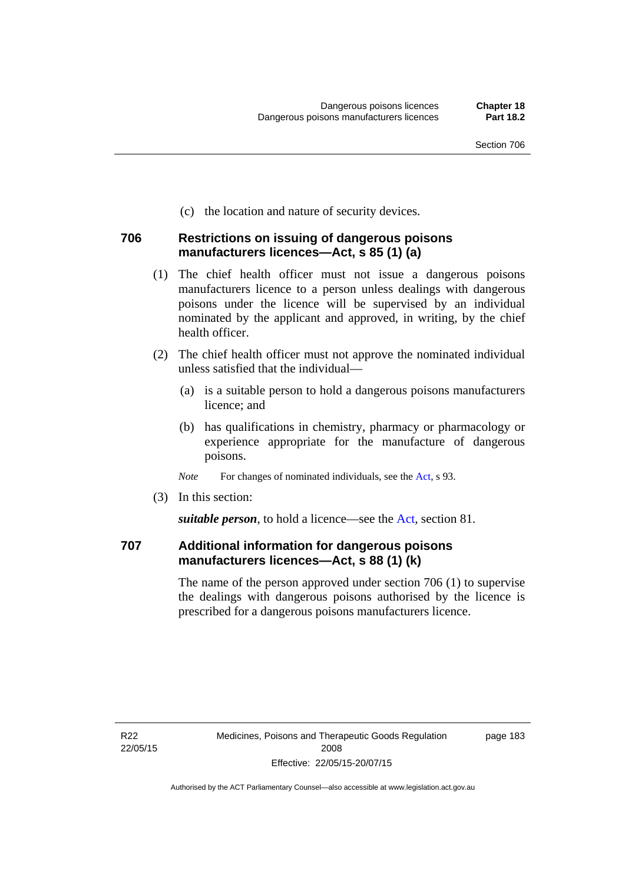(c) the location and nature of security devices.

### 706 Restrictions on issuing of dangerous poisons manufacturers licences—Act, s 85 (1) (a)

(1) The chief health officer must not issue a dangerous poisons manufacturers licence to a person unless dealings with dangerous poisons under the licence will be supervised by an individual nominated by the applicant and approved, in writing, by the chief health officer.

(2) The chief health officer must not approve the nominated individual unless satisfied that the individual—

(a) is a suitable person to hold a dangerous poisons manufacturers licence; and

(b) has qualifications in chemistry, pharmacy or pharmacology or experience appropriate for the manufacture of dangerous poisons.

*Note* For changes of nominated individuals, see the Act, s 93.

(3) In this section:

***suitable person***, to hold a licence—see the Act, section 81.

### 707 Additional information for dangerous poisons manufacturers licences—Act, s 88 (1) (k)

The name of the person approved under section 706 (1) to supervise the dealings with dangerous poisons authorised by the licence is prescribed for a dangerous poisons manufacturers licence.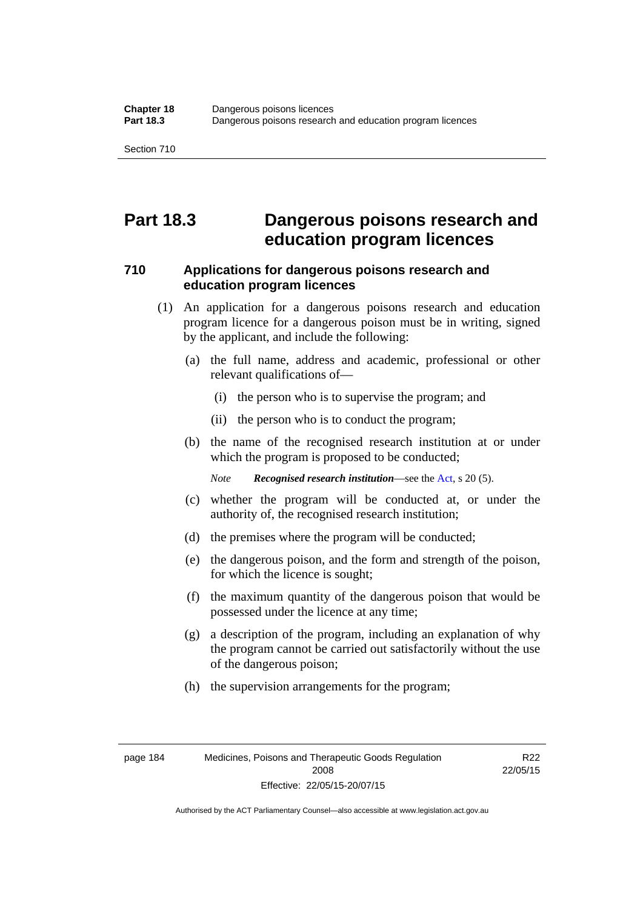# Part 18.3 Dangerous poisons research and education program licences

## 710 Applications for dangerous poisons research and education program licences

(1) An application for a dangerous poisons research and education program licence for a dangerous poison must be in writing, signed by the applicant, and include the following:

(a) the full name, address and academic, professional or other relevant qualifications of—

(i) the person who is to supervise the program; and

(ii) the person who is to conduct the program;

(b) the name of the recognised research institution at or under which the program is proposed to be conducted;

*Note* ***Recognised research institution***—see the Act, s 20 (5).

(c) whether the program will be conducted at, or under the authority of, the recognised research institution;

(d) the premises where the program will be conducted;

(e) the dangerous poison, and the form and strength of the poison, for which the licence is sought;

(f) the maximum quantity of the dangerous poison that would be possessed under the licence at any time;

(g) a description of the program, including an explanation of why the program cannot be carried out satisfactorily without the use of the dangerous poison;

(h) the supervision arrangements for the program;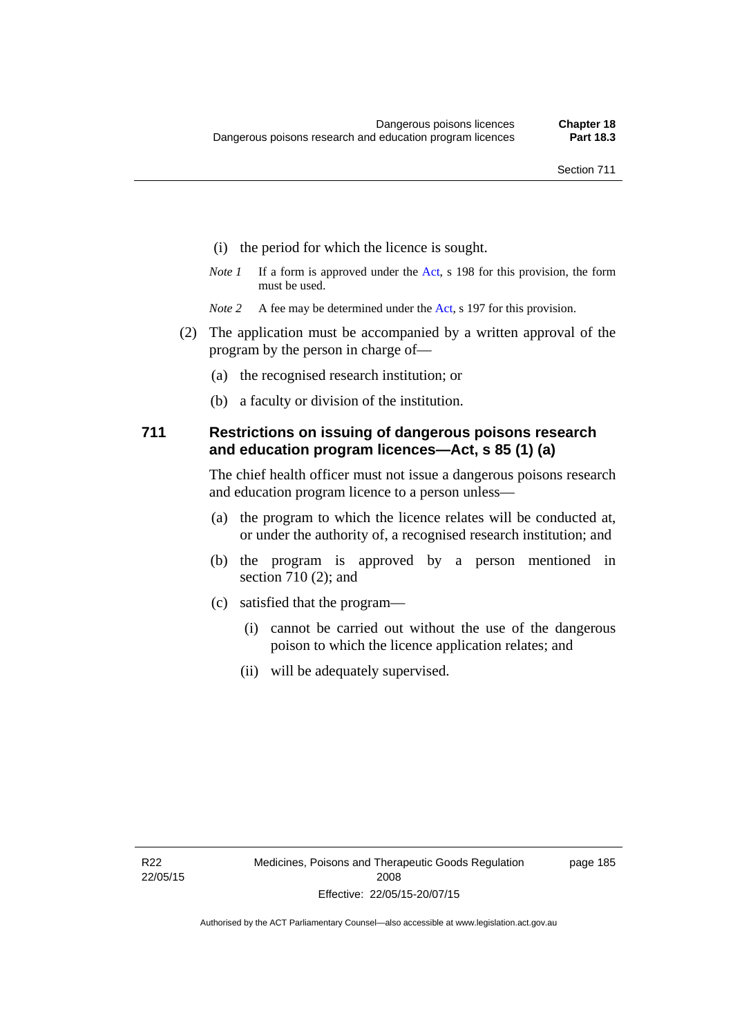(i) the period for which the licence is sought.

*Note 1* If a form is approved under the Act, s 198 for this provision, the form must be used.

*Note 2* A fee may be determined under the Act, s 197 for this provision.

(2) The application must be accompanied by a written approval of the program by the person in charge of—

(a) the recognised research institution; or

(b) a faculty or division of the institution.

## 711 Restrictions on issuing of dangerous poisons research and education program licences—Act, s 85 (1) (a)

The chief health officer must not issue a dangerous poisons research and education program licence to a person unless—

(a) the program to which the licence relates will be conducted at, or under the authority of, a recognised research institution; and

(b) the program is approved by a person mentioned in section 710 (2); and

(c) satisfied that the program—

(i) cannot be carried out without the use of the dangerous poison to which the licence application relates; and

(ii) will be adequately supervised.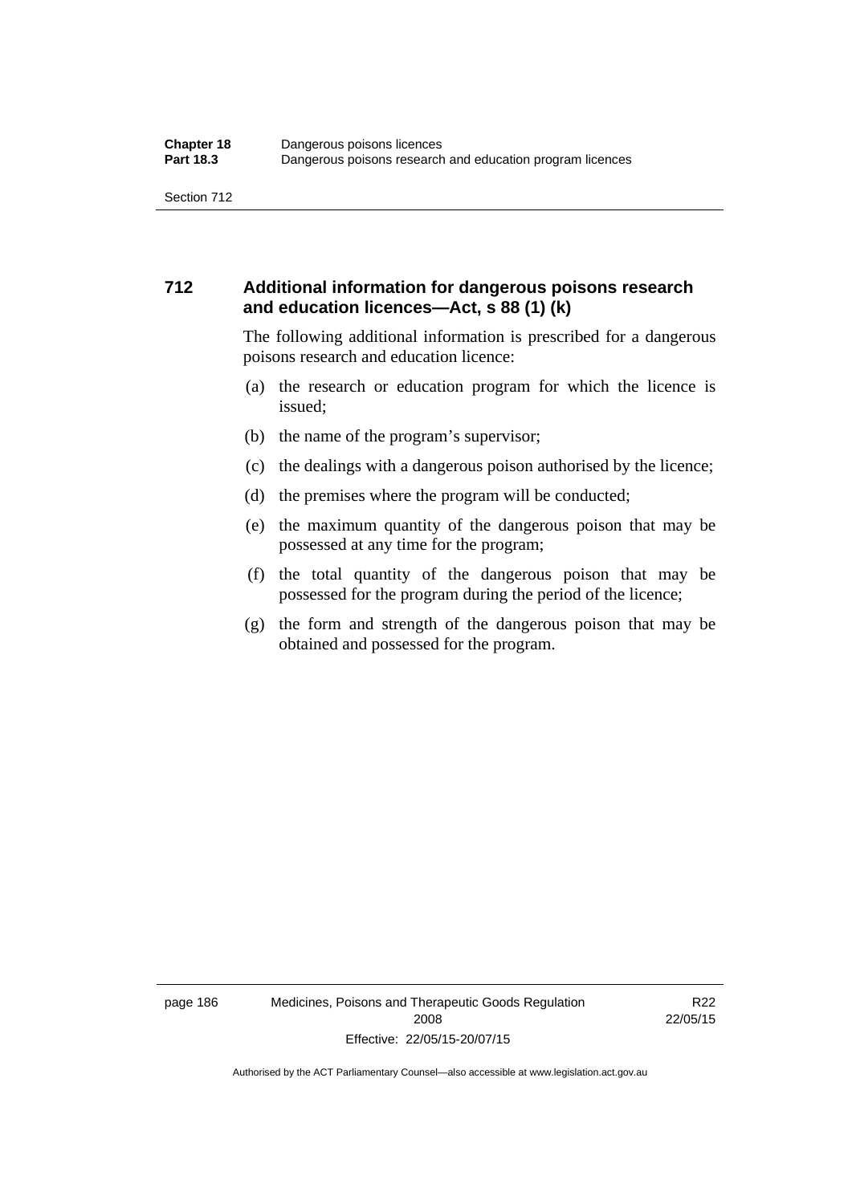### 712 Additional information for dangerous poisons research and education licences—Act, s 88 (1) (k)

The following additional information is prescribed for a dangerous poisons research and education licence:

(a) the research or education program for which the licence is issued;

(b) the name of the program's supervisor;

(c) the dealings with a dangerous poison authorised by the licence;

(d) the premises where the program will be conducted;

(e) the maximum quantity of the dangerous poison that may be possessed at any time for the program;

(f) the total quantity of the dangerous poison that may be possessed for the program during the period of the licence;

(g) the form and strength of the dangerous poison that may be obtained and possessed for the program.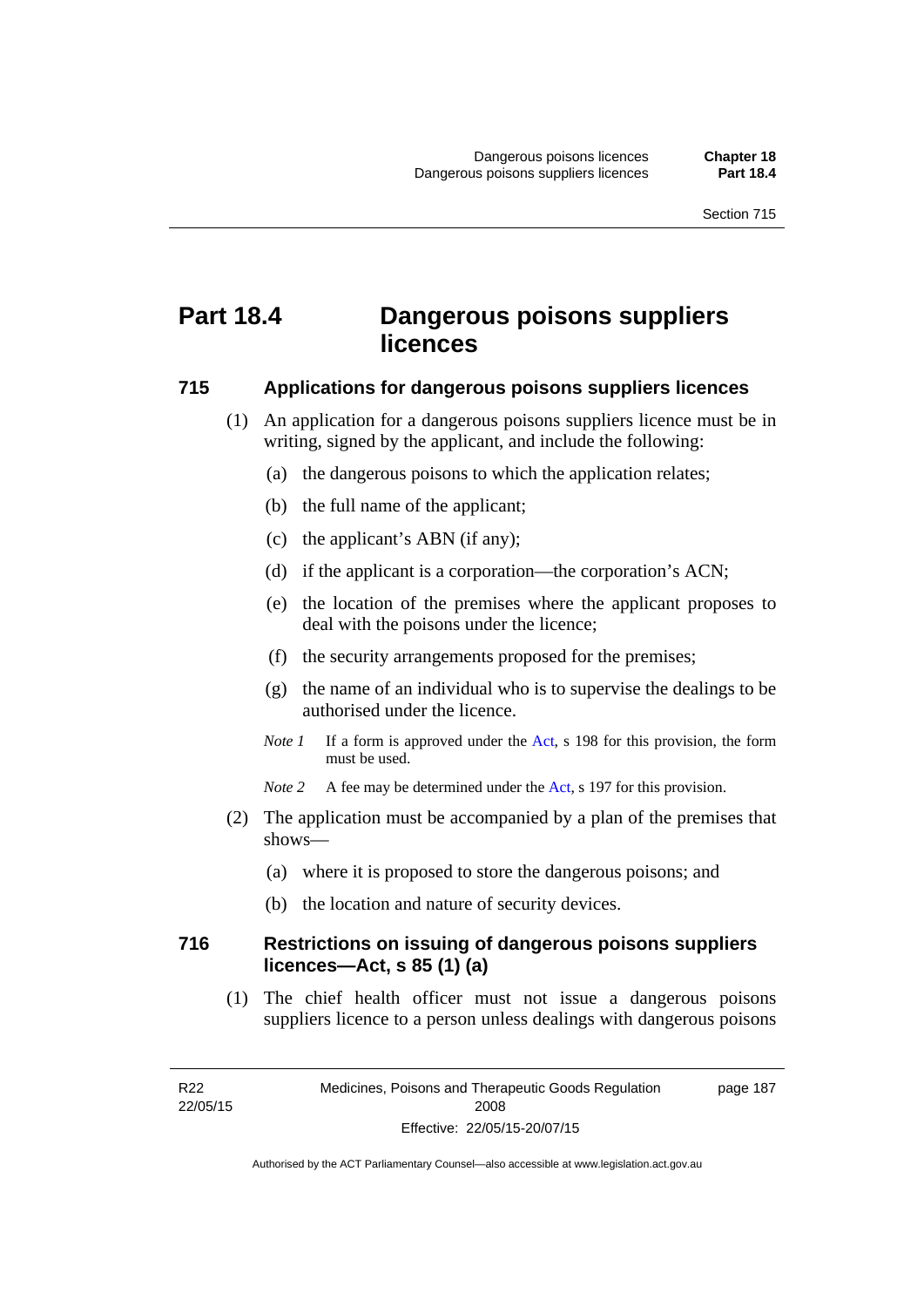# Part 18.4 Dangerous poisons suppliers licences

## 715 Applications for dangerous poisons suppliers licences

(1) An application for a dangerous poisons suppliers licence must be in writing, signed by the applicant, and include the following:

(a) the dangerous poisons to which the application relates;

(b) the full name of the applicant;

(c) the applicant's ABN (if any);

(d) if the applicant is a corporation—the corporation's ACN;

(e) the location of the premises where the applicant proposes to deal with the poisons under the licence;

(f) the security arrangements proposed for the premises;

(g) the name of an individual who is to supervise the dealings to be authorised under the licence.

*Note 1* If a form is approved under the Act, s 198 for this provision, the form must be used.

*Note 2* A fee may be determined under the Act, s 197 for this provision.

(2) The application must be accompanied by a plan of the premises that shows—

(a) where it is proposed to store the dangerous poisons; and

(b) the location and nature of security devices.

## 716 Restrictions on issuing of dangerous poisons suppliers licences—Act, s 85 (1) (a)

(1) The chief health officer must not issue a dangerous poisons suppliers licence to a person unless dealings with dangerous poisons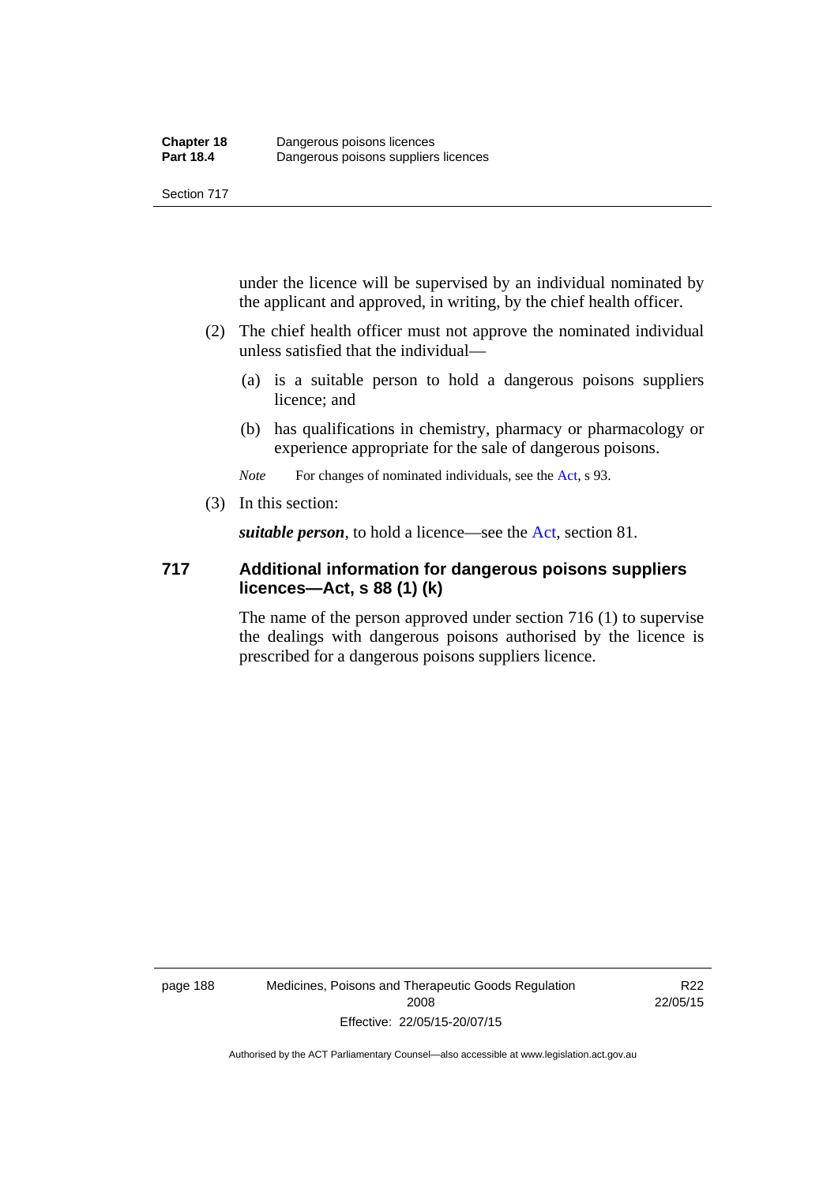under the licence will be supervised by an individual nominated by the applicant and approved, in writing, by the chief health officer.

(2) The chief health officer must not approve the nominated individual unless satisfied that the individual—

(a) is a suitable person to hold a dangerous poisons suppliers licence; and

(b) has qualifications in chemistry, pharmacy or pharmacology or experience appropriate for the sale of dangerous poisons.

*Note* For changes of nominated individuals, see the Act, s 93.

(3) In this section:

***suitable person***, to hold a licence—see the Act, section 81.

## 717 Additional information for dangerous poisons suppliers licences—Act, s 88 (1) (k)

The name of the person approved under section 716 (1) to supervise the dealings with dangerous poisons authorised by the licence is prescribed for a dangerous poisons suppliers licence.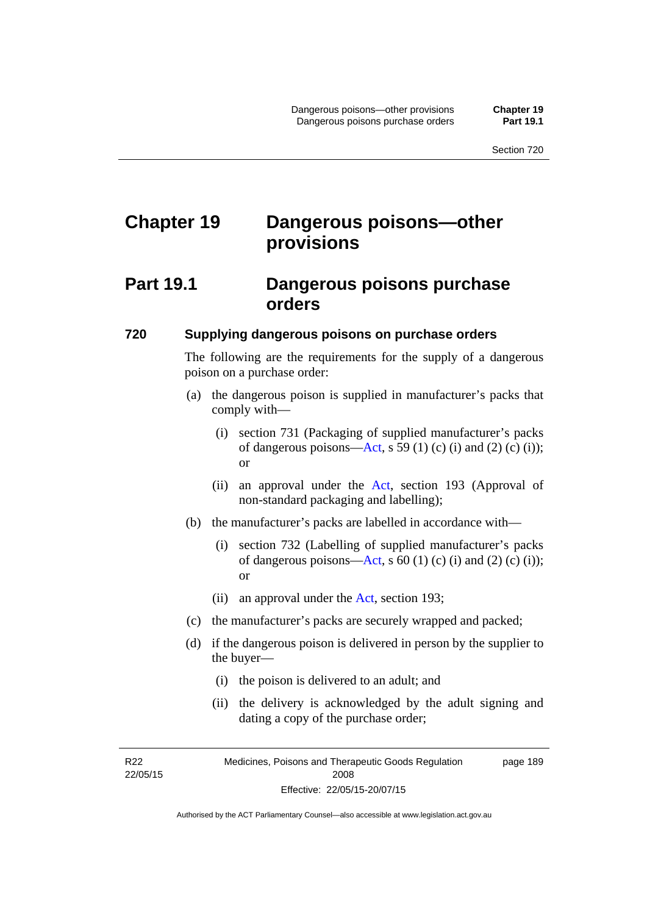# Chapter 19 Dangerous poisons—other provisions

## Part 19.1 Dangerous poisons purchase orders

### 720 Supplying dangerous poisons on purchase orders

The following are the requirements for the supply of a dangerous poison on a purchase order:

(a) the dangerous poison is supplied in manufacturer's packs that comply with—

  (i) section 731 (Packaging of supplied manufacturer's packs of dangerous poisons—Act, s 59 (1) (c) (i) and (2) (c) (i)); or

  (ii) an approval under the Act, section 193 (Approval of non-standard packaging and labelling);

(b) the manufacturer's packs are labelled in accordance with—

  (i) section 732 (Labelling of supplied manufacturer's packs of dangerous poisons—Act, s 60 (1) (c) (i) and (2) (c) (i)); or

  (ii) an approval under the Act, section 193;

(c) the manufacturer's packs are securely wrapped and packed;

(d) if the dangerous poison is delivered in person by the supplier to the buyer—

  (i) the poison is delivered to an adult; and

  (ii) the delivery is acknowledged by the adult signing and dating a copy of the purchase order;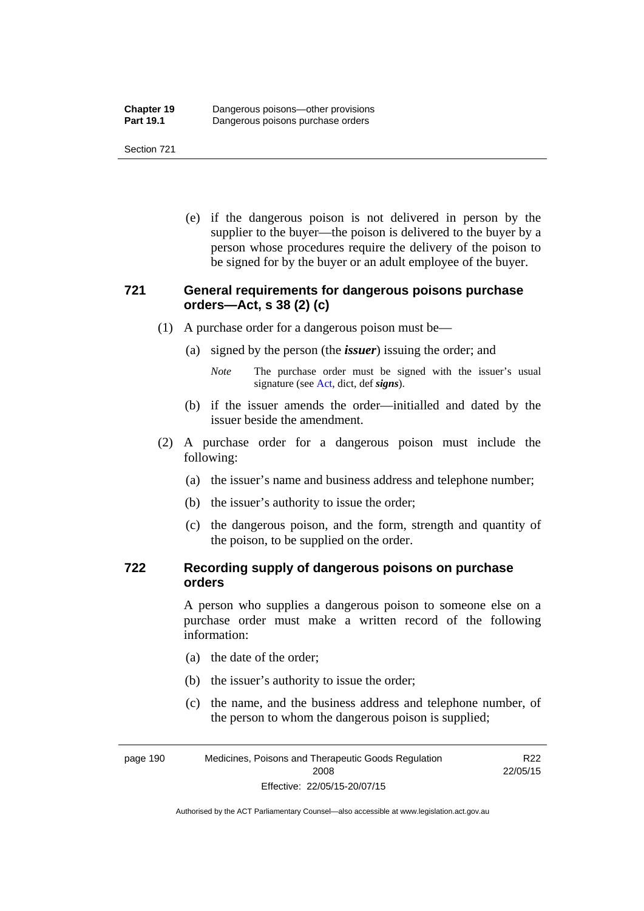(e) if the dangerous poison is not delivered in person by the supplier to the buyer—the poison is delivered to the buyer by a person whose procedures require the delivery of the poison to be signed for by the buyer or an adult employee of the buyer.

### 721 General requirements for dangerous poisons purchase orders—Act, s 38 (2) (c)

(1) A purchase order for a dangerous poison must be—

(a) signed by the person (the ***issuer***) issuing the order; and

*Note* The purchase order must be signed with the issuer's usual signature (see Act, dict, def ***signs***).

(b) if the issuer amends the order—initialled and dated by the issuer beside the amendment.

(2) A purchase order for a dangerous poison must include the following:

(a) the issuer's name and business address and telephone number;

(b) the issuer's authority to issue the order;

(c) the dangerous poison, and the form, strength and quantity of the poison, to be supplied on the order.

### 722 Recording supply of dangerous poisons on purchase orders

A person who supplies a dangerous poison to someone else on a purchase order must make a written record of the following information:

(a) the date of the order;

(b) the issuer's authority to issue the order;

(c) the name, and the business address and telephone number, of the person to whom the dangerous poison is supplied;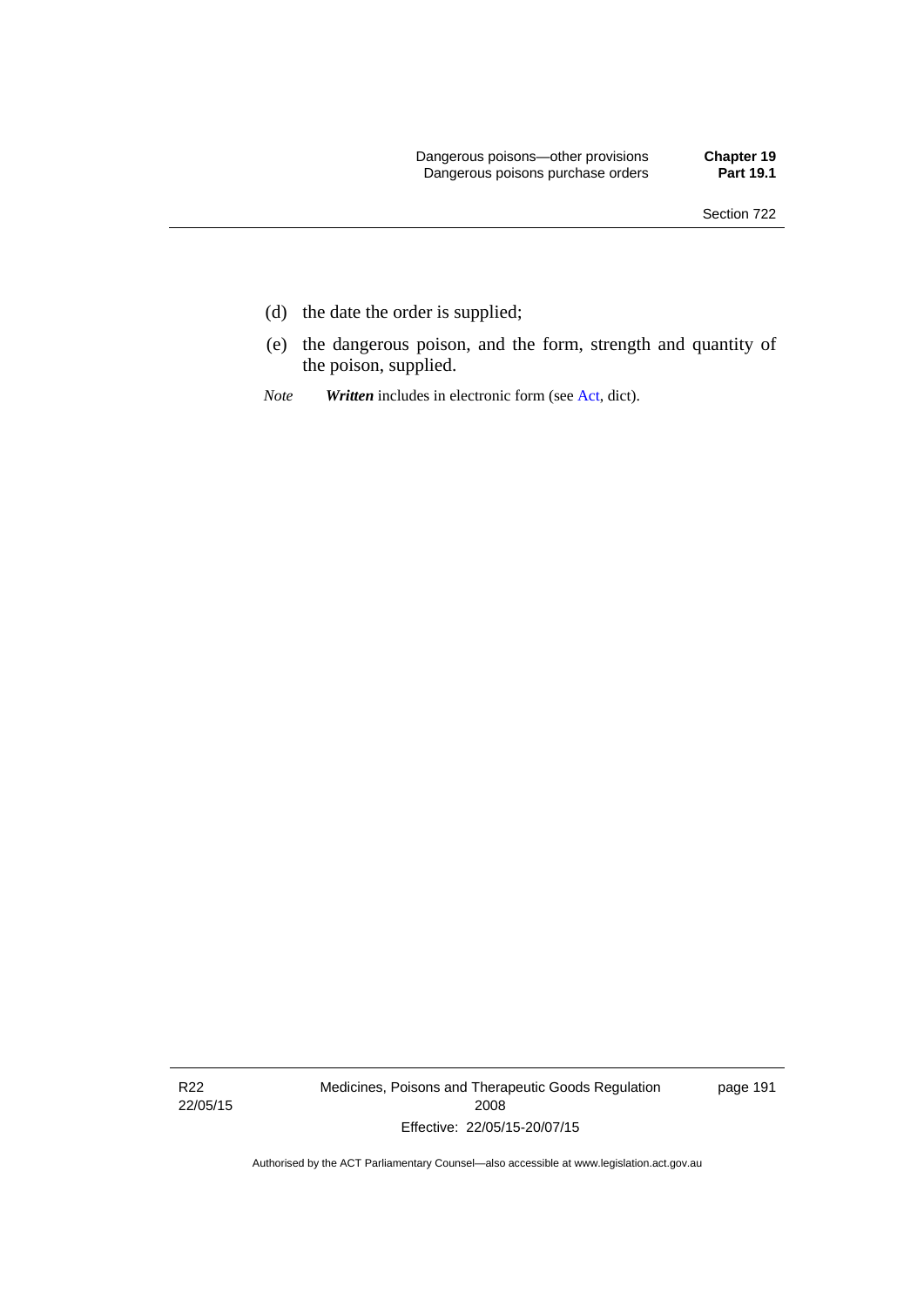(d) the date the order is supplied;

(e) the dangerous poison, and the form, strength and quantity of the poison, supplied.

*Note* ***Written*** includes in electronic form (see Act, dict).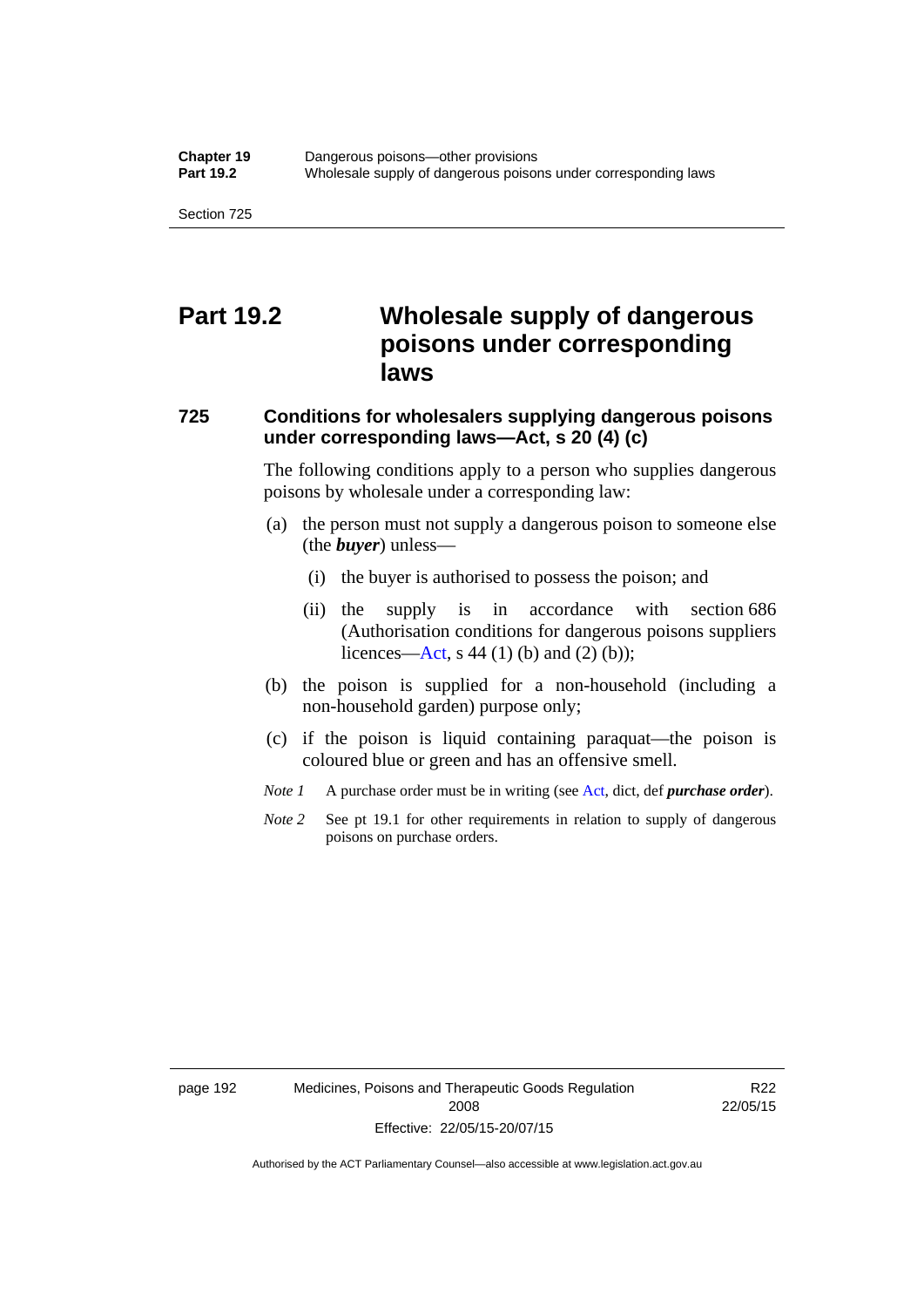# Part 19.2 Wholesale supply of dangerous poisons under corresponding laws

## 725 Conditions for wholesalers supplying dangerous poisons under corresponding laws—Act, s 20 (4) (c)

The following conditions apply to a person who supplies dangerous poisons by wholesale under a corresponding law:

(a) the person must not supply a dangerous poison to someone else (the ***buyer***) unless—

  (i) the buyer is authorised to possess the poison; and

  (ii) the supply is in accordance with section 686 (Authorisation conditions for dangerous poisons suppliers licences—Act, s 44 (1) (b) and (2) (b));

(b) the poison is supplied for a non-household (including a non-household garden) purpose only;

(c) if the poison is liquid containing paraquat—the poison is coloured blue or green and has an offensive smell.

*Note 1* A purchase order must be in writing (see Act, dict, def ***purchase order***).

*Note 2* See pt 19.1 for other requirements in relation to supply of dangerous poisons on purchase orders.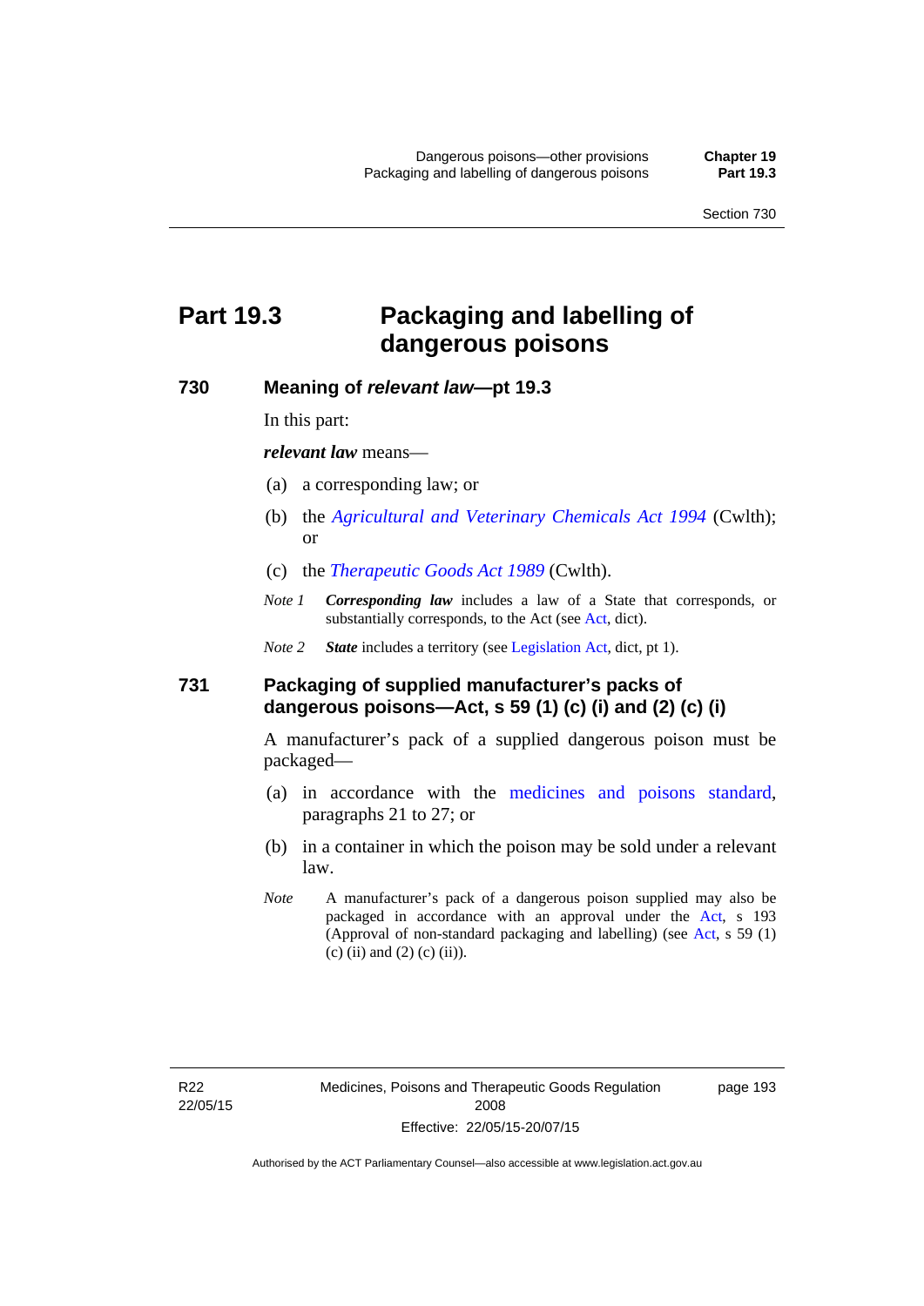# Part 19.3 Packaging and labelling of dangerous poisons

## 730 Meaning of *relevant law*—pt 19.3

In this part:

***relevant law*** means—

(a) a corresponding law; or

(b) the *Agricultural and Veterinary Chemicals Act 1994* (Cwlth); or

(c) the *Therapeutic Goods Act 1989* (Cwlth).

*Note 1* ***Corresponding law*** includes a law of a State that corresponds, or substantially corresponds, to the Act (see Act, dict).

*Note 2* ***State*** includes a territory (see Legislation Act, dict, pt 1).

## 731 Packaging of supplied manufacturer's packs of dangerous poisons—Act, s 59 (1) (c) (i) and (2) (c) (i)

A manufacturer's pack of a supplied dangerous poison must be packaged—

(a) in accordance with the medicines and poisons standard, paragraphs 21 to 27; or

(b) in a container in which the poison may be sold under a relevant law.

*Note* A manufacturer's pack of a dangerous poison supplied may also be packaged in accordance with an approval under the Act, s 193 (Approval of non-standard packaging and labelling) (see Act, s 59 (1) (c) (ii) and (2) (c) (ii)).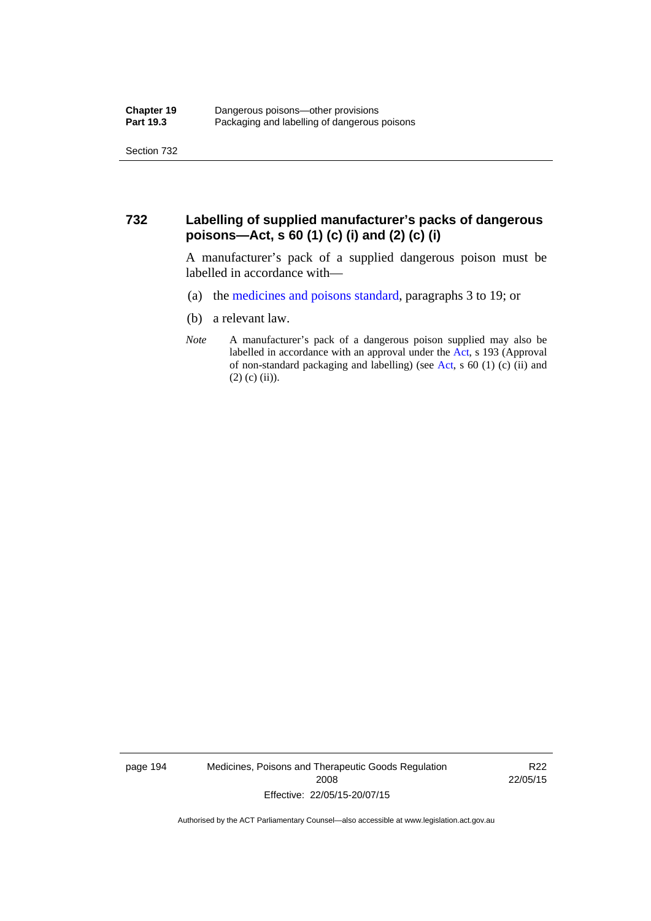## 732 Labelling of supplied manufacturer's packs of dangerous poisons—Act, s 60 (1) (c) (i) and (2) (c) (i)

A manufacturer's pack of a supplied dangerous poison must be labelled in accordance with—

(a) the medicines and poisons standard, paragraphs 3 to 19; or

(b) a relevant law.

*Note* A manufacturer's pack of a dangerous poison supplied may also be labelled in accordance with an approval under the Act, s 193 (Approval of non-standard packaging and labelling) (see Act, s 60 (1) (c) (ii) and (2) (c) (ii)).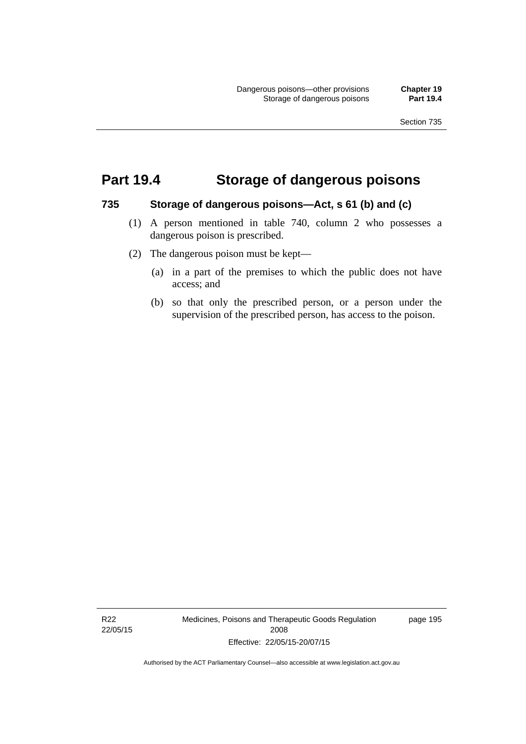# Part 19.4 Storage of dangerous poisons

### 735 Storage of dangerous poisons—Act, s 61 (b) and (c)

(1) A person mentioned in table 740, column 2 who possesses a dangerous poison is prescribed.

(2) The dangerous poison must be kept—

(a) in a part of the premises to which the public does not have access; and

(b) so that only the prescribed person, or a person under the supervision of the prescribed person, has access to the poison.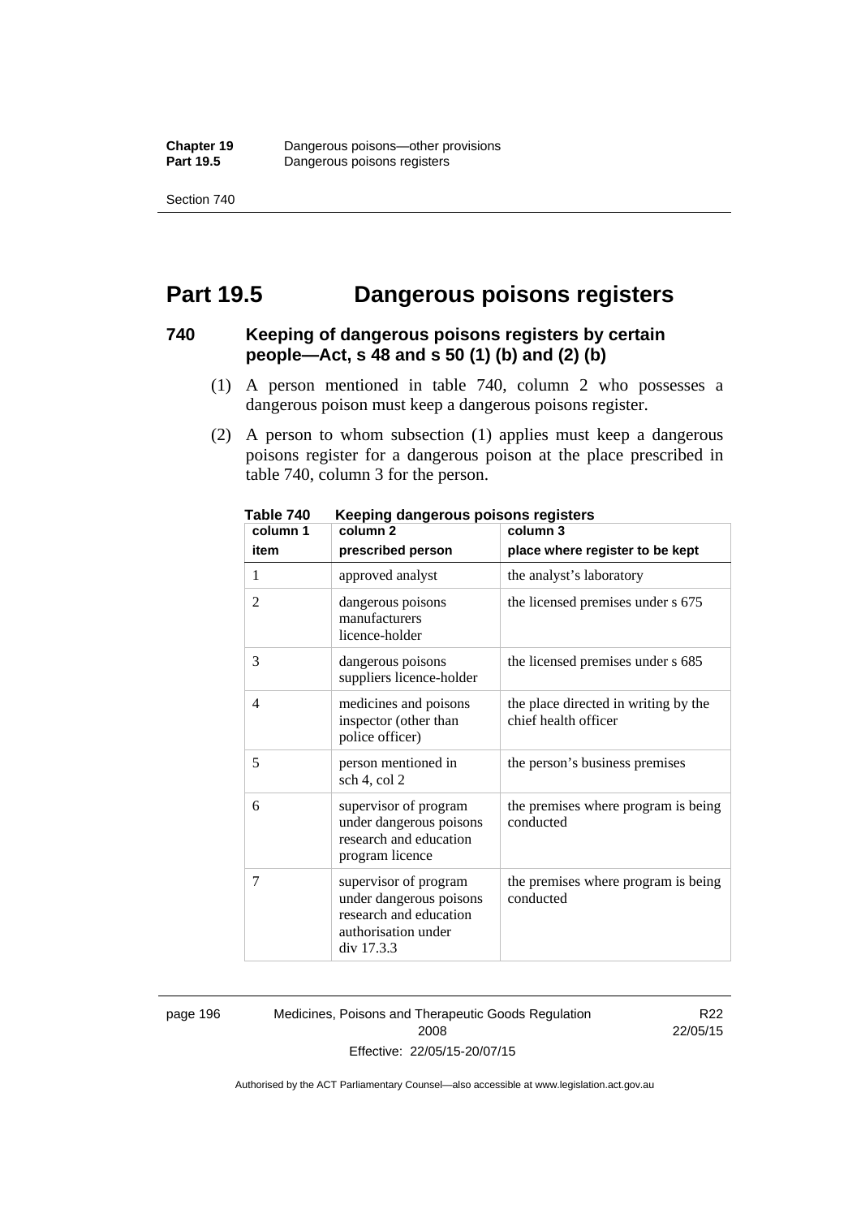# Part 19.5 Dangerous poisons registers

## 740 Keeping of dangerous poisons registers by certain people—Act, s 48 and s 50 (1) (b) and (2) (b)

(1) A person mentioned in table 740, column 2 who possesses a dangerous poison must keep a dangerous poisons register.

(2) A person to whom subsection (1) applies must keep a dangerous poisons register for a dangerous poison at the place prescribed in table 740, column 3 for the person.

**Table 740 Keeping dangerous poisons registers**

| column 1<br>item | column 2<br>prescribed person | column 3<br>place where register to be kept |
|---|---|---|
| 1 | approved analyst | the analyst's laboratory |
| 2 | dangerous poisons manufacturers licence-holder | the licensed premises under s 675 |
| 3 | dangerous poisons suppliers licence-holder | the licensed premises under s 685 |
| 4 | medicines and poisons inspector (other than police officer) | the place directed in writing by the chief health officer |
| 5 | person mentioned in sch 4, col 2 | the person's business premises |
| 6 | supervisor of program under dangerous poisons research and education program licence | the premises where program is being conducted |
| 7 | supervisor of program under dangerous poisons research and education authorisation under div 17.3.3 | the premises where program is being conducted |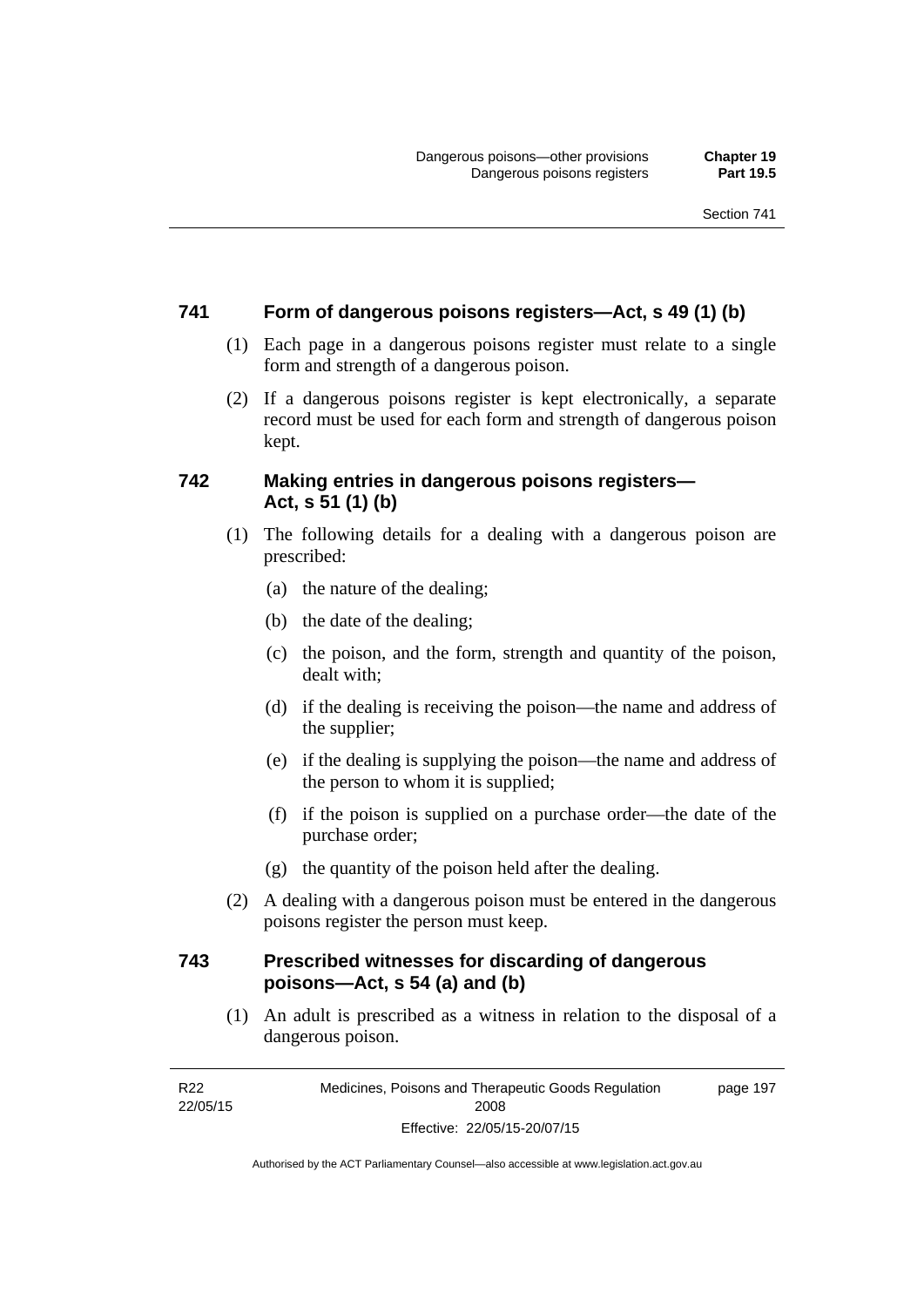## 741 Form of dangerous poisons registers—Act, s 49 (1) (b)

(1) Each page in a dangerous poisons register must relate to a single form and strength of a dangerous poison.

(2) If a dangerous poisons register is kept electronically, a separate record must be used for each form and strength of dangerous poison kept.

## 742 Making entries in dangerous poisons registers—Act, s 51 (1) (b)

(1) The following details for a dealing with a dangerous poison are prescribed:

(a) the nature of the dealing;

(b) the date of the dealing;

(c) the poison, and the form, strength and quantity of the poison, dealt with;

(d) if the dealing is receiving the poison—the name and address of the supplier;

(e) if the dealing is supplying the poison—the name and address of the person to whom it is supplied;

(f) if the poison is supplied on a purchase order—the date of the purchase order;

(g) the quantity of the poison held after the dealing.

(2) A dealing with a dangerous poison must be entered in the dangerous poisons register the person must keep.

## 743 Prescribed witnesses for discarding of dangerous poisons—Act, s 54 (a) and (b)

(1) An adult is prescribed as a witness in relation to the disposal of a dangerous poison.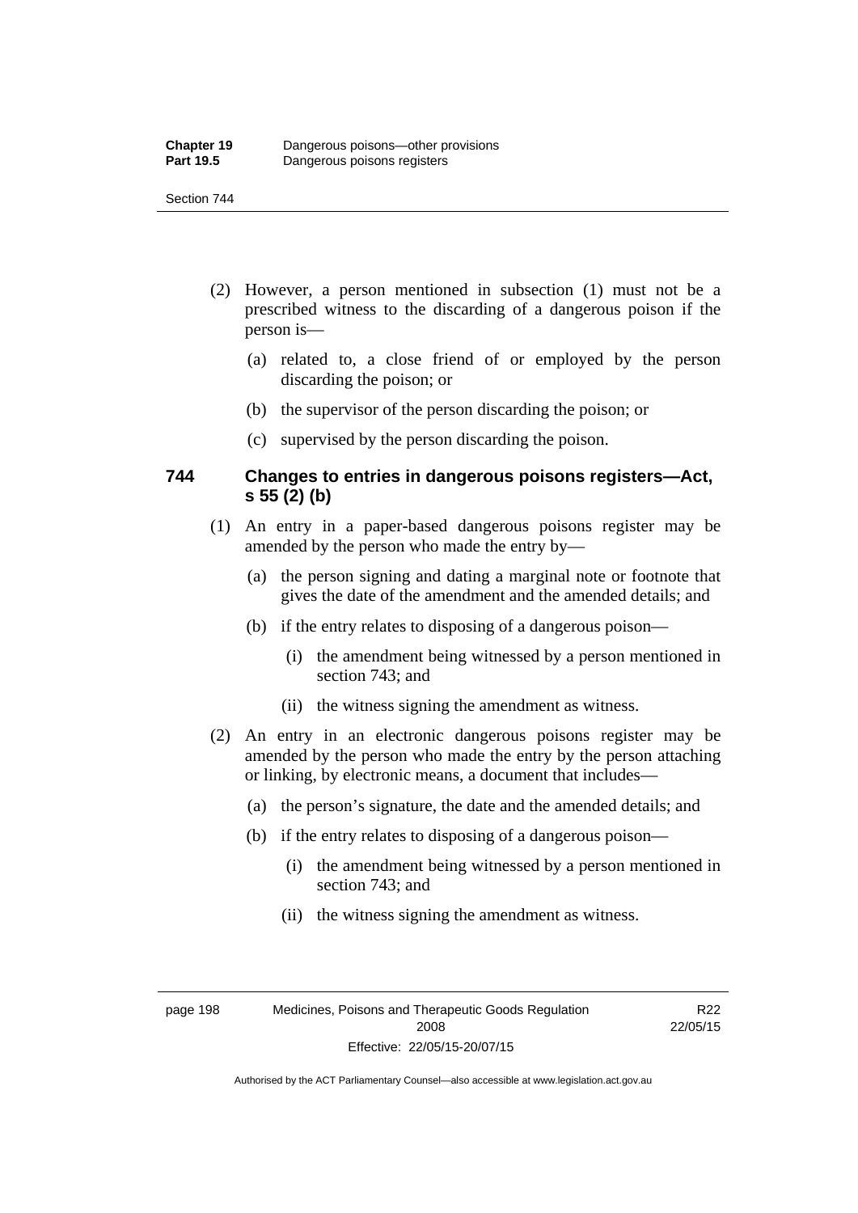(2) However, a person mentioned in subsection (1) must not be a prescribed witness to the discarding of a dangerous poison if the person is—

(a) related to, a close friend of or employed by the person discarding the poison; or

(b) the supervisor of the person discarding the poison; or

(c) supervised by the person discarding the poison.

### 744 Changes to entries in dangerous poisons registers—Act, s 55 (2) (b)

(1) An entry in a paper-based dangerous poisons register may be amended by the person who made the entry by—

(a) the person signing and dating a marginal note or footnote that gives the date of the amendment and the amended details; and

(b) if the entry relates to disposing of a dangerous poison—

(i) the amendment being witnessed by a person mentioned in section 743; and

(ii) the witness signing the amendment as witness.

(2) An entry in an electronic dangerous poisons register may be amended by the person who made the entry by the person attaching or linking, by electronic means, a document that includes—

(a) the person's signature, the date and the amended details; and

(b) if the entry relates to disposing of a dangerous poison—

(i) the amendment being witnessed by a person mentioned in section 743; and

(ii) the witness signing the amendment as witness.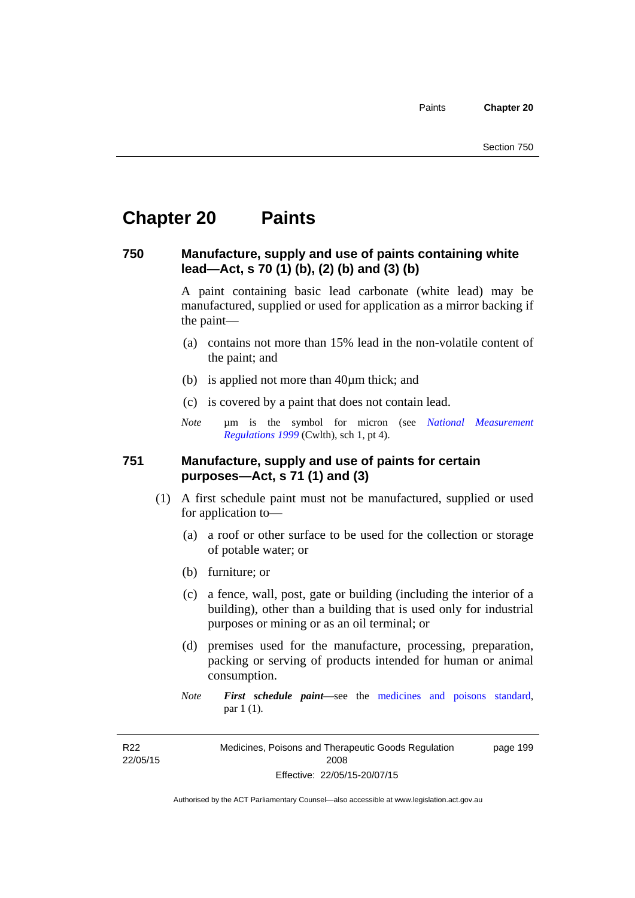# Chapter 20 Paints

## 750 Manufacture, supply and use of paints containing white lead—Act, s 70 (1) (b), (2) (b) and (3) (b)

A paint containing basic lead carbonate (white lead) may be manufactured, supplied or used for application as a mirror backing if the paint—

(a) contains not more than 15% lead in the non-volatile content of the paint; and

(b) is applied not more than 40µm thick; and

(c) is covered by a paint that does not contain lead.

*Note* µm is the symbol for micron (see *National Measurement Regulations 1999* (Cwlth), sch 1, pt 4).

## 751 Manufacture, supply and use of paints for certain purposes—Act, s 71 (1) and (3)

(1) A first schedule paint must not be manufactured, supplied or used for application to—

(a) a roof or other surface to be used for the collection or storage of potable water; or

(b) furniture; or

(c) a fence, wall, post, gate or building (including the interior of a building), other than a building that is used only for industrial purposes or mining or as an oil terminal; or

(d) premises used for the manufacture, processing, preparation, packing or serving of products intended for human or animal consumption.

*Note* ***First schedule paint***—see the medicines and poisons standard, par 1 (1).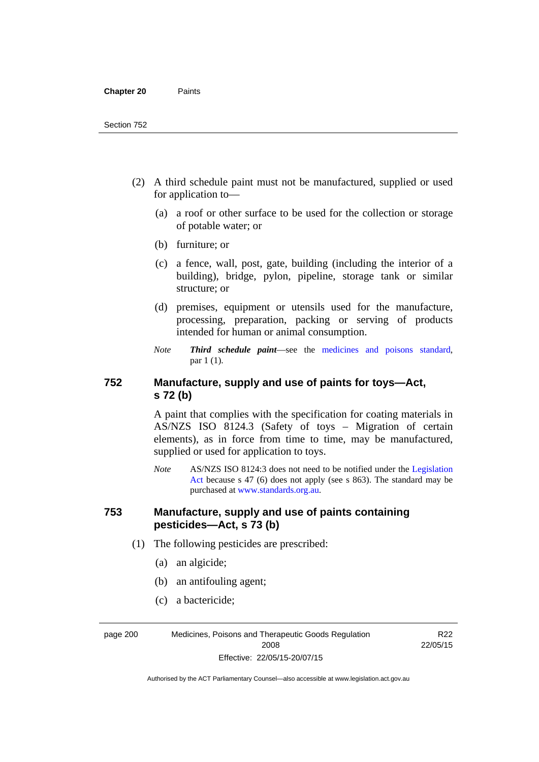(2) A third schedule paint must not be manufactured, supplied or used for application to—

(a) a roof or other surface to be used for the collection or storage of potable water; or

(b) furniture; or

(c) a fence, wall, post, gate, building (including the interior of a building), bridge, pylon, pipeline, storage tank or similar structure; or

(d) premises, equipment or utensils used for the manufacture, processing, preparation, packing or serving of products intended for human or animal consumption.

*Note* ***Third schedule paint***—see the medicines and poisons standard, par 1 (1).

### 752 Manufacture, supply and use of paints for toys—Act, s 72 (b)

A paint that complies with the specification for coating materials in AS/NZS ISO 8124.3 (Safety of toys – Migration of certain elements), as in force from time to time, may be manufactured, supplied or used for application to toys.

*Note* AS/NZS ISO 8124:3 does not need to be notified under the Legislation Act because s 47 (6) does not apply (see s 863). The standard may be purchased at www.standards.org.au.

### 753 Manufacture, supply and use of paints containing pesticides—Act, s 73 (b)

(1) The following pesticides are prescribed:

(a) an algicide;

(b) an antifouling agent;

(c) a bactericide;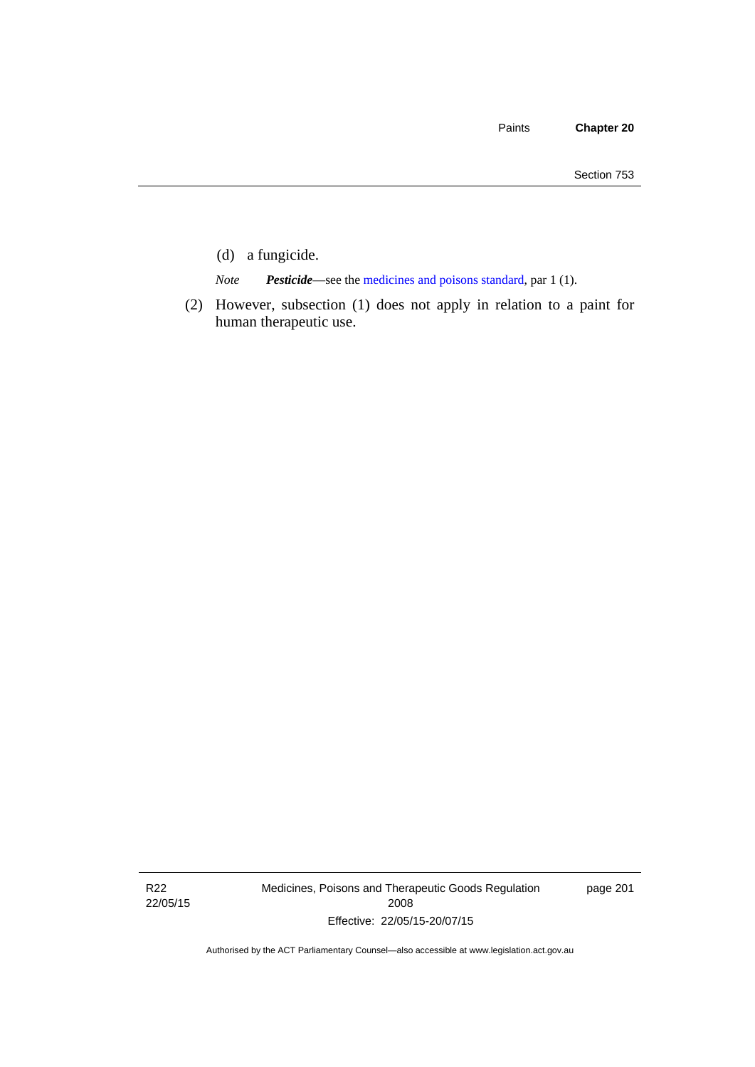(d) a fungicide.

*Note* ***Pesticide***—see the medicines and poisons standard, par 1 (1).

(2) However, subsection (1) does not apply in relation to a paint for human therapeutic use.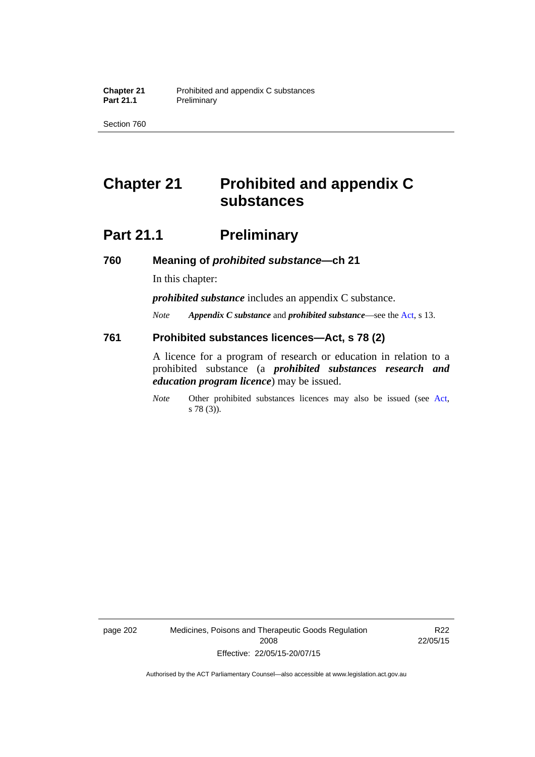# Chapter 21 Prohibited and appendix C substances

## Part 21.1 Preliminary

### 760 Meaning of *prohibited substance*—ch 21

In this chapter:

***prohibited substance*** includes an appendix C substance.

*Note* ***Appendix C substance*** and ***prohibited substance***—see the Act, s 13.

### 761 Prohibited substances licences—Act, s 78 (2)

A licence for a program of research or education in relation to a prohibited substance (a ***prohibited substances research and education program licence***) may be issued.

*Note* Other prohibited substances licences may also be issued (see Act, s 78 (3)).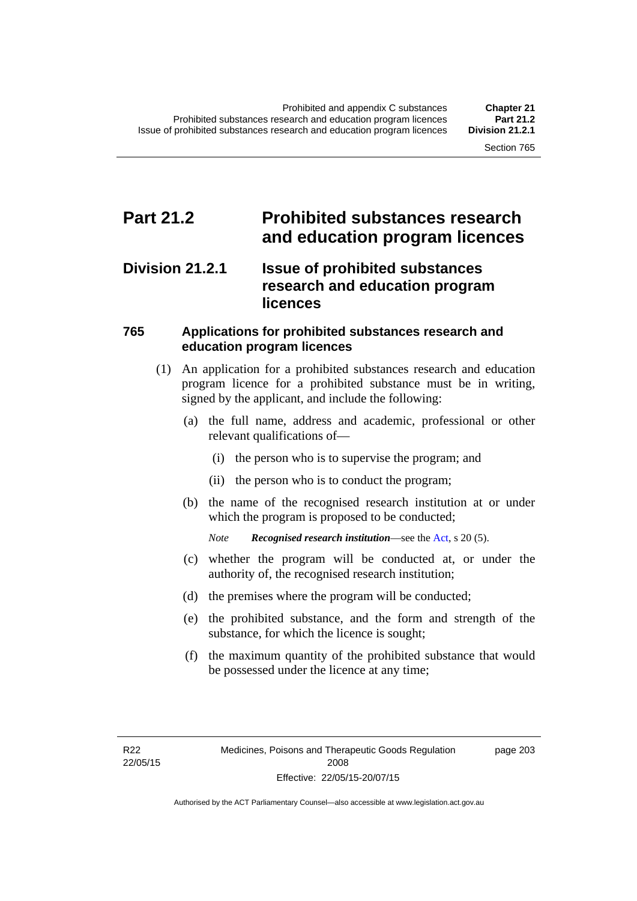# Part 21.2 Prohibited substances research and education program licences

## Division 21.2.1 Issue of prohibited substances research and education program licences

### 765 Applications for prohibited substances research and education program licences

(1) An application for a prohibited substances research and education program licence for a prohibited substance must be in writing, signed by the applicant, and include the following:

(a) the full name, address and academic, professional or other relevant qualifications of—

(i) the person who is to supervise the program; and

(ii) the person who is to conduct the program;

(b) the name of the recognised research institution at or under which the program is proposed to be conducted;

*Note* ***Recognised research institution***—see the Act, s 20 (5).

(c) whether the program will be conducted at, or under the authority of, the recognised research institution;

(d) the premises where the program will be conducted;

(e) the prohibited substance, and the form and strength of the substance, for which the licence is sought;

(f) the maximum quantity of the prohibited substance that would be possessed under the licence at any time;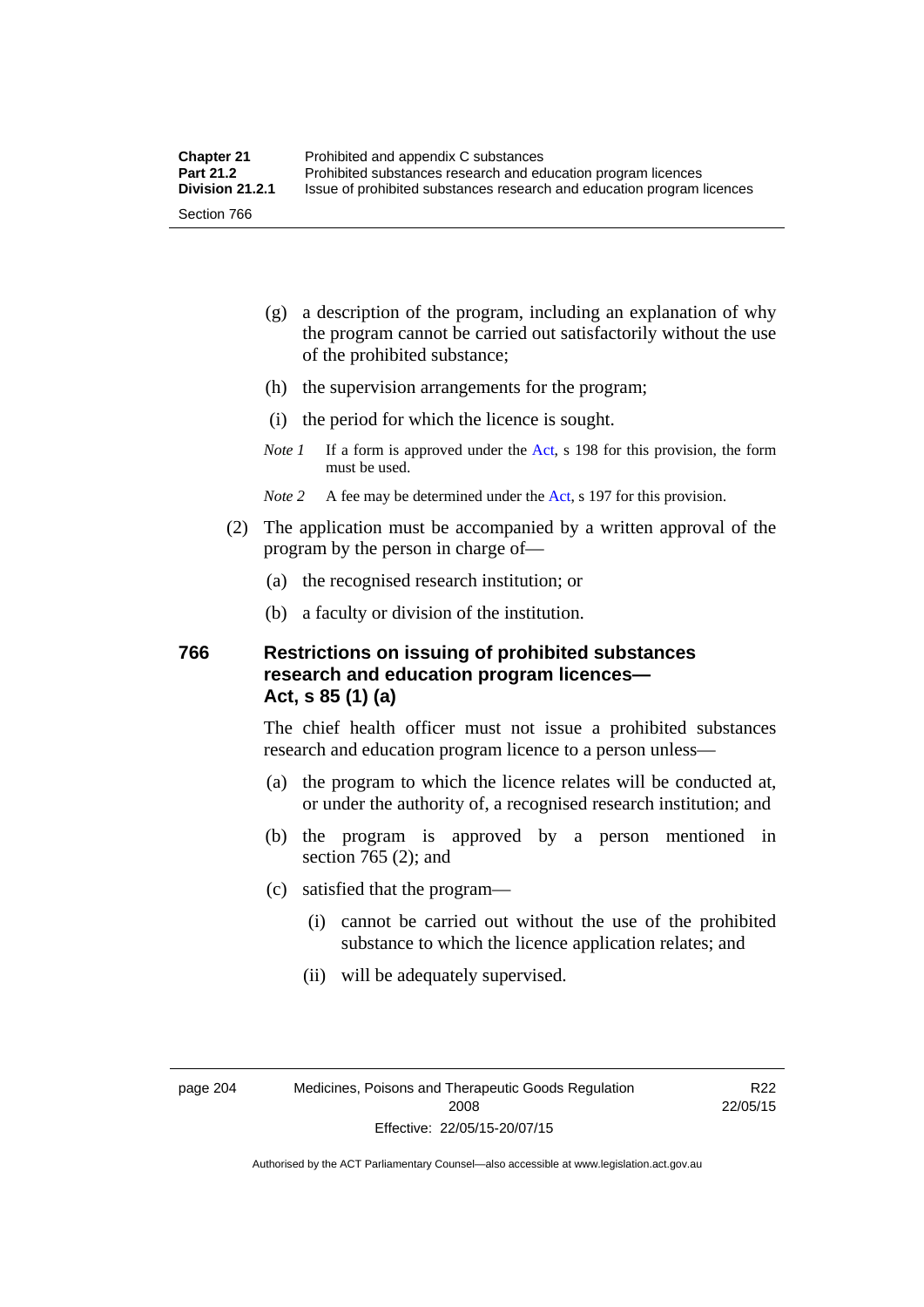(g) a description of the program, including an explanation of why the program cannot be carried out satisfactorily without the use of the prohibited substance;

(h) the supervision arrangements for the program;

(i) the period for which the licence is sought.

*Note 1* If a form is approved under the Act, s 198 for this provision, the form must be used.

*Note 2* A fee may be determined under the Act, s 197 for this provision.

(2) The application must be accompanied by a written approval of the program by the person in charge of—

(a) the recognised research institution; or

(b) a faculty or division of the institution.

## 766 Restrictions on issuing of prohibited substances research and education program licences—Act, s 85 (1) (a)

The chief health officer must not issue a prohibited substances research and education program licence to a person unless—

(a) the program to which the licence relates will be conducted at, or under the authority of, a recognised research institution; and

(b) the program is approved by a person mentioned in section 765 (2); and

(c) satisfied that the program—

(i) cannot be carried out without the use of the prohibited substance to which the licence application relates; and

(ii) will be adequately supervised.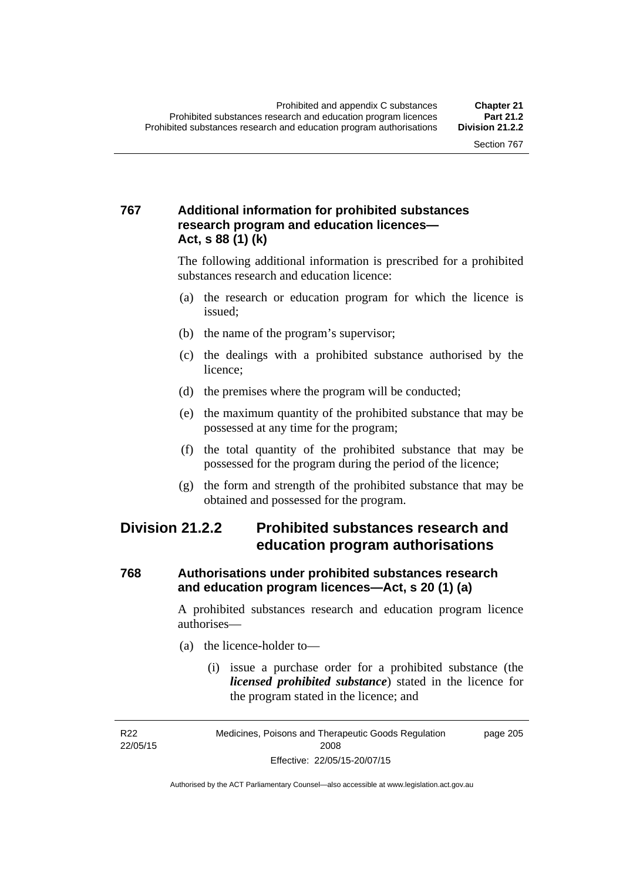### 767 Additional information for prohibited substances research program and education licences—Act, s 88 (1) (k)

The following additional information is prescribed for a prohibited substances research and education licence:

(a) the research or education program for which the licence is issued;

(b) the name of the program's supervisor;

(c) the dealings with a prohibited substance authorised by the licence;

(d) the premises where the program will be conducted;

(e) the maximum quantity of the prohibited substance that may be possessed at any time for the program;

(f) the total quantity of the prohibited substance that may be possessed for the program during the period of the licence;

(g) the form and strength of the prohibited substance that may be obtained and possessed for the program.

## Division 21.2.2 Prohibited substances research and education program authorisations

### 768 Authorisations under prohibited substances research and education program licences—Act, s 20 (1) (a)

A prohibited substances research and education program licence authorises—

(a) the licence-holder to—

(i) issue a purchase order for a prohibited substance (the ***licensed prohibited substance***) stated in the licence for the program stated in the licence; and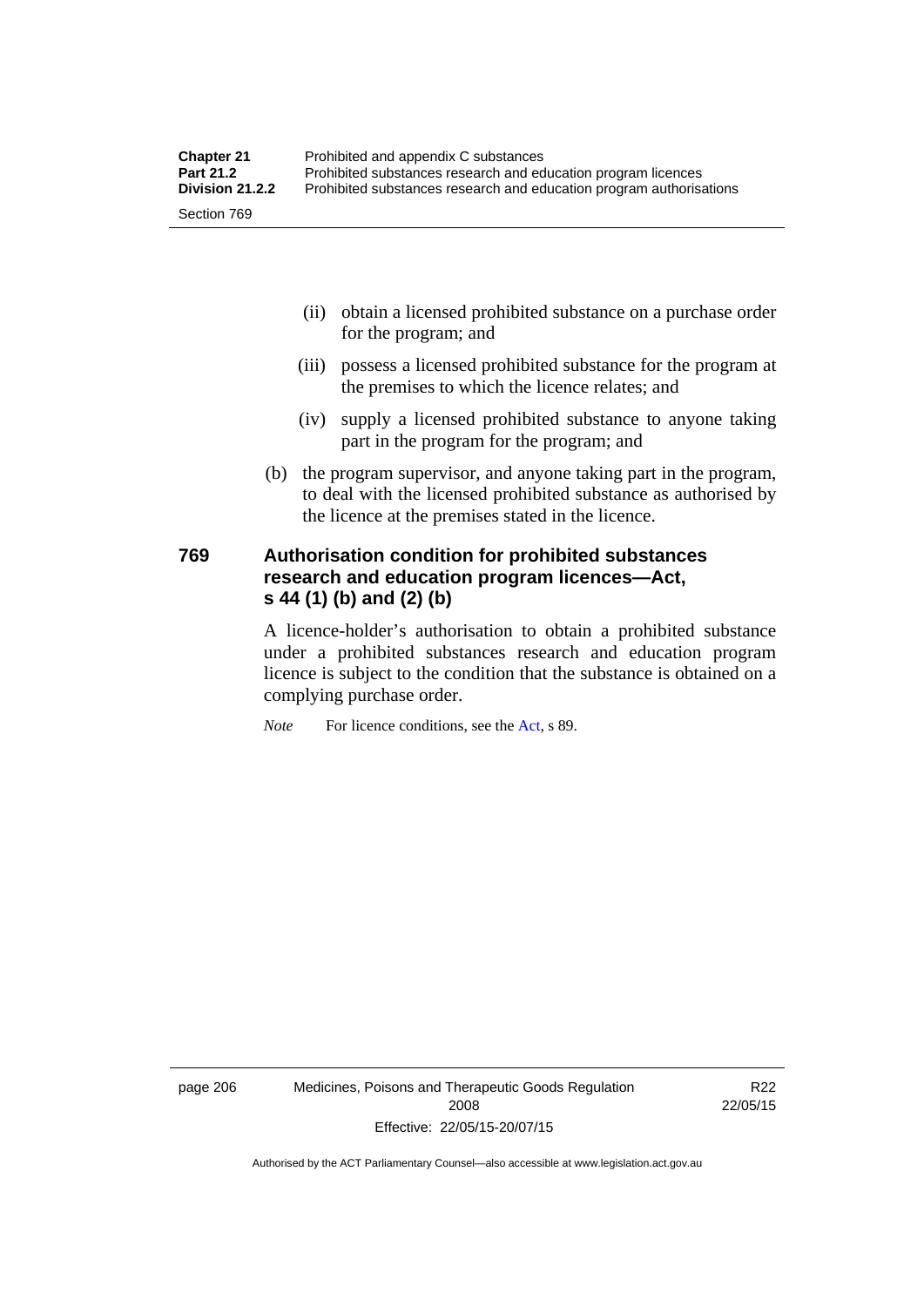(ii) obtain a licensed prohibited substance on a purchase order for the program; and

(iii) possess a licensed prohibited substance for the program at the premises to which the licence relates; and

(iv) supply a licensed prohibited substance to anyone taking part in the program for the program; and

(b) the program supervisor, and anyone taking part in the program, to deal with the licensed prohibited substance as authorised by the licence at the premises stated in the licence.

### 769 Authorisation condition for prohibited substances research and education program licences—Act, s 44 (1) (b) and (2) (b)

A licence-holder's authorisation to obtain a prohibited substance under a prohibited substances research and education program licence is subject to the condition that the substance is obtained on a complying purchase order.

*Note* For licence conditions, see the Act, s 89.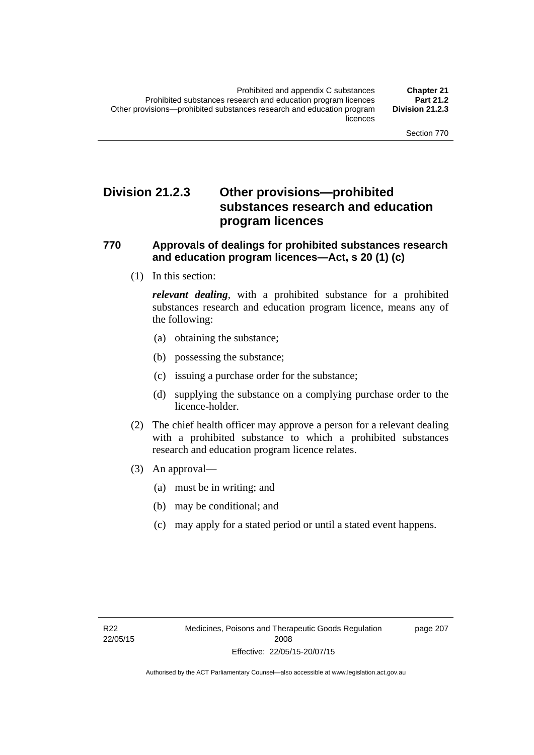## Division 21.2.3 Other provisions—prohibited substances research and education program licences

### 770 Approvals of dealings for prohibited substances research and education program licences—Act, s 20 (1) (c)

(1) In this section:

***relevant dealing***, with a prohibited substance for a prohibited substances research and education program licence, means any of the following:

- (a) obtaining the substance;
- (b) possessing the substance;
- (c) issuing a purchase order for the substance;
- (d) supplying the substance on a complying purchase order to the licence-holder.

(2) The chief health officer may approve a person for a relevant dealing with a prohibited substance to which a prohibited substances research and education program licence relates.

(3) An approval—

- (a) must be in writing; and
- (b) may be conditional; and
- (c) may apply for a stated period or until a stated event happens.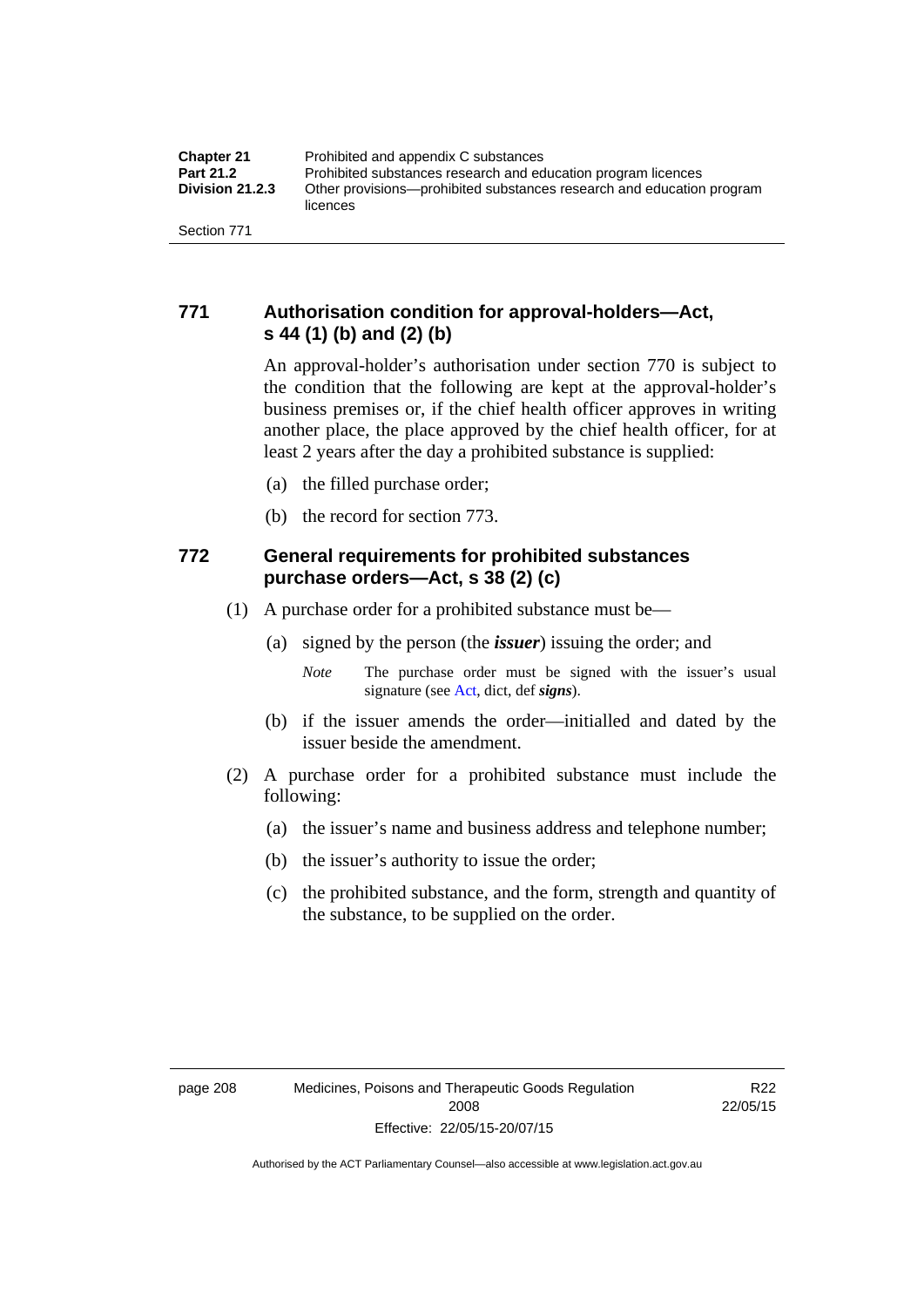### 771 Authorisation condition for approval-holders—Act, s 44 (1) (b) and (2) (b)

An approval-holder's authorisation under section 770 is subject to the condition that the following are kept at the approval-holder's business premises or, if the chief health officer approves in writing another place, the place approved by the chief health officer, for at least 2 years after the day a prohibited substance is supplied:

(a) the filled purchase order;

(b) the record for section 773.

### 772 General requirements for prohibited substances purchase orders—Act, s 38 (2) (c)

(1) A purchase order for a prohibited substance must be—

(a) signed by the person (the ***issuer***) issuing the order; and

*Note* The purchase order must be signed with the issuer's usual signature (see Act, dict, def ***signs***).

(b) if the issuer amends the order—initialled and dated by the issuer beside the amendment.

(2) A purchase order for a prohibited substance must include the following:

(a) the issuer's name and business address and telephone number;

(b) the issuer's authority to issue the order;

(c) the prohibited substance, and the form, strength and quantity of the substance, to be supplied on the order.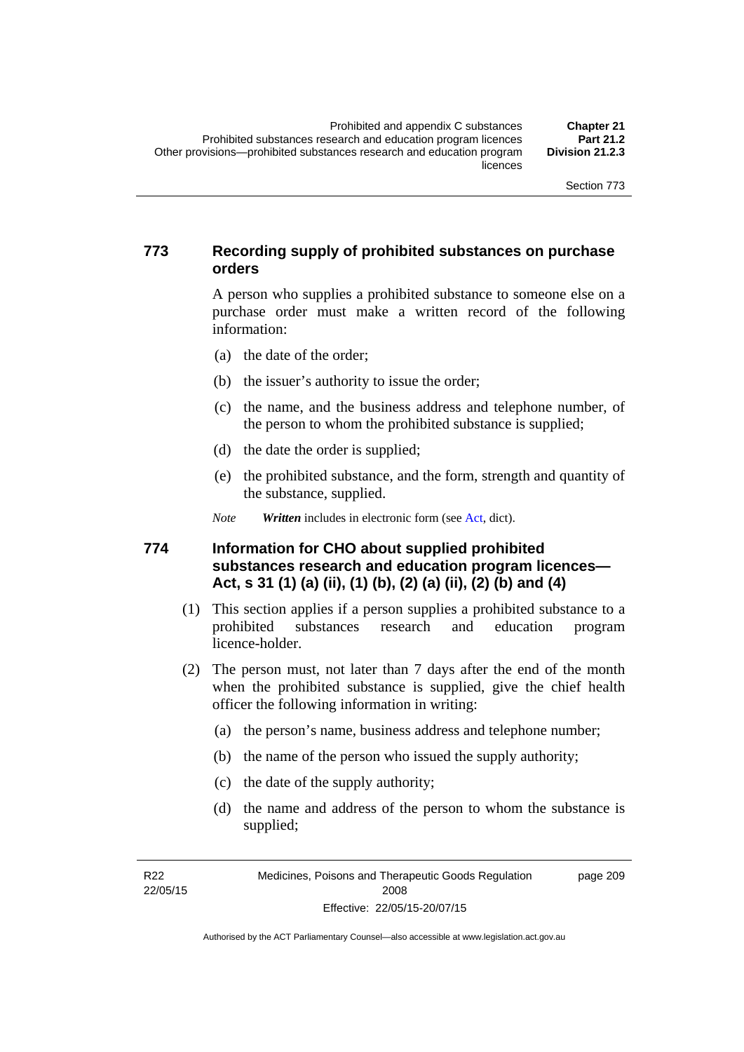### 773 Recording supply of prohibited substances on purchase orders

A person who supplies a prohibited substance to someone else on a purchase order must make a written record of the following information:

(a) the date of the order;

(b) the issuer's authority to issue the order;

(c) the name, and the business address and telephone number, of the person to whom the prohibited substance is supplied;

(d) the date the order is supplied;

(e) the prohibited substance, and the form, strength and quantity of the substance, supplied.

*Note* ***Written*** includes in electronic form (see Act, dict).

### 774 Information for CHO about supplied prohibited substances research and education program licences—Act, s 31 (1) (a) (ii), (1) (b), (2) (a) (ii), (2) (b) and (4)

(1) This section applies if a person supplies a prohibited substance to a prohibited substances research and education program licence-holder.

(2) The person must, not later than 7 days after the end of the month when the prohibited substance is supplied, give the chief health officer the following information in writing:

(a) the person's name, business address and telephone number;

(b) the name of the person who issued the supply authority;

(c) the date of the supply authority;

(d) the name and address of the person to whom the substance is supplied;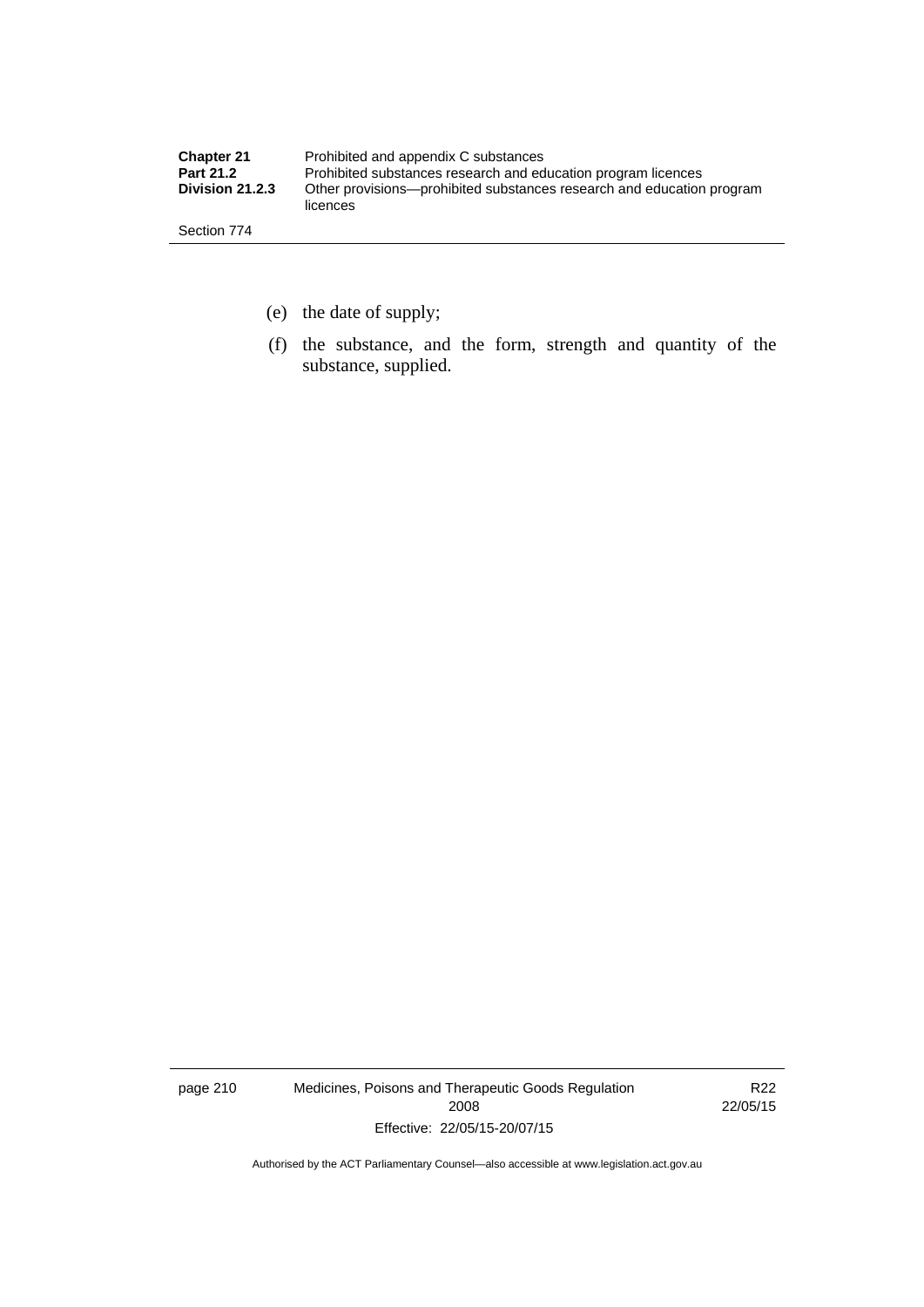(e) the date of supply;

(f) the substance, and the form, strength and quantity of the substance, supplied.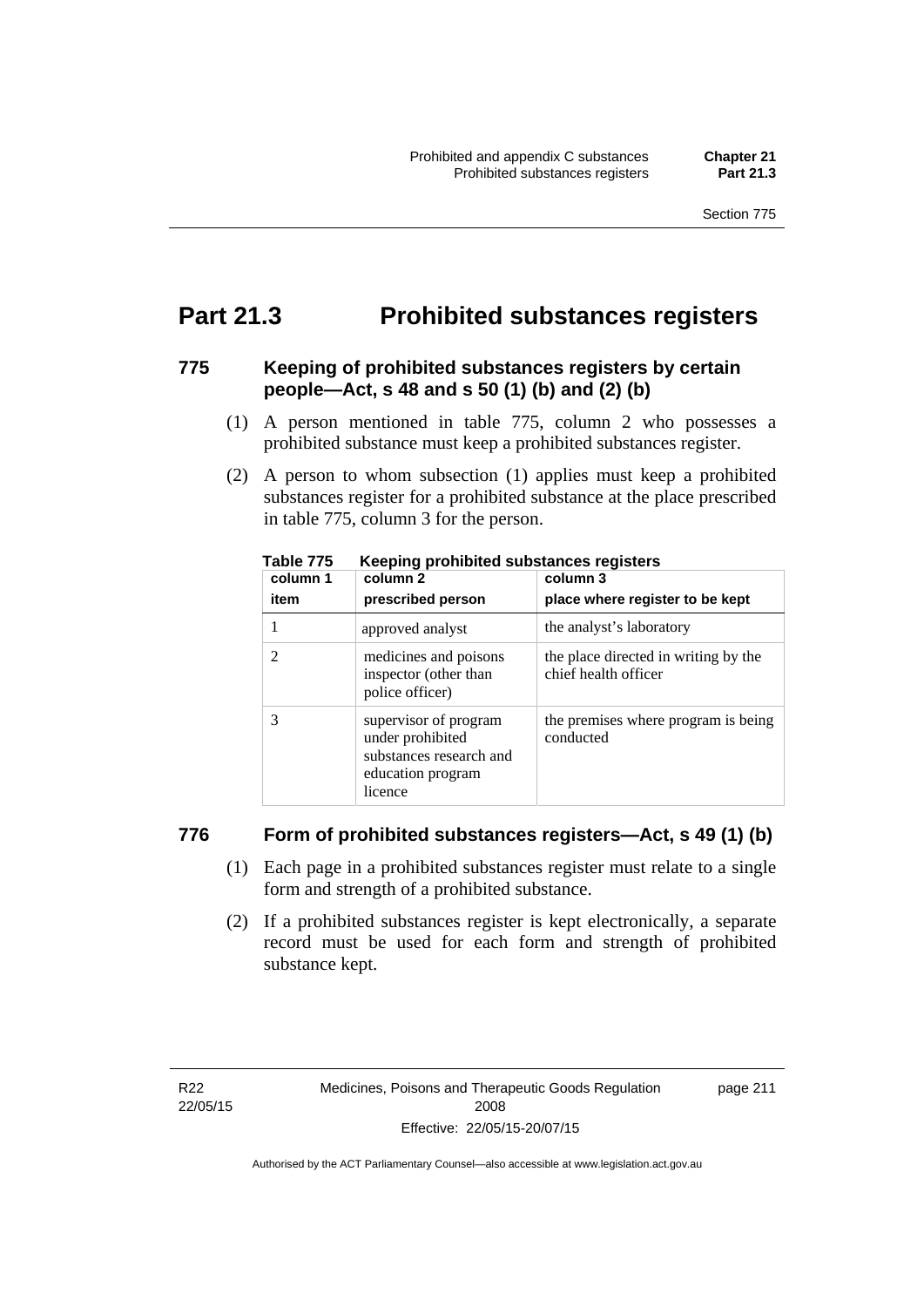# Part 21.3 Prohibited substances registers

### 775 Keeping of prohibited substances registers by certain people—Act, s 48 and s 50 (1) (b) and (2) (b)

(1) A person mentioned in table 775, column 2 who possesses a prohibited substance must keep a prohibited substances register.

(2) A person to whom subsection (1) applies must keep a prohibited substances register for a prohibited substance at the place prescribed in table 775, column 3 for the person.

**Table 775 Keeping prohibited substances registers**

| column 1<br>item | column 2<br>prescribed person | column 3<br>place where register to be kept |
|---|---|---|
| 1 | approved analyst | the analyst's laboratory |
| 2 | medicines and poisons inspector (other than police officer) | the place directed in writing by the chief health officer |
| 3 | supervisor of program under prohibited substances research and education program licence | the premises where program is being conducted |

### 776 Form of prohibited substances registers—Act, s 49 (1) (b)

(1) Each page in a prohibited substances register must relate to a single form and strength of a prohibited substance.

(2) If a prohibited substances register is kept electronically, a separate record must be used for each form and strength of prohibited substance kept.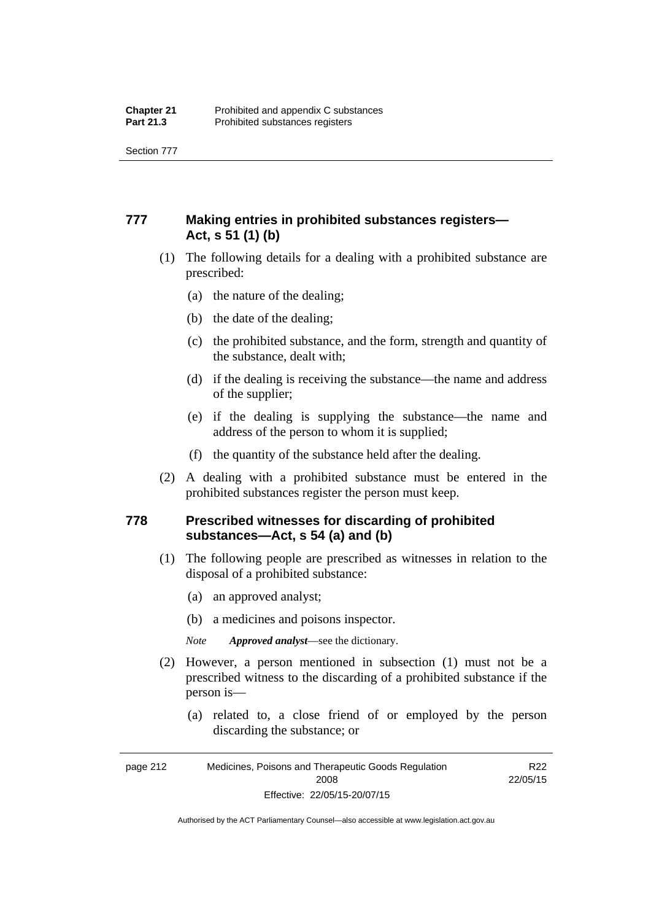## 777 Making entries in prohibited substances registers—Act, s 51 (1) (b)

(1) The following details for a dealing with a prohibited substance are prescribed:

(a) the nature of the dealing;

(b) the date of the dealing;

(c) the prohibited substance, and the form, strength and quantity of the substance, dealt with;

(d) if the dealing is receiving the substance—the name and address of the supplier;

(e) if the dealing is supplying the substance—the name and address of the person to whom it is supplied;

(f) the quantity of the substance held after the dealing.

(2) A dealing with a prohibited substance must be entered in the prohibited substances register the person must keep.

## 778 Prescribed witnesses for discarding of prohibited substances—Act, s 54 (a) and (b)

(1) The following people are prescribed as witnesses in relation to the disposal of a prohibited substance:

(a) an approved analyst;

(b) a medicines and poisons inspector.

*Note* ***Approved analyst***—see the dictionary.

(2) However, a person mentioned in subsection (1) must not be a prescribed witness to the discarding of a prohibited substance if the person is—

(a) related to, a close friend of or employed by the person discarding the substance; or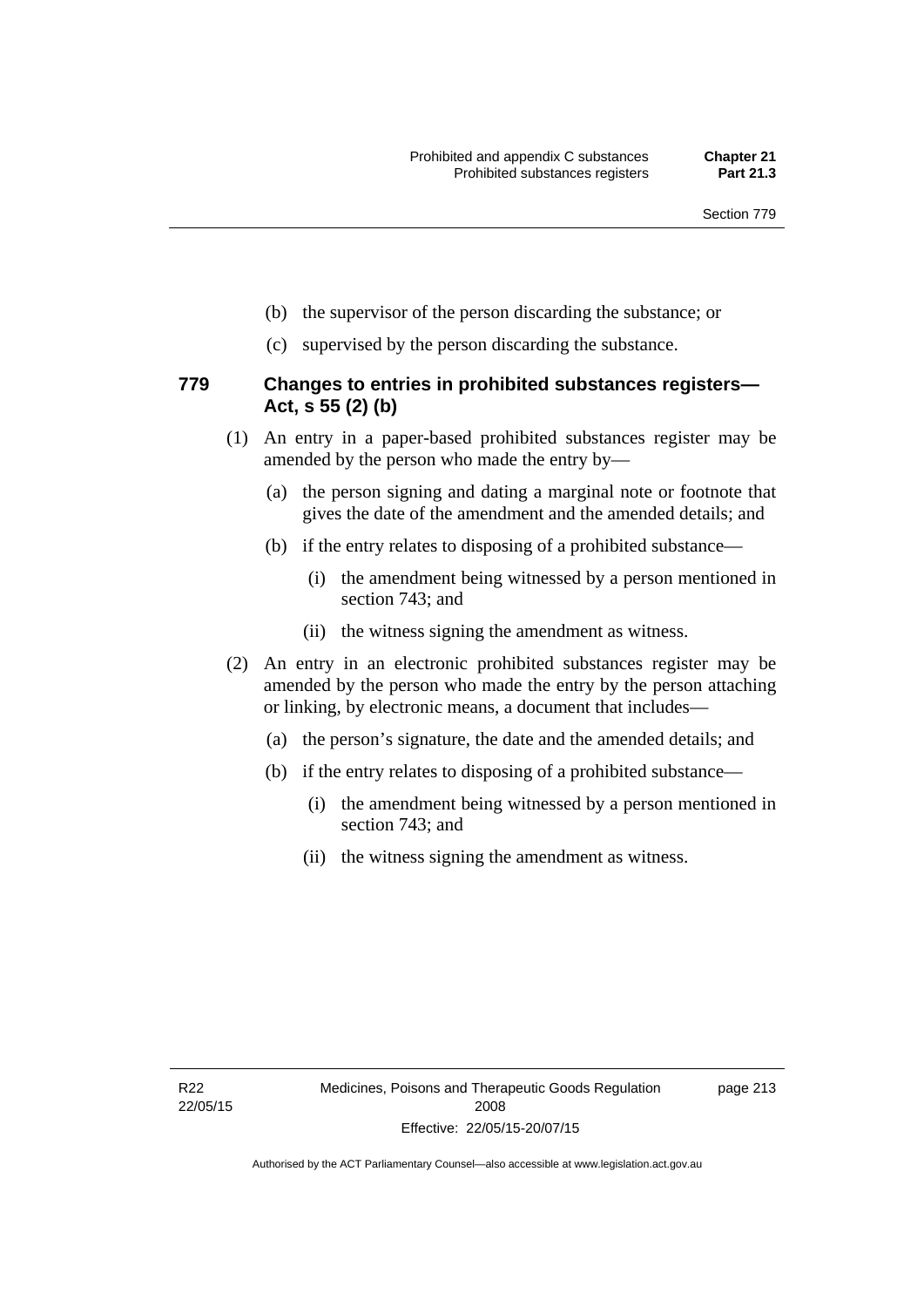(b) the supervisor of the person discarding the substance; or

(c) supervised by the person discarding the substance.

### 779 Changes to entries in prohibited substances registers—Act, s 55 (2) (b)

(1) An entry in a paper-based prohibited substances register may be amended by the person who made the entry by—

(a) the person signing and dating a marginal note or footnote that gives the date of the amendment and the amended details; and

(b) if the entry relates to disposing of a prohibited substance—

(i) the amendment being witnessed by a person mentioned in section 743; and

(ii) the witness signing the amendment as witness.

(2) An entry in an electronic prohibited substances register may be amended by the person who made the entry by the person attaching or linking, by electronic means, a document that includes—

(a) the person's signature, the date and the amended details; and

(b) if the entry relates to disposing of a prohibited substance—

(i) the amendment being witnessed by a person mentioned in section 743; and

(ii) the witness signing the amendment as witness.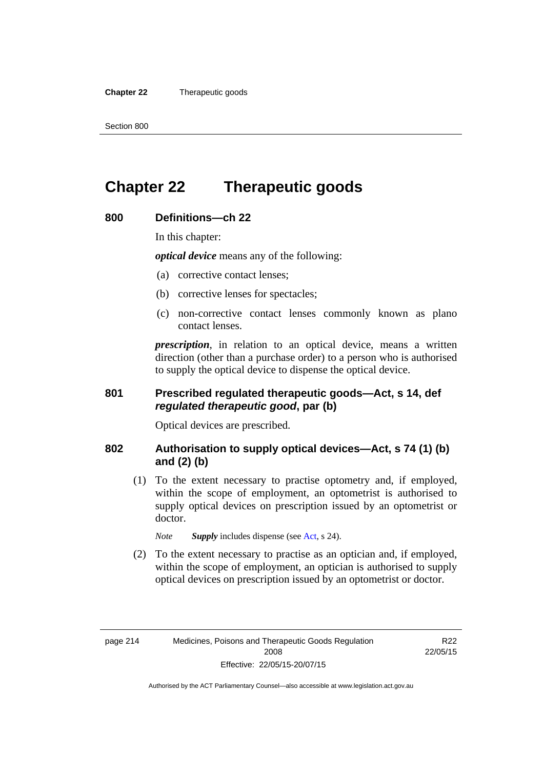# Chapter 22 Therapeutic goods

## 800 Definitions—ch 22

In this chapter:

***optical device*** means any of the following:

(a) corrective contact lenses;

(b) corrective lenses for spectacles;

(c) non-corrective contact lenses commonly known as plano contact lenses.

***prescription***, in relation to an optical device, means a written direction (other than a purchase order) to a person who is authorised to supply the optical device to dispense the optical device.

## 801 Prescribed regulated therapeutic goods—Act, s 14, def *regulated therapeutic good*, par (b)

Optical devices are prescribed.

## 802 Authorisation to supply optical devices—Act, s 74 (1) (b) and (2) (b)

(1) To the extent necessary to practise optometry and, if employed, within the scope of employment, an optometrist is authorised to supply optical devices on prescription issued by an optometrist or doctor.

*Note* ***Supply*** includes dispense (see Act, s 24).

(2) To the extent necessary to practise as an optician and, if employed, within the scope of employment, an optician is authorised to supply optical devices on prescription issued by an optometrist or doctor.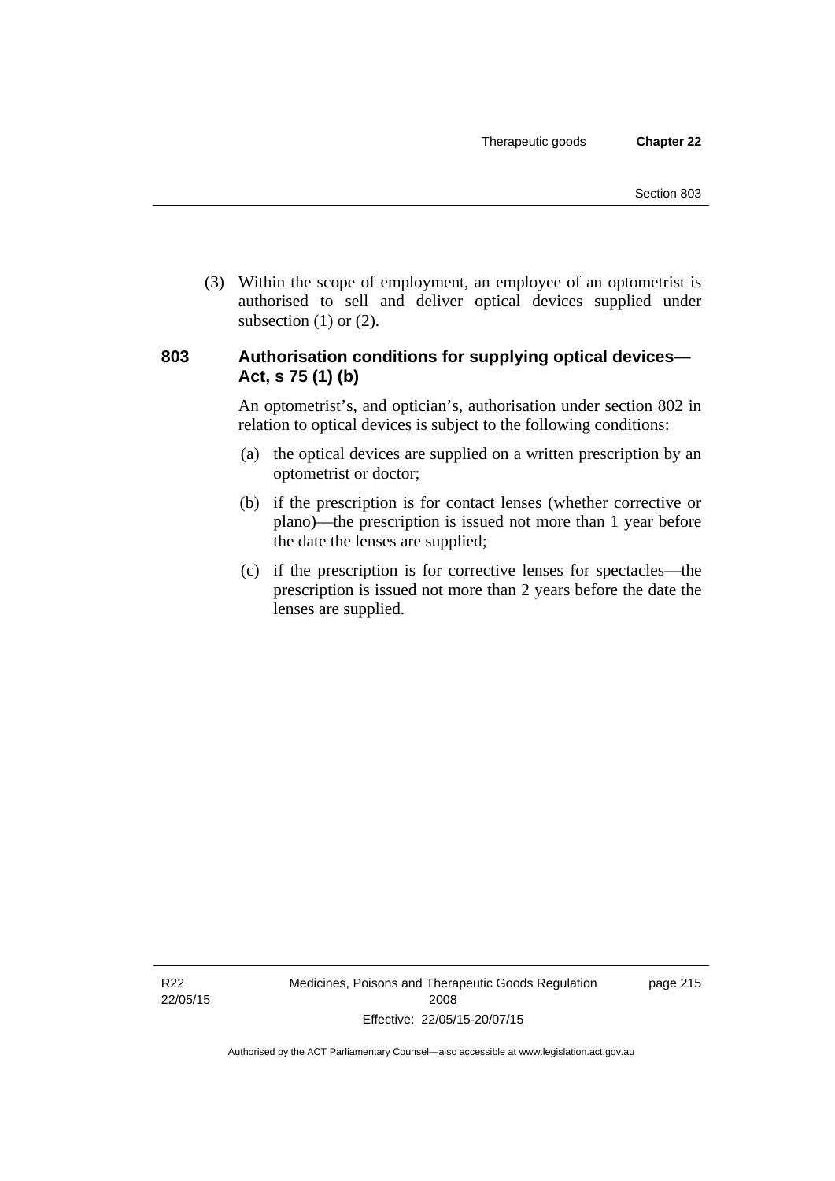(3) Within the scope of employment, an employee of an optometrist is authorised to sell and deliver optical devices supplied under subsection (1) or (2).

## 803 Authorisation conditions for supplying optical devices—Act, s 75 (1) (b)

An optometrist's, and optician's, authorisation under section 802 in relation to optical devices is subject to the following conditions:

(a) the optical devices are supplied on a written prescription by an optometrist or doctor;

(b) if the prescription is for contact lenses (whether corrective or plano)—the prescription is issued not more than 1 year before the date the lenses are supplied;

(c) if the prescription is for corrective lenses for spectacles—the prescription is issued not more than 2 years before the date the lenses are supplied.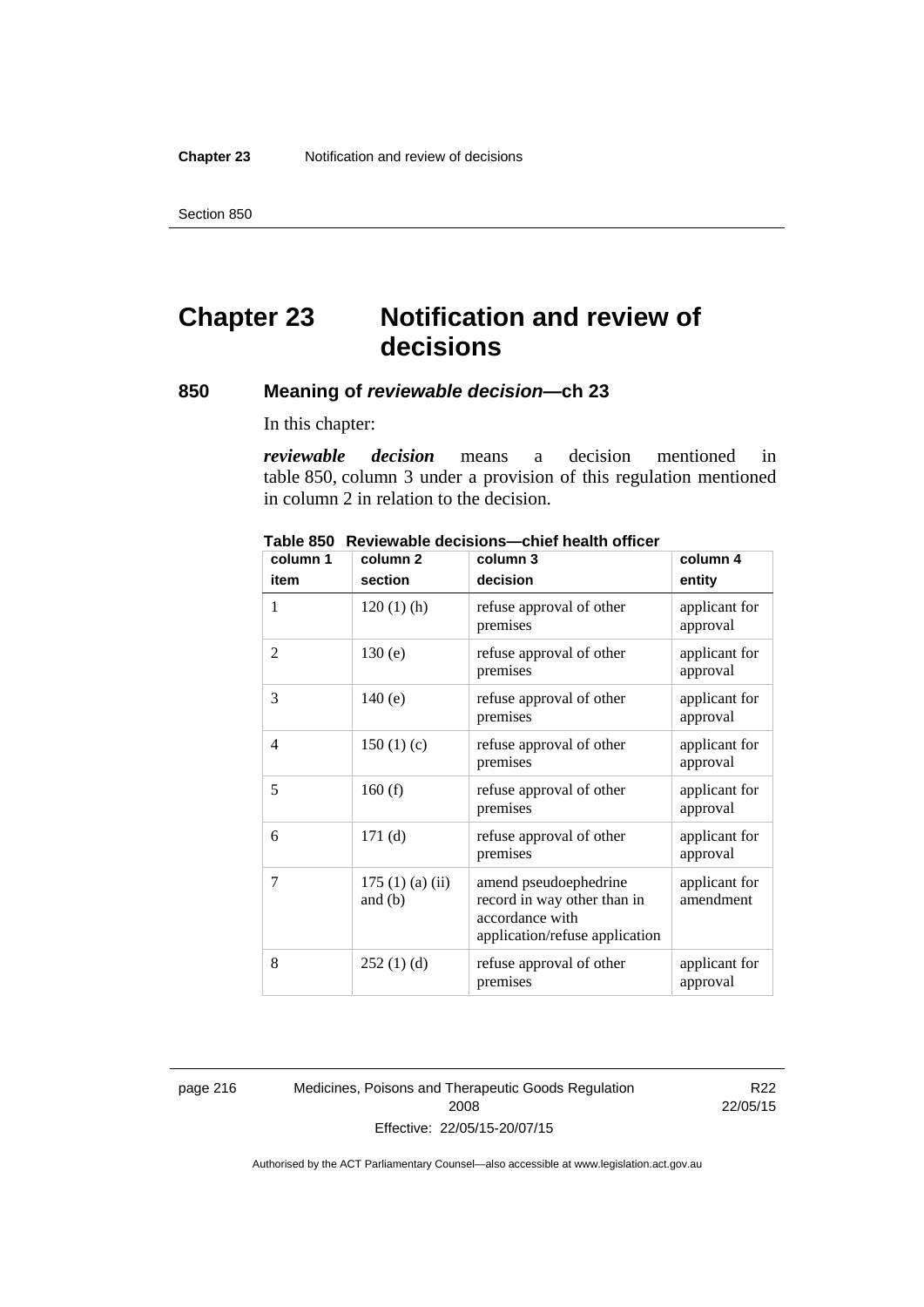# Chapter 23 Notification and review of decisions

## 850 Meaning of *reviewable decision*—ch 23

In this chapter:

***reviewable decision*** means a decision mentioned in table 850, column 3 under a provision of this regulation mentioned in column 2 in relation to the decision.

**Table 850 Reviewable decisions—chief health officer**

| column 1<br>item | column 2<br>section | column 3<br>decision | column 4<br>entity |
|---|---|---|---|
| 1 | 120 (1) (h) | refuse approval of other premises | applicant for approval |
| 2 | 130 (e) | refuse approval of other premises | applicant for approval |
| 3 | 140 (e) | refuse approval of other premises | applicant for approval |
| 4 | 150 (1) (c) | refuse approval of other premises | applicant for approval |
| 5 | 160 (f) | refuse approval of other premises | applicant for approval |
| 6 | 171 (d) | refuse approval of other premises | applicant for approval |
| 7 | 175 (1) (a) (ii) and (b) | amend pseudoephedrine record in way other than in accordance with application/refuse application | applicant for amendment |
| 8 | 252 (1) (d) | refuse approval of other premises | applicant for approval |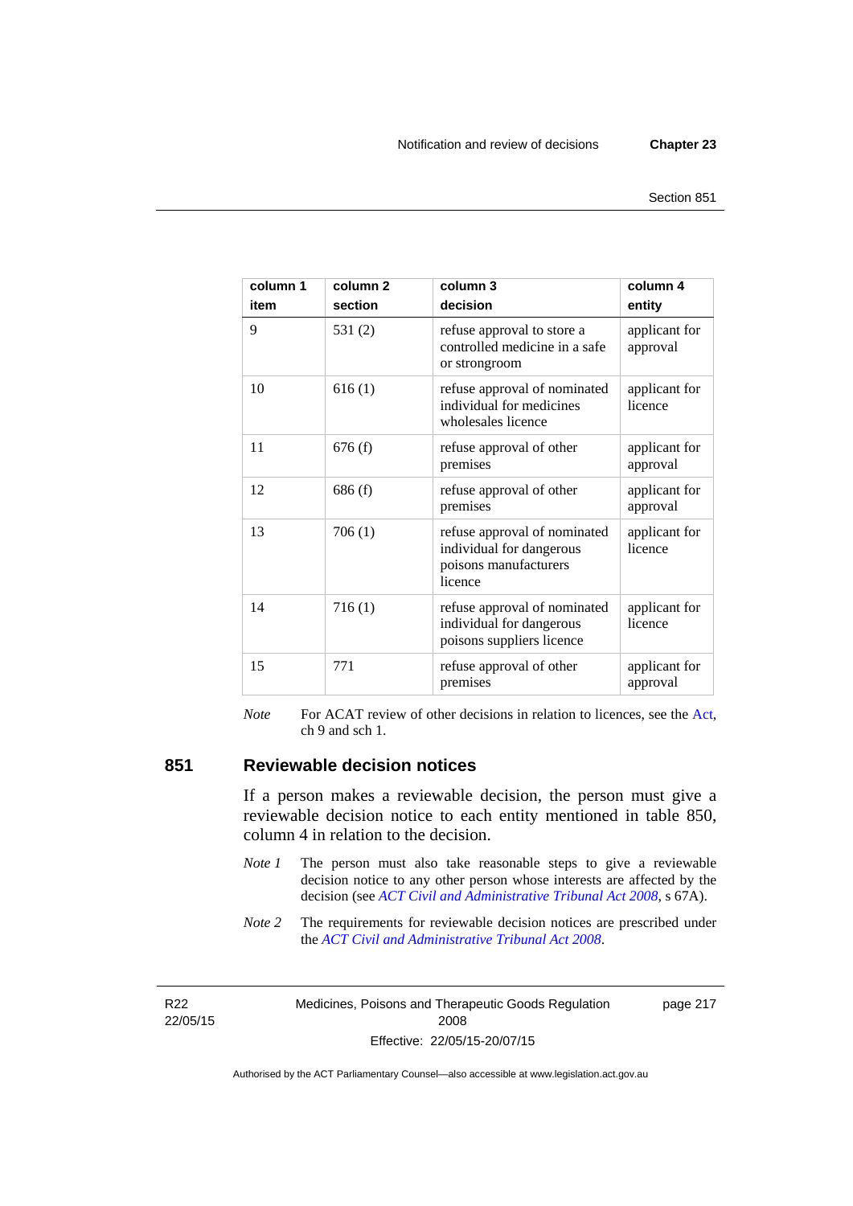| column 1<br>item | column 2<br>section | column 3<br>decision | column 4<br>entity |
|---|---|---|---|
| 9 | 531 (2) | refuse approval to store a controlled medicine in a safe or strongroom | applicant for approval |
| 10 | 616 (1) | refuse approval of nominated individual for medicines wholesales licence | applicant for licence |
| 11 | 676 (f) | refuse approval of other premises | applicant for approval |
| 12 | 686 (f) | refuse approval of other premises | applicant for approval |
| 13 | 706 (1) | refuse approval of nominated individual for dangerous poisons manufacturers licence | applicant for licence |
| 14 | 716 (1) | refuse approval of nominated individual for dangerous poisons suppliers licence | applicant for licence |
| 15 | 771 | refuse approval of other premises | applicant for approval |

*Note* For ACAT review of other decisions in relation to licences, see the Act, ch 9 and sch 1.

## 851 Reviewable decision notices

If a person makes a reviewable decision, the person must give a reviewable decision notice to each entity mentioned in table 850, column 4 in relation to the decision.

*Note 1* The person must also take reasonable steps to give a reviewable decision notice to any other person whose interests are affected by the decision (see *ACT Civil and Administrative Tribunal Act 2008*, s 67A).

*Note 2* The requirements for reviewable decision notices are prescribed under the *ACT Civil and Administrative Tribunal Act 2008*.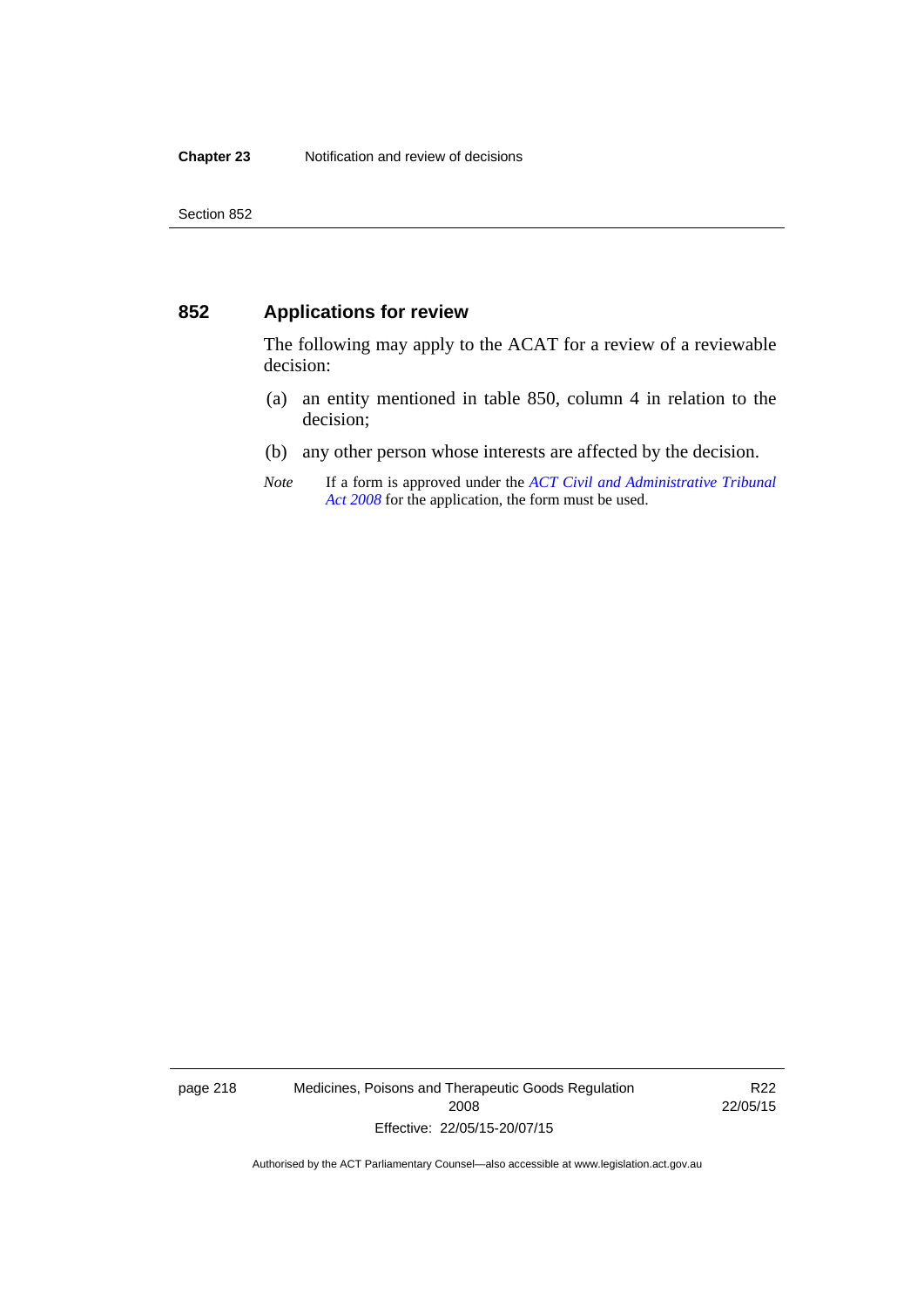## 852 Applications for review

The following may apply to the ACAT for a review of a reviewable decision:

(a) an entity mentioned in table 850, column 4 in relation to the decision;

(b) any other person whose interests are affected by the decision.

*Note* If a form is approved under the *ACT Civil and Administrative Tribunal Act 2008* for the application, the form must be used.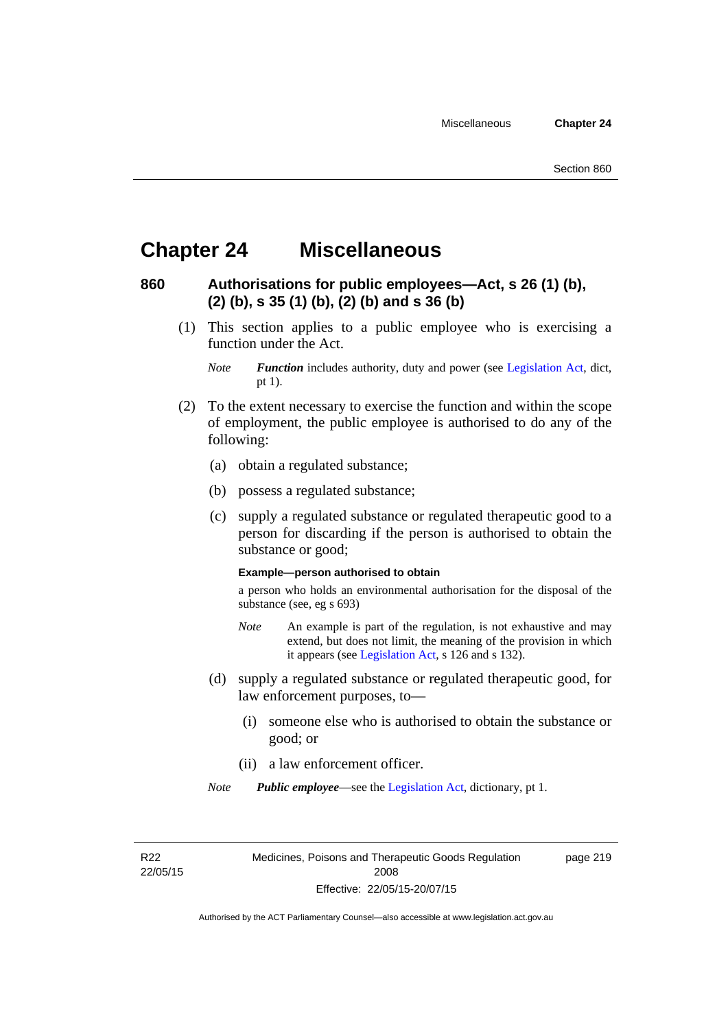# Chapter 24 Miscellaneous

## 860 Authorisations for public employees—Act, s 26 (1) (b), (2) (b), s 35 (1) (b), (2) (b) and s 36 (b)

(1) This section applies to a public employee who is exercising a function under the Act.

*Note* ***Function*** includes authority, duty and power (see Legislation Act, dict, pt 1).

(2) To the extent necessary to exercise the function and within the scope of employment, the public employee is authorised to do any of the following:

(a) obtain a regulated substance;

(b) possess a regulated substance;

(c) supply a regulated substance or regulated therapeutic good to a person for discarding if the person is authorised to obtain the substance or good;

**Example—person authorised to obtain**

a person who holds an environmental authorisation for the disposal of the substance (see, eg s 693)

*Note* An example is part of the regulation, is not exhaustive and may extend, but does not limit, the meaning of the provision in which it appears (see Legislation Act, s 126 and s 132).

(d) supply a regulated substance or regulated therapeutic good, for law enforcement purposes, to—

(i) someone else who is authorised to obtain the substance or good; or

(ii) a law enforcement officer.

*Note* ***Public employee***—see the Legislation Act, dictionary, pt 1.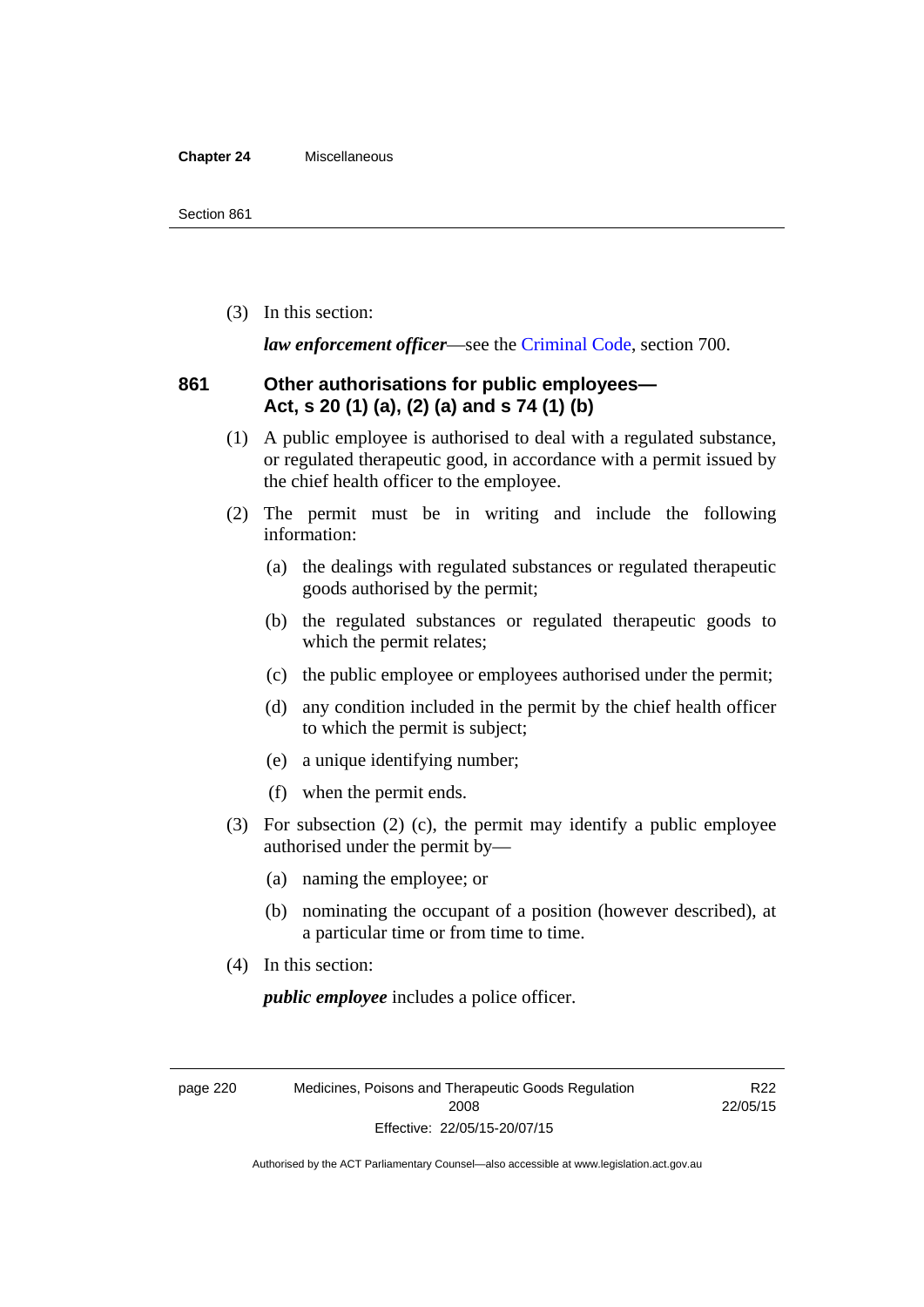(3) In this section:

***law enforcement officer***—see the Criminal Code, section 700.

## 861 Other authorisations for public employees—Act, s 20 (1) (a), (2) (a) and s 74 (1) (b)

(1) A public employee is authorised to deal with a regulated substance, or regulated therapeutic good, in accordance with a permit issued by the chief health officer to the employee.

(2) The permit must be in writing and include the following information:

(a) the dealings with regulated substances or regulated therapeutic goods authorised by the permit;

(b) the regulated substances or regulated therapeutic goods to which the permit relates;

(c) the public employee or employees authorised under the permit;

(d) any condition included in the permit by the chief health officer to which the permit is subject;

(e) a unique identifying number;

(f) when the permit ends.

(3) For subsection (2) (c), the permit may identify a public employee authorised under the permit by—

(a) naming the employee; or

(b) nominating the occupant of a position (however described), at a particular time or from time to time.

(4) In this section:

***public employee*** includes a police officer.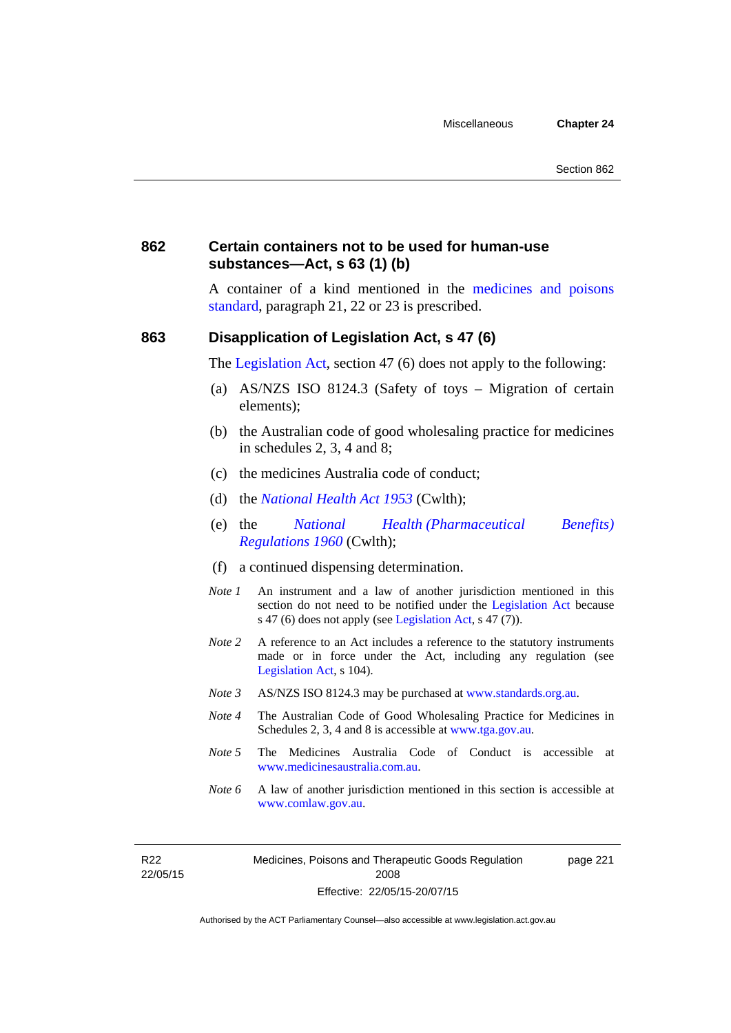## 862 Certain containers not to be used for human-use substances—Act, s 63 (1) (b)

A container of a kind mentioned in the medicines and poisons standard, paragraph 21, 22 or 23 is prescribed.

## 863 Disapplication of Legislation Act, s 47 (6)

The Legislation Act, section 47 (6) does not apply to the following:

(a) AS/NZS ISO 8124.3 (Safety of toys – Migration of certain elements);

(b) the Australian code of good wholesaling practice for medicines in schedules 2, 3, 4 and 8;

(c) the medicines Australia code of conduct;

(d) the *National Health Act 1953* (Cwlth);

(e) the *National Health (Pharmaceutical Benefits) Regulations 1960* (Cwlth);

(f) a continued dispensing determination.

*Note 1* An instrument and a law of another jurisdiction mentioned in this section do not need to be notified under the Legislation Act because s 47 (6) does not apply (see Legislation Act, s 47 (7)).

*Note 2* A reference to an Act includes a reference to the statutory instruments made or in force under the Act, including any regulation (see Legislation Act, s 104).

*Note 3* AS/NZS ISO 8124.3 may be purchased at www.standards.org.au.

*Note 4* The Australian Code of Good Wholesaling Practice for Medicines in Schedules 2, 3, 4 and 8 is accessible at www.tga.gov.au.

*Note 5* The Medicines Australia Code of Conduct is accessible at www.medicinesaustralia.com.au.

*Note 6* A law of another jurisdiction mentioned in this section is accessible at www.comlaw.gov.au.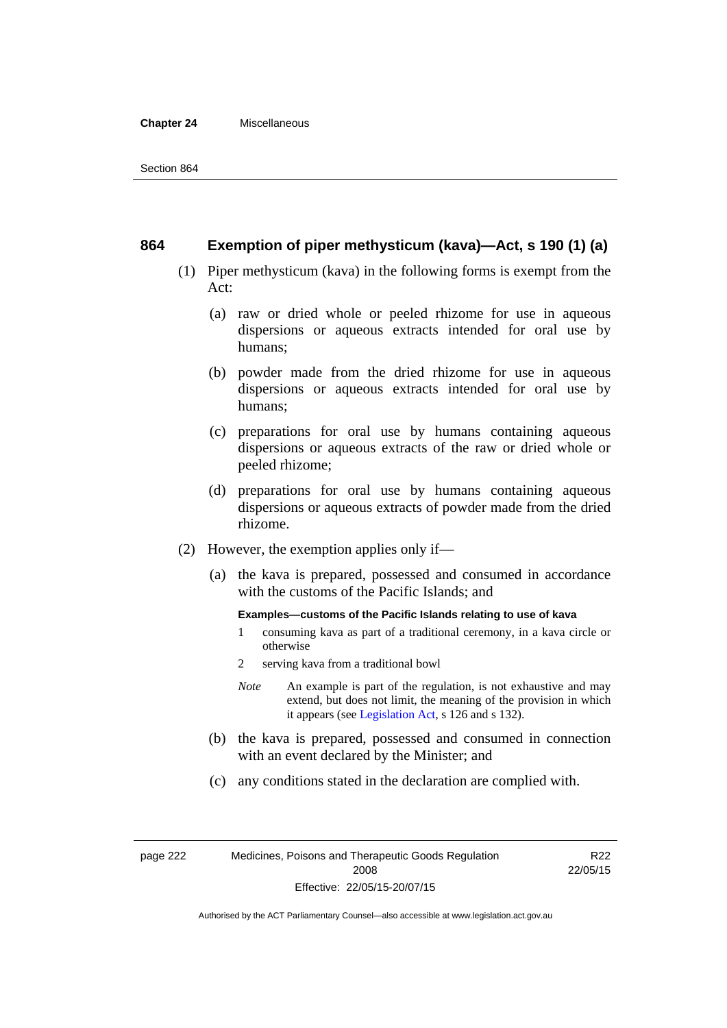## 864 Exemption of piper methysticum (kava)—Act, s 190 (1) (a)

(1) Piper methysticum (kava) in the following forms is exempt from the Act:

(a) raw or dried whole or peeled rhizome for use in aqueous dispersions or aqueous extracts intended for oral use by humans;

(b) powder made from the dried rhizome for use in aqueous dispersions or aqueous extracts intended for oral use by humans;

(c) preparations for oral use by humans containing aqueous dispersions or aqueous extracts of the raw or dried whole or peeled rhizome;

(d) preparations for oral use by humans containing aqueous dispersions or aqueous extracts of powder made from the dried rhizome.

(2) However, the exemption applies only if—

(a) the kava is prepared, possessed and consumed in accordance with the customs of the Pacific Islands; and

**Examples—customs of the Pacific Islands relating to use of kava**

1 consuming kava as part of a traditional ceremony, in a kava circle or otherwise

2 serving kava from a traditional bowl

*Note* An example is part of the regulation, is not exhaustive and may extend, but does not limit, the meaning of the provision in which it appears (see Legislation Act, s 126 and s 132).

(b) the kava is prepared, possessed and consumed in connection with an event declared by the Minister; and

(c) any conditions stated in the declaration are complied with.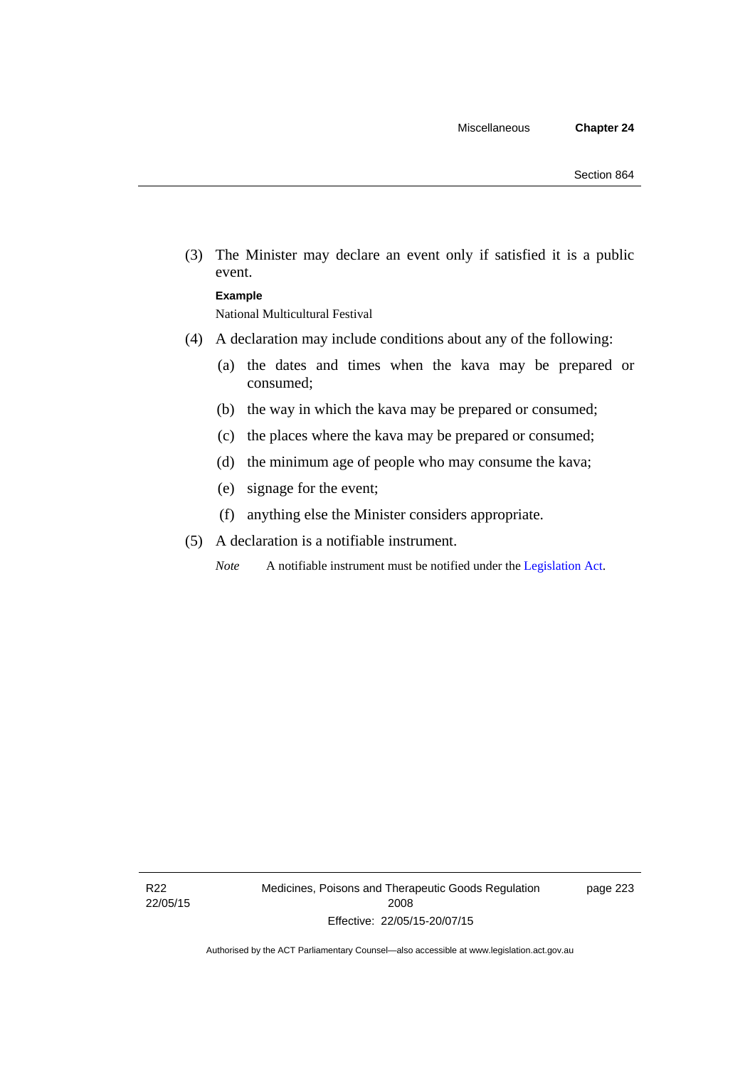(3) The Minister may declare an event only if satisfied it is a public event.

**Example**

National Multicultural Festival

(4) A declaration may include conditions about any of the following:

(a) the dates and times when the kava may be prepared or consumed;

(b) the way in which the kava may be prepared or consumed;

(c) the places where the kava may be prepared or consumed;

(d) the minimum age of people who may consume the kava;

(e) signage for the event;

(f) anything else the Minister considers appropriate.

(5) A declaration is a notifiable instrument.

*Note* A notifiable instrument must be notified under the Legislation Act.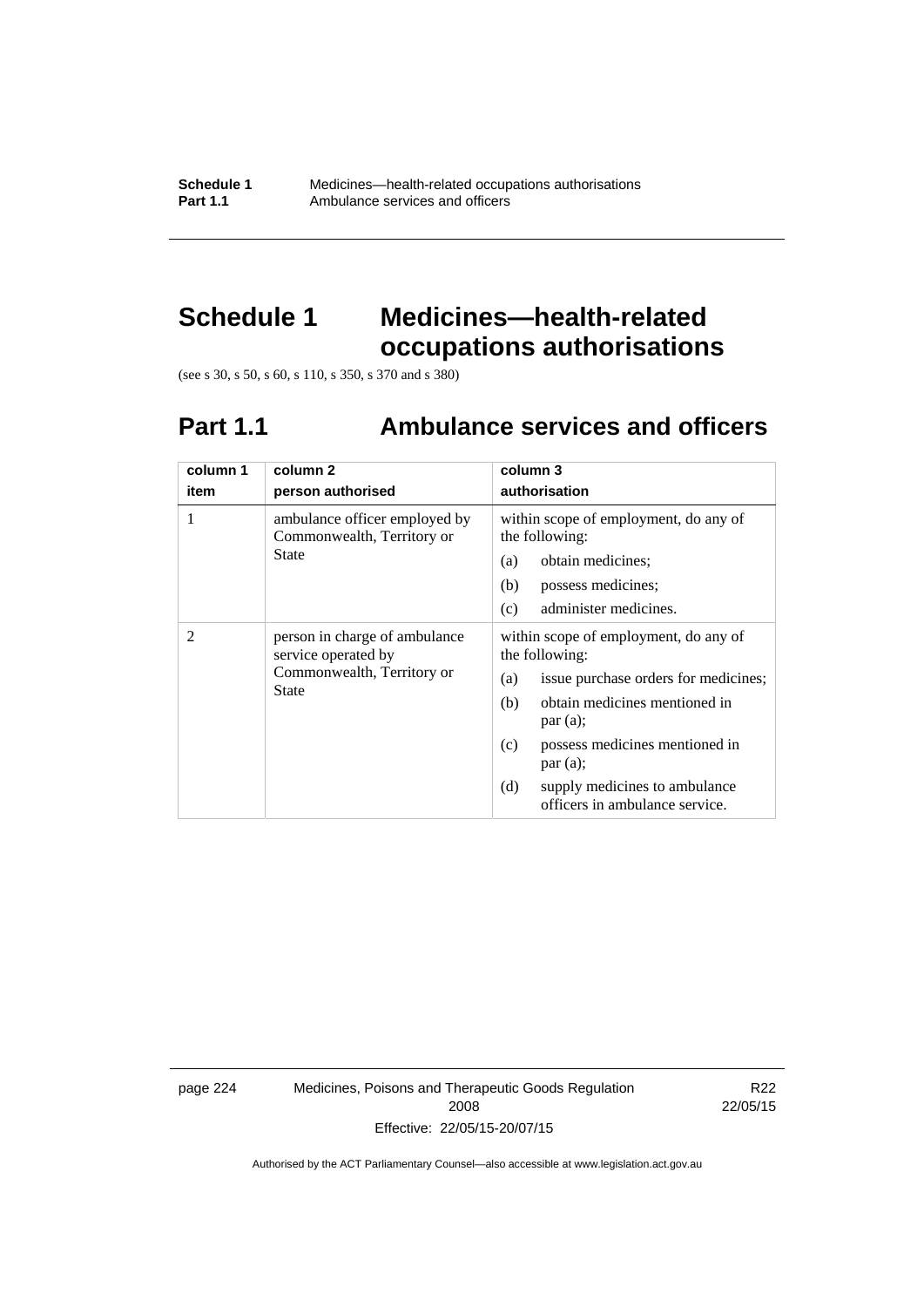# Schedule 1 Medicines—health-related occupations authorisations

(see s 30, s 50, s 60, s 110, s 350, s 370 and s 380)

## Part 1.1 Ambulance services and officers

| column 1<br>item | column 2<br>person authorised | column 3<br>authorisation |
|---|---|---|
| 1 | ambulance officer employed by Commonwealth, Territory or State | within scope of employment, do any of the following:<br>(a) obtain medicines;<br>(b) possess medicines;<br>(c) administer medicines. |
| 2 | person in charge of ambulance service operated by Commonwealth, Territory or State | within scope of employment, do any of the following:<br>(a) issue purchase orders for medicines;<br>(b) obtain medicines mentioned in par (a);<br>(c) possess medicines mentioned in par (a);<br>(d) supply medicines to ambulance officers in ambulance service. |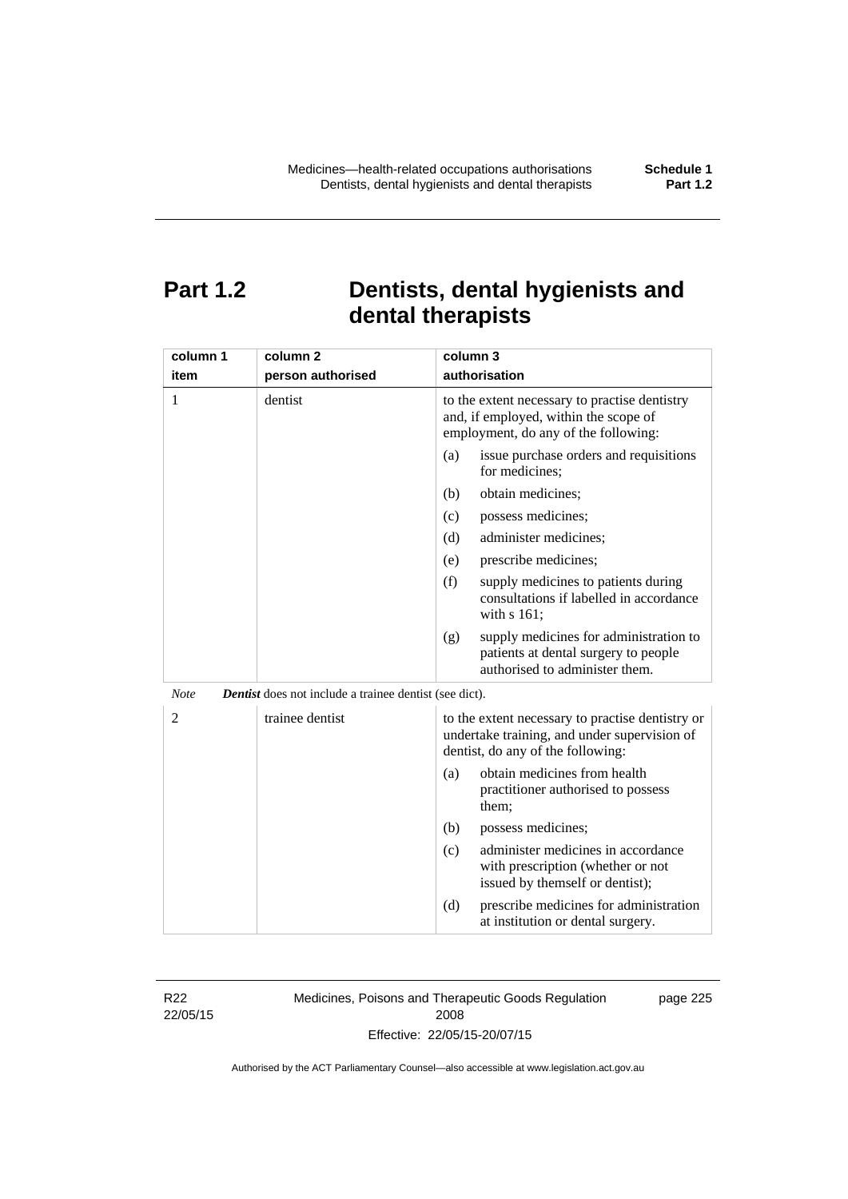# Part 1.2 Dentists, dental hygienists and dental therapists

| column 1<br>item | column 2<br>person authorised | column 3<br>authorisation |
|---|---|---|
| 1 | dentist | to the extent necessary to practise dentistry and, if employed, within the scope of employment, do any of the following:<br>(a) issue purchase orders and requisitions for medicines;<br>(b) obtain medicines;<br>(c) possess medicines;<br>(d) administer medicines;<br>(e) prescribe medicines;<br>(f) supply medicines to patients during consultations if labelled in accordance with s 161;<br>(g) supply medicines for administration to patients at dental surgery to people authorised to administer them. |

*Note* ***Dentist*** does not include a trainee dentist (see dict).

| column 1<br>item | column 2<br>person authorised | column 3<br>authorisation |
|---|---|---|
| 2 | trainee dentist | to the extent necessary to practise dentistry or undertake training, and under supervision of dentist, do any of the following:<br>(a) obtain medicines from health practitioner authorised to possess them;<br>(b) possess medicines;<br>(c) administer medicines in accordance with prescription (whether or not issued by themself or dentist);<br>(d) prescribe medicines for administration at institution or dental surgery. |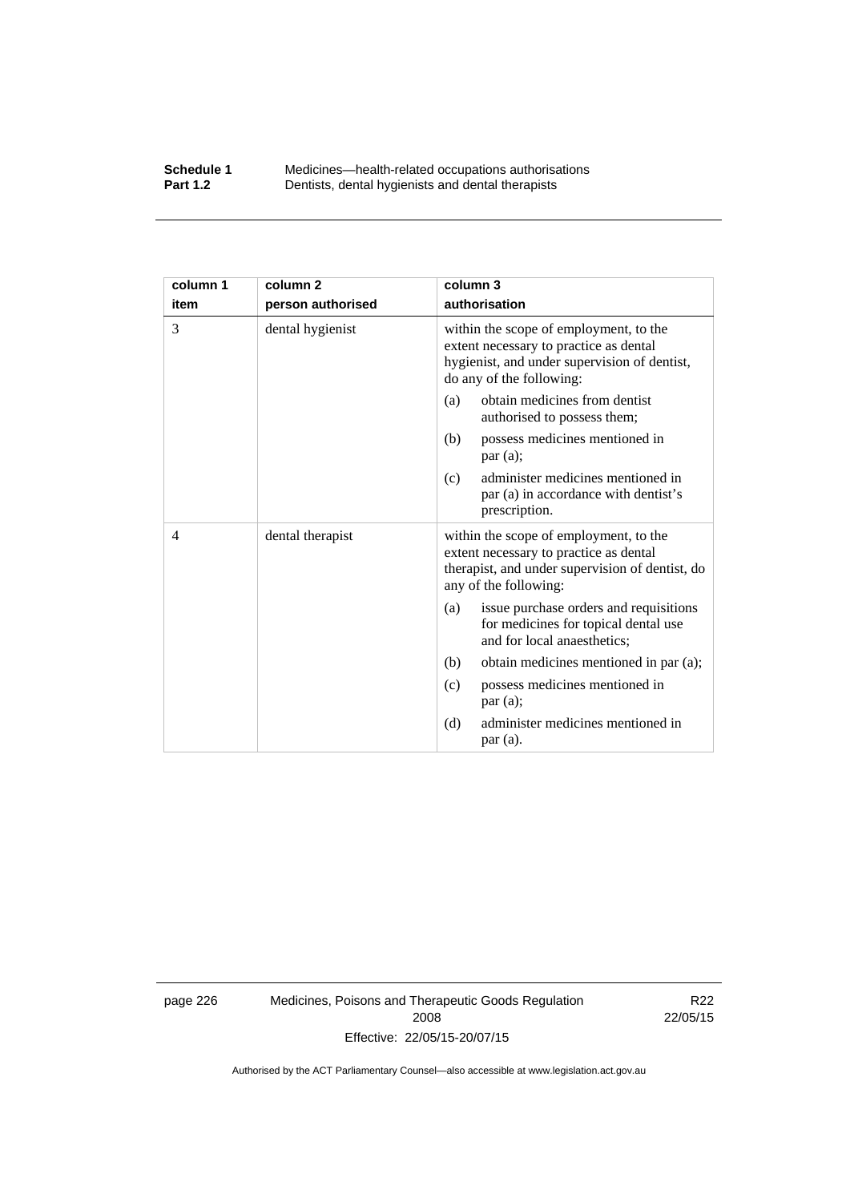| column 1<br>item | column 2<br>person authorised | column 3<br>authorisation |
|---|---|---|
| 3 | dental hygienist | within the scope of employment, to the extent necessary to practice as dental hygienist, and under supervision of dentist, do any of the following:<br>(a) obtain medicines from dentist authorised to possess them;<br>(b) possess medicines mentioned in par (a);<br>(c) administer medicines mentioned in par (a) in accordance with dentist's prescription. |
| 4 | dental therapist | within the scope of employment, to the extent necessary to practice as dental therapist, and under supervision of dentist, do any of the following:<br>(a) issue purchase orders and requisitions for medicines for topical dental use and for local anaesthetics;<br>(b) obtain medicines mentioned in par (a);<br>(c) possess medicines mentioned in par (a);<br>(d) administer medicines mentioned in par (a). |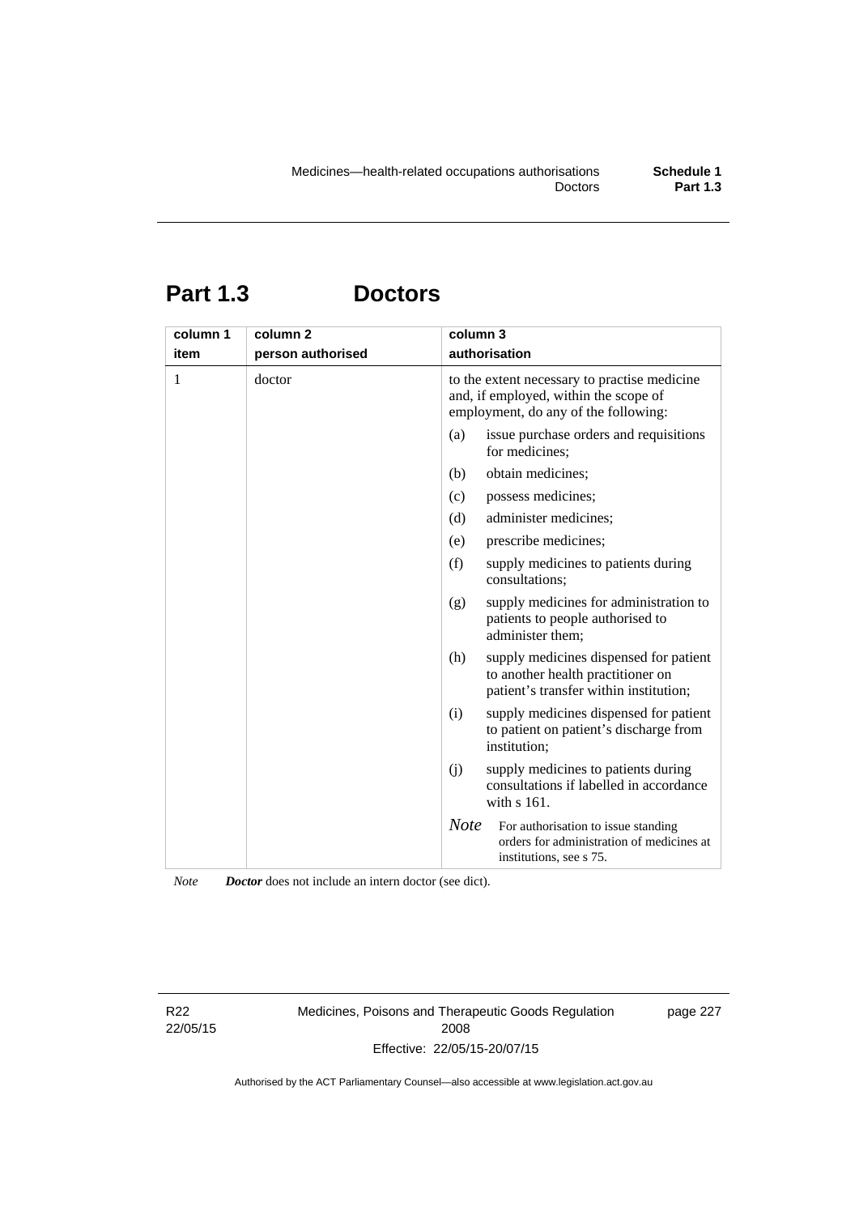## Part 1.3 Doctors

| column 1<br>item | column 2<br>person authorised | column 3<br>authorisation |
|---|---|---|
| 1 | doctor | to the extent necessary to practise medicine and, if employed, within the scope of employment, do any of the following:<br>(a) issue purchase orders and requisitions for medicines;<br>(b) obtain medicines;<br>(c) possess medicines;<br>(d) administer medicines;<br>(e) prescribe medicines;<br>(f) supply medicines to patients during consultations;<br>(g) supply medicines for administration to patients to people authorised to administer them;<br>(h) supply medicines dispensed for patient to another health practitioner on patient's transfer within institution;<br>(i) supply medicines dispensed for patient to patient on patient's discharge from institution;<br>(j) supply medicines to patients during consultations if labelled in accordance with s 161.<br>*Note* For authorisation to issue standing orders for administration of medicines at institutions, see s 75. |

*Note* ***Doctor*** does not include an intern doctor (see dict).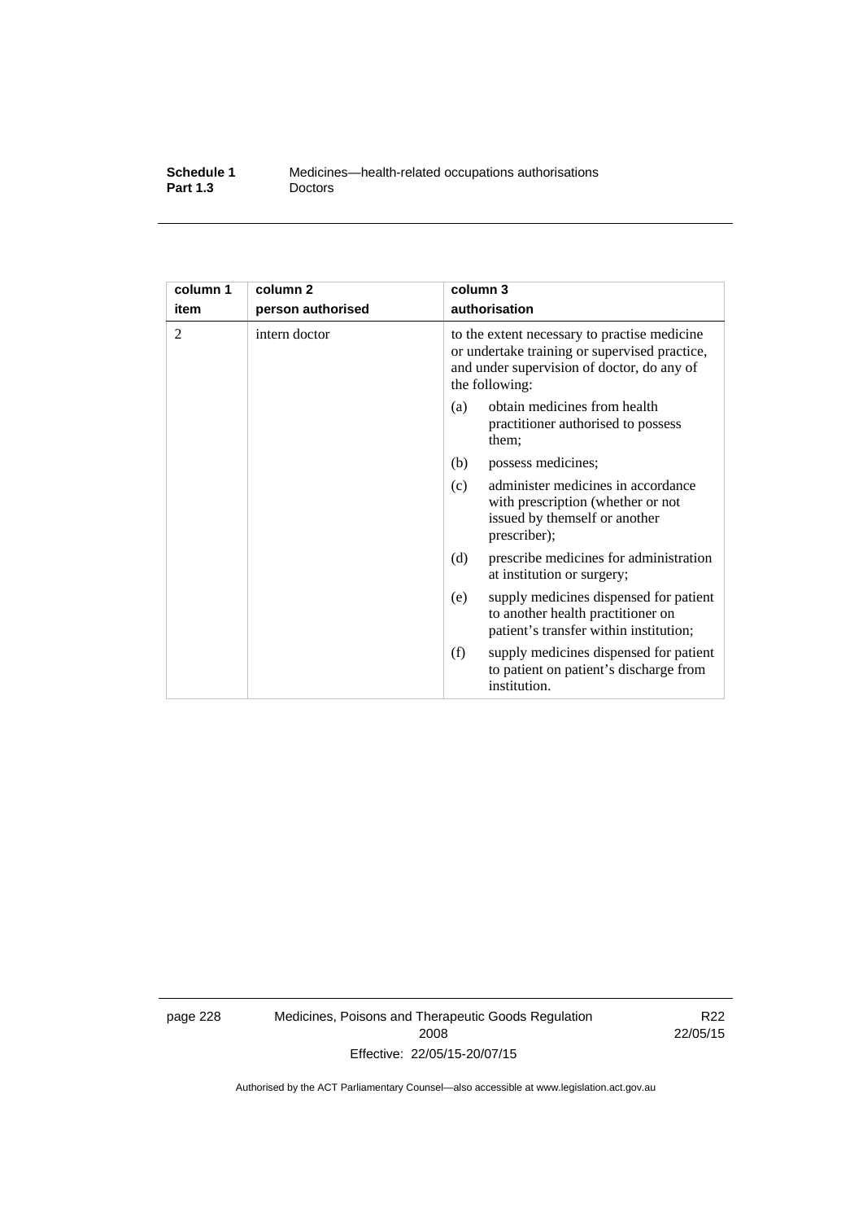| column 1 item | column 2 person authorised | column 3 authorisation |
|---|---|---|
| 2 | intern doctor | to the extent necessary to practise medicine or undertake training or supervised practice, and under supervision of doctor, do any of the following:<br>(a) obtain medicines from health practitioner authorised to possess them;<br>(b) possess medicines;<br>(c) administer medicines in accordance with prescription (whether or not issued by themself or another prescriber);<br>(d) prescribe medicines for administration at institution or surgery;<br>(e) supply medicines dispensed for patient to another health practitioner on patient's transfer within institution;<br>(f) supply medicines dispensed for patient to patient on patient's discharge from institution. |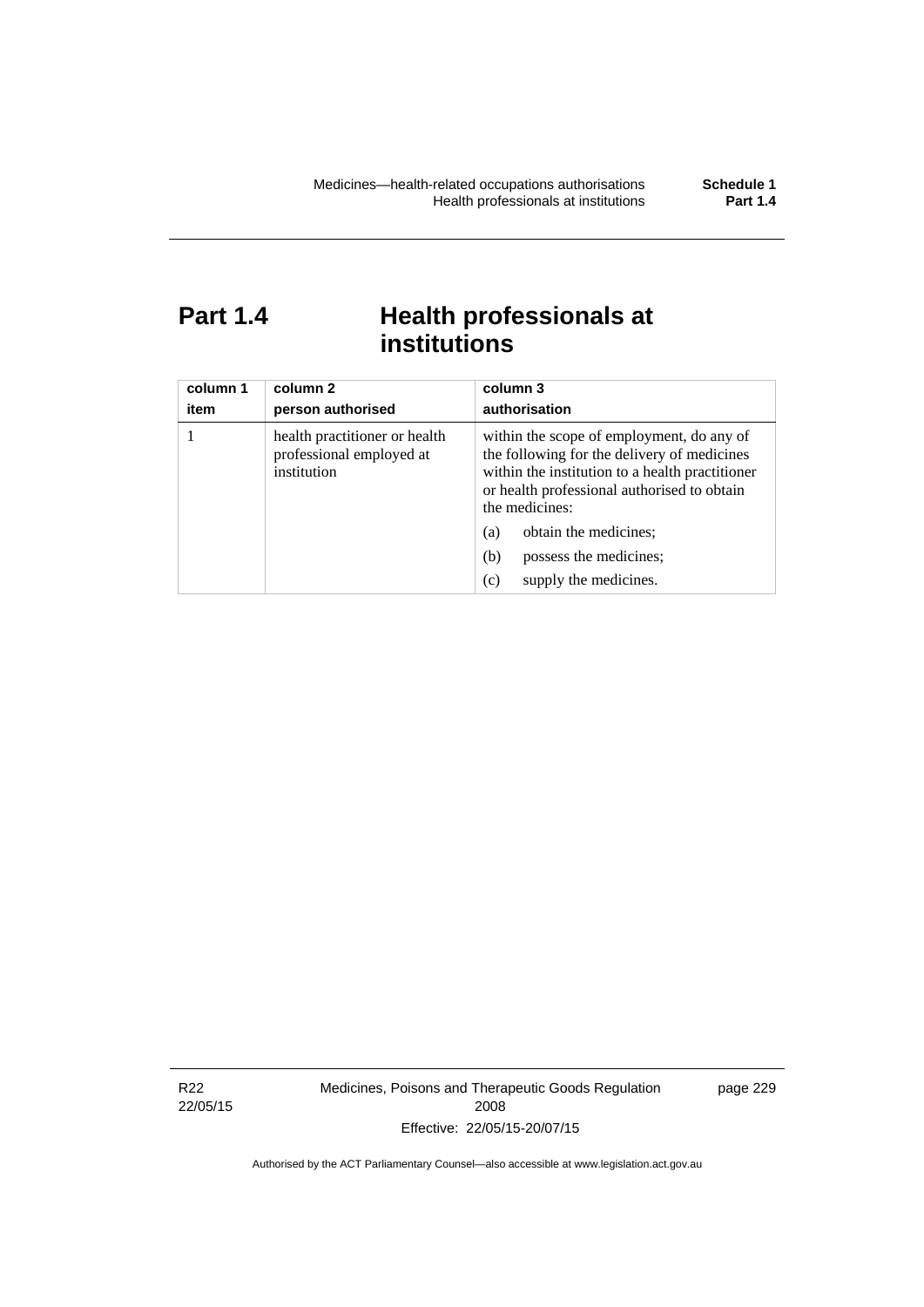# Part 1.4 Health professionals at institutions

| column 1<br>item | column 2<br>person authorised | column 3<br>authorisation |
|---|---|---|
| 1 | health practitioner or health professional employed at institution | within the scope of employment, do any of the following for the delivery of medicines within the institution to a health practitioner or health professional authorised to obtain the medicines:<br>(a) obtain the medicines;<br>(b) possess the medicines;<br>(c) supply the medicines. |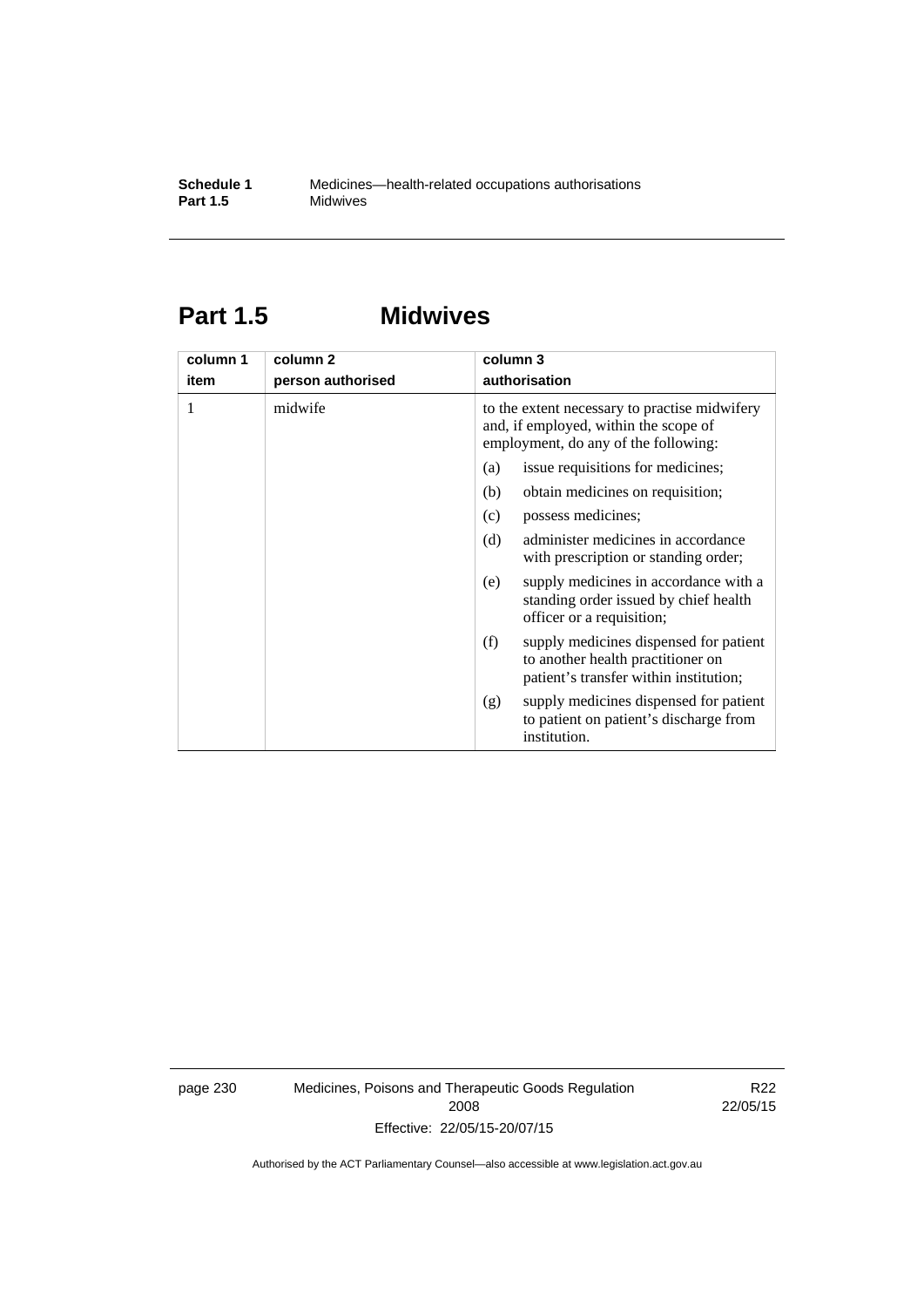## Part 1.5 Midwives

| column 1<br>item | column 2<br>person authorised | column 3<br>authorisation |
|---|---|---|
| 1 | midwife | to the extent necessary to practise midwifery and, if employed, within the scope of employment, do any of the following:<br>(a) issue requisitions for medicines;<br>(b) obtain medicines on requisition;<br>(c) possess medicines;<br>(d) administer medicines in accordance with prescription or standing order;<br>(e) supply medicines in accordance with a standing order issued by chief health officer or a requisition;<br>(f) supply medicines dispensed for patient to another health practitioner on patient's transfer within institution;<br>(g) supply medicines dispensed for patient to patient on patient's discharge from institution. |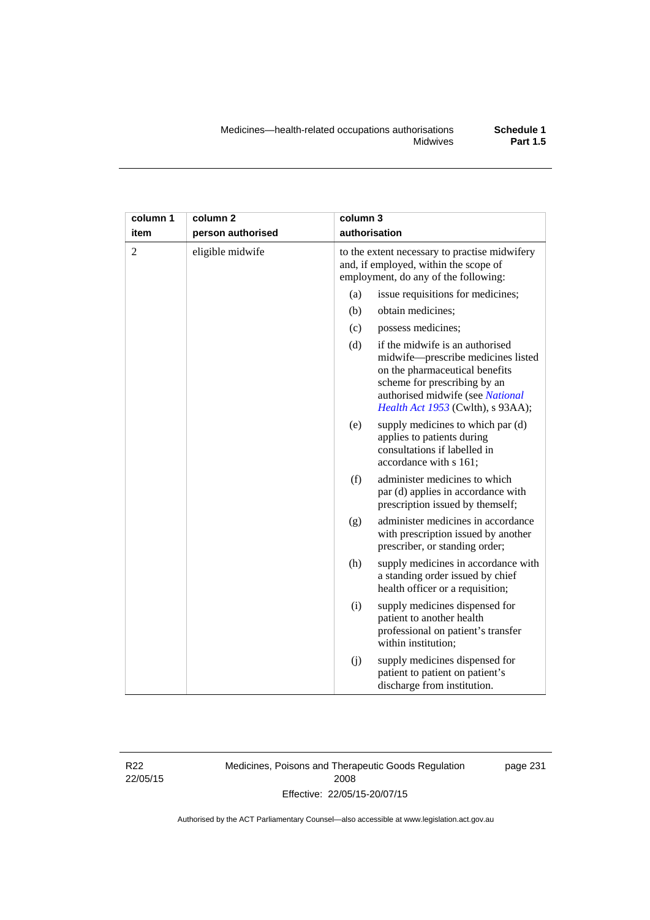| column 1<br>item | column 2<br>person authorised | column 3<br>authorisation |
|---|---|---|
| 2 | eligible midwife | to the extent necessary to practise midwifery and, if employed, within the scope of employment, do any of the following:<br>(a) issue requisitions for medicines;<br>(b) obtain medicines;<br>(c) possess medicines;<br>(d) if the midwife is an authorised midwife—prescribe medicines listed on the pharmaceutical benefits scheme for prescribing by an authorised midwife (see *National Health Act 1953* (Cwlth), s 93AA);<br>(e) supply medicines to which par (d) applies to patients during consultations if labelled in accordance with s 161;<br>(f) administer medicines to which par (d) applies in accordance with prescription issued by themself;<br>(g) administer medicines in accordance with prescription issued by another prescriber, or standing order;<br>(h) supply medicines in accordance with a standing order issued by chief health officer or a requisition;<br>(i) supply medicines dispensed for patient to another health professional on patient's transfer within institution;<br>(j) supply medicines dispensed for patient to patient on patient's discharge from institution. |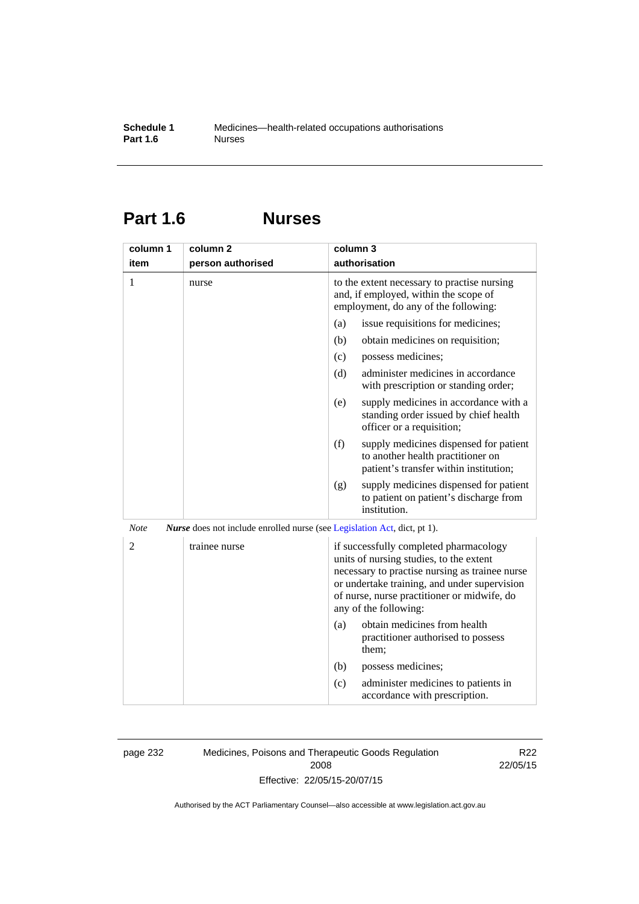# Part 1.6 Nurses

| column 1<br>item | column 2<br>person authorised | column 3<br>authorisation |
|---|---|---|
| 1 | nurse | to the extent necessary to practise nursing and, if employed, within the scope of employment, do any of the following:<br>(a) issue requisitions for medicines;<br>(b) obtain medicines on requisition;<br>(c) possess medicines;<br>(d) administer medicines in accordance with prescription or standing order;<br>(e) supply medicines in accordance with a standing order issued by chief health officer or a requisition;<br>(f) supply medicines dispensed for patient to another health practitioner on patient's transfer within institution;<br>(g) supply medicines dispensed for patient to patient on patient's discharge from institution. |

*Note* ***Nurse*** does not include enrolled nurse (see Legislation Act, dict, pt 1).

| column 1<br>item | column 2<br>person authorised | column 3<br>authorisation |
|---|---|---|
| 2 | trainee nurse | if successfully completed pharmacology units of nursing studies, to the extent necessary to practise nursing as trainee nurse or undertake training, and under supervision of nurse, nurse practitioner or midwife, do any of the following:<br>(a) obtain medicines from health practitioner authorised to possess them;<br>(b) possess medicines;<br>(c) administer medicines to patients in accordance with prescription. |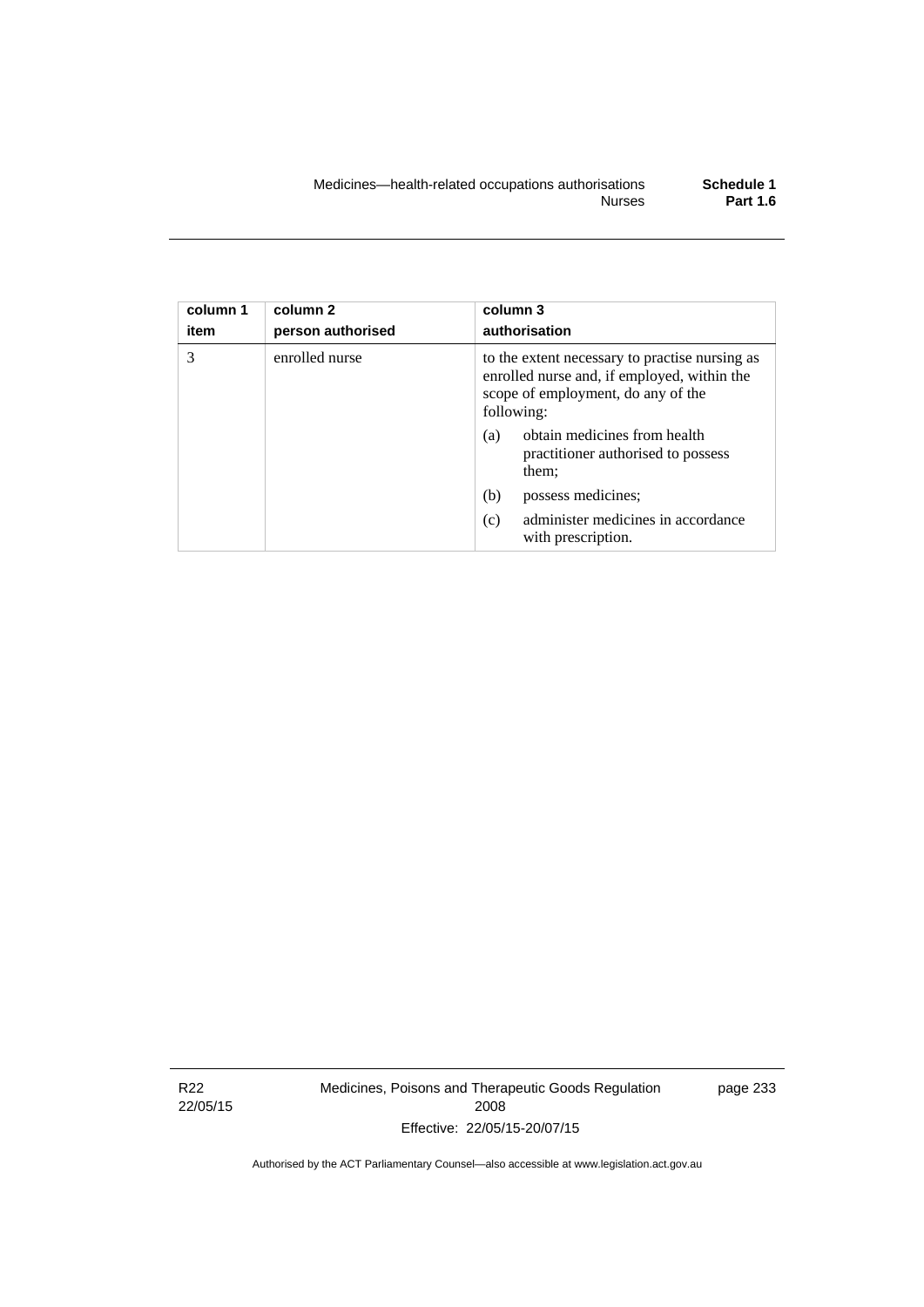| column 1 item | column 2 person authorised | column 3 authorisation |
|---|---|---|
| 3 | enrolled nurse | to the extent necessary to practise nursing as enrolled nurse and, if employed, within the scope of employment, do any of the following:<br>(a) obtain medicines from health practitioner authorised to possess them;<br>(b) possess medicines;<br>(c) administer medicines in accordance with prescription. |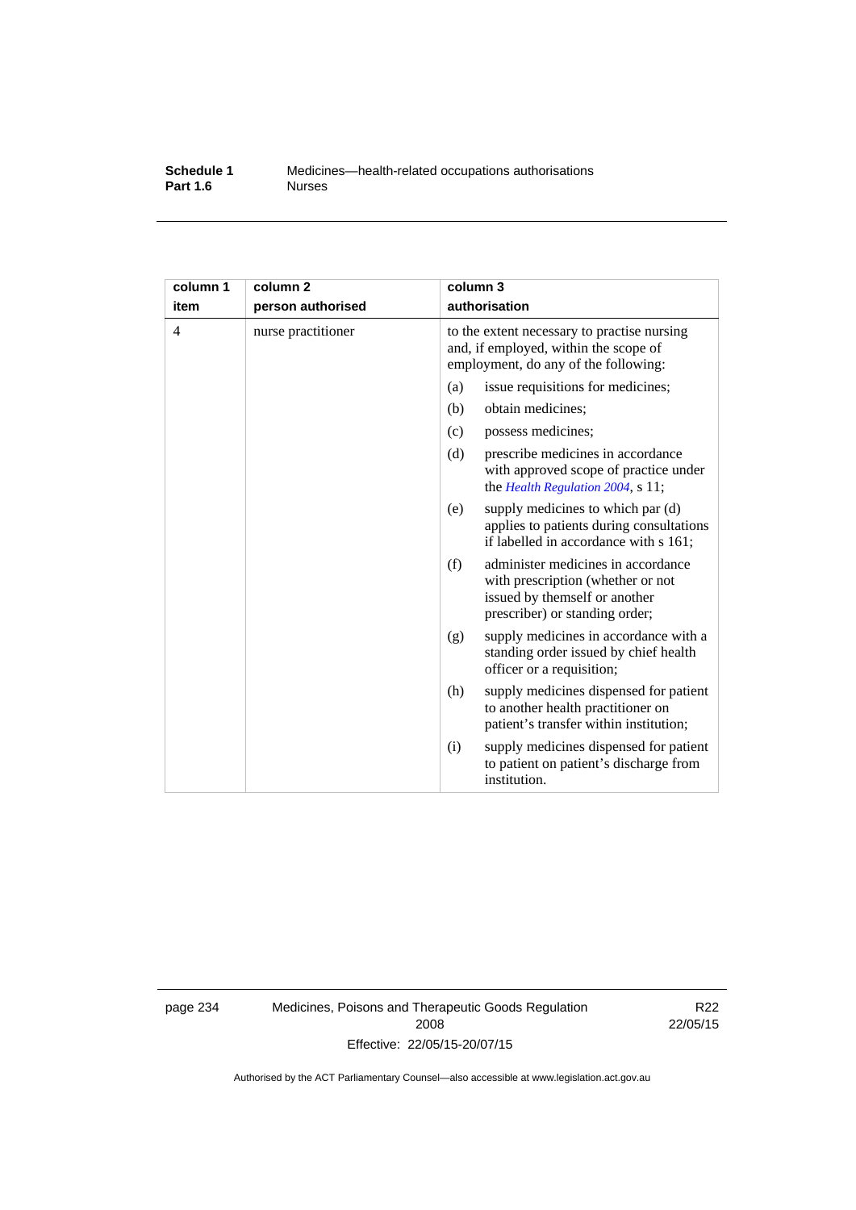| column 1<br>item | column 2<br>person authorised | column 3<br>authorisation |
|---|---|---|
| 4 | nurse practitioner | to the extent necessary to practise nursing and, if employed, within the scope of employment, do any of the following: |
| | | (a) issue requisitions for medicines; |
| | | (b) obtain medicines; |
| | | (c) possess medicines; |
| | | (d) prescribe medicines in accordance with approved scope of practice under the *Health Regulation 2004*, s 11; |
| | | (e) supply medicines to which par (d) applies to patients during consultations if labelled in accordance with s 161; |
| | | (f) administer medicines in accordance with prescription (whether or not issued by themself or another prescriber) or standing order; |
| | | (g) supply medicines in accordance with a standing order issued by chief health officer or a requisition; |
| | | (h) supply medicines dispensed for patient to another health practitioner on patient's transfer within institution; |
| | | (i) supply medicines dispensed for patient to patient on patient's discharge from institution. |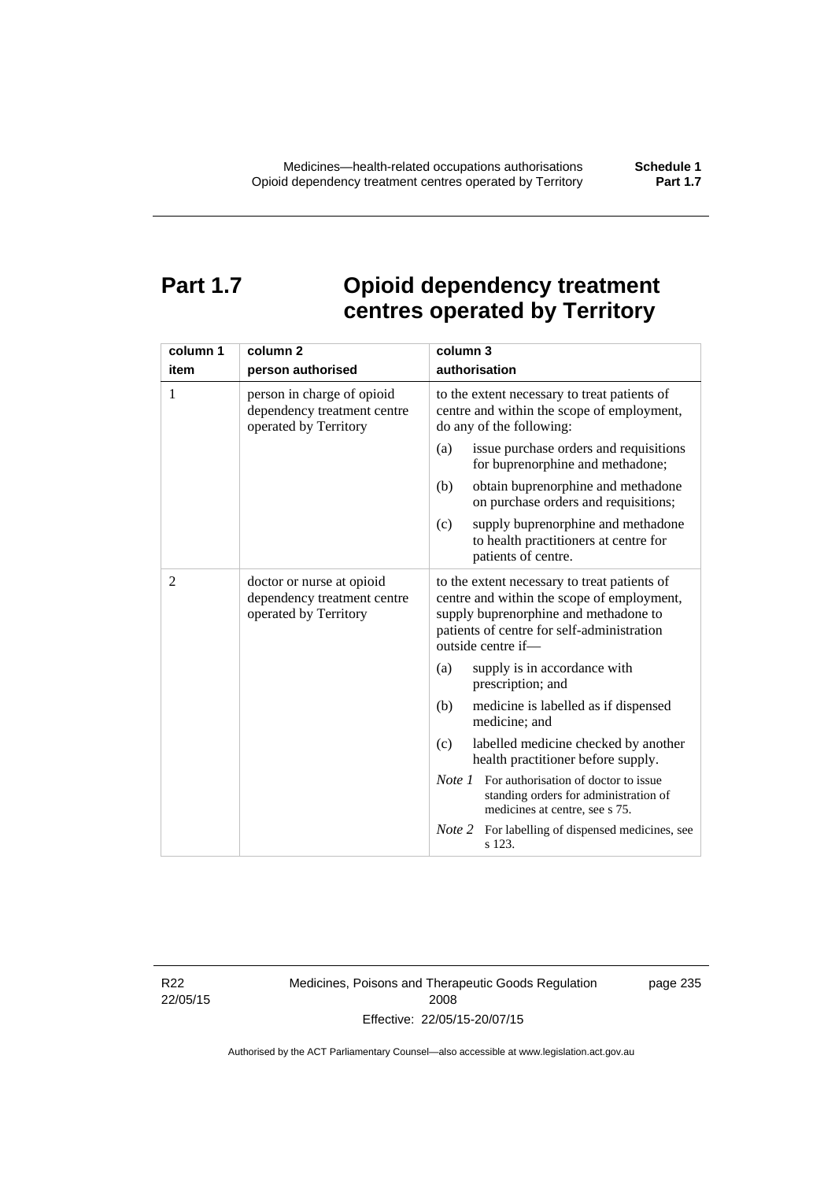# Part 1.7 Opioid dependency treatment centres operated by Territory

| column 1<br>item | column 2<br>person authorised | column 3<br>authorisation |
|---|---|---|
| 1 | person in charge of opioid dependency treatment centre operated by Territory | to the extent necessary to treat patients of centre and within the scope of employment, do any of the following:<br>(a) issue purchase orders and requisitions for buprenorphine and methadone;<br>(b) obtain buprenorphine and methadone on purchase orders and requisitions;<br>(c) supply buprenorphine and methadone to health practitioners at centre for patients of centre. |
| 2 | doctor or nurse at opioid dependency treatment centre operated by Territory | to the extent necessary to treat patients of centre and within the scope of employment, supply buprenorphine and methadone to patients of centre for self-administration outside centre if—<br>(a) supply is in accordance with prescription; and<br>(b) medicine is labelled as if dispensed medicine; and<br>(c) labelled medicine checked by another health practitioner before supply.<br>*Note 1* For authorisation of doctor to issue standing orders for administration of medicines at centre, see s 75.<br>*Note 2* For labelling of dispensed medicines, see s 123. |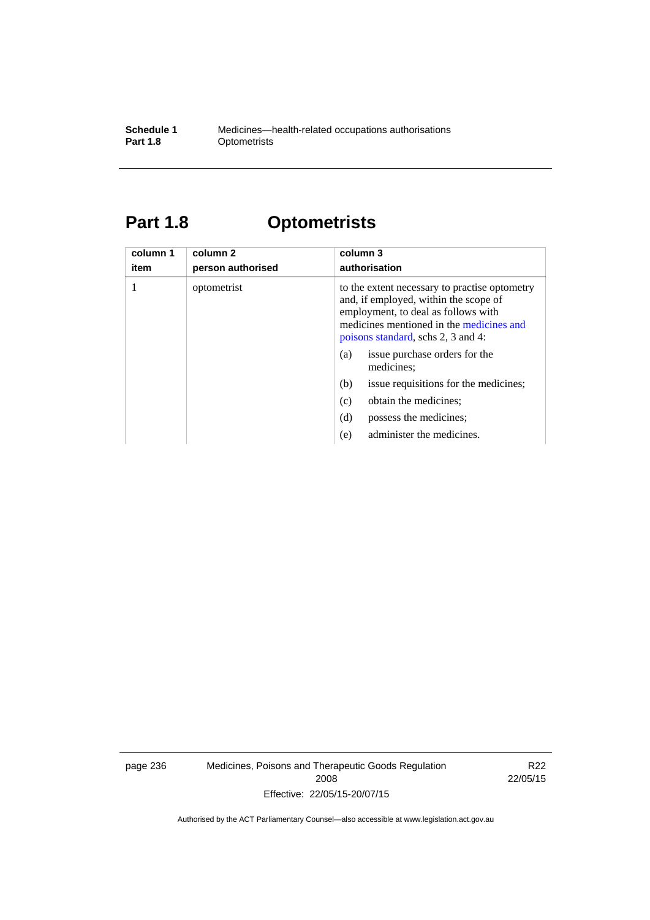# Part 1.8 Optometrists

| column 1 item | column 2 person authorised | column 3 authorisation |
|---|---|---|
| 1 | optometrist | to the extent necessary to practise optometry and, if employed, within the scope of employment, to deal as follows with medicines mentioned in the medicines and poisons standard, schs 2, 3 and 4: (a) issue purchase orders for the medicines; (b) issue requisitions for the medicines; (c) obtain the medicines; (d) possess the medicines; (e) administer the medicines. |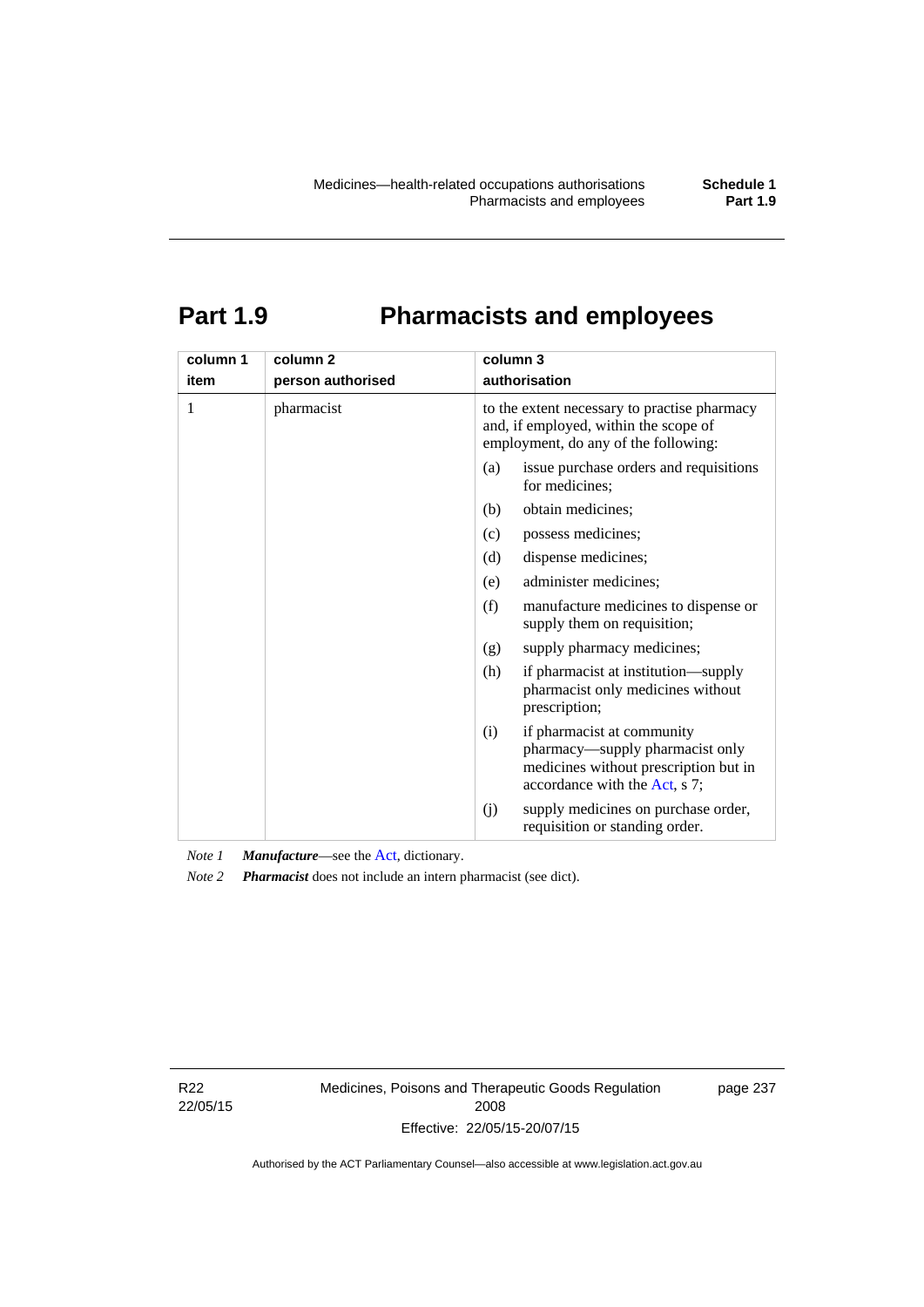# Part 1.9 Pharmacists and employees

| column 1 item | column 2 person authorised | column 3 authorisation |
|---|---|---|
| 1 | pharmacist | to the extent necessary to practise pharmacy and, if employed, within the scope of employment, do any of the following:<br>(a) issue purchase orders and requisitions for medicines;<br>(b) obtain medicines;<br>(c) possess medicines;<br>(d) dispense medicines;<br>(e) administer medicines;<br>(f) manufacture medicines to dispense or supply them on requisition;<br>(g) supply pharmacy medicines;<br>(h) if pharmacist at institution—supply pharmacist only medicines without prescription;<br>(i) if pharmacist at community pharmacy—supply pharmacist only medicines without prescription but in accordance with the Act, s 7;<br>(j) supply medicines on purchase order, requisition or standing order. |

*Note 1* ***Manufacture***—see the Act, dictionary.

*Note 2* ***Pharmacist*** does not include an intern pharmacist (see dict).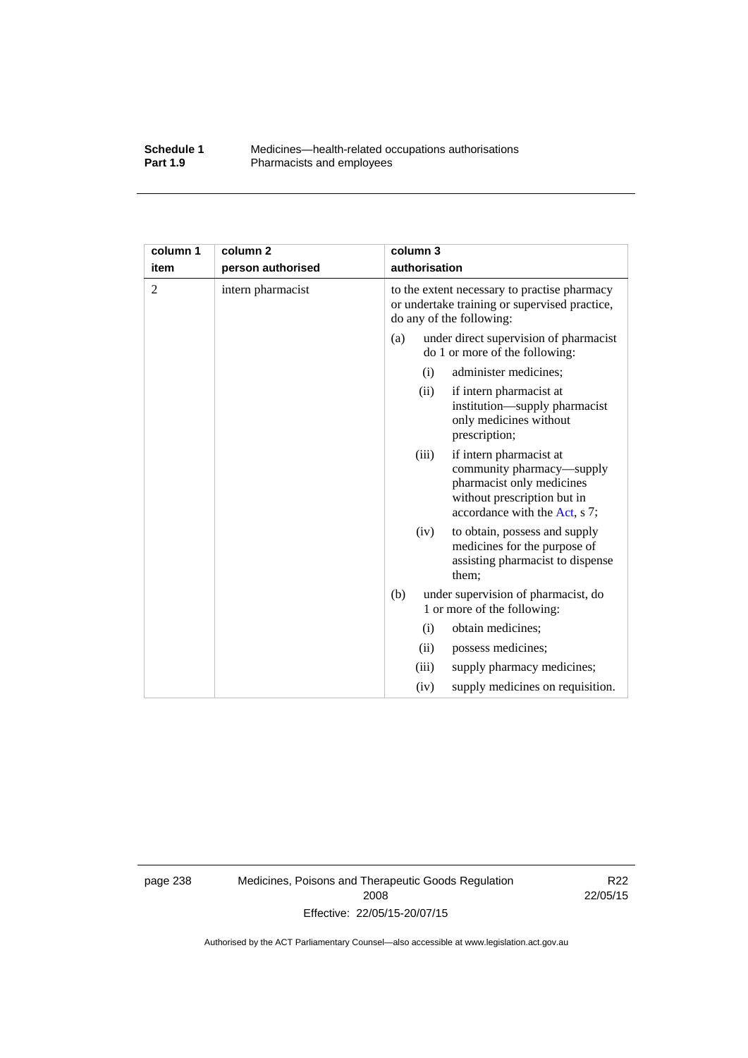| column 1 item | column 2 person authorised | column 3 authorisation |
|---|---|---|
| 2 | intern pharmacist | to the extent necessary to practise pharmacy or undertake training or supervised practice, do any of the following:<br>(a) under direct supervision of pharmacist do 1 or more of the following:<br>(i) administer medicines;<br>(ii) if intern pharmacist at institution—supply pharmacist only medicines without prescription;<br>(iii) if intern pharmacist at community pharmacy—supply pharmacist only medicines without prescription but in accordance with the Act, s 7;<br>(iv) to obtain, possess and supply medicines for the purpose of assisting pharmacist to dispense them;<br>(b) under supervision of pharmacist, do 1 or more of the following:<br>(i) obtain medicines;<br>(ii) possess medicines;<br>(iii) supply pharmacy medicines;<br>(iv) supply medicines on requisition. |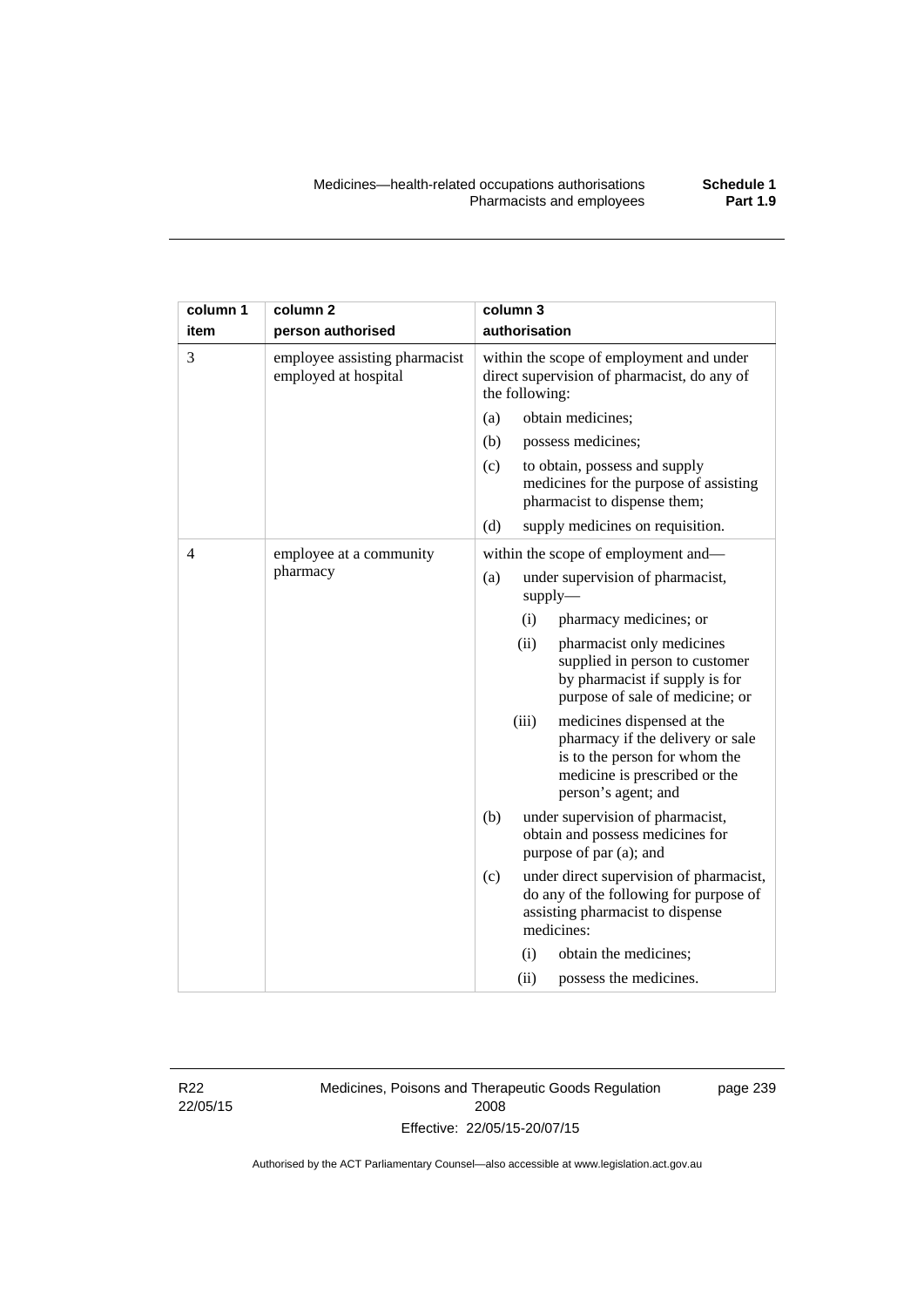| column 1<br>item | column 2<br>person authorised | column 3<br>authorisation |
|---|---|---|
| 3 | employee assisting pharmacist employed at hospital | within the scope of employment and under direct supervision of pharmacist, do any of the following:<br>(a) obtain medicines;<br>(b) possess medicines;<br>(c) to obtain, possess and supply medicines for the purpose of assisting pharmacist to dispense them;<br>(d) supply medicines on requisition. |
| 4 | employee at a community pharmacy | within the scope of employment and—<br>(a) under supervision of pharmacist, supply—<br>(i) pharmacy medicines; or<br>(ii) pharmacist only medicines supplied in person to customer by pharmacist if supply is for purpose of sale of medicine; or<br>(iii) medicines dispensed at the pharmacy if the delivery or sale is to the person for whom the medicine is prescribed or the person's agent; and<br>(b) under supervision of pharmacist, obtain and possess medicines for purpose of par (a); and<br>(c) under direct supervision of pharmacist, do any of the following for purpose of assisting pharmacist to dispense medicines:<br>(i) obtain the medicines;<br>(ii) possess the medicines. |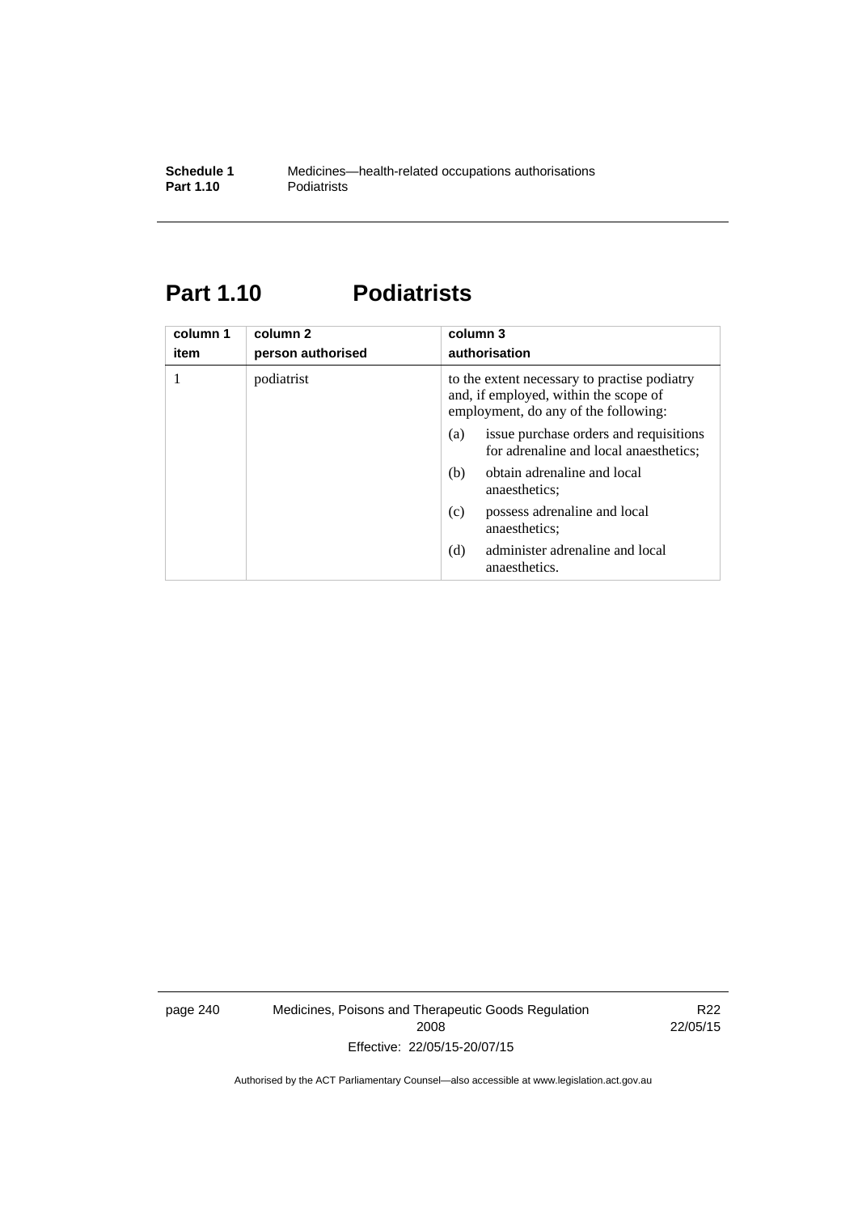## Part 1.10 Podiatrists

| column 1<br>item | column 2<br>person authorised | column 3<br>authorisation |
|---|---|---|
| 1 | podiatrist | to the extent necessary to practise podiatry and, if employed, within the scope of employment, do any of the following:<br>(a) issue purchase orders and requisitions for adrenaline and local anaesthetics;<br>(b) obtain adrenaline and local anaesthetics;<br>(c) possess adrenaline and local anaesthetics;<br>(d) administer adrenaline and local anaesthetics. |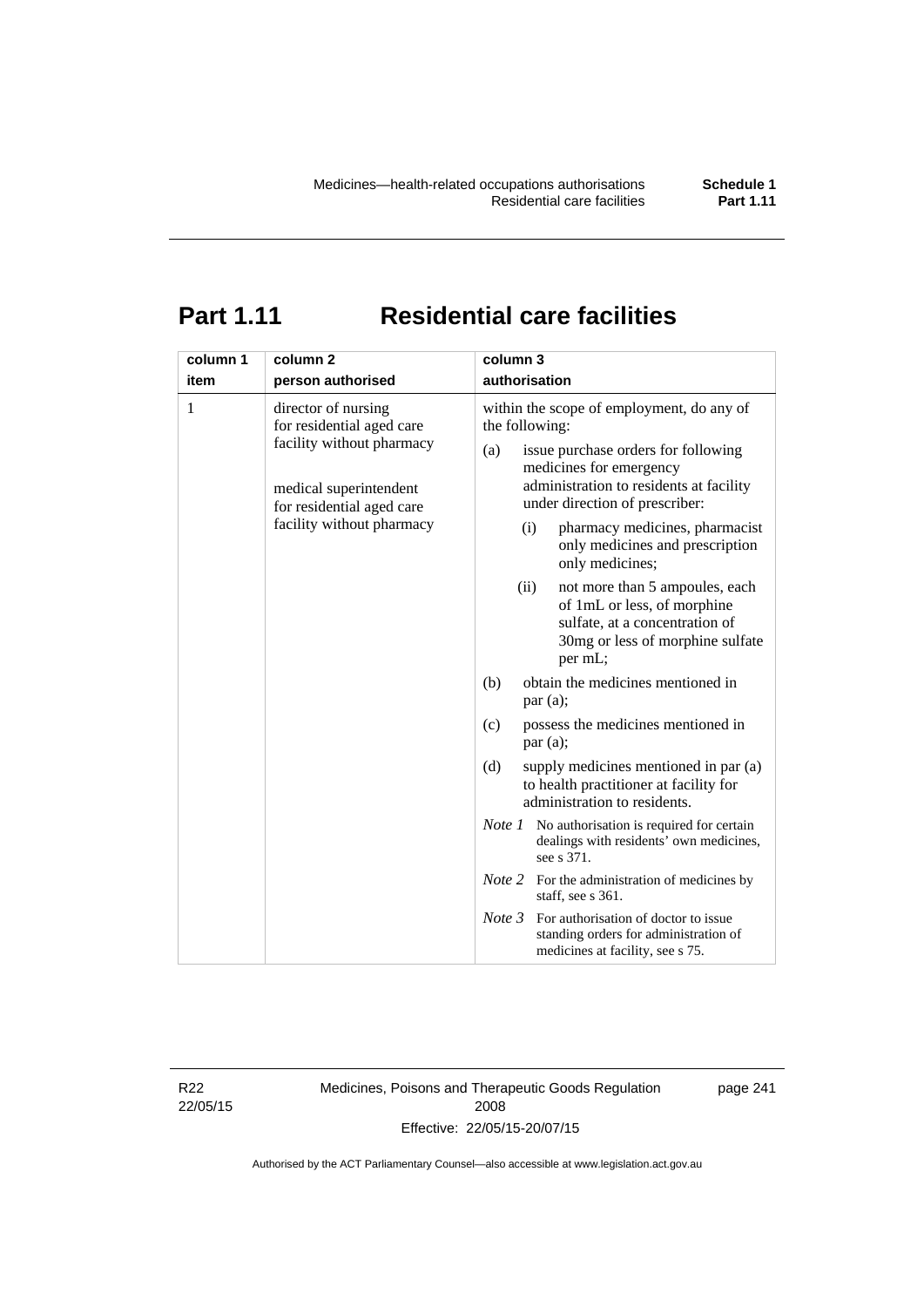# Part 1.11 Residential care facilities

| column 1<br>item | column 2<br>person authorised | column 3<br>authorisation |
|---|---|---|
| 1 | director of nursing for residential aged care facility without pharmacy<br><br>medical superintendent for residential aged care facility without pharmacy | within the scope of employment, do any of the following:<br>(a) issue purchase orders for following medicines for emergency administration to residents at facility under direction of prescriber:<br>(i) pharmacy medicines, pharmacist only medicines and prescription only medicines;<br>(ii) not more than 5 ampoules, each of 1mL or less, of morphine sulfate, at a concentration of 30mg or less of morphine sulfate per mL;<br>(b) obtain the medicines mentioned in par (a);<br>(c) possess the medicines mentioned in par (a);<br>(d) supply medicines mentioned in par (a) to health practitioner at facility for administration to residents.<br>*Note 1* No authorisation is required for certain dealings with residents' own medicines, see s 371.<br>*Note 2* For the administration of medicines by staff, see s 361.<br>*Note 3* For authorisation of doctor to issue standing orders for administration of medicines at facility, see s 75. |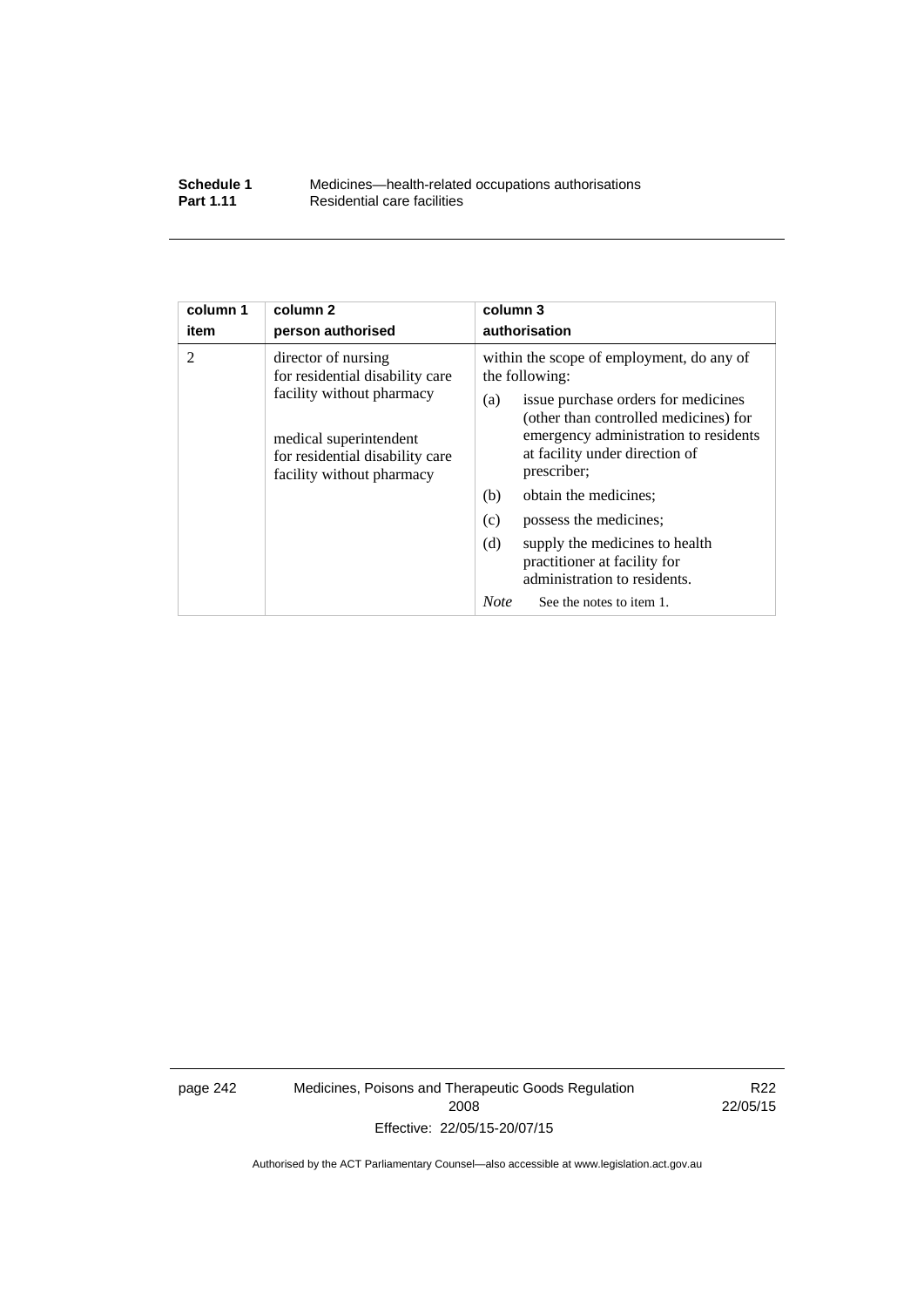| column 1 item | column 2 person authorised | column 3 authorisation |
|---|---|---|
| 2 | director of nursing for residential disability care facility without pharmacy<br><br>medical superintendent for residential disability care facility without pharmacy | within the scope of employment, do any of the following:<br>(a) issue purchase orders for medicines (other than controlled medicines) for emergency administration to residents at facility under direction of prescriber;<br>(b) obtain the medicines;<br>(c) possess the medicines;<br>(d) supply the medicines to health practitioner at facility for administration to residents.<br>*Note* See the notes to item 1. |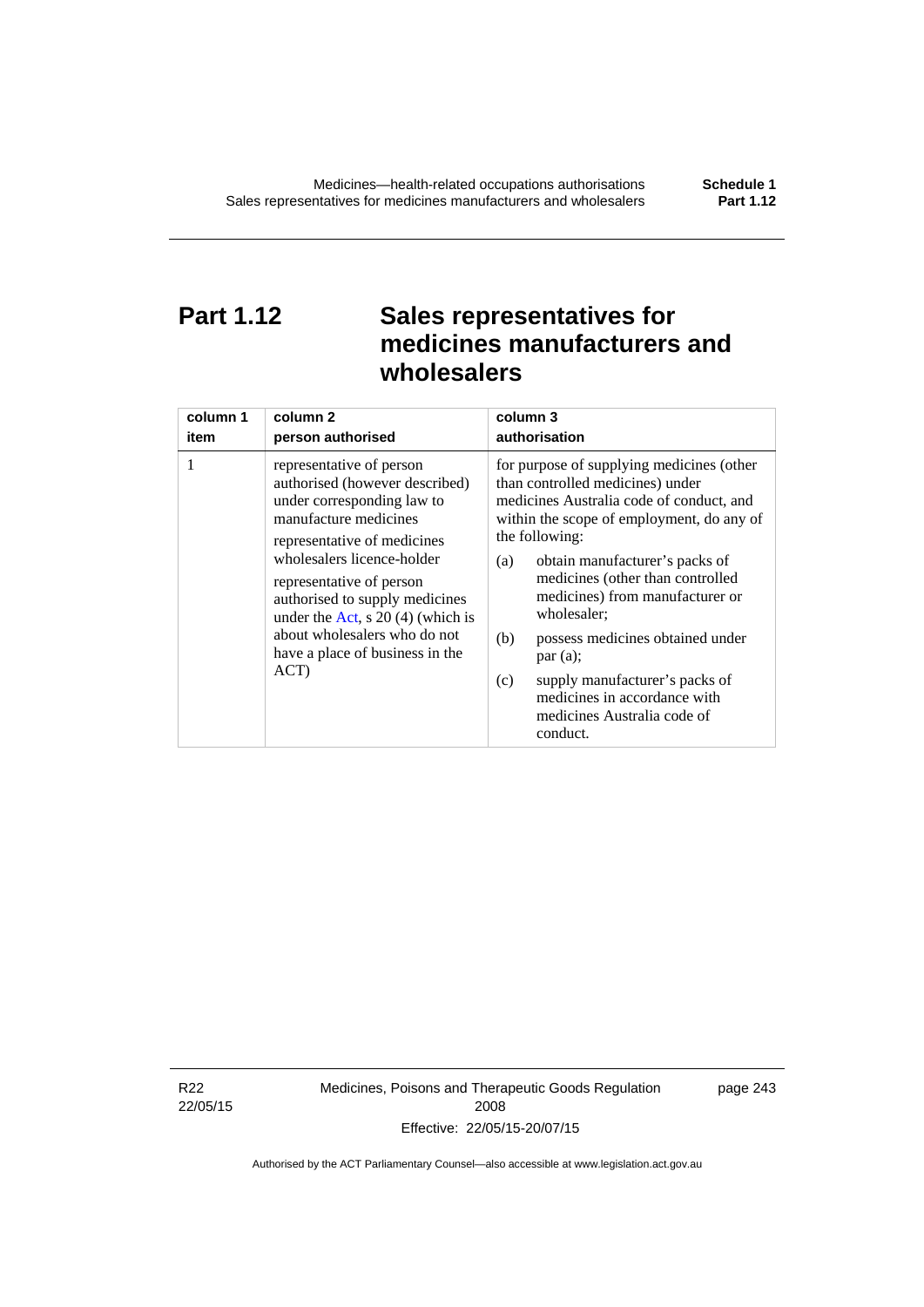# Part 1.12 Sales representatives for medicines manufacturers and wholesalers

| column 1<br>item | column 2<br>person authorised | column 3<br>authorisation |
|---|---|---|
| 1 | representative of person authorised (however described) under corresponding law to manufacture medicines<br><br>representative of medicines wholesalers licence-holder<br><br>representative of person authorised to supply medicines under the Act, s 20 (4) (which is about wholesalers who do not have a place of business in the ACT) | for purpose of supplying medicines (other than controlled medicines) under medicines Australia code of conduct, and within the scope of employment, do any of the following:<br><br>(a) obtain manufacturer's packs of medicines (other than controlled medicines) from manufacturer or wholesaler;<br><br>(b) possess medicines obtained under par (a);<br><br>(c) supply manufacturer's packs of medicines in accordance with medicines Australia code of conduct. |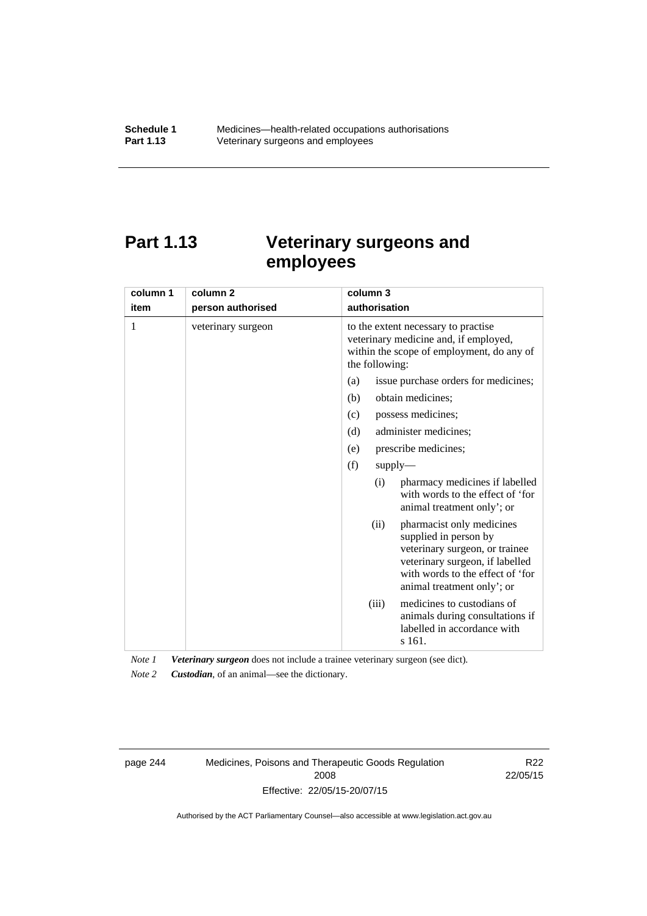# Part 1.13 Veterinary surgeons and employees

| column 1<br>item | column 2<br>person authorised | column 3<br>authorisation |
|---|---|---|
| 1 | veterinary surgeon | to the extent necessary to practise veterinary medicine and, if employed, within the scope of employment, do any of the following:<br>(a) issue purchase orders for medicines;<br>(b) obtain medicines;<br>(c) possess medicines;<br>(d) administer medicines;<br>(e) prescribe medicines;<br>(f) supply—<br>(i) pharmacy medicines if labelled with words to the effect of 'for animal treatment only'; or<br>(ii) pharmacist only medicines supplied in person by veterinary surgeon, or trainee veterinary surgeon, if labelled with words to the effect of 'for animal treatment only'; or<br>(iii) medicines to custodians of animals during consultations if labelled in accordance with s 161. |

*Note 1* ***Veterinary surgeon*** does not include a trainee veterinary surgeon (see dict).

*Note 2* ***Custodian***, of an animal—see the dictionary.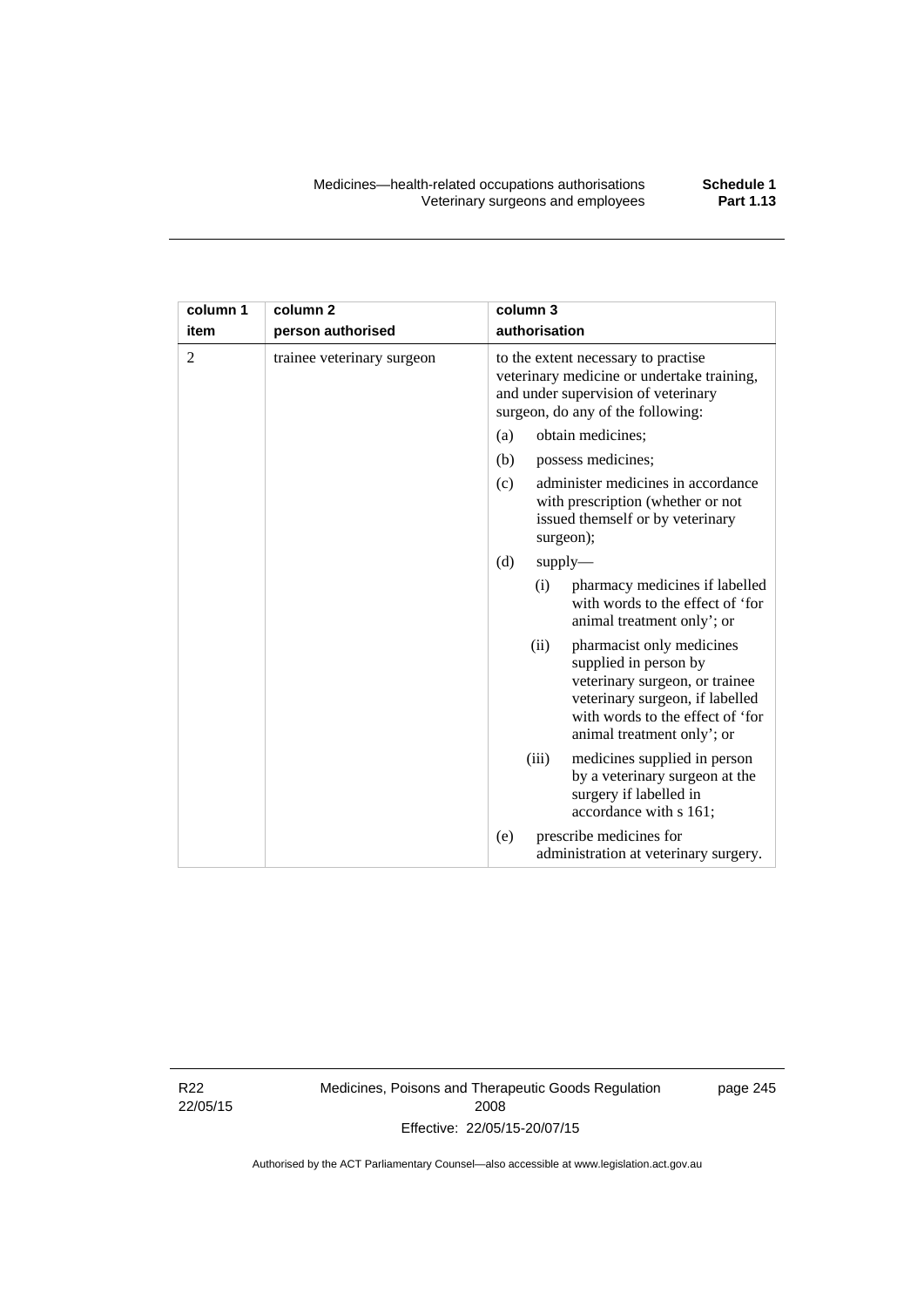| column 1<br>item | column 2<br>person authorised | column 3<br>authorisation |
|---|---|---|
| 2 | trainee veterinary surgeon | to the extent necessary to practise veterinary medicine or undertake training, and under supervision of veterinary surgeon, do any of the following:<br>(a) obtain medicines;<br>(b) possess medicines;<br>(c) administer medicines in accordance with prescription (whether or not issued themself or by veterinary surgeon);<br>(d) supply—<br>(i) pharmacy medicines if labelled with words to the effect of 'for animal treatment only'; or<br>(ii) pharmacist only medicines supplied in person by veterinary surgeon, or trainee veterinary surgeon, if labelled with words to the effect of 'for animal treatment only'; or<br>(iii) medicines supplied in person by a veterinary surgeon at the surgery if labelled in accordance with s 161;<br>(e) prescribe medicines for administration at veterinary surgery. |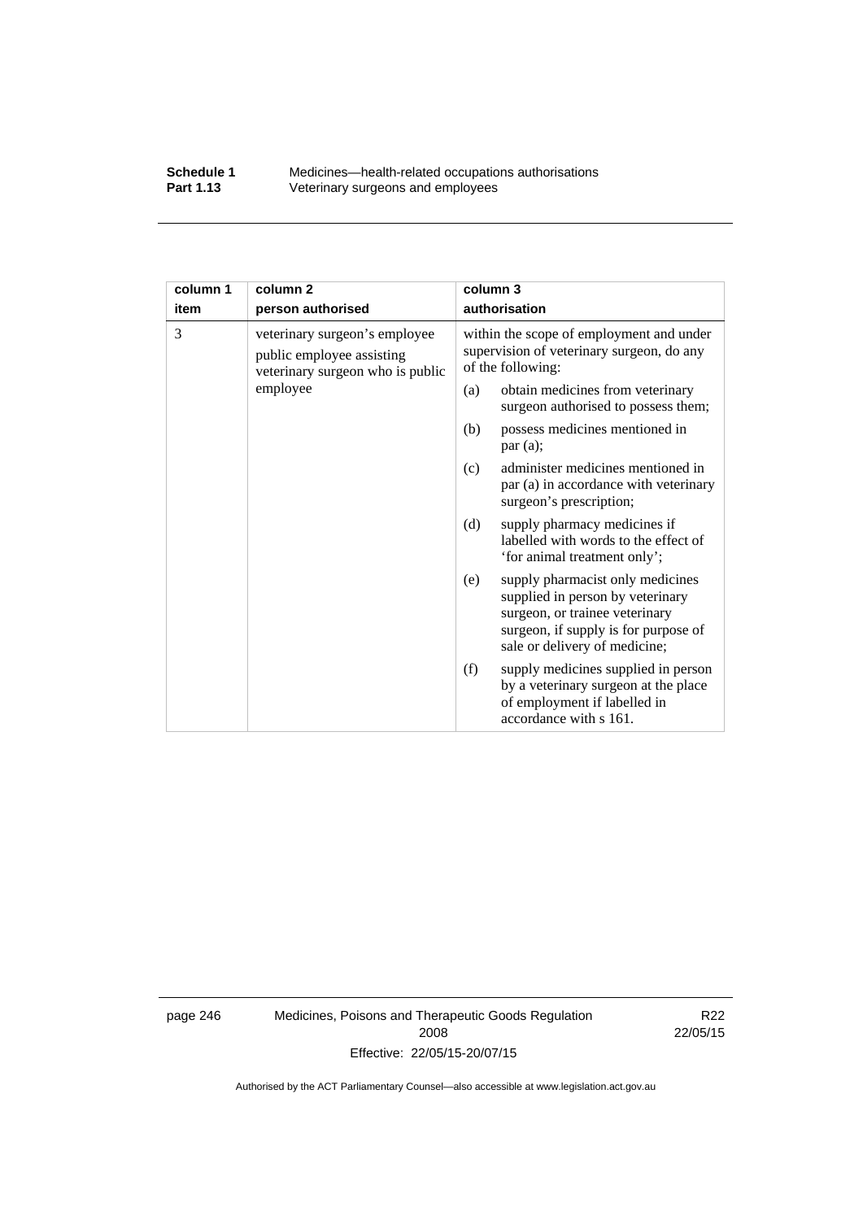| column 1<br>item | column 2<br>person authorised | column 3<br>authorisation |
|---|---|---|
| 3 | veterinary surgeon's employee public employee assisting veterinary surgeon who is public employee | within the scope of employment and under supervision of veterinary surgeon, do any of the following:<br>(a) obtain medicines from veterinary surgeon authorised to possess them;<br>(b) possess medicines mentioned in par (a);<br>(c) administer medicines mentioned in par (a) in accordance with veterinary surgeon's prescription;<br>(d) supply pharmacy medicines if labelled with words to the effect of 'for animal treatment only';<br>(e) supply pharmacist only medicines supplied in person by veterinary surgeon, or trainee veterinary surgeon, if supply is for purpose of sale or delivery of medicine;<br>(f) supply medicines supplied in person by a veterinary surgeon at the place of employment if labelled in accordance with s 161. |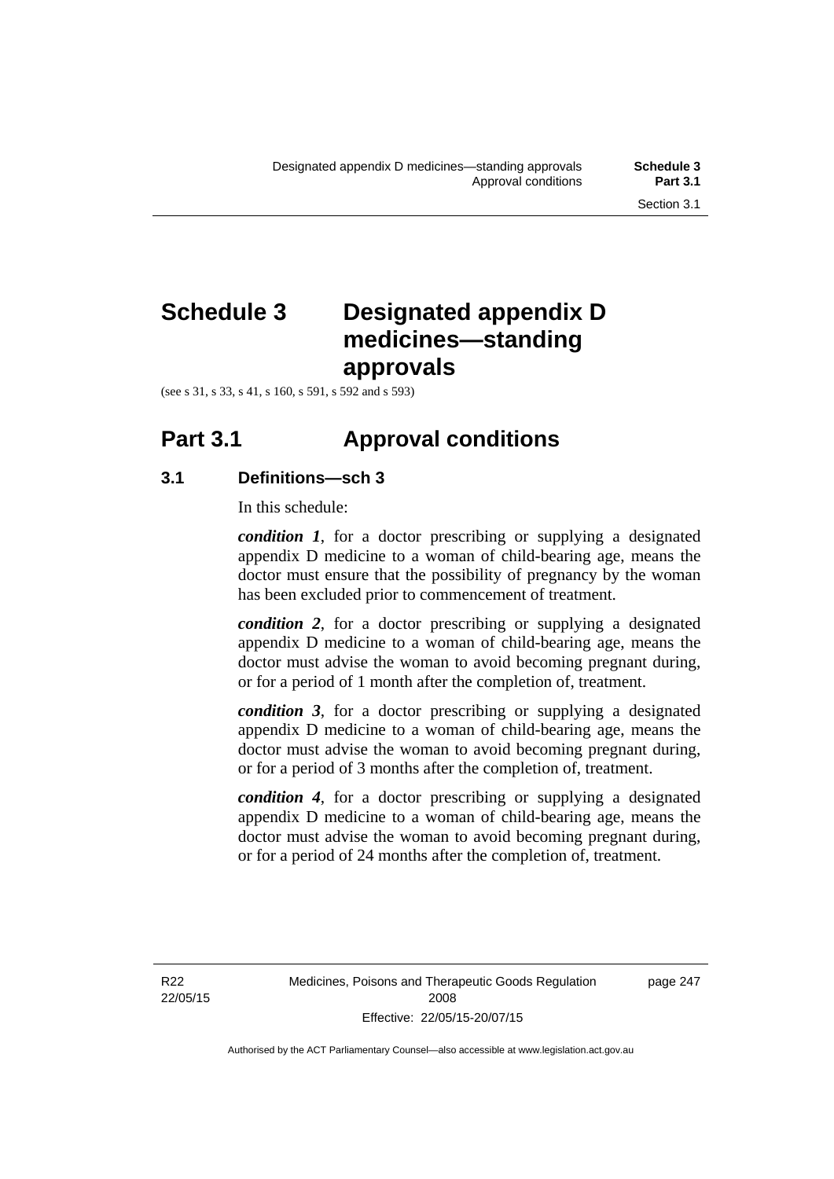# Schedule 3 Designated appendix D medicines—standing approvals

(see s 31, s 33, s 41, s 160, s 591, s 592 and s 593)

## Part 3.1 Approval conditions

### 3.1 Definitions—sch 3

In this schedule:

***condition 1***, for a doctor prescribing or supplying a designated appendix D medicine to a woman of child-bearing age, means the doctor must ensure that the possibility of pregnancy by the woman has been excluded prior to commencement of treatment.

***condition 2***, for a doctor prescribing or supplying a designated appendix D medicine to a woman of child-bearing age, means the doctor must advise the woman to avoid becoming pregnant during, or for a period of 1 month after the completion of, treatment.

***condition 3***, for a doctor prescribing or supplying a designated appendix D medicine to a woman of child-bearing age, means the doctor must advise the woman to avoid becoming pregnant during, or for a period of 3 months after the completion of, treatment.

***condition 4***, for a doctor prescribing or supplying a designated appendix D medicine to a woman of child-bearing age, means the doctor must advise the woman to avoid becoming pregnant during, or for a period of 24 months after the completion of, treatment.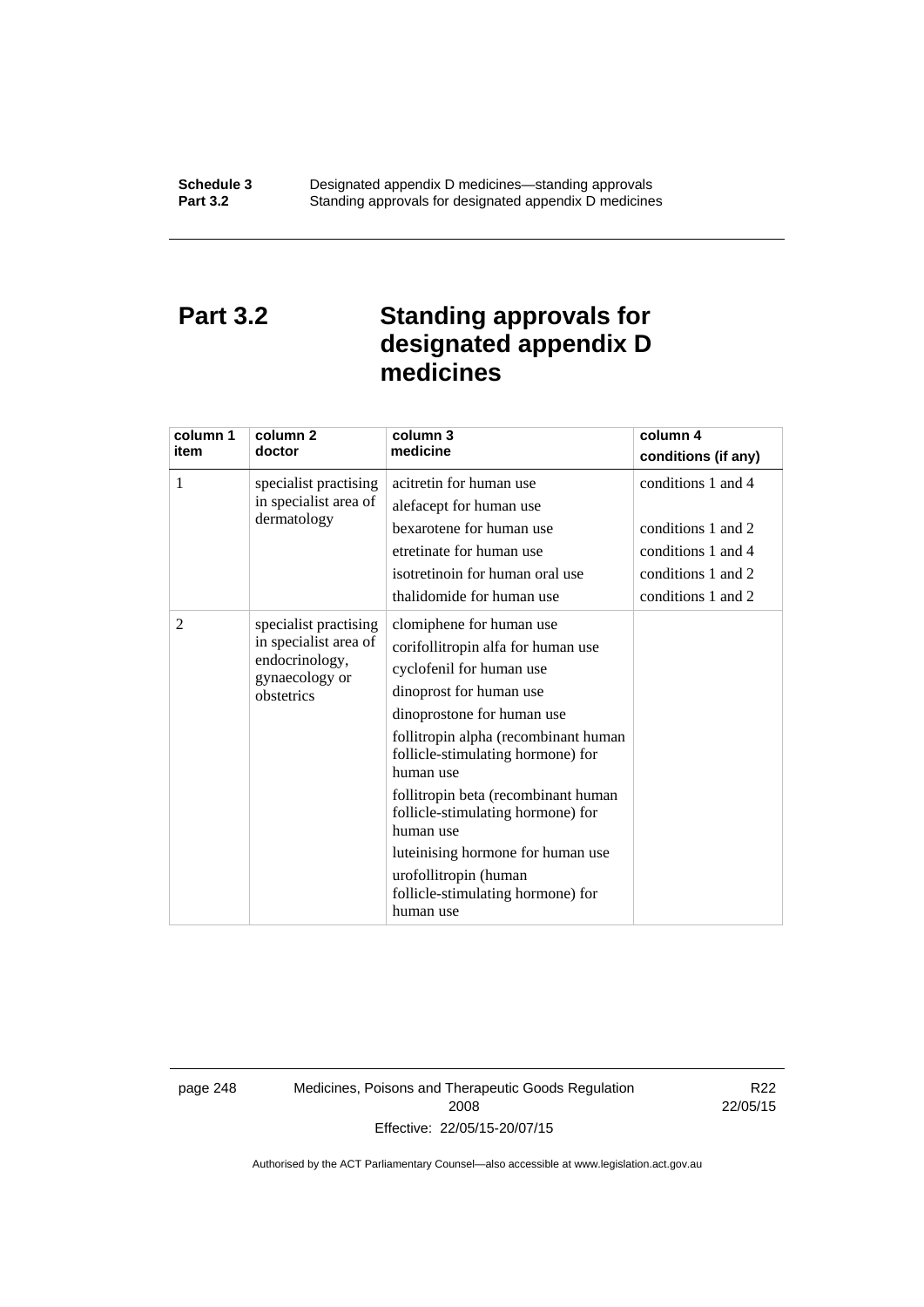# Part 3.2 Standing approvals for designated appendix D medicines

| column 1 item | column 2 doctor | column 3 medicine | column 4 conditions (if any) |
|---|---|---|---|
| 1 | specialist practising in specialist area of dermatology | acitretin for human use | conditions 1 and 4 |
| | | alefacept for human use | |
| | | bexarotene for human use | conditions 1 and 2 |
| | | etretinate for human use | conditions 1 and 4 |
| | | isotretinoin for human oral use | conditions 1 and 2 |
| | | thalidomide for human use | conditions 1 and 2 |
| 2 | specialist practising in specialist area of endocrinology, gynaecology or obstetrics | clomiphene for human use | |
| | | corifollitropin alfa for human use | |
| | | cyclofenil for human use | |
| | | dinoprost for human use | |
| | | dinoprostone for human use | |
| | | follitropin alpha (recombinant human follicle-stimulating hormone) for human use | |
| | | follitropin beta (recombinant human follicle-stimulating hormone) for human use | |
| | | luteinising hormone for human use | |
| | | urofollitropin (human follicle-stimulating hormone) for human use | |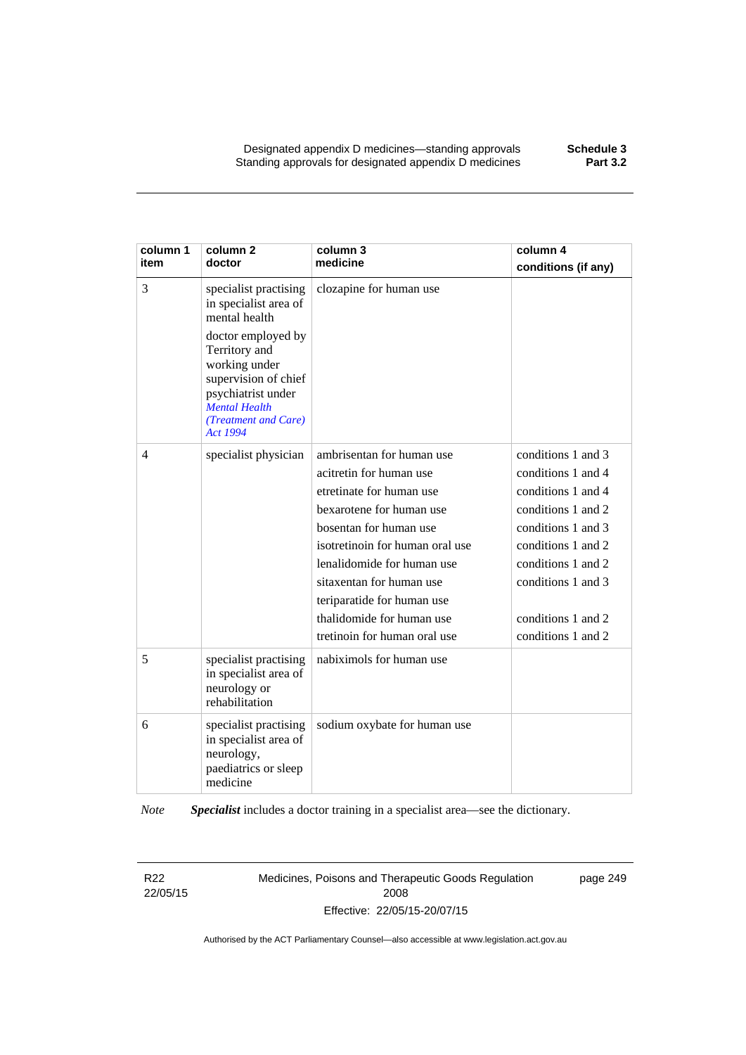| column 1 item | column 2 doctor | column 3 medicine | column 4 conditions (if any) |
|---|---|---|---|
| 3 | specialist practising in specialist area of mental health<br><br>doctor employed by Territory and working under supervision of chief psychiatrist under *Mental Health (Treatment and Care) Act 1994* | clozapine for human use | |
| 4 | specialist physician | ambrisentan for human use | conditions 1 and 3 |
| | | acitretin for human use | conditions 1 and 4 |
| | | etretinate for human use | conditions 1 and 4 |
| | | bexarotene for human use | conditions 1 and 2 |
| | | bosentan for human use | conditions 1 and 3 |
| | | isotretinoin for human oral use | conditions 1 and 2 |
| | | lenalidomide for human use | conditions 1 and 2 |
| | | sitaxentan for human use | conditions 1 and 3 |
| | | teriparatide for human use | |
| | | thalidomide for human use | conditions 1 and 2 |
| | | tretinoin for human oral use | conditions 1 and 2 |
| 5 | specialist practising in specialist area of neurology or rehabilitation | nabiximols for human use | |
| 6 | specialist practising in specialist area of neurology, paediatrics or sleep medicine | sodium oxybate for human use | |

*Note* ***Specialist*** includes a doctor training in a specialist area—see the dictionary.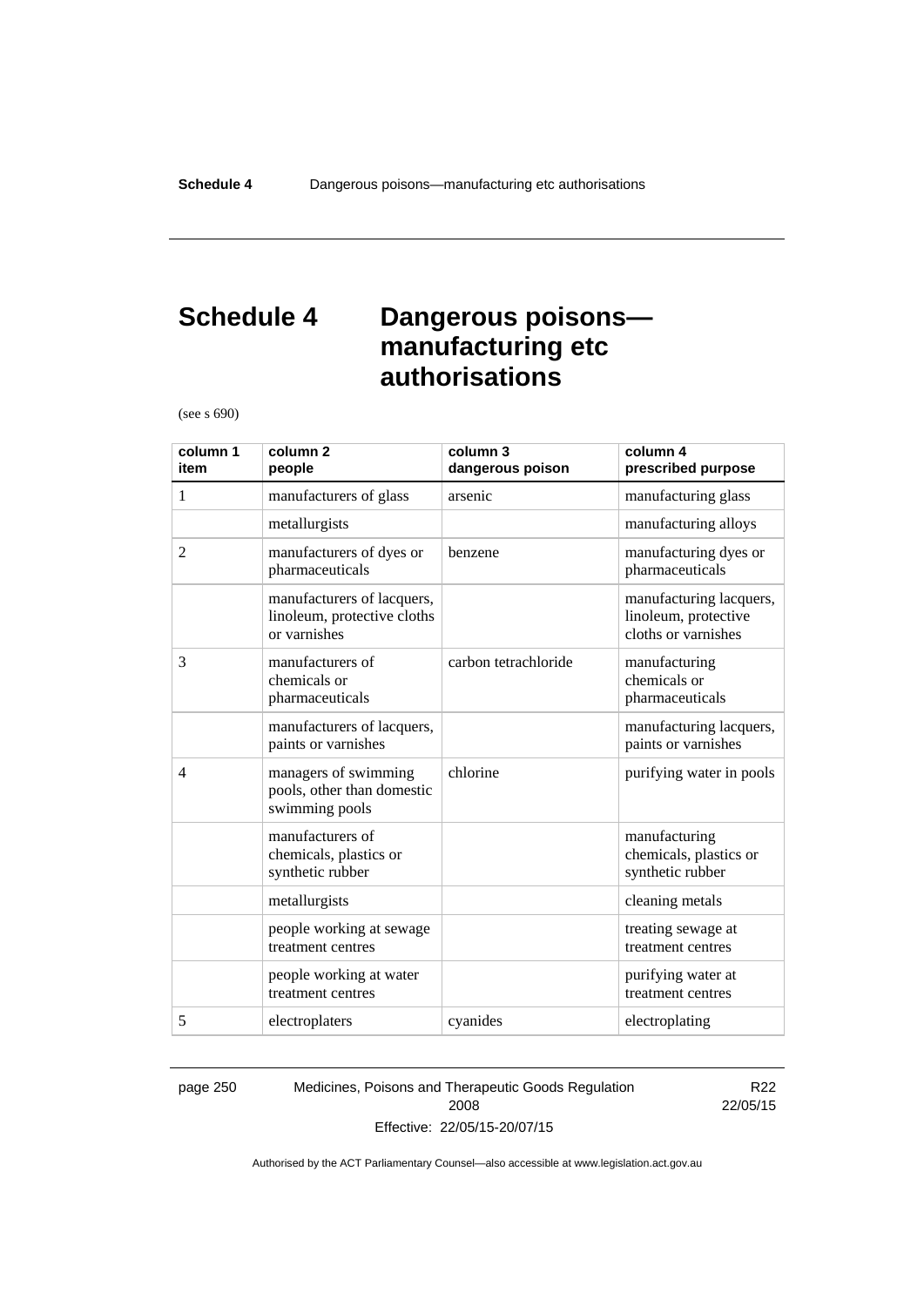# Schedule 4 Dangerous poisons—manufacturing etc authorisations

(see s 690)

| column 1<br>item | column 2<br>people | column 3<br>dangerous poison | column 4<br>prescribed purpose |
|---|---|---|---|
| 1 | manufacturers of glass | arsenic | manufacturing glass |
| | metallurgists | | manufacturing alloys |
| 2 | manufacturers of dyes or pharmaceuticals | benzene | manufacturing dyes or pharmaceuticals |
| | manufacturers of lacquers, linoleum, protective cloths or varnishes | | manufacturing lacquers, linoleum, protective cloths or varnishes |
| 3 | manufacturers of chemicals or pharmaceuticals | carbon tetrachloride | manufacturing chemicals or pharmaceuticals |
| | manufacturers of lacquers, paints or varnishes | | manufacturing lacquers, paints or varnishes |
| 4 | managers of swimming pools, other than domestic swimming pools | chlorine | purifying water in pools |
| | manufacturers of chemicals, plastics or synthetic rubber | | manufacturing chemicals, plastics or synthetic rubber |
| | metallurgists | | cleaning metals |
| | people working at sewage treatment centres | | treating sewage at treatment centres |
| | people working at water treatment centres | | purifying water at treatment centres |
| 5 | electroplaters | cyanides | electroplating |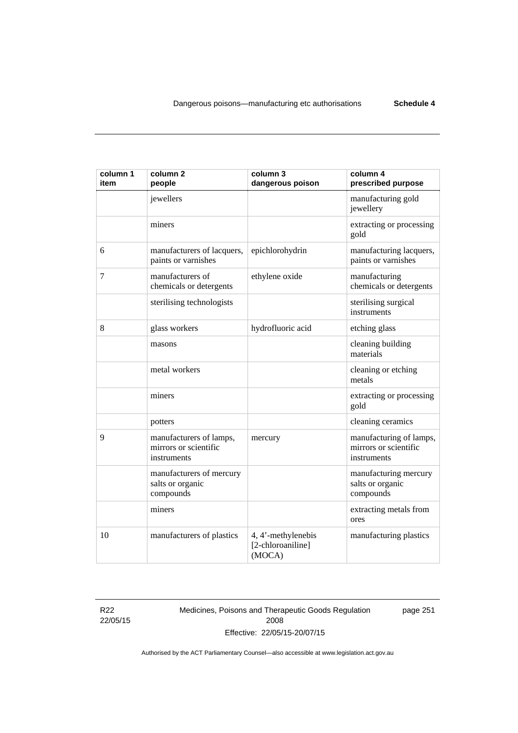| column 1 item | column 2 people | column 3 dangerous poison | column 4 prescribed purpose |
|---|---|---|---|
| | jewellers | | manufacturing gold jewellery |
| | miners | | extracting or processing gold |
| 6 | manufacturers of lacquers, paints or varnishes | epichlorohydrin | manufacturing lacquers, paints or varnishes |
| 7 | manufacturers of chemicals or detergents | ethylene oxide | manufacturing chemicals or detergents |
| | sterilising technologists | | sterilising surgical instruments |
| 8 | glass workers | hydrofluoric acid | etching glass |
| | masons | | cleaning building materials |
| | metal workers | | cleaning or etching metals |
| | miners | | extracting or processing gold |
| | potters | | cleaning ceramics |
| 9 | manufacturers of lamps, mirrors or scientific instruments | mercury | manufacturing of lamps, mirrors or scientific instruments |
| | manufacturers of mercury salts or organic compounds | | manufacturing mercury salts or organic compounds |
| | miners | | extracting metals from ores |
| 10 | manufacturers of plastics | 4, 4'-methylenebis [2-chloroaniline] (MOCA) | manufacturing plastics |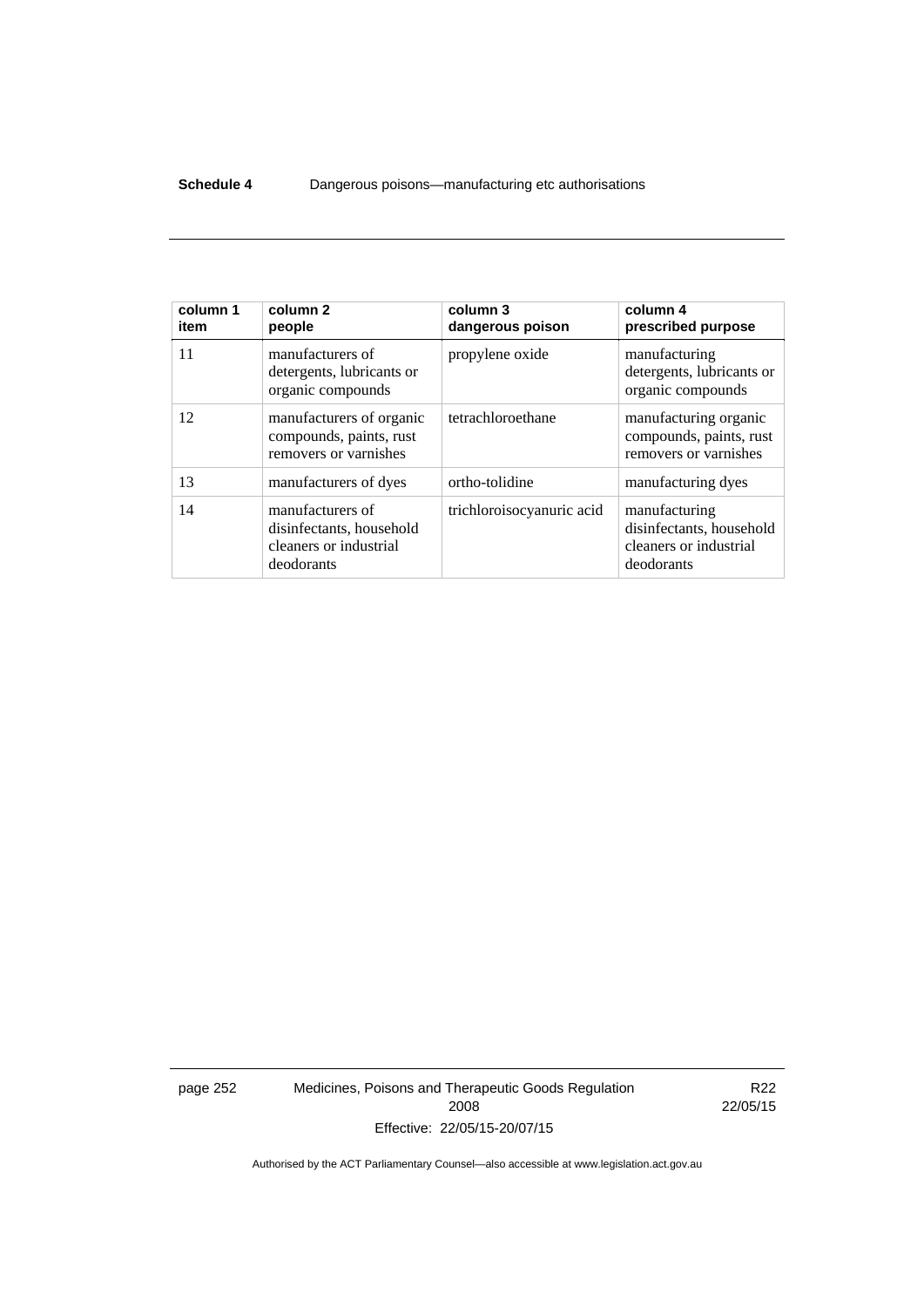| column 1 item | column 2 people | column 3 dangerous poison | column 4 prescribed purpose |
|---|---|---|---|
| 11 | manufacturers of detergents, lubricants or organic compounds | propylene oxide | manufacturing detergents, lubricants or organic compounds |
| 12 | manufacturers of organic compounds, paints, rust removers or varnishes | tetrachloroethane | manufacturing organic compounds, paints, rust removers or varnishes |
| 13 | manufacturers of dyes | ortho-tolidine | manufacturing dyes |
| 14 | manufacturers of disinfectants, household cleaners or industrial deodorants | trichloroisocyanuric acid | manufacturing disinfectants, household cleaners or industrial deodorants |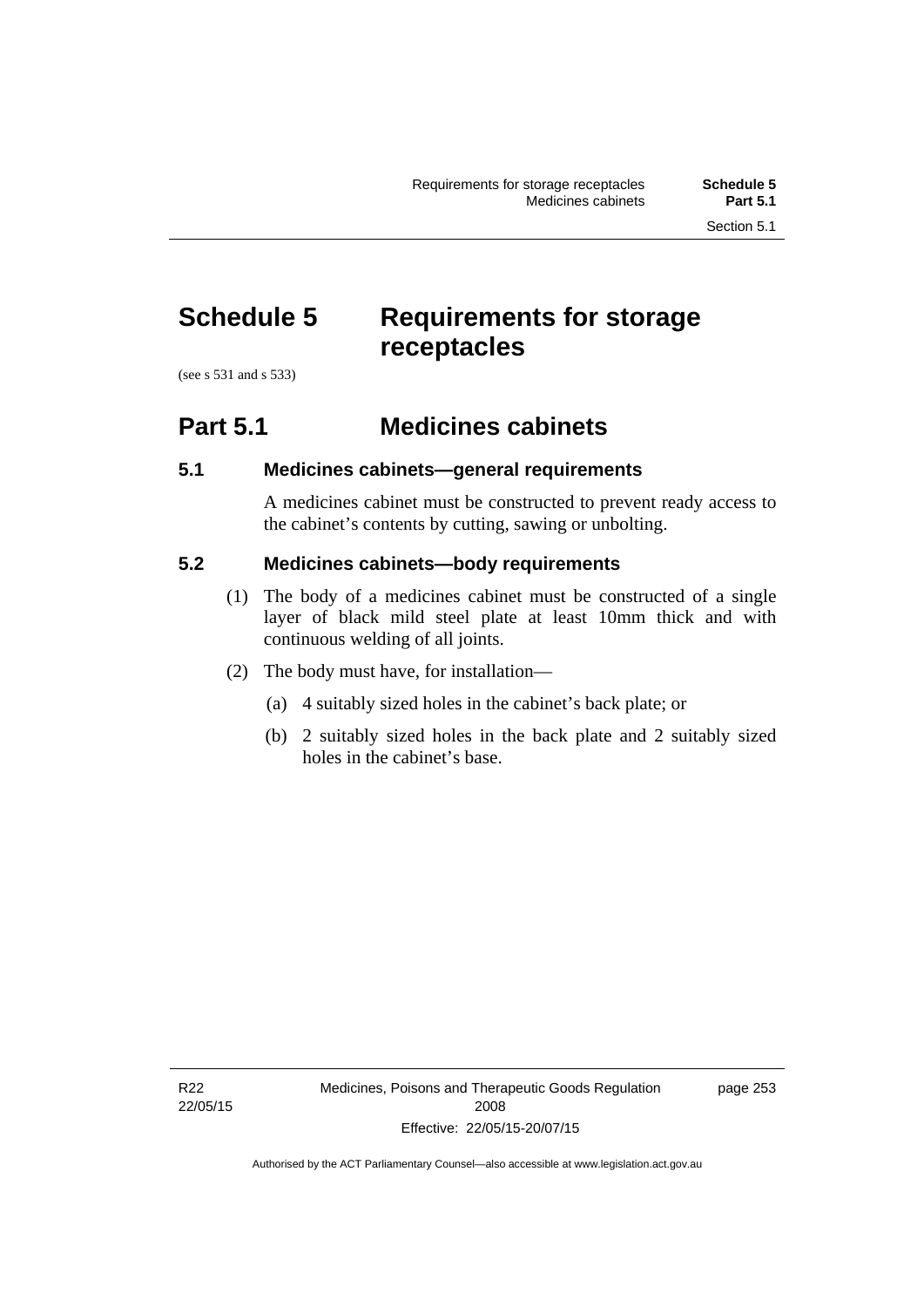# Schedule 5 Requirements for storage receptacles

(see s 531 and s 533)

## Part 5.1 Medicines cabinets

### 5.1 Medicines cabinets—general requirements

A medicines cabinet must be constructed to prevent ready access to the cabinet's contents by cutting, sawing or unbolting.

### 5.2 Medicines cabinets—body requirements

(1) The body of a medicines cabinet must be constructed of a single layer of black mild steel plate at least 10mm thick and with continuous welding of all joints.

(2) The body must have, for installation—

(a) 4 suitably sized holes in the cabinet's back plate; or

(b) 2 suitably sized holes in the back plate and 2 suitably sized holes in the cabinet's base.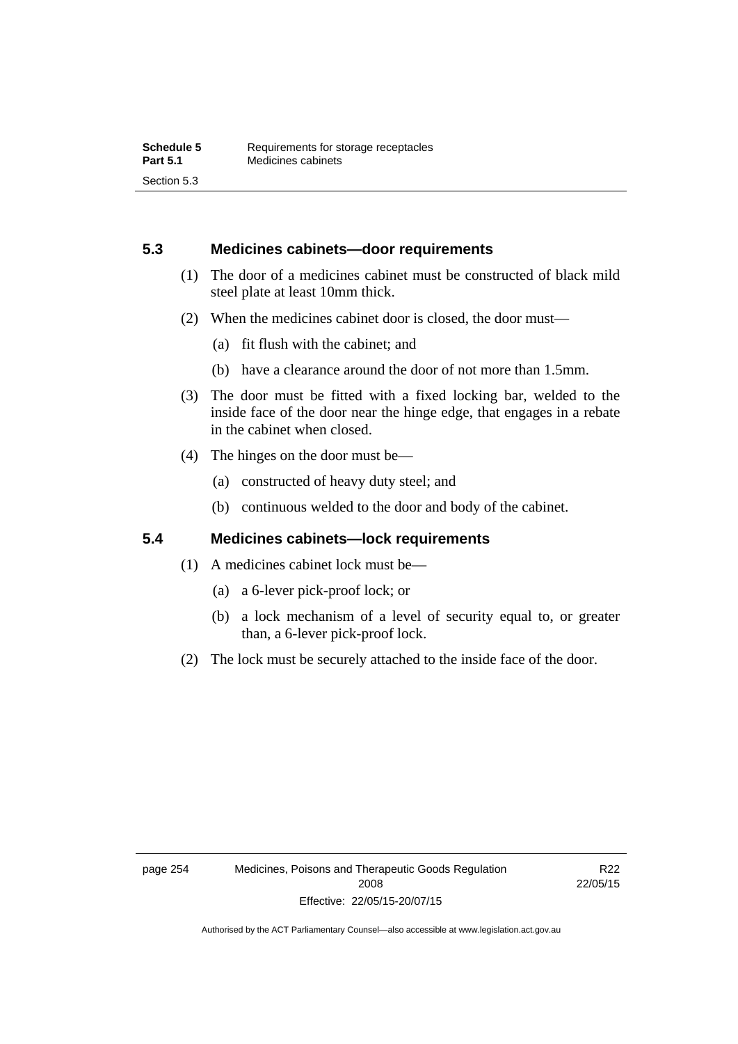## 5.3 Medicines cabinets—door requirements

(1) The door of a medicines cabinet must be constructed of black mild steel plate at least 10mm thick.

(2) When the medicines cabinet door is closed, the door must—

(a) fit flush with the cabinet; and

(b) have a clearance around the door of not more than 1.5mm.

(3) The door must be fitted with a fixed locking bar, welded to the inside face of the door near the hinge edge, that engages in a rebate in the cabinet when closed.

(4) The hinges on the door must be—

(a) constructed of heavy duty steel; and

(b) continuous welded to the door and body of the cabinet.

## 5.4 Medicines cabinets—lock requirements

(1) A medicines cabinet lock must be—

(a) a 6-lever pick-proof lock; or

(b) a lock mechanism of a level of security equal to, or greater than, a 6-lever pick-proof lock.

(2) The lock must be securely attached to the inside face of the door.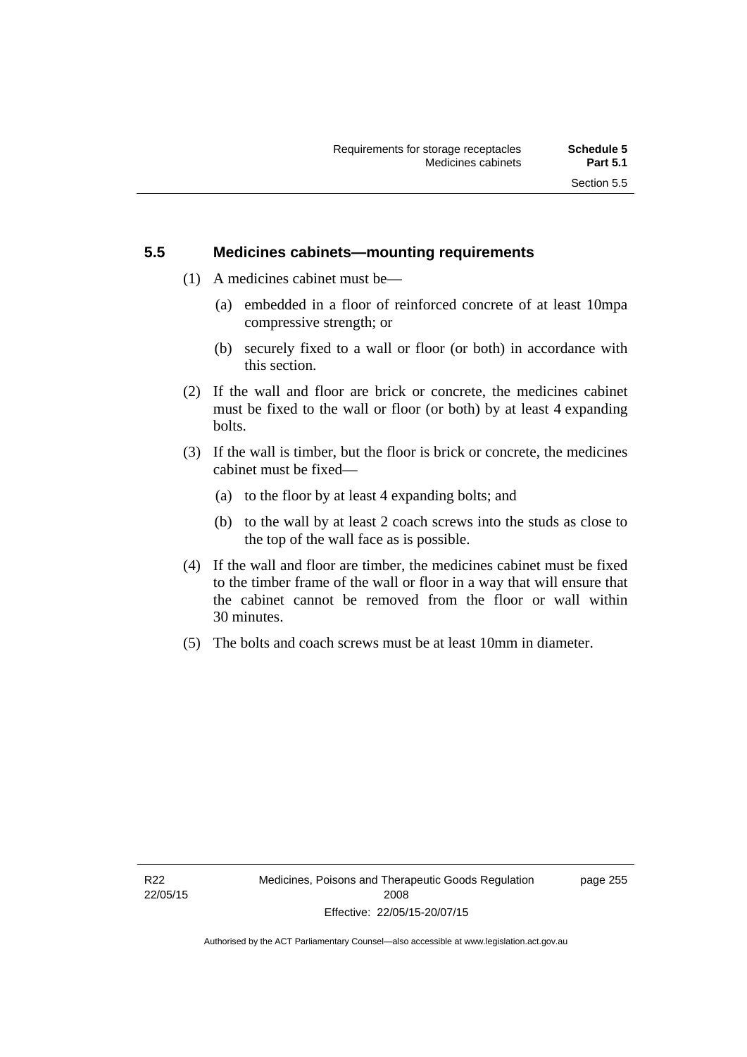## 5.5 Medicines cabinets—mounting requirements

(1) A medicines cabinet must be—

(a) embedded in a floor of reinforced concrete of at least 10mpa compressive strength; or

(b) securely fixed to a wall or floor (or both) in accordance with this section.

(2) If the wall and floor are brick or concrete, the medicines cabinet must be fixed to the wall or floor (or both) by at least 4 expanding bolts.

(3) If the wall is timber, but the floor is brick or concrete, the medicines cabinet must be fixed—

(a) to the floor by at least 4 expanding bolts; and

(b) to the wall by at least 2 coach screws into the studs as close to the top of the wall face as is possible.

(4) If the wall and floor are timber, the medicines cabinet must be fixed to the timber frame of the wall or floor in a way that will ensure that the cabinet cannot be removed from the floor or wall within 30 minutes.

(5) The bolts and coach screws must be at least 10mm in diameter.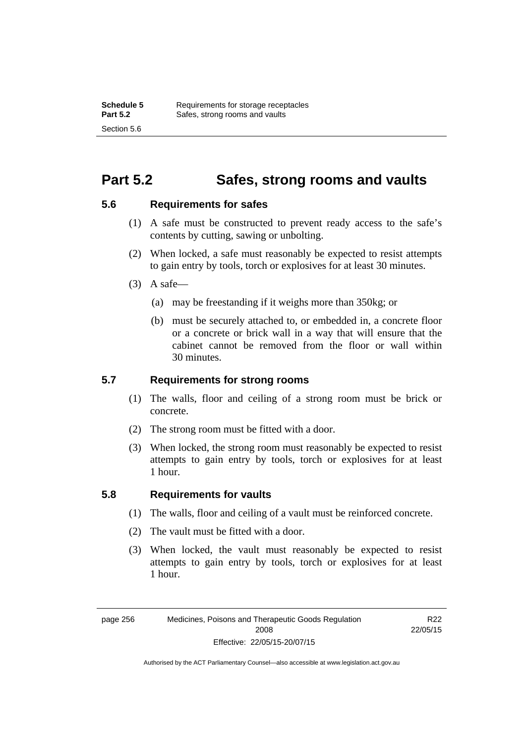## Part 5.2 Safes, strong rooms and vaults

### 5.6 Requirements for safes

(1) A safe must be constructed to prevent ready access to the safe's contents by cutting, sawing or unbolting.

(2) When locked, a safe must reasonably be expected to resist attempts to gain entry by tools, torch or explosives for at least 30 minutes.

(3) A safe—

(a) may be freestanding if it weighs more than 350kg; or

(b) must be securely attached to, or embedded in, a concrete floor or a concrete or brick wall in a way that will ensure that the cabinet cannot be removed from the floor or wall within 30 minutes.

### 5.7 Requirements for strong rooms

(1) The walls, floor and ceiling of a strong room must be brick or concrete.

(2) The strong room must be fitted with a door.

(3) When locked, the strong room must reasonably be expected to resist attempts to gain entry by tools, torch or explosives for at least 1 hour.

### 5.8 Requirements for vaults

(1) The walls, floor and ceiling of a vault must be reinforced concrete.

(2) The vault must be fitted with a door.

(3) When locked, the vault must reasonably be expected to resist attempts to gain entry by tools, torch or explosives for at least 1 hour.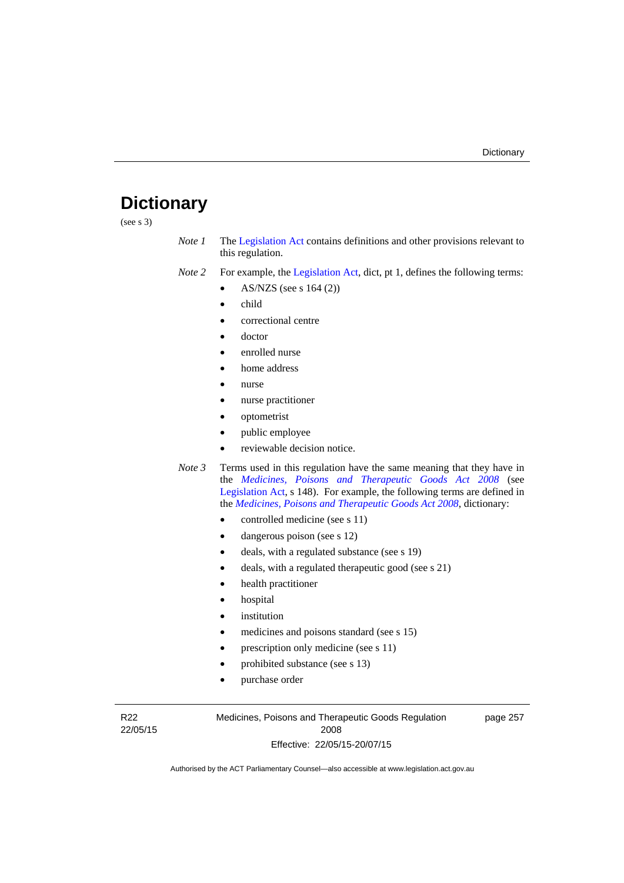# Dictionary

(see s 3)

*Note 1* The Legislation Act contains definitions and other provisions relevant to this regulation.

*Note 2* For example, the Legislation Act, dict, pt 1, defines the following terms:

- AS/NZS (see s 164 (2))
- child
- correctional centre
- doctor
- enrolled nurse
- home address
- nurse
- nurse practitioner
- optometrist
- public employee
- reviewable decision notice.

*Note 3* Terms used in this regulation have the same meaning that they have in the *Medicines, Poisons and Therapeutic Goods Act 2008* (see Legislation Act, s 148). For example, the following terms are defined in the *Medicines, Poisons and Therapeutic Goods Act 2008*, dictionary:

- controlled medicine (see s 11)
- dangerous poison (see s 12)
- deals, with a regulated substance (see s 19)
- deals, with a regulated therapeutic good (see s 21)
- health practitioner
- hospital
- institution
- medicines and poisons standard (see s 15)
- prescription only medicine (see s 11)
- prohibited substance (see s 13)
- purchase order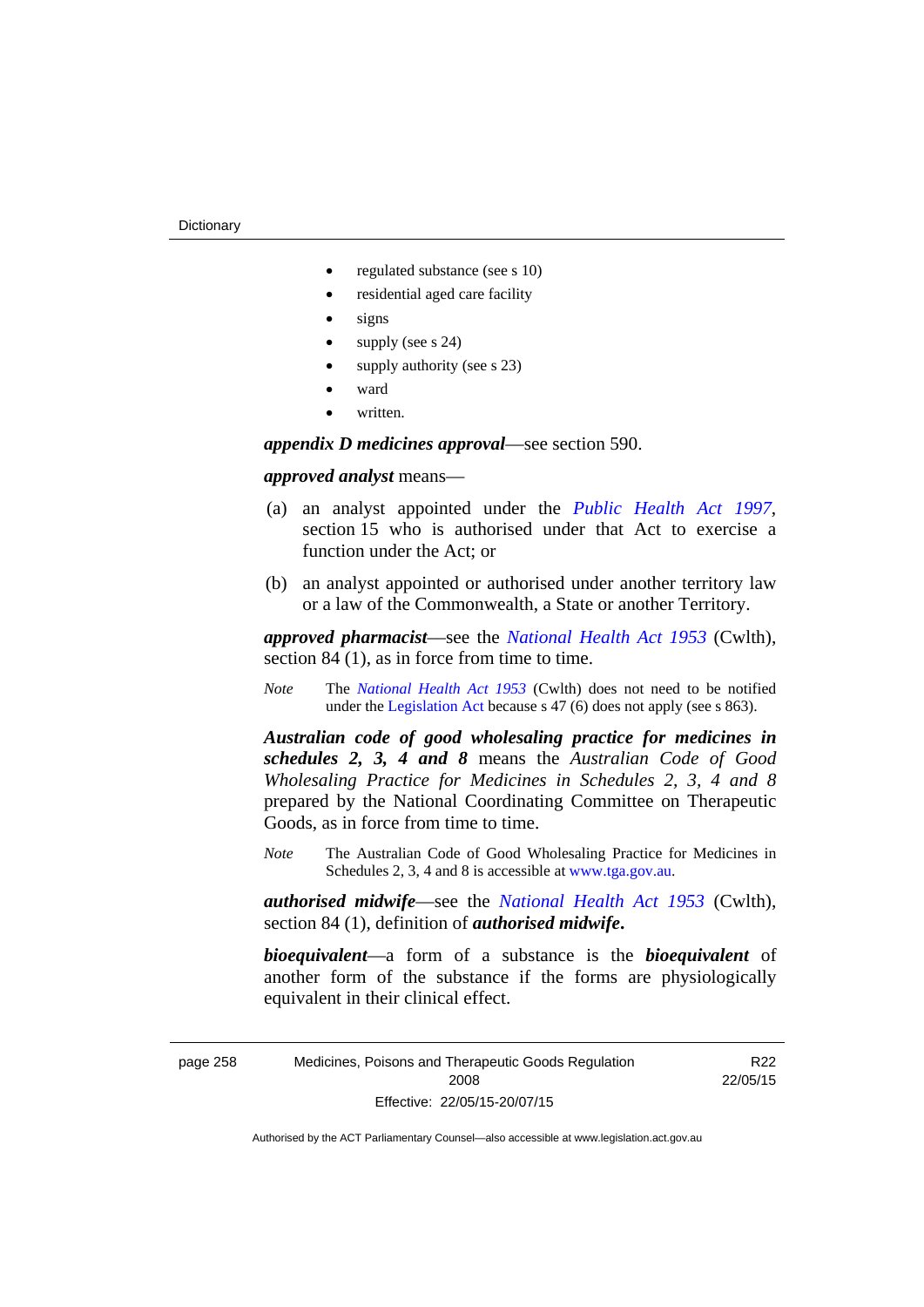- regulated substance (see s 10)
- residential aged care facility
- signs
- supply (see s 24)
- supply authority (see s 23)
- ward
- written.

***appendix D medicines approval***—see section 590.

***approved analyst*** means—

(a) an analyst appointed under the *Public Health Act 1997*, section 15 who is authorised under that Act to exercise a function under the Act; or

(b) an analyst appointed or authorised under another territory law or a law of the Commonwealth, a State or another Territory.

***approved pharmacist***—see the *National Health Act 1953* (Cwlth), section 84 (1), as in force from time to time.

*Note* The *National Health Act 1953* (Cwlth) does not need to be notified under the Legislation Act because s 47 (6) does not apply (see s 863).

***Australian code of good wholesaling practice for medicines in schedules 2, 3, 4 and 8*** means the *Australian Code of Good Wholesaling Practice for Medicines in Schedules 2, 3, 4 and 8* prepared by the National Coordinating Committee on Therapeutic Goods, as in force from time to time.

*Note* The Australian Code of Good Wholesaling Practice for Medicines in Schedules 2, 3, 4 and 8 is accessible at www.tga.gov.au.

***authorised midwife***—see the *National Health Act 1953* (Cwlth), section 84 (1), definition of ***authorised midwife***.

***bioequivalent***—a form of a substance is the ***bioequivalent*** of another form of the substance if the forms are physiologically equivalent in their clinical effect.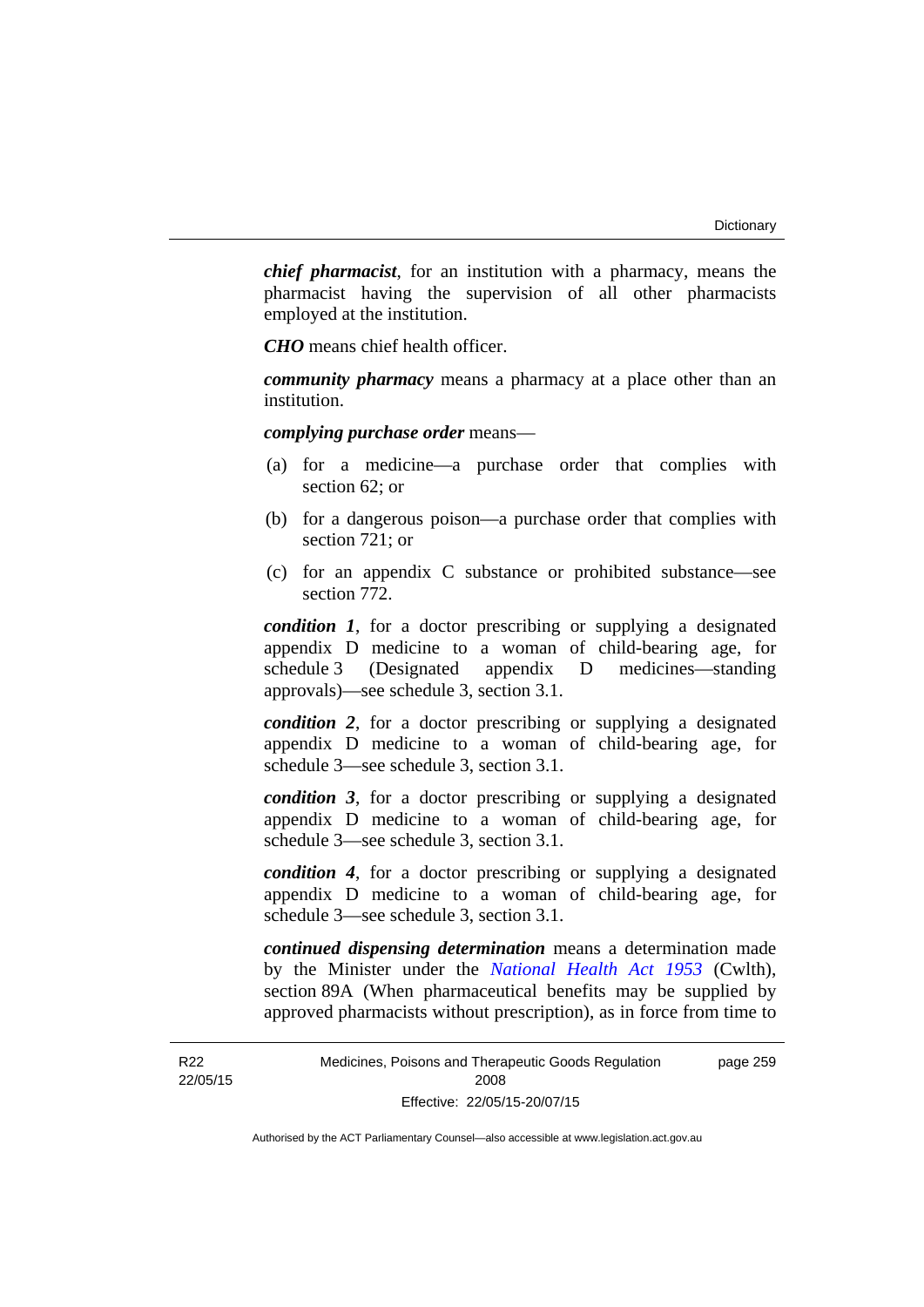***chief pharmacist***, for an institution with a pharmacy, means the pharmacist having the supervision of all other pharmacists employed at the institution.

***CHO*** means chief health officer.

***community pharmacy*** means a pharmacy at a place other than an institution.

***complying purchase order*** means—

(a) for a medicine—a purchase order that complies with section 62; or

(b) for a dangerous poison—a purchase order that complies with section 721; or

(c) for an appendix C substance or prohibited substance—see section 772.

***condition 1***, for a doctor prescribing or supplying a designated appendix D medicine to a woman of child-bearing age, for schedule 3 (Designated appendix D medicines—standing approvals)—see schedule 3, section 3.1.

***condition 2***, for a doctor prescribing or supplying a designated appendix D medicine to a woman of child-bearing age, for schedule 3—see schedule 3, section 3.1.

***condition 3***, for a doctor prescribing or supplying a designated appendix D medicine to a woman of child-bearing age, for schedule 3—see schedule 3, section 3.1.

***condition 4***, for a doctor prescribing or supplying a designated appendix D medicine to a woman of child-bearing age, for schedule 3—see schedule 3, section 3.1.

***continued dispensing determination*** means a determination made by the Minister under the *National Health Act 1953* (Cwlth), section 89A (When pharmaceutical benefits may be supplied by approved pharmacists without prescription), as in force from time to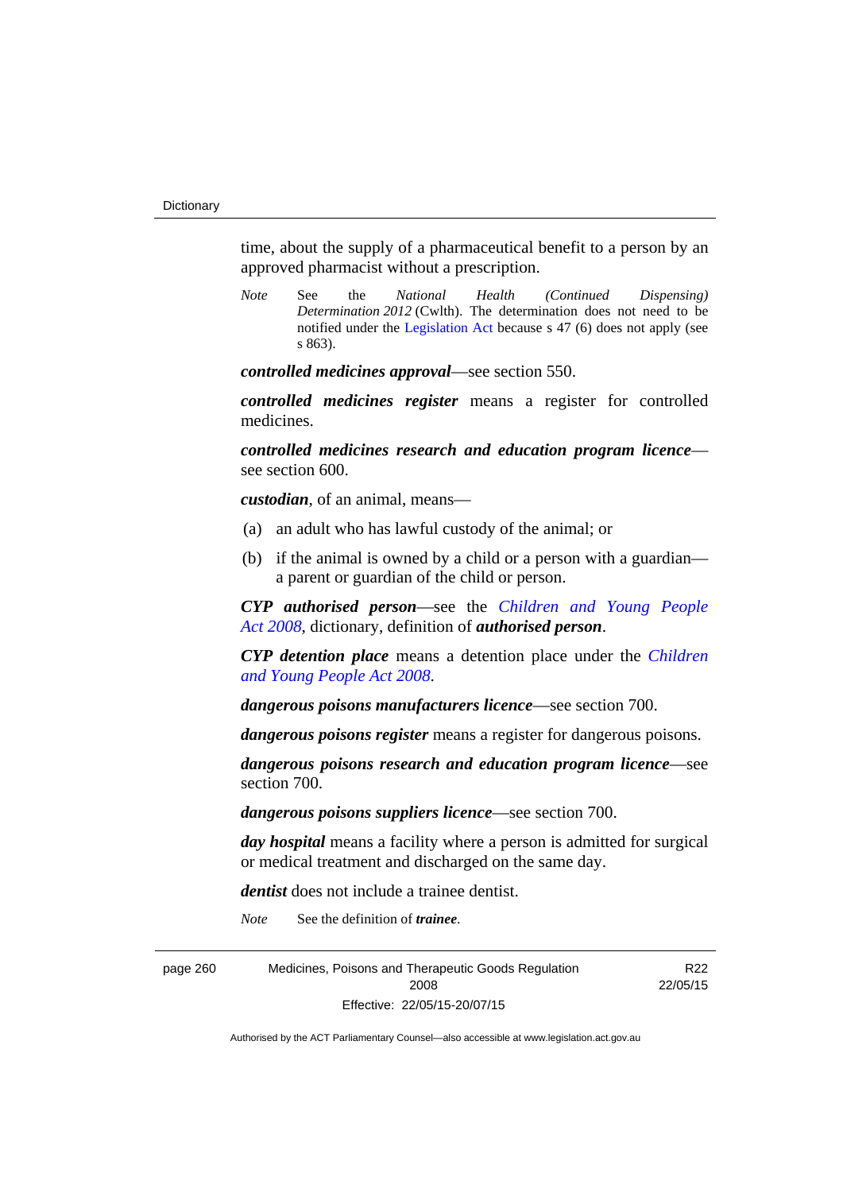time, about the supply of a pharmaceutical benefit to a person by an approved pharmacist without a prescription.

*Note* See the *National Health (Continued Dispensing) Determination 2012* (Cwlth). The determination does not need to be notified under the Legislation Act because s 47 (6) does not apply (see s 863).

***controlled medicines approval***—see section 550.

***controlled medicines register*** means a register for controlled medicines.

***controlled medicines research and education program licence***—see section 600.

***custodian***, of an animal, means—

(a) an adult who has lawful custody of the animal; or

(b) if the animal is owned by a child or a person with a guardian—a parent or guardian of the child or person.

***CYP authorised person***—see the *Children and Young People Act 2008*, dictionary, definition of ***authorised person***.

***CYP detention place*** means a detention place under the *Children and Young People Act 2008*.

***dangerous poisons manufacturers licence***—see section 700.

***dangerous poisons register*** means a register for dangerous poisons.

***dangerous poisons research and education program licence***—see section 700.

***dangerous poisons suppliers licence***—see section 700.

***day hospital*** means a facility where a person is admitted for surgical or medical treatment and discharged on the same day.

***dentist*** does not include a trainee dentist.

*Note* See the definition of ***trainee***.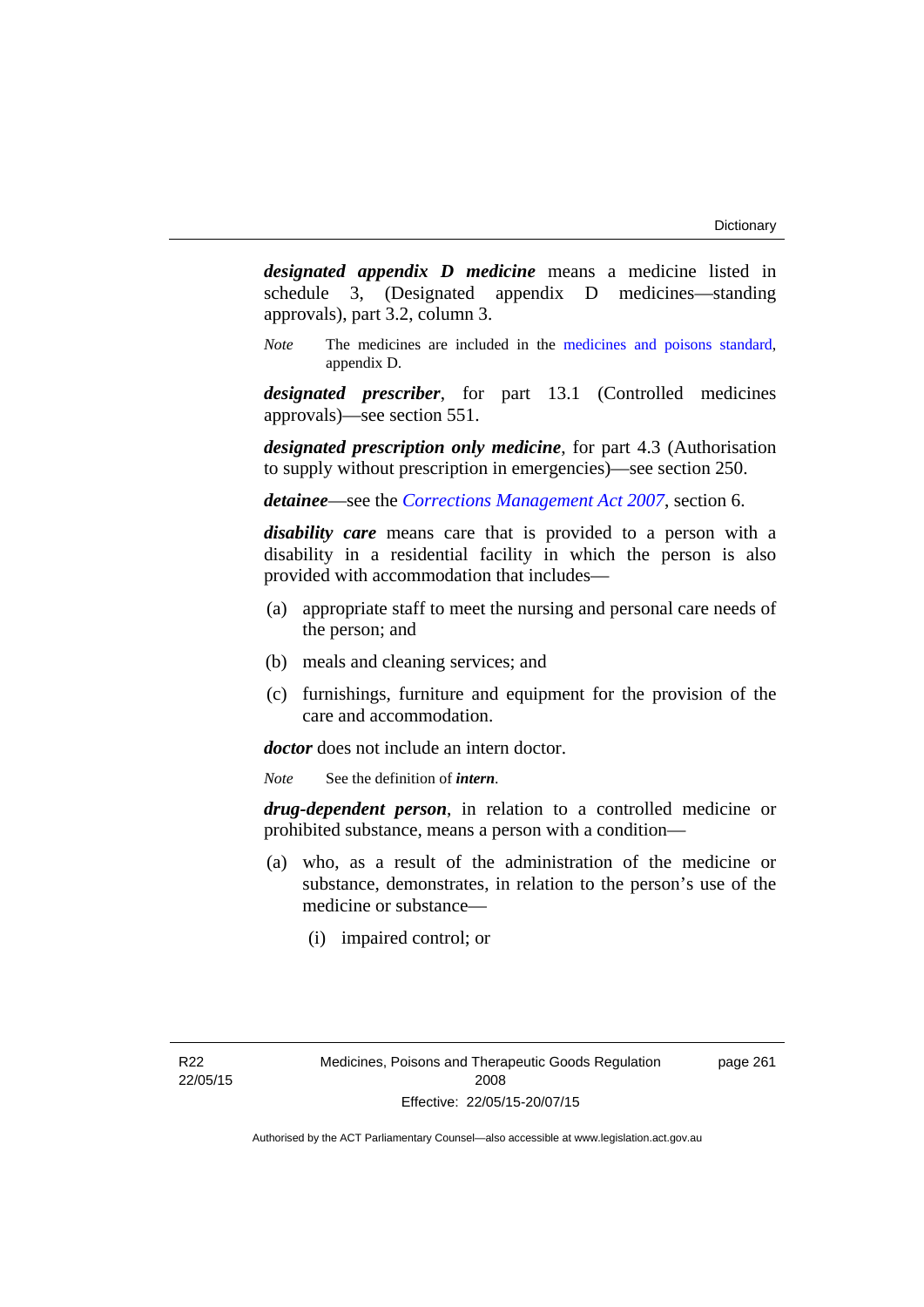***designated appendix D medicine*** means a medicine listed in schedule 3, (Designated appendix D medicines—standing approvals), part 3.2, column 3.

*Note* The medicines are included in the medicines and poisons standard, appendix D.

***designated prescriber***, for part 13.1 (Controlled medicines approvals)—see section 551.

***designated prescription only medicine***, for part 4.3 (Authorisation to supply without prescription in emergencies)—see section 250.

***detainee***—see the *Corrections Management Act 2007*, section 6.

***disability care*** means care that is provided to a person with a disability in a residential facility in which the person is also provided with accommodation that includes—

(a) appropriate staff to meet the nursing and personal care needs of the person; and

(b) meals and cleaning services; and

(c) furnishings, furniture and equipment for the provision of the care and accommodation.

***doctor*** does not include an intern doctor.

*Note* See the definition of ***intern***.

***drug-dependent person***, in relation to a controlled medicine or prohibited substance, means a person with a condition—

(a) who, as a result of the administration of the medicine or substance, demonstrates, in relation to the person's use of the medicine or substance—

(i) impaired control; or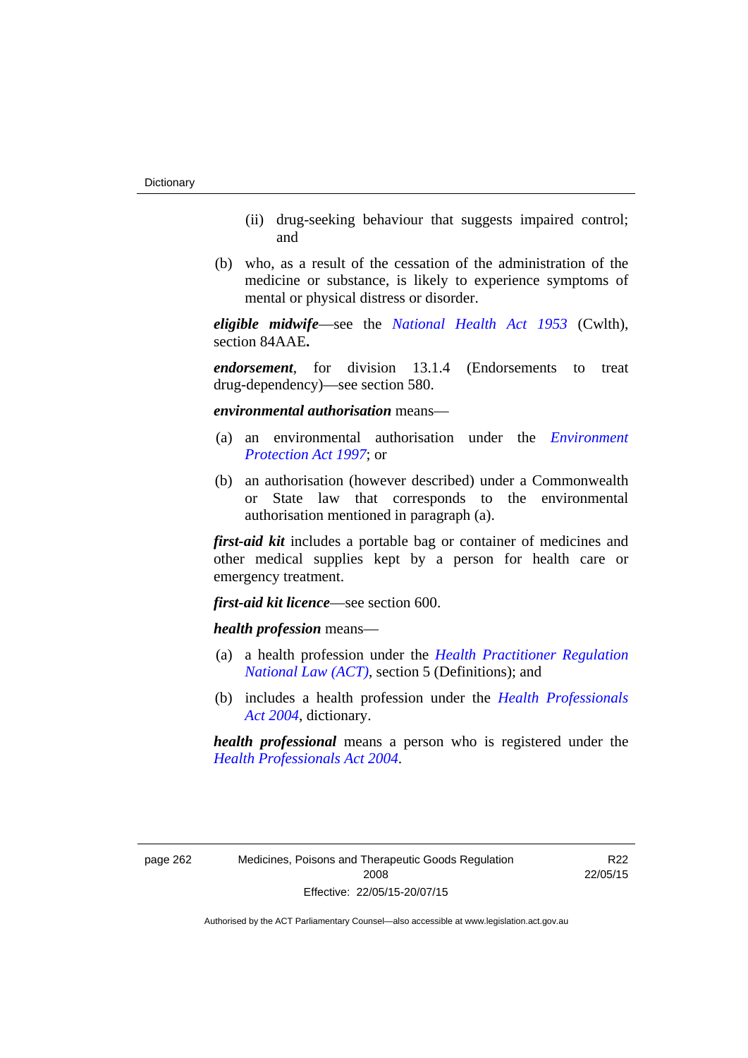(ii) drug-seeking behaviour that suggests impaired control; and

(b) who, as a result of the cessation of the administration of the medicine or substance, is likely to experience symptoms of mental or physical distress or disorder.

***eligible midwife***—see the *National Health Act 1953* (Cwlth), section 84AAE**.**

***endorsement***, for division 13.1.4 (Endorsements to treat drug-dependency)—see section 580.

***environmental authorisation*** means—

(a) an environmental authorisation under the *Environment Protection Act 1997*; or

(b) an authorisation (however described) under a Commonwealth or State law that corresponds to the environmental authorisation mentioned in paragraph (a).

***first-aid kit*** includes a portable bag or container of medicines and other medical supplies kept by a person for health care or emergency treatment.

***first-aid kit licence***—see section 600.

***health profession*** means—

(a) a health profession under the *Health Practitioner Regulation National Law (ACT)*, section 5 (Definitions); and

(b) includes a health profession under the *Health Professionals Act 2004*, dictionary.

***health professional*** means a person who is registered under the *Health Professionals Act 2004*.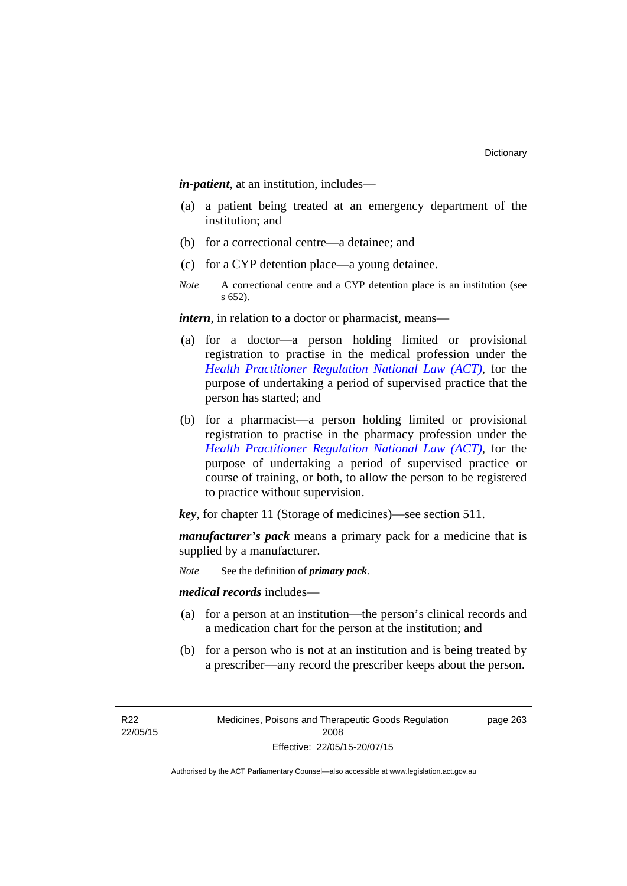***in-patient***, at an institution, includes—

(a) a patient being treated at an emergency department of the institution; and

(b) for a correctional centre—a detainee; and

(c) for a CYP detention place—a young detainee.

*Note* A correctional centre and a CYP detention place is an institution (see s 652).

***intern***, in relation to a doctor or pharmacist, means—

(a) for a doctor—a person holding limited or provisional registration to practise in the medical profession under the *Health Practitioner Regulation National Law (ACT)*, for the purpose of undertaking a period of supervised practice that the person has started; and

(b) for a pharmacist—a person holding limited or provisional registration to practise in the pharmacy profession under the *Health Practitioner Regulation National Law (ACT)*, for the purpose of undertaking a period of supervised practice or course of training, or both, to allow the person to be registered to practice without supervision.

***key***, for chapter 11 (Storage of medicines)—see section 511.

***manufacturer's pack*** means a primary pack for a medicine that is supplied by a manufacturer.

*Note* See the definition of ***primary pack***.

***medical records*** includes—

(a) for a person at an institution—the person's clinical records and a medication chart for the person at the institution; and

(b) for a person who is not at an institution and is being treated by a prescriber—any record the prescriber keeps about the person.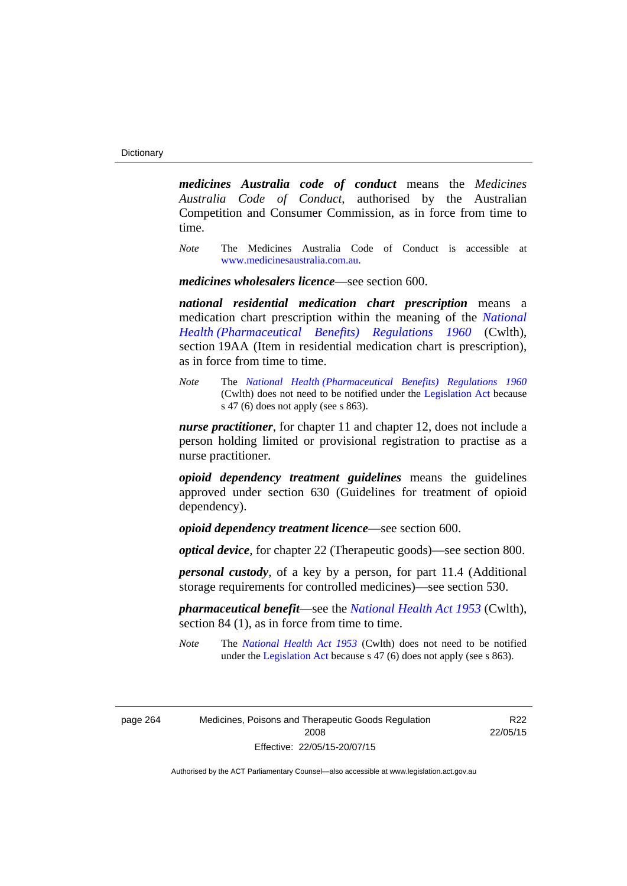***medicines Australia code of conduct*** means the *Medicines Australia Code of Conduct*, authorised by the Australian Competition and Consumer Commission, as in force from time to time.

*Note* The Medicines Australia Code of Conduct is accessible at www.medicinesaustralia.com.au.

***medicines wholesalers licence***—see section 600.

***national residential medication chart prescription*** means a medication chart prescription within the meaning of the *National Health (Pharmaceutical Benefits) Regulations 1960* (Cwlth), section 19AA (Item in residential medication chart is prescription), as in force from time to time.

*Note* The *National Health (Pharmaceutical Benefits) Regulations 1960* (Cwlth) does not need to be notified under the Legislation Act because s 47 (6) does not apply (see s 863).

***nurse practitioner***, for chapter 11 and chapter 12, does not include a person holding limited or provisional registration to practise as a nurse practitioner.

***opioid dependency treatment guidelines*** means the guidelines approved under section 630 (Guidelines for treatment of opioid dependency).

***opioid dependency treatment licence***—see section 600.

***optical device***, for chapter 22 (Therapeutic goods)—see section 800.

***personal custody***, of a key by a person, for part 11.4 (Additional storage requirements for controlled medicines)—see section 530.

***pharmaceutical benefit***—see the *National Health Act 1953* (Cwlth), section 84 (1), as in force from time to time.

*Note* The *National Health Act 1953* (Cwlth) does not need to be notified under the Legislation Act because s 47 (6) does not apply (see s 863).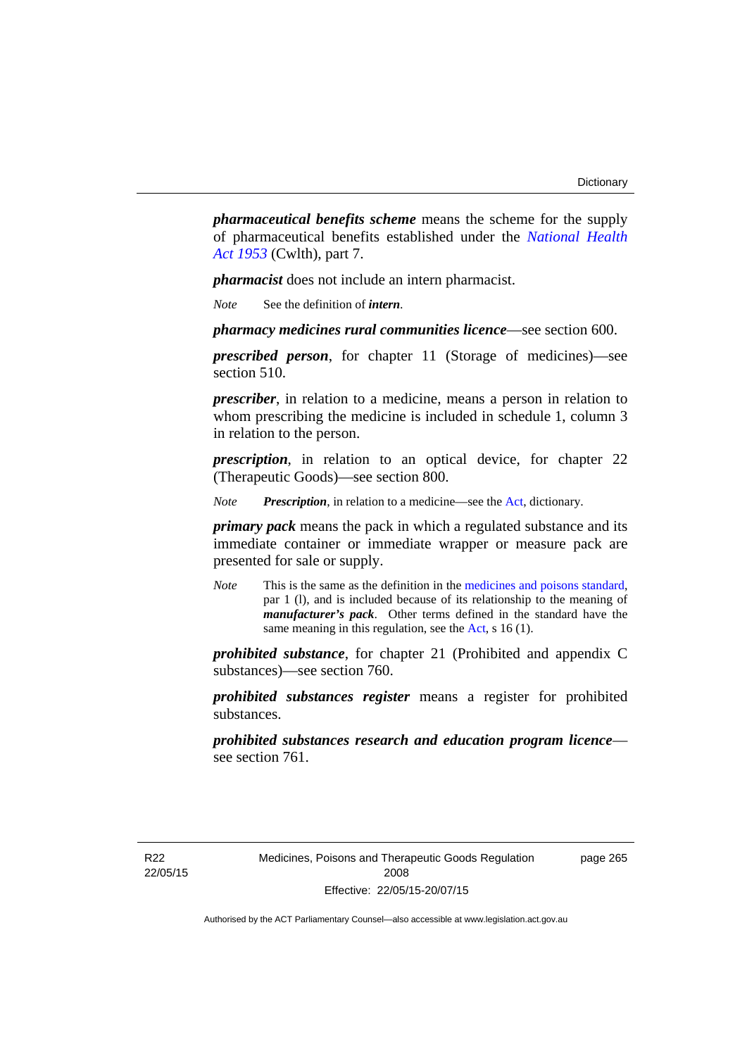***pharmaceutical benefits scheme*** means the scheme for the supply of pharmaceutical benefits established under the *National Health Act 1953* (Cwlth), part 7.

***pharmacist*** does not include an intern pharmacist.

*Note* See the definition of ***intern***.

***pharmacy medicines rural communities licence***—see section 600.

***prescribed person***, for chapter 11 (Storage of medicines)—see section 510.

***prescriber***, in relation to a medicine, means a person in relation to whom prescribing the medicine is included in schedule 1, column 3 in relation to the person.

***prescription***, in relation to an optical device, for chapter 22 (Therapeutic Goods)—see section 800.

*Note* ***Prescription***, in relation to a medicine—see the Act, dictionary.

***primary pack*** means the pack in which a regulated substance and its immediate container or immediate wrapper or measure pack are presented for sale or supply.

*Note* This is the same as the definition in the medicines and poisons standard, par 1 (l), and is included because of its relationship to the meaning of ***manufacturer's pack***. Other terms defined in the standard have the same meaning in this regulation, see the Act, s 16 (1).

***prohibited substance***, for chapter 21 (Prohibited and appendix C substances)—see section 760.

***prohibited substances register*** means a register for prohibited substances.

***prohibited substances research and education program licence***—see section 761.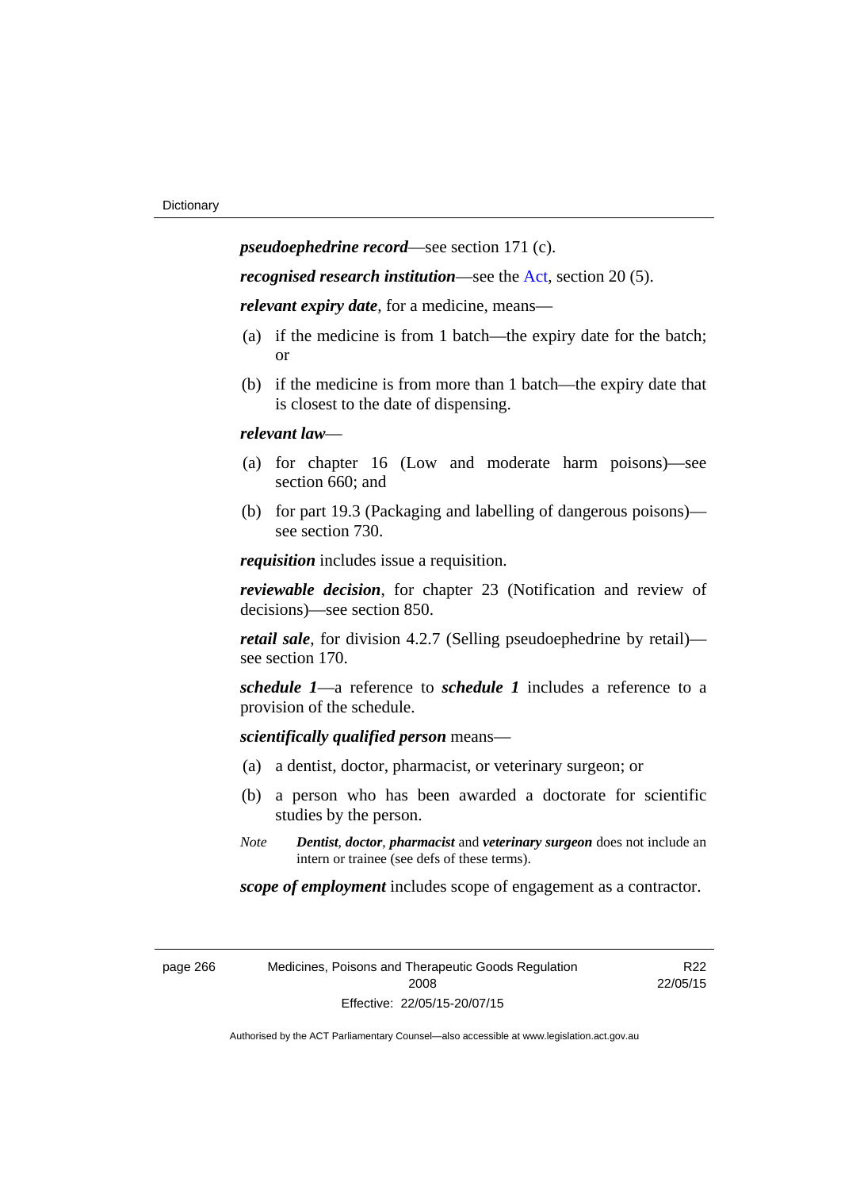***pseudoephedrine record***—see section 171 (c).

***recognised research institution***—see the Act, section 20 (5).

***relevant expiry date***, for a medicine, means—

(a) if the medicine is from 1 batch—the expiry date for the batch; or

(b) if the medicine is from more than 1 batch—the expiry date that is closest to the date of dispensing.

***relevant law***—

(a) for chapter 16 (Low and moderate harm poisons)—see section 660; and

(b) for part 19.3 (Packaging and labelling of dangerous poisons)—see section 730.

***requisition*** includes issue a requisition.

***reviewable decision***, for chapter 23 (Notification and review of decisions)—see section 850.

***retail sale***, for division 4.2.7 (Selling pseudoephedrine by retail)—see section 170.

***schedule 1***—a reference to ***schedule 1*** includes a reference to a provision of the schedule.

***scientifically qualified person*** means—

(a) a dentist, doctor, pharmacist, or veterinary surgeon; or

(b) a person who has been awarded a doctorate for scientific studies by the person.

*Note* ***Dentist***, ***doctor***, ***pharmacist*** and ***veterinary surgeon*** does not include an intern or trainee (see defs of these terms).

***scope of employment*** includes scope of engagement as a contractor.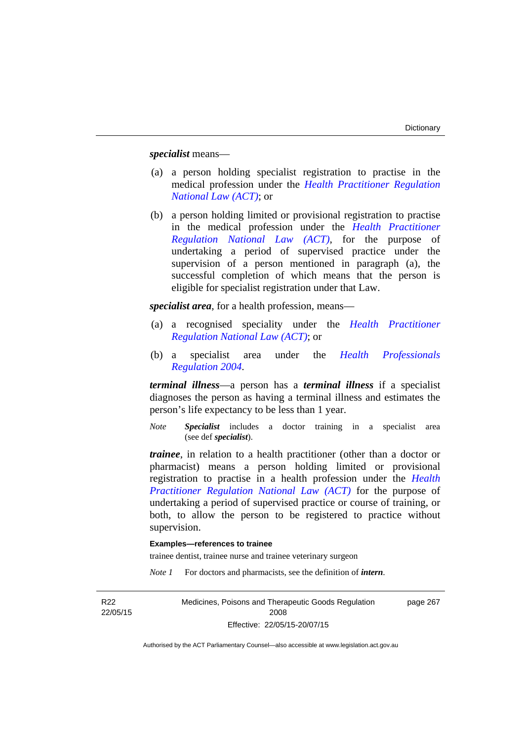***specialist*** means—

(a) a person holding specialist registration to practise in the medical profession under the *Health Practitioner Regulation National Law (ACT)*; or

(b) a person holding limited or provisional registration to practise in the medical profession under the *Health Practitioner Regulation National Law (ACT)*, for the purpose of undertaking a period of supervised practice under the supervision of a person mentioned in paragraph (a), the successful completion of which means that the person is eligible for specialist registration under that Law.

***specialist area***, for a health profession, means—

(a) a recognised speciality under the *Health Practitioner Regulation National Law (ACT)*; or

(b) a specialist area under the *Health Professionals Regulation 2004*.

***terminal illness***—a person has a ***terminal illness*** if a specialist diagnoses the person as having a terminal illness and estimates the person's life expectancy to be less than 1 year.

*Note* ***Specialist*** includes a doctor training in a specialist area (see def ***specialist***).

***trainee***, in relation to a health practitioner (other than a doctor or pharmacist) means a person holding limited or provisional registration to practise in a health profession under the *Health Practitioner Regulation National Law (ACT)* for the purpose of undertaking a period of supervised practice or course of training, or both, to allow the person to be registered to practise without supervision.

**Examples—references to trainee**

trainee dentist, trainee nurse and trainee veterinary surgeon

*Note 1* For doctors and pharmacists, see the definition of ***intern***.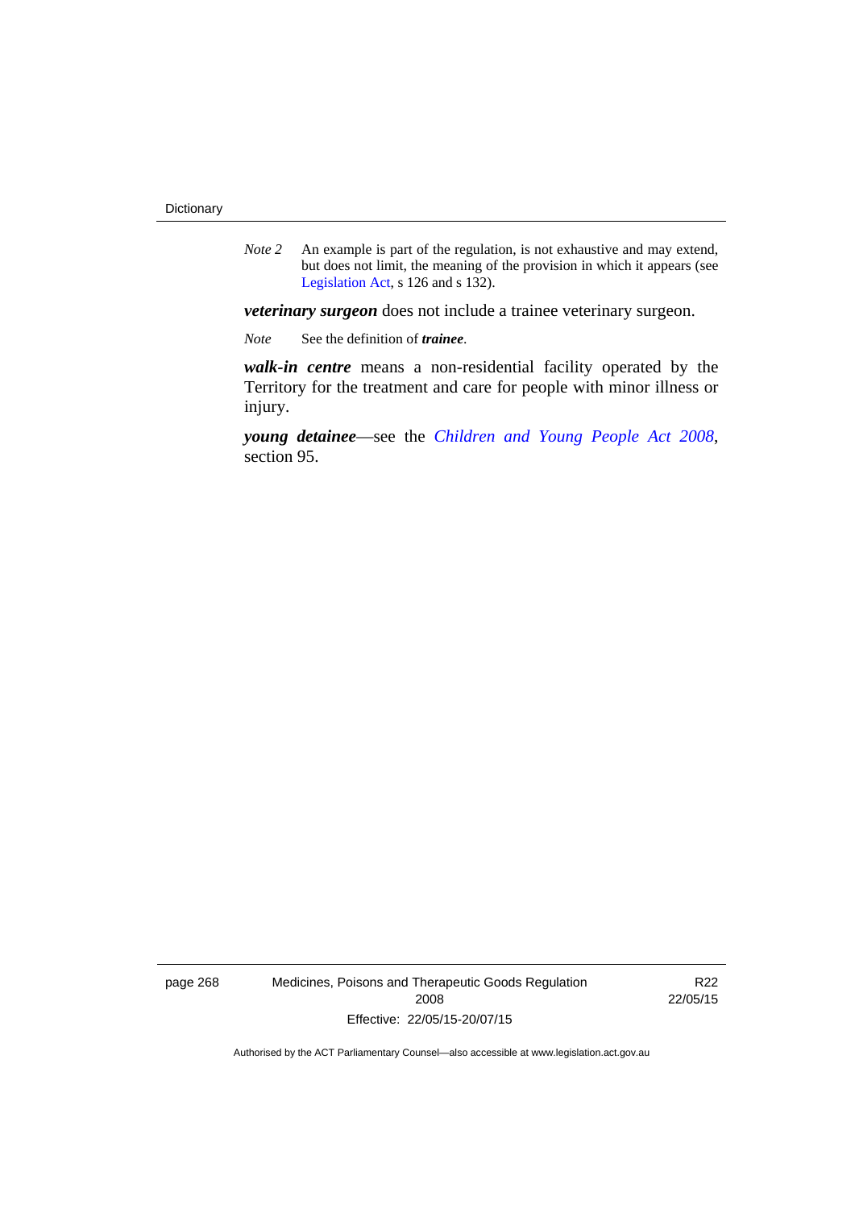*Note 2* An example is part of the regulation, is not exhaustive and may extend, but does not limit, the meaning of the provision in which it appears (see Legislation Act, s 126 and s 132).

***veterinary surgeon*** does not include a trainee veterinary surgeon.

*Note* See the definition of ***trainee***.

***walk-in centre*** means a non-residential facility operated by the Territory for the treatment and care for people with minor illness or injury.

***young detainee***—see the *Children and Young People Act 2008*, section 95.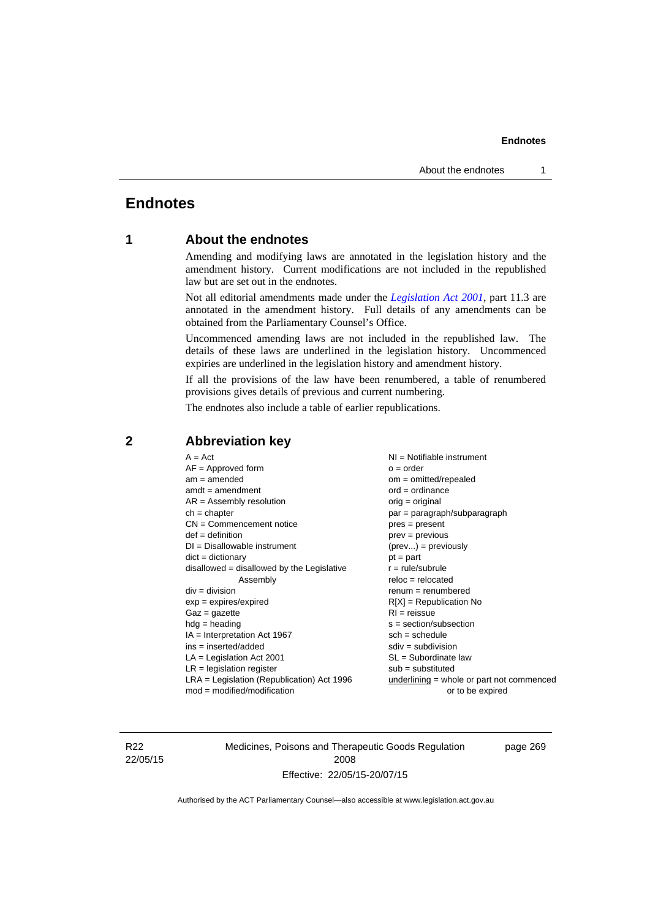# Endnotes

## 1 About the endnotes

Amending and modifying laws are annotated in the legislation history and the amendment history. Current modifications are not included in the republished law but are set out in the endnotes.

Not all editorial amendments made under the *Legislation Act 2001*, part 11.3 are annotated in the amendment history. Full details of any amendments can be obtained from the Parliamentary Counsel's Office.

Uncommenced amending laws are not included in the republished law. The details of these laws are underlined in the legislation history. Uncommenced expiries are underlined in the legislation history and amendment history.

If all the provisions of the law have been renumbered, a table of renumbered provisions gives details of previous and current numbering.

The endnotes also include a table of earlier republications.

## 2 Abbreviation key

A = Act
AF = Approved form
am = amended
amdt = amendment
AR = Assembly resolution
ch = chapter
CN = Commencement notice
def = definition
DI = Disallowable instrument
dict = dictionary
disallowed = disallowed by the Legislative Assembly
div = division
exp = expires/expired
Gaz = gazette
hdg = heading
IA = Interpretation Act 1967
ins = inserted/added
LA = Legislation Act 2001
LR = legislation register
LRA = Legislation (Republication) Act 1996
mod = modified/modification
NI = Notifiable instrument
o = order
om = omitted/repealed
ord = ordinance
orig = original
par = paragraph/subparagraph
pres = present
prev = previous
(prev...) = previously
pt = part
r = rule/subrule
reloc = relocated
renum = renumbered
R[X] = Republication No
RI = reissue
s = section/subsection
sch = schedule
sdiv = subdivision
SL = Subordinate law
sub = substituted
underlining = whole or part not commenced or to be expired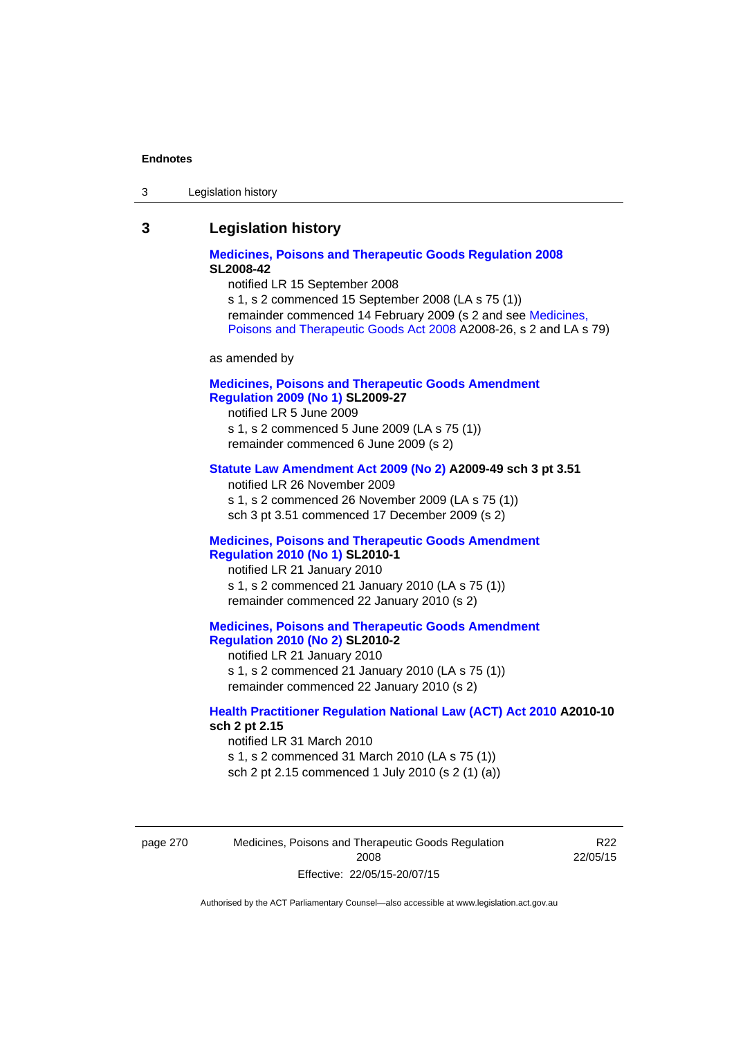## 3 Legislation history

**Medicines, Poisons and Therapeutic Goods Regulation 2008 SL2008-42**

notified LR 15 September 2008

s 1, s 2 commenced 15 September 2008 (LA s 75 (1))

remainder commenced 14 February 2009 (s 2 and see Medicines, Poisons and Therapeutic Goods Act 2008 A2008-26, s 2 and LA s 79)

as amended by

**Medicines, Poisons and Therapeutic Goods Amendment Regulation 2009 (No 1) SL2009-27**

notified LR 5 June 2009

s 1, s 2 commenced 5 June 2009 (LA s 75 (1))

remainder commenced 6 June 2009 (s 2)

**Statute Law Amendment Act 2009 (No 2) A2009-49 sch 3 pt 3.51**

notified LR 26 November 2009

s 1, s 2 commenced 26 November 2009 (LA s 75 (1))

sch 3 pt 3.51 commenced 17 December 2009 (s 2)

**Medicines, Poisons and Therapeutic Goods Amendment Regulation 2010 (No 1) SL2010-1**

notified LR 21 January 2010

s 1, s 2 commenced 21 January 2010 (LA s 75 (1))

remainder commenced 22 January 2010 (s 2)

**Medicines, Poisons and Therapeutic Goods Amendment Regulation 2010 (No 2) SL2010-2**

notified LR 21 January 2010

s 1, s 2 commenced 21 January 2010 (LA s 75 (1))

remainder commenced 22 January 2010 (s 2)

**Health Practitioner Regulation National Law (ACT) Act 2010 A2010-10 sch 2 pt 2.15**

notified LR 31 March 2010

s 1, s 2 commenced 31 March 2010 (LA s 75 (1))

sch 2 pt 2.15 commenced 1 July 2010 (s 2 (1) (a))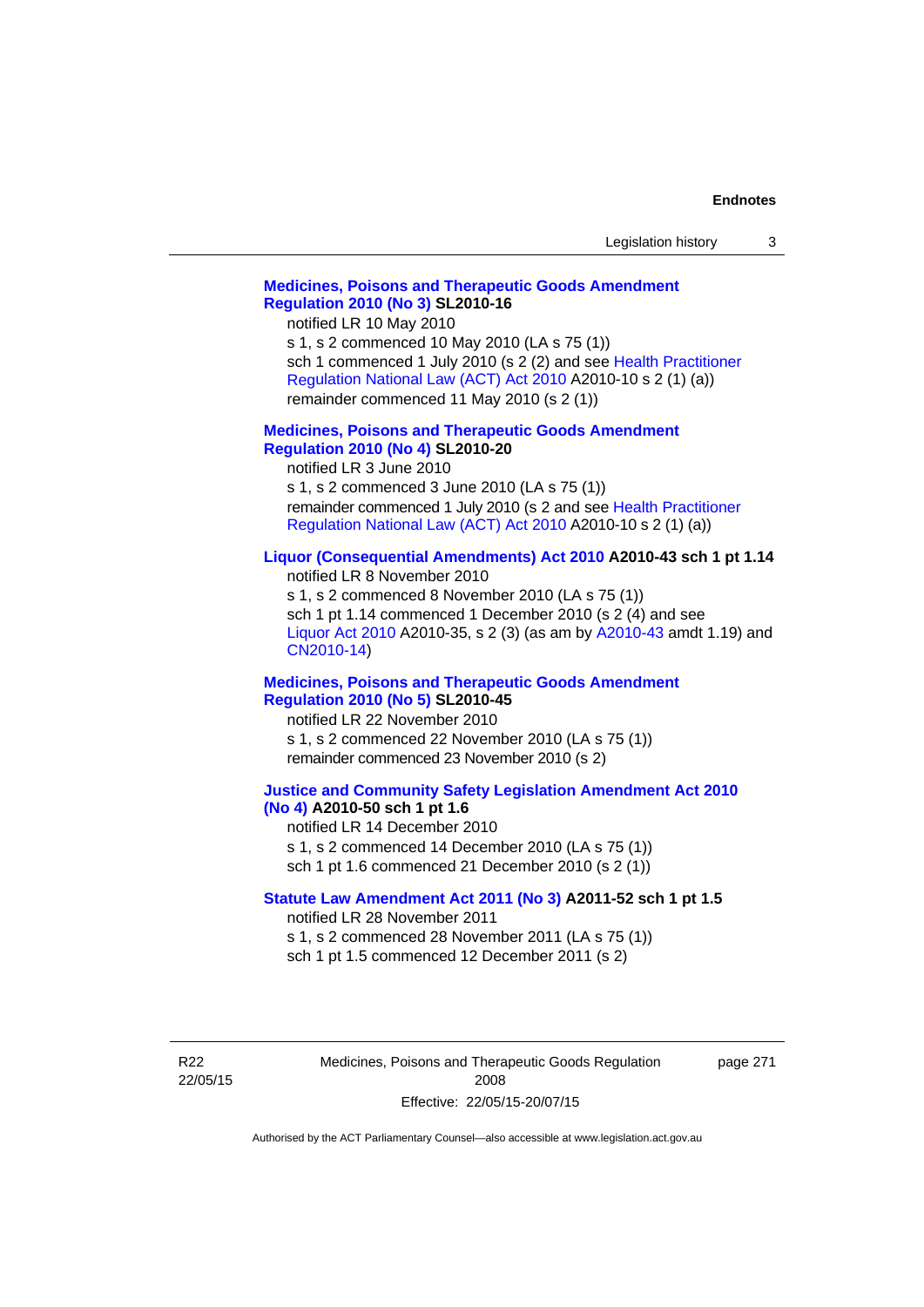**Medicines, Poisons and Therapeutic Goods Amendment Regulation 2010 (No 3) SL2010-16**

notified LR 10 May 2010

s 1, s 2 commenced 10 May 2010 (LA s 75 (1))

sch 1 commenced 1 July 2010 (s 2 (2) and see Health Practitioner Regulation National Law (ACT) Act 2010 A2010-10 s 2 (1) (a))

remainder commenced 11 May 2010 (s 2 (1))

**Medicines, Poisons and Therapeutic Goods Amendment Regulation 2010 (No 4) SL2010-20**

notified LR 3 June 2010

s 1, s 2 commenced 3 June 2010 (LA s 75 (1))

remainder commenced 1 July 2010 (s 2 and see Health Practitioner Regulation National Law (ACT) Act 2010 A2010-10 s 2 (1) (a))

**Liquor (Consequential Amendments) Act 2010 A2010-43 sch 1 pt 1.14**

notified LR 8 November 2010

s 1, s 2 commenced 8 November 2010 (LA s 75 (1))

sch 1 pt 1.14 commenced 1 December 2010 (s 2 (4) and see Liquor Act 2010 A2010-35, s 2 (3) (as am by A2010-43 amdt 1.19) and CN2010-14)

**Medicines, Poisons and Therapeutic Goods Amendment Regulation 2010 (No 5) SL2010-45**

notified LR 22 November 2010

s 1, s 2 commenced 22 November 2010 (LA s 75 (1))

remainder commenced 23 November 2010 (s 2)

**Justice and Community Safety Legislation Amendment Act 2010 (No 4) A2010-50 sch 1 pt 1.6**

notified LR 14 December 2010

s 1, s 2 commenced 14 December 2010 (LA s 75 (1))

sch 1 pt 1.6 commenced 21 December 2010 (s 2 (1))

**Statute Law Amendment Act 2011 (No 3) A2011-52 sch 1 pt 1.5**

notified LR 28 November 2011

s 1, s 2 commenced 28 November 2011 (LA s 75 (1))

sch 1 pt 1.5 commenced 12 December 2011 (s 2)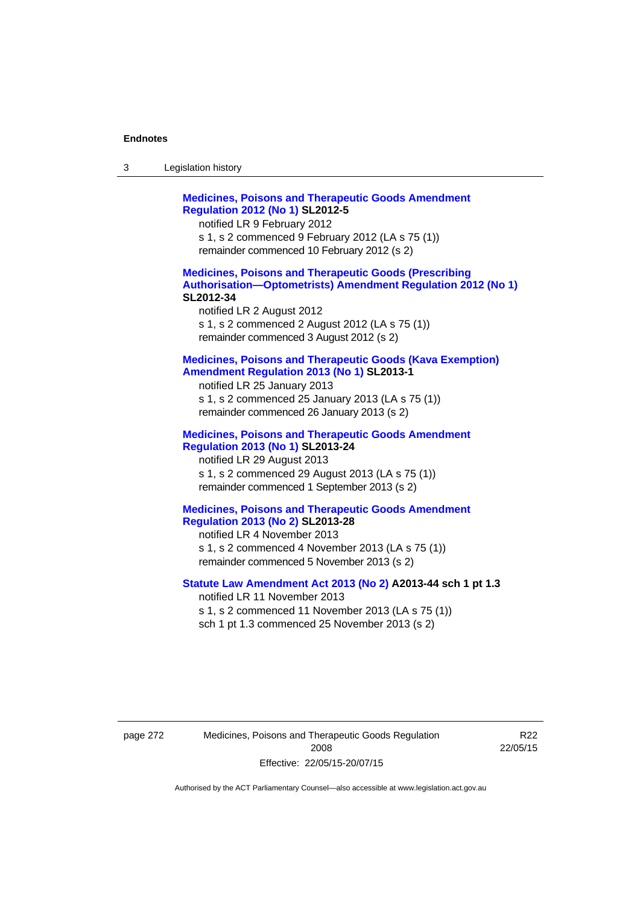**Medicines, Poisons and Therapeutic Goods Amendment Regulation 2012 (No 1) SL2012-5**

notified LR 9 February 2012

s 1, s 2 commenced 9 February 2012 (LA s 75 (1))

remainder commenced 10 February 2012 (s 2)

**Medicines, Poisons and Therapeutic Goods (Prescribing Authorisation—Optometrists) Amendment Regulation 2012 (No 1) SL2012-34**

notified LR 2 August 2012

s 1, s 2 commenced 2 August 2012 (LA s 75 (1))

remainder commenced 3 August 2012 (s 2)

**Medicines, Poisons and Therapeutic Goods (Kava Exemption) Amendment Regulation 2013 (No 1) SL2013-1**

notified LR 25 January 2013

s 1, s 2 commenced 25 January 2013 (LA s 75 (1))

remainder commenced 26 January 2013 (s 2)

**Medicines, Poisons and Therapeutic Goods Amendment Regulation 2013 (No 1) SL2013-24**

notified LR 29 August 2013

s 1, s 2 commenced 29 August 2013 (LA s 75 (1))

remainder commenced 1 September 2013 (s 2)

**Medicines, Poisons and Therapeutic Goods Amendment Regulation 2013 (No 2) SL2013-28**

notified LR 4 November 2013

s 1, s 2 commenced 4 November 2013 (LA s 75 (1))

remainder commenced 5 November 2013 (s 2)

**Statute Law Amendment Act 2013 (No 2) A2013-44 sch 1 pt 1.3**

notified LR 11 November 2013

s 1, s 2 commenced 11 November 2013 (LA s 75 (1))

sch 1 pt 1.3 commenced 25 November 2013 (s 2)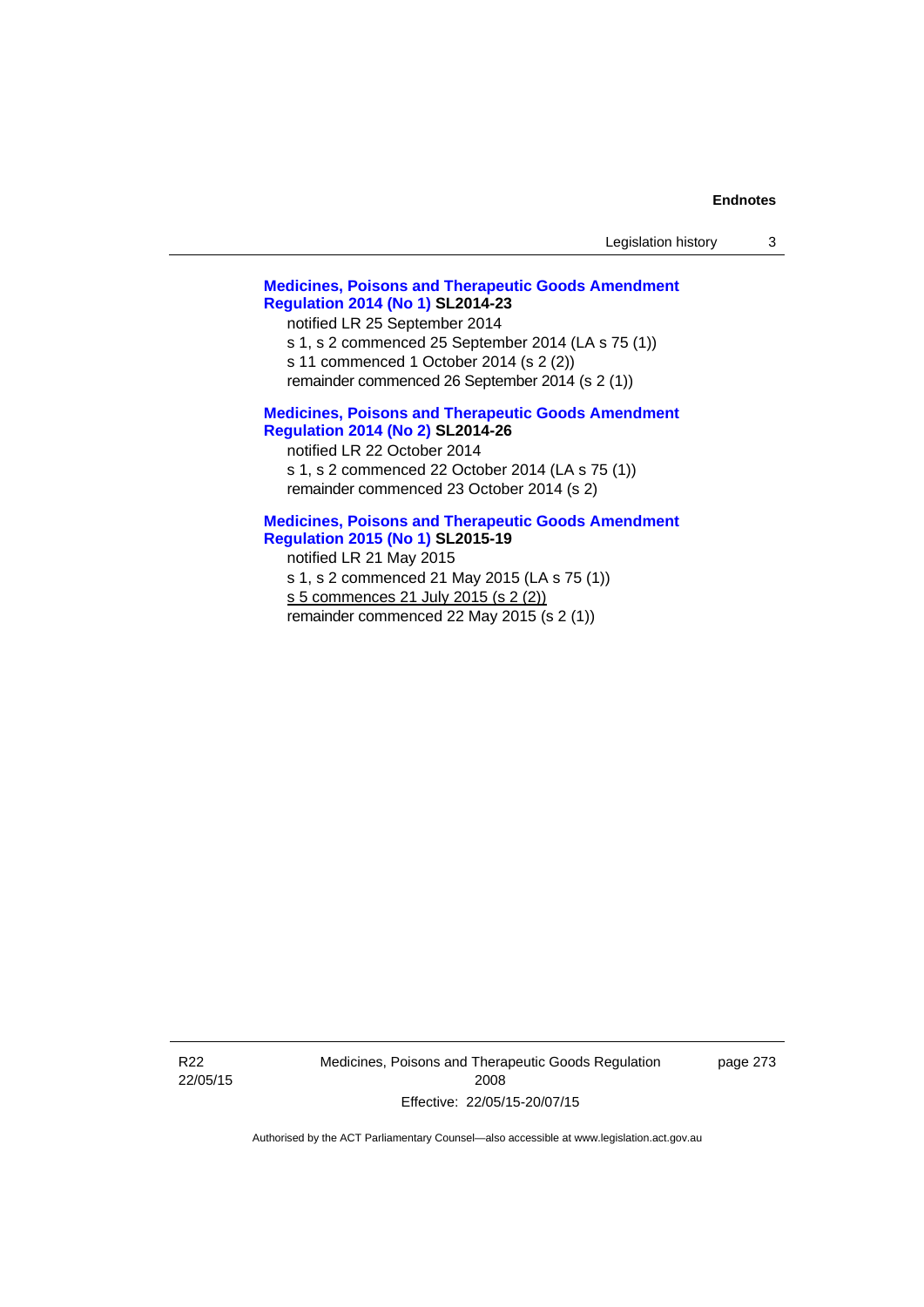**Medicines, Poisons and Therapeutic Goods Amendment Regulation 2014 (No 1) SL2014-23**

notified LR 25 September 2014

s 1, s 2 commenced 25 September 2014 (LA s 75 (1))

s 11 commenced 1 October 2014 (s 2 (2))

remainder commenced 26 September 2014 (s 2 (1))

**Medicines, Poisons and Therapeutic Goods Amendment Regulation 2014 (No 2) SL2014-26**

notified LR 22 October 2014

s 1, s 2 commenced 22 October 2014 (LA s 75 (1))

remainder commenced 23 October 2014 (s 2)

**Medicines, Poisons and Therapeutic Goods Amendment Regulation 2015 (No 1) SL2015-19**

notified LR 21 May 2015

s 1, s 2 commenced 21 May 2015 (LA s 75 (1))

s 5 commences 21 July 2015 (s 2 (2))

remainder commenced 22 May 2015 (s 2 (1))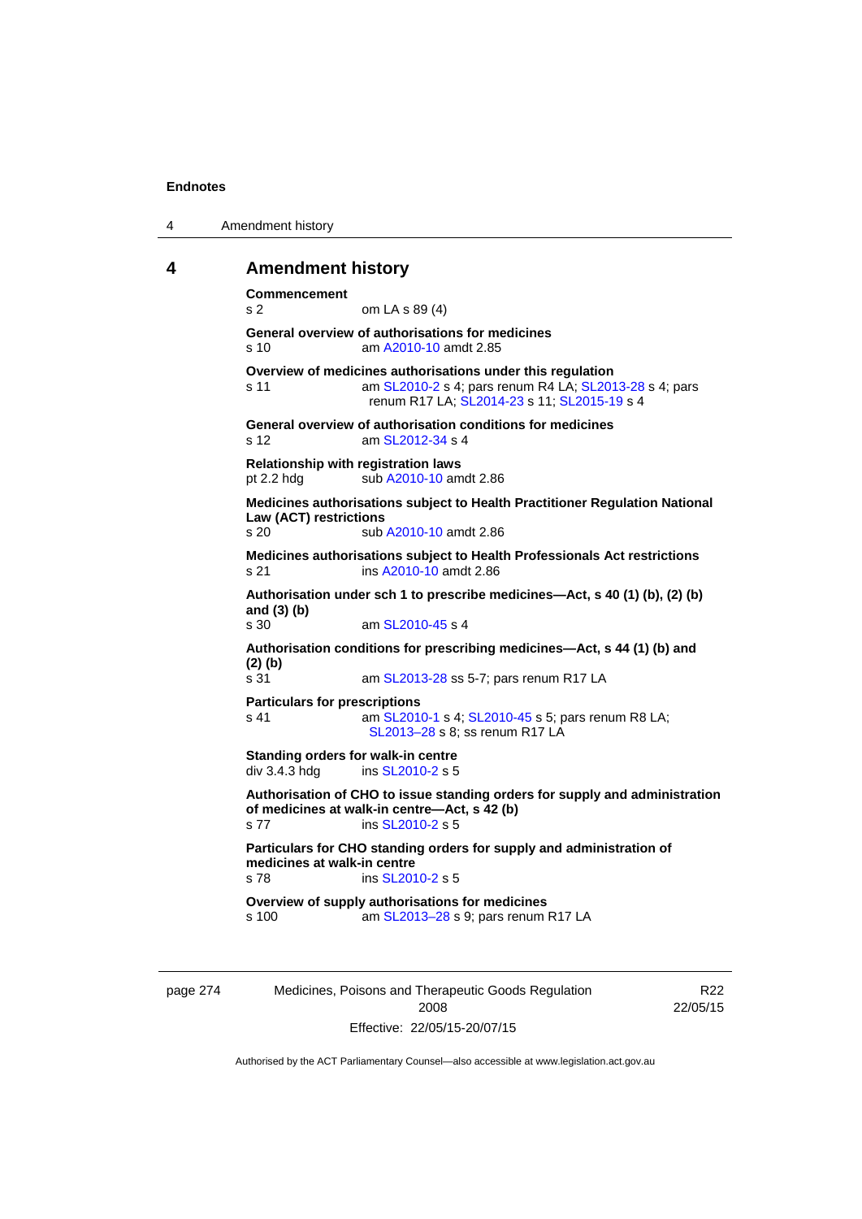## 4 Amendment history

**Commencement**
s 2 om LA s 89 (4)

**General overview of authorisations for medicines**
s 10 am A2010-10 amdt 2.85

**Overview of medicines authorisations under this regulation**
s 11 am SL2010-2 s 4; pars renum R4 LA; SL2013-28 s 4; pars renum R17 LA; SL2014-23 s 11; SL2015-19 s 4

**General overview of authorisation conditions for medicines**
s 12 am SL2012-34 s 4

**Relationship with registration laws**
pt 2.2 hdg sub A2010-10 amdt 2.86

**Medicines authorisations subject to Health Practitioner Regulation National Law (ACT) restrictions**
s 20 sub A2010-10 amdt 2.86

**Medicines authorisations subject to Health Professionals Act restrictions**
s 21 ins A2010-10 amdt 2.86

**Authorisation under sch 1 to prescribe medicines—Act, s 40 (1) (b), (2) (b) and (3) (b)**
s 30 am SL2010-45 s 4

**Authorisation conditions for prescribing medicines—Act, s 44 (1) (b) and (2) (b)**
s 31 am SL2013-28 ss 5-7; pars renum R17 LA

**Particulars for prescriptions**
s 41 am SL2010-1 s 4; SL2010-45 s 5; pars renum R8 LA; SL2013–28 s 8; ss renum R17 LA

**Standing orders for walk-in centre**
div 3.4.3 hdg ins SL2010-2 s 5

**Authorisation of CHO to issue standing orders for supply and administration of medicines at walk-in centre—Act, s 42 (b)**
s 77 ins SL2010-2 s 5

**Particulars for CHO standing orders for supply and administration of medicines at walk-in centre**
s 78 ins SL2010-2 s 5

**Overview of supply authorisations for medicines**
s 100 am SL2013–28 s 9; pars renum R17 LA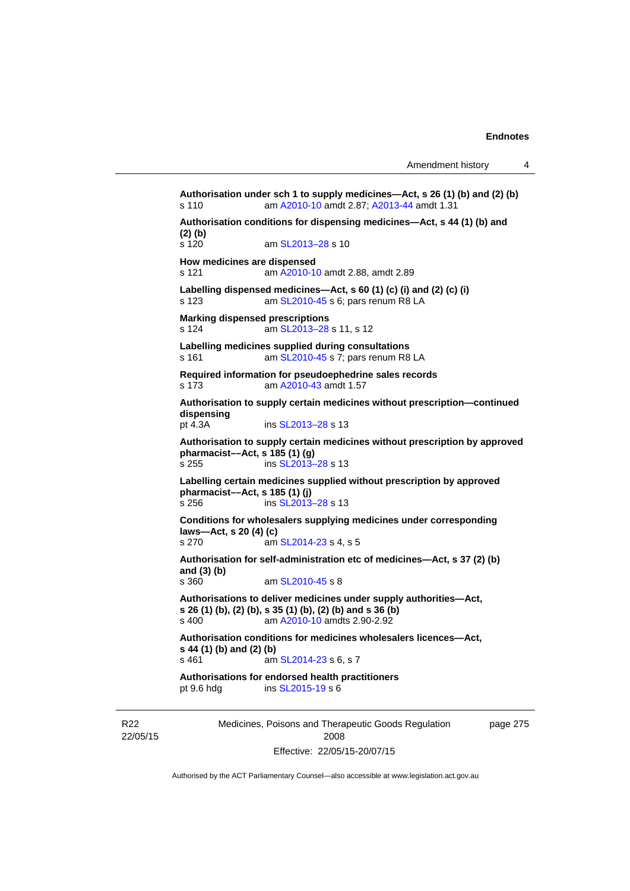**Authorisation under sch 1 to supply medicines—Act, s 26 (1) (b) and (2) (b)**
s 110 am A2010-10 amdt 2.87; A2013-44 amdt 1.31

**Authorisation conditions for dispensing medicines—Act, s 44 (1) (b) and (2) (b)**
s 120 am SL2013–28 s 10

**How medicines are dispensed**
s 121 am A2010-10 amdt 2.88, amdt 2.89

**Labelling dispensed medicines—Act, s 60 (1) (c) (i) and (2) (c) (i)**
s 123 am SL2010-45 s 6; pars renum R8 LA

**Marking dispensed prescriptions**
s 124 am SL2013–28 s 11, s 12

**Labelling medicines supplied during consultations**
s 161 am SL2010-45 s 7; pars renum R8 LA

**Required information for pseudoephedrine sales records**
s 173 am A2010-43 amdt 1.57

**Authorisation to supply certain medicines without prescription—continued dispensing**
pt 4.3A ins SL2013–28 s 13

**Authorisation to supply certain medicines without prescription by approved pharmacist––Act, s 185 (1) (g)**
s 255 ins SL2013–28 s 13

**Labelling certain medicines supplied without prescription by approved pharmacist––Act, s 185 (1) (j)**
s 256 ins SL2013–28 s 13

**Conditions for wholesalers supplying medicines under corresponding laws—Act, s 20 (4) (c)**
s 270 am SL2014-23 s 4, s 5

**Authorisation for self-administration etc of medicines—Act, s 37 (2) (b) and (3) (b)**
s 360 am SL2010-45 s 8

**Authorisations to deliver medicines under supply authorities—Act, s 26 (1) (b), (2) (b), s 35 (1) (b), (2) (b) and s 36 (b)**
s 400 am A2010-10 amdts 2.90-2.92

**Authorisation conditions for medicines wholesalers licences—Act, s 44 (1) (b) and (2) (b)**
s 461 am SL2014-23 s 6, s 7

**Authorisations for endorsed health practitioners**
pt 9.6 hdg ins SL2015-19 s 6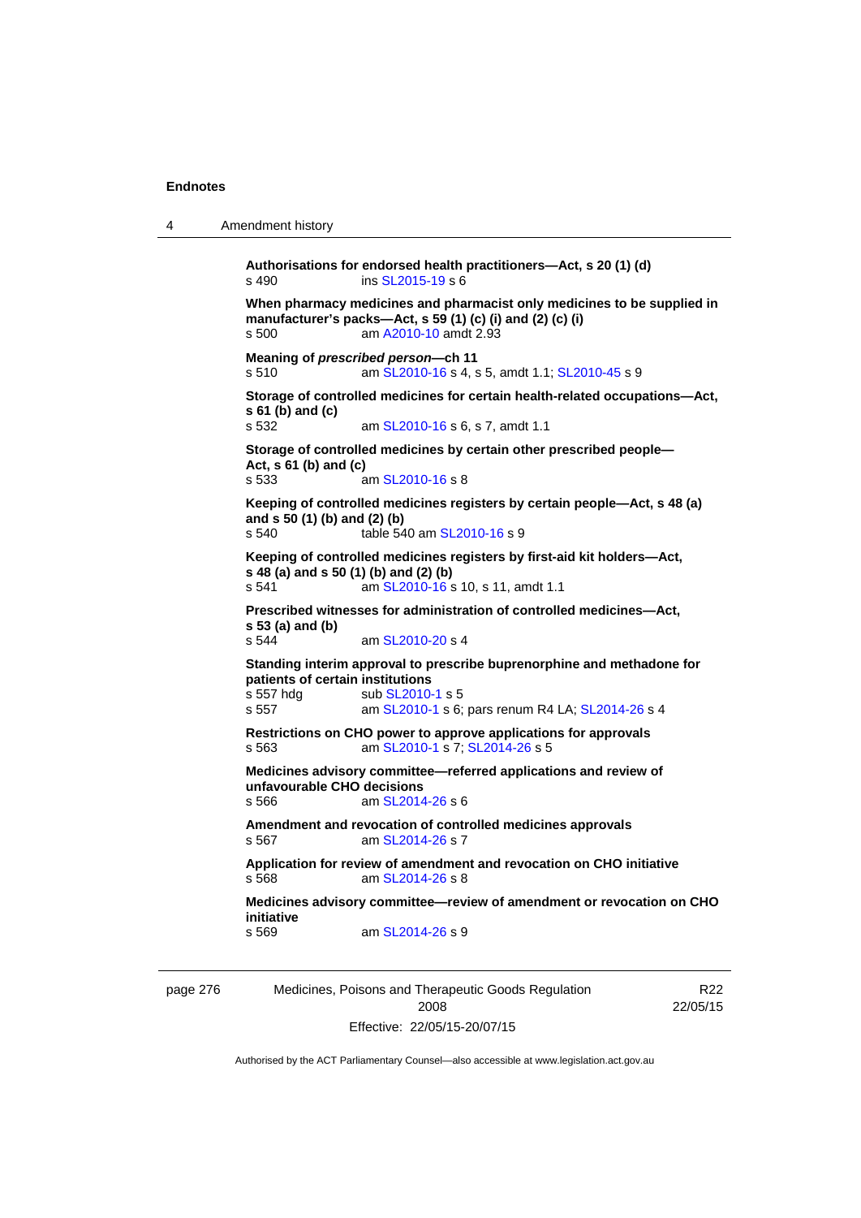**Authorisations for endorsed health practitioners—Act, s 20 (1) (d)**
s 490 ins SL2015-19 s 6

**When pharmacy medicines and pharmacist only medicines to be supplied in manufacturer's packs—Act, s 59 (1) (c) (i) and (2) (c) (i)**
s 500 am A2010-10 amdt 2.93

**Meaning of *prescribed person*—ch 11**
s 510 am SL2010-16 s 4, s 5, amdt 1.1; SL2010-45 s 9

**Storage of controlled medicines for certain health-related occupations—Act, s 61 (b) and (c)**
s 532 am SL2010-16 s 6, s 7, amdt 1.1

**Storage of controlled medicines by certain other prescribed people—Act, s 61 (b) and (c)**
s 533 am SL2010-16 s 8

**Keeping of controlled medicines registers by certain people—Act, s 48 (a) and s 50 (1) (b) and (2) (b)**
s 540 table 540 am SL2010-16 s 9

**Keeping of controlled medicines registers by first-aid kit holders—Act, s 48 (a) and s 50 (1) (b) and (2) (b)**
s 541 am SL2010-16 s 10, s 11, amdt 1.1

**Prescribed witnesses for administration of controlled medicines—Act, s 53 (a) and (b)**
s 544 am SL2010-20 s 4

**Standing interim approval to prescribe buprenorphine and methadone for patients of certain institutions**
s 557 hdg sub SL2010-1 s 5
s 557 am SL2010-1 s 6; pars renum R4 LA; SL2014-26 s 4

**Restrictions on CHO power to approve applications for approvals**
s 563 am SL2010-1 s 7; SL2014-26 s 5

**Medicines advisory committee—referred applications and review of unfavourable CHO decisions**
s 566 am SL2014-26 s 6

**Amendment and revocation of controlled medicines approvals**
s 567 am SL2014-26 s 7

**Application for review of amendment and revocation on CHO initiative**
s 568 am SL2014-26 s 8

**Medicines advisory committee—review of amendment or revocation on CHO initiative**
s 569 am SL2014-26 s 9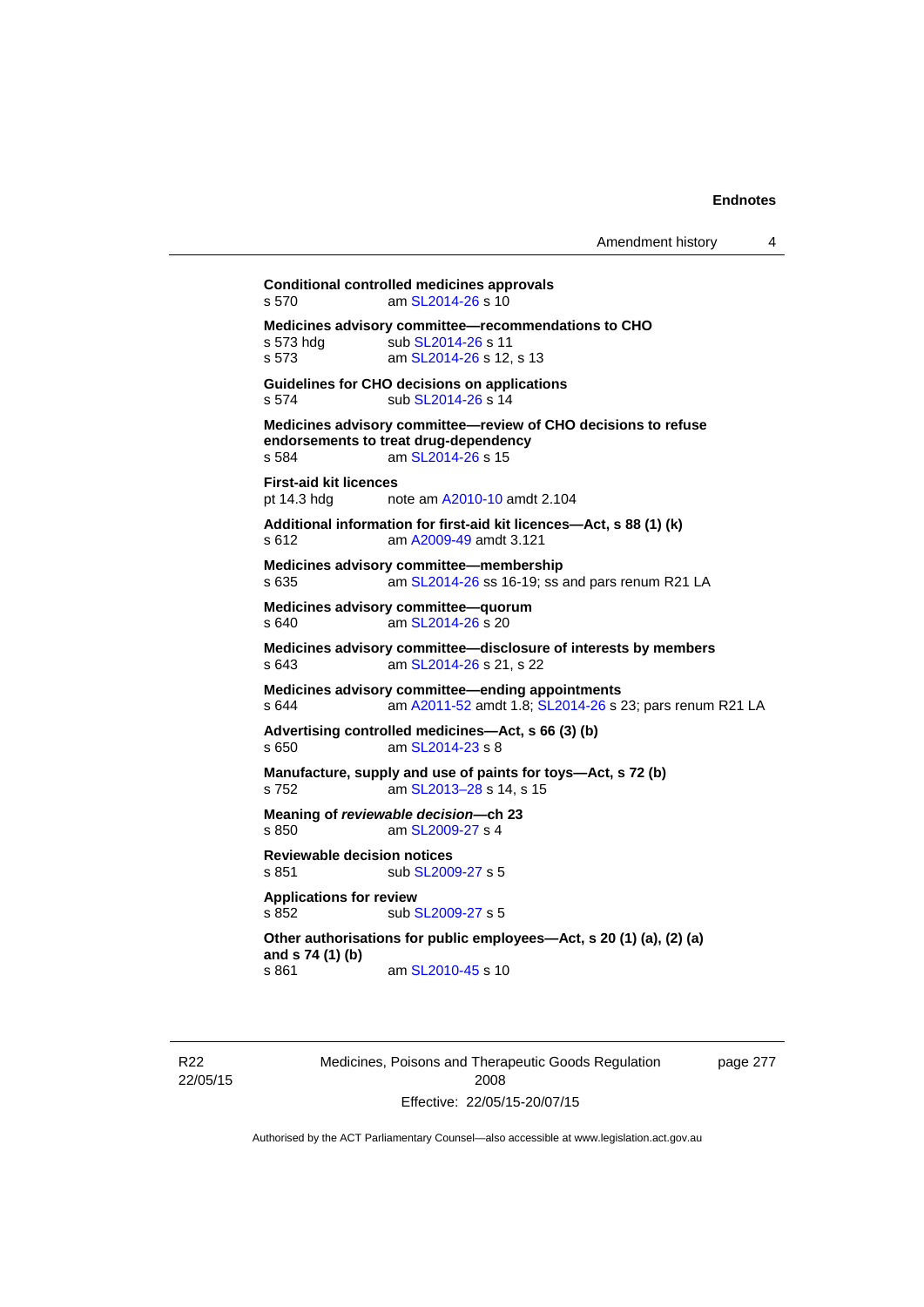**Conditional controlled medicines approvals**
s 570 am SL2014-26 s 10

**Medicines advisory committee—recommendations to CHO**
s 573 hdg sub SL2014-26 s 11
s 573 am SL2014-26 s 12, s 13

**Guidelines for CHO decisions on applications**
s 574 sub SL2014-26 s 14

**Medicines advisory committee—review of CHO decisions to refuse endorsements to treat drug-dependency**
s 584 am SL2014-26 s 15

**First-aid kit licences**
pt 14.3 hdg note am A2010-10 amdt 2.104

**Additional information for first-aid kit licences—Act, s 88 (1) (k)**
s 612 am A2009-49 amdt 3.121

**Medicines advisory committee—membership**
s 635 am SL2014-26 ss 16-19; ss and pars renum R21 LA

**Medicines advisory committee—quorum**
s 640 am SL2014-26 s 20

**Medicines advisory committee—disclosure of interests by members**
s 643 am SL2014-26 s 21, s 22

**Medicines advisory committee—ending appointments**
s 644 am A2011-52 amdt 1.8; SL2014-26 s 23; pars renum R21 LA

**Advertising controlled medicines—Act, s 66 (3) (b)**
s 650 am SL2014-23 s 8

**Manufacture, supply and use of paints for toys—Act, s 72 (b)**
s 752 am SL2013–28 s 14, s 15

**Meaning of *reviewable decision*—ch 23**
s 850 am SL2009-27 s 4

**Reviewable decision notices**
s 851 sub SL2009-27 s 5

**Applications for review**
s 852 sub SL2009-27 s 5

**Other authorisations for public employees—Act, s 20 (1) (a), (2) (a) and s 74 (1) (b)**
s 861 am SL2010-45 s 10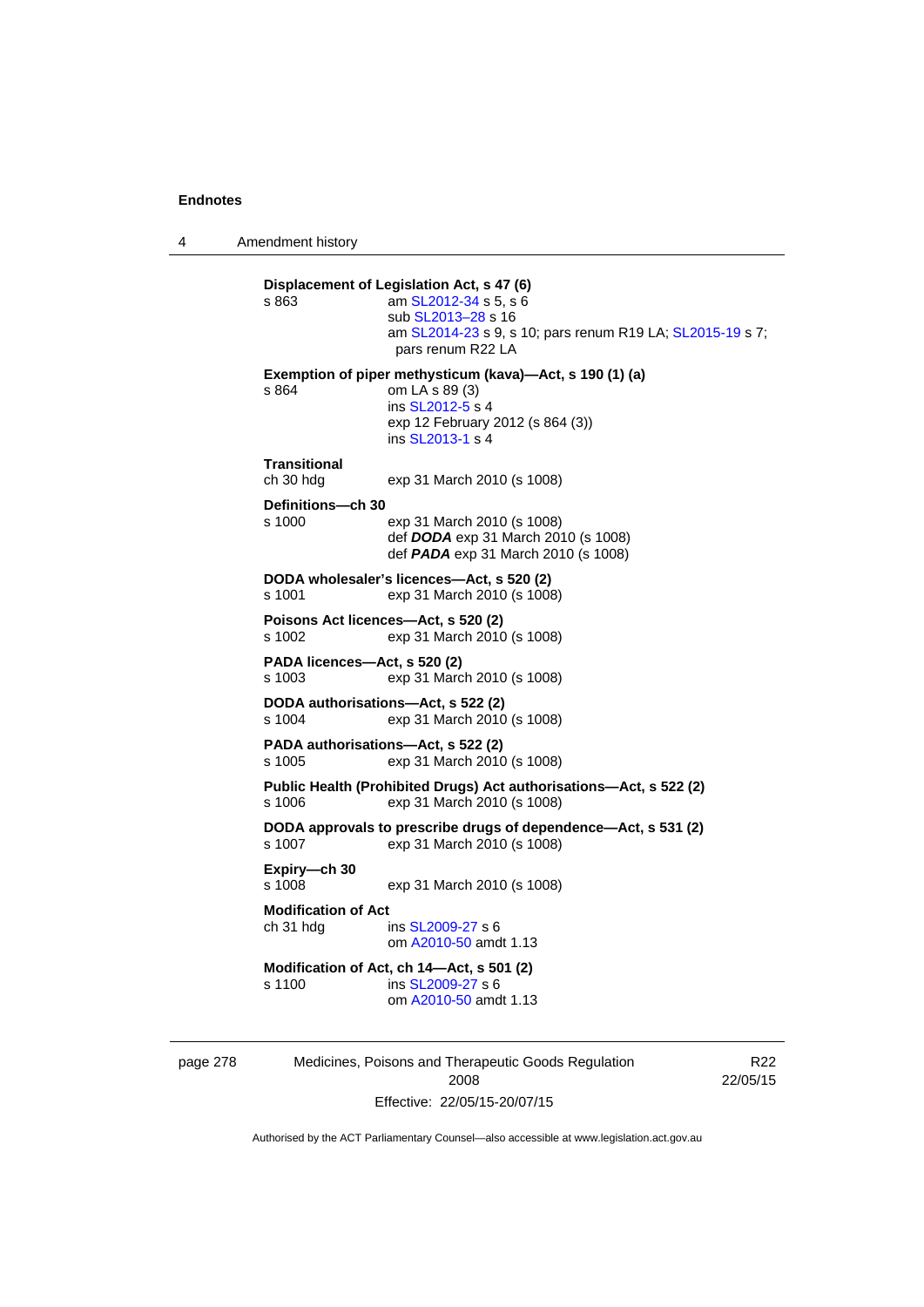**Displacement of Legislation Act, s 47 (6)**

s 863 — am SL2012-34 s 5, s 6
sub SL2013–28 s 16
am SL2014-23 s 9, s 10; pars renum R19 LA; SL2015-19 s 7; pars renum R22 LA

**Exemption of piper methysticum (kava)—Act, s 190 (1) (a)**

s 864 — om LA s 89 (3)
ins SL2012-5 s 4
exp 12 February 2012 (s 864 (3))
ins SL2013-1 s 4

**Transitional**

ch 30 hdg — exp 31 March 2010 (s 1008)

**Definitions—ch 30**

s 1000 — exp 31 March 2010 (s 1008)
def ***DODA*** exp 31 March 2010 (s 1008)
def ***PADA*** exp 31 March 2010 (s 1008)

**DODA wholesaler's licences—Act, s 520 (2)**

s 1001 — exp 31 March 2010 (s 1008)

**Poisons Act licences—Act, s 520 (2)**

s 1002 — exp 31 March 2010 (s 1008)

**PADA licences—Act, s 520 (2)**

s 1003 — exp 31 March 2010 (s 1008)

**DODA authorisations—Act, s 522 (2)**

s 1004 — exp 31 March 2010 (s 1008)

**PADA authorisations—Act, s 522 (2)**

s 1005 — exp 31 March 2010 (s 1008)

**Public Health (Prohibited Drugs) Act authorisations—Act, s 522 (2)**

s 1006 — exp 31 March 2010 (s 1008)

**DODA approvals to prescribe drugs of dependence—Act, s 531 (2)**

s 1007 — exp 31 March 2010 (s 1008)

**Expiry—ch 30**

s 1008 — exp 31 March 2010 (s 1008)

**Modification of Act**

ch 31 hdg — ins SL2009-27 s 6
om A2010-50 amdt 1.13

**Modification of Act, ch 14—Act, s 501 (2)**

s 1100 — ins SL2009-27 s 6
om A2010-50 amdt 1.13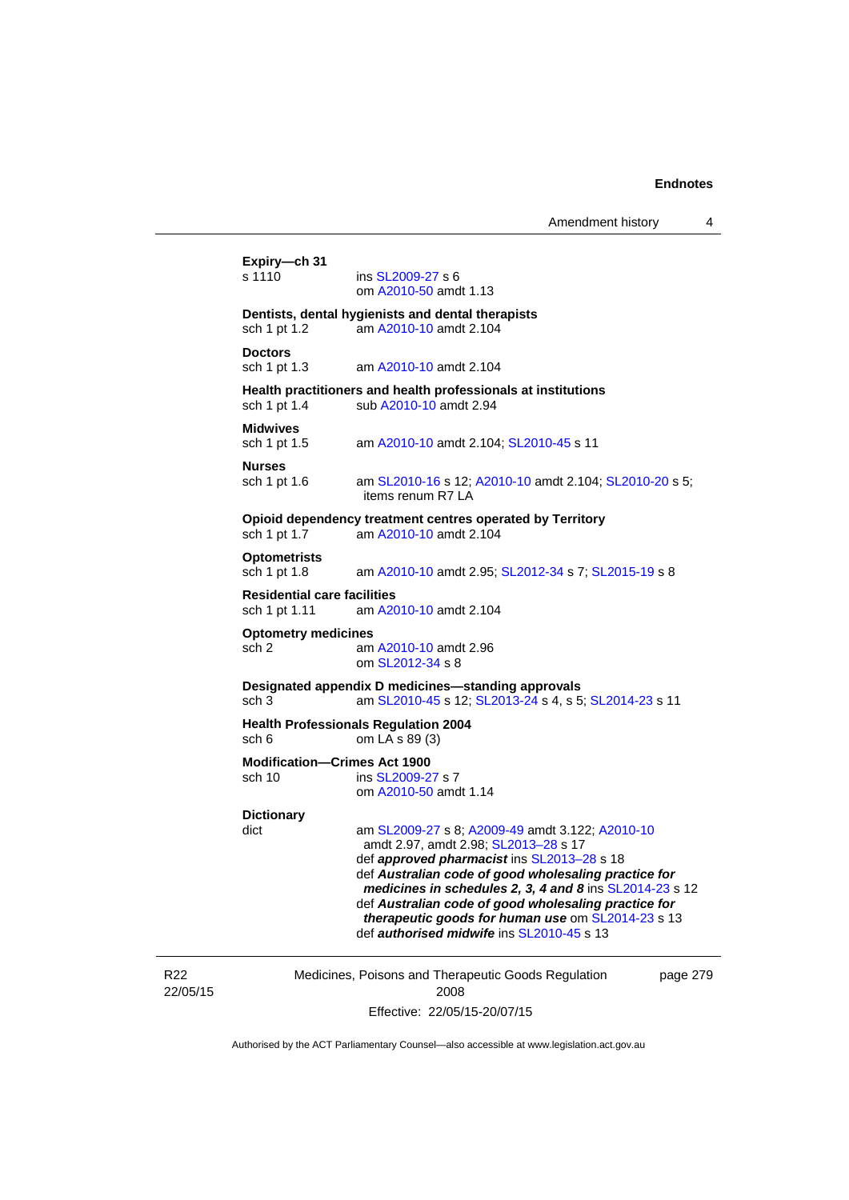**Expiry—ch 31**
s 1110 ins SL2009-27 s 6
om A2010-50 amdt 1.13

**Dentists, dental hygienists and dental therapists**
sch 1 pt 1.2 am A2010-10 amdt 2.104

**Doctors**
sch 1 pt 1.3 am A2010-10 amdt 2.104

**Health practitioners and health professionals at institutions**
sch 1 pt 1.4 sub A2010-10 amdt 2.94

**Midwives**
sch 1 pt 1.5 am A2010-10 amdt 2.104; SL2010-45 s 11

**Nurses**
sch 1 pt 1.6 am SL2010-16 s 12; A2010-10 amdt 2.104; SL2010-20 s 5; items renum R7 LA

**Opioid dependency treatment centres operated by Territory**
sch 1 pt 1.7 am A2010-10 amdt 2.104

**Optometrists**
sch 1 pt 1.8 am A2010-10 amdt 2.95; SL2012-34 s 7; SL2015-19 s 8

**Residential care facilities**
sch 1 pt 1.11 am A2010-10 amdt 2.104

**Optometry medicines**
sch 2 am A2010-10 amdt 2.96
om SL2012-34 s 8

**Designated appendix D medicines—standing approvals**
sch 3 am SL2010-45 s 12; SL2013-24 s 4, s 5; SL2014-23 s 11

**Health Professionals Regulation 2004**
sch 6 om LA s 89 (3)

**Modification—Crimes Act 1900**
sch 10 ins SL2009-27 s 7
om A2010-50 amdt 1.14

**Dictionary**
dict am SL2009-27 s 8; A2009-49 amdt 3.122; A2010-10 amdt 2.97, amdt 2.98; SL2013–28 s 17
def ***approved pharmacist*** ins SL2013–28 s 18
def ***Australian code of good wholesaling practice for medicines in schedules 2, 3, 4 and 8*** ins SL2014-23 s 12
def ***Australian code of good wholesaling practice for therapeutic goods for human use*** om SL2014-23 s 13
def ***authorised midwife*** ins SL2010-45 s 13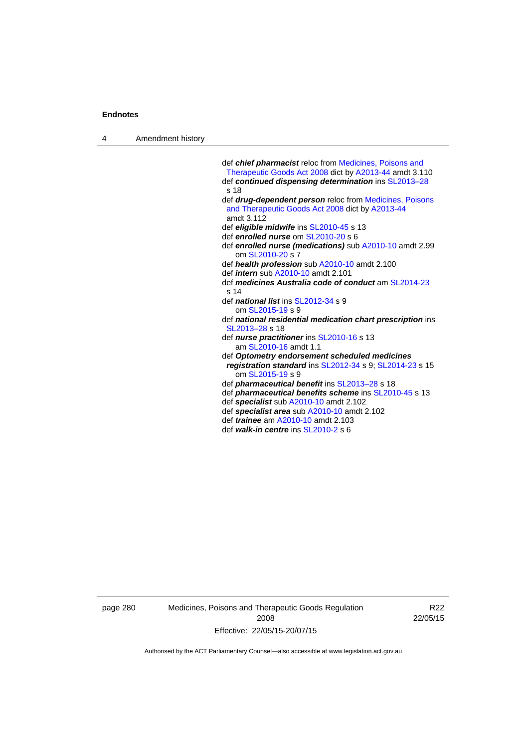def ***chief pharmacist*** reloc from Medicines, Poisons and Therapeutic Goods Act 2008 dict by A2013-44 amdt 3.110

def ***continued dispensing determination*** ins SL2013–28 s 18

def ***drug-dependent person*** reloc from Medicines, Poisons and Therapeutic Goods Act 2008 dict by A2013-44 amdt 3.112

def ***eligible midwife*** ins SL2010-45 s 13

def ***enrolled nurse*** om SL2010-20 s 6

def ***enrolled nurse (medications)*** sub A2010-10 amdt 2.99
  om SL2010-20 s 7

def ***health profession*** sub A2010-10 amdt 2.100

def ***intern*** sub A2010-10 amdt 2.101

def ***medicines Australia code of conduct*** am SL2014-23 s 14

def ***national list*** ins SL2012-34 s 9
  om SL2015-19 s 9

def ***national residential medication chart prescription*** ins SL2013–28 s 18

def ***nurse practitioner*** ins SL2010-16 s 13
  am SL2010-16 amdt 1.1

def ***Optometry endorsement scheduled medicines registration standard*** ins SL2012-34 s 9; SL2014-23 s 15
  om SL2015-19 s 9

def ***pharmaceutical benefit*** ins SL2013–28 s 18

def ***pharmaceutical benefits scheme*** ins SL2010-45 s 13

def ***specialist*** sub A2010-10 amdt 2.102

def ***specialist area*** sub A2010-10 amdt 2.102

def ***trainee*** am A2010-10 amdt 2.103

def ***walk-in centre*** ins SL2010-2 s 6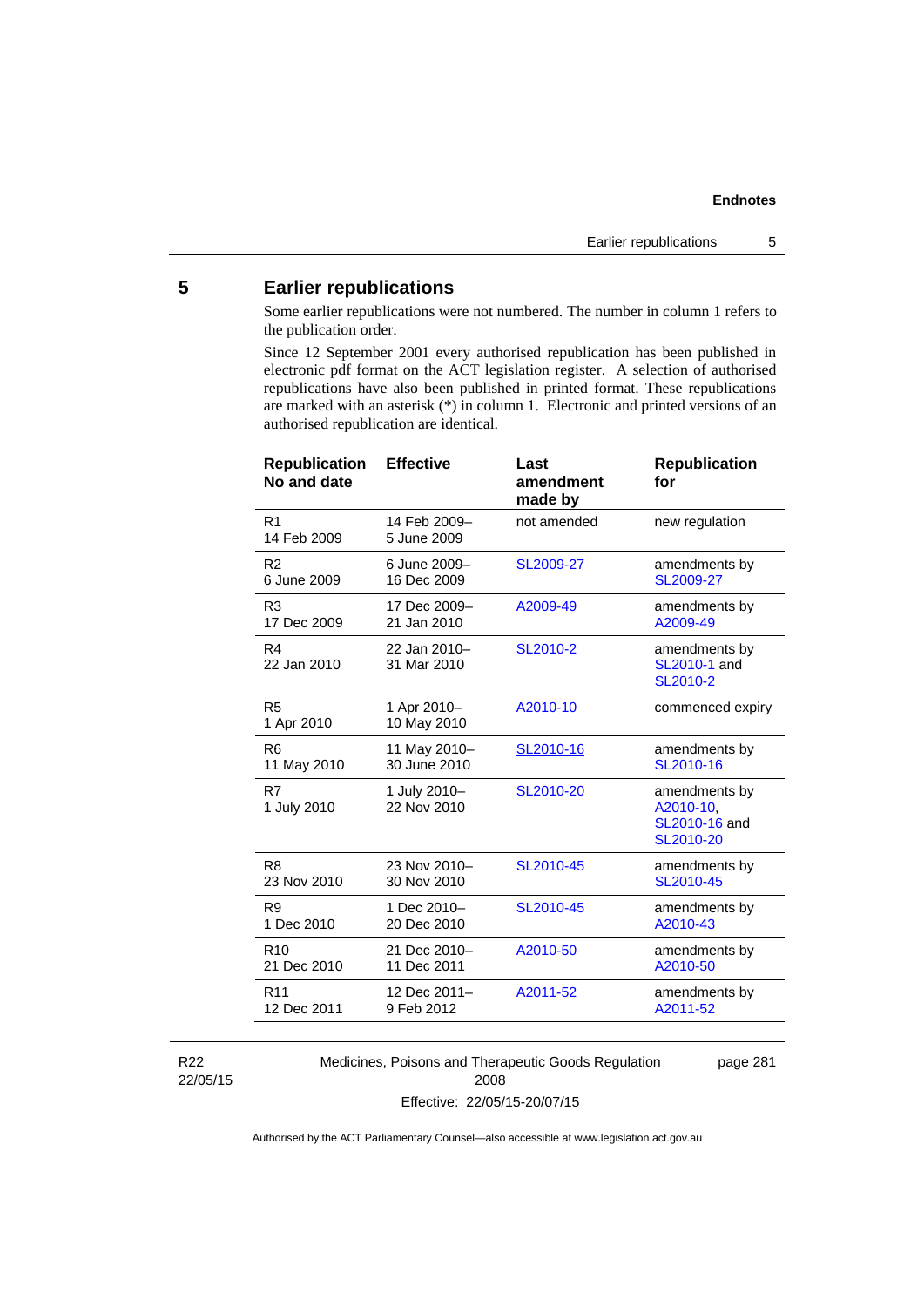## 5 Earlier republications

Some earlier republications were not numbered. The number in column 1 refers to the publication order.

Since 12 September 2001 every authorised republication has been published in electronic pdf format on the ACT legislation register. A selection of authorised republications have also been published in printed format. These republications are marked with an asterisk (*) in column 1. Electronic and printed versions of an authorised republication are identical.

| Republication No and date | Effective | Last amendment made by | Republication for |
|---|---|---|---|
| R1<br>14 Feb 2009 | 14 Feb 2009–<br>5 June 2009 | not amended | new regulation |
| R2<br>6 June 2009 | 6 June 2009–<br>16 Dec 2009 | SL2009-27 | amendments by SL2009-27 |
| R3<br>17 Dec 2009 | 17 Dec 2009–<br>21 Jan 2010 | A2009-49 | amendments by A2009-49 |
| R4<br>22 Jan 2010 | 22 Jan 2010–<br>31 Mar 2010 | SL2010-2 | amendments by SL2010-1 and SL2010-2 |
| R5<br>1 Apr 2010 | 1 Apr 2010–<br>10 May 2010 | A2010-10 | commenced expiry |
| R6<br>11 May 2010 | 11 May 2010–<br>30 June 2010 | SL2010-16 | amendments by SL2010-16 |
| R7<br>1 July 2010 | 1 July 2010–<br>22 Nov 2010 | SL2010-20 | amendments by A2010-10, SL2010-16 and SL2010-20 |
| R8<br>23 Nov 2010 | 23 Nov 2010–<br>30 Nov 2010 | SL2010-45 | amendments by SL2010-45 |
| R9<br>1 Dec 2010 | 1 Dec 2010–<br>20 Dec 2010 | SL2010-45 | amendments by A2010-43 |
| R10<br>21 Dec 2010 | 21 Dec 2010–<br>11 Dec 2011 | A2010-50 | amendments by A2010-50 |
| R11<br>12 Dec 2011 | 12 Dec 2011–<br>9 Feb 2012 | A2011-52 | amendments by A2011-52 |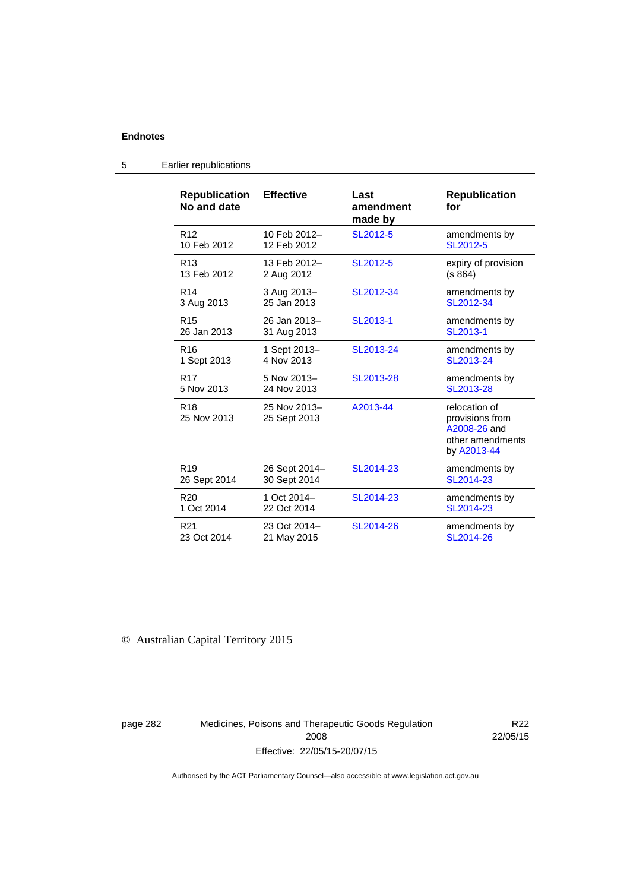## 5 Earlier republications

| Republication No and date | Effective | Last amendment made by | Republication for |
|---|---|---|---|
| R12 10 Feb 2012 | 10 Feb 2012– 12 Feb 2012 | SL2012-5 | amendments by SL2012-5 |
| R13 13 Feb 2012 | 13 Feb 2012– 2 Aug 2012 | SL2012-5 | expiry of provision (s 864) |
| R14 3 Aug 2013 | 3 Aug 2013– 25 Jan 2013 | SL2012-34 | amendments by SL2012-34 |
| R15 26 Jan 2013 | 26 Jan 2013– 31 Aug 2013 | SL2013-1 | amendments by SL2013-1 |
| R16 1 Sept 2013 | 1 Sept 2013– 4 Nov 2013 | SL2013-24 | amendments by SL2013-24 |
| R17 5 Nov 2013 | 5 Nov 2013– 24 Nov 2013 | SL2013-28 | amendments by SL2013-28 |
| R18 25 Nov 2013 | 25 Nov 2013– 25 Sept 2013 | A2013-44 | relocation of provisions from A2008-26 and other amendments by A2013-44 |
| R19 26 Sept 2014 | 26 Sept 2014– 30 Sept 2014 | SL2014-23 | amendments by SL2014-23 |
| R20 1 Oct 2014 | 1 Oct 2014– 22 Oct 2014 | SL2014-23 | amendments by SL2014-23 |
| R21 23 Oct 2014 | 23 Oct 2014– 21 May 2015 | SL2014-26 | amendments by SL2014-26 |

© Australian Capital Territory 2015